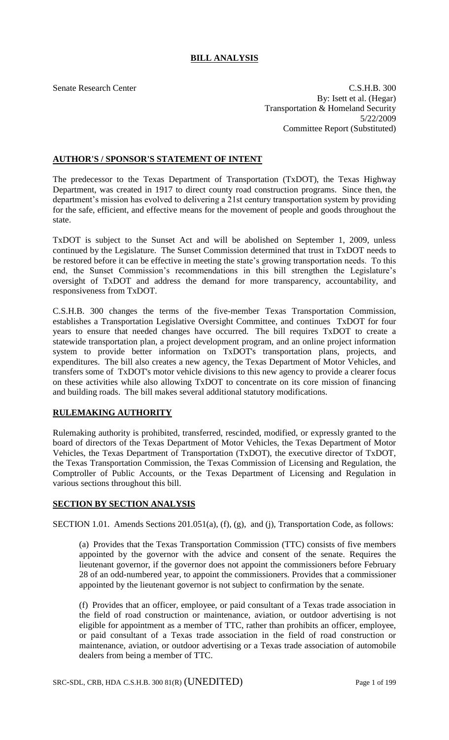# BILL ANALYSIS

Senate Research Center

C.S.H.B. 300
By: Isett et al. (Hegar)
Transportation & Homeland Security
5/22/2009
Committee Report (Substituted)

## AUTHOR'S / SPONSOR'S STATEMENT OF INTENT

The predecessor to the Texas Department of Transportation (TxDOT), the Texas Highway Department, was created in 1917 to direct county road construction programs. Since then, the department's mission has evolved to delivering a 21st century transportation system by providing for the safe, efficient, and effective means for the movement of people and goods throughout the state.

TxDOT is subject to the Sunset Act and will be abolished on September 1, 2009, unless continued by the Legislature. The Sunset Commission determined that trust in TxDOT needs to be restored before it can be effective in meeting the state's growing transportation needs. To this end, the Sunset Commission's recommendations in this bill strengthen the Legislature's oversight of TxDOT and address the demand for more transparency, accountability, and responsiveness from TxDOT.

C.S.H.B. 300 changes the terms of the five-member Texas Transportation Commission, establishes a Transportation Legislative Oversight Committee, and continues TxDOT for four years to ensure that needed changes have occurred. The bill requires TxDOT to create a statewide transportation plan, a project development program, and an online project information system to provide better information on TxDOT's transportation plans, projects, and expenditures. The bill also creates a new agency, the Texas Department of Motor Vehicles, and transfers some of TxDOT's motor vehicle divisions to this new agency to provide a clearer focus on these activities while also allowing TxDOT to concentrate on its core mission of financing and building roads. The bill makes several additional statutory modifications.

## RULEMAKING AUTHORITY

Rulemaking authority is prohibited, transferred, rescinded, modified, or expressly granted to the board of directors of the Texas Department of Motor Vehicles, the Texas Department of Motor Vehicles, the Texas Department of Transportation (TxDOT), the executive director of TxDOT, the Texas Transportation Commission, the Texas Commission of Licensing and Regulation, the Comptroller of Public Accounts, or the Texas Department of Licensing and Regulation in various sections throughout this bill.

## SECTION BY SECTION ANALYSIS

SECTION 1.01. Amends Sections 201.051(a), (f), (g), and (j), Transportation Code, as follows:

(a) Provides that the Texas Transportation Commission (TTC) consists of five members appointed by the governor with the advice and consent of the senate. Requires the lieutenant governor, if the governor does not appoint the commissioners before February 28 of an odd-numbered year, to appoint the commissioners. Provides that a commissioner appointed by the lieutenant governor is not subject to confirmation by the senate.

(f) Provides that an officer, employee, or paid consultant of a Texas trade association in the field of road construction or maintenance, aviation, or outdoor advertising is not eligible for appointment as a member of TTC, rather than prohibits an officer, employee, or paid consultant of a Texas trade association in the field of road construction or maintenance, aviation, or outdoor advertising or a Texas trade association of automobile dealers from being a member of TTC.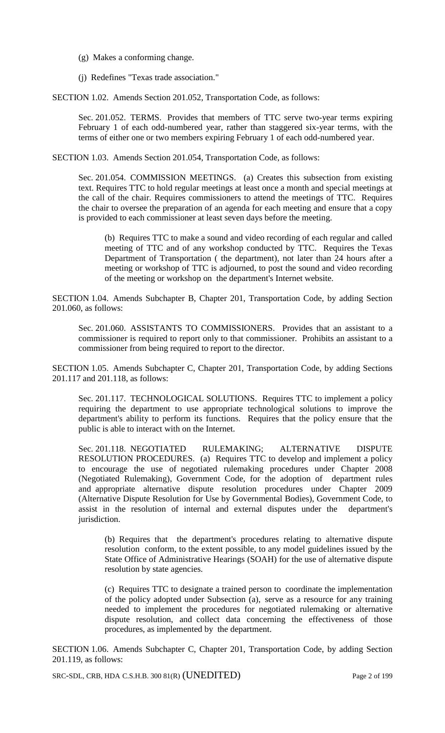(g) Makes a conforming change.

(j) Redefines "Texas trade association."

SECTION 1.02. Amends Section 201.052, Transportation Code, as follows:

Sec. 201.052. TERMS. Provides that members of TTC serve two-year terms expiring February 1 of each odd-numbered year, rather than staggered six-year terms, with the terms of either one or two members expiring February 1 of each odd-numbered year.

SECTION 1.03. Amends Section 201.054, Transportation Code, as follows:

Sec. 201.054. COMMISSION MEETINGS. (a) Creates this subsection from existing text. Requires TTC to hold regular meetings at least once a month and special meetings at the call of the chair. Requires commissioners to attend the meetings of TTC. Requires the chair to oversee the preparation of an agenda for each meeting and ensure that a copy is provided to each commissioner at least seven days before the meeting.

(b) Requires TTC to make a sound and video recording of each regular and called meeting of TTC and of any workshop conducted by TTC. Requires the Texas Department of Transportation ( the department), not later than 24 hours after a meeting or workshop of TTC is adjourned, to post the sound and video recording of the meeting or workshop on the department's Internet website.

SECTION 1.04. Amends Subchapter B, Chapter 201, Transportation Code, by adding Section 201.060, as follows:

Sec. 201.060. ASSISTANTS TO COMMISSIONERS. Provides that an assistant to a commissioner is required to report only to that commissioner. Prohibits an assistant to a commissioner from being required to report to the director.

SECTION 1.05. Amends Subchapter C, Chapter 201, Transportation Code, by adding Sections 201.117 and 201.118, as follows:

Sec. 201.117. TECHNOLOGICAL SOLUTIONS. Requires TTC to implement a policy requiring the department to use appropriate technological solutions to improve the department's ability to perform its functions. Requires that the policy ensure that the public is able to interact with on the Internet.

Sec. 201.118. NEGOTIATED RULEMAKING; ALTERNATIVE DISPUTE RESOLUTION PROCEDURES. (a) Requires TTC to develop and implement a policy to encourage the use of negotiated rulemaking procedures under Chapter 2008 (Negotiated Rulemaking), Government Code, for the adoption of department rules and appropriate alternative dispute resolution procedures under Chapter 2009 (Alternative Dispute Resolution for Use by Governmental Bodies), Government Code, to assist in the resolution of internal and external disputes under the department's jurisdiction.

(b) Requires that the department's procedures relating to alternative dispute resolution conform, to the extent possible, to any model guidelines issued by the State Office of Administrative Hearings (SOAH) for the use of alternative dispute resolution by state agencies.

(c) Requires TTC to designate a trained person to coordinate the implementation of the policy adopted under Subsection (a), serve as a resource for any training needed to implement the procedures for negotiated rulemaking or alternative dispute resolution, and collect data concerning the effectiveness of those procedures, as implemented by the department.

SECTION 1.06. Amends Subchapter C, Chapter 201, Transportation Code, by adding Section 201.119, as follows: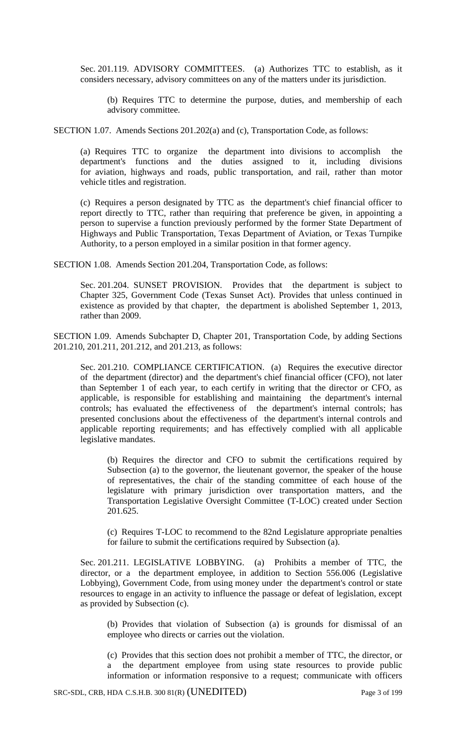Sec. 201.119. ADVISORY COMMITTEES. (a) Authorizes TTC to establish, as it considers necessary, advisory committees on any of the matters under its jurisdiction.

(b) Requires TTC to determine the purpose, duties, and membership of each advisory committee.

SECTION 1.07. Amends Sections 201.202(a) and (c), Transportation Code, as follows:

(a) Requires TTC to organize the department into divisions to accomplish the department's functions and the duties assigned to it, including divisions for aviation, highways and roads, public transportation, and rail, rather than motor vehicle titles and registration.

(c) Requires a person designated by TTC as the department's chief financial officer to report directly to TTC, rather than requiring that preference be given, in appointing a person to supervise a function previously performed by the former State Department of Highways and Public Transportation, Texas Department of Aviation, or Texas Turnpike Authority, to a person employed in a similar position in that former agency.

SECTION 1.08. Amends Section 201.204, Transportation Code, as follows:

Sec. 201.204. SUNSET PROVISION. Provides that the department is subject to Chapter 325, Government Code (Texas Sunset Act). Provides that unless continued in existence as provided by that chapter, the department is abolished September 1, 2013, rather than 2009.

SECTION 1.09. Amends Subchapter D, Chapter 201, Transportation Code, by adding Sections 201.210, 201.211, 201.212, and 201.213, as follows:

Sec. 201.210. COMPLIANCE CERTIFICATION. (a) Requires the executive director of the department (director) and the department's chief financial officer (CFO), not later than September 1 of each year, to each certify in writing that the director or CFO, as applicable, is responsible for establishing and maintaining the department's internal controls; has evaluated the effectiveness of the department's internal controls; has presented conclusions about the effectiveness of the department's internal controls and applicable reporting requirements; and has effectively complied with all applicable legislative mandates.

(b) Requires the director and CFO to submit the certifications required by Subsection (a) to the governor, the lieutenant governor, the speaker of the house of representatives, the chair of the standing committee of each house of the legislature with primary jurisdiction over transportation matters, and the Transportation Legislative Oversight Committee (T-LOC) created under Section 201.625.

(c) Requires T-LOC to recommend to the 82nd Legislature appropriate penalties for failure to submit the certifications required by Subsection (a).

Sec. 201.211. LEGISLATIVE LOBBYING. (a) Prohibits a member of TTC, the director, or a the department employee, in addition to Section 556.006 (Legislative Lobbying), Government Code, from using money under the department's control or state resources to engage in an activity to influence the passage or defeat of legislation, except as provided by Subsection (c).

(b) Provides that violation of Subsection (a) is grounds for dismissal of an employee who directs or carries out the violation.

(c) Provides that this section does not prohibit a member of TTC, the director, or a the department employee from using state resources to provide public information or information responsive to a request; communicate with officers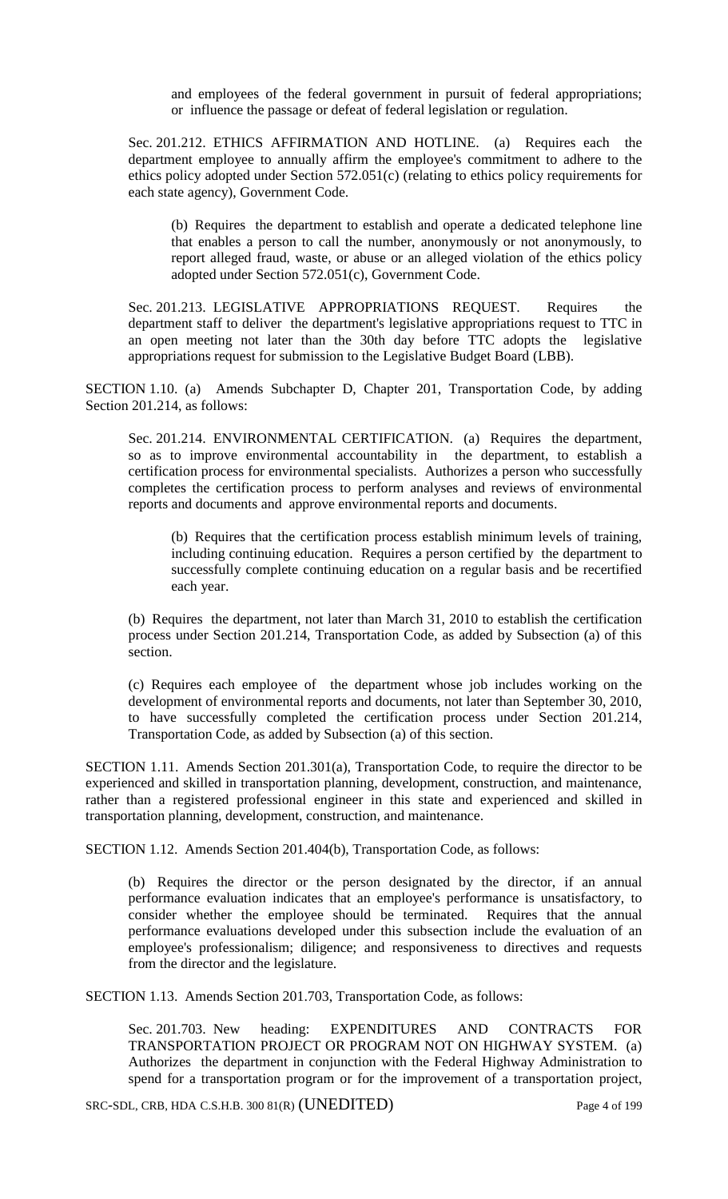and employees of the federal government in pursuit of federal appropriations; or influence the passage or defeat of federal legislation or regulation.

Sec. 201.212. ETHICS AFFIRMATION AND HOTLINE. (a) Requires each the department employee to annually affirm the employee's commitment to adhere to the ethics policy adopted under Section 572.051(c) (relating to ethics policy requirements for each state agency), Government Code.

(b) Requires the department to establish and operate a dedicated telephone line that enables a person to call the number, anonymously or not anonymously, to report alleged fraud, waste, or abuse or an alleged violation of the ethics policy adopted under Section 572.051(c), Government Code.

Sec. 201.213. LEGISLATIVE APPROPRIATIONS REQUEST. Requires the department staff to deliver the department's legislative appropriations request to TTC in an open meeting not later than the 30th day before TTC adopts the legislative appropriations request for submission to the Legislative Budget Board (LBB).

SECTION 1.10. (a) Amends Subchapter D, Chapter 201, Transportation Code, by adding Section 201.214, as follows:

Sec. 201.214. ENVIRONMENTAL CERTIFICATION. (a) Requires the department, so as to improve environmental accountability in the department, to establish a certification process for environmental specialists. Authorizes a person who successfully completes the certification process to perform analyses and reviews of environmental reports and documents and approve environmental reports and documents.

(b) Requires that the certification process establish minimum levels of training, including continuing education. Requires a person certified by the department to successfully complete continuing education on a regular basis and be recertified each year.

(b) Requires the department, not later than March 31, 2010 to establish the certification process under Section 201.214, Transportation Code, as added by Subsection (a) of this section.

(c) Requires each employee of the department whose job includes working on the development of environmental reports and documents, not later than September 30, 2010, to have successfully completed the certification process under Section 201.214, Transportation Code, as added by Subsection (a) of this section.

SECTION 1.11. Amends Section 201.301(a), Transportation Code, to require the director to be experienced and skilled in transportation planning, development, construction, and maintenance, rather than a registered professional engineer in this state and experienced and skilled in transportation planning, development, construction, and maintenance.

SECTION 1.12. Amends Section 201.404(b), Transportation Code, as follows:

(b) Requires the director or the person designated by the director, if an annual performance evaluation indicates that an employee's performance is unsatisfactory, to consider whether the employee should be terminated. Requires that the annual performance evaluations developed under this subsection include the evaluation of an employee's professionalism; diligence; and responsiveness to directives and requests from the director and the legislature.

SECTION 1.13. Amends Section 201.703, Transportation Code, as follows:

Sec. 201.703. New heading: EXPENDITURES AND CONTRACTS FOR TRANSPORTATION PROJECT OR PROGRAM NOT ON HIGHWAY SYSTEM. (a) Authorizes the department in conjunction with the Federal Highway Administration to spend for a transportation program or for the improvement of a transportation project,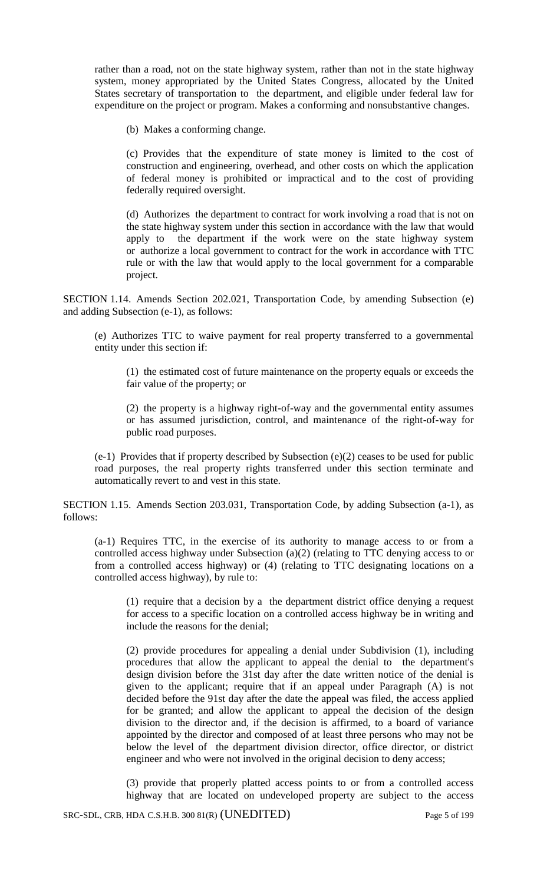rather than a road, not on the state highway system, rather than not in the state highway system, money appropriated by the United States Congress, allocated by the United States secretary of transportation to the department, and eligible under federal law for expenditure on the project or program. Makes a conforming and nonsubstantive changes.

(b) Makes a conforming change.

(c) Provides that the expenditure of state money is limited to the cost of construction and engineering, overhead, and other costs on which the application of federal money is prohibited or impractical and to the cost of providing federally required oversight.

(d) Authorizes the department to contract for work involving a road that is not on the state highway system under this section in accordance with the law that would apply to the department if the work were on the state highway system or authorize a local government to contract for the work in accordance with TTC rule or with the law that would apply to the local government for a comparable project.

SECTION 1.14. Amends Section 202.021, Transportation Code, by amending Subsection (e) and adding Subsection (e-1), as follows:

(e) Authorizes TTC to waive payment for real property transferred to a governmental entity under this section if:

(1) the estimated cost of future maintenance on the property equals or exceeds the fair value of the property; or

(2) the property is a highway right-of-way and the governmental entity assumes or has assumed jurisdiction, control, and maintenance of the right-of-way for public road purposes.

(e-1) Provides that if property described by Subsection (e)(2) ceases to be used for public road purposes, the real property rights transferred under this section terminate and automatically revert to and vest in this state.

SECTION 1.15. Amends Section 203.031, Transportation Code, by adding Subsection (a-1), as follows:

(a-1) Requires TTC, in the exercise of its authority to manage access to or from a controlled access highway under Subsection (a)(2) (relating to TTC denying access to or from a controlled access highway) or (4) (relating to TTC designating locations on a controlled access highway), by rule to:

(1) require that a decision by a the department district office denying a request for access to a specific location on a controlled access highway be in writing and include the reasons for the denial;

(2) provide procedures for appealing a denial under Subdivision (1), including procedures that allow the applicant to appeal the denial to the department's design division before the 31st day after the date written notice of the denial is given to the applicant; require that if an appeal under Paragraph (A) is not decided before the 91st day after the date the appeal was filed, the access applied for be granted; and allow the applicant to appeal the decision of the design division to the director and, if the decision is affirmed, to a board of variance appointed by the director and composed of at least three persons who may not be below the level of the department division director, office director, or district engineer and who were not involved in the original decision to deny access;

(3) provide that properly platted access points to or from a controlled access highway that are located on undeveloped property are subject to the access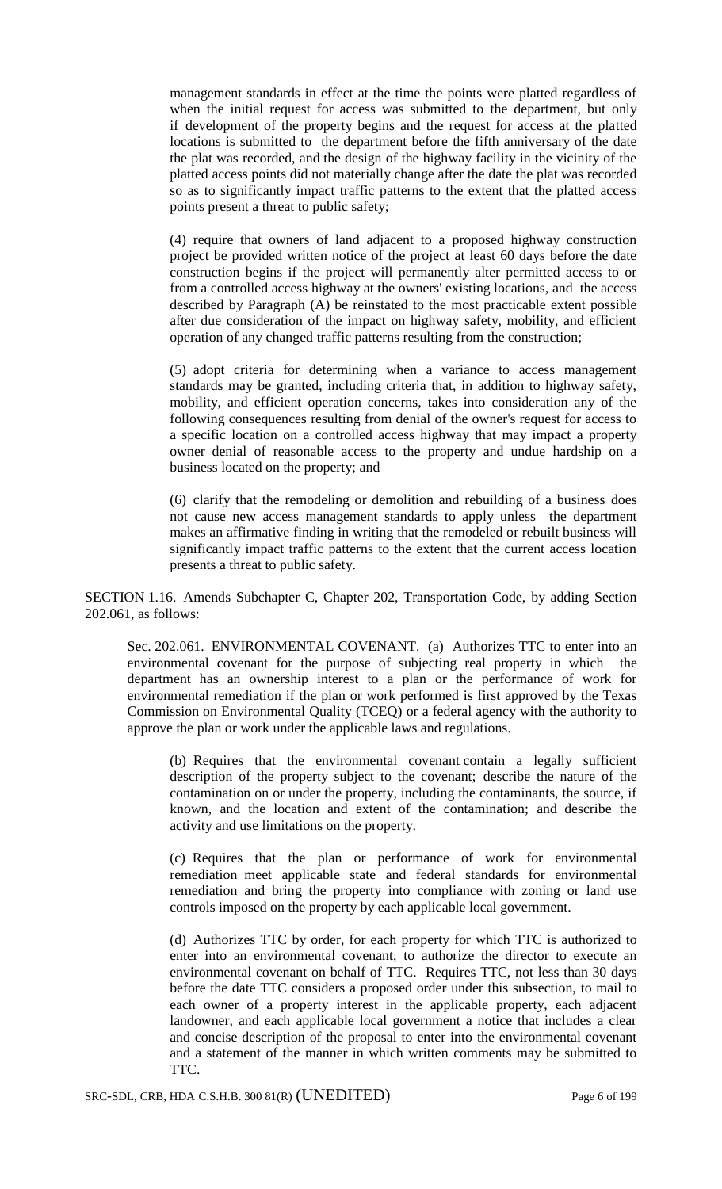management standards in effect at the time the points were platted regardless of when the initial request for access was submitted to the department, but only if development of the property begins and the request for access at the platted locations is submitted to the department before the fifth anniversary of the date the plat was recorded, and the design of the highway facility in the vicinity of the platted access points did not materially change after the date the plat was recorded so as to significantly impact traffic patterns to the extent that the platted access points present a threat to public safety;

(4) require that owners of land adjacent to a proposed highway construction project be provided written notice of the project at least 60 days before the date construction begins if the project will permanently alter permitted access to or from a controlled access highway at the owners' existing locations, and the access described by Paragraph (A) be reinstated to the most practicable extent possible after due consideration of the impact on highway safety, mobility, and efficient operation of any changed traffic patterns resulting from the construction;

(5) adopt criteria for determining when a variance to access management standards may be granted, including criteria that, in addition to highway safety, mobility, and efficient operation concerns, takes into consideration any of the following consequences resulting from denial of the owner's request for access to a specific location on a controlled access highway that may impact a property owner denial of reasonable access to the property and undue hardship on a business located on the property; and

(6) clarify that the remodeling or demolition and rebuilding of a business does not cause new access management standards to apply unless the department makes an affirmative finding in writing that the remodeled or rebuilt business will significantly impact traffic patterns to the extent that the current access location presents a threat to public safety.

SECTION 1.16. Amends Subchapter C, Chapter 202, Transportation Code, by adding Section 202.061, as follows:

Sec. 202.061. ENVIRONMENTAL COVENANT. (a) Authorizes TTC to enter into an environmental covenant for the purpose of subjecting real property in which the department has an ownership interest to a plan or the performance of work for environmental remediation if the plan or work performed is first approved by the Texas Commission on Environmental Quality (TCEQ) or a federal agency with the authority to approve the plan or work under the applicable laws and regulations.

(b) Requires that the environmental covenant contain a legally sufficient description of the property subject to the covenant; describe the nature of the contamination on or under the property, including the contaminants, the source, if known, and the location and extent of the contamination; and describe the activity and use limitations on the property.

(c) Requires that the plan or performance of work for environmental remediation meet applicable state and federal standards for environmental remediation and bring the property into compliance with zoning or land use controls imposed on the property by each applicable local government.

(d) Authorizes TTC by order, for each property for which TTC is authorized to enter into an environmental covenant, to authorize the director to execute an environmental covenant on behalf of TTC. Requires TTC, not less than 30 days before the date TTC considers a proposed order under this subsection, to mail to each owner of a property interest in the applicable property, each adjacent landowner, and each applicable local government a notice that includes a clear and concise description of the proposal to enter into the environmental covenant and a statement of the manner in which written comments may be submitted to TTC.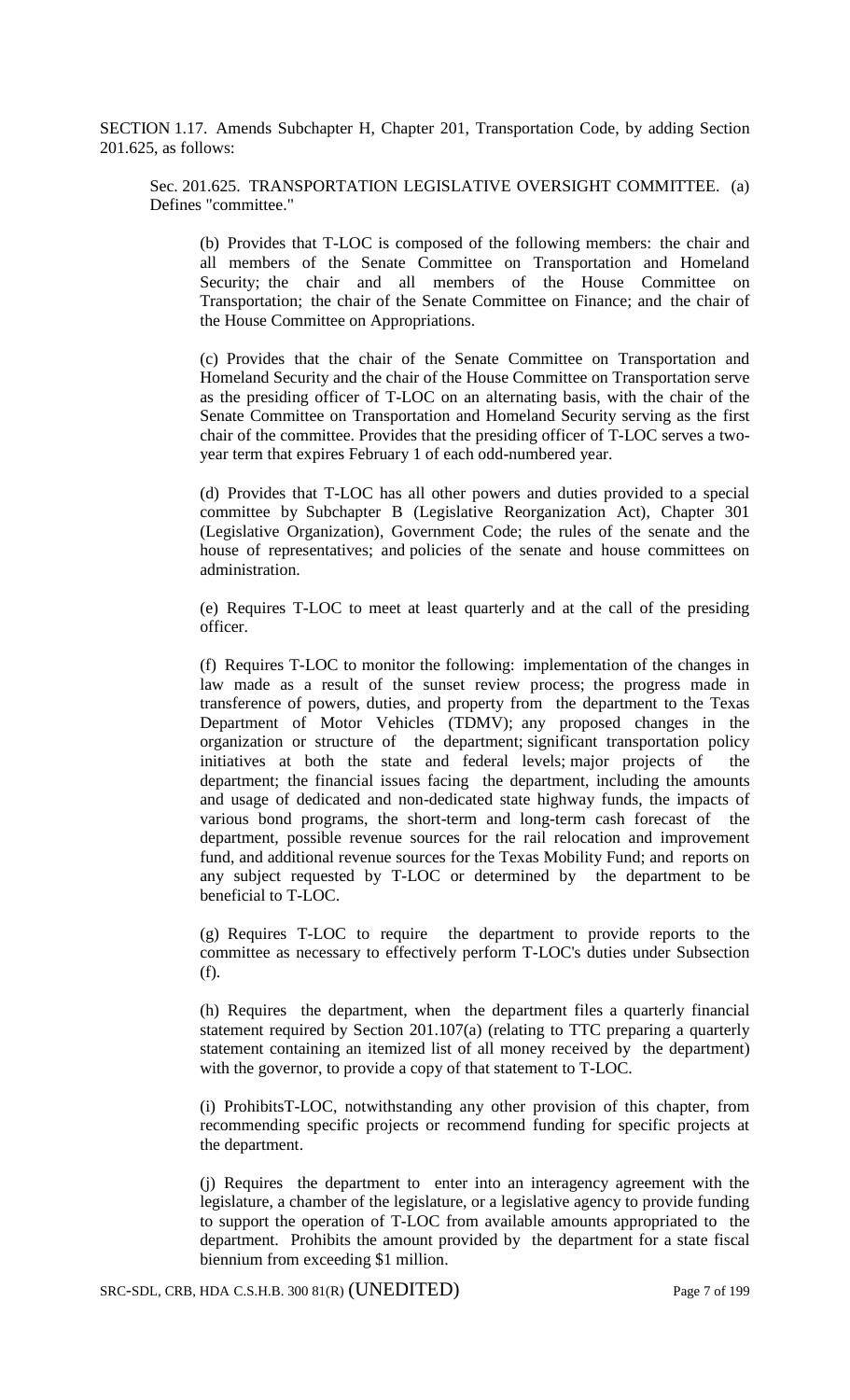SECTION 1.17. Amends Subchapter H, Chapter 201, Transportation Code, by adding Section 201.625, as follows:

Sec. 201.625. TRANSPORTATION LEGISLATIVE OVERSIGHT COMMITTEE. (a) Defines "committee."

(b) Provides that T-LOC is composed of the following members: the chair and all members of the Senate Committee on Transportation and Homeland Security; the chair and all members of the House Committee on Transportation; the chair of the Senate Committee on Finance; and the chair of the House Committee on Appropriations.

(c) Provides that the chair of the Senate Committee on Transportation and Homeland Security and the chair of the House Committee on Transportation serve as the presiding officer of T-LOC on an alternating basis, with the chair of the Senate Committee on Transportation and Homeland Security serving as the first chair of the committee. Provides that the presiding officer of T-LOC serves a two-year term that expires February 1 of each odd-numbered year.

(d) Provides that T-LOC has all other powers and duties provided to a special committee by Subchapter B (Legislative Reorganization Act), Chapter 301 (Legislative Organization), Government Code; the rules of the senate and the house of representatives; and policies of the senate and house committees on administration.

(e) Requires T-LOC to meet at least quarterly and at the call of the presiding officer.

(f) Requires T-LOC to monitor the following: implementation of the changes in law made as a result of the sunset review process; the progress made in transference of powers, duties, and property from the department to the Texas Department of Motor Vehicles (TDMV); any proposed changes in the organization or structure of the department; significant transportation policy initiatives at both the state and federal levels; major projects of the department; the financial issues facing the department, including the amounts and usage of dedicated and non-dedicated state highway funds, the impacts of various bond programs, the short-term and long-term cash forecast of the department, possible revenue sources for the rail relocation and improvement fund, and additional revenue sources for the Texas Mobility Fund; and reports on any subject requested by T-LOC or determined by the department to be beneficial to T-LOC.

(g) Requires T-LOC to require the department to provide reports to the committee as necessary to effectively perform T-LOC's duties under Subsection (f).

(h) Requires the department, when the department files a quarterly financial statement required by Section 201.107(a) (relating to TTC preparing a quarterly statement containing an itemized list of all money received by the department) with the governor, to provide a copy of that statement to T-LOC.

(i) ProhibitsT-LOC, notwithstanding any other provision of this chapter, from recommending specific projects or recommend funding for specific projects at the department.

(j) Requires the department to enter into an interagency agreement with the legislature, a chamber of the legislature, or a legislative agency to provide funding to support the operation of T-LOC from available amounts appropriated to the department. Prohibits the amount provided by the department for a state fiscal biennium from exceeding $1 million.

SRC-SDL, CRB, HDA C.S.H.B. 300 81(R) (UNEDITED)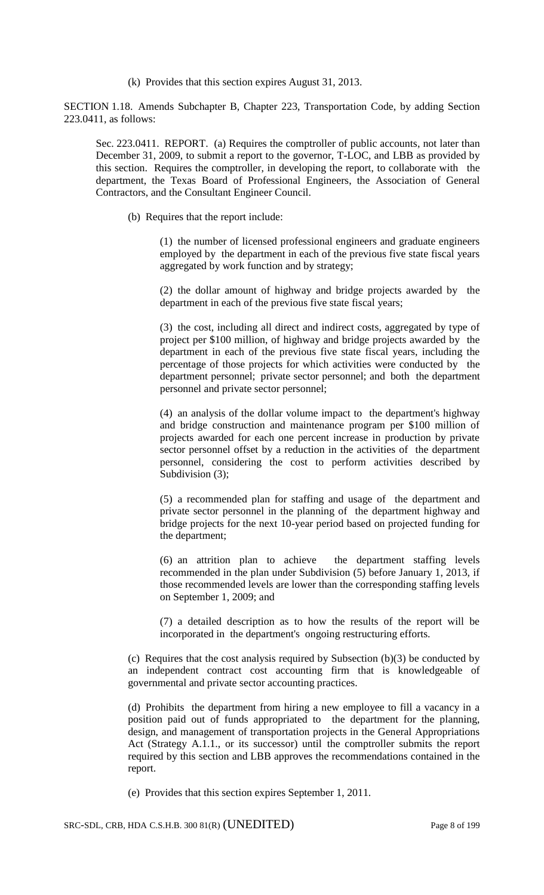(k) Provides that this section expires August 31, 2013.

SECTION 1.18. Amends Subchapter B, Chapter 223, Transportation Code, by adding Section 223.0411, as follows:

Sec. 223.0411. REPORT. (a) Requires the comptroller of public accounts, not later than December 31, 2009, to submit a report to the governor, T-LOC, and LBB as provided by this section. Requires the comptroller, in developing the report, to collaborate with the department, the Texas Board of Professional Engineers, the Association of General Contractors, and the Consultant Engineer Council.

(b) Requires that the report include:

(1) the number of licensed professional engineers and graduate engineers employed by the department in each of the previous five state fiscal years aggregated by work function and by strategy;

(2) the dollar amount of highway and bridge projects awarded by the department in each of the previous five state fiscal years;

(3) the cost, including all direct and indirect costs, aggregated by type of project per $100 million, of highway and bridge projects awarded by the department in each of the previous five state fiscal years, including the percentage of those projects for which activities were conducted by the department personnel; private sector personnel; and both the department personnel and private sector personnel;

(4) an analysis of the dollar volume impact to the department's highway and bridge construction and maintenance program per $100 million of projects awarded for each one percent increase in production by private sector personnel offset by a reduction in the activities of the department personnel, considering the cost to perform activities described by Subdivision (3);

(5) a recommended plan for staffing and usage of the department and private sector personnel in the planning of the department highway and bridge projects for the next 10-year period based on projected funding for the department;

(6) an attrition plan to achieve the department staffing levels recommended in the plan under Subdivision (5) before January 1, 2013, if those recommended levels are lower than the corresponding staffing levels on September 1, 2009; and

(7) a detailed description as to how the results of the report will be incorporated in the department's ongoing restructuring efforts.

(c) Requires that the cost analysis required by Subsection (b)(3) be conducted by an independent contract cost accounting firm that is knowledgeable of governmental and private sector accounting practices.

(d) Prohibits the department from hiring a new employee to fill a vacancy in a position paid out of funds appropriated to the department for the planning, design, and management of transportation projects in the General Appropriations Act (Strategy A.1.1., or its successor) until the comptroller submits the report required by this section and LBB approves the recommendations contained in the report.

(e) Provides that this section expires September 1, 2011.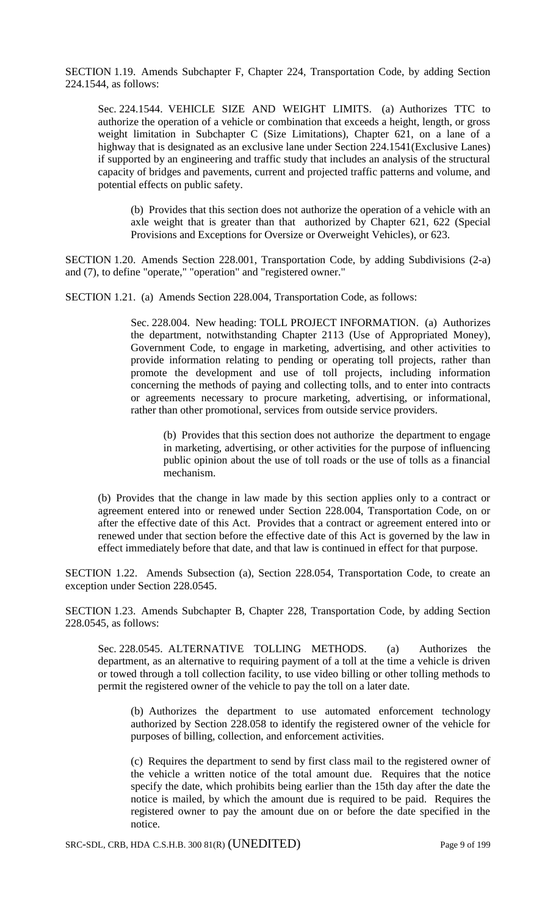SECTION 1.19. Amends Subchapter F, Chapter 224, Transportation Code, by adding Section 224.1544, as follows:

Sec. 224.1544. VEHICLE SIZE AND WEIGHT LIMITS. (a) Authorizes TTC to authorize the operation of a vehicle or combination that exceeds a height, length, or gross weight limitation in Subchapter C (Size Limitations), Chapter 621, on a lane of a highway that is designated as an exclusive lane under Section 224.1541(Exclusive Lanes) if supported by an engineering and traffic study that includes an analysis of the structural capacity of bridges and pavements, current and projected traffic patterns and volume, and potential effects on public safety.

(b) Provides that this section does not authorize the operation of a vehicle with an axle weight that is greater than that authorized by Chapter 621, 622 (Special Provisions and Exceptions for Oversize or Overweight Vehicles), or 623.

SECTION 1.20. Amends Section 228.001, Transportation Code, by adding Subdivisions (2-a) and (7), to define "operate," "operation" and "registered owner."

SECTION 1.21. (a) Amends Section 228.004, Transportation Code, as follows:

Sec. 228.004. New heading: TOLL PROJECT INFORMATION. (a) Authorizes the department, notwithstanding Chapter 2113 (Use of Appropriated Money), Government Code, to engage in marketing, advertising, and other activities to provide information relating to pending or operating toll projects, rather than promote the development and use of toll projects, including information concerning the methods of paying and collecting tolls, and to enter into contracts or agreements necessary to procure marketing, advertising, or informational, rather than other promotional, services from outside service providers.

(b) Provides that this section does not authorize the department to engage in marketing, advertising, or other activities for the purpose of influencing public opinion about the use of toll roads or the use of tolls as a financial mechanism.

(b) Provides that the change in law made by this section applies only to a contract or agreement entered into or renewed under Section 228.004, Transportation Code, on or after the effective date of this Act. Provides that a contract or agreement entered into or renewed under that section before the effective date of this Act is governed by the law in effect immediately before that date, and that law is continued in effect for that purpose.

SECTION 1.22. Amends Subsection (a), Section 228.054, Transportation Code, to create an exception under Section 228.0545.

SECTION 1.23. Amends Subchapter B, Chapter 228, Transportation Code, by adding Section 228.0545, as follows:

Sec. 228.0545. ALTERNATIVE TOLLING METHODS. (a) Authorizes the department, as an alternative to requiring payment of a toll at the time a vehicle is driven or towed through a toll collection facility, to use video billing or other tolling methods to permit the registered owner of the vehicle to pay the toll on a later date.

(b) Authorizes the department to use automated enforcement technology authorized by Section 228.058 to identify the registered owner of the vehicle for purposes of billing, collection, and enforcement activities.

(c) Requires the department to send by first class mail to the registered owner of the vehicle a written notice of the total amount due. Requires that the notice specify the date, which prohibits being earlier than the 15th day after the date the notice is mailed, by which the amount due is required to be paid. Requires the registered owner to pay the amount due on or before the date specified in the notice.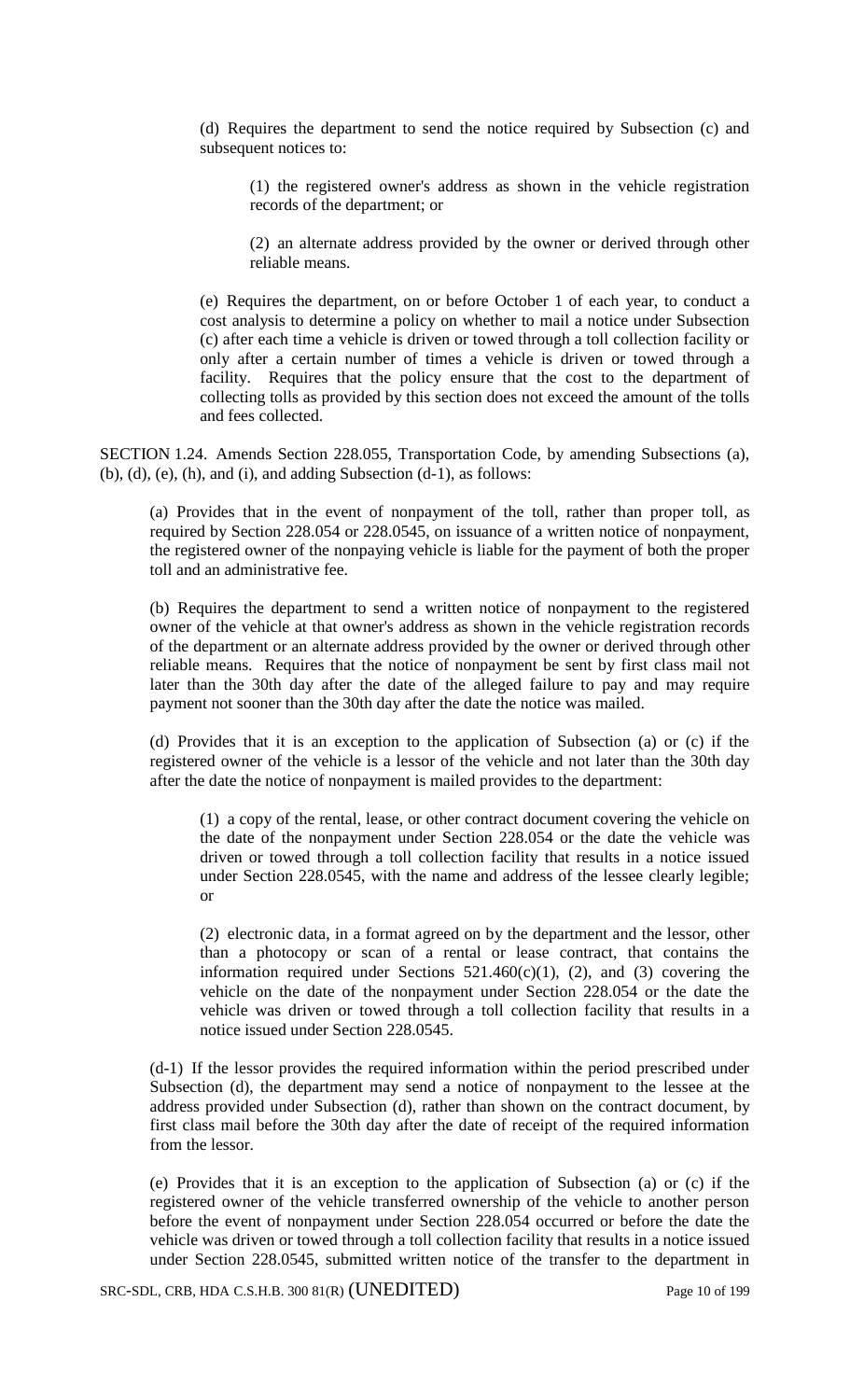(d) Requires the department to send the notice required by Subsection (c) and subsequent notices to:

(1) the registered owner's address as shown in the vehicle registration records of the department; or

(2) an alternate address provided by the owner or derived through other reliable means.

(e) Requires the department, on or before October 1 of each year, to conduct a cost analysis to determine a policy on whether to mail a notice under Subsection (c) after each time a vehicle is driven or towed through a toll collection facility or only after a certain number of times a vehicle is driven or towed through a facility. Requires that the policy ensure that the cost to the department of collecting tolls as provided by this section does not exceed the amount of the tolls and fees collected.

SECTION 1.24. Amends Section 228.055, Transportation Code, by amending Subsections (a), (b), (d), (e), (h), and (i), and adding Subsection (d-1), as follows:

(a) Provides that in the event of nonpayment of the toll, rather than proper toll, as required by Section 228.054 or 228.0545, on issuance of a written notice of nonpayment, the registered owner of the nonpaying vehicle is liable for the payment of both the proper toll and an administrative fee.

(b) Requires the department to send a written notice of nonpayment to the registered owner of the vehicle at that owner's address as shown in the vehicle registration records of the department or an alternate address provided by the owner or derived through other reliable means. Requires that the notice of nonpayment be sent by first class mail not later than the 30th day after the date of the alleged failure to pay and may require payment not sooner than the 30th day after the date the notice was mailed.

(d) Provides that it is an exception to the application of Subsection (a) or (c) if the registered owner of the vehicle is a lessor of the vehicle and not later than the 30th day after the date the notice of nonpayment is mailed provides to the department:

(1) a copy of the rental, lease, or other contract document covering the vehicle on the date of the nonpayment under Section 228.054 or the date the vehicle was driven or towed through a toll collection facility that results in a notice issued under Section 228.0545, with the name and address of the lessee clearly legible; or

(2) electronic data, in a format agreed on by the department and the lessor, other than a photocopy or scan of a rental or lease contract, that contains the information required under Sections 521.460(c)(1), (2), and (3) covering the vehicle on the date of the nonpayment under Section 228.054 or the date the vehicle was driven or towed through a toll collection facility that results in a notice issued under Section 228.0545.

(d-1) If the lessor provides the required information within the period prescribed under Subsection (d), the department may send a notice of nonpayment to the lessee at the address provided under Subsection (d), rather than shown on the contract document, by first class mail before the 30th day after the date of receipt of the required information from the lessor.

(e) Provides that it is an exception to the application of Subsection (a) or (c) if the registered owner of the vehicle transferred ownership of the vehicle to another person before the event of nonpayment under Section 228.054 occurred or before the date the vehicle was driven or towed through a toll collection facility that results in a notice issued under Section 228.0545, submitted written notice of the transfer to the department in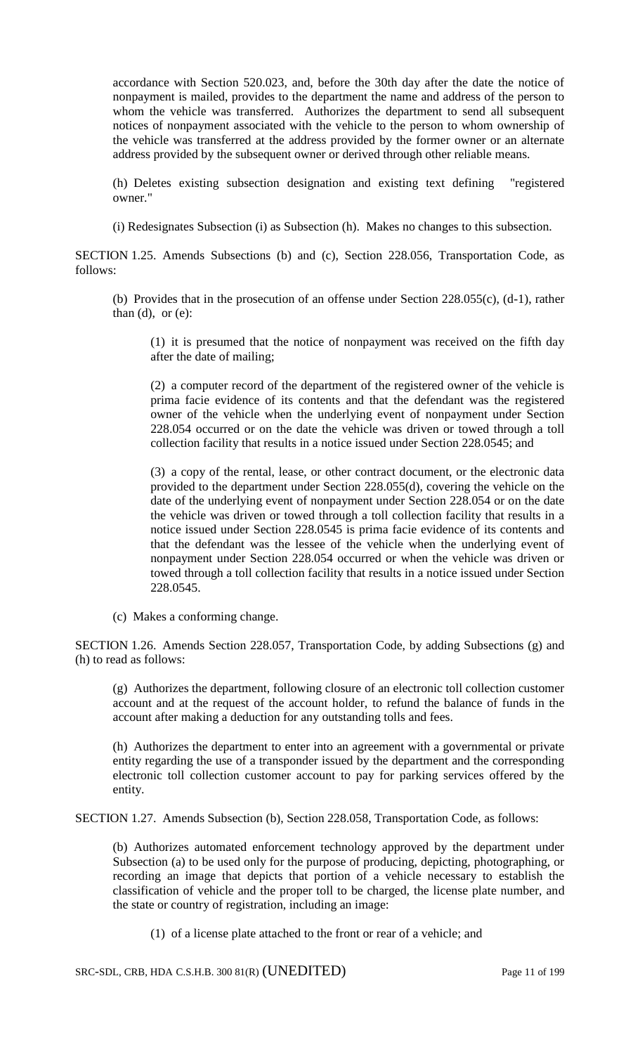accordance with Section 520.023, and, before the 30th day after the date the notice of nonpayment is mailed, provides to the department the name and address of the person to whom the vehicle was transferred. Authorizes the department to send all subsequent notices of nonpayment associated with the vehicle to the person to whom ownership of the vehicle was transferred at the address provided by the former owner or an alternate address provided by the subsequent owner or derived through other reliable means.

(h) Deletes existing subsection designation and existing text defining "registered owner."

(i) Redesignates Subsection (i) as Subsection (h). Makes no changes to this subsection.

SECTION 1.25. Amends Subsections (b) and (c), Section 228.056, Transportation Code, as follows:

(b) Provides that in the prosecution of an offense under Section 228.055(c), (d-1), rather than (d), or (e):

(1) it is presumed that the notice of nonpayment was received on the fifth day after the date of mailing;

(2) a computer record of the department of the registered owner of the vehicle is prima facie evidence of its contents and that the defendant was the registered owner of the vehicle when the underlying event of nonpayment under Section 228.054 occurred or on the date the vehicle was driven or towed through a toll collection facility that results in a notice issued under Section 228.0545; and

(3) a copy of the rental, lease, or other contract document, or the electronic data provided to the department under Section 228.055(d), covering the vehicle on the date of the underlying event of nonpayment under Section 228.054 or on the date the vehicle was driven or towed through a toll collection facility that results in a notice issued under Section 228.0545 is prima facie evidence of its contents and that the defendant was the lessee of the vehicle when the underlying event of nonpayment under Section 228.054 occurred or when the vehicle was driven or towed through a toll collection facility that results in a notice issued under Section 228.0545.

(c) Makes a conforming change.

SECTION 1.26. Amends Section 228.057, Transportation Code, by adding Subsections (g) and (h) to read as follows:

(g) Authorizes the department, following closure of an electronic toll collection customer account and at the request of the account holder, to refund the balance of funds in the account after making a deduction for any outstanding tolls and fees.

(h) Authorizes the department to enter into an agreement with a governmental or private entity regarding the use of a transponder issued by the department and the corresponding electronic toll collection customer account to pay for parking services offered by the entity.

SECTION 1.27. Amends Subsection (b), Section 228.058, Transportation Code, as follows:

(b) Authorizes automated enforcement technology approved by the department under Subsection (a) to be used only for the purpose of producing, depicting, photographing, or recording an image that depicts that portion of a vehicle necessary to establish the classification of vehicle and the proper toll to be charged, the license plate number, and the state or country of registration, including an image:

(1) of a license plate attached to the front or rear of a vehicle; and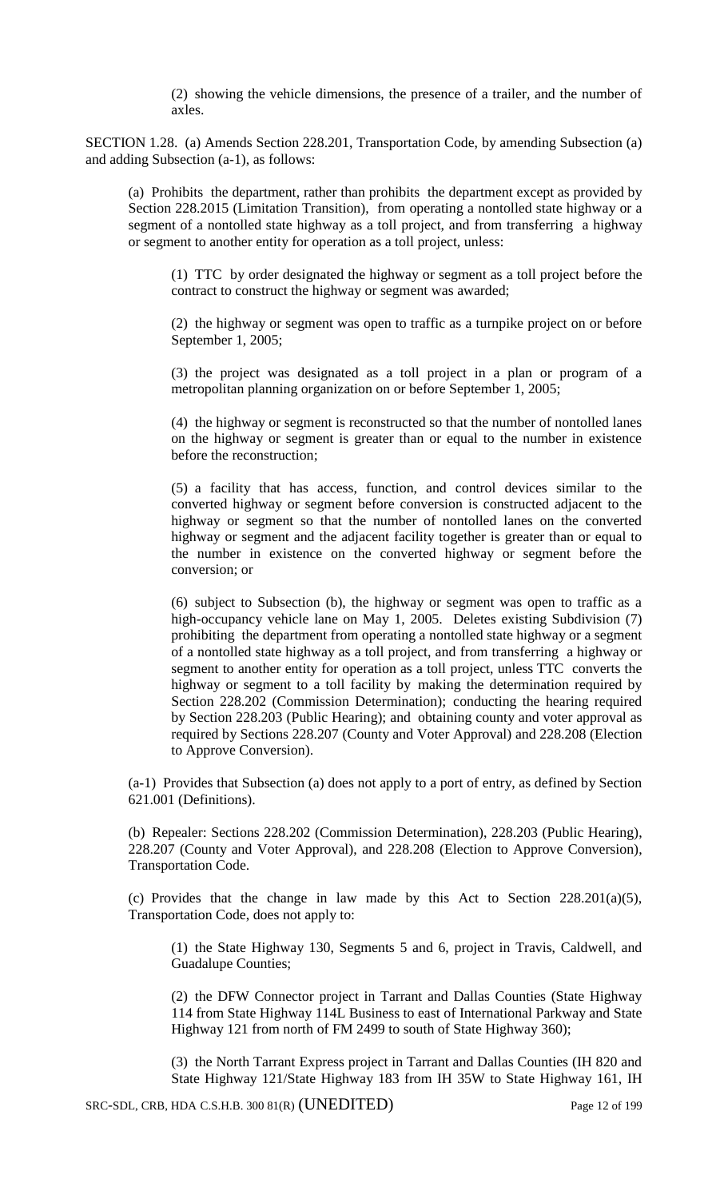(2) showing the vehicle dimensions, the presence of a trailer, and the number of axles.

SECTION 1.28. (a) Amends Section 228.201, Transportation Code, by amending Subsection (a) and adding Subsection (a-1), as follows:

(a) Prohibits the department, rather than prohibits the department except as provided by Section 228.2015 (Limitation Transition), from operating a nontolled state highway or a segment of a nontolled state highway as a toll project, and from transferring a highway or segment to another entity for operation as a toll project, unless:

(1) TTC by order designated the highway or segment as a toll project before the contract to construct the highway or segment was awarded;

(2) the highway or segment was open to traffic as a turnpike project on or before September 1, 2005;

(3) the project was designated as a toll project in a plan or program of a metropolitan planning organization on or before September 1, 2005;

(4) the highway or segment is reconstructed so that the number of nontolled lanes on the highway or segment is greater than or equal to the number in existence before the reconstruction;

(5) a facility that has access, function, and control devices similar to the converted highway or segment before conversion is constructed adjacent to the highway or segment so that the number of nontolled lanes on the converted highway or segment and the adjacent facility together is greater than or equal to the number in existence on the converted highway or segment before the conversion; or

(6) subject to Subsection (b), the highway or segment was open to traffic as a high-occupancy vehicle lane on May 1, 2005. Deletes existing Subdivision (7) prohibiting the department from operating a nontolled state highway or a segment of a nontolled state highway as a toll project, and from transferring a highway or segment to another entity for operation as a toll project, unless TTC converts the highway or segment to a toll facility by making the determination required by Section 228.202 (Commission Determination); conducting the hearing required by Section 228.203 (Public Hearing); and obtaining county and voter approval as required by Sections 228.207 (County and Voter Approval) and 228.208 (Election to Approve Conversion).

(a-1) Provides that Subsection (a) does not apply to a port of entry, as defined by Section 621.001 (Definitions).

(b) Repealer: Sections 228.202 (Commission Determination), 228.203 (Public Hearing), 228.207 (County and Voter Approval), and 228.208 (Election to Approve Conversion), Transportation Code.

(c) Provides that the change in law made by this Act to Section 228.201(a)(5), Transportation Code, does not apply to:

(1) the State Highway 130, Segments 5 and 6, project in Travis, Caldwell, and Guadalupe Counties;

(2) the DFW Connector project in Tarrant and Dallas Counties (State Highway 114 from State Highway 114L Business to east of International Parkway and State Highway 121 from north of FM 2499 to south of State Highway 360);

(3) the North Tarrant Express project in Tarrant and Dallas Counties (IH 820 and State Highway 121/State Highway 183 from IH 35W to State Highway 161, IH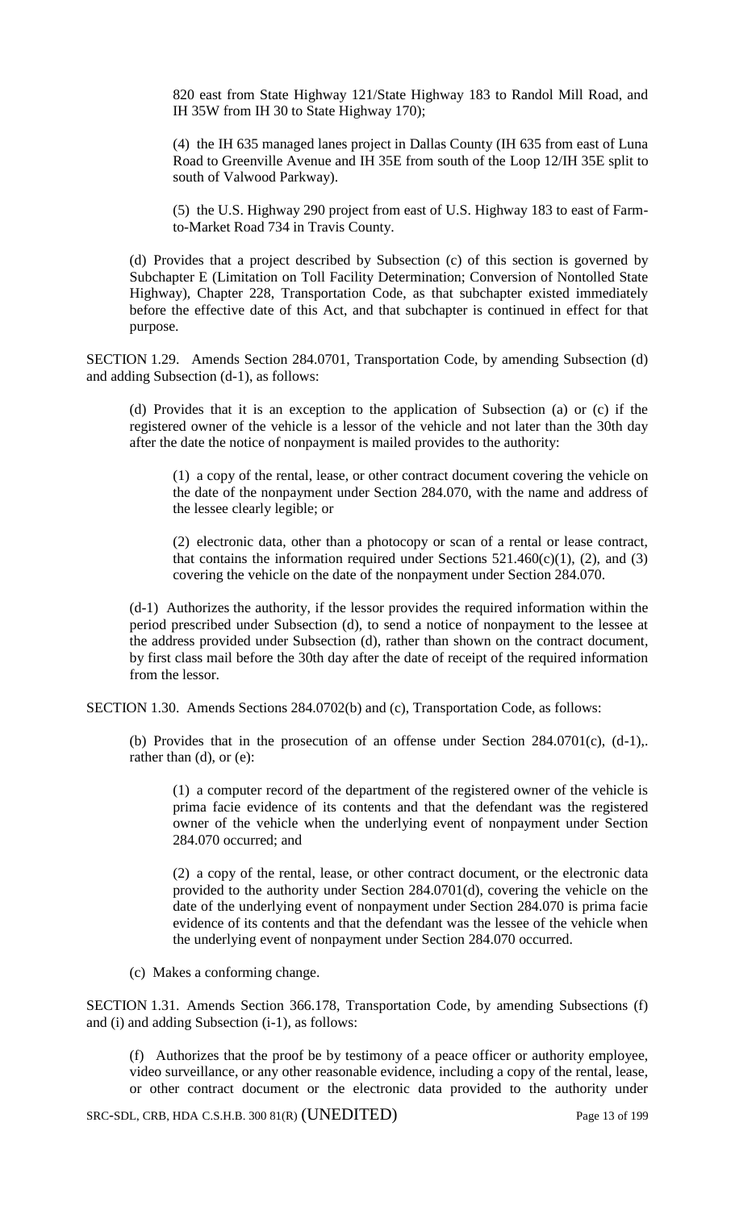820 east from State Highway 121/State Highway 183 to Randol Mill Road, and IH 35W from IH 30 to State Highway 170);

(4) the IH 635 managed lanes project in Dallas County (IH 635 from east of Luna Road to Greenville Avenue and IH 35E from south of the Loop 12/IH 35E split to south of Valwood Parkway).

(5) the U.S. Highway 290 project from east of U.S. Highway 183 to east of Farm-to-Market Road 734 in Travis County.

(d) Provides that a project described by Subsection (c) of this section is governed by Subchapter E (Limitation on Toll Facility Determination; Conversion of Nontolled State Highway), Chapter 228, Transportation Code, as that subchapter existed immediately before the effective date of this Act, and that subchapter is continued in effect for that purpose.

SECTION 1.29. Amends Section 284.0701, Transportation Code, by amending Subsection (d) and adding Subsection (d-1), as follows:

(d) Provides that it is an exception to the application of Subsection (a) or (c) if the registered owner of the vehicle is a lessor of the vehicle and not later than the 30th day after the date the notice of nonpayment is mailed provides to the authority:

(1) a copy of the rental, lease, or other contract document covering the vehicle on the date of the nonpayment under Section 284.070, with the name and address of the lessee clearly legible; or

(2) electronic data, other than a photocopy or scan of a rental or lease contract, that contains the information required under Sections 521.460(c)(1), (2), and (3) covering the vehicle on the date of the nonpayment under Section 284.070.

(d-1) Authorizes the authority, if the lessor provides the required information within the period prescribed under Subsection (d), to send a notice of nonpayment to the lessee at the address provided under Subsection (d), rather than shown on the contract document, by first class mail before the 30th day after the date of receipt of the required information from the lessor.

SECTION 1.30. Amends Sections 284.0702(b) and (c), Transportation Code, as follows:

(b) Provides that in the prosecution of an offense under Section 284.0701(c), (d-1),. rather than (d), or (e):

(1) a computer record of the department of the registered owner of the vehicle is prima facie evidence of its contents and that the defendant was the registered owner of the vehicle when the underlying event of nonpayment under Section 284.070 occurred; and

(2) a copy of the rental, lease, or other contract document, or the electronic data provided to the authority under Section 284.0701(d), covering the vehicle on the date of the underlying event of nonpayment under Section 284.070 is prima facie evidence of its contents and that the defendant was the lessee of the vehicle when the underlying event of nonpayment under Section 284.070 occurred.

(c) Makes a conforming change.

SECTION 1.31. Amends Section 366.178, Transportation Code, by amending Subsections (f) and (i) and adding Subsection (i-1), as follows:

(f) Authorizes that the proof be by testimony of a peace officer or authority employee, video surveillance, or any other reasonable evidence, including a copy of the rental, lease, or other contract document or the electronic data provided to the authority under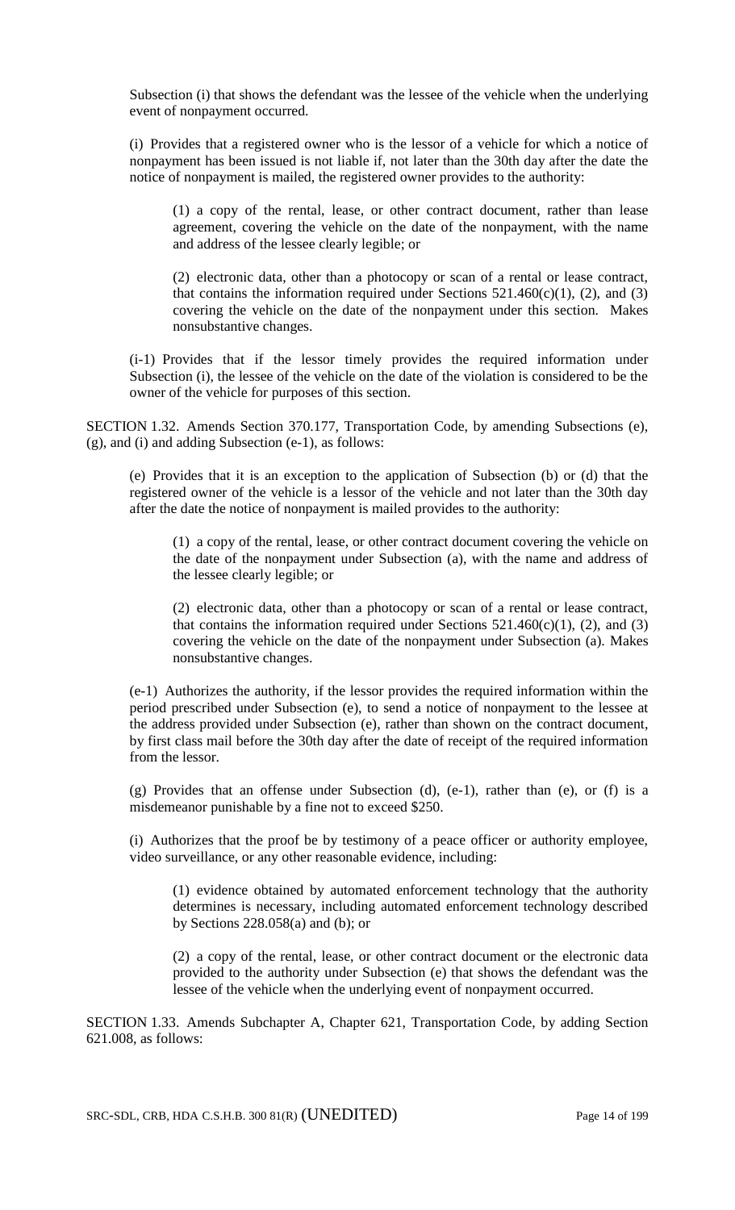Subsection (i) that shows the defendant was the lessee of the vehicle when the underlying event of nonpayment occurred.

(i) Provides that a registered owner who is the lessor of a vehicle for which a notice of nonpayment has been issued is not liable if, not later than the 30th day after the date the notice of nonpayment is mailed, the registered owner provides to the authority:

> (1) a copy of the rental, lease, or other contract document, rather than lease agreement, covering the vehicle on the date of the nonpayment, with the name and address of the lessee clearly legible; or
>
> (2) electronic data, other than a photocopy or scan of a rental or lease contract, that contains the information required under Sections 521.460(c)(1), (2), and (3) covering the vehicle on the date of the nonpayment under this section. Makes nonsubstantive changes.

(i-1) Provides that if the lessor timely provides the required information under Subsection (i), the lessee of the vehicle on the date of the violation is considered to be the owner of the vehicle for purposes of this section.

SECTION 1.32. Amends Section 370.177, Transportation Code, by amending Subsections (e), (g), and (i) and adding Subsection (e-1), as follows:

(e) Provides that it is an exception to the application of Subsection (b) or (d) that the registered owner of the vehicle is a lessor of the vehicle and not later than the 30th day after the date the notice of nonpayment is mailed provides to the authority:

> (1) a copy of the rental, lease, or other contract document covering the vehicle on the date of the nonpayment under Subsection (a), with the name and address of the lessee clearly legible; or
>
> (2) electronic data, other than a photocopy or scan of a rental or lease contract, that contains the information required under Sections 521.460(c)(1), (2), and (3) covering the vehicle on the date of the nonpayment under Subsection (a). Makes nonsubstantive changes.

(e-1) Authorizes the authority, if the lessor provides the required information within the period prescribed under Subsection (e), to send a notice of nonpayment to the lessee at the address provided under Subsection (e), rather than shown on the contract document, by first class mail before the 30th day after the date of receipt of the required information from the lessor.

(g) Provides that an offense under Subsection (d), (e-1), rather than (e), or (f) is a misdemeanor punishable by a fine not to exceed $250.

(i) Authorizes that the proof be by testimony of a peace officer or authority employee, video surveillance, or any other reasonable evidence, including:

> (1) evidence obtained by automated enforcement technology that the authority determines is necessary, including automated enforcement technology described by Sections 228.058(a) and (b); or
>
> (2) a copy of the rental, lease, or other contract document or the electronic data provided to the authority under Subsection (e) that shows the defendant was the lessee of the vehicle when the underlying event of nonpayment occurred.

SECTION 1.33. Amends Subchapter A, Chapter 621, Transportation Code, by adding Section 621.008, as follows: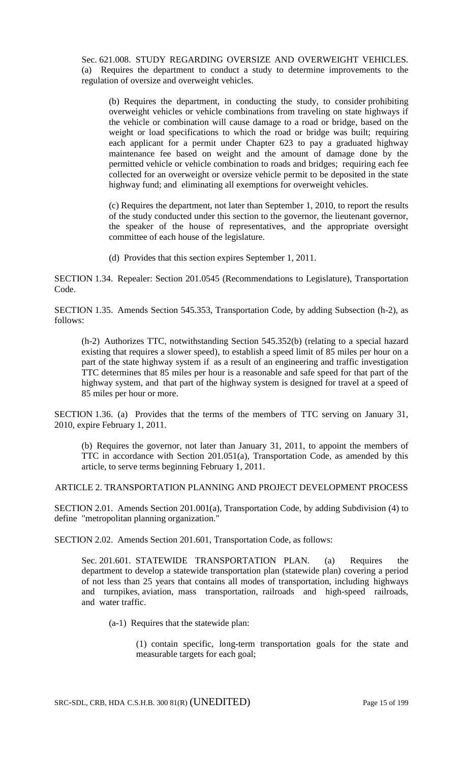Sec. 621.008. STUDY REGARDING OVERSIZE AND OVERWEIGHT VEHICLES. (a) Requires the department to conduct a study to determine improvements to the regulation of oversize and overweight vehicles.

(b) Requires the department, in conducting the study, to consider prohibiting overweight vehicles or vehicle combinations from traveling on state highways if the vehicle or combination will cause damage to a road or bridge, based on the weight or load specifications to which the road or bridge was built; requiring each applicant for a permit under Chapter 623 to pay a graduated highway maintenance fee based on weight and the amount of damage done by the permitted vehicle or vehicle combination to roads and bridges; requiring each fee collected for an overweight or oversize vehicle permit to be deposited in the state highway fund; and eliminating all exemptions for overweight vehicles.

(c) Requires the department, not later than September 1, 2010, to report the results of the study conducted under this section to the governor, the lieutenant governor, the speaker of the house of representatives, and the appropriate oversight committee of each house of the legislature.

(d) Provides that this section expires September 1, 2011.

SECTION 1.34. Repealer: Section 201.0545 (Recommendations to Legislature), Transportation Code.

SECTION 1.35. Amends Section 545.353, Transportation Code, by adding Subsection (h-2), as follows:

(h-2) Authorizes TTC, notwithstanding Section 545.352(b) (relating to a special hazard existing that requires a slower speed), to establish a speed limit of 85 miles per hour on a part of the state highway system if as a result of an engineering and traffic investigation TTC determines that 85 miles per hour is a reasonable and safe speed for that part of the highway system, and that part of the highway system is designed for travel at a speed of 85 miles per hour or more.

SECTION 1.36. (a) Provides that the terms of the members of TTC serving on January 31, 2010, expire February 1, 2011.

(b) Requires the governor, not later than January 31, 2011, to appoint the members of TTC in accordance with Section 201.051(a), Transportation Code, as amended by this article, to serve terms beginning February 1, 2011.

## ARTICLE 2. TRANSPORTATION PLANNING AND PROJECT DEVELOPMENT PROCESS

SECTION 2.01. Amends Section 201.001(a), Transportation Code, by adding Subdivision (4) to define "metropolitan planning organization."

SECTION 2.02. Amends Section 201.601, Transportation Code, as follows:

Sec. 201.601. STATEWIDE TRANSPORTATION PLAN. (a) Requires the department to develop a statewide transportation plan (statewide plan) covering a period of not less than 25 years that contains all modes of transportation, including highways and turnpikes, aviation, mass transportation, railroads and high-speed railroads, and water traffic.

(a-1) Requires that the statewide plan:

(1) contain specific, long-term transportation goals for the state and measurable targets for each goal;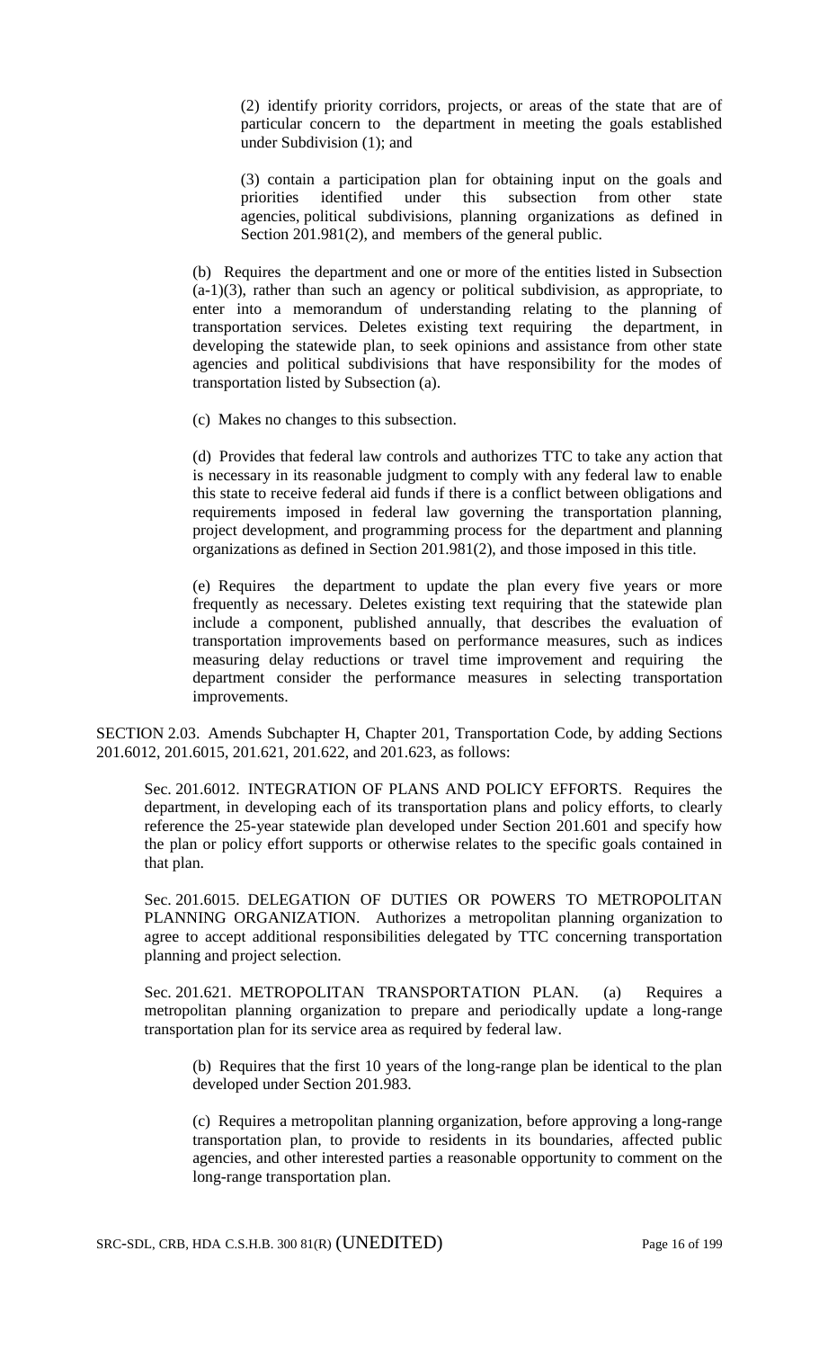(2) identify priority corridors, projects, or areas of the state that are of particular concern to the department in meeting the goals established under Subdivision (1); and

(3) contain a participation plan for obtaining input on the goals and priorities identified under this subsection from other state agencies, political subdivisions, planning organizations as defined in Section 201.981(2), and members of the general public.

(b) Requires the department and one or more of the entities listed in Subsection (a-1)(3), rather than such an agency or political subdivision, as appropriate, to enter into a memorandum of understanding relating to the planning of transportation services. Deletes existing text requiring the department, in developing the statewide plan, to seek opinions and assistance from other state agencies and political subdivisions that have responsibility for the modes of transportation listed by Subsection (a).

(c) Makes no changes to this subsection.

(d) Provides that federal law controls and authorizes TTC to take any action that is necessary in its reasonable judgment to comply with any federal law to enable this state to receive federal aid funds if there is a conflict between obligations and requirements imposed in federal law governing the transportation planning, project development, and programming process for the department and planning organizations as defined in Section 201.981(2), and those imposed in this title.

(e) Requires the department to update the plan every five years or more frequently as necessary. Deletes existing text requiring that the statewide plan include a component, published annually, that describes the evaluation of transportation improvements based on performance measures, such as indices measuring delay reductions or travel time improvement and requiring the department consider the performance measures in selecting transportation improvements.

SECTION 2.03. Amends Subchapter H, Chapter 201, Transportation Code, by adding Sections 201.6012, 201.6015, 201.621, 201.622, and 201.623, as follows:

Sec. 201.6012. INTEGRATION OF PLANS AND POLICY EFFORTS. Requires the department, in developing each of its transportation plans and policy efforts, to clearly reference the 25-year statewide plan developed under Section 201.601 and specify how the plan or policy effort supports or otherwise relates to the specific goals contained in that plan.

Sec. 201.6015. DELEGATION OF DUTIES OR POWERS TO METROPOLITAN PLANNING ORGANIZATION. Authorizes a metropolitan planning organization to agree to accept additional responsibilities delegated by TTC concerning transportation planning and project selection.

Sec. 201.621. METROPOLITAN TRANSPORTATION PLAN. (a) Requires a metropolitan planning organization to prepare and periodically update a long-range transportation plan for its service area as required by federal law.

(b) Requires that the first 10 years of the long-range plan be identical to the plan developed under Section 201.983.

(c) Requires a metropolitan planning organization, before approving a long-range transportation plan, to provide to residents in its boundaries, affected public agencies, and other interested parties a reasonable opportunity to comment on the long-range transportation plan.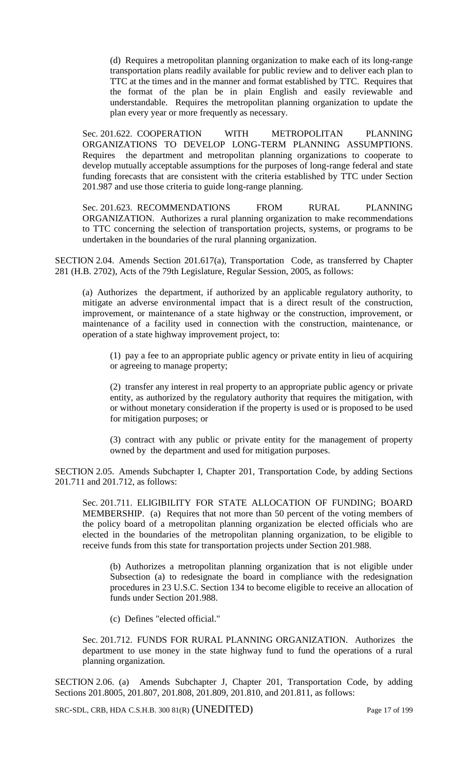(d) Requires a metropolitan planning organization to make each of its long-range transportation plans readily available for public review and to deliver each plan to TTC at the times and in the manner and format established by TTC. Requires that the format of the plan be in plain English and easily reviewable and understandable. Requires the metropolitan planning organization to update the plan every year or more frequently as necessary.

Sec. 201.622. COOPERATION WITH METROPOLITAN PLANNING ORGANIZATIONS TO DEVELOP LONG-TERM PLANNING ASSUMPTIONS. Requires the department and metropolitan planning organizations to cooperate to develop mutually acceptable assumptions for the purposes of long-range federal and state funding forecasts that are consistent with the criteria established by TTC under Section 201.987 and use those criteria to guide long-range planning.

Sec. 201.623. RECOMMENDATIONS FROM RURAL PLANNING ORGANIZATION. Authorizes a rural planning organization to make recommendations to TTC concerning the selection of transportation projects, systems, or programs to be undertaken in the boundaries of the rural planning organization.

SECTION 2.04. Amends Section 201.617(a), Transportation Code, as transferred by Chapter 281 (H.B. 2702), Acts of the 79th Legislature, Regular Session, 2005, as follows:

(a) Authorizes the department, if authorized by an applicable regulatory authority, to mitigate an adverse environmental impact that is a direct result of the construction, improvement, or maintenance of a state highway or the construction, improvement, or maintenance of a facility used in connection with the construction, maintenance, or operation of a state highway improvement project, to:

(1) pay a fee to an appropriate public agency or private entity in lieu of acquiring or agreeing to manage property;

(2) transfer any interest in real property to an appropriate public agency or private entity, as authorized by the regulatory authority that requires the mitigation, with or without monetary consideration if the property is used or is proposed to be used for mitigation purposes; or

(3) contract with any public or private entity for the management of property owned by the department and used for mitigation purposes.

SECTION 2.05. Amends Subchapter I, Chapter 201, Transportation Code, by adding Sections 201.711 and 201.712, as follows:

Sec. 201.711. ELIGIBILITY FOR STATE ALLOCATION OF FUNDING; BOARD MEMBERSHIP. (a) Requires that not more than 50 percent of the voting members of the policy board of a metropolitan planning organization be elected officials who are elected in the boundaries of the metropolitan planning organization, to be eligible to receive funds from this state for transportation projects under Section 201.988.

(b) Authorizes a metropolitan planning organization that is not eligible under Subsection (a) to redesignate the board in compliance with the redesignation procedures in 23 U.S.C. Section 134 to become eligible to receive an allocation of funds under Section 201.988.

(c) Defines "elected official."

Sec. 201.712. FUNDS FOR RURAL PLANNING ORGANIZATION. Authorizes the department to use money in the state highway fund to fund the operations of a rural planning organization.

SECTION 2.06. (a) Amends Subchapter J, Chapter 201, Transportation Code, by adding Sections 201.8005, 201.807, 201.808, 201.809, 201.810, and 201.811, as follows:

SRC-SDL, CRB, HDA C.S.H.B. 300 81(R) (UNEDITED)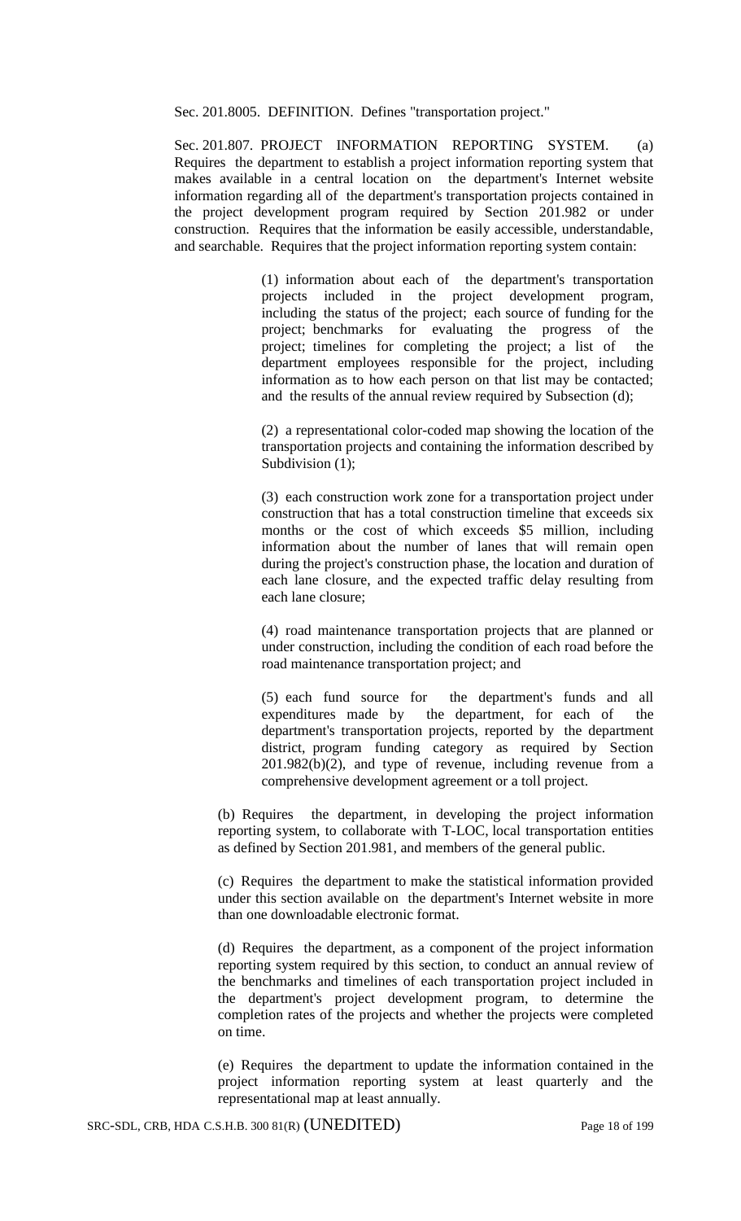Sec. 201.8005. DEFINITION. Defines "transportation project."

Sec. 201.807. PROJECT INFORMATION REPORTING SYSTEM. (a) Requires the department to establish a project information reporting system that makes available in a central location on the department's Internet website information regarding all of the department's transportation projects contained in the project development program required by Section 201.982 or under construction. Requires that the information be easily accessible, understandable, and searchable. Requires that the project information reporting system contain:

> (1) information about each of the department's transportation projects included in the project development program, including the status of the project; each source of funding for the project; benchmarks for evaluating the progress of the project; timelines for completing the project; a list of the department employees responsible for the project, including information as to how each person on that list may be contacted; and the results of the annual review required by Subsection (d);
>
> (2) a representational color-coded map showing the location of the transportation projects and containing the information described by Subdivision (1);
>
> (3) each construction work zone for a transportation project under construction that has a total construction timeline that exceeds six months or the cost of which exceeds $5 million, including information about the number of lanes that will remain open during the project's construction phase, the location and duration of each lane closure, and the expected traffic delay resulting from each lane closure;
>
> (4) road maintenance transportation projects that are planned or under construction, including the condition of each road before the road maintenance transportation project; and
>
> (5) each fund source for the department's funds and all expenditures made by the department, for each of the department's transportation projects, reported by the department district, program funding category as required by Section 201.982(b)(2), and type of revenue, including revenue from a comprehensive development agreement or a toll project.

(b) Requires the department, in developing the project information reporting system, to collaborate with T-LOC, local transportation entities as defined by Section 201.981, and members of the general public.

(c) Requires the department to make the statistical information provided under this section available on the department's Internet website in more than one downloadable electronic format.

(d) Requires the department, as a component of the project information reporting system required by this section, to conduct an annual review of the benchmarks and timelines of each transportation project included in the department's project development program, to determine the completion rates of the projects and whether the projects were completed on time.

(e) Requires the department to update the information contained in the project information reporting system at least quarterly and the representational map at least annually.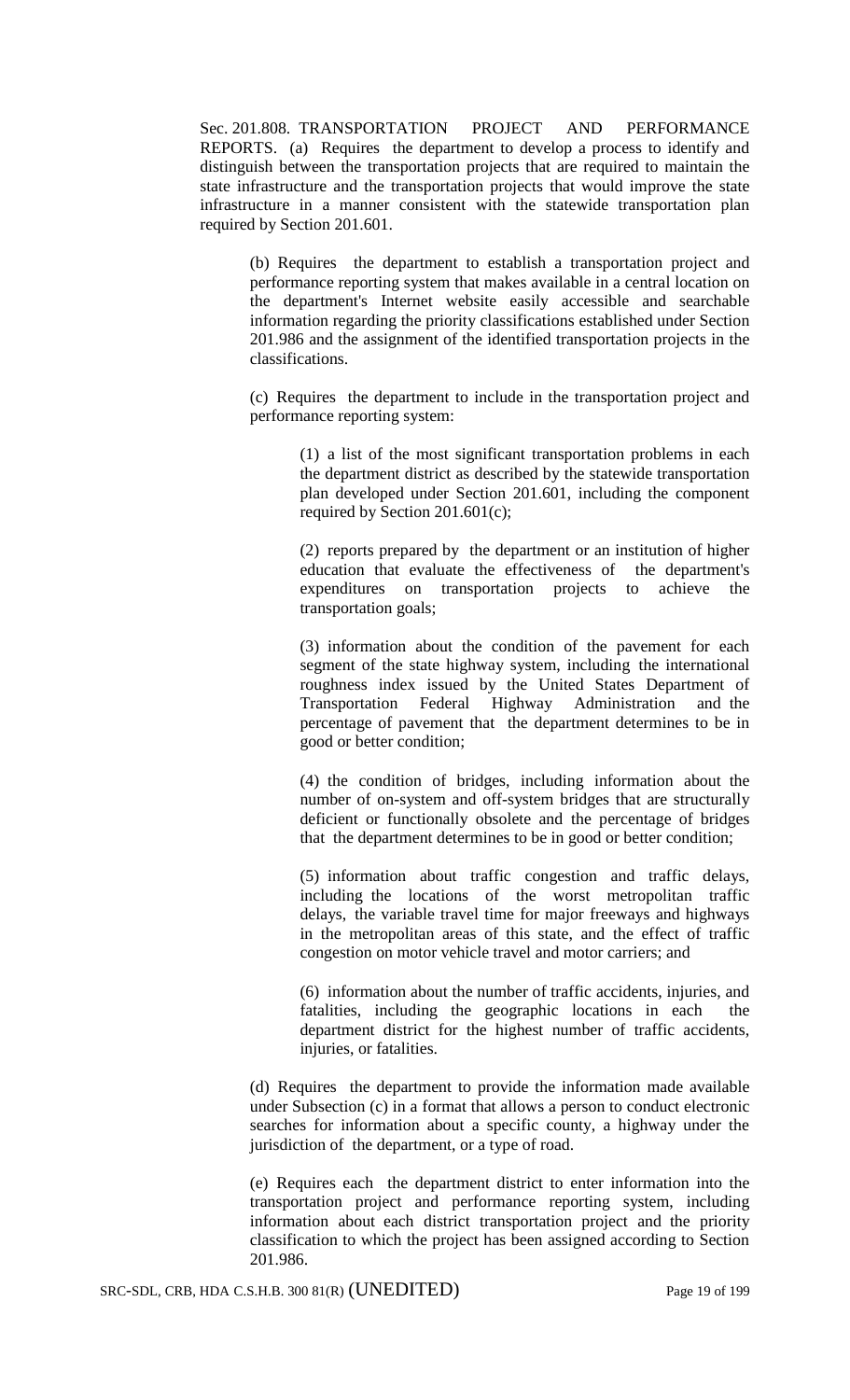Sec. 201.808. TRANSPORTATION PROJECT AND PERFORMANCE REPORTS. (a) Requires the department to develop a process to identify and distinguish between the transportation projects that are required to maintain the state infrastructure and the transportation projects that would improve the state infrastructure in a manner consistent with the statewide transportation plan required by Section 201.601.

(b) Requires the department to establish a transportation project and performance reporting system that makes available in a central location on the department's Internet website easily accessible and searchable information regarding the priority classifications established under Section 201.986 and the assignment of the identified transportation projects in the classifications.

(c) Requires the department to include in the transportation project and performance reporting system:

(1) a list of the most significant transportation problems in each the department district as described by the statewide transportation plan developed under Section 201.601, including the component required by Section 201.601(c);

(2) reports prepared by the department or an institution of higher education that evaluate the effectiveness of the department's expenditures on transportation projects to achieve the transportation goals;

(3) information about the condition of the pavement for each segment of the state highway system, including the international roughness index issued by the United States Department of Transportation Federal Highway Administration and the percentage of pavement that the department determines to be in good or better condition;

(4) the condition of bridges, including information about the number of on-system and off-system bridges that are structurally deficient or functionally obsolete and the percentage of bridges that the department determines to be in good or better condition;

(5) information about traffic congestion and traffic delays, including the locations of the worst metropolitan traffic delays, the variable travel time for major freeways and highways in the metropolitan areas of this state, and the effect of traffic congestion on motor vehicle travel and motor carriers; and

(6) information about the number of traffic accidents, injuries, and fatalities, including the geographic locations in each the department district for the highest number of traffic accidents, injuries, or fatalities.

(d) Requires the department to provide the information made available under Subsection (c) in a format that allows a person to conduct electronic searches for information about a specific county, a highway under the jurisdiction of the department, or a type of road.

(e) Requires each the department district to enter information into the transportation project and performance reporting system, including information about each district transportation project and the priority classification to which the project has been assigned according to Section 201.986.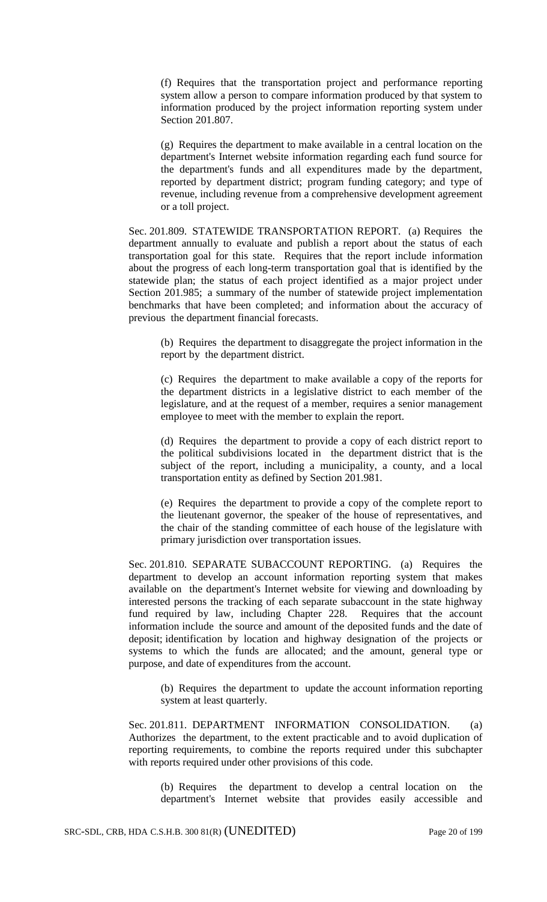(f) Requires that the transportation project and performance reporting system allow a person to compare information produced by that system to information produced by the project information reporting system under Section 201.807.

(g) Requires the department to make available in a central location on the department's Internet website information regarding each fund source for the department's funds and all expenditures made by the department, reported by department district; program funding category; and type of revenue, including revenue from a comprehensive development agreement or a toll project.

Sec. 201.809. STATEWIDE TRANSPORTATION REPORT. (a) Requires the department annually to evaluate and publish a report about the status of each transportation goal for this state. Requires that the report include information about the progress of each long-term transportation goal that is identified by the statewide plan; the status of each project identified as a major project under Section 201.985; a summary of the number of statewide project implementation benchmarks that have been completed; and information about the accuracy of previous the department financial forecasts.

(b) Requires the department to disaggregate the project information in the report by the department district.

(c) Requires the department to make available a copy of the reports for the department districts in a legislative district to each member of the legislature, and at the request of a member, requires a senior management employee to meet with the member to explain the report.

(d) Requires the department to provide a copy of each district report to the political subdivisions located in the department district that is the subject of the report, including a municipality, a county, and a local transportation entity as defined by Section 201.981.

(e) Requires the department to provide a copy of the complete report to the lieutenant governor, the speaker of the house of representatives, and the chair of the standing committee of each house of the legislature with primary jurisdiction over transportation issues.

Sec. 201.810. SEPARATE SUBACCOUNT REPORTING. (a) Requires the department to develop an account information reporting system that makes available on the department's Internet website for viewing and downloading by interested persons the tracking of each separate subaccount in the state highway fund required by law, including Chapter 228. Requires that the account information include the source and amount of the deposited funds and the date of deposit; identification by location and highway designation of the projects or systems to which the funds are allocated; and the amount, general type or purpose, and date of expenditures from the account.

(b) Requires the department to update the account information reporting system at least quarterly.

Sec. 201.811. DEPARTMENT INFORMATION CONSOLIDATION. (a) Authorizes the department, to the extent practicable and to avoid duplication of reporting requirements, to combine the reports required under this subchapter with reports required under other provisions of this code.

(b) Requires the department to develop a central location on the department's Internet website that provides easily accessible and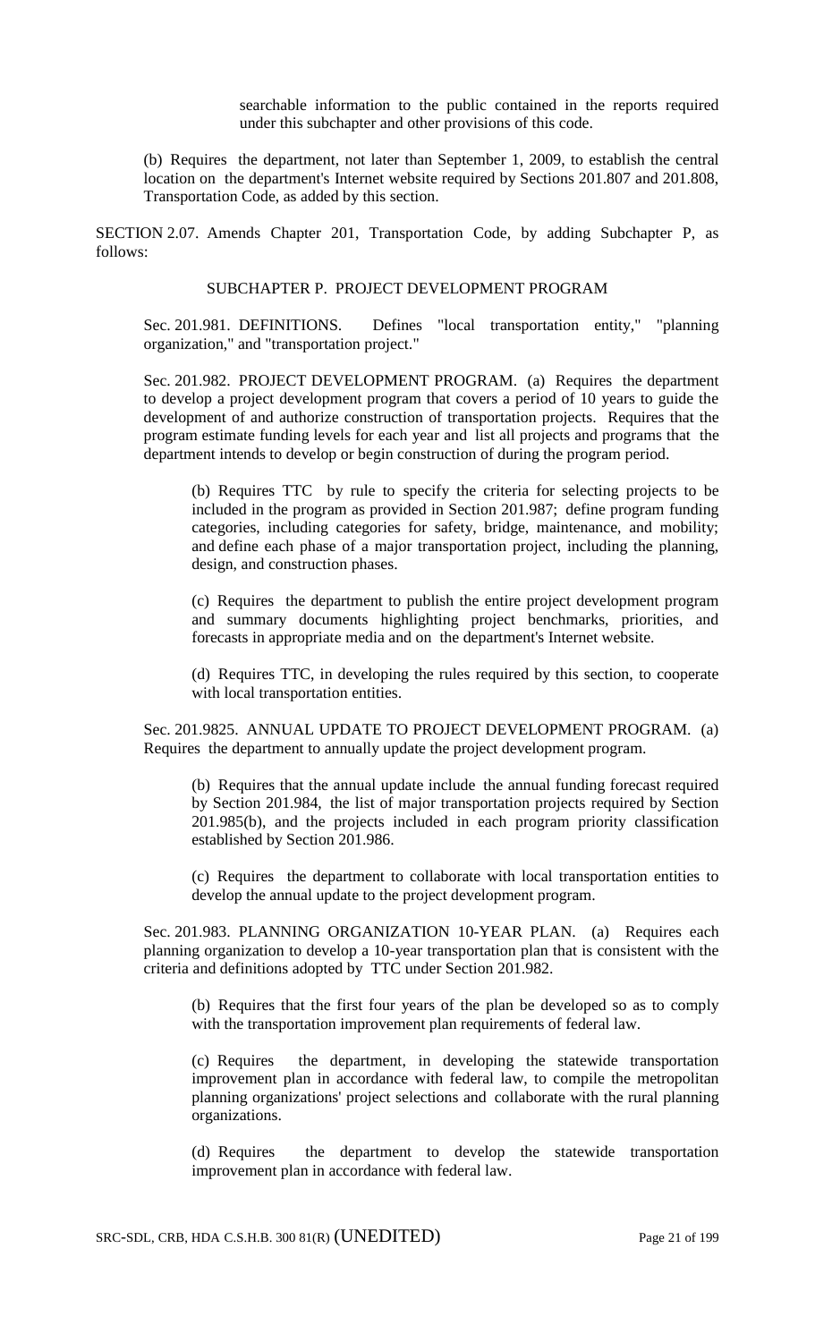searchable information to the public contained in the reports required under this subchapter and other provisions of this code.

(b) Requires the department, not later than September 1, 2009, to establish the central location on the department's Internet website required by Sections 201.807 and 201.808, Transportation Code, as added by this section.

SECTION 2.07. Amends Chapter 201, Transportation Code, by adding Subchapter P, as follows:

SUBCHAPTER P. PROJECT DEVELOPMENT PROGRAM

Sec. 201.981. DEFINITIONS. Defines "local transportation entity," "planning organization," and "transportation project."

Sec. 201.982. PROJECT DEVELOPMENT PROGRAM. (a) Requires the department to develop a project development program that covers a period of 10 years to guide the development of and authorize construction of transportation projects. Requires that the program estimate funding levels for each year and list all projects and programs that the department intends to develop or begin construction of during the program period.

(b) Requires TTC by rule to specify the criteria for selecting projects to be included in the program as provided in Section 201.987; define program funding categories, including categories for safety, bridge, maintenance, and mobility; and define each phase of a major transportation project, including the planning, design, and construction phases.

(c) Requires the department to publish the entire project development program and summary documents highlighting project benchmarks, priorities, and forecasts in appropriate media and on the department's Internet website.

(d) Requires TTC, in developing the rules required by this section, to cooperate with local transportation entities.

Sec. 201.9825. ANNUAL UPDATE TO PROJECT DEVELOPMENT PROGRAM. (a) Requires the department to annually update the project development program.

(b) Requires that the annual update include the annual funding forecast required by Section 201.984, the list of major transportation projects required by Section 201.985(b), and the projects included in each program priority classification established by Section 201.986.

(c) Requires the department to collaborate with local transportation entities to develop the annual update to the project development program.

Sec. 201.983. PLANNING ORGANIZATION 10-YEAR PLAN. (a) Requires each planning organization to develop a 10-year transportation plan that is consistent with the criteria and definitions adopted by TTC under Section 201.982.

(b) Requires that the first four years of the plan be developed so as to comply with the transportation improvement plan requirements of federal law.

(c) Requires the department, in developing the statewide transportation improvement plan in accordance with federal law, to compile the metropolitan planning organizations' project selections and collaborate with the rural planning organizations.

(d) Requires the department to develop the statewide transportation improvement plan in accordance with federal law.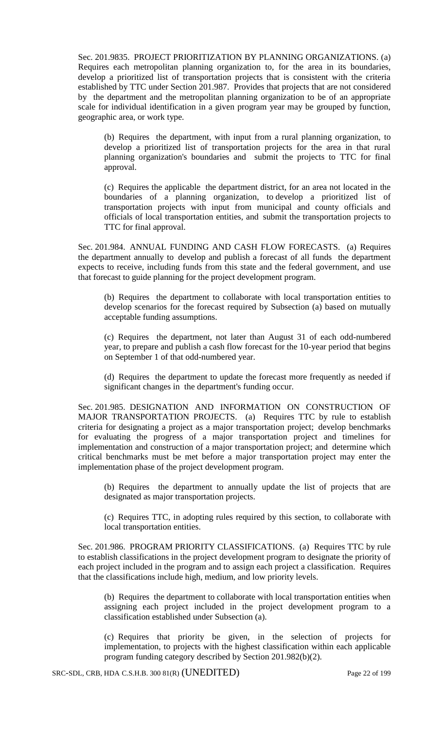Sec. 201.9835. PROJECT PRIORITIZATION BY PLANNING ORGANIZATIONS. (a) Requires each metropolitan planning organization to, for the area in its boundaries, develop a prioritized list of transportation projects that is consistent with the criteria established by TTC under Section 201.987. Provides that projects that are not considered by the department and the metropolitan planning organization to be of an appropriate scale for individual identification in a given program year may be grouped by function, geographic area, or work type.

(b) Requires the department, with input from a rural planning organization, to develop a prioritized list of transportation projects for the area in that rural planning organization's boundaries and submit the projects to TTC for final approval.

(c) Requires the applicable the department district, for an area not located in the boundaries of a planning organization, to develop a prioritized list of transportation projects with input from municipal and county officials and officials of local transportation entities, and submit the transportation projects to TTC for final approval.

Sec. 201.984. ANNUAL FUNDING AND CASH FLOW FORECASTS. (a) Requires the department annually to develop and publish a forecast of all funds the department expects to receive, including funds from this state and the federal government, and use that forecast to guide planning for the project development program.

(b) Requires the department to collaborate with local transportation entities to develop scenarios for the forecast required by Subsection (a) based on mutually acceptable funding assumptions.

(c) Requires the department, not later than August 31 of each odd-numbered year, to prepare and publish a cash flow forecast for the 10-year period that begins on September 1 of that odd-numbered year.

(d) Requires the department to update the forecast more frequently as needed if significant changes in the department's funding occur.

Sec. 201.985. DESIGNATION AND INFORMATION ON CONSTRUCTION OF MAJOR TRANSPORTATION PROJECTS. (a) Requires TTC by rule to establish criteria for designating a project as a major transportation project; develop benchmarks for evaluating the progress of a major transportation project and timelines for implementation and construction of a major transportation project; and determine which critical benchmarks must be met before a major transportation project may enter the implementation phase of the project development program.

(b) Requires the department to annually update the list of projects that are designated as major transportation projects.

(c) Requires TTC, in adopting rules required by this section, to collaborate with local transportation entities.

Sec. 201.986. PROGRAM PRIORITY CLASSIFICATIONS. (a) Requires TTC by rule to establish classifications in the project development program to designate the priority of each project included in the program and to assign each project a classification. Requires that the classifications include high, medium, and low priority levels.

(b) Requires the department to collaborate with local transportation entities when assigning each project included in the project development program to a classification established under Subsection (a).

(c) Requires that priority be given, in the selection of projects for implementation, to projects with the highest classification within each applicable program funding category described by Section 201.982(b)(2).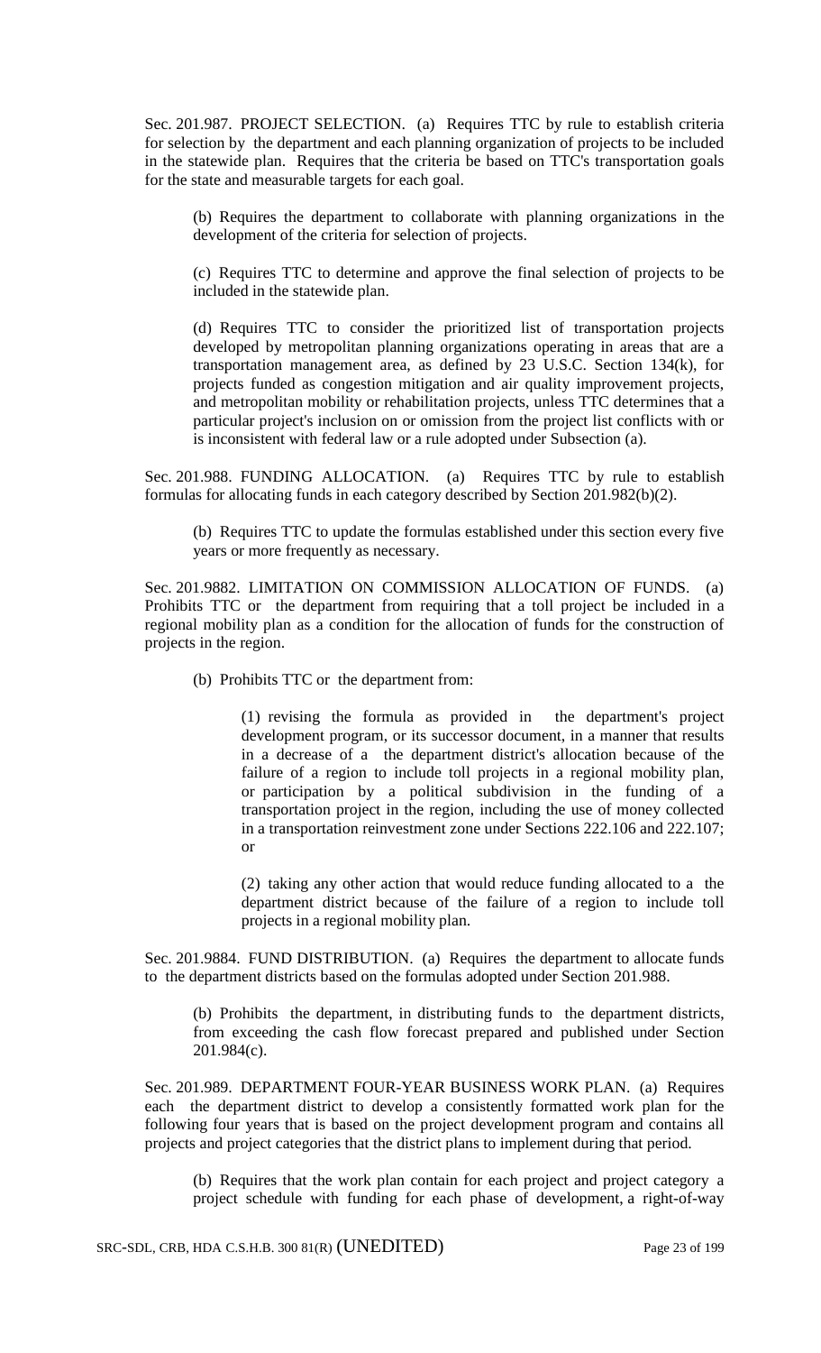Sec. 201.987. PROJECT SELECTION. (a) Requires TTC by rule to establish criteria for selection by the department and each planning organization of projects to be included in the statewide plan. Requires that the criteria be based on TTC's transportation goals for the state and measurable targets for each goal.

(b) Requires the department to collaborate with planning organizations in the development of the criteria for selection of projects.

(c) Requires TTC to determine and approve the final selection of projects to be included in the statewide plan.

(d) Requires TTC to consider the prioritized list of transportation projects developed by metropolitan planning organizations operating in areas that are a transportation management area, as defined by 23 U.S.C. Section 134(k), for projects funded as congestion mitigation and air quality improvement projects, and metropolitan mobility or rehabilitation projects, unless TTC determines that a particular project's inclusion on or omission from the project list conflicts with or is inconsistent with federal law or a rule adopted under Subsection (a).

Sec. 201.988. FUNDING ALLOCATION. (a) Requires TTC by rule to establish formulas for allocating funds in each category described by Section 201.982(b)(2).

(b) Requires TTC to update the formulas established under this section every five years or more frequently as necessary.

Sec. 201.9882. LIMITATION ON COMMISSION ALLOCATION OF FUNDS. (a) Prohibits TTC or the department from requiring that a toll project be included in a regional mobility plan as a condition for the allocation of funds for the construction of projects in the region.

(b) Prohibits TTC or the department from:

(1) revising the formula as provided in the department's project development program, or its successor document, in a manner that results in a decrease of a the department district's allocation because of the failure of a region to include toll projects in a regional mobility plan, or participation by a political subdivision in the funding of a transportation project in the region, including the use of money collected in a transportation reinvestment zone under Sections 222.106 and 222.107; or

(2) taking any other action that would reduce funding allocated to a the department district because of the failure of a region to include toll projects in a regional mobility plan.

Sec. 201.9884. FUND DISTRIBUTION. (a) Requires the department to allocate funds to the department districts based on the formulas adopted under Section 201.988.

(b) Prohibits the department, in distributing funds to the department districts, from exceeding the cash flow forecast prepared and published under Section 201.984(c).

Sec. 201.989. DEPARTMENT FOUR-YEAR BUSINESS WORK PLAN. (a) Requires each the department district to develop a consistently formatted work plan for the following four years that is based on the project development program and contains all projects and project categories that the district plans to implement during that period.

(b) Requires that the work plan contain for each project and project category a project schedule with funding for each phase of development, a right-of-way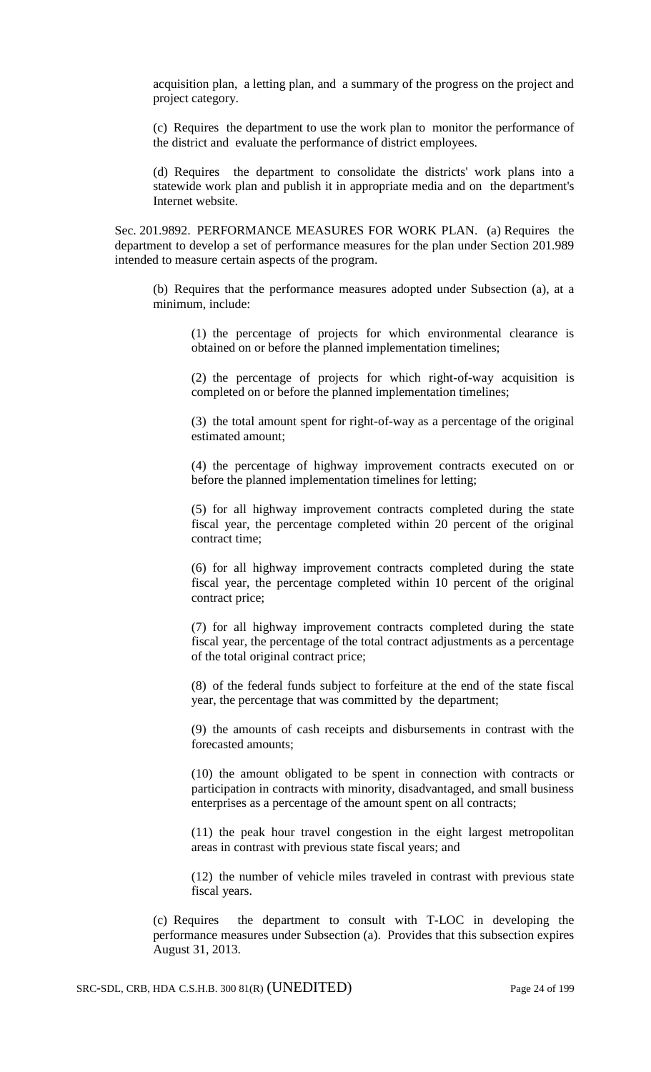acquisition plan, a letting plan, and a summary of the progress on the project and project category.

(c) Requires the department to use the work plan to monitor the performance of the district and evaluate the performance of district employees.

(d) Requires the department to consolidate the districts' work plans into a statewide work plan and publish it in appropriate media and on the department's Internet website.

Sec. 201.9892. PERFORMANCE MEASURES FOR WORK PLAN. (a) Requires the department to develop a set of performance measures for the plan under Section 201.989 intended to measure certain aspects of the program.

(b) Requires that the performance measures adopted under Subsection (a), at a minimum, include:

(1) the percentage of projects for which environmental clearance is obtained on or before the planned implementation timelines;

(2) the percentage of projects for which right-of-way acquisition is completed on or before the planned implementation timelines;

(3) the total amount spent for right-of-way as a percentage of the original estimated amount;

(4) the percentage of highway improvement contracts executed on or before the planned implementation timelines for letting;

(5) for all highway improvement contracts completed during the state fiscal year, the percentage completed within 20 percent of the original contract time;

(6) for all highway improvement contracts completed during the state fiscal year, the percentage completed within 10 percent of the original contract price;

(7) for all highway improvement contracts completed during the state fiscal year, the percentage of the total contract adjustments as a percentage of the total original contract price;

(8) of the federal funds subject to forfeiture at the end of the state fiscal year, the percentage that was committed by the department;

(9) the amounts of cash receipts and disbursements in contrast with the forecasted amounts;

(10) the amount obligated to be spent in connection with contracts or participation in contracts with minority, disadvantaged, and small business enterprises as a percentage of the amount spent on all contracts;

(11) the peak hour travel congestion in the eight largest metropolitan areas in contrast with previous state fiscal years; and

(12) the number of vehicle miles traveled in contrast with previous state fiscal years.

(c) Requires the department to consult with T-LOC in developing the performance measures under Subsection (a). Provides that this subsection expires August 31, 2013.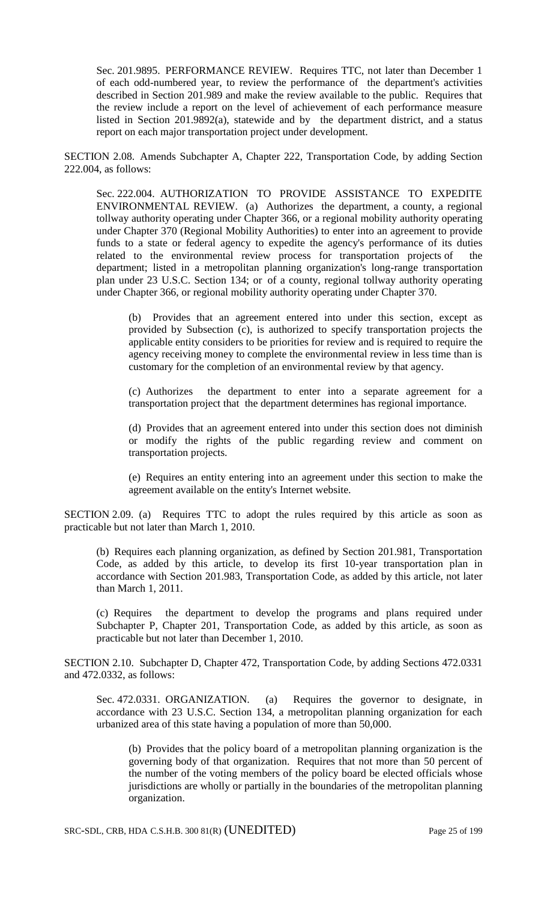Sec. 201.9895. PERFORMANCE REVIEW. Requires TTC, not later than December 1 of each odd-numbered year, to review the performance of the department's activities described in Section 201.989 and make the review available to the public. Requires that the review include a report on the level of achievement of each performance measure listed in Section 201.9892(a), statewide and by the department district, and a status report on each major transportation project under development.

SECTION 2.08. Amends Subchapter A, Chapter 222, Transportation Code, by adding Section 222.004, as follows:

Sec. 222.004. AUTHORIZATION TO PROVIDE ASSISTANCE TO EXPEDITE ENVIRONMENTAL REVIEW. (a) Authorizes the department, a county, a regional tollway authority operating under Chapter 366, or a regional mobility authority operating under Chapter 370 (Regional Mobility Authorities) to enter into an agreement to provide funds to a state or federal agency to expedite the agency's performance of its duties related to the environmental review process for transportation projects of the department; listed in a metropolitan planning organization's long-range transportation plan under 23 U.S.C. Section 134; or of a county, regional tollway authority operating under Chapter 366, or regional mobility authority operating under Chapter 370.

(b) Provides that an agreement entered into under this section, except as provided by Subsection (c), is authorized to specify transportation projects the applicable entity considers to be priorities for review and is required to require the agency receiving money to complete the environmental review in less time than is customary for the completion of an environmental review by that agency.

(c) Authorizes the department to enter into a separate agreement for a transportation project that the department determines has regional importance.

(d) Provides that an agreement entered into under this section does not diminish or modify the rights of the public regarding review and comment on transportation projects.

(e) Requires an entity entering into an agreement under this section to make the agreement available on the entity's Internet website.

SECTION 2.09. (a) Requires TTC to adopt the rules required by this article as soon as practicable but not later than March 1, 2010.

(b) Requires each planning organization, as defined by Section 201.981, Transportation Code, as added by this article, to develop its first 10-year transportation plan in accordance with Section 201.983, Transportation Code, as added by this article, not later than March 1, 2011.

(c) Requires the department to develop the programs and plans required under Subchapter P, Chapter 201, Transportation Code, as added by this article, as soon as practicable but not later than December 1, 2010.

SECTION 2.10. Subchapter D, Chapter 472, Transportation Code, by adding Sections 472.0331 and 472.0332, as follows:

Sec. 472.0331. ORGANIZATION. (a) Requires the governor to designate, in accordance with 23 U.S.C. Section 134, a metropolitan planning organization for each urbanized area of this state having a population of more than 50,000.

(b) Provides that the policy board of a metropolitan planning organization is the governing body of that organization. Requires that not more than 50 percent of the number of the voting members of the policy board be elected officials whose jurisdictions are wholly or partially in the boundaries of the metropolitan planning organization.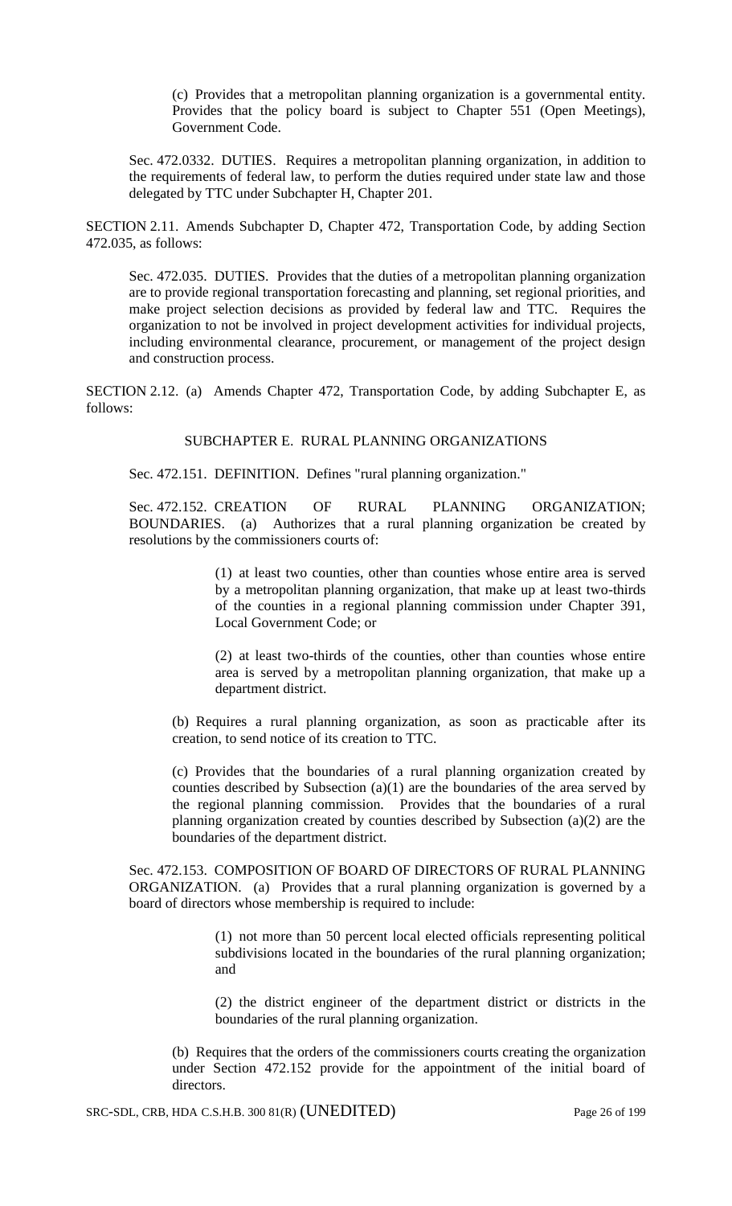(c) Provides that a metropolitan planning organization is a governmental entity. Provides that the policy board is subject to Chapter 551 (Open Meetings), Government Code.

Sec. 472.0332. DUTIES. Requires a metropolitan planning organization, in addition to the requirements of federal law, to perform the duties required under state law and those delegated by TTC under Subchapter H, Chapter 201.

SECTION 2.11. Amends Subchapter D, Chapter 472, Transportation Code, by adding Section 472.035, as follows:

Sec. 472.035. DUTIES. Provides that the duties of a metropolitan planning organization are to provide regional transportation forecasting and planning, set regional priorities, and make project selection decisions as provided by federal law and TTC. Requires the organization to not be involved in project development activities for individual projects, including environmental clearance, procurement, or management of the project design and construction process.

SECTION 2.12. (a) Amends Chapter 472, Transportation Code, by adding Subchapter E, as follows:

SUBCHAPTER E. RURAL PLANNING ORGANIZATIONS

Sec. 472.151. DEFINITION. Defines "rural planning organization."

Sec. 472.152. CREATION OF RURAL PLANNING ORGANIZATION; BOUNDARIES. (a) Authorizes that a rural planning organization be created by resolutions by the commissioners courts of:

(1) at least two counties, other than counties whose entire area is served by a metropolitan planning organization, that make up at least two-thirds of the counties in a regional planning commission under Chapter 391, Local Government Code; or

(2) at least two-thirds of the counties, other than counties whose entire area is served by a metropolitan planning organization, that make up a department district.

(b) Requires a rural planning organization, as soon as practicable after its creation, to send notice of its creation to TTC.

(c) Provides that the boundaries of a rural planning organization created by counties described by Subsection (a)(1) are the boundaries of the area served by the regional planning commission. Provides that the boundaries of a rural planning organization created by counties described by Subsection (a)(2) are the boundaries of the department district.

Sec. 472.153. COMPOSITION OF BOARD OF DIRECTORS OF RURAL PLANNING ORGANIZATION. (a) Provides that a rural planning organization is governed by a board of directors whose membership is required to include:

(1) not more than 50 percent local elected officials representing political subdivisions located in the boundaries of the rural planning organization; and

(2) the district engineer of the department district or districts in the boundaries of the rural planning organization.

(b) Requires that the orders of the commissioners courts creating the organization under Section 472.152 provide for the appointment of the initial board of directors.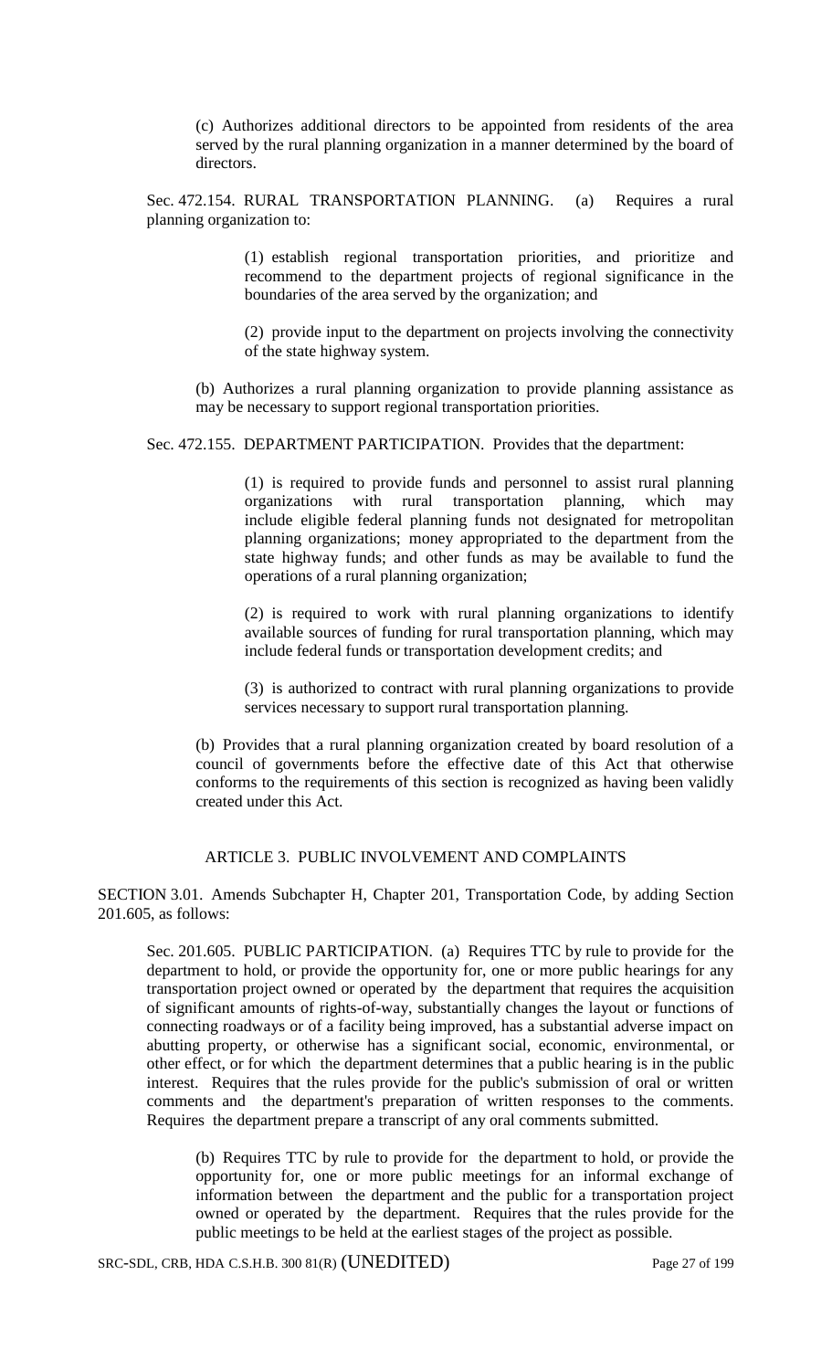(c) Authorizes additional directors to be appointed from residents of the area served by the rural planning organization in a manner determined by the board of directors.

Sec. 472.154. RURAL TRANSPORTATION PLANNING. (a) Requires a rural planning organization to:

(1) establish regional transportation priorities, and prioritize and recommend to the department projects of regional significance in the boundaries of the area served by the organization; and

(2) provide input to the department on projects involving the connectivity of the state highway system.

(b) Authorizes a rural planning organization to provide planning assistance as may be necessary to support regional transportation priorities.

Sec. 472.155. DEPARTMENT PARTICIPATION. Provides that the department:

(1) is required to provide funds and personnel to assist rural planning organizations with rural transportation planning, which may include eligible federal planning funds not designated for metropolitan planning organizations; money appropriated to the department from the state highway funds; and other funds as may be available to fund the operations of a rural planning organization;

(2) is required to work with rural planning organizations to identify available sources of funding for rural transportation planning, which may include federal funds or transportation development credits; and

(3) is authorized to contract with rural planning organizations to provide services necessary to support rural transportation planning.

(b) Provides that a rural planning organization created by board resolution of a council of governments before the effective date of this Act that otherwise conforms to the requirements of this section is recognized as having been validly created under this Act.

ARTICLE 3. PUBLIC INVOLVEMENT AND COMPLAINTS

SECTION 3.01. Amends Subchapter H, Chapter 201, Transportation Code, by adding Section 201.605, as follows:

Sec. 201.605. PUBLIC PARTICIPATION. (a) Requires TTC by rule to provide for the department to hold, or provide the opportunity for, one or more public hearings for any transportation project owned or operated by the department that requires the acquisition of significant amounts of rights-of-way, substantially changes the layout or functions of connecting roadways or of a facility being improved, has a substantial adverse impact on abutting property, or otherwise has a significant social, economic, environmental, or other effect, or for which the department determines that a public hearing is in the public interest. Requires that the rules provide for the public's submission of oral or written comments and the department's preparation of written responses to the comments. Requires the department prepare a transcript of any oral comments submitted.

(b) Requires TTC by rule to provide for the department to hold, or provide the opportunity for, one or more public meetings for an informal exchange of information between the department and the public for a transportation project owned or operated by the department. Requires that the rules provide for the public meetings to be held at the earliest stages of the project as possible.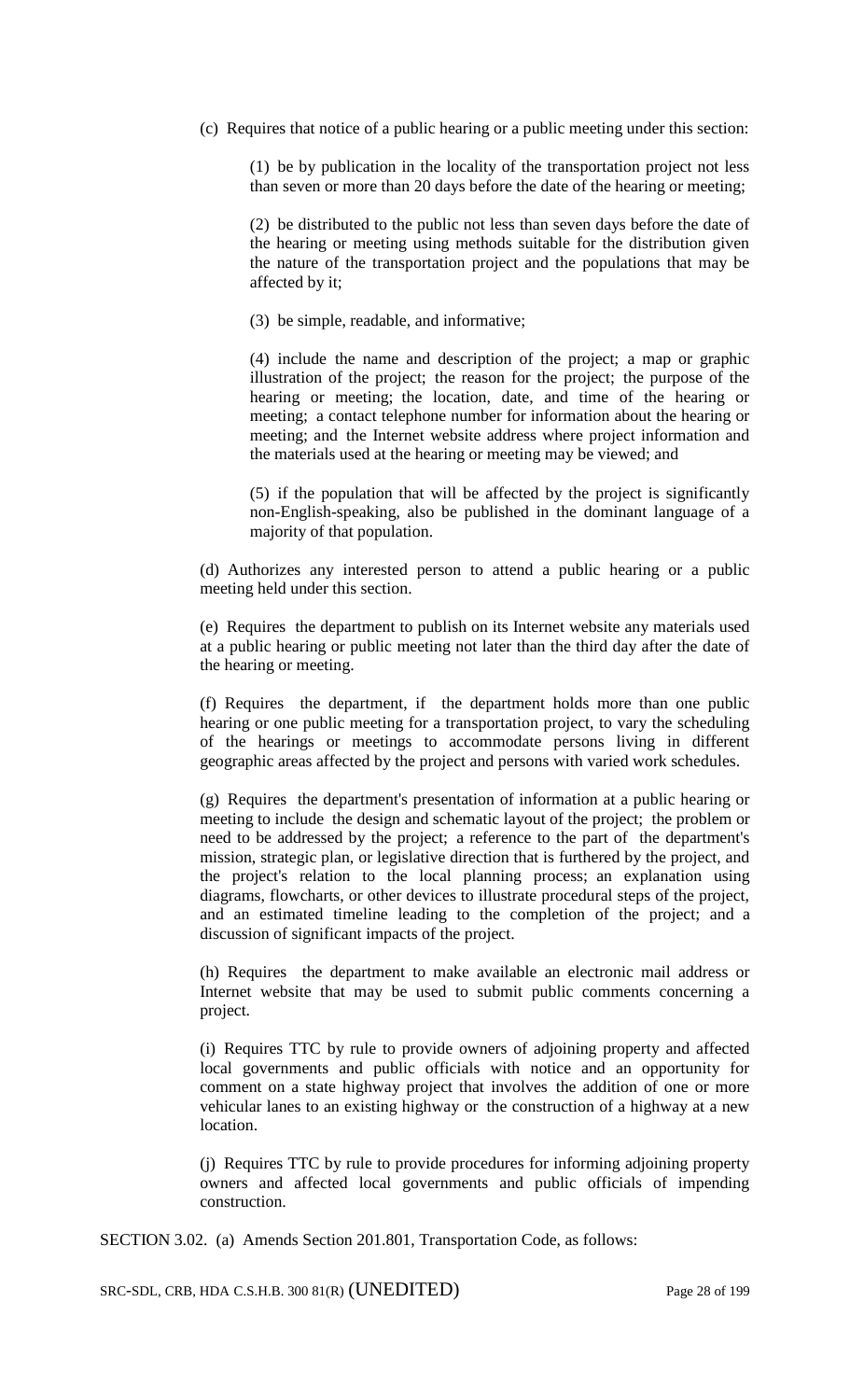(c) Requires that notice of a public hearing or a public meeting under this section:

(1) be by publication in the locality of the transportation project not less than seven or more than 20 days before the date of the hearing or meeting;

(2) be distributed to the public not less than seven days before the date of the hearing or meeting using methods suitable for the distribution given the nature of the transportation project and the populations that may be affected by it;

(3) be simple, readable, and informative;

(4) include the name and description of the project; a map or graphic illustration of the project; the reason for the project; the purpose of the hearing or meeting; the location, date, and time of the hearing or meeting; a contact telephone number for information about the hearing or meeting; and the Internet website address where project information and the materials used at the hearing or meeting may be viewed; and

(5) if the population that will be affected by the project is significantly non-English-speaking, also be published in the dominant language of a majority of that population.

(d) Authorizes any interested person to attend a public hearing or a public meeting held under this section.

(e) Requires the department to publish on its Internet website any materials used at a public hearing or public meeting not later than the third day after the date of the hearing or meeting.

(f) Requires the department, if the department holds more than one public hearing or one public meeting for a transportation project, to vary the scheduling of the hearings or meetings to accommodate persons living in different geographic areas affected by the project and persons with varied work schedules.

(g) Requires the department's presentation of information at a public hearing or meeting to include the design and schematic layout of the project; the problem or need to be addressed by the project; a reference to the part of the department's mission, strategic plan, or legislative direction that is furthered by the project, and the project's relation to the local planning process; an explanation using diagrams, flowcharts, or other devices to illustrate procedural steps of the project, and an estimated timeline leading to the completion of the project; and a discussion of significant impacts of the project.

(h) Requires the department to make available an electronic mail address or Internet website that may be used to submit public comments concerning a project.

(i) Requires TTC by rule to provide owners of adjoining property and affected local governments and public officials with notice and an opportunity for comment on a state highway project that involves the addition of one or more vehicular lanes to an existing highway or the construction of a highway at a new location.

(j) Requires TTC by rule to provide procedures for informing adjoining property owners and affected local governments and public officials of impending construction.

SECTION 3.02. (a) Amends Section 201.801, Transportation Code, as follows: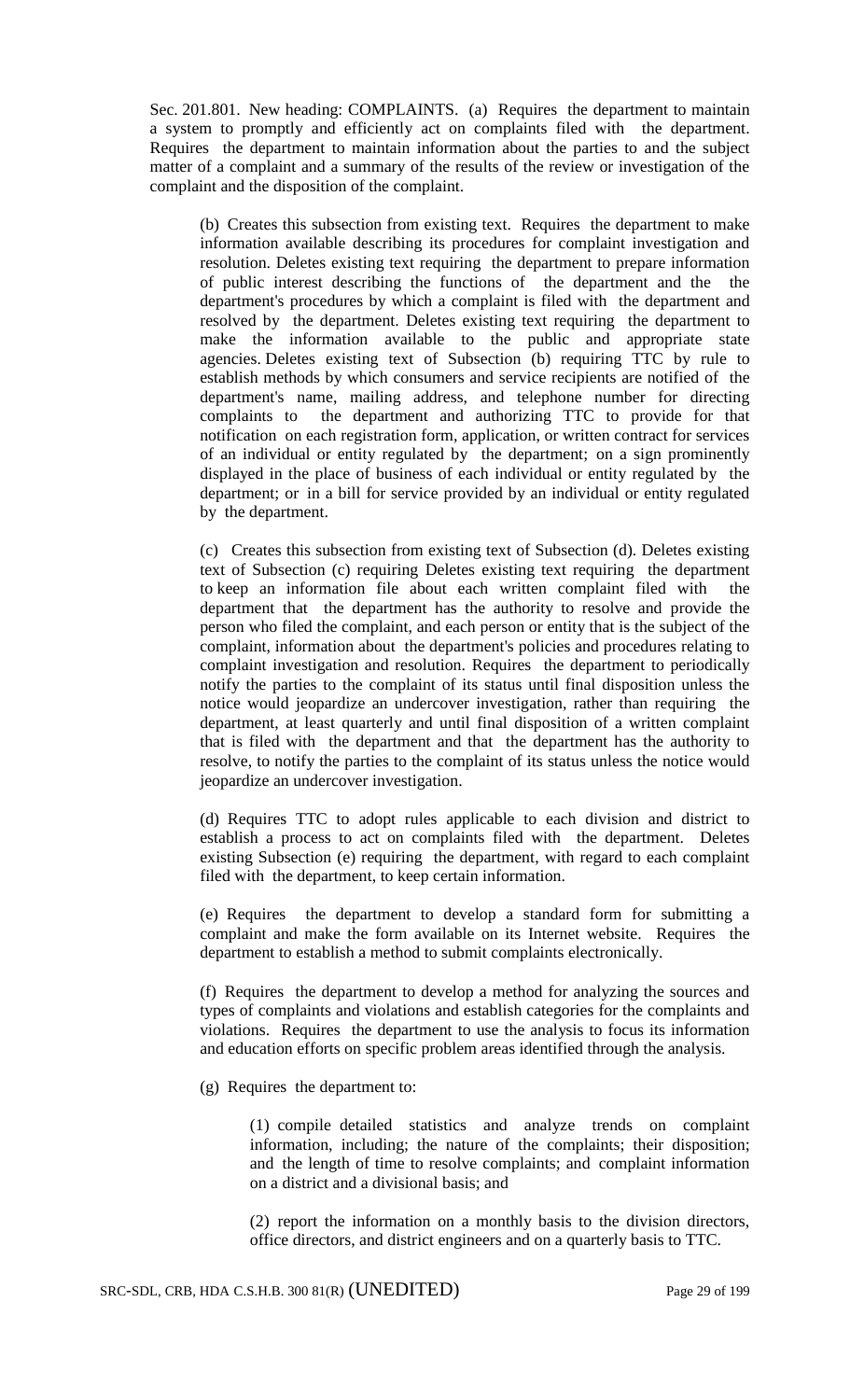Sec. 201.801. New heading: COMPLAINTS. (a) Requires the department to maintain a system to promptly and efficiently act on complaints filed with the department. Requires the department to maintain information about the parties to and the subject matter of a complaint and a summary of the results of the review or investigation of the complaint and the disposition of the complaint.

(b) Creates this subsection from existing text. Requires the department to make information available describing its procedures for complaint investigation and resolution. Deletes existing text requiring the department to prepare information of public interest describing the functions of the department and the the department's procedures by which a complaint is filed with the department and resolved by the department. Deletes existing text requiring the department to make the information available to the public and appropriate state agencies. Deletes existing text of Subsection (b) requiring TTC by rule to establish methods by which consumers and service recipients are notified of the department's name, mailing address, and telephone number for directing complaints to the department and authorizing TTC to provide for that notification on each registration form, application, or written contract for services of an individual or entity regulated by the department; on a sign prominently displayed in the place of business of each individual or entity regulated by the department; or in a bill for service provided by an individual or entity regulated by the department.

(c) Creates this subsection from existing text of Subsection (d). Deletes existing text of Subsection (c) requiring Deletes existing text requiring the department to keep an information file about each written complaint filed with the department that the department has the authority to resolve and provide the person who filed the complaint, and each person or entity that is the subject of the complaint, information about the department's policies and procedures relating to complaint investigation and resolution. Requires the department to periodically notify the parties to the complaint of its status until final disposition unless the notice would jeopardize an undercover investigation, rather than requiring the department, at least quarterly and until final disposition of a written complaint that is filed with the department and that the department has the authority to resolve, to notify the parties to the complaint of its status unless the notice would jeopardize an undercover investigation.

(d) Requires TTC to adopt rules applicable to each division and district to establish a process to act on complaints filed with the department. Deletes existing Subsection (e) requiring the department, with regard to each complaint filed with the department, to keep certain information.

(e) Requires the department to develop a standard form for submitting a complaint and make the form available on its Internet website. Requires the department to establish a method to submit complaints electronically.

(f) Requires the department to develop a method for analyzing the sources and types of complaints and violations and establish categories for the complaints and violations. Requires the department to use the analysis to focus its information and education efforts on specific problem areas identified through the analysis.

(g) Requires the department to:

(1) compile detailed statistics and analyze trends on complaint information, including; the nature of the complaints; their disposition; and the length of time to resolve complaints; and complaint information on a district and a divisional basis; and

(2) report the information on a monthly basis to the division directors, office directors, and district engineers and on a quarterly basis to TTC.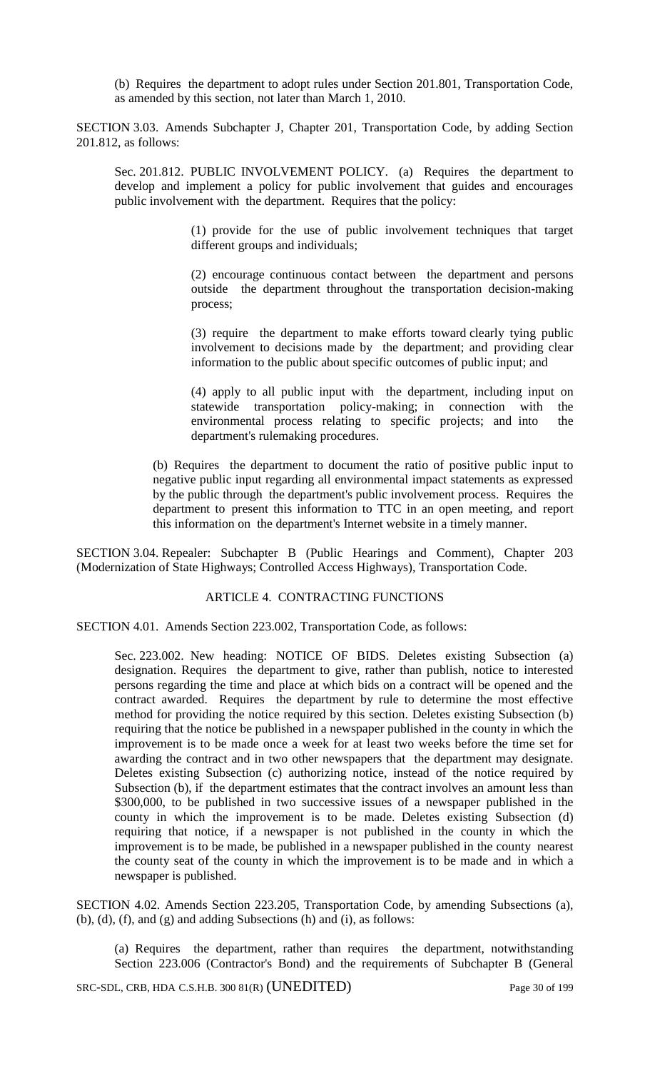(b) Requires the department to adopt rules under Section 201.801, Transportation Code, as amended by this section, not later than March 1, 2010.

SECTION 3.03. Amends Subchapter J, Chapter 201, Transportation Code, by adding Section 201.812, as follows:

Sec. 201.812. PUBLIC INVOLVEMENT POLICY. (a) Requires the department to develop and implement a policy for public involvement that guides and encourages public involvement with the department. Requires that the policy:

(1) provide for the use of public involvement techniques that target different groups and individuals;

(2) encourage continuous contact between the department and persons outside the department throughout the transportation decision-making process;

(3) require the department to make efforts toward clearly tying public involvement to decisions made by the department; and providing clear information to the public about specific outcomes of public input; and

(4) apply to all public input with the department, including input on statewide transportation policy-making; in connection with the environmental process relating to specific projects; and into the department's rulemaking procedures.

(b) Requires the department to document the ratio of positive public input to negative public input regarding all environmental impact statements as expressed by the public through the department's public involvement process. Requires the department to present this information to TTC in an open meeting, and report this information on the department's Internet website in a timely manner.

SECTION 3.04. Repealer: Subchapter B (Public Hearings and Comment), Chapter 203 (Modernization of State Highways; Controlled Access Highways), Transportation Code.

## ARTICLE 4. CONTRACTING FUNCTIONS

SECTION 4.01. Amends Section 223.002, Transportation Code, as follows:

Sec. 223.002. New heading: NOTICE OF BIDS. Deletes existing Subsection (a) designation. Requires the department to give, rather than publish, notice to interested persons regarding the time and place at which bids on a contract will be opened and the contract awarded. Requires the department by rule to determine the most effective method for providing the notice required by this section. Deletes existing Subsection (b) requiring that the notice be published in a newspaper published in the county in which the improvement is to be made once a week for at least two weeks before the time set for awarding the contract and in two other newspapers that the department may designate. Deletes existing Subsection (c) authorizing notice, instead of the notice required by Subsection (b), if the department estimates that the contract involves an amount less than $300,000, to be published in two successive issues of a newspaper published in the county in which the improvement is to be made. Deletes existing Subsection (d) requiring that notice, if a newspaper is not published in the county in which the improvement is to be made, be published in a newspaper published in the county nearest the county seat of the county in which the improvement is to be made and in which a newspaper is published.

SECTION 4.02. Amends Section 223.205, Transportation Code, by amending Subsections (a), (b), (d), (f), and (g) and adding Subsections (h) and (i), as follows:

(a) Requires the department, rather than requires the department, notwithstanding Section 223.006 (Contractor's Bond) and the requirements of Subchapter B (General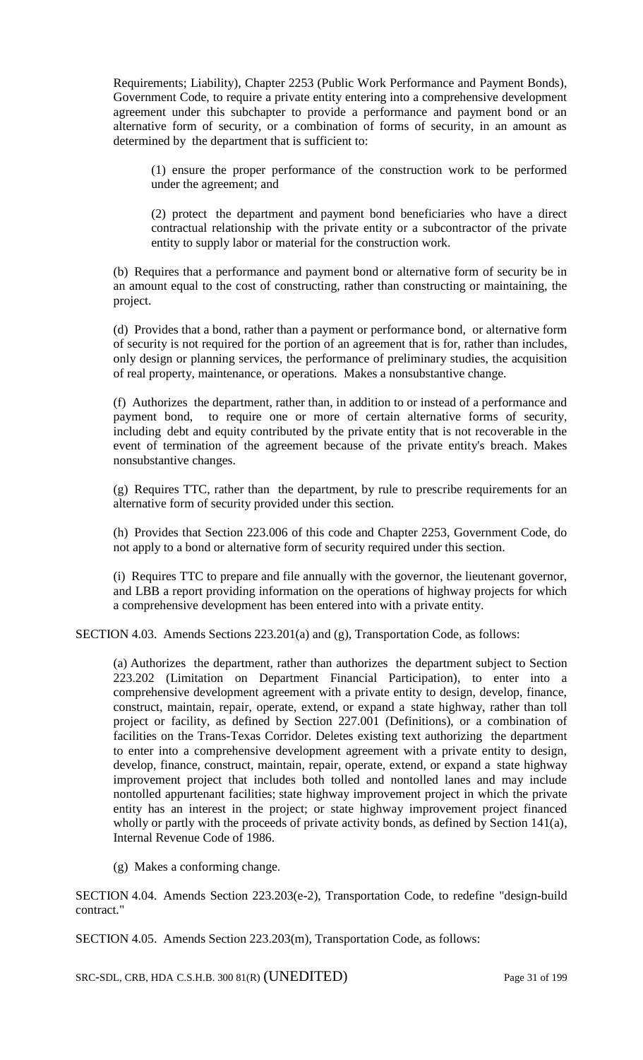Requirements; Liability), Chapter 2253 (Public Work Performance and Payment Bonds), Government Code, to require a private entity entering into a comprehensive development agreement under this subchapter to provide a performance and payment bond or an alternative form of security, or a combination of forms of security, in an amount as determined by the department that is sufficient to:

(1) ensure the proper performance of the construction work to be performed under the agreement; and

(2) protect the department and payment bond beneficiaries who have a direct contractual relationship with the private entity or a subcontractor of the private entity to supply labor or material for the construction work.

(b) Requires that a performance and payment bond or alternative form of security be in an amount equal to the cost of constructing, rather than constructing or maintaining, the project.

(d) Provides that a bond, rather than a payment or performance bond, or alternative form of security is not required for the portion of an agreement that is for, rather than includes, only design or planning services, the performance of preliminary studies, the acquisition of real property, maintenance, or operations. Makes a nonsubstantive change.

(f) Authorizes the department, rather than, in addition to or instead of a performance and payment bond, to require one or more of certain alternative forms of security, including debt and equity contributed by the private entity that is not recoverable in the event of termination of the agreement because of the private entity's breach. Makes nonsubstantive changes.

(g) Requires TTC, rather than the department, by rule to prescribe requirements for an alternative form of security provided under this section.

(h) Provides that Section 223.006 of this code and Chapter 2253, Government Code, do not apply to a bond or alternative form of security required under this section.

(i) Requires TTC to prepare and file annually with the governor, the lieutenant governor, and LBB a report providing information on the operations of highway projects for which a comprehensive development has been entered into with a private entity.

SECTION 4.03. Amends Sections 223.201(a) and (g), Transportation Code, as follows:

(a) Authorizes the department, rather than authorizes the department subject to Section 223.202 (Limitation on Department Financial Participation), to enter into a comprehensive development agreement with a private entity to design, develop, finance, construct, maintain, repair, operate, extend, or expand a state highway, rather than toll project or facility, as defined by Section 227.001 (Definitions), or a combination of facilities on the Trans-Texas Corridor. Deletes existing text authorizing the department to enter into a comprehensive development agreement with a private entity to design, develop, finance, construct, maintain, repair, operate, extend, or expand a state highway improvement project that includes both tolled and nontolled lanes and may include nontolled appurtenant facilities; state highway improvement project in which the private entity has an interest in the project; or state highway improvement project financed wholly or partly with the proceeds of private activity bonds, as defined by Section 141(a), Internal Revenue Code of 1986.

(g) Makes a conforming change.

SECTION 4.04. Amends Section 223.203(e-2), Transportation Code, to redefine "design-build contract."

SECTION 4.05. Amends Section 223.203(m), Transportation Code, as follows: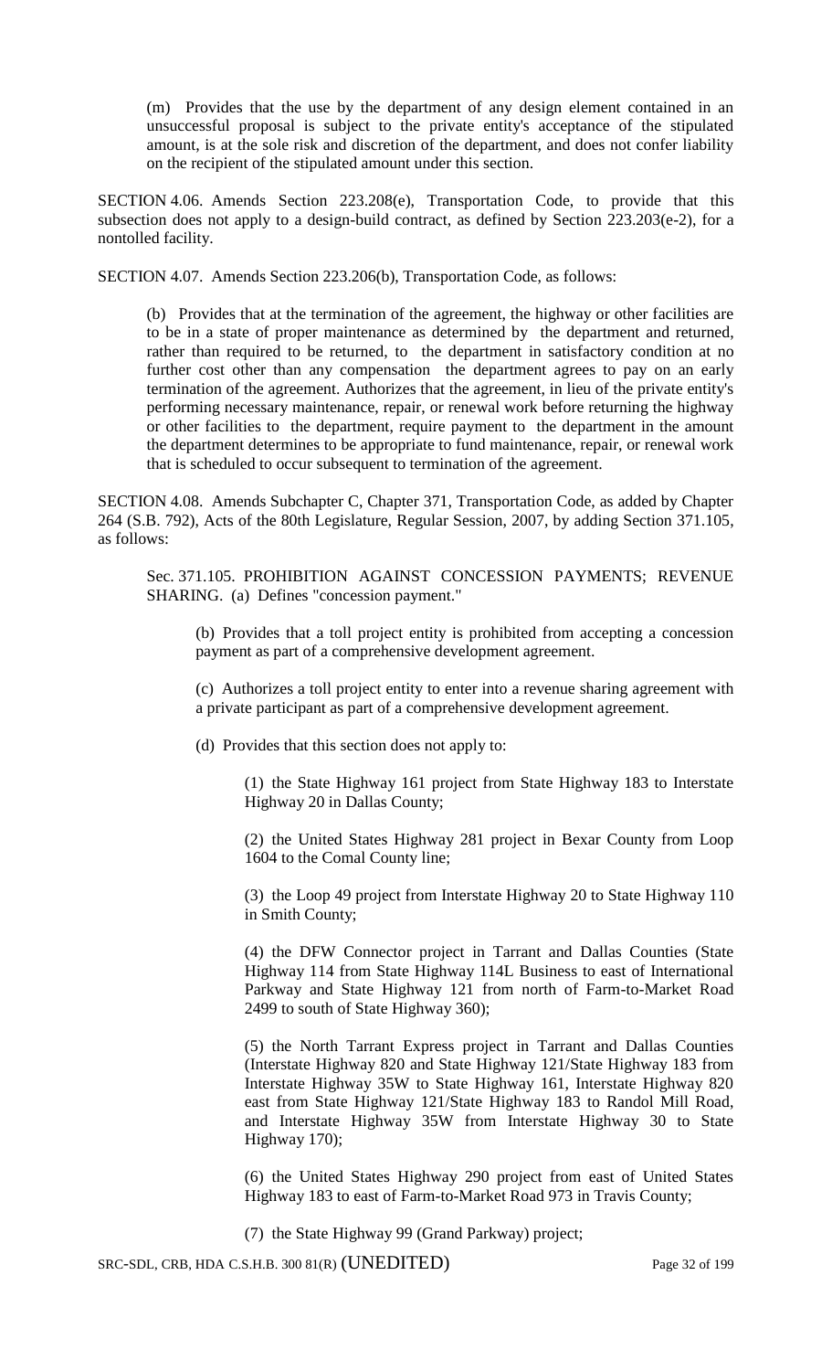(m) Provides that the use by the department of any design element contained in an unsuccessful proposal is subject to the private entity's acceptance of the stipulated amount, is at the sole risk and discretion of the department, and does not confer liability on the recipient of the stipulated amount under this section.

SECTION 4.06. Amends Section 223.208(e), Transportation Code, to provide that this subsection does not apply to a design-build contract, as defined by Section 223.203(e-2), for a nontolled facility.

SECTION 4.07. Amends Section 223.206(b), Transportation Code, as follows:

(b) Provides that at the termination of the agreement, the highway or other facilities are to be in a state of proper maintenance as determined by the department and returned, rather than required to be returned, to the department in satisfactory condition at no further cost other than any compensation the department agrees to pay on an early termination of the agreement. Authorizes that the agreement, in lieu of the private entity's performing necessary maintenance, repair, or renewal work before returning the highway or other facilities to the department, require payment to the department in the amount the department determines to be appropriate to fund maintenance, repair, or renewal work that is scheduled to occur subsequent to termination of the agreement.

SECTION 4.08. Amends Subchapter C, Chapter 371, Transportation Code, as added by Chapter 264 (S.B. 792), Acts of the 80th Legislature, Regular Session, 2007, by adding Section 371.105, as follows:

Sec. 371.105. PROHIBITION AGAINST CONCESSION PAYMENTS; REVENUE SHARING. (a) Defines "concession payment."

(b) Provides that a toll project entity is prohibited from accepting a concession payment as part of a comprehensive development agreement.

(c) Authorizes a toll project entity to enter into a revenue sharing agreement with a private participant as part of a comprehensive development agreement.

(d) Provides that this section does not apply to:

(1) the State Highway 161 project from State Highway 183 to Interstate Highway 20 in Dallas County;

(2) the United States Highway 281 project in Bexar County from Loop 1604 to the Comal County line;

(3) the Loop 49 project from Interstate Highway 20 to State Highway 110 in Smith County;

(4) the DFW Connector project in Tarrant and Dallas Counties (State Highway 114 from State Highway 114L Business to east of International Parkway and State Highway 121 from north of Farm-to-Market Road 2499 to south of State Highway 360);

(5) the North Tarrant Express project in Tarrant and Dallas Counties (Interstate Highway 820 and State Highway 121/State Highway 183 from Interstate Highway 35W to State Highway 161, Interstate Highway 820 east from State Highway 121/State Highway 183 to Randol Mill Road, and Interstate Highway 35W from Interstate Highway 30 to State Highway 170);

(6) the United States Highway 290 project from east of United States Highway 183 to east of Farm-to-Market Road 973 in Travis County;

(7) the State Highway 99 (Grand Parkway) project;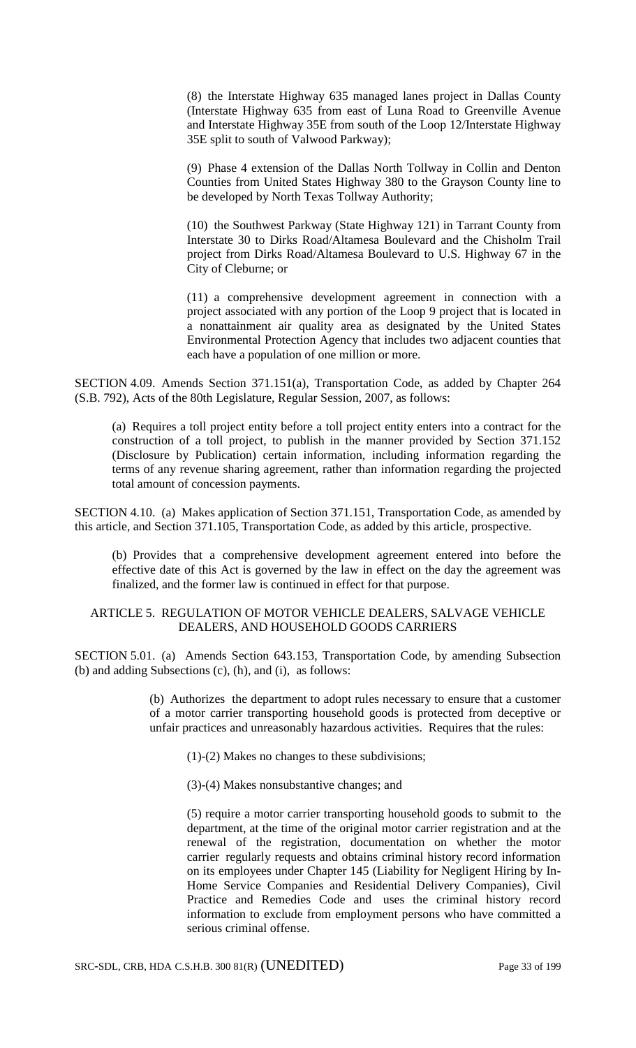(8) the Interstate Highway 635 managed lanes project in Dallas County (Interstate Highway 635 from east of Luna Road to Greenville Avenue and Interstate Highway 35E from south of the Loop 12/Interstate Highway 35E split to south of Valwood Parkway);

(9) Phase 4 extension of the Dallas North Tollway in Collin and Denton Counties from United States Highway 380 to the Grayson County line to be developed by North Texas Tollway Authority;

(10) the Southwest Parkway (State Highway 121) in Tarrant County from Interstate 30 to Dirks Road/Altamesa Boulevard and the Chisholm Trail project from Dirks Road/Altamesa Boulevard to U.S. Highway 67 in the City of Cleburne; or

(11) a comprehensive development agreement in connection with a project associated with any portion of the Loop 9 project that is located in a nonattainment air quality area as designated by the United States Environmental Protection Agency that includes two adjacent counties that each have a population of one million or more.

SECTION 4.09. Amends Section 371.151(a), Transportation Code, as added by Chapter 264 (S.B. 792), Acts of the 80th Legislature, Regular Session, 2007, as follows:

(a) Requires a toll project entity before a toll project entity enters into a contract for the construction of a toll project, to publish in the manner provided by Section 371.152 (Disclosure by Publication) certain information, including information regarding the terms of any revenue sharing agreement, rather than information regarding the projected total amount of concession payments.

SECTION 4.10. (a) Makes application of Section 371.151, Transportation Code, as amended by this article, and Section 371.105, Transportation Code, as added by this article, prospective.

(b) Provides that a comprehensive development agreement entered into before the effective date of this Act is governed by the law in effect on the day the agreement was finalized, and the former law is continued in effect for that purpose.

## ARTICLE 5. REGULATION OF MOTOR VEHICLE DEALERS, SALVAGE VEHICLE DEALERS, AND HOUSEHOLD GOODS CARRIERS

SECTION 5.01. (a) Amends Section 643.153, Transportation Code, by amending Subsection (b) and adding Subsections (c), (h), and (i), as follows:

(b) Authorizes the department to adopt rules necessary to ensure that a customer of a motor carrier transporting household goods is protected from deceptive or unfair practices and unreasonably hazardous activities. Requires that the rules:

(1)-(2) Makes no changes to these subdivisions;

(3)-(4) Makes nonsubstantive changes; and

(5) require a motor carrier transporting household goods to submit to the department, at the time of the original motor carrier registration and at the renewal of the registration, documentation on whether the motor carrier regularly requests and obtains criminal history record information on its employees under Chapter 145 (Liability for Negligent Hiring by In-Home Service Companies and Residential Delivery Companies), Civil Practice and Remedies Code and uses the criminal history record information to exclude from employment persons who have committed a serious criminal offense.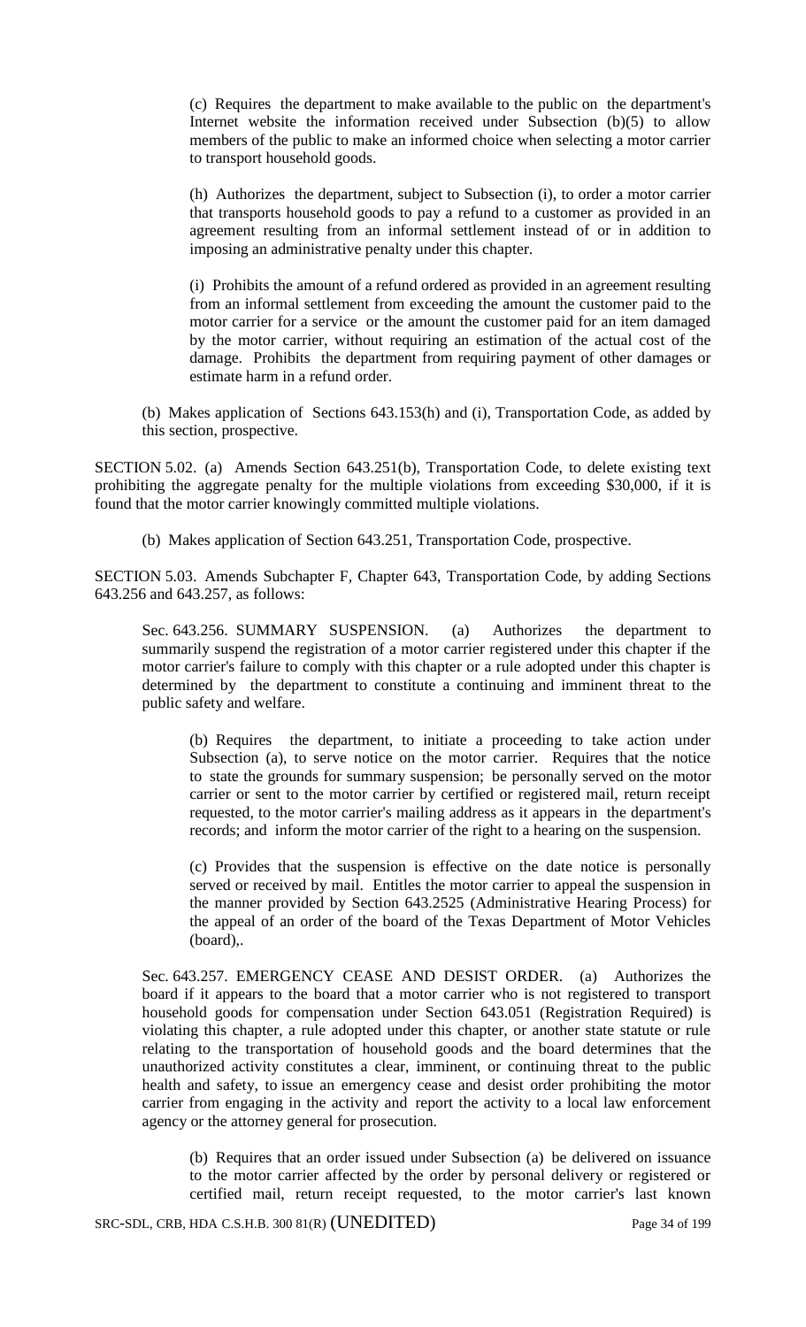(c) Requires the department to make available to the public on the department's Internet website the information received under Subsection (b)(5) to allow members of the public to make an informed choice when selecting a motor carrier to transport household goods.

(h) Authorizes the department, subject to Subsection (i), to order a motor carrier that transports household goods to pay a refund to a customer as provided in an agreement resulting from an informal settlement instead of or in addition to imposing an administrative penalty under this chapter.

(i) Prohibits the amount of a refund ordered as provided in an agreement resulting from an informal settlement from exceeding the amount the customer paid to the motor carrier for a service or the amount the customer paid for an item damaged by the motor carrier, without requiring an estimation of the actual cost of the damage. Prohibits the department from requiring payment of other damages or estimate harm in a refund order.

(b) Makes application of Sections 643.153(h) and (i), Transportation Code, as added by this section, prospective.

SECTION 5.02. (a) Amends Section 643.251(b), Transportation Code, to delete existing text prohibiting the aggregate penalty for the multiple violations from exceeding $30,000, if it is found that the motor carrier knowingly committed multiple violations.

(b) Makes application of Section 643.251, Transportation Code, prospective.

SECTION 5.03. Amends Subchapter F, Chapter 643, Transportation Code, by adding Sections 643.256 and 643.257, as follows:

Sec. 643.256. SUMMARY SUSPENSION. (a) Authorizes the department to summarily suspend the registration of a motor carrier registered under this chapter if the motor carrier's failure to comply with this chapter or a rule adopted under this chapter is determined by the department to constitute a continuing and imminent threat to the public safety and welfare.

(b) Requires the department, to initiate a proceeding to take action under Subsection (a), to serve notice on the motor carrier. Requires that the notice to state the grounds for summary suspension; be personally served on the motor carrier or sent to the motor carrier by certified or registered mail, return receipt requested, to the motor carrier's mailing address as it appears in the department's records; and inform the motor carrier of the right to a hearing on the suspension.

(c) Provides that the suspension is effective on the date notice is personally served or received by mail. Entitles the motor carrier to appeal the suspension in the manner provided by Section 643.2525 (Administrative Hearing Process) for the appeal of an order of the board of the Texas Department of Motor Vehicles (board),.

Sec. 643.257. EMERGENCY CEASE AND DESIST ORDER. (a) Authorizes the board if it appears to the board that a motor carrier who is not registered to transport household goods for compensation under Section 643.051 (Registration Required) is violating this chapter, a rule adopted under this chapter, or another state statute or rule relating to the transportation of household goods and the board determines that the unauthorized activity constitutes a clear, imminent, or continuing threat to the public health and safety, to issue an emergency cease and desist order prohibiting the motor carrier from engaging in the activity and report the activity to a local law enforcement agency or the attorney general for prosecution.

(b) Requires that an order issued under Subsection (a) be delivered on issuance to the motor carrier affected by the order by personal delivery or registered or certified mail, return receipt requested, to the motor carrier's last known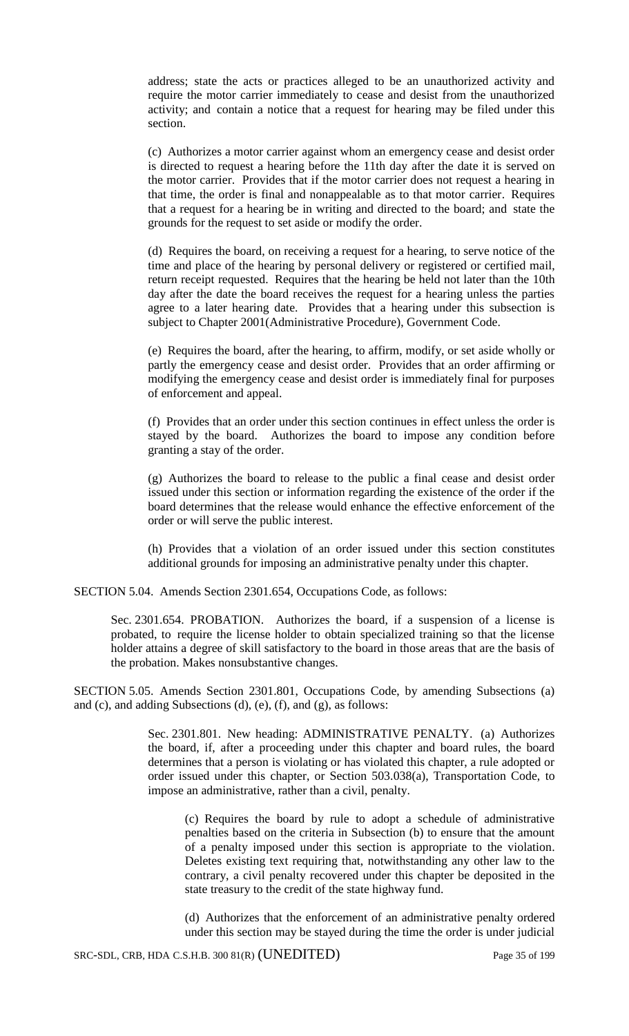address; state the acts or practices alleged to be an unauthorized activity and require the motor carrier immediately to cease and desist from the unauthorized activity; and contain a notice that a request for hearing may be filed under this section.

(c) Authorizes a motor carrier against whom an emergency cease and desist order is directed to request a hearing before the 11th day after the date it is served on the motor carrier. Provides that if the motor carrier does not request a hearing in that time, the order is final and nonappealable as to that motor carrier. Requires that a request for a hearing be in writing and directed to the board; and state the grounds for the request to set aside or modify the order.

(d) Requires the board, on receiving a request for a hearing, to serve notice of the time and place of the hearing by personal delivery or registered or certified mail, return receipt requested. Requires that the hearing be held not later than the 10th day after the date the board receives the request for a hearing unless the parties agree to a later hearing date. Provides that a hearing under this subsection is subject to Chapter 2001(Administrative Procedure), Government Code.

(e) Requires the board, after the hearing, to affirm, modify, or set aside wholly or partly the emergency cease and desist order. Provides that an order affirming or modifying the emergency cease and desist order is immediately final for purposes of enforcement and appeal.

(f) Provides that an order under this section continues in effect unless the order is stayed by the board. Authorizes the board to impose any condition before granting a stay of the order.

(g) Authorizes the board to release to the public a final cease and desist order issued under this section or information regarding the existence of the order if the board determines that the release would enhance the effective enforcement of the order or will serve the public interest.

(h) Provides that a violation of an order issued under this section constitutes additional grounds for imposing an administrative penalty under this chapter.

SECTION 5.04. Amends Section 2301.654, Occupations Code, as follows:

Sec. 2301.654. PROBATION. Authorizes the board, if a suspension of a license is probated, to require the license holder to obtain specialized training so that the license holder attains a degree of skill satisfactory to the board in those areas that are the basis of the probation. Makes nonsubstantive changes.

SECTION 5.05. Amends Section 2301.801, Occupations Code, by amending Subsections (a) and (c), and adding Subsections (d), (e), (f), and (g), as follows:

Sec. 2301.801. New heading: ADMINISTRATIVE PENALTY. (a) Authorizes the board, if, after a proceeding under this chapter and board rules, the board determines that a person is violating or has violated this chapter, a rule adopted or order issued under this chapter, or Section 503.038(a), Transportation Code, to impose an administrative, rather than a civil, penalty.

(c) Requires the board by rule to adopt a schedule of administrative penalties based on the criteria in Subsection (b) to ensure that the amount of a penalty imposed under this section is appropriate to the violation. Deletes existing text requiring that, notwithstanding any other law to the contrary, a civil penalty recovered under this chapter be deposited in the state treasury to the credit of the state highway fund.

(d) Authorizes that the enforcement of an administrative penalty ordered under this section may be stayed during the time the order is under judicial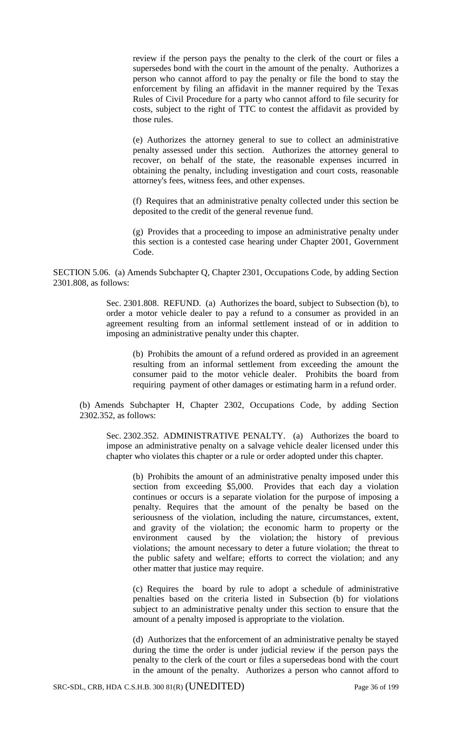review if the person pays the penalty to the clerk of the court or files a supersedes bond with the court in the amount of the penalty. Authorizes a person who cannot afford to pay the penalty or file the bond to stay the enforcement by filing an affidavit in the manner required by the Texas Rules of Civil Procedure for a party who cannot afford to file security for costs, subject to the right of TTC to contest the affidavit as provided by those rules.

(e) Authorizes the attorney general to sue to collect an administrative penalty assessed under this section. Authorizes the attorney general to recover, on behalf of the state, the reasonable expenses incurred in obtaining the penalty, including investigation and court costs, reasonable attorney's fees, witness fees, and other expenses.

(f) Requires that an administrative penalty collected under this section be deposited to the credit of the general revenue fund.

(g) Provides that a proceeding to impose an administrative penalty under this section is a contested case hearing under Chapter 2001, Government Code.

SECTION 5.06. (a) Amends Subchapter Q, Chapter 2301, Occupations Code, by adding Section 2301.808, as follows:

Sec. 2301.808. REFUND. (a) Authorizes the board, subject to Subsection (b), to order a motor vehicle dealer to pay a refund to a consumer as provided in an agreement resulting from an informal settlement instead of or in addition to imposing an administrative penalty under this chapter.

(b) Prohibits the amount of a refund ordered as provided in an agreement resulting from an informal settlement from exceeding the amount the consumer paid to the motor vehicle dealer. Prohibits the board from requiring payment of other damages or estimating harm in a refund order.

(b) Amends Subchapter H, Chapter 2302, Occupations Code, by adding Section 2302.352, as follows:

Sec. 2302.352. ADMINISTRATIVE PENALTY. (a) Authorizes the board to impose an administrative penalty on a salvage vehicle dealer licensed under this chapter who violates this chapter or a rule or order adopted under this chapter.

(b) Prohibits the amount of an administrative penalty imposed under this section from exceeding $5,000. Provides that each day a violation continues or occurs is a separate violation for the purpose of imposing a penalty. Requires that the amount of the penalty be based on the seriousness of the violation, including the nature, circumstances, extent, and gravity of the violation; the economic harm to property or the environment caused by the violation; the history of previous violations; the amount necessary to deter a future violation; the threat to the public safety and welfare; efforts to correct the violation; and any other matter that justice may require.

(c) Requires the board by rule to adopt a schedule of administrative penalties based on the criteria listed in Subsection (b) for violations subject to an administrative penalty under this section to ensure that the amount of a penalty imposed is appropriate to the violation.

(d) Authorizes that the enforcement of an administrative penalty be stayed during the time the order is under judicial review if the person pays the penalty to the clerk of the court or files a supersedeas bond with the court in the amount of the penalty. Authorizes a person who cannot afford to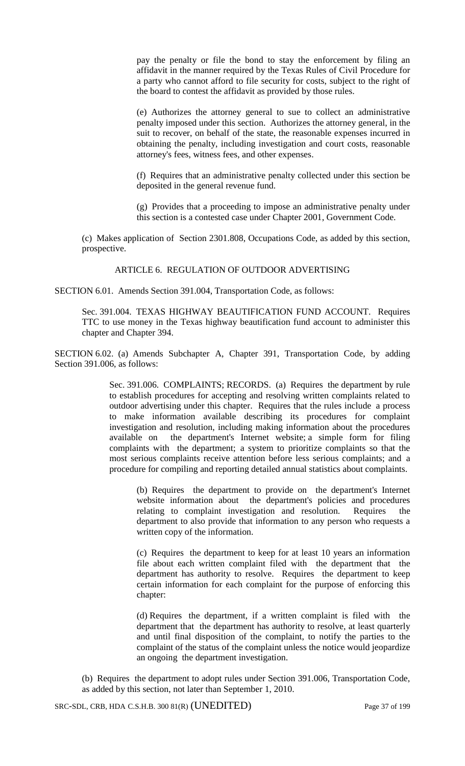pay the penalty or file the bond to stay the enforcement by filing an affidavit in the manner required by the Texas Rules of Civil Procedure for a party who cannot afford to file security for costs, subject to the right of the board to contest the affidavit as provided by those rules.

(e) Authorizes the attorney general to sue to collect an administrative penalty imposed under this section. Authorizes the attorney general, in the suit to recover, on behalf of the state, the reasonable expenses incurred in obtaining the penalty, including investigation and court costs, reasonable attorney's fees, witness fees, and other expenses.

(f) Requires that an administrative penalty collected under this section be deposited in the general revenue fund.

(g) Provides that a proceeding to impose an administrative penalty under this section is a contested case under Chapter 2001, Government Code.

(c) Makes application of Section 2301.808, Occupations Code, as added by this section, prospective.

ARTICLE 6. REGULATION OF OUTDOOR ADVERTISING

SECTION 6.01. Amends Section 391.004, Transportation Code, as follows:

Sec. 391.004. TEXAS HIGHWAY BEAUTIFICATION FUND ACCOUNT. Requires TTC to use money in the Texas highway beautification fund account to administer this chapter and Chapter 394.

SECTION 6.02. (a) Amends Subchapter A, Chapter 391, Transportation Code, by adding Section 391.006, as follows:

Sec. 391.006. COMPLAINTS; RECORDS. (a) Requires the department by rule to establish procedures for accepting and resolving written complaints related to outdoor advertising under this chapter. Requires that the rules include a process to make information available describing its procedures for complaint investigation and resolution, including making information about the procedures available on the department's Internet website; a simple form for filing complaints with the department; a system to prioritize complaints so that the most serious complaints receive attention before less serious complaints; and a procedure for compiling and reporting detailed annual statistics about complaints.

(b) Requires the department to provide on the department's Internet website information about the department's policies and procedures relating to complaint investigation and resolution. Requires the department to also provide that information to any person who requests a written copy of the information.

(c) Requires the department to keep for at least 10 years an information file about each written complaint filed with the department that the department has authority to resolve. Requires the department to keep certain information for each complaint for the purpose of enforcing this chapter:

(d) Requires the department, if a written complaint is filed with the department that the department has authority to resolve, at least quarterly and until final disposition of the complaint, to notify the parties to the complaint of the status of the complaint unless the notice would jeopardize an ongoing the department investigation.

(b) Requires the department to adopt rules under Section 391.006, Transportation Code, as added by this section, not later than September 1, 2010.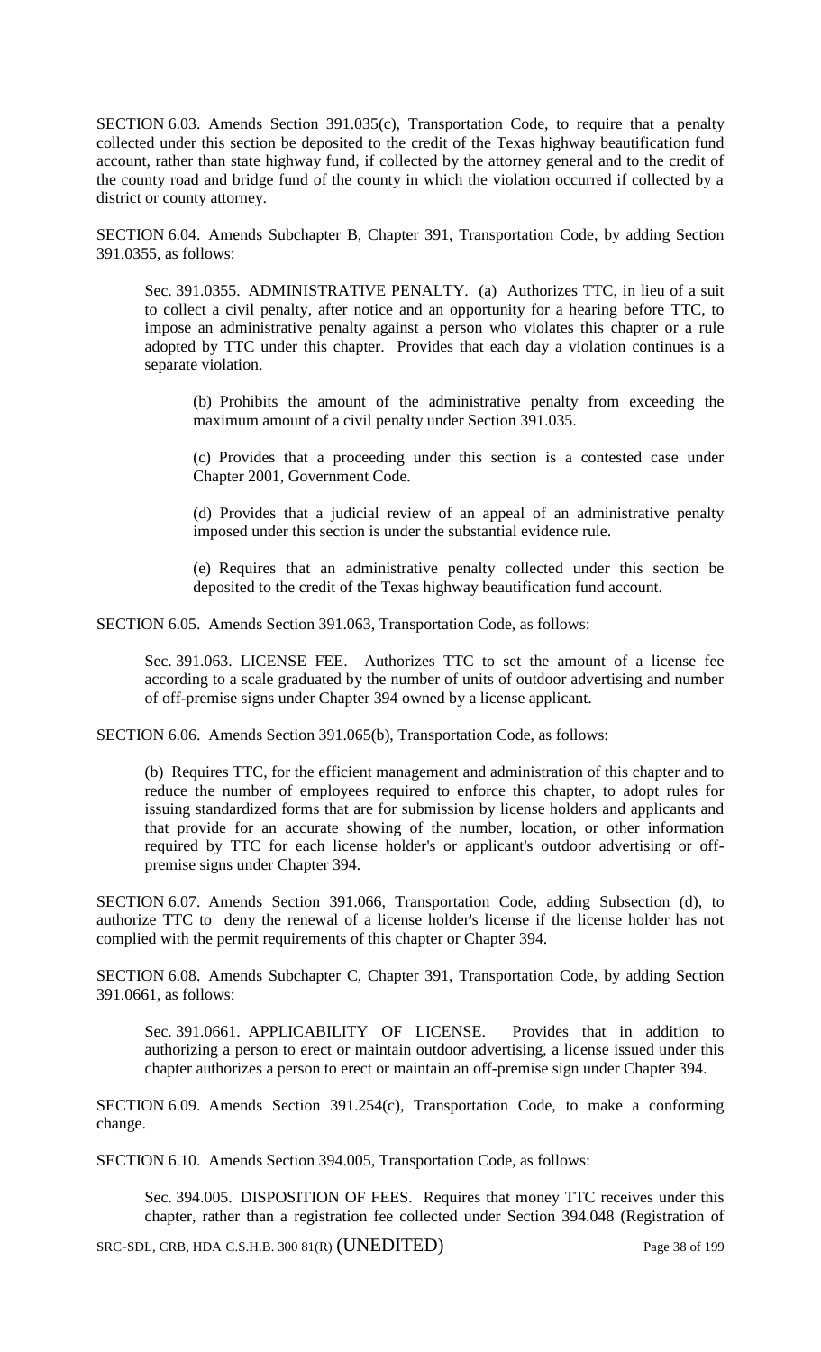SECTION 6.03. Amends Section 391.035(c), Transportation Code, to require that a penalty collected under this section be deposited to the credit of the Texas highway beautification fund account, rather than state highway fund, if collected by the attorney general and to the credit of the county road and bridge fund of the county in which the violation occurred if collected by a district or county attorney.

SECTION 6.04. Amends Subchapter B, Chapter 391, Transportation Code, by adding Section 391.0355, as follows:

Sec. 391.0355. ADMINISTRATIVE PENALTY. (a) Authorizes TTC, in lieu of a suit to collect a civil penalty, after notice and an opportunity for a hearing before TTC, to impose an administrative penalty against a person who violates this chapter or a rule adopted by TTC under this chapter. Provides that each day a violation continues is a separate violation.

(b) Prohibits the amount of the administrative penalty from exceeding the maximum amount of a civil penalty under Section 391.035.

(c) Provides that a proceeding under this section is a contested case under Chapter 2001, Government Code.

(d) Provides that a judicial review of an appeal of an administrative penalty imposed under this section is under the substantial evidence rule.

(e) Requires that an administrative penalty collected under this section be deposited to the credit of the Texas highway beautification fund account.

SECTION 6.05. Amends Section 391.063, Transportation Code, as follows:

Sec. 391.063. LICENSE FEE. Authorizes TTC to set the amount of a license fee according to a scale graduated by the number of units of outdoor advertising and number of off-premise signs under Chapter 394 owned by a license applicant.

SECTION 6.06. Amends Section 391.065(b), Transportation Code, as follows:

(b) Requires TTC, for the efficient management and administration of this chapter and to reduce the number of employees required to enforce this chapter, to adopt rules for issuing standardized forms that are for submission by license holders and applicants and that provide for an accurate showing of the number, location, or other information required by TTC for each license holder's or applicant's outdoor advertising or off-premise signs under Chapter 394.

SECTION 6.07. Amends Section 391.066, Transportation Code, adding Subsection (d), to authorize TTC to deny the renewal of a license holder's license if the license holder has not complied with the permit requirements of this chapter or Chapter 394.

SECTION 6.08. Amends Subchapter C, Chapter 391, Transportation Code, by adding Section 391.0661, as follows:

Sec. 391.0661. APPLICABILITY OF LICENSE. Provides that in addition to authorizing a person to erect or maintain outdoor advertising, a license issued under this chapter authorizes a person to erect or maintain an off-premise sign under Chapter 394.

SECTION 6.09. Amends Section 391.254(c), Transportation Code, to make a conforming change.

SECTION 6.10. Amends Section 394.005, Transportation Code, as follows:

Sec. 394.005. DISPOSITION OF FEES. Requires that money TTC receives under this chapter, rather than a registration fee collected under Section 394.048 (Registration of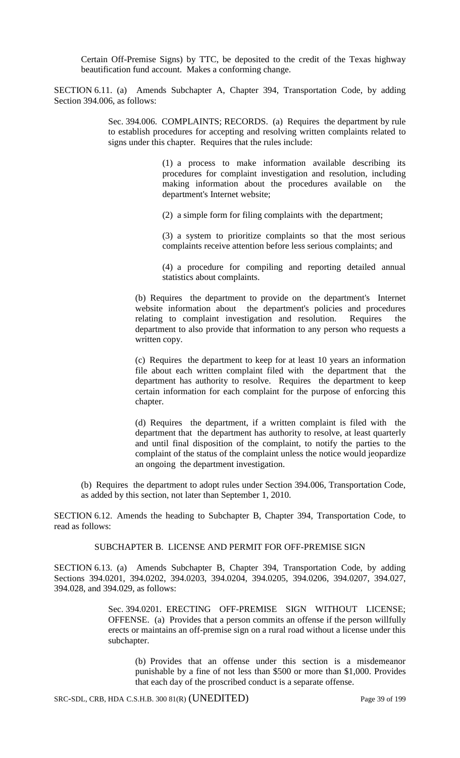Certain Off-Premise Signs) by TTC, be deposited to the credit of the Texas highway beautification fund account. Makes a conforming change.

SECTION 6.11. (a) Amends Subchapter A, Chapter 394, Transportation Code, by adding Section 394.006, as follows:

> Sec. 394.006. COMPLAINTS; RECORDS. (a) Requires the department by rule to establish procedures for accepting and resolving written complaints related to signs under this chapter. Requires that the rules include:
>
> > (1) a process to make information available describing its procedures for complaint investigation and resolution, including making information about the procedures available on the department's Internet website;
> >
> > (2) a simple form for filing complaints with the department;
> >
> > (3) a system to prioritize complaints so that the most serious complaints receive attention before less serious complaints; and
> >
> > (4) a procedure for compiling and reporting detailed annual statistics about complaints.
>
> (b) Requires the department to provide on the department's Internet website information about the department's policies and procedures relating to complaint investigation and resolution. Requires the department to also provide that information to any person who requests a written copy.
>
> (c) Requires the department to keep for at least 10 years an information file about each written complaint filed with the department that the department has authority to resolve. Requires the department to keep certain information for each complaint for the purpose of enforcing this chapter.
>
> (d) Requires the department, if a written complaint is filed with the department that the department has authority to resolve, at least quarterly and until final disposition of the complaint, to notify the parties to the complaint of the status of the complaint unless the notice would jeopardize an ongoing the department investigation.

(b) Requires the department to adopt rules under Section 394.006, Transportation Code, as added by this section, not later than September 1, 2010.

SECTION 6.12. Amends the heading to Subchapter B, Chapter 394, Transportation Code, to read as follows:

SUBCHAPTER B. LICENSE AND PERMIT FOR OFF-PREMISE SIGN

SECTION 6.13. (a) Amends Subchapter B, Chapter 394, Transportation Code, by adding Sections 394.0201, 394.0202, 394.0203, 394.0204, 394.0205, 394.0206, 394.0207, 394.027, 394.028, and 394.029, as follows:

> Sec. 394.0201. ERECTING OFF-PREMISE SIGN WITHOUT LICENSE; OFFENSE. (a) Provides that a person commits an offense if the person willfully erects or maintains an off-premise sign on a rural road without a license under this subchapter.
>
> > (b) Provides that an offense under this section is a misdemeanor punishable by a fine of not less than $500 or more than $1,000. Provides that each day of the proscribed conduct is a separate offense.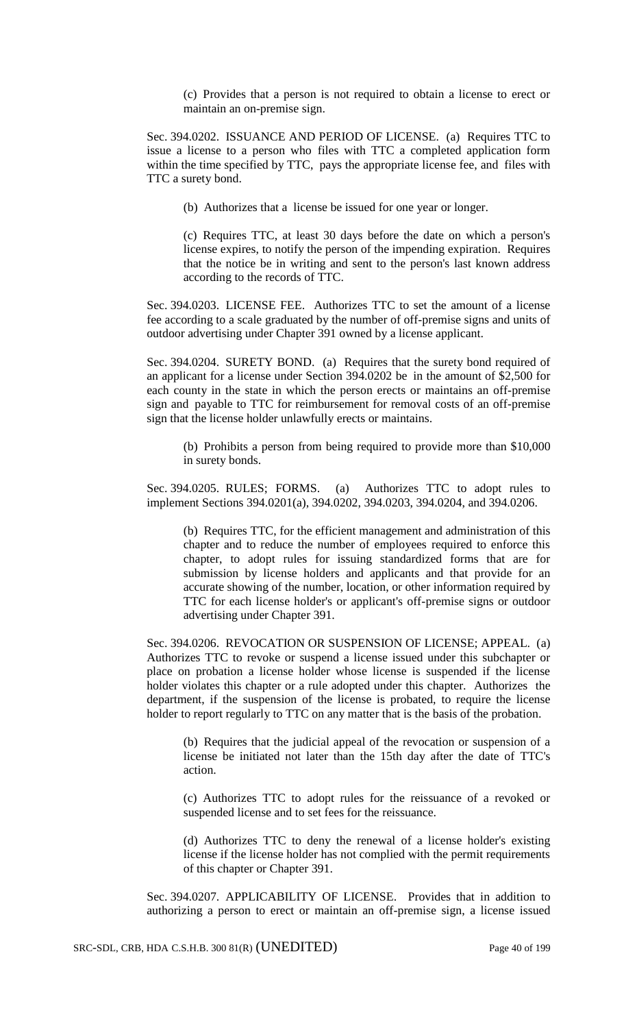(c) Provides that a person is not required to obtain a license to erect or maintain an on-premise sign.

Sec. 394.0202. ISSUANCE AND PERIOD OF LICENSE. (a) Requires TTC to issue a license to a person who files with TTC a completed application form within the time specified by TTC, pays the appropriate license fee, and files with TTC a surety bond.

(b) Authorizes that a license be issued for one year or longer.

(c) Requires TTC, at least 30 days before the date on which a person's license expires, to notify the person of the impending expiration. Requires that the notice be in writing and sent to the person's last known address according to the records of TTC.

Sec. 394.0203. LICENSE FEE. Authorizes TTC to set the amount of a license fee according to a scale graduated by the number of off-premise signs and units of outdoor advertising under Chapter 391 owned by a license applicant.

Sec. 394.0204. SURETY BOND. (a) Requires that the surety bond required of an applicant for a license under Section 394.0202 be in the amount of $2,500 for each county in the state in which the person erects or maintains an off-premise sign and payable to TTC for reimbursement for removal costs of an off-premise sign that the license holder unlawfully erects or maintains.

(b) Prohibits a person from being required to provide more than $10,000 in surety bonds.

Sec. 394.0205. RULES; FORMS. (a) Authorizes TTC to adopt rules to implement Sections 394.0201(a), 394.0202, 394.0203, 394.0204, and 394.0206.

(b) Requires TTC, for the efficient management and administration of this chapter and to reduce the number of employees required to enforce this chapter, to adopt rules for issuing standardized forms that are for submission by license holders and applicants and that provide for an accurate showing of the number, location, or other information required by TTC for each license holder's or applicant's off-premise signs or outdoor advertising under Chapter 391.

Sec. 394.0206. REVOCATION OR SUSPENSION OF LICENSE; APPEAL. (a) Authorizes TTC to revoke or suspend a license issued under this subchapter or place on probation a license holder whose license is suspended if the license holder violates this chapter or a rule adopted under this chapter. Authorizes the department, if the suspension of the license is probated, to require the license holder to report regularly to TTC on any matter that is the basis of the probation.

(b) Requires that the judicial appeal of the revocation or suspension of a license be initiated not later than the 15th day after the date of TTC's action.

(c) Authorizes TTC to adopt rules for the reissuance of a revoked or suspended license and to set fees for the reissuance.

(d) Authorizes TTC to deny the renewal of a license holder's existing license if the license holder has not complied with the permit requirements of this chapter or Chapter 391.

Sec. 394.0207. APPLICABILITY OF LICENSE. Provides that in addition to authorizing a person to erect or maintain an off-premise sign, a license issued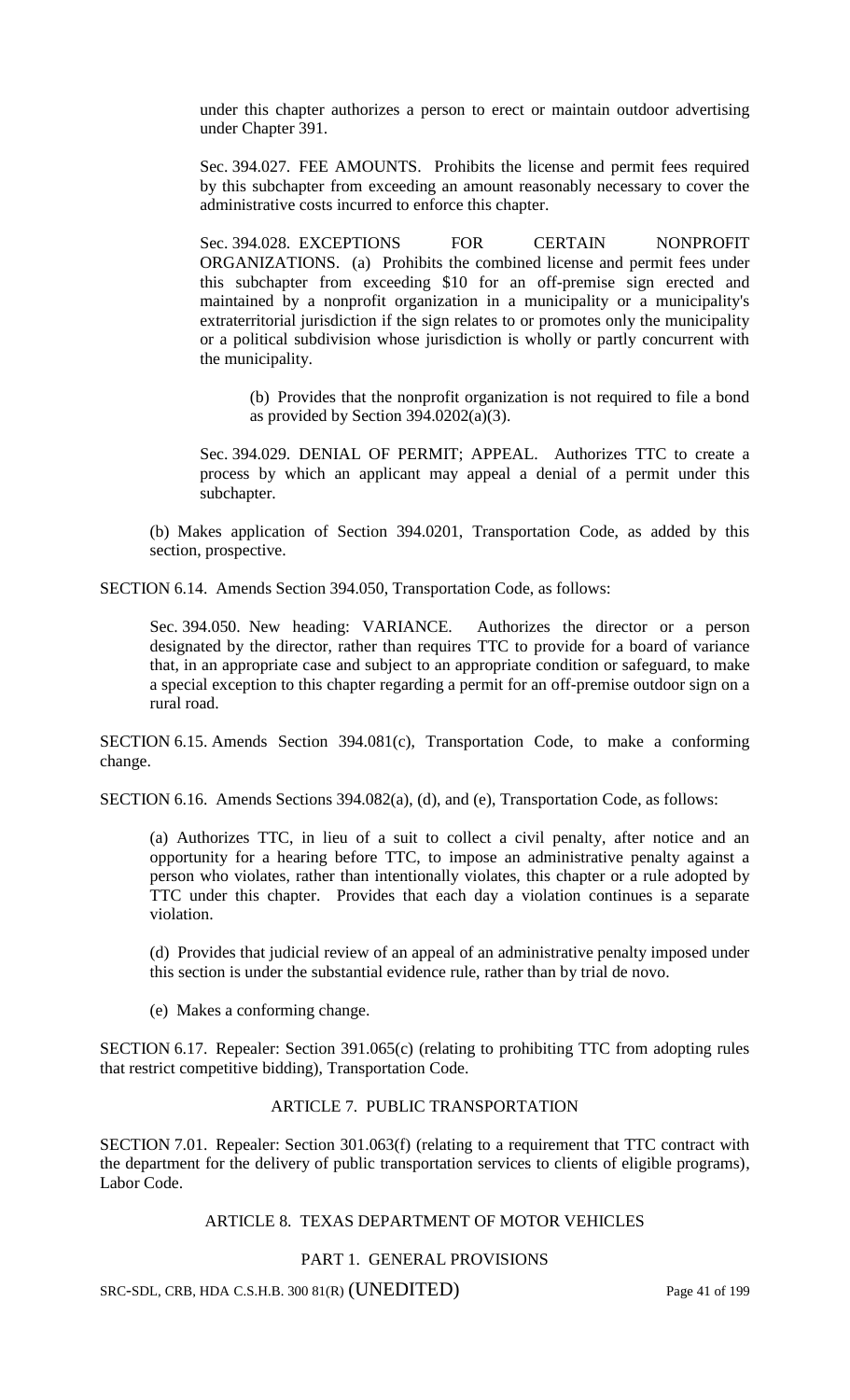under this chapter authorizes a person to erect or maintain outdoor advertising under Chapter 391.

Sec. 394.027. FEE AMOUNTS. Prohibits the license and permit fees required by this subchapter from exceeding an amount reasonably necessary to cover the administrative costs incurred to enforce this chapter.

Sec. 394.028. EXCEPTIONS FOR CERTAIN NONPROFIT ORGANIZATIONS. (a) Prohibits the combined license and permit fees under this subchapter from exceeding $10 for an off-premise sign erected and maintained by a nonprofit organization in a municipality or a municipality's extraterritorial jurisdiction if the sign relates to or promotes only the municipality or a political subdivision whose jurisdiction is wholly or partly concurrent with the municipality.

(b) Provides that the nonprofit organization is not required to file a bond as provided by Section 394.0202(a)(3).

Sec. 394.029. DENIAL OF PERMIT; APPEAL. Authorizes TTC to create a process by which an applicant may appeal a denial of a permit under this subchapter.

(b) Makes application of Section 394.0201, Transportation Code, as added by this section, prospective.

SECTION 6.14. Amends Section 394.050, Transportation Code, as follows:

Sec. 394.050. New heading: VARIANCE. Authorizes the director or a person designated by the director, rather than requires TTC to provide for a board of variance that, in an appropriate case and subject to an appropriate condition or safeguard, to make a special exception to this chapter regarding a permit for an off-premise outdoor sign on a rural road.

SECTION 6.15. Amends Section 394.081(c), Transportation Code, to make a conforming change.

SECTION 6.16. Amends Sections 394.082(a), (d), and (e), Transportation Code, as follows:

(a) Authorizes TTC, in lieu of a suit to collect a civil penalty, after notice and an opportunity for a hearing before TTC, to impose an administrative penalty against a person who violates, rather than intentionally violates, this chapter or a rule adopted by TTC under this chapter. Provides that each day a violation continues is a separate violation.

(d) Provides that judicial review of an appeal of an administrative penalty imposed under this section is under the substantial evidence rule, rather than by trial de novo.

(e) Makes a conforming change.

SECTION 6.17. Repealer: Section 391.065(c) (relating to prohibiting TTC from adopting rules that restrict competitive bidding), Transportation Code.

## ARTICLE 7. PUBLIC TRANSPORTATION

SECTION 7.01. Repealer: Section 301.063(f) (relating to a requirement that TTC contract with the department for the delivery of public transportation services to clients of eligible programs), Labor Code.

## ARTICLE 8. TEXAS DEPARTMENT OF MOTOR VEHICLES

### PART 1. GENERAL PROVISIONS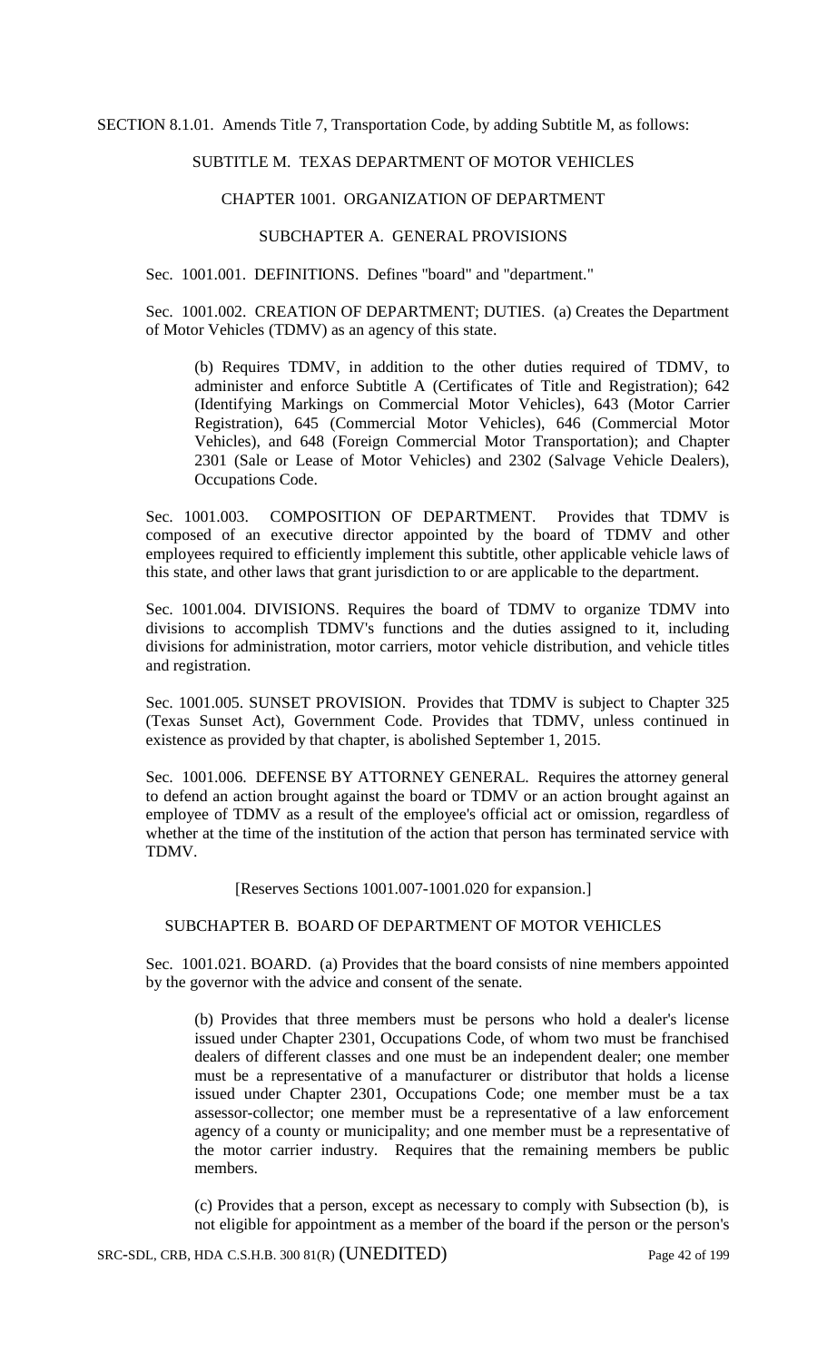SECTION 8.1.01. Amends Title 7, Transportation Code, by adding Subtitle M, as follows:

## SUBTITLE M. TEXAS DEPARTMENT OF MOTOR VEHICLES

### CHAPTER 1001. ORGANIZATION OF DEPARTMENT

#### SUBCHAPTER A. GENERAL PROVISIONS

Sec. 1001.001. DEFINITIONS. Defines "board" and "department."

Sec. 1001.002. CREATION OF DEPARTMENT; DUTIES. (a) Creates the Department of Motor Vehicles (TDMV) as an agency of this state.

(b) Requires TDMV, in addition to the other duties required of TDMV, to administer and enforce Subtitle A (Certificates of Title and Registration); 642 (Identifying Markings on Commercial Motor Vehicles), 643 (Motor Carrier Registration), 645 (Commercial Motor Vehicles), 646 (Commercial Motor Vehicles), and 648 (Foreign Commercial Motor Transportation); and Chapter 2301 (Sale or Lease of Motor Vehicles) and 2302 (Salvage Vehicle Dealers), Occupations Code.

Sec. 1001.003. COMPOSITION OF DEPARTMENT. Provides that TDMV is composed of an executive director appointed by the board of TDMV and other employees required to efficiently implement this subtitle, other applicable vehicle laws of this state, and other laws that grant jurisdiction to or are applicable to the department.

Sec. 1001.004. DIVISIONS. Requires the board of TDMV to organize TDMV into divisions to accomplish TDMV's functions and the duties assigned to it, including divisions for administration, motor carriers, motor vehicle distribution, and vehicle titles and registration.

Sec. 1001.005. SUNSET PROVISION. Provides that TDMV is subject to Chapter 325 (Texas Sunset Act), Government Code. Provides that TDMV, unless continued in existence as provided by that chapter, is abolished September 1, 2015.

Sec. 1001.006. DEFENSE BY ATTORNEY GENERAL. Requires the attorney general to defend an action brought against the board or TDMV or an action brought against an employee of TDMV as a result of the employee's official act or omission, regardless of whether at the time of the institution of the action that person has terminated service with TDMV.

[Reserves Sections 1001.007-1001.020 for expansion.]

#### SUBCHAPTER B. BOARD OF DEPARTMENT OF MOTOR VEHICLES

Sec. 1001.021. BOARD. (a) Provides that the board consists of nine members appointed by the governor with the advice and consent of the senate.

(b) Provides that three members must be persons who hold a dealer's license issued under Chapter 2301, Occupations Code, of whom two must be franchised dealers of different classes and one must be an independent dealer; one member must be a representative of a manufacturer or distributor that holds a license issued under Chapter 2301, Occupations Code; one member must be a tax assessor-collector; one member must be a representative of a law enforcement agency of a county or municipality; and one member must be a representative of the motor carrier industry. Requires that the remaining members be public members.

(c) Provides that a person, except as necessary to comply with Subsection (b), is not eligible for appointment as a member of the board if the person or the person's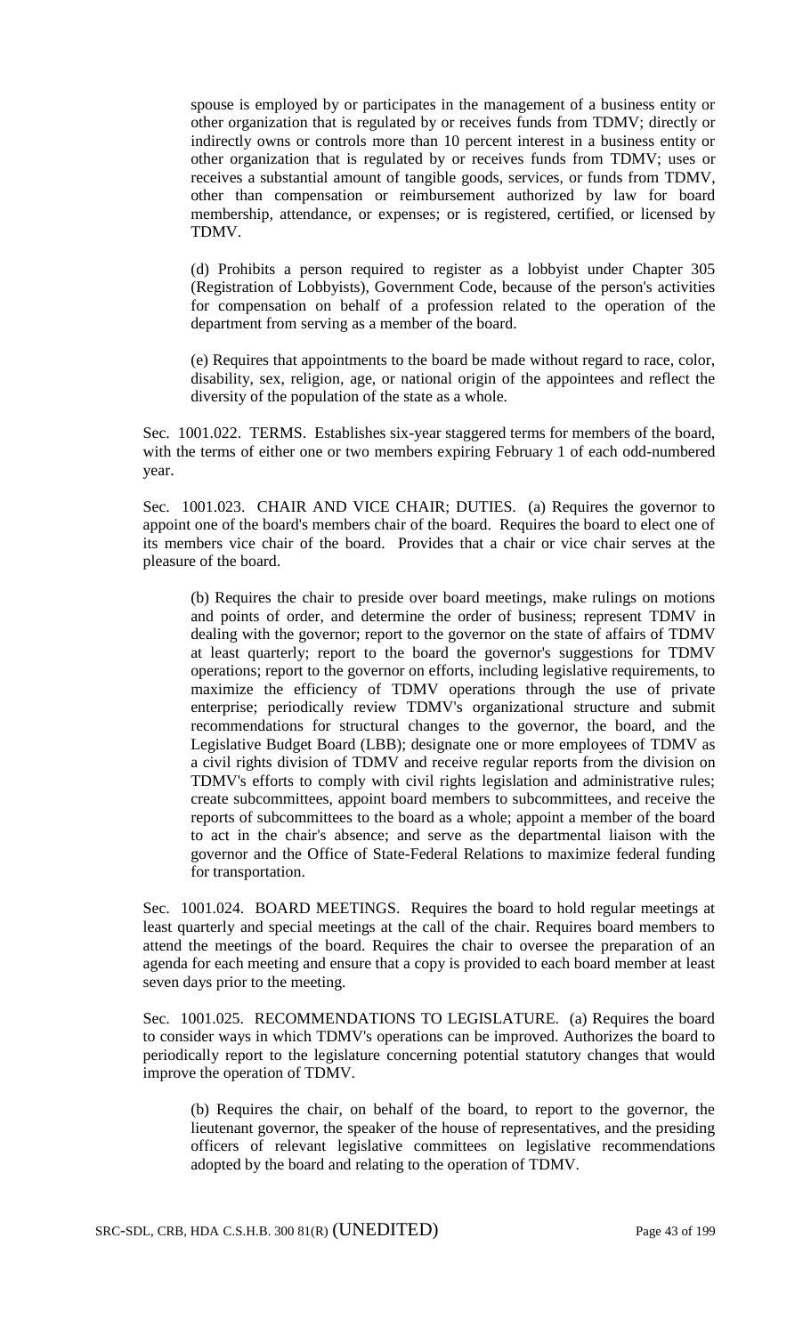spouse is employed by or participates in the management of a business entity or other organization that is regulated by or receives funds from TDMV; directly or indirectly owns or controls more than 10 percent interest in a business entity or other organization that is regulated by or receives funds from TDMV; uses or receives a substantial amount of tangible goods, services, or funds from TDMV, other than compensation or reimbursement authorized by law for board membership, attendance, or expenses; or is registered, certified, or licensed by TDMV.

(d) Prohibits a person required to register as a lobbyist under Chapter 305 (Registration of Lobbyists), Government Code, because of the person's activities for compensation on behalf of a profession related to the operation of the department from serving as a member of the board.

(e) Requires that appointments to the board be made without regard to race, color, disability, sex, religion, age, or national origin of the appointees and reflect the diversity of the population of the state as a whole.

Sec. 1001.022. TERMS. Establishes six-year staggered terms for members of the board, with the terms of either one or two members expiring February 1 of each odd-numbered year.

Sec. 1001.023. CHAIR AND VICE CHAIR; DUTIES. (a) Requires the governor to appoint one of the board's members chair of the board. Requires the board to elect one of its members vice chair of the board. Provides that a chair or vice chair serves at the pleasure of the board.

(b) Requires the chair to preside over board meetings, make rulings on motions and points of order, and determine the order of business; represent TDMV in dealing with the governor; report to the governor on the state of affairs of TDMV at least quarterly; report to the board the governor's suggestions for TDMV operations; report to the governor on efforts, including legislative requirements, to maximize the efficiency of TDMV operations through the use of private enterprise; periodically review TDMV's organizational structure and submit recommendations for structural changes to the governor, the board, and the Legislative Budget Board (LBB); designate one or more employees of TDMV as a civil rights division of TDMV and receive regular reports from the division on TDMV's efforts to comply with civil rights legislation and administrative rules; create subcommittees, appoint board members to subcommittees, and receive the reports of subcommittees to the board as a whole; appoint a member of the board to act in the chair's absence; and serve as the departmental liaison with the governor and the Office of State-Federal Relations to maximize federal funding for transportation.

Sec. 1001.024. BOARD MEETINGS. Requires the board to hold regular meetings at least quarterly and special meetings at the call of the chair. Requires board members to attend the meetings of the board. Requires the chair to oversee the preparation of an agenda for each meeting and ensure that a copy is provided to each board member at least seven days prior to the meeting.

Sec. 1001.025. RECOMMENDATIONS TO LEGISLATURE. (a) Requires the board to consider ways in which TDMV's operations can be improved. Authorizes the board to periodically report to the legislature concerning potential statutory changes that would improve the operation of TDMV.

(b) Requires the chair, on behalf of the board, to report to the governor, the lieutenant governor, the speaker of the house of representatives, and the presiding officers of relevant legislative committees on legislative recommendations adopted by the board and relating to the operation of TDMV.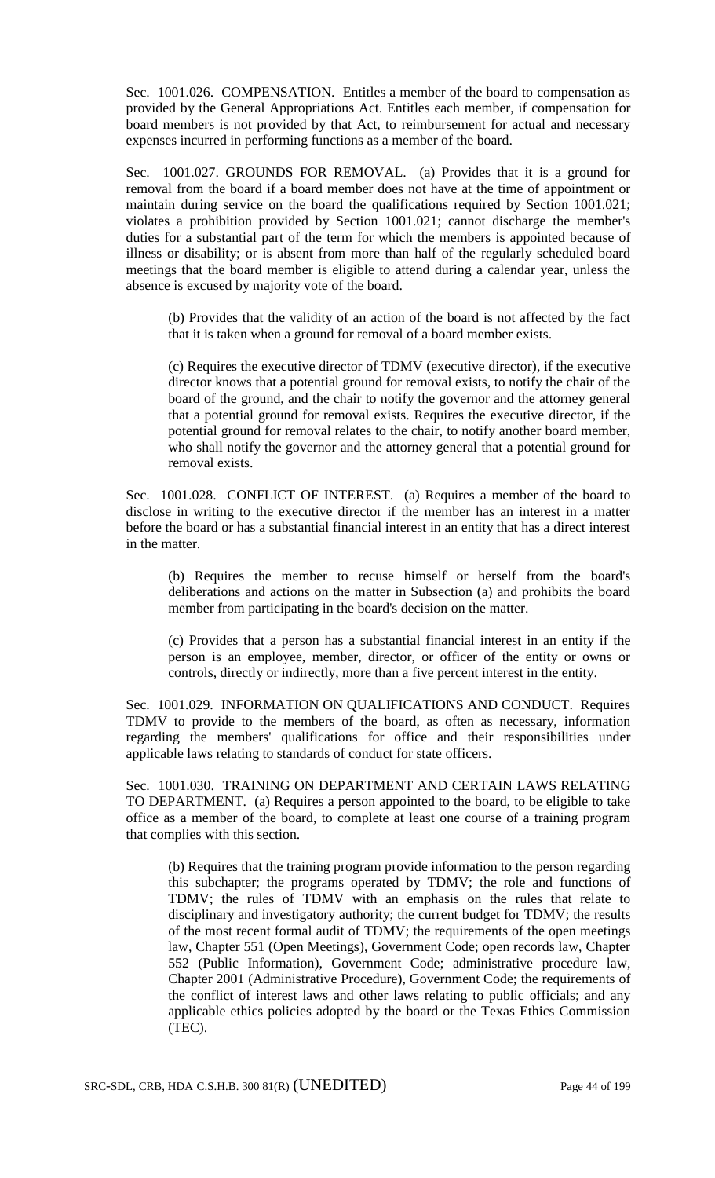Sec. 1001.026. COMPENSATION. Entitles a member of the board to compensation as provided by the General Appropriations Act. Entitles each member, if compensation for board members is not provided by that Act, to reimbursement for actual and necessary expenses incurred in performing functions as a member of the board.

Sec. 1001.027. GROUNDS FOR REMOVAL. (a) Provides that it is a ground for removal from the board if a board member does not have at the time of appointment or maintain during service on the board the qualifications required by Section 1001.021; violates a prohibition provided by Section 1001.021; cannot discharge the member's duties for a substantial part of the term for which the members is appointed because of illness or disability; or is absent from more than half of the regularly scheduled board meetings that the board member is eligible to attend during a calendar year, unless the absence is excused by majority vote of the board.

(b) Provides that the validity of an action of the board is not affected by the fact that it is taken when a ground for removal of a board member exists.

(c) Requires the executive director of TDMV (executive director), if the executive director knows that a potential ground for removal exists, to notify the chair of the board of the ground, and the chair to notify the governor and the attorney general that a potential ground for removal exists. Requires the executive director, if the potential ground for removal relates to the chair, to notify another board member, who shall notify the governor and the attorney general that a potential ground for removal exists.

Sec. 1001.028. CONFLICT OF INTEREST. (a) Requires a member of the board to disclose in writing to the executive director if the member has an interest in a matter before the board or has a substantial financial interest in an entity that has a direct interest in the matter.

(b) Requires the member to recuse himself or herself from the board's deliberations and actions on the matter in Subsection (a) and prohibits the board member from participating in the board's decision on the matter.

(c) Provides that a person has a substantial financial interest in an entity if the person is an employee, member, director, or officer of the entity or owns or controls, directly or indirectly, more than a five percent interest in the entity.

Sec. 1001.029. INFORMATION ON QUALIFICATIONS AND CONDUCT. Requires TDMV to provide to the members of the board, as often as necessary, information regarding the members' qualifications for office and their responsibilities under applicable laws relating to standards of conduct for state officers.

Sec. 1001.030. TRAINING ON DEPARTMENT AND CERTAIN LAWS RELATING TO DEPARTMENT. (a) Requires a person appointed to the board, to be eligible to take office as a member of the board, to complete at least one course of a training program that complies with this section.

(b) Requires that the training program provide information to the person regarding this subchapter; the programs operated by TDMV; the role and functions of TDMV; the rules of TDMV with an emphasis on the rules that relate to disciplinary and investigatory authority; the current budget for TDMV; the results of the most recent formal audit of TDMV; the requirements of the open meetings law, Chapter 551 (Open Meetings), Government Code; open records law, Chapter 552 (Public Information), Government Code; administrative procedure law, Chapter 2001 (Administrative Procedure), Government Code; the requirements of the conflict of interest laws and other laws relating to public officials; and any applicable ethics policies adopted by the board or the Texas Ethics Commission (TEC).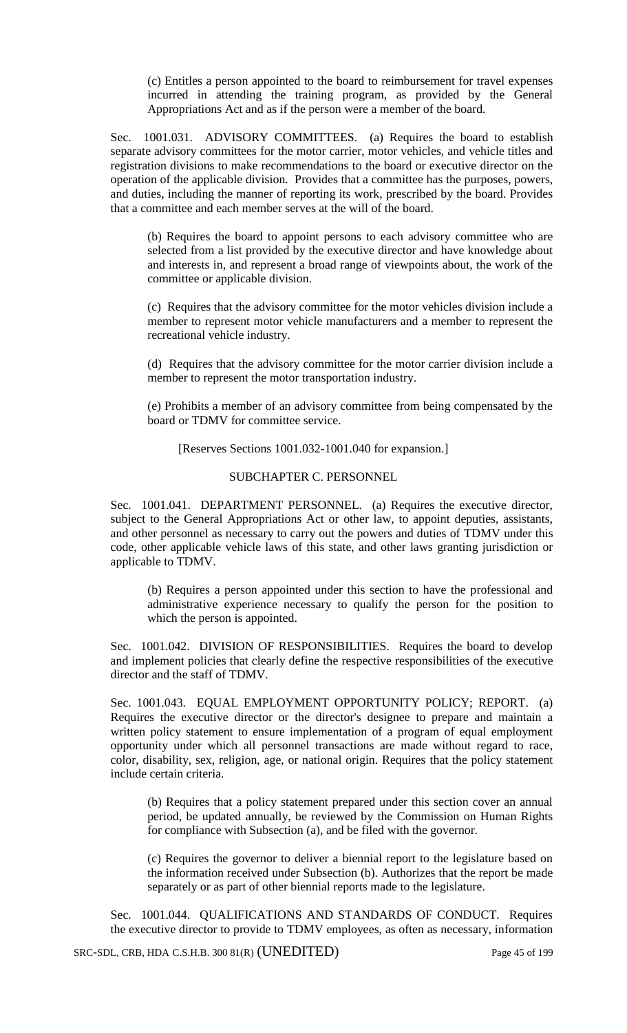(c) Entitles a person appointed to the board to reimbursement for travel expenses incurred in attending the training program, as provided by the General Appropriations Act and as if the person were a member of the board.

Sec. 1001.031. ADVISORY COMMITTEES. (a) Requires the board to establish separate advisory committees for the motor carrier, motor vehicles, and vehicle titles and registration divisions to make recommendations to the board or executive director on the operation of the applicable division. Provides that a committee has the purposes, powers, and duties, including the manner of reporting its work, prescribed by the board. Provides that a committee and each member serves at the will of the board.

(b) Requires the board to appoint persons to each advisory committee who are selected from a list provided by the executive director and have knowledge about and interests in, and represent a broad range of viewpoints about, the work of the committee or applicable division.

(c) Requires that the advisory committee for the motor vehicles division include a member to represent motor vehicle manufacturers and a member to represent the recreational vehicle industry.

(d) Requires that the advisory committee for the motor carrier division include a member to represent the motor transportation industry.

(e) Prohibits a member of an advisory committee from being compensated by the board or TDMV for committee service.

[Reserves Sections 1001.032-1001.040 for expansion.]

## SUBCHAPTER C. PERSONNEL

Sec. 1001.041. DEPARTMENT PERSONNEL. (a) Requires the executive director, subject to the General Appropriations Act or other law, to appoint deputies, assistants, and other personnel as necessary to carry out the powers and duties of TDMV under this code, other applicable vehicle laws of this state, and other laws granting jurisdiction or applicable to TDMV.

(b) Requires a person appointed under this section to have the professional and administrative experience necessary to qualify the person for the position to which the person is appointed.

Sec. 1001.042. DIVISION OF RESPONSIBILITIES. Requires the board to develop and implement policies that clearly define the respective responsibilities of the executive director and the staff of TDMV.

Sec. 1001.043. EQUAL EMPLOYMENT OPPORTUNITY POLICY; REPORT. (a) Requires the executive director or the director's designee to prepare and maintain a written policy statement to ensure implementation of a program of equal employment opportunity under which all personnel transactions are made without regard to race, color, disability, sex, religion, age, or national origin. Requires that the policy statement include certain criteria.

(b) Requires that a policy statement prepared under this section cover an annual period, be updated annually, be reviewed by the Commission on Human Rights for compliance with Subsection (a), and be filed with the governor.

(c) Requires the governor to deliver a biennial report to the legislature based on the information received under Subsection (b). Authorizes that the report be made separately or as part of other biennial reports made to the legislature.

Sec. 1001.044. QUALIFICATIONS AND STANDARDS OF CONDUCT. Requires the executive director to provide to TDMV employees, as often as necessary, information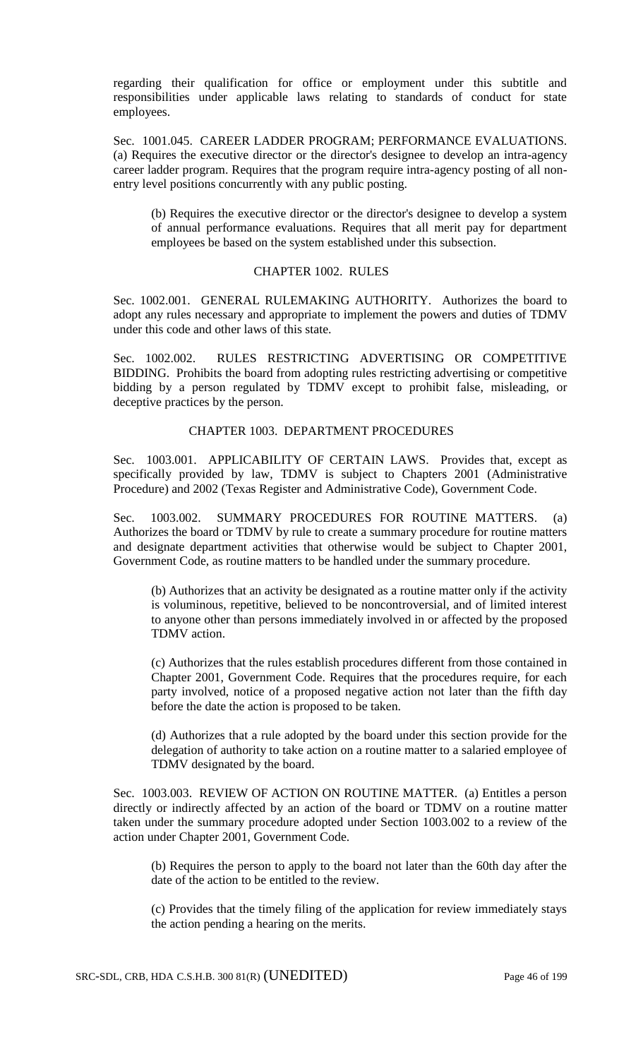regarding their qualification for office or employment under this subtitle and responsibilities under applicable laws relating to standards of conduct for state employees.

Sec. 1001.045. CAREER LADDER PROGRAM; PERFORMANCE EVALUATIONS. (a) Requires the executive director or the director's designee to develop an intra-agency career ladder program. Requires that the program require intra-agency posting of all non-entry level positions concurrently with any public posting.

(b) Requires the executive director or the director's designee to develop a system of annual performance evaluations. Requires that all merit pay for department employees be based on the system established under this subsection.

## CHAPTER 1002. RULES

Sec. 1002.001. GENERAL RULEMAKING AUTHORITY. Authorizes the board to adopt any rules necessary and appropriate to implement the powers and duties of TDMV under this code and other laws of this state.

Sec. 1002.002. RULES RESTRICTING ADVERTISING OR COMPETITIVE BIDDING. Prohibits the board from adopting rules restricting advertising or competitive bidding by a person regulated by TDMV except to prohibit false, misleading, or deceptive practices by the person.

## CHAPTER 1003. DEPARTMENT PROCEDURES

Sec. 1003.001. APPLICABILITY OF CERTAIN LAWS. Provides that, except as specifically provided by law, TDMV is subject to Chapters 2001 (Administrative Procedure) and 2002 (Texas Register and Administrative Code), Government Code.

Sec. 1003.002. SUMMARY PROCEDURES FOR ROUTINE MATTERS. (a) Authorizes the board or TDMV by rule to create a summary procedure for routine matters and designate department activities that otherwise would be subject to Chapter 2001, Government Code, as routine matters to be handled under the summary procedure.

(b) Authorizes that an activity be designated as a routine matter only if the activity is voluminous, repetitive, believed to be noncontroversial, and of limited interest to anyone other than persons immediately involved in or affected by the proposed TDMV action.

(c) Authorizes that the rules establish procedures different from those contained in Chapter 2001, Government Code. Requires that the procedures require, for each party involved, notice of a proposed negative action not later than the fifth day before the date the action is proposed to be taken.

(d) Authorizes that a rule adopted by the board under this section provide for the delegation of authority to take action on a routine matter to a salaried employee of TDMV designated by the board.

Sec. 1003.003. REVIEW OF ACTION ON ROUTINE MATTER. (a) Entitles a person directly or indirectly affected by an action of the board or TDMV on a routine matter taken under the summary procedure adopted under Section 1003.002 to a review of the action under Chapter 2001, Government Code.

(b) Requires the person to apply to the board not later than the 60th day after the date of the action to be entitled to the review.

(c) Provides that the timely filing of the application for review immediately stays the action pending a hearing on the merits.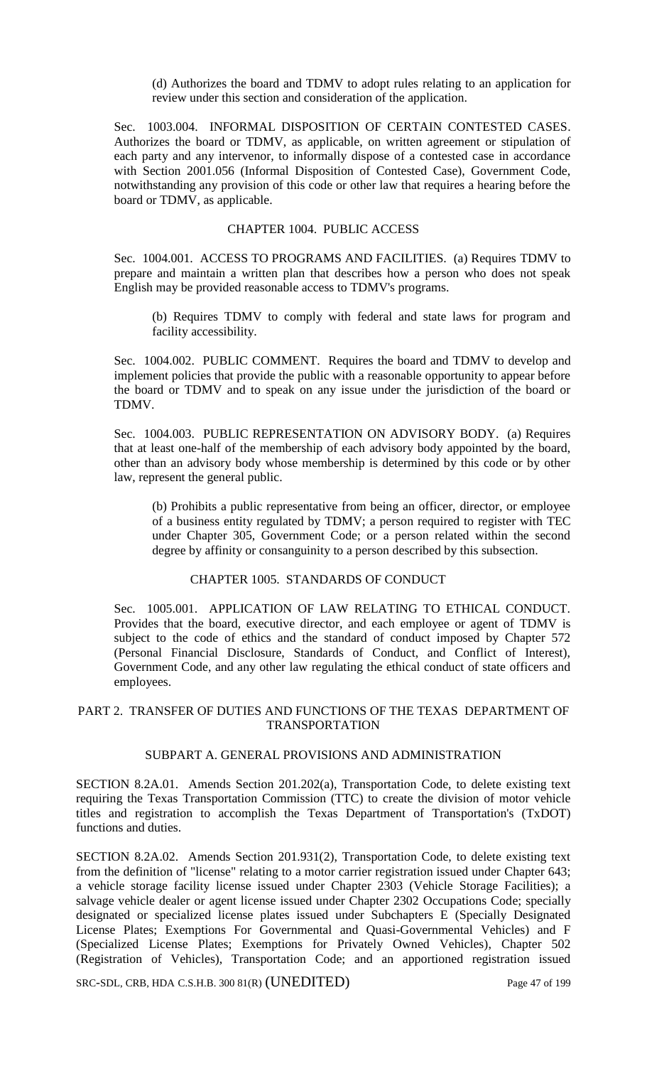(d) Authorizes the board and TDMV to adopt rules relating to an application for review under this section and consideration of the application.

Sec. 1003.004. INFORMAL DISPOSITION OF CERTAIN CONTESTED CASES. Authorizes the board or TDMV, as applicable, on written agreement or stipulation of each party and any intervenor, to informally dispose of a contested case in accordance with Section 2001.056 (Informal Disposition of Contested Case), Government Code, notwithstanding any provision of this code or other law that requires a hearing before the board or TDMV, as applicable.

CHAPTER 1004. PUBLIC ACCESS

Sec. 1004.001. ACCESS TO PROGRAMS AND FACILITIES. (a) Requires TDMV to prepare and maintain a written plan that describes how a person who does not speak English may be provided reasonable access to TDMV's programs.

(b) Requires TDMV to comply with federal and state laws for program and facility accessibility.

Sec. 1004.002. PUBLIC COMMENT. Requires the board and TDMV to develop and implement policies that provide the public with a reasonable opportunity to appear before the board or TDMV and to speak on any issue under the jurisdiction of the board or TDMV.

Sec. 1004.003. PUBLIC REPRESENTATION ON ADVISORY BODY. (a) Requires that at least one-half of the membership of each advisory body appointed by the board, other than an advisory body whose membership is determined by this code or by other law, represent the general public.

(b) Prohibits a public representative from being an officer, director, or employee of a business entity regulated by TDMV; a person required to register with TEC under Chapter 305, Government Code; or a person related within the second degree by affinity or consanguinity to a person described by this subsection.

CHAPTER 1005. STANDARDS OF CONDUCT

Sec. 1005.001. APPLICATION OF LAW RELATING TO ETHICAL CONDUCT. Provides that the board, executive director, and each employee or agent of TDMV is subject to the code of ethics and the standard of conduct imposed by Chapter 572 (Personal Financial Disclosure, Standards of Conduct, and Conflict of Interest), Government Code, and any other law regulating the ethical conduct of state officers and employees.

PART 2. TRANSFER OF DUTIES AND FUNCTIONS OF THE TEXAS DEPARTMENT OF TRANSPORTATION

SUBPART A. GENERAL PROVISIONS AND ADMINISTRATION

SECTION 8.2A.01. Amends Section 201.202(a), Transportation Code, to delete existing text requiring the Texas Transportation Commission (TTC) to create the division of motor vehicle titles and registration to accomplish the Texas Department of Transportation's (TxDOT) functions and duties.

SECTION 8.2A.02. Amends Section 201.931(2), Transportation Code, to delete existing text from the definition of "license" relating to a motor carrier registration issued under Chapter 643; a vehicle storage facility license issued under Chapter 2303 (Vehicle Storage Facilities); a salvage vehicle dealer or agent license issued under Chapter 2302 Occupations Code; specially designated or specialized license plates issued under Subchapters E (Specially Designated License Plates; Exemptions For Governmental and Quasi-Governmental Vehicles) and F (Specialized License Plates; Exemptions for Privately Owned Vehicles), Chapter 502 (Registration of Vehicles), Transportation Code; and an apportioned registration issued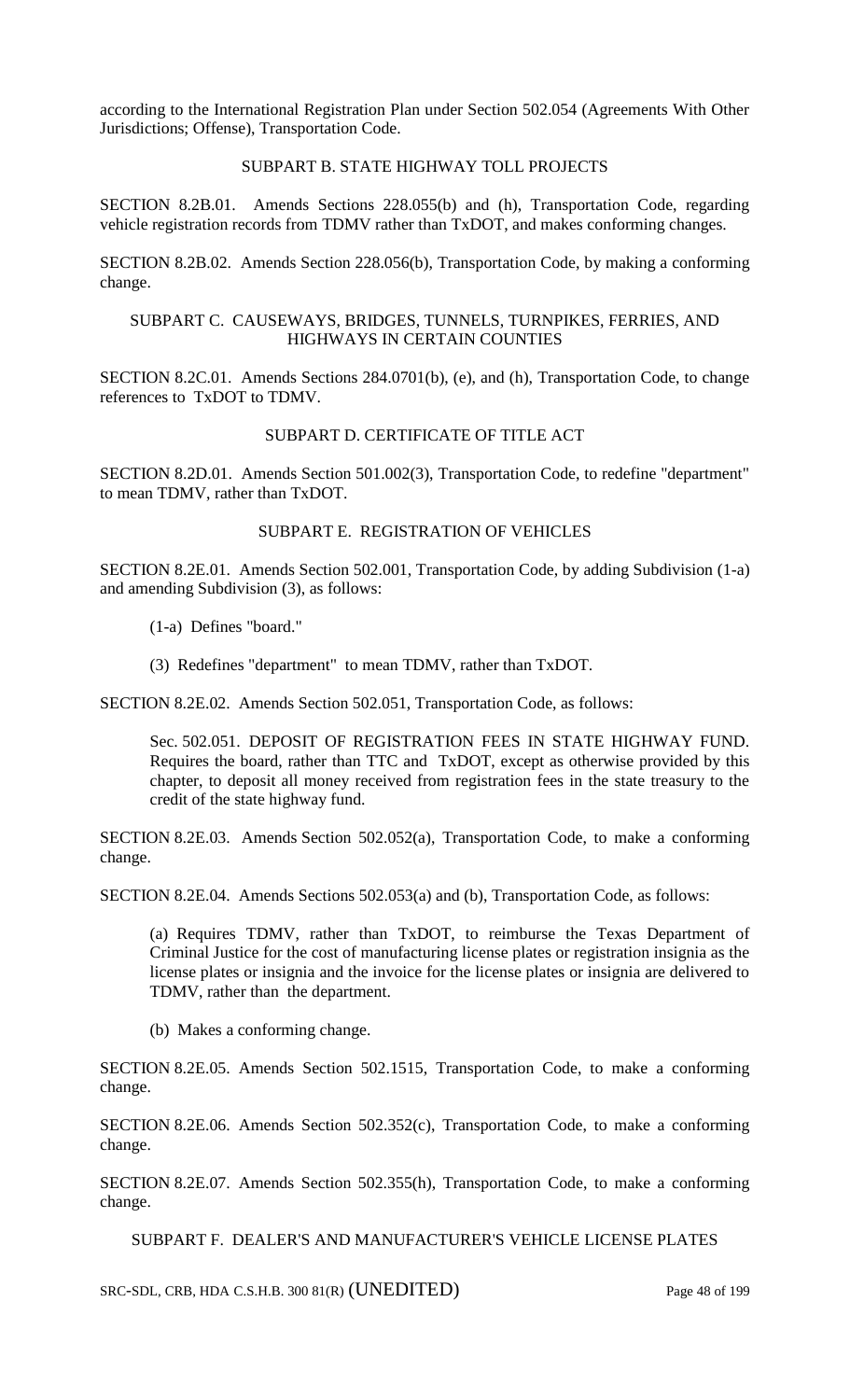according to the International Registration Plan under Section 502.054 (Agreements With Other Jurisdictions; Offense), Transportation Code.

SUBPART B. STATE HIGHWAY TOLL PROJECTS

SECTION 8.2B.01. Amends Sections 228.055(b) and (h), Transportation Code, regarding vehicle registration records from TDMV rather than TxDOT, and makes conforming changes.

SECTION 8.2B.02. Amends Section 228.056(b), Transportation Code, by making a conforming change.

SUBPART C. CAUSEWAYS, BRIDGES, TUNNELS, TURNPIKES, FERRIES, AND HIGHWAYS IN CERTAIN COUNTIES

SECTION 8.2C.01. Amends Sections 284.0701(b), (e), and (h), Transportation Code, to change references to TxDOT to TDMV.

SUBPART D. CERTIFICATE OF TITLE ACT

SECTION 8.2D.01. Amends Section 501.002(3), Transportation Code, to redefine "department" to mean TDMV, rather than TxDOT.

SUBPART E. REGISTRATION OF VEHICLES

SECTION 8.2E.01. Amends Section 502.001, Transportation Code, by adding Subdivision (1-a) and amending Subdivision (3), as follows:

(1-a) Defines "board."

(3) Redefines "department" to mean TDMV, rather than TxDOT.

SECTION 8.2E.02. Amends Section 502.051, Transportation Code, as follows:

Sec. 502.051. DEPOSIT OF REGISTRATION FEES IN STATE HIGHWAY FUND. Requires the board, rather than TTC and TxDOT, except as otherwise provided by this chapter, to deposit all money received from registration fees in the state treasury to the credit of the state highway fund.

SECTION 8.2E.03. Amends Section 502.052(a), Transportation Code, to make a conforming change.

SECTION 8.2E.04. Amends Sections 502.053(a) and (b), Transportation Code, as follows:

(a) Requires TDMV, rather than TxDOT, to reimburse the Texas Department of Criminal Justice for the cost of manufacturing license plates or registration insignia as the license plates or insignia and the invoice for the license plates or insignia are delivered to TDMV, rather than the department.

(b) Makes a conforming change.

SECTION 8.2E.05. Amends Section 502.1515, Transportation Code, to make a conforming change.

SECTION 8.2E.06. Amends Section 502.352(c), Transportation Code, to make a conforming change.

SECTION 8.2E.07. Amends Section 502.355(h), Transportation Code, to make a conforming change.

SUBPART F. DEALER'S AND MANUFACTURER'S VEHICLE LICENSE PLATES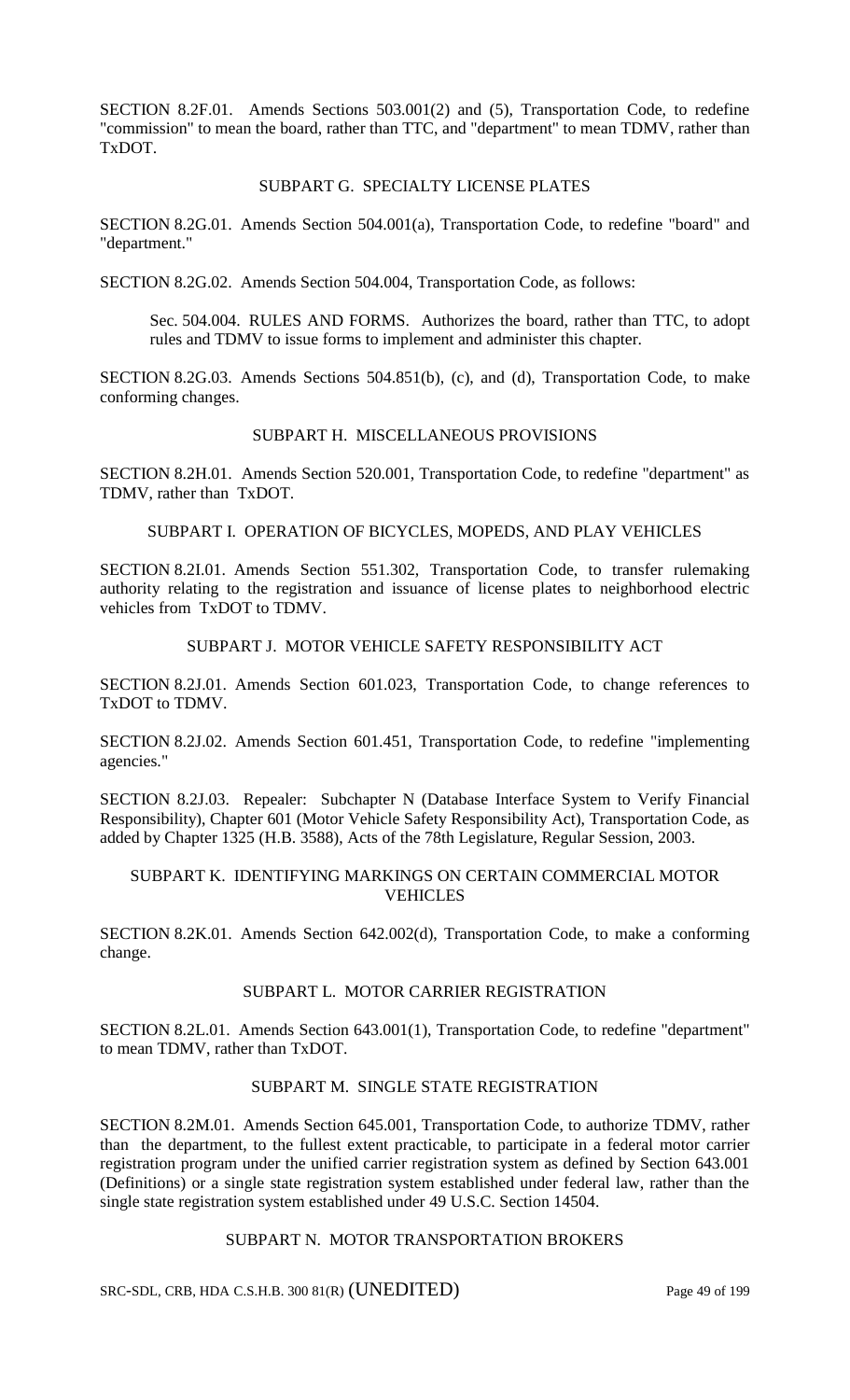SECTION 8.2F.01. Amends Sections 503.001(2) and (5), Transportation Code, to redefine "commission" to mean the board, rather than TTC, and "department" to mean TDMV, rather than TxDOT.

## SUBPART G. SPECIALTY LICENSE PLATES

SECTION 8.2G.01. Amends Section 504.001(a), Transportation Code, to redefine "board" and "department."

SECTION 8.2G.02. Amends Section 504.004, Transportation Code, as follows:

> Sec. 504.004. RULES AND FORMS. Authorizes the board, rather than TTC, to adopt rules and TDMV to issue forms to implement and administer this chapter.

SECTION 8.2G.03. Amends Sections 504.851(b), (c), and (d), Transportation Code, to make conforming changes.

## SUBPART H. MISCELLANEOUS PROVISIONS

SECTION 8.2H.01. Amends Section 520.001, Transportation Code, to redefine "department" as TDMV, rather than TxDOT.

## SUBPART I. OPERATION OF BICYCLES, MOPEDS, AND PLAY VEHICLES

SECTION 8.2I.01. Amends Section 551.302, Transportation Code, to transfer rulemaking authority relating to the registration and issuance of license plates to neighborhood electric vehicles from TxDOT to TDMV.

## SUBPART J. MOTOR VEHICLE SAFETY RESPONSIBILITY ACT

SECTION 8.2J.01. Amends Section 601.023, Transportation Code, to change references to TxDOT to TDMV.

SECTION 8.2J.02. Amends Section 601.451, Transportation Code, to redefine "implementing agencies."

SECTION 8.2J.03. Repealer: Subchapter N (Database Interface System to Verify Financial Responsibility), Chapter 601 (Motor Vehicle Safety Responsibility Act), Transportation Code, as added by Chapter 1325 (H.B. 3588), Acts of the 78th Legislature, Regular Session, 2003.

## SUBPART K. IDENTIFYING MARKINGS ON CERTAIN COMMERCIAL MOTOR VEHICLES

SECTION 8.2K.01. Amends Section 642.002(d), Transportation Code, to make a conforming change.

## SUBPART L. MOTOR CARRIER REGISTRATION

SECTION 8.2L.01. Amends Section 643.001(1), Transportation Code, to redefine "department" to mean TDMV, rather than TxDOT.

## SUBPART M. SINGLE STATE REGISTRATION

SECTION 8.2M.01. Amends Section 645.001, Transportation Code, to authorize TDMV, rather than the department, to the fullest extent practicable, to participate in a federal motor carrier registration program under the unified carrier registration system as defined by Section 643.001 (Definitions) or a single state registration system established under federal law, rather than the single state registration system established under 49 U.S.C. Section 14504.

## SUBPART N. MOTOR TRANSPORTATION BROKERS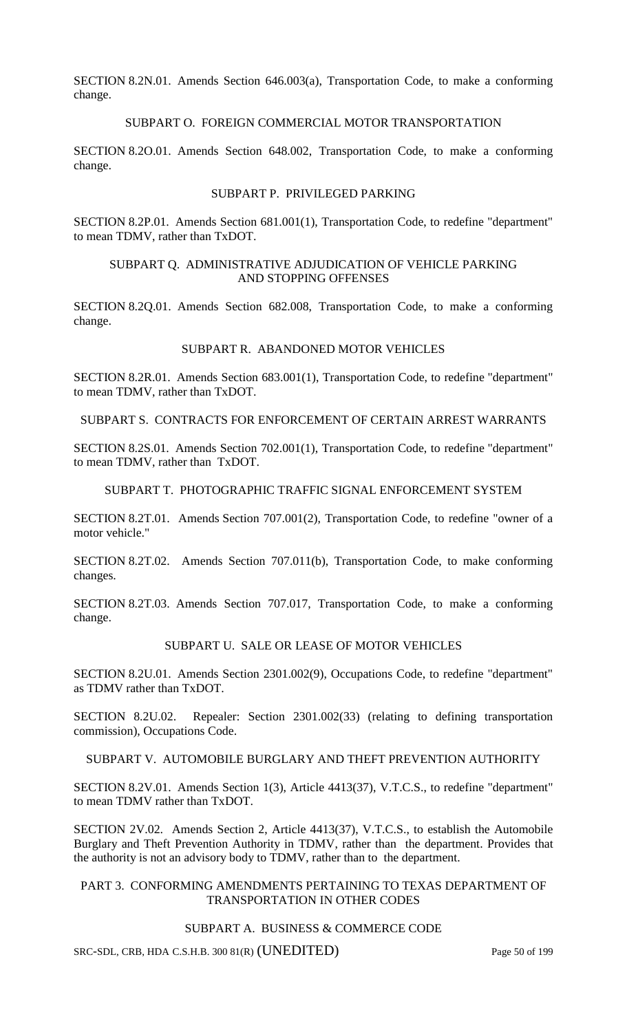SECTION 8.2N.01. Amends Section 646.003(a), Transportation Code, to make a conforming change.

SUBPART O. FOREIGN COMMERCIAL MOTOR TRANSPORTATION

SECTION 8.2O.01. Amends Section 648.002, Transportation Code, to make a conforming change.

SUBPART P. PRIVILEGED PARKING

SECTION 8.2P.01. Amends Section 681.001(1), Transportation Code, to redefine "department" to mean TDMV, rather than TxDOT.

SUBPART Q. ADMINISTRATIVE ADJUDICATION OF VEHICLE PARKING AND STOPPING OFFENSES

SECTION 8.2Q.01. Amends Section 682.008, Transportation Code, to make a conforming change.

SUBPART R. ABANDONED MOTOR VEHICLES

SECTION 8.2R.01. Amends Section 683.001(1), Transportation Code, to redefine "department" to mean TDMV, rather than TxDOT.

SUBPART S. CONTRACTS FOR ENFORCEMENT OF CERTAIN ARREST WARRANTS

SECTION 8.2S.01. Amends Section 702.001(1), Transportation Code, to redefine "department" to mean TDMV, rather than TxDOT.

SUBPART T. PHOTOGRAPHIC TRAFFIC SIGNAL ENFORCEMENT SYSTEM

SECTION 8.2T.01. Amends Section 707.001(2), Transportation Code, to redefine "owner of a motor vehicle."

SECTION 8.2T.02. Amends Section 707.011(b), Transportation Code, to make conforming changes.

SECTION 8.2T.03. Amends Section 707.017, Transportation Code, to make a conforming change.

SUBPART U. SALE OR LEASE OF MOTOR VEHICLES

SECTION 8.2U.01. Amends Section 2301.002(9), Occupations Code, to redefine "department" as TDMV rather than TxDOT.

SECTION 8.2U.02. Repealer: Section 2301.002(33) (relating to defining transportation commission), Occupations Code.

SUBPART V. AUTOMOBILE BURGLARY AND THEFT PREVENTION AUTHORITY

SECTION 8.2V.01. Amends Section 1(3), Article 4413(37), V.T.C.S., to redefine "department" to mean TDMV rather than TxDOT.

SECTION 2V.02. Amends Section 2, Article 4413(37), V.T.C.S., to establish the Automobile Burglary and Theft Prevention Authority in TDMV, rather than the department. Provides that the authority is not an advisory body to TDMV, rather than to the department.

PART 3. CONFORMING AMENDMENTS PERTAINING TO TEXAS DEPARTMENT OF TRANSPORTATION IN OTHER CODES

SUBPART A. BUSINESS & COMMERCE CODE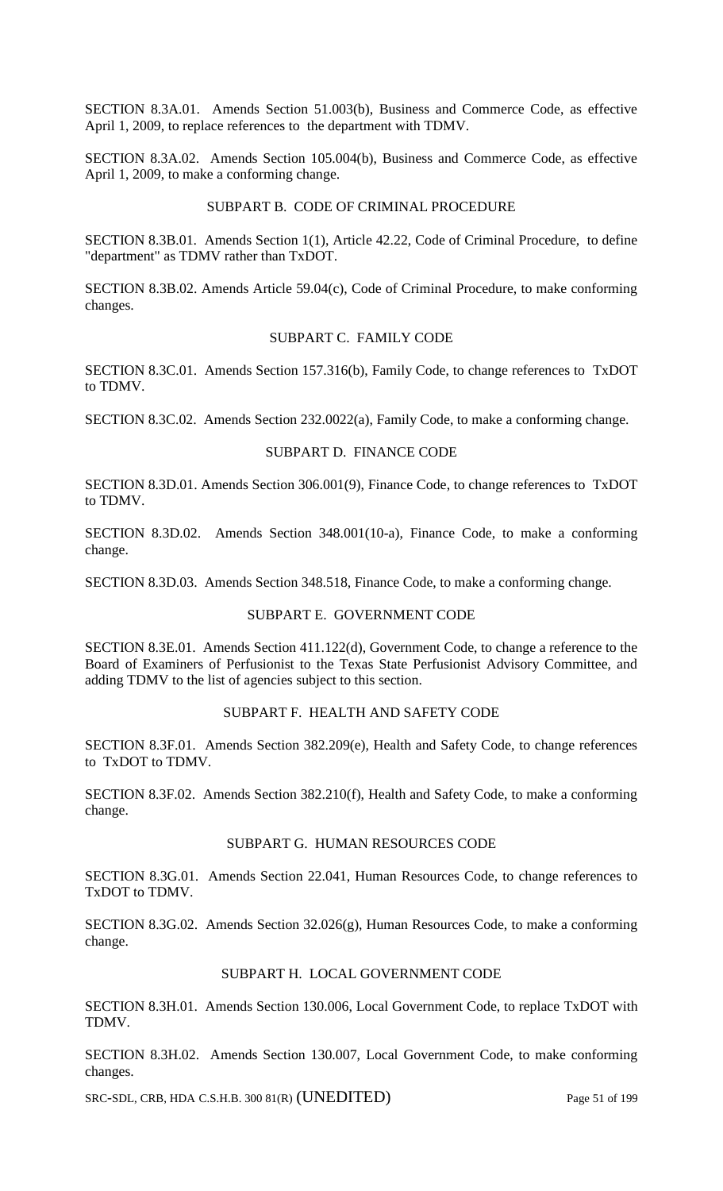SECTION 8.3A.01. Amends Section 51.003(b), Business and Commerce Code, as effective April 1, 2009, to replace references to the department with TDMV.

SECTION 8.3A.02. Amends Section 105.004(b), Business and Commerce Code, as effective April 1, 2009, to make a conforming change.

## SUBPART B. CODE OF CRIMINAL PROCEDURE

SECTION 8.3B.01. Amends Section 1(1), Article 42.22, Code of Criminal Procedure, to define "department" as TDMV rather than TxDOT.

SECTION 8.3B.02. Amends Article 59.04(c), Code of Criminal Procedure, to make conforming changes.

## SUBPART C. FAMILY CODE

SECTION 8.3C.01. Amends Section 157.316(b), Family Code, to change references to TxDOT to TDMV.

SECTION 8.3C.02. Amends Section 232.0022(a), Family Code, to make a conforming change.

## SUBPART D. FINANCE CODE

SECTION 8.3D.01. Amends Section 306.001(9), Finance Code, to change references to TxDOT to TDMV.

SECTION 8.3D.02. Amends Section 348.001(10-a), Finance Code, to make a conforming change.

SECTION 8.3D.03. Amends Section 348.518, Finance Code, to make a conforming change.

## SUBPART E. GOVERNMENT CODE

SECTION 8.3E.01. Amends Section 411.122(d), Government Code, to change a reference to the Board of Examiners of Perfusionist to the Texas State Perfusionist Advisory Committee, and adding TDMV to the list of agencies subject to this section.

## SUBPART F. HEALTH AND SAFETY CODE

SECTION 8.3F.01. Amends Section 382.209(e), Health and Safety Code, to change references to TxDOT to TDMV.

SECTION 8.3F.02. Amends Section 382.210(f), Health and Safety Code, to make a conforming change.

## SUBPART G. HUMAN RESOURCES CODE

SECTION 8.3G.01. Amends Section 22.041, Human Resources Code, to change references to TxDOT to TDMV.

SECTION 8.3G.02. Amends Section 32.026(g), Human Resources Code, to make a conforming change.

## SUBPART H. LOCAL GOVERNMENT CODE

SECTION 8.3H.01. Amends Section 130.006, Local Government Code, to replace TxDOT with TDMV.

SECTION 8.3H.02. Amends Section 130.007, Local Government Code, to make conforming changes.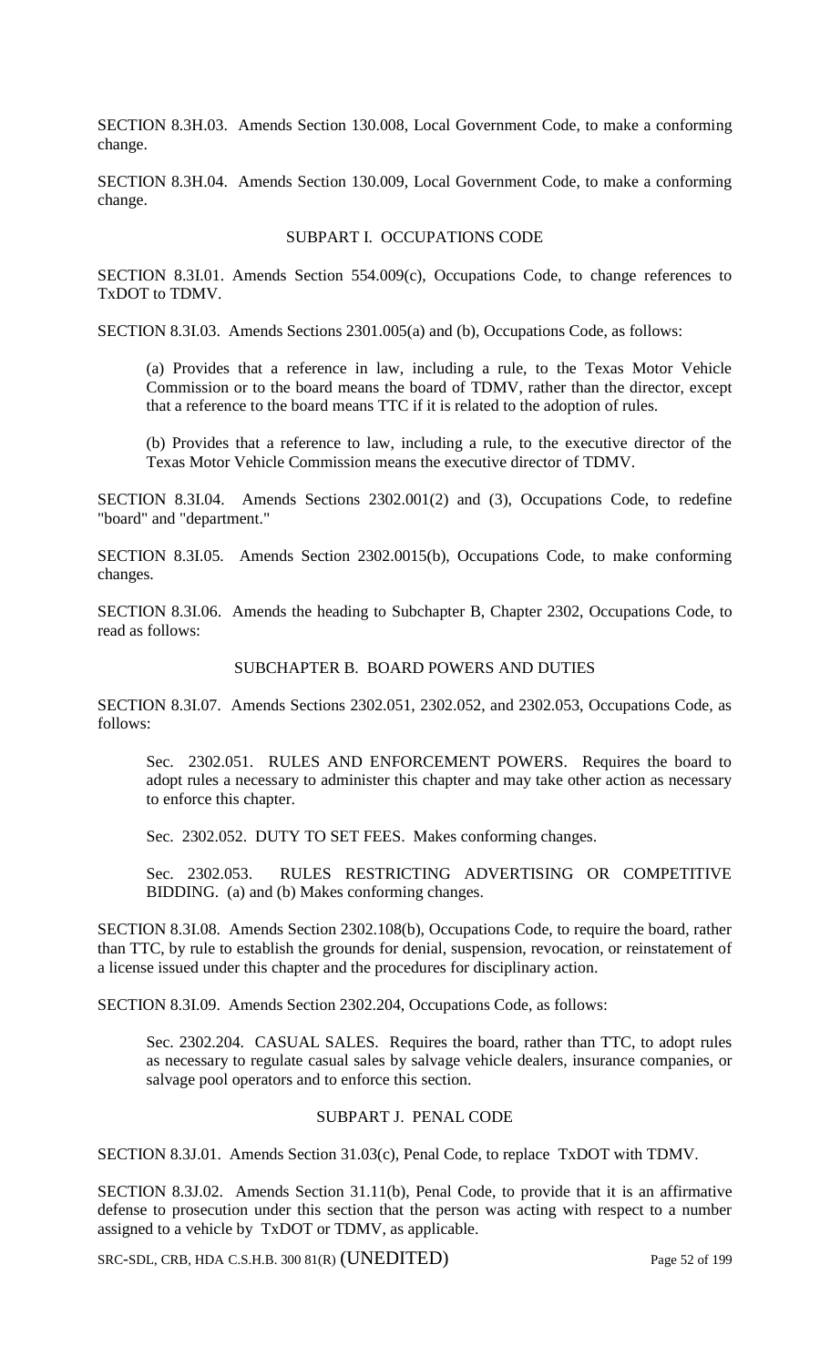SECTION 8.3H.03. Amends Section 130.008, Local Government Code, to make a conforming change.

SECTION 8.3H.04. Amends Section 130.009, Local Government Code, to make a conforming change.

## SUBPART I. OCCUPATIONS CODE

SECTION 8.3I.01. Amends Section 554.009(c), Occupations Code, to change references to TxDOT to TDMV.

SECTION 8.3I.03. Amends Sections 2301.005(a) and (b), Occupations Code, as follows:

> (a) Provides that a reference in law, including a rule, to the Texas Motor Vehicle Commission or to the board means the board of TDMV, rather than the director, except that a reference to the board means TTC if it is related to the adoption of rules.
>
> (b) Provides that a reference to law, including a rule, to the executive director of the Texas Motor Vehicle Commission means the executive director of TDMV.

SECTION 8.3I.04. Amends Sections 2302.001(2) and (3), Occupations Code, to redefine "board" and "department."

SECTION 8.3I.05. Amends Section 2302.0015(b), Occupations Code, to make conforming changes.

SECTION 8.3I.06. Amends the heading to Subchapter B, Chapter 2302, Occupations Code, to read as follows:

### SUBCHAPTER B. BOARD POWERS AND DUTIES

SECTION 8.3I.07. Amends Sections 2302.051, 2302.052, and 2302.053, Occupations Code, as follows:

> Sec. 2302.051. RULES AND ENFORCEMENT POWERS. Requires the board to adopt rules a necessary to administer this chapter and may take other action as necessary to enforce this chapter.
>
> Sec. 2302.052. DUTY TO SET FEES. Makes conforming changes.
>
> Sec. 2302.053. RULES RESTRICTING ADVERTISING OR COMPETITIVE BIDDING. (a) and (b) Makes conforming changes.

SECTION 8.3I.08. Amends Section 2302.108(b), Occupations Code, to require the board, rather than TTC, by rule to establish the grounds for denial, suspension, revocation, or reinstatement of a license issued under this chapter and the procedures for disciplinary action.

SECTION 8.3I.09. Amends Section 2302.204, Occupations Code, as follows:

> Sec. 2302.204. CASUAL SALES. Requires the board, rather than TTC, to adopt rules as necessary to regulate casual sales by salvage vehicle dealers, insurance companies, or salvage pool operators and to enforce this section.

## SUBPART J. PENAL CODE

SECTION 8.3J.01. Amends Section 31.03(c), Penal Code, to replace TxDOT with TDMV.

SECTION 8.3J.02. Amends Section 31.11(b), Penal Code, to provide that it is an affirmative defense to prosecution under this section that the person was acting with respect to a number assigned to a vehicle by TxDOT or TDMV, as applicable.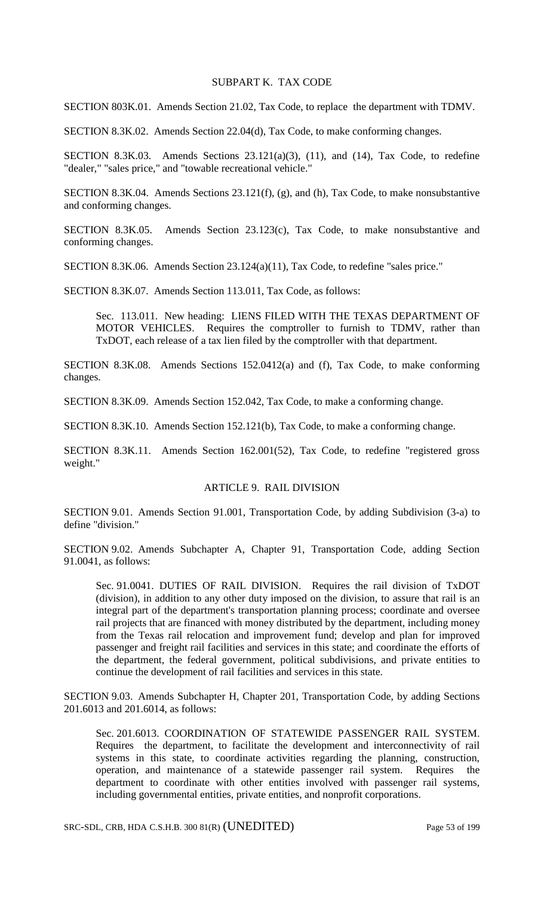## SUBPART K. TAX CODE

SECTION 803K.01. Amends Section 21.02, Tax Code, to replace the department with TDMV.

SECTION 8.3K.02. Amends Section 22.04(d), Tax Code, to make conforming changes.

SECTION 8.3K.03. Amends Sections 23.121(a)(3), (11), and (14), Tax Code, to redefine "dealer," "sales price," and "towable recreational vehicle."

SECTION 8.3K.04. Amends Sections 23.121(f), (g), and (h), Tax Code, to make nonsubstantive and conforming changes.

SECTION 8.3K.05. Amends Section 23.123(c), Tax Code, to make nonsubstantive and conforming changes.

SECTION 8.3K.06. Amends Section 23.124(a)(11), Tax Code, to redefine "sales price."

SECTION 8.3K.07. Amends Section 113.011, Tax Code, as follows:

> Sec. 113.011. New heading: LIENS FILED WITH THE TEXAS DEPARTMENT OF MOTOR VEHICLES. Requires the comptroller to furnish to TDMV, rather than TxDOT, each release of a tax lien filed by the comptroller with that department.

SECTION 8.3K.08. Amends Sections 152.0412(a) and (f), Tax Code, to make conforming changes.

SECTION 8.3K.09. Amends Section 152.042, Tax Code, to make a conforming change.

SECTION 8.3K.10. Amends Section 152.121(b), Tax Code, to make a conforming change.

SECTION 8.3K.11. Amends Section 162.001(52), Tax Code, to redefine "registered gross weight."

## ARTICLE 9. RAIL DIVISION

SECTION 9.01. Amends Section 91.001, Transportation Code, by adding Subdivision (3-a) to define "division."

SECTION 9.02. Amends Subchapter A, Chapter 91, Transportation Code, adding Section 91.0041, as follows:

> Sec. 91.0041. DUTIES OF RAIL DIVISION. Requires the rail division of TxDOT (division), in addition to any other duty imposed on the division, to assure that rail is an integral part of the department's transportation planning process; coordinate and oversee rail projects that are financed with money distributed by the department, including money from the Texas rail relocation and improvement fund; develop and plan for improved passenger and freight rail facilities and services in this state; and coordinate the efforts of the department, the federal government, political subdivisions, and private entities to continue the development of rail facilities and services in this state.

SECTION 9.03. Amends Subchapter H, Chapter 201, Transportation Code, by adding Sections 201.6013 and 201.6014, as follows:

> Sec. 201.6013. COORDINATION OF STATEWIDE PASSENGER RAIL SYSTEM. Requires the department, to facilitate the development and interconnectivity of rail systems in this state, to coordinate activities regarding the planning, construction, operation, and maintenance of a statewide passenger rail system. Requires the department to coordinate with other entities involved with passenger rail systems, including governmental entities, private entities, and nonprofit corporations.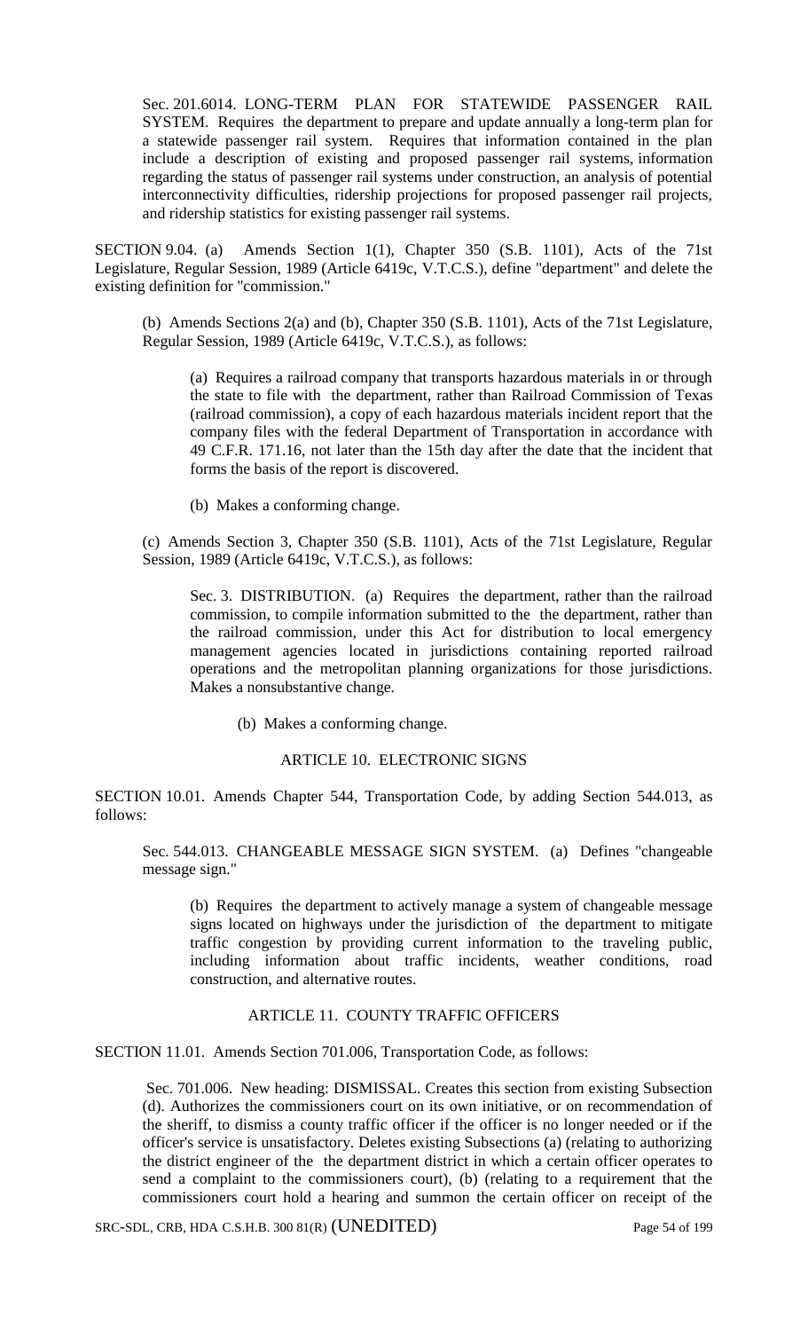Sec. 201.6014. LONG-TERM PLAN FOR STATEWIDE PASSENGER RAIL SYSTEM. Requires the department to prepare and update annually a long-term plan for a statewide passenger rail system. Requires that information contained in the plan include a description of existing and proposed passenger rail systems, information regarding the status of passenger rail systems under construction, an analysis of potential interconnectivity difficulties, ridership projections for proposed passenger rail projects, and ridership statistics for existing passenger rail systems.

SECTION 9.04. (a) Amends Section 1(1), Chapter 350 (S.B. 1101), Acts of the 71st Legislature, Regular Session, 1989 (Article 6419c, V.T.C.S.), define "department" and delete the existing definition for "commission."

(b) Amends Sections 2(a) and (b), Chapter 350 (S.B. 1101), Acts of the 71st Legislature, Regular Session, 1989 (Article 6419c, V.T.C.S.), as follows:

(a) Requires a railroad company that transports hazardous materials in or through the state to file with the department, rather than Railroad Commission of Texas (railroad commission), a copy of each hazardous materials incident report that the company files with the federal Department of Transportation in accordance with 49 C.F.R. 171.16, not later than the 15th day after the date that the incident that forms the basis of the report is discovered.

(b) Makes a conforming change.

(c) Amends Section 3, Chapter 350 (S.B. 1101), Acts of the 71st Legislature, Regular Session, 1989 (Article 6419c, V.T.C.S.), as follows:

Sec. 3. DISTRIBUTION. (a) Requires the department, rather than the railroad commission, to compile information submitted to the the department, rather than the railroad commission, under this Act for distribution to local emergency management agencies located in jurisdictions containing reported railroad operations and the metropolitan planning organizations for those jurisdictions. Makes a nonsubstantive change.

(b) Makes a conforming change.

## ARTICLE 10. ELECTRONIC SIGNS

SECTION 10.01. Amends Chapter 544, Transportation Code, by adding Section 544.013, as follows:

Sec. 544.013. CHANGEABLE MESSAGE SIGN SYSTEM. (a) Defines "changeable message sign."

(b) Requires the department to actively manage a system of changeable message signs located on highways under the jurisdiction of the department to mitigate traffic congestion by providing current information to the traveling public, including information about traffic incidents, weather conditions, road construction, and alternative routes.

## ARTICLE 11. COUNTY TRAFFIC OFFICERS

SECTION 11.01. Amends Section 701.006, Transportation Code, as follows:

Sec. 701.006. New heading: DISMISSAL. Creates this section from existing Subsection (d). Authorizes the commissioners court on its own initiative, or on recommendation of the sheriff, to dismiss a county traffic officer if the officer is no longer needed or if the officer's service is unsatisfactory. Deletes existing Subsections (a) (relating to authorizing the district engineer of the the department district in which a certain officer operates to send a complaint to the commissioners court), (b) (relating to a requirement that the commissioners court hold a hearing and summon the certain officer on receipt of the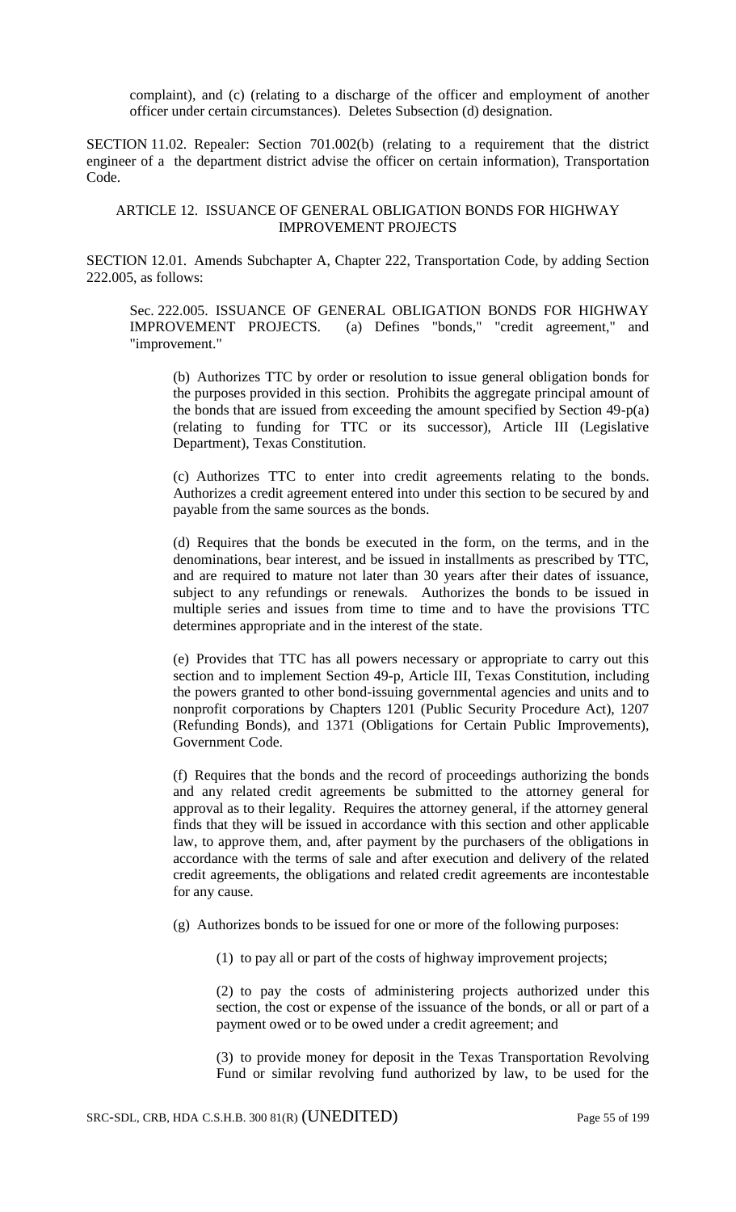complaint), and (c) (relating to a discharge of the officer and employment of another officer under certain circumstances). Deletes Subsection (d) designation.

SECTION 11.02. Repealer: Section 701.002(b) (relating to a requirement that the district engineer of a the department district advise the officer on certain information), Transportation Code.

ARTICLE 12. ISSUANCE OF GENERAL OBLIGATION BONDS FOR HIGHWAY IMPROVEMENT PROJECTS

SECTION 12.01. Amends Subchapter A, Chapter 222, Transportation Code, by adding Section 222.005, as follows:

Sec. 222.005. ISSUANCE OF GENERAL OBLIGATION BONDS FOR HIGHWAY IMPROVEMENT PROJECTS. (a) Defines "bonds," "credit agreement," and "improvement."

(b) Authorizes TTC by order or resolution to issue general obligation bonds for the purposes provided in this section. Prohibits the aggregate principal amount of the bonds that are issued from exceeding the amount specified by Section 49-p(a) (relating to funding for TTC or its successor), Article III (Legislative Department), Texas Constitution.

(c) Authorizes TTC to enter into credit agreements relating to the bonds. Authorizes a credit agreement entered into under this section to be secured by and payable from the same sources as the bonds.

(d) Requires that the bonds be executed in the form, on the terms, and in the denominations, bear interest, and be issued in installments as prescribed by TTC, and are required to mature not later than 30 years after their dates of issuance, subject to any refundings or renewals. Authorizes the bonds to be issued in multiple series and issues from time to time and to have the provisions TTC determines appropriate and in the interest of the state.

(e) Provides that TTC has all powers necessary or appropriate to carry out this section and to implement Section 49-p, Article III, Texas Constitution, including the powers granted to other bond-issuing governmental agencies and units and to nonprofit corporations by Chapters 1201 (Public Security Procedure Act), 1207 (Refunding Bonds), and 1371 (Obligations for Certain Public Improvements), Government Code.

(f) Requires that the bonds and the record of proceedings authorizing the bonds and any related credit agreements be submitted to the attorney general for approval as to their legality. Requires the attorney general, if the attorney general finds that they will be issued in accordance with this section and other applicable law, to approve them, and, after payment by the purchasers of the obligations in accordance with the terms of sale and after execution and delivery of the related credit agreements, the obligations and related credit agreements are incontestable for any cause.

(g) Authorizes bonds to be issued for one or more of the following purposes:

(1) to pay all or part of the costs of highway improvement projects;

(2) to pay the costs of administering projects authorized under this section, the cost or expense of the issuance of the bonds, or all or part of a payment owed or to be owed under a credit agreement; and

(3) to provide money for deposit in the Texas Transportation Revolving Fund or similar revolving fund authorized by law, to be used for the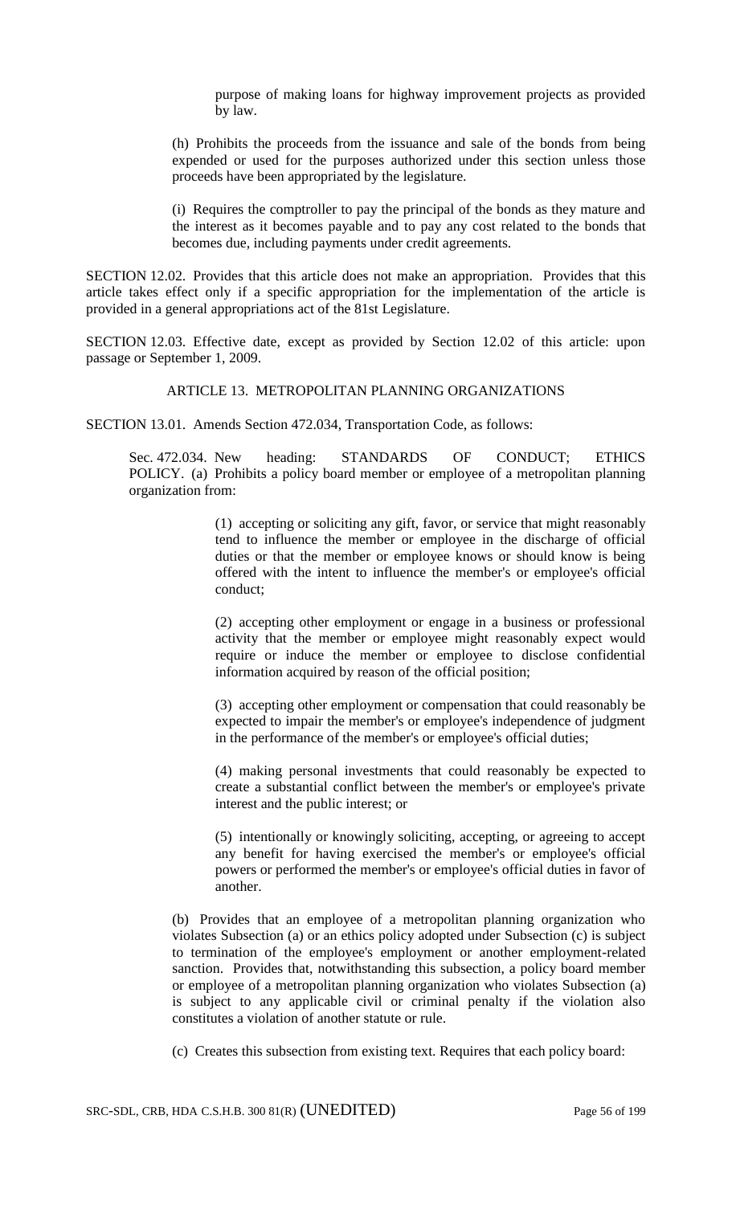purpose of making loans for highway improvement projects as provided by law.

(h) Prohibits the proceeds from the issuance and sale of the bonds from being expended or used for the purposes authorized under this section unless those proceeds have been appropriated by the legislature.

(i) Requires the comptroller to pay the principal of the bonds as they mature and the interest as it becomes payable and to pay any cost related to the bonds that becomes due, including payments under credit agreements.

SECTION 12.02. Provides that this article does not make an appropriation. Provides that this article takes effect only if a specific appropriation for the implementation of the article is provided in a general appropriations act of the 81st Legislature.

SECTION 12.03. Effective date, except as provided by Section 12.02 of this article: upon passage or September 1, 2009.

ARTICLE 13. METROPOLITAN PLANNING ORGANIZATIONS

SECTION 13.01. Amends Section 472.034, Transportation Code, as follows:

Sec. 472.034. New heading: STANDARDS OF CONDUCT; ETHICS POLICY. (a) Prohibits a policy board member or employee of a metropolitan planning organization from:

(1) accepting or soliciting any gift, favor, or service that might reasonably tend to influence the member or employee in the discharge of official duties or that the member or employee knows or should know is being offered with the intent to influence the member's or employee's official conduct;

(2) accepting other employment or engage in a business or professional activity that the member or employee might reasonably expect would require or induce the member or employee to disclose confidential information acquired by reason of the official position;

(3) accepting other employment or compensation that could reasonably be expected to impair the member's or employee's independence of judgment in the performance of the member's or employee's official duties;

(4) making personal investments that could reasonably be expected to create a substantial conflict between the member's or employee's private interest and the public interest; or

(5) intentionally or knowingly soliciting, accepting, or agreeing to accept any benefit for having exercised the member's or employee's official powers or performed the member's or employee's official duties in favor of another.

(b) Provides that an employee of a metropolitan planning organization who violates Subsection (a) or an ethics policy adopted under Subsection (c) is subject to termination of the employee's employment or another employment-related sanction. Provides that, notwithstanding this subsection, a policy board member or employee of a metropolitan planning organization who violates Subsection (a) is subject to any applicable civil or criminal penalty if the violation also constitutes a violation of another statute or rule.

(c) Creates this subsection from existing text. Requires that each policy board: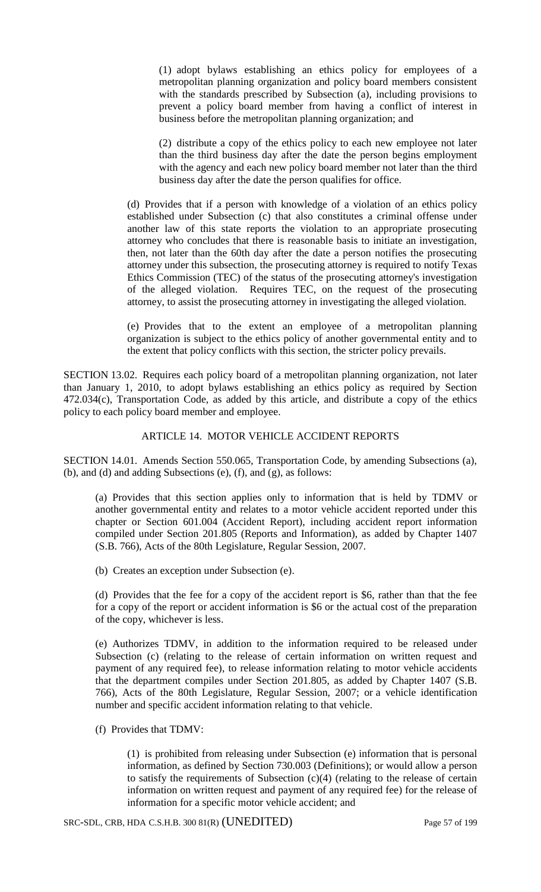(1) adopt bylaws establishing an ethics policy for employees of a metropolitan planning organization and policy board members consistent with the standards prescribed by Subsection (a), including provisions to prevent a policy board member from having a conflict of interest in business before the metropolitan planning organization; and

(2) distribute a copy of the ethics policy to each new employee not later than the third business day after the date the person begins employment with the agency and each new policy board member not later than the third business day after the date the person qualifies for office.

(d) Provides that if a person with knowledge of a violation of an ethics policy established under Subsection (c) that also constitutes a criminal offense under another law of this state reports the violation to an appropriate prosecuting attorney who concludes that there is reasonable basis to initiate an investigation, then, not later than the 60th day after the date a person notifies the prosecuting attorney under this subsection, the prosecuting attorney is required to notify Texas Ethics Commission (TEC) of the status of the prosecuting attorney's investigation of the alleged violation. Requires TEC, on the request of the prosecuting attorney, to assist the prosecuting attorney in investigating the alleged violation.

(e) Provides that to the extent an employee of a metropolitan planning organization is subject to the ethics policy of another governmental entity and to the extent that policy conflicts with this section, the stricter policy prevails.

SECTION 13.02. Requires each policy board of a metropolitan planning organization, not later than January 1, 2010, to adopt bylaws establishing an ethics policy as required by Section 472.034(c), Transportation Code, as added by this article, and distribute a copy of the ethics policy to each policy board member and employee.

ARTICLE 14. MOTOR VEHICLE ACCIDENT REPORTS

SECTION 14.01. Amends Section 550.065, Transportation Code, by amending Subsections (a), (b), and (d) and adding Subsections (e), (f), and (g), as follows:

(a) Provides that this section applies only to information that is held by TDMV or another governmental entity and relates to a motor vehicle accident reported under this chapter or Section 601.004 (Accident Report), including accident report information compiled under Section 201.805 (Reports and Information), as added by Chapter 1407 (S.B. 766), Acts of the 80th Legislature, Regular Session, 2007.

(b) Creates an exception under Subsection (e).

(d) Provides that the fee for a copy of the accident report is $6, rather than that the fee for a copy of the report or accident information is $6 or the actual cost of the preparation of the copy, whichever is less.

(e) Authorizes TDMV, in addition to the information required to be released under Subsection (c) (relating to the release of certain information on written request and payment of any required fee), to release information relating to motor vehicle accidents that the department compiles under Section 201.805, as added by Chapter 1407 (S.B. 766), Acts of the 80th Legislature, Regular Session, 2007; or a vehicle identification number and specific accident information relating to that vehicle.

(f) Provides that TDMV:

(1) is prohibited from releasing under Subsection (e) information that is personal information, as defined by Section 730.003 (Definitions); or would allow a person to satisfy the requirements of Subsection (c)(4) (relating to the release of certain information on written request and payment of any required fee) for the release of information for a specific motor vehicle accident; and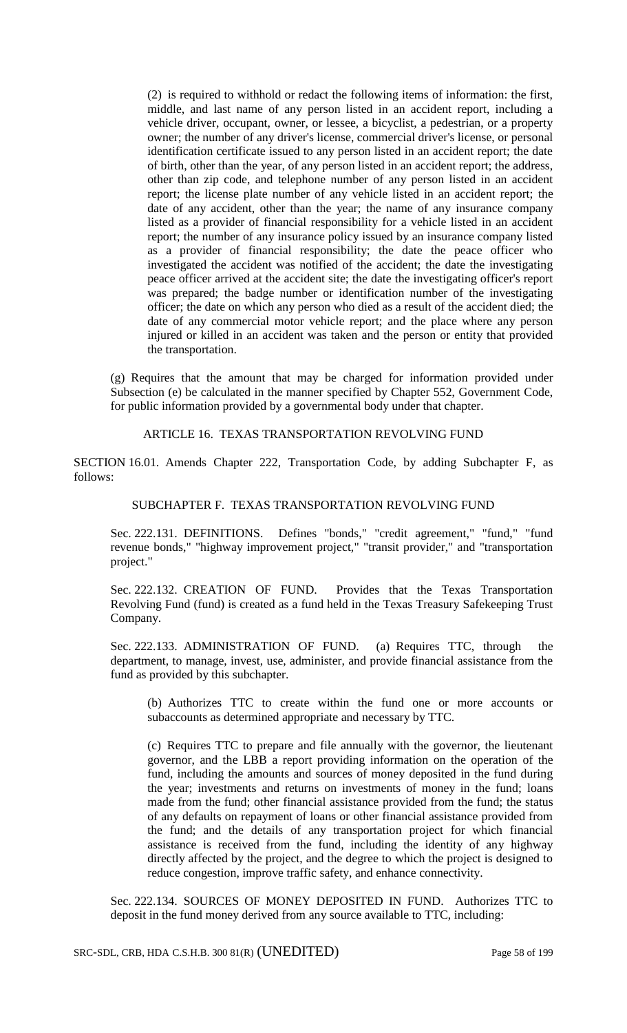(2) is required to withhold or redact the following items of information: the first, middle, and last name of any person listed in an accident report, including a vehicle driver, occupant, owner, or lessee, a bicyclist, a pedestrian, or a property owner; the number of any driver's license, commercial driver's license, or personal identification certificate issued to any person listed in an accident report; the date of birth, other than the year, of any person listed in an accident report; the address, other than zip code, and telephone number of any person listed in an accident report; the license plate number of any vehicle listed in an accident report; the date of any accident, other than the year; the name of any insurance company listed as a provider of financial responsibility for a vehicle listed in an accident report; the number of any insurance policy issued by an insurance company listed as a provider of financial responsibility; the date the peace officer who investigated the accident was notified of the accident; the date the investigating peace officer arrived at the accident site; the date the investigating officer's report was prepared; the badge number or identification number of the investigating officer; the date on which any person who died as a result of the accident died; the date of any commercial motor vehicle report; and the place where any person injured or killed in an accident was taken and the person or entity that provided the transportation.

(g) Requires that the amount that may be charged for information provided under Subsection (e) be calculated in the manner specified by Chapter 552, Government Code, for public information provided by a governmental body under that chapter.

ARTICLE 16. TEXAS TRANSPORTATION REVOLVING FUND

SECTION 16.01. Amends Chapter 222, Transportation Code, by adding Subchapter F, as follows:

SUBCHAPTER F. TEXAS TRANSPORTATION REVOLVING FUND

Sec. 222.131. DEFINITIONS. Defines "bonds," "credit agreement," "fund," "fund revenue bonds," "highway improvement project," "transit provider," and "transportation project."

Sec. 222.132. CREATION OF FUND. Provides that the Texas Transportation Revolving Fund (fund) is created as a fund held in the Texas Treasury Safekeeping Trust Company.

Sec. 222.133. ADMINISTRATION OF FUND. (a) Requires TTC, through the department, to manage, invest, use, administer, and provide financial assistance from the fund as provided by this subchapter.

(b) Authorizes TTC to create within the fund one or more accounts or subaccounts as determined appropriate and necessary by TTC.

(c) Requires TTC to prepare and file annually with the governor, the lieutenant governor, and the LBB a report providing information on the operation of the fund, including the amounts and sources of money deposited in the fund during the year; investments and returns on investments of money in the fund; loans made from the fund; other financial assistance provided from the fund; the status of any defaults on repayment of loans or other financial assistance provided from the fund; and the details of any transportation project for which financial assistance is received from the fund, including the identity of any highway directly affected by the project, and the degree to which the project is designed to reduce congestion, improve traffic safety, and enhance connectivity.

Sec. 222.134. SOURCES OF MONEY DEPOSITED IN FUND. Authorizes TTC to deposit in the fund money derived from any source available to TTC, including: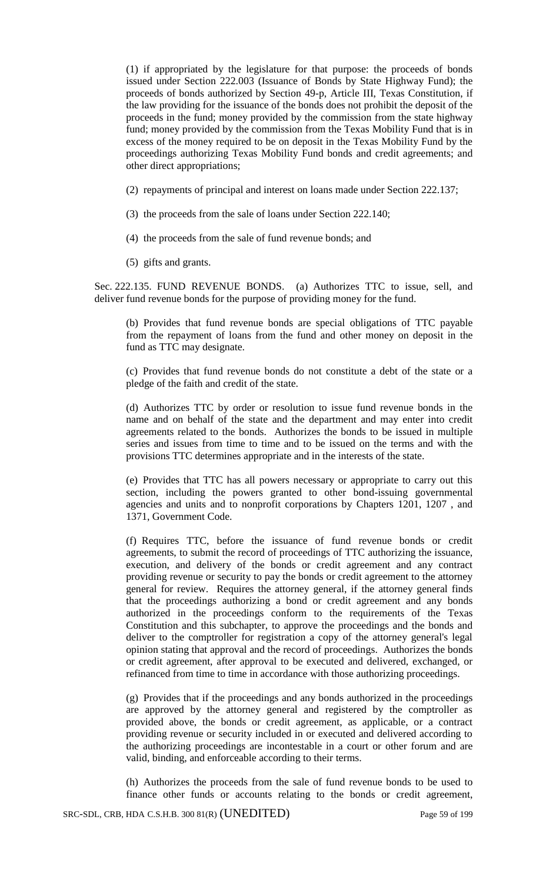(1) if appropriated by the legislature for that purpose: the proceeds of bonds issued under Section 222.003 (Issuance of Bonds by State Highway Fund); the proceeds of bonds authorized by Section 49-p, Article III, Texas Constitution, if the law providing for the issuance of the bonds does not prohibit the deposit of the proceeds in the fund; money provided by the commission from the state highway fund; money provided by the commission from the Texas Mobility Fund that is in excess of the money required to be on deposit in the Texas Mobility Fund by the proceedings authorizing Texas Mobility Fund bonds and credit agreements; and other direct appropriations;

(2) repayments of principal and interest on loans made under Section 222.137;

(3) the proceeds from the sale of loans under Section 222.140;

(4) the proceeds from the sale of fund revenue bonds; and

(5) gifts and grants.

Sec. 222.135. FUND REVENUE BONDS. (a) Authorizes TTC to issue, sell, and deliver fund revenue bonds for the purpose of providing money for the fund.

(b) Provides that fund revenue bonds are special obligations of TTC payable from the repayment of loans from the fund and other money on deposit in the fund as TTC may designate.

(c) Provides that fund revenue bonds do not constitute a debt of the state or a pledge of the faith and credit of the state.

(d) Authorizes TTC by order or resolution to issue fund revenue bonds in the name and on behalf of the state and the department and may enter into credit agreements related to the bonds. Authorizes the bonds to be issued in multiple series and issues from time to time and to be issued on the terms and with the provisions TTC determines appropriate and in the interests of the state.

(e) Provides that TTC has all powers necessary or appropriate to carry out this section, including the powers granted to other bond-issuing governmental agencies and units and to nonprofit corporations by Chapters 1201, 1207 , and 1371, Government Code.

(f) Requires TTC, before the issuance of fund revenue bonds or credit agreements, to submit the record of proceedings of TTC authorizing the issuance, execution, and delivery of the bonds or credit agreement and any contract providing revenue or security to pay the bonds or credit agreement to the attorney general for review. Requires the attorney general, if the attorney general finds that the proceedings authorizing a bond or credit agreement and any bonds authorized in the proceedings conform to the requirements of the Texas Constitution and this subchapter, to approve the proceedings and the bonds and deliver to the comptroller for registration a copy of the attorney general's legal opinion stating that approval and the record of proceedings. Authorizes the bonds or credit agreement, after approval to be executed and delivered, exchanged, or refinanced from time to time in accordance with those authorizing proceedings.

(g) Provides that if the proceedings and any bonds authorized in the proceedings are approved by the attorney general and registered by the comptroller as provided above, the bonds or credit agreement, as applicable, or a contract providing revenue or security included in or executed and delivered according to the authorizing proceedings are incontestable in a court or other forum and are valid, binding, and enforceable according to their terms.

(h) Authorizes the proceeds from the sale of fund revenue bonds to be used to finance other funds or accounts relating to the bonds or credit agreement,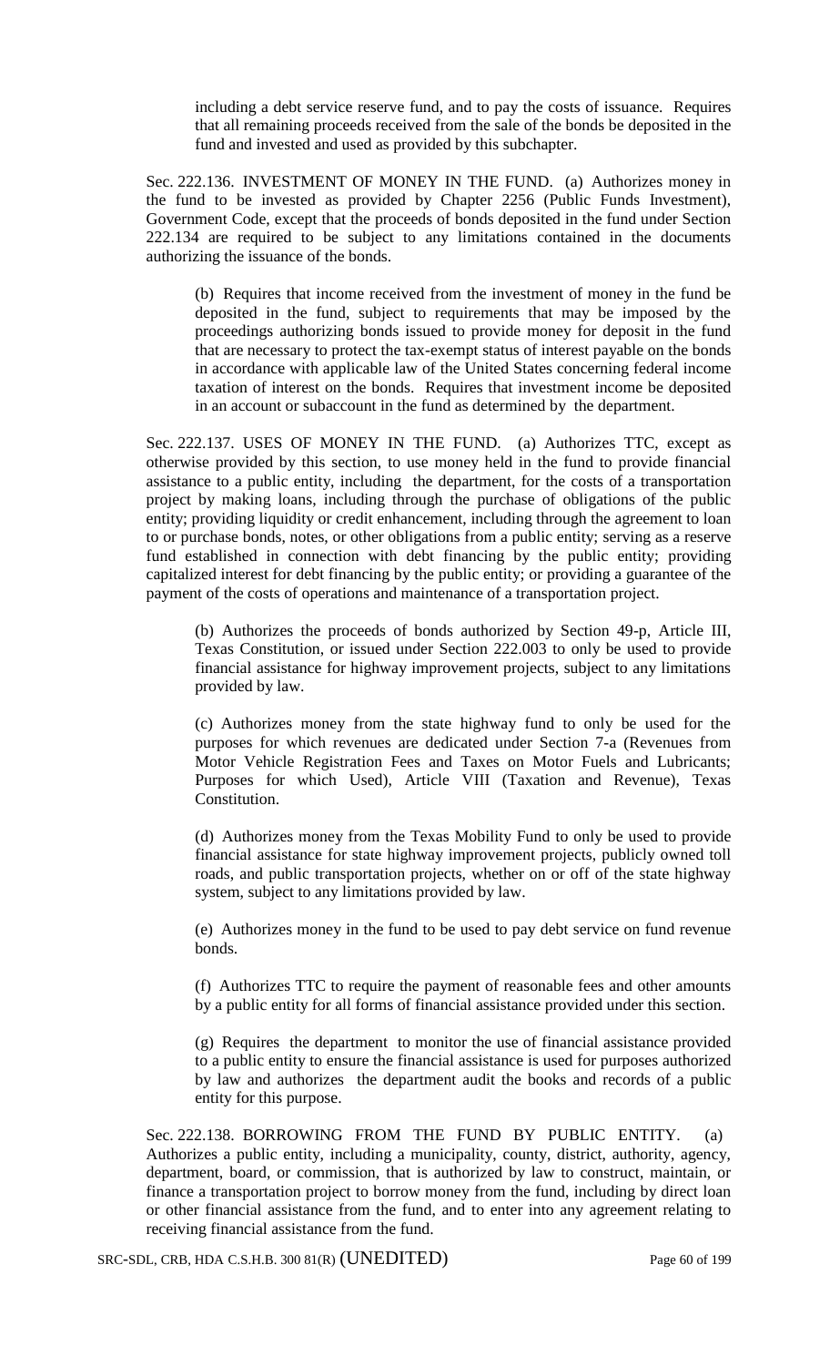including a debt service reserve fund, and to pay the costs of issuance. Requires that all remaining proceeds received from the sale of the bonds be deposited in the fund and invested and used as provided by this subchapter.

Sec. 222.136. INVESTMENT OF MONEY IN THE FUND. (a) Authorizes money in the fund to be invested as provided by Chapter 2256 (Public Funds Investment), Government Code, except that the proceeds of bonds deposited in the fund under Section 222.134 are required to be subject to any limitations contained in the documents authorizing the issuance of the bonds.

(b) Requires that income received from the investment of money in the fund be deposited in the fund, subject to requirements that may be imposed by the proceedings authorizing bonds issued to provide money for deposit in the fund that are necessary to protect the tax-exempt status of interest payable on the bonds in accordance with applicable law of the United States concerning federal income taxation of interest on the bonds. Requires that investment income be deposited in an account or subaccount in the fund as determined by the department.

Sec. 222.137. USES OF MONEY IN THE FUND. (a) Authorizes TTC, except as otherwise provided by this section, to use money held in the fund to provide financial assistance to a public entity, including the department, for the costs of a transportation project by making loans, including through the purchase of obligations of the public entity; providing liquidity or credit enhancement, including through the agreement to loan to or purchase bonds, notes, or other obligations from a public entity; serving as a reserve fund established in connection with debt financing by the public entity; providing capitalized interest for debt financing by the public entity; or providing a guarantee of the payment of the costs of operations and maintenance of a transportation project.

(b) Authorizes the proceeds of bonds authorized by Section 49-p, Article III, Texas Constitution, or issued under Section 222.003 to only be used to provide financial assistance for highway improvement projects, subject to any limitations provided by law.

(c) Authorizes money from the state highway fund to only be used for the purposes for which revenues are dedicated under Section 7-a (Revenues from Motor Vehicle Registration Fees and Taxes on Motor Fuels and Lubricants; Purposes for which Used), Article VIII (Taxation and Revenue), Texas Constitution.

(d) Authorizes money from the Texas Mobility Fund to only be used to provide financial assistance for state highway improvement projects, publicly owned toll roads, and public transportation projects, whether on or off of the state highway system, subject to any limitations provided by law.

(e) Authorizes money in the fund to be used to pay debt service on fund revenue bonds.

(f) Authorizes TTC to require the payment of reasonable fees and other amounts by a public entity for all forms of financial assistance provided under this section.

(g) Requires the department to monitor the use of financial assistance provided to a public entity to ensure the financial assistance is used for purposes authorized by law and authorizes the department audit the books and records of a public entity for this purpose.

Sec. 222.138. BORROWING FROM THE FUND BY PUBLIC ENTITY. (a) Authorizes a public entity, including a municipality, county, district, authority, agency, department, board, or commission, that is authorized by law to construct, maintain, or finance a transportation project to borrow money from the fund, including by direct loan or other financial assistance from the fund, and to enter into any agreement relating to receiving financial assistance from the fund.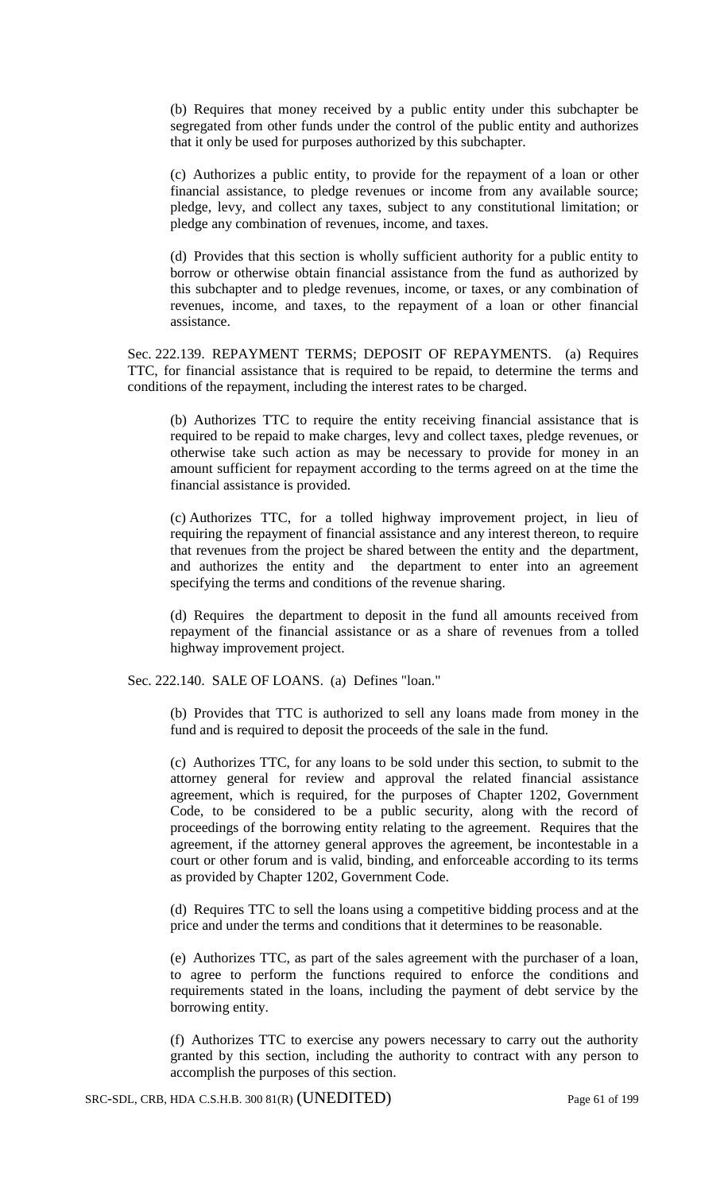(b) Requires that money received by a public entity under this subchapter be segregated from other funds under the control of the public entity and authorizes that it only be used for purposes authorized by this subchapter.

(c) Authorizes a public entity, to provide for the repayment of a loan or other financial assistance, to pledge revenues or income from any available source; pledge, levy, and collect any taxes, subject to any constitutional limitation; or pledge any combination of revenues, income, and taxes.

(d) Provides that this section is wholly sufficient authority for a public entity to borrow or otherwise obtain financial assistance from the fund as authorized by this subchapter and to pledge revenues, income, or taxes, or any combination of revenues, income, and taxes, to the repayment of a loan or other financial assistance.

Sec. 222.139. REPAYMENT TERMS; DEPOSIT OF REPAYMENTS. (a) Requires TTC, for financial assistance that is required to be repaid, to determine the terms and conditions of the repayment, including the interest rates to be charged.

(b) Authorizes TTC to require the entity receiving financial assistance that is required to be repaid to make charges, levy and collect taxes, pledge revenues, or otherwise take such action as may be necessary to provide for money in an amount sufficient for repayment according to the terms agreed on at the time the financial assistance is provided.

(c) Authorizes TTC, for a tolled highway improvement project, in lieu of requiring the repayment of financial assistance and any interest thereon, to require that revenues from the project be shared between the entity and the department, and authorizes the entity and the department to enter into an agreement specifying the terms and conditions of the revenue sharing.

(d) Requires the department to deposit in the fund all amounts received from repayment of the financial assistance or as a share of revenues from a tolled highway improvement project.

Sec. 222.140. SALE OF LOANS. (a) Defines "loan."

(b) Provides that TTC is authorized to sell any loans made from money in the fund and is required to deposit the proceeds of the sale in the fund.

(c) Authorizes TTC, for any loans to be sold under this section, to submit to the attorney general for review and approval the related financial assistance agreement, which is required, for the purposes of Chapter 1202, Government Code, to be considered to be a public security, along with the record of proceedings of the borrowing entity relating to the agreement. Requires that the agreement, if the attorney general approves the agreement, be incontestable in a court or other forum and is valid, binding, and enforceable according to its terms as provided by Chapter 1202, Government Code.

(d) Requires TTC to sell the loans using a competitive bidding process and at the price and under the terms and conditions that it determines to be reasonable.

(e) Authorizes TTC, as part of the sales agreement with the purchaser of a loan, to agree to perform the functions required to enforce the conditions and requirements stated in the loans, including the payment of debt service by the borrowing entity.

(f) Authorizes TTC to exercise any powers necessary to carry out the authority granted by this section, including the authority to contract with any person to accomplish the purposes of this section.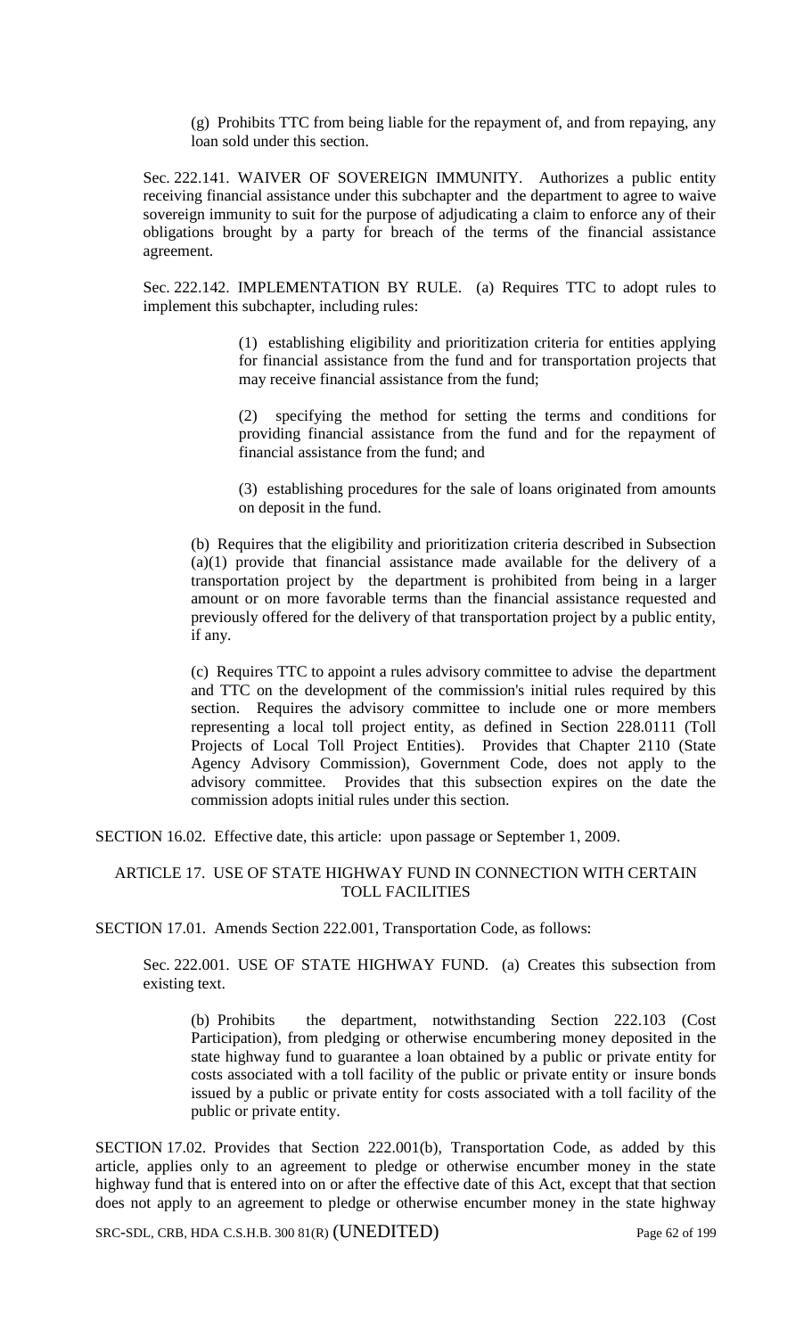(g) Prohibits TTC from being liable for the repayment of, and from repaying, any loan sold under this section.

Sec. 222.141. WAIVER OF SOVEREIGN IMMUNITY. Authorizes a public entity receiving financial assistance under this subchapter and the department to agree to waive sovereign immunity to suit for the purpose of adjudicating a claim to enforce any of their obligations brought by a party for breach of the terms of the financial assistance agreement.

Sec. 222.142. IMPLEMENTATION BY RULE. (a) Requires TTC to adopt rules to implement this subchapter, including rules:

(1) establishing eligibility and prioritization criteria for entities applying for financial assistance from the fund and for transportation projects that may receive financial assistance from the fund;

(2) specifying the method for setting the terms and conditions for providing financial assistance from the fund and for the repayment of financial assistance from the fund; and

(3) establishing procedures for the sale of loans originated from amounts on deposit in the fund.

(b) Requires that the eligibility and prioritization criteria described in Subsection (a)(1) provide that financial assistance made available for the delivery of a transportation project by the department is prohibited from being in a larger amount or on more favorable terms than the financial assistance requested and previously offered for the delivery of that transportation project by a public entity, if any.

(c) Requires TTC to appoint a rules advisory committee to advise the department and TTC on the development of the commission's initial rules required by this section. Requires the advisory committee to include one or more members representing a local toll project entity, as defined in Section 228.0111 (Toll Projects of Local Toll Project Entities). Provides that Chapter 2110 (State Agency Advisory Commission), Government Code, does not apply to the advisory committee. Provides that this subsection expires on the date the commission adopts initial rules under this section.

SECTION 16.02. Effective date, this article: upon passage or September 1, 2009.

## ARTICLE 17. USE OF STATE HIGHWAY FUND IN CONNECTION WITH CERTAIN TOLL FACILITIES

SECTION 17.01. Amends Section 222.001, Transportation Code, as follows:

Sec. 222.001. USE OF STATE HIGHWAY FUND. (a) Creates this subsection from existing text.

(b) Prohibits the department, notwithstanding Section 222.103 (Cost Participation), from pledging or otherwise encumbering money deposited in the state highway fund to guarantee a loan obtained by a public or private entity for costs associated with a toll facility of the public or private entity or insure bonds issued by a public or private entity for costs associated with a toll facility of the public or private entity.

SECTION 17.02. Provides that Section 222.001(b), Transportation Code, as added by this article, applies only to an agreement to pledge or otherwise encumber money in the state highway fund that is entered into on or after the effective date of this Act, except that that section does not apply to an agreement to pledge or otherwise encumber money in the state highway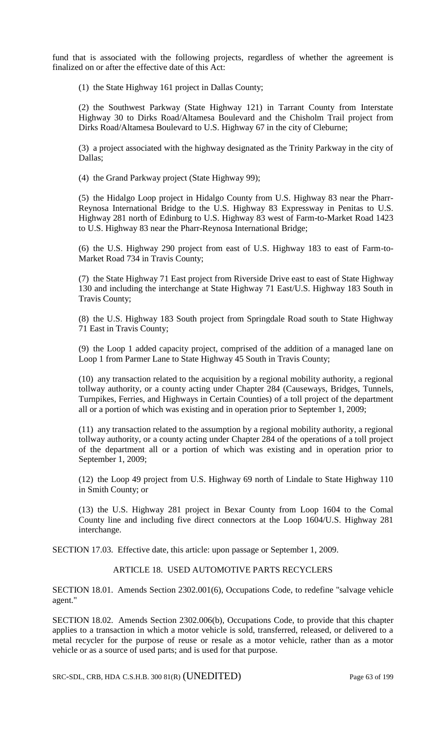fund that is associated with the following projects, regardless of whether the agreement is finalized on or after the effective date of this Act:

(1) the State Highway 161 project in Dallas County;

(2) the Southwest Parkway (State Highway 121) in Tarrant County from Interstate Highway 30 to Dirks Road/Altamesa Boulevard and the Chisholm Trail project from Dirks Road/Altamesa Boulevard to U.S. Highway 67 in the city of Cleburne;

(3) a project associated with the highway designated as the Trinity Parkway in the city of Dallas;

(4) the Grand Parkway project (State Highway 99);

(5) the Hidalgo Loop project in Hidalgo County from U.S. Highway 83 near the Pharr-Reynosa International Bridge to the U.S. Highway 83 Expressway in Penitas to U.S. Highway 281 north of Edinburg to U.S. Highway 83 west of Farm-to-Market Road 1423 to U.S. Highway 83 near the Pharr-Reynosa International Bridge;

(6) the U.S. Highway 290 project from east of U.S. Highway 183 to east of Farm-to-Market Road 734 in Travis County;

(7) the State Highway 71 East project from Riverside Drive east to east of State Highway 130 and including the interchange at State Highway 71 East/U.S. Highway 183 South in Travis County;

(8) the U.S. Highway 183 South project from Springdale Road south to State Highway 71 East in Travis County;

(9) the Loop 1 added capacity project, comprised of the addition of a managed lane on Loop 1 from Parmer Lane to State Highway 45 South in Travis County;

(10) any transaction related to the acquisition by a regional mobility authority, a regional tollway authority, or a county acting under Chapter 284 (Causeways, Bridges, Tunnels, Turnpikes, Ferries, and Highways in Certain Counties) of a toll project of the department all or a portion of which was existing and in operation prior to September 1, 2009;

(11) any transaction related to the assumption by a regional mobility authority, a regional tollway authority, or a county acting under Chapter 284 of the operations of a toll project of the department all or a portion of which was existing and in operation prior to September 1, 2009;

(12) the Loop 49 project from U.S. Highway 69 north of Lindale to State Highway 110 in Smith County; or

(13) the U.S. Highway 281 project in Bexar County from Loop 1604 to the Comal County line and including five direct connectors at the Loop 1604/U.S. Highway 281 interchange.

SECTION 17.03. Effective date, this article: upon passage or September 1, 2009.

## ARTICLE 18. USED AUTOMOTIVE PARTS RECYCLERS

SECTION 18.01. Amends Section 2302.001(6), Occupations Code, to redefine "salvage vehicle agent."

SECTION 18.02. Amends Section 2302.006(b), Occupations Code, to provide that this chapter applies to a transaction in which a motor vehicle is sold, transferred, released, or delivered to a metal recycler for the purpose of reuse or resale as a motor vehicle, rather than as a motor vehicle or as a source of used parts; and is used for that purpose.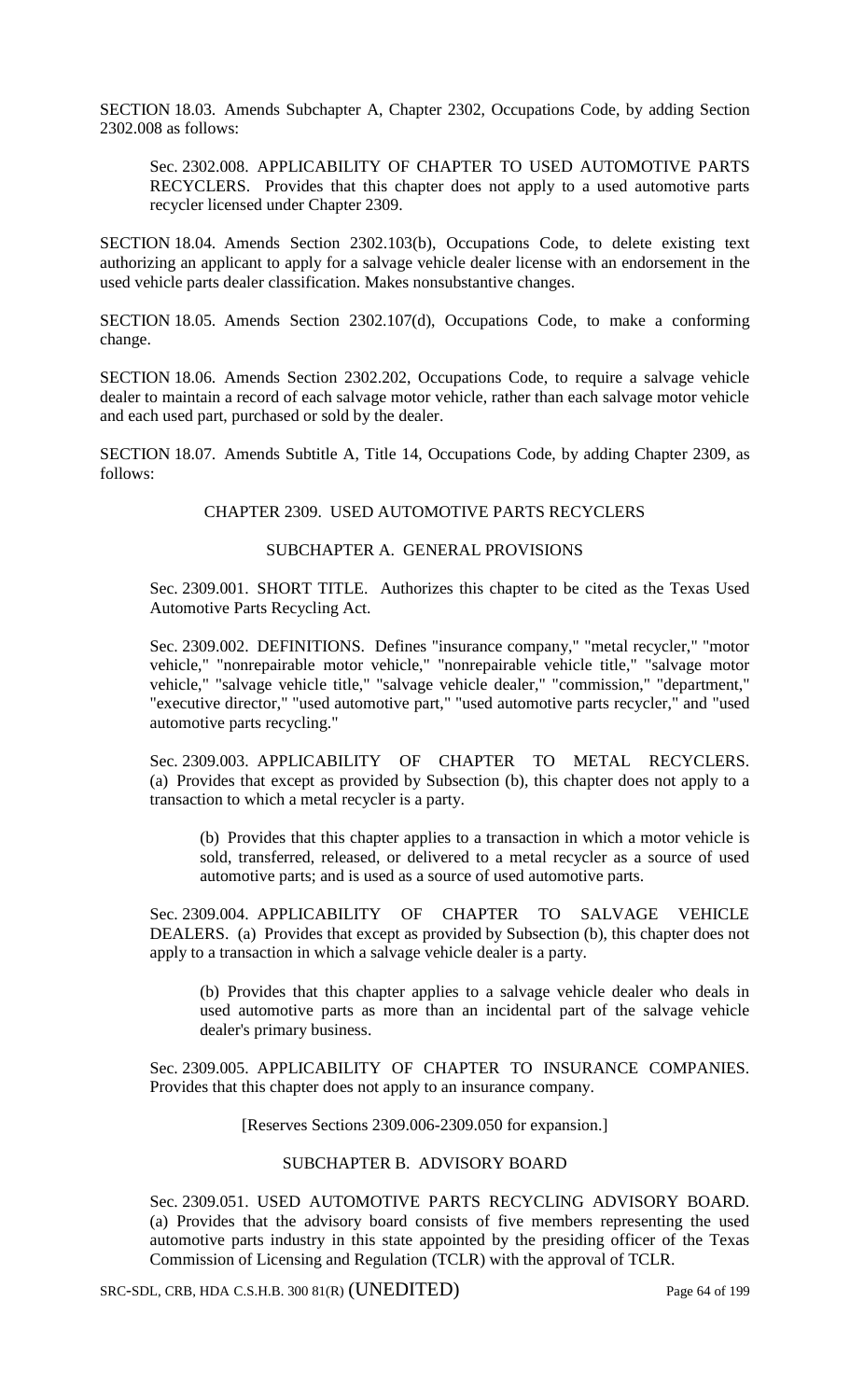SECTION 18.03. Amends Subchapter A, Chapter 2302, Occupations Code, by adding Section 2302.008 as follows:

Sec. 2302.008. APPLICABILITY OF CHAPTER TO USED AUTOMOTIVE PARTS RECYCLERS. Provides that this chapter does not apply to a used automotive parts recycler licensed under Chapter 2309.

SECTION 18.04. Amends Section 2302.103(b), Occupations Code, to delete existing text authorizing an applicant to apply for a salvage vehicle dealer license with an endorsement in the used vehicle parts dealer classification. Makes nonsubstantive changes.

SECTION 18.05. Amends Section 2302.107(d), Occupations Code, to make a conforming change.

SECTION 18.06. Amends Section 2302.202, Occupations Code, to require a salvage vehicle dealer to maintain a record of each salvage motor vehicle, rather than each salvage motor vehicle and each used part, purchased or sold by the dealer.

SECTION 18.07. Amends Subtitle A, Title 14, Occupations Code, by adding Chapter 2309, as follows:

CHAPTER 2309. USED AUTOMOTIVE PARTS RECYCLERS

SUBCHAPTER A. GENERAL PROVISIONS

Sec. 2309.001. SHORT TITLE. Authorizes this chapter to be cited as the Texas Used Automotive Parts Recycling Act.

Sec. 2309.002. DEFINITIONS. Defines "insurance company," "metal recycler," "motor vehicle," "nonrepairable motor vehicle," "nonrepairable vehicle title," "salvage motor vehicle," "salvage vehicle title," "salvage vehicle dealer," "commission," "department," "executive director," "used automotive part," "used automotive parts recycler," and "used automotive parts recycling."

Sec. 2309.003. APPLICABILITY OF CHAPTER TO METAL RECYCLERS. (a) Provides that except as provided by Subsection (b), this chapter does not apply to a transaction to which a metal recycler is a party.

(b) Provides that this chapter applies to a transaction in which a motor vehicle is sold, transferred, released, or delivered to a metal recycler as a source of used automotive parts; and is used as a source of used automotive parts.

Sec. 2309.004. APPLICABILITY OF CHAPTER TO SALVAGE VEHICLE DEALERS. (a) Provides that except as provided by Subsection (b), this chapter does not apply to a transaction in which a salvage vehicle dealer is a party.

(b) Provides that this chapter applies to a salvage vehicle dealer who deals in used automotive parts as more than an incidental part of the salvage vehicle dealer's primary business.

Sec. 2309.005. APPLICABILITY OF CHAPTER TO INSURANCE COMPANIES. Provides that this chapter does not apply to an insurance company.

[Reserves Sections 2309.006-2309.050 for expansion.]

SUBCHAPTER B. ADVISORY BOARD

Sec. 2309.051. USED AUTOMOTIVE PARTS RECYCLING ADVISORY BOARD. (a) Provides that the advisory board consists of five members representing the used automotive parts industry in this state appointed by the presiding officer of the Texas Commission of Licensing and Regulation (TCLR) with the approval of TCLR.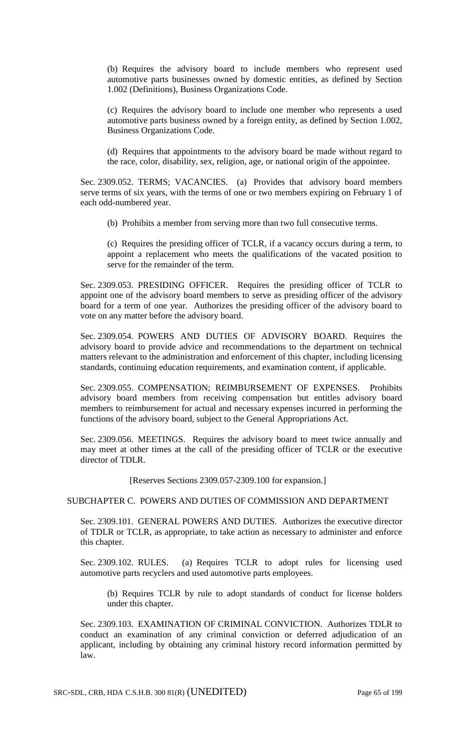(b) Requires the advisory board to include members who represent used automotive parts businesses owned by domestic entities, as defined by Section 1.002 (Definitions), Business Organizations Code.

(c) Requires the advisory board to include one member who represents a used automotive parts business owned by a foreign entity, as defined by Section 1.002, Business Organizations Code.

(d) Requires that appointments to the advisory board be made without regard to the race, color, disability, sex, religion, age, or national origin of the appointee.

Sec. 2309.052. TERMS; VACANCIES. (a) Provides that advisory board members serve terms of six years, with the terms of one or two members expiring on February 1 of each odd-numbered year.

(b) Prohibits a member from serving more than two full consecutive terms.

(c) Requires the presiding officer of TCLR, if a vacancy occurs during a term, to appoint a replacement who meets the qualifications of the vacated position to serve for the remainder of the term.

Sec. 2309.053. PRESIDING OFFICER. Requires the presiding officer of TCLR to appoint one of the advisory board members to serve as presiding officer of the advisory board for a term of one year. Authorizes the presiding officer of the advisory board to vote on any matter before the advisory board.

Sec. 2309.054. POWERS AND DUTIES OF ADVISORY BOARD. Requires the advisory board to provide advice and recommendations to the department on technical matters relevant to the administration and enforcement of this chapter, including licensing standards, continuing education requirements, and examination content, if applicable.

Sec. 2309.055. COMPENSATION; REIMBURSEMENT OF EXPENSES. Prohibits advisory board members from receiving compensation but entitles advisory board members to reimbursement for actual and necessary expenses incurred in performing the functions of the advisory board, subject to the General Appropriations Act.

Sec. 2309.056. MEETINGS. Requires the advisory board to meet twice annually and may meet at other times at the call of the presiding officer of TCLR or the executive director of TDLR.

[Reserves Sections 2309.057-2309.100 for expansion.]

SUBCHAPTER C. POWERS AND DUTIES OF COMMISSION AND DEPARTMENT

Sec. 2309.101. GENERAL POWERS AND DUTIES. Authorizes the executive director of TDLR or TCLR, as appropriate, to take action as necessary to administer and enforce this chapter.

Sec. 2309.102. RULES. (a) Requires TCLR to adopt rules for licensing used automotive parts recyclers and used automotive parts employees.

(b) Requires TCLR by rule to adopt standards of conduct for license holders under this chapter.

Sec. 2309.103. EXAMINATION OF CRIMINAL CONVICTION. Authorizes TDLR to conduct an examination of any criminal conviction or deferred adjudication of an applicant, including by obtaining any criminal history record information permitted by law.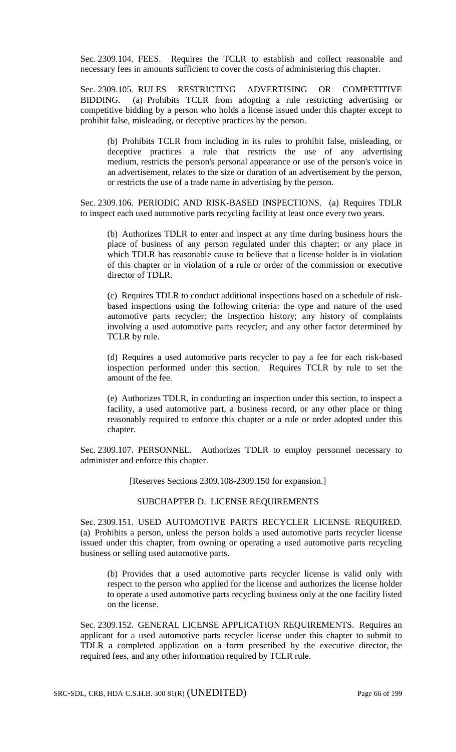Sec. 2309.104. FEES. Requires the TCLR to establish and collect reasonable and necessary fees in amounts sufficient to cover the costs of administering this chapter.

Sec. 2309.105. RULES RESTRICTING ADVERTISING OR COMPETITIVE BIDDING. (a) Prohibits TCLR from adopting a rule restricting advertising or competitive bidding by a person who holds a license issued under this chapter except to prohibit false, misleading, or deceptive practices by the person.

(b) Prohibits TCLR from including in its rules to prohibit false, misleading, or deceptive practices a rule that restricts the use of any advertising medium, restricts the person's personal appearance or use of the person's voice in an advertisement, relates to the size or duration of an advertisement by the person, or restricts the use of a trade name in advertising by the person.

Sec. 2309.106. PERIODIC AND RISK-BASED INSPECTIONS. (a) Requires TDLR to inspect each used automotive parts recycling facility at least once every two years.

(b) Authorizes TDLR to enter and inspect at any time during business hours the place of business of any person regulated under this chapter; or any place in which TDLR has reasonable cause to believe that a license holder is in violation of this chapter or in violation of a rule or order of the commission or executive director of TDLR.

(c) Requires TDLR to conduct additional inspections based on a schedule of risk-based inspections using the following criteria: the type and nature of the used automotive parts recycler; the inspection history; any history of complaints involving a used automotive parts recycler; and any other factor determined by TCLR by rule.

(d) Requires a used automotive parts recycler to pay a fee for each risk-based inspection performed under this section. Requires TCLR by rule to set the amount of the fee.

(e) Authorizes TDLR, in conducting an inspection under this section, to inspect a facility, a used automotive part, a business record, or any other place or thing reasonably required to enforce this chapter or a rule or order adopted under this chapter.

Sec. 2309.107. PERSONNEL. Authorizes TDLR to employ personnel necessary to administer and enforce this chapter.

[Reserves Sections 2309.108-2309.150 for expansion.]

SUBCHAPTER D. LICENSE REQUIREMENTS

Sec. 2309.151. USED AUTOMOTIVE PARTS RECYCLER LICENSE REQUIRED. (a) Prohibits a person, unless the person holds a used automotive parts recycler license issued under this chapter, from owning or operating a used automotive parts recycling business or selling used automotive parts.

(b) Provides that a used automotive parts recycler license is valid only with respect to the person who applied for the license and authorizes the license holder to operate a used automotive parts recycling business only at the one facility listed on the license.

Sec. 2309.152. GENERAL LICENSE APPLICATION REQUIREMENTS. Requires an applicant for a used automotive parts recycler license under this chapter to submit to TDLR a completed application on a form prescribed by the executive director, the required fees, and any other information required by TCLR rule.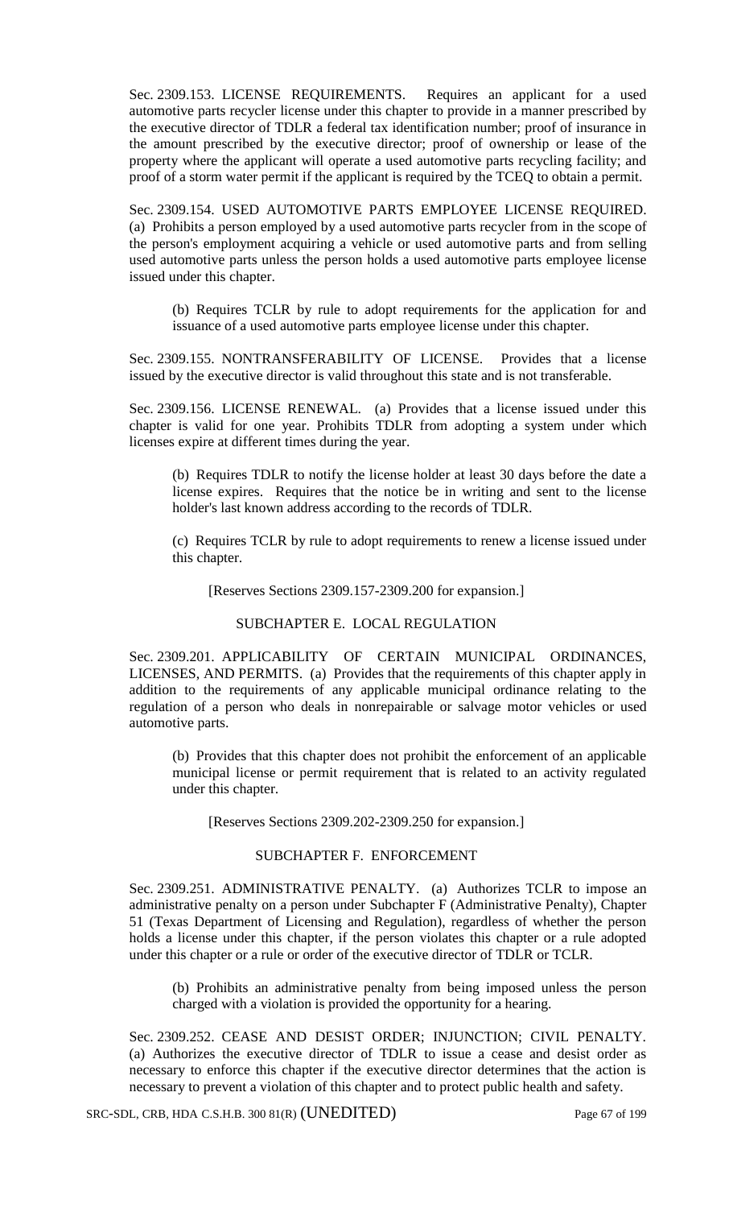Sec. 2309.153. LICENSE REQUIREMENTS. Requires an applicant for a used automotive parts recycler license under this chapter to provide in a manner prescribed by the executive director of TDLR a federal tax identification number; proof of insurance in the amount prescribed by the executive director; proof of ownership or lease of the property where the applicant will operate a used automotive parts recycling facility; and proof of a storm water permit if the applicant is required by the TCEQ to obtain a permit.

Sec. 2309.154. USED AUTOMOTIVE PARTS EMPLOYEE LICENSE REQUIRED. (a) Prohibits a person employed by a used automotive parts recycler from in the scope of the person's employment acquiring a vehicle or used automotive parts and from selling used automotive parts unless the person holds a used automotive parts employee license issued under this chapter.

(b) Requires TCLR by rule to adopt requirements for the application for and issuance of a used automotive parts employee license under this chapter.

Sec. 2309.155. NONTRANSFERABILITY OF LICENSE. Provides that a license issued by the executive director is valid throughout this state and is not transferable.

Sec. 2309.156. LICENSE RENEWAL. (a) Provides that a license issued under this chapter is valid for one year. Prohibits TDLR from adopting a system under which licenses expire at different times during the year.

(b) Requires TDLR to notify the license holder at least 30 days before the date a license expires. Requires that the notice be in writing and sent to the license holder's last known address according to the records of TDLR.

(c) Requires TCLR by rule to adopt requirements to renew a license issued under this chapter.

[Reserves Sections 2309.157-2309.200 for expansion.]

SUBCHAPTER E. LOCAL REGULATION

Sec. 2309.201. APPLICABILITY OF CERTAIN MUNICIPAL ORDINANCES, LICENSES, AND PERMITS. (a) Provides that the requirements of this chapter apply in addition to the requirements of any applicable municipal ordinance relating to the regulation of a person who deals in nonrepairable or salvage motor vehicles or used automotive parts.

(b) Provides that this chapter does not prohibit the enforcement of an applicable municipal license or permit requirement that is related to an activity regulated under this chapter.

[Reserves Sections 2309.202-2309.250 for expansion.]

SUBCHAPTER F. ENFORCEMENT

Sec. 2309.251. ADMINISTRATIVE PENALTY. (a) Authorizes TCLR to impose an administrative penalty on a person under Subchapter F (Administrative Penalty), Chapter 51 (Texas Department of Licensing and Regulation), regardless of whether the person holds a license under this chapter, if the person violates this chapter or a rule adopted under this chapter or a rule or order of the executive director of TDLR or TCLR.

(b) Prohibits an administrative penalty from being imposed unless the person charged with a violation is provided the opportunity for a hearing.

Sec. 2309.252. CEASE AND DESIST ORDER; INJUNCTION; CIVIL PENALTY. (a) Authorizes the executive director of TDLR to issue a cease and desist order as necessary to enforce this chapter if the executive director determines that the action is necessary to prevent a violation of this chapter and to protect public health and safety.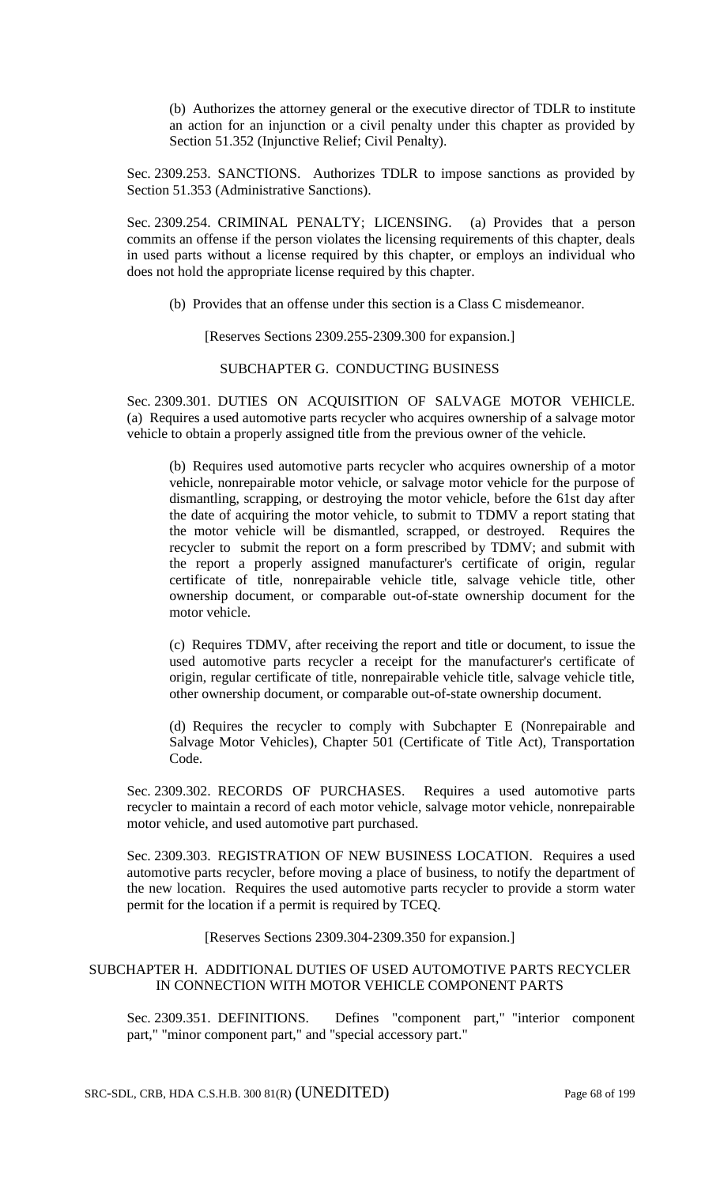(b) Authorizes the attorney general or the executive director of TDLR to institute an action for an injunction or a civil penalty under this chapter as provided by Section 51.352 (Injunctive Relief; Civil Penalty).

Sec. 2309.253. SANCTIONS. Authorizes TDLR to impose sanctions as provided by Section 51.353 (Administrative Sanctions).

Sec. 2309.254. CRIMINAL PENALTY; LICENSING. (a) Provides that a person commits an offense if the person violates the licensing requirements of this chapter, deals in used parts without a license required by this chapter, or employs an individual who does not hold the appropriate license required by this chapter.

(b) Provides that an offense under this section is a Class C misdemeanor.

[Reserves Sections 2309.255-2309.300 for expansion.]

SUBCHAPTER G. CONDUCTING BUSINESS

Sec. 2309.301. DUTIES ON ACQUISITION OF SALVAGE MOTOR VEHICLE. (a) Requires a used automotive parts recycler who acquires ownership of a salvage motor vehicle to obtain a properly assigned title from the previous owner of the vehicle.

(b) Requires used automotive parts recycler who acquires ownership of a motor vehicle, nonrepairable motor vehicle, or salvage motor vehicle for the purpose of dismantling, scrapping, or destroying the motor vehicle, before the 61st day after the date of acquiring the motor vehicle, to submit to TDMV a report stating that the motor vehicle will be dismantled, scrapped, or destroyed. Requires the recycler to submit the report on a form prescribed by TDMV; and submit with the report a properly assigned manufacturer's certificate of origin, regular certificate of title, nonrepairable vehicle title, salvage vehicle title, other ownership document, or comparable out-of-state ownership document for the motor vehicle.

(c) Requires TDMV, after receiving the report and title or document, to issue the used automotive parts recycler a receipt for the manufacturer's certificate of origin, regular certificate of title, nonrepairable vehicle title, salvage vehicle title, other ownership document, or comparable out-of-state ownership document.

(d) Requires the recycler to comply with Subchapter E (Nonrepairable and Salvage Motor Vehicles), Chapter 501 (Certificate of Title Act), Transportation Code.

Sec. 2309.302. RECORDS OF PURCHASES. Requires a used automotive parts recycler to maintain a record of each motor vehicle, salvage motor vehicle, nonrepairable motor vehicle, and used automotive part purchased.

Sec. 2309.303. REGISTRATION OF NEW BUSINESS LOCATION. Requires a used automotive parts recycler, before moving a place of business, to notify the department of the new location. Requires the used automotive parts recycler to provide a storm water permit for the location if a permit is required by TCEQ.

[Reserves Sections 2309.304-2309.350 for expansion.]

SUBCHAPTER H. ADDITIONAL DUTIES OF USED AUTOMOTIVE PARTS RECYCLER IN CONNECTION WITH MOTOR VEHICLE COMPONENT PARTS

Sec. 2309.351. DEFINITIONS. Defines "component part," "interior component part," "minor component part," and "special accessory part."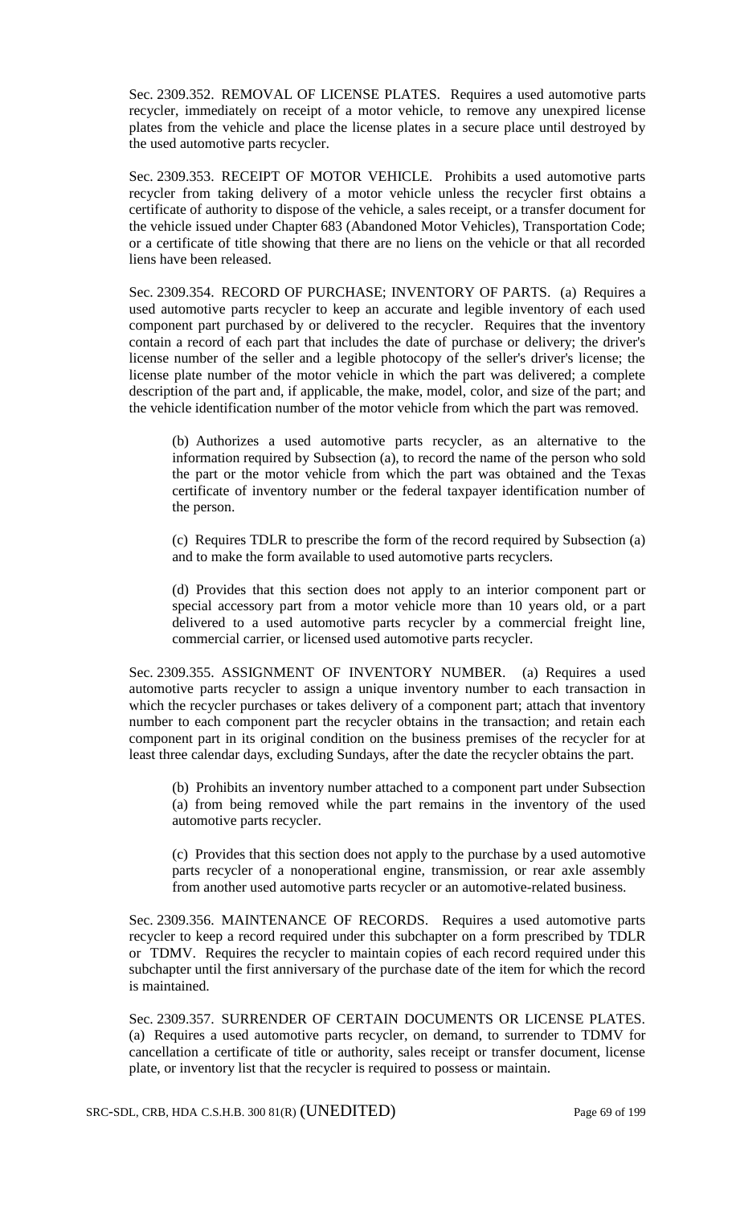Sec. 2309.352. REMOVAL OF LICENSE PLATES. Requires a used automotive parts recycler, immediately on receipt of a motor vehicle, to remove any unexpired license plates from the vehicle and place the license plates in a secure place until destroyed by the used automotive parts recycler.

Sec. 2309.353. RECEIPT OF MOTOR VEHICLE. Prohibits a used automotive parts recycler from taking delivery of a motor vehicle unless the recycler first obtains a certificate of authority to dispose of the vehicle, a sales receipt, or a transfer document for the vehicle issued under Chapter 683 (Abandoned Motor Vehicles), Transportation Code; or a certificate of title showing that there are no liens on the vehicle or that all recorded liens have been released.

Sec. 2309.354. RECORD OF PURCHASE; INVENTORY OF PARTS. (a) Requires a used automotive parts recycler to keep an accurate and legible inventory of each used component part purchased by or delivered to the recycler. Requires that the inventory contain a record of each part that includes the date of purchase or delivery; the driver's license number of the seller and a legible photocopy of the seller's driver's license; the license plate number of the motor vehicle in which the part was delivered; a complete description of the part and, if applicable, the make, model, color, and size of the part; and the vehicle identification number of the motor vehicle from which the part was removed.

(b) Authorizes a used automotive parts recycler, as an alternative to the information required by Subsection (a), to record the name of the person who sold the part or the motor vehicle from which the part was obtained and the Texas certificate of inventory number or the federal taxpayer identification number of the person.

(c) Requires TDLR to prescribe the form of the record required by Subsection (a) and to make the form available to used automotive parts recyclers.

(d) Provides that this section does not apply to an interior component part or special accessory part from a motor vehicle more than 10 years old, or a part delivered to a used automotive parts recycler by a commercial freight line, commercial carrier, or licensed used automotive parts recycler.

Sec. 2309.355. ASSIGNMENT OF INVENTORY NUMBER. (a) Requires a used automotive parts recycler to assign a unique inventory number to each transaction in which the recycler purchases or takes delivery of a component part; attach that inventory number to each component part the recycler obtains in the transaction; and retain each component part in its original condition on the business premises of the recycler for at least three calendar days, excluding Sundays, after the date the recycler obtains the part.

(b) Prohibits an inventory number attached to a component part under Subsection (a) from being removed while the part remains in the inventory of the used automotive parts recycler.

(c) Provides that this section does not apply to the purchase by a used automotive parts recycler of a nonoperational engine, transmission, or rear axle assembly from another used automotive parts recycler or an automotive-related business.

Sec. 2309.356. MAINTENANCE OF RECORDS. Requires a used automotive parts recycler to keep a record required under this subchapter on a form prescribed by TDLR or TDMV. Requires the recycler to maintain copies of each record required under this subchapter until the first anniversary of the purchase date of the item for which the record is maintained.

Sec. 2309.357. SURRENDER OF CERTAIN DOCUMENTS OR LICENSE PLATES. (a) Requires a used automotive parts recycler, on demand, to surrender to TDMV for cancellation a certificate of title or authority, sales receipt or transfer document, license plate, or inventory list that the recycler is required to possess or maintain.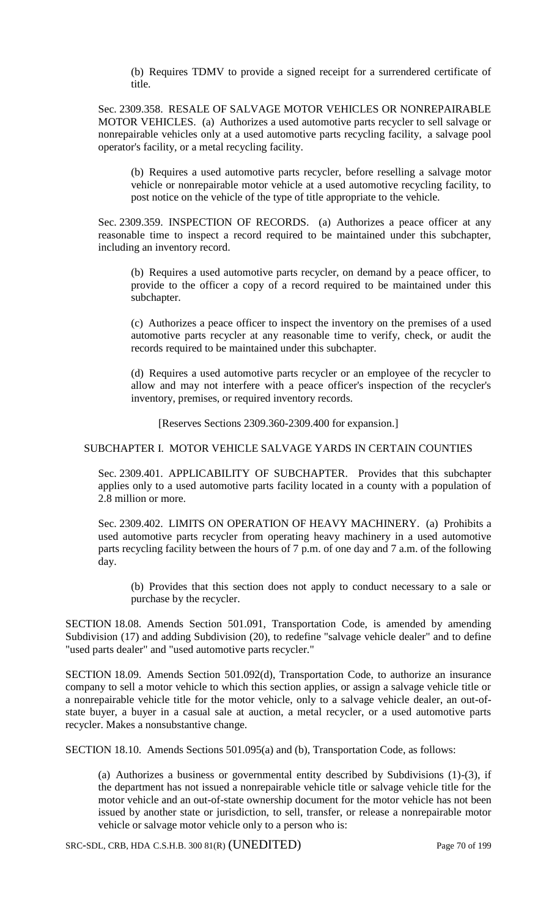(b) Requires TDMV to provide a signed receipt for a surrendered certificate of title.

Sec. 2309.358. RESALE OF SALVAGE MOTOR VEHICLES OR NONREPAIRABLE MOTOR VEHICLES. (a) Authorizes a used automotive parts recycler to sell salvage or nonrepairable vehicles only at a used automotive parts recycling facility, a salvage pool operator's facility, or a metal recycling facility.

(b) Requires a used automotive parts recycler, before reselling a salvage motor vehicle or nonrepairable motor vehicle at a used automotive recycling facility, to post notice on the vehicle of the type of title appropriate to the vehicle.

Sec. 2309.359. INSPECTION OF RECORDS. (a) Authorizes a peace officer at any reasonable time to inspect a record required to be maintained under this subchapter, including an inventory record.

(b) Requires a used automotive parts recycler, on demand by a peace officer, to provide to the officer a copy of a record required to be maintained under this subchapter.

(c) Authorizes a peace officer to inspect the inventory on the premises of a used automotive parts recycler at any reasonable time to verify, check, or audit the records required to be maintained under this subchapter.

(d) Requires a used automotive parts recycler or an employee of the recycler to allow and may not interfere with a peace officer's inspection of the recycler's inventory, premises, or required inventory records.

[Reserves Sections 2309.360-2309.400 for expansion.]

SUBCHAPTER I. MOTOR VEHICLE SALVAGE YARDS IN CERTAIN COUNTIES

Sec. 2309.401. APPLICABILITY OF SUBCHAPTER. Provides that this subchapter applies only to a used automotive parts facility located in a county with a population of 2.8 million or more.

Sec. 2309.402. LIMITS ON OPERATION OF HEAVY MACHINERY. (a) Prohibits a used automotive parts recycler from operating heavy machinery in a used automotive parts recycling facility between the hours of 7 p.m. of one day and 7 a.m. of the following day.

(b) Provides that this section does not apply to conduct necessary to a sale or purchase by the recycler.

SECTION 18.08. Amends Section 501.091, Transportation Code, is amended by amending Subdivision (17) and adding Subdivision (20), to redefine "salvage vehicle dealer" and to define "used parts dealer" and "used automotive parts recycler."

SECTION 18.09. Amends Section 501.092(d), Transportation Code, to authorize an insurance company to sell a motor vehicle to which this section applies, or assign a salvage vehicle title or a nonrepairable vehicle title for the motor vehicle, only to a salvage vehicle dealer, an out-of-state buyer, a buyer in a casual sale at auction, a metal recycler, or a used automotive parts recycler. Makes a nonsubstantive change.

SECTION 18.10. Amends Sections 501.095(a) and (b), Transportation Code, as follows:

(a) Authorizes a business or governmental entity described by Subdivisions (1)-(3), if the department has not issued a nonrepairable vehicle title or salvage vehicle title for the motor vehicle and an out-of-state ownership document for the motor vehicle has not been issued by another state or jurisdiction, to sell, transfer, or release a nonrepairable motor vehicle or salvage motor vehicle only to a person who is: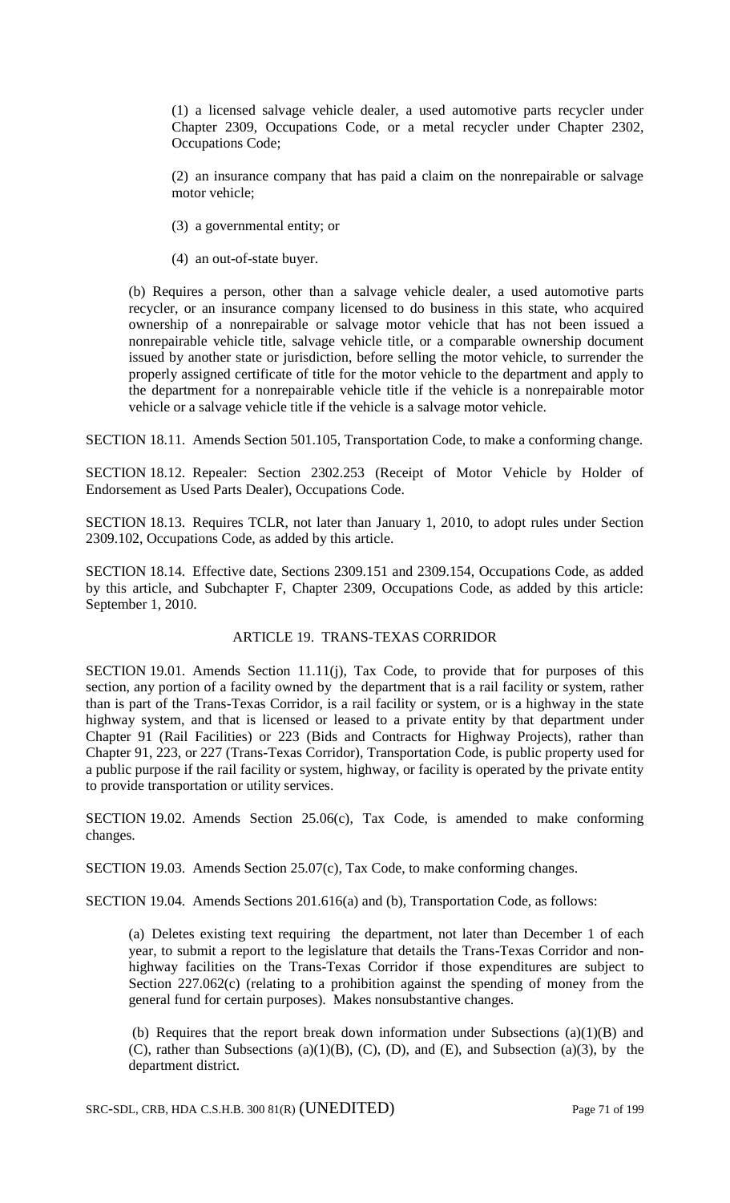(1) a licensed salvage vehicle dealer, a used automotive parts recycler under Chapter 2309, Occupations Code, or a metal recycler under Chapter 2302, Occupations Code;

(2) an insurance company that has paid a claim on the nonrepairable or salvage motor vehicle;

(3) a governmental entity; or

(4) an out-of-state buyer.

(b) Requires a person, other than a salvage vehicle dealer, a used automotive parts recycler, or an insurance company licensed to do business in this state, who acquired ownership of a nonrepairable or salvage motor vehicle that has not been issued a nonrepairable vehicle title, salvage vehicle title, or a comparable ownership document issued by another state or jurisdiction, before selling the motor vehicle, to surrender the properly assigned certificate of title for the motor vehicle to the department and apply to the department for a nonrepairable vehicle title if the vehicle is a nonrepairable motor vehicle or a salvage vehicle title if the vehicle is a salvage motor vehicle.

SECTION 18.11. Amends Section 501.105, Transportation Code, to make a conforming change.

SECTION 18.12. Repealer: Section 2302.253 (Receipt of Motor Vehicle by Holder of Endorsement as Used Parts Dealer), Occupations Code.

SECTION 18.13. Requires TCLR, not later than January 1, 2010, to adopt rules under Section 2309.102, Occupations Code, as added by this article.

SECTION 18.14. Effective date, Sections 2309.151 and 2309.154, Occupations Code, as added by this article, and Subchapter F, Chapter 2309, Occupations Code, as added by this article: September 1, 2010.

## ARTICLE 19. TRANS-TEXAS CORRIDOR

SECTION 19.01. Amends Section 11.11(j), Tax Code, to provide that for purposes of this section, any portion of a facility owned by the department that is a rail facility or system, rather than is part of the Trans-Texas Corridor, is a rail facility or system, or is a highway in the state highway system, and that is licensed or leased to a private entity by that department under Chapter 91 (Rail Facilities) or 223 (Bids and Contracts for Highway Projects), rather than Chapter 91, 223, or 227 (Trans-Texas Corridor), Transportation Code, is public property used for a public purpose if the rail facility or system, highway, or facility is operated by the private entity to provide transportation or utility services.

SECTION 19.02. Amends Section 25.06(c), Tax Code, is amended to make conforming changes.

SECTION 19.03. Amends Section 25.07(c), Tax Code, to make conforming changes.

SECTION 19.04. Amends Sections 201.616(a) and (b), Transportation Code, as follows:

(a) Deletes existing text requiring the department, not later than December 1 of each year, to submit a report to the legislature that details the Trans-Texas Corridor and non-highway facilities on the Trans-Texas Corridor if those expenditures are subject to Section 227.062(c) (relating to a prohibition against the spending of money from the general fund for certain purposes). Makes nonsubstantive changes.

(b) Requires that the report break down information under Subsections (a)(1)(B) and (C), rather than Subsections (a)(1)(B), (C), (D), and (E), and Subsection (a)(3), by the department district.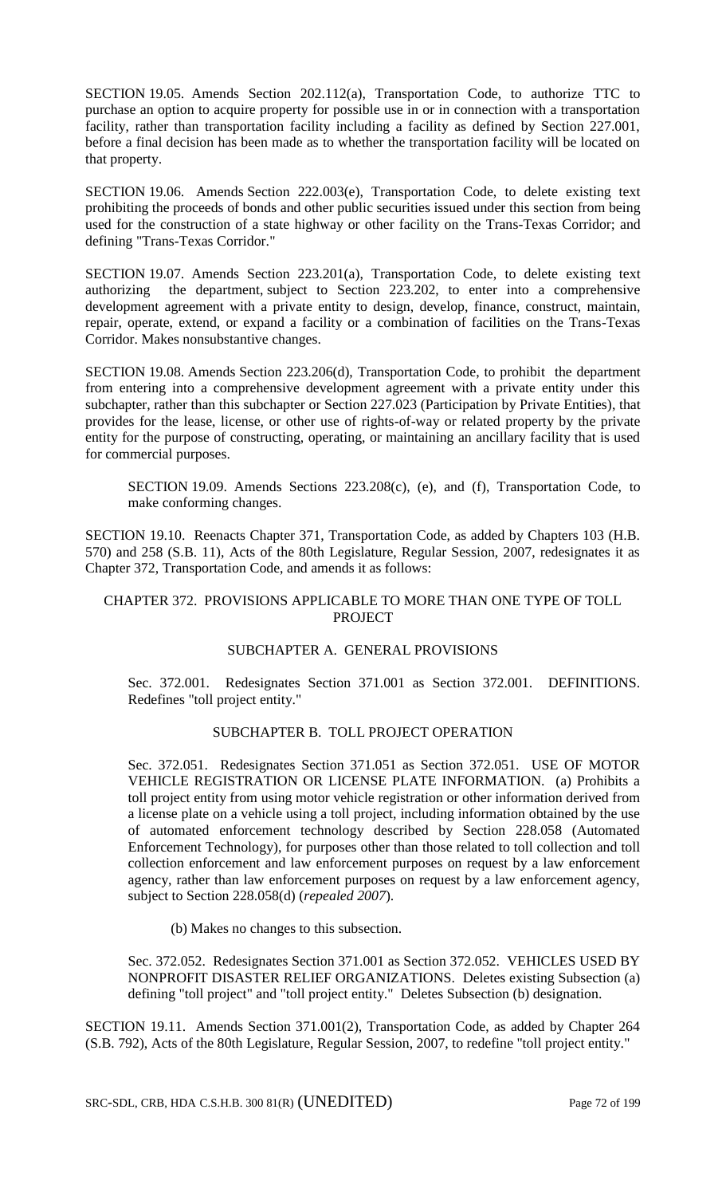SECTION 19.05. Amends Section 202.112(a), Transportation Code, to authorize TTC to purchase an option to acquire property for possible use in or in connection with a transportation facility, rather than transportation facility including a facility as defined by Section 227.001, before a final decision has been made as to whether the transportation facility will be located on that property.

SECTION 19.06. Amends Section 222.003(e), Transportation Code, to delete existing text prohibiting the proceeds of bonds and other public securities issued under this section from being used for the construction of a state highway or other facility on the Trans-Texas Corridor; and defining "Trans-Texas Corridor."

SECTION 19.07. Amends Section 223.201(a), Transportation Code, to delete existing text authorizing the department, subject to Section 223.202, to enter into a comprehensive development agreement with a private entity to design, develop, finance, construct, maintain, repair, operate, extend, or expand a facility or a combination of facilities on the Trans-Texas Corridor. Makes nonsubstantive changes.

SECTION 19.08. Amends Section 223.206(d), Transportation Code, to prohibit the department from entering into a comprehensive development agreement with a private entity under this subchapter, rather than this subchapter or Section 227.023 (Participation by Private Entities), that provides for the lease, license, or other use of rights-of-way or related property by the private entity for the purpose of constructing, operating, or maintaining an ancillary facility that is used for commercial purposes.

SECTION 19.09. Amends Sections 223.208(c), (e), and (f), Transportation Code, to make conforming changes.

SECTION 19.10. Reenacts Chapter 371, Transportation Code, as added by Chapters 103 (H.B. 570) and 258 (S.B. 11), Acts of the 80th Legislature, Regular Session, 2007, redesignates it as Chapter 372, Transportation Code, and amends it as follows:

CHAPTER 372. PROVISIONS APPLICABLE TO MORE THAN ONE TYPE OF TOLL PROJECT

SUBCHAPTER A. GENERAL PROVISIONS

Sec. 372.001. Redesignates Section 371.001 as Section 372.001. DEFINITIONS. Redefines "toll project entity."

SUBCHAPTER B. TOLL PROJECT OPERATION

Sec. 372.051. Redesignates Section 371.051 as Section 372.051. USE OF MOTOR VEHICLE REGISTRATION OR LICENSE PLATE INFORMATION. (a) Prohibits a toll project entity from using motor vehicle registration or other information derived from a license plate on a vehicle using a toll project, including information obtained by the use of automated enforcement technology described by Section 228.058 (Automated Enforcement Technology), for purposes other than those related to toll collection and toll collection enforcement and law enforcement purposes on request by a law enforcement agency, rather than law enforcement purposes on request by a law enforcement agency, subject to Section 228.058(d) (*repealed 2007*).

(b) Makes no changes to this subsection.

Sec. 372.052. Redesignates Section 371.001 as Section 372.052. VEHICLES USED BY NONPROFIT DISASTER RELIEF ORGANIZATIONS. Deletes existing Subsection (a) defining "toll project" and "toll project entity." Deletes Subsection (b) designation.

SECTION 19.11. Amends Section 371.001(2), Transportation Code, as added by Chapter 264 (S.B. 792), Acts of the 80th Legislature, Regular Session, 2007, to redefine "toll project entity."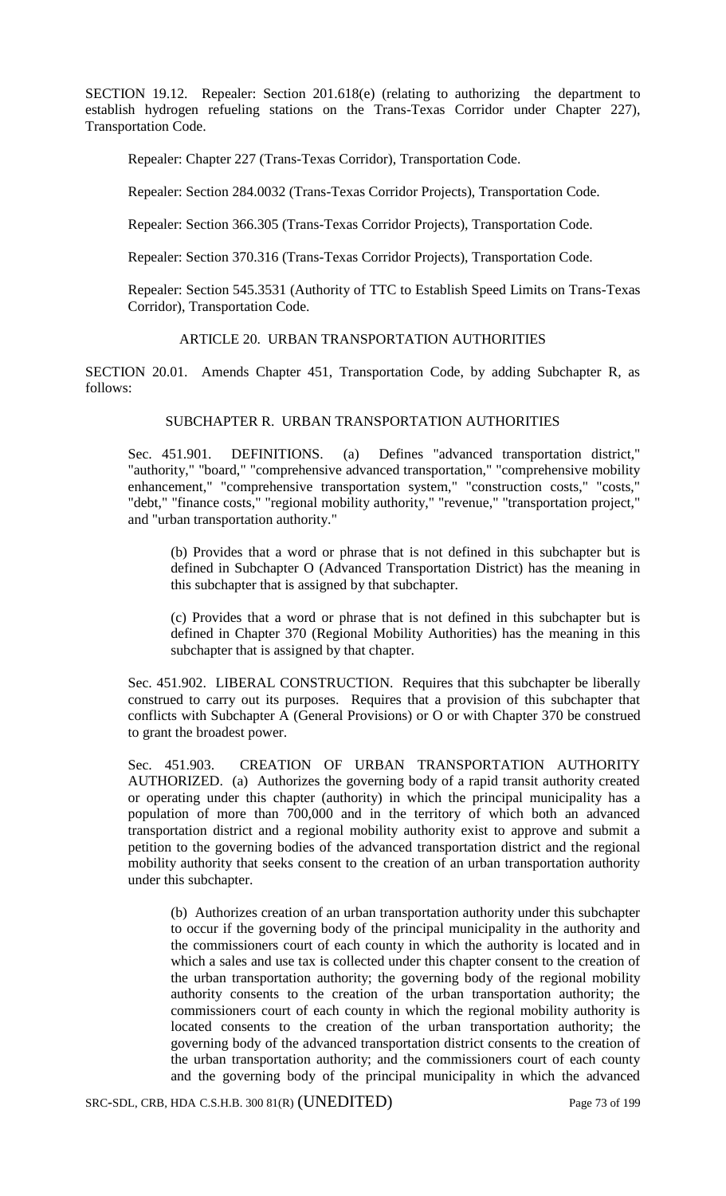SECTION 19.12. Repealer: Section 201.618(e) (relating to authorizing the department to establish hydrogen refueling stations on the Trans-Texas Corridor under Chapter 227), Transportation Code.

Repealer: Chapter 227 (Trans-Texas Corridor), Transportation Code.

Repealer: Section 284.0032 (Trans-Texas Corridor Projects), Transportation Code.

Repealer: Section 366.305 (Trans-Texas Corridor Projects), Transportation Code.

Repealer: Section 370.316 (Trans-Texas Corridor Projects), Transportation Code.

Repealer: Section 545.3531 (Authority of TTC to Establish Speed Limits on Trans-Texas Corridor), Transportation Code.

ARTICLE 20. URBAN TRANSPORTATION AUTHORITIES

SECTION 20.01. Amends Chapter 451, Transportation Code, by adding Subchapter R, as follows:

SUBCHAPTER R. URBAN TRANSPORTATION AUTHORITIES

Sec. 451.901. DEFINITIONS. (a) Defines "advanced transportation district," "authority," "board," "comprehensive advanced transportation," "comprehensive mobility enhancement," "comprehensive transportation system," "construction costs," "costs," "debt," "finance costs," "regional mobility authority," "revenue," "transportation project," and "urban transportation authority."

(b) Provides that a word or phrase that is not defined in this subchapter but is defined in Subchapter O (Advanced Transportation District) has the meaning in this subchapter that is assigned by that subchapter.

(c) Provides that a word or phrase that is not defined in this subchapter but is defined in Chapter 370 (Regional Mobility Authorities) has the meaning in this subchapter that is assigned by that chapter.

Sec. 451.902. LIBERAL CONSTRUCTION. Requires that this subchapter be liberally construed to carry out its purposes. Requires that a provision of this subchapter that conflicts with Subchapter A (General Provisions) or O or with Chapter 370 be construed to grant the broadest power.

Sec. 451.903. CREATION OF URBAN TRANSPORTATION AUTHORITY AUTHORIZED. (a) Authorizes the governing body of a rapid transit authority created or operating under this chapter (authority) in which the principal municipality has a population of more than 700,000 and in the territory of which both an advanced transportation district and a regional mobility authority exist to approve and submit a petition to the governing bodies of the advanced transportation district and the regional mobility authority that seeks consent to the creation of an urban transportation authority under this subchapter.

(b) Authorizes creation of an urban transportation authority under this subchapter to occur if the governing body of the principal municipality in the authority and the commissioners court of each county in which the authority is located and in which a sales and use tax is collected under this chapter consent to the creation of the urban transportation authority; the governing body of the regional mobility authority consents to the creation of the urban transportation authority; the commissioners court of each county in which the regional mobility authority is located consents to the creation of the urban transportation authority; the governing body of the advanced transportation district consents to the creation of the urban transportation authority; and the commissioners court of each county and the governing body of the principal municipality in which the advanced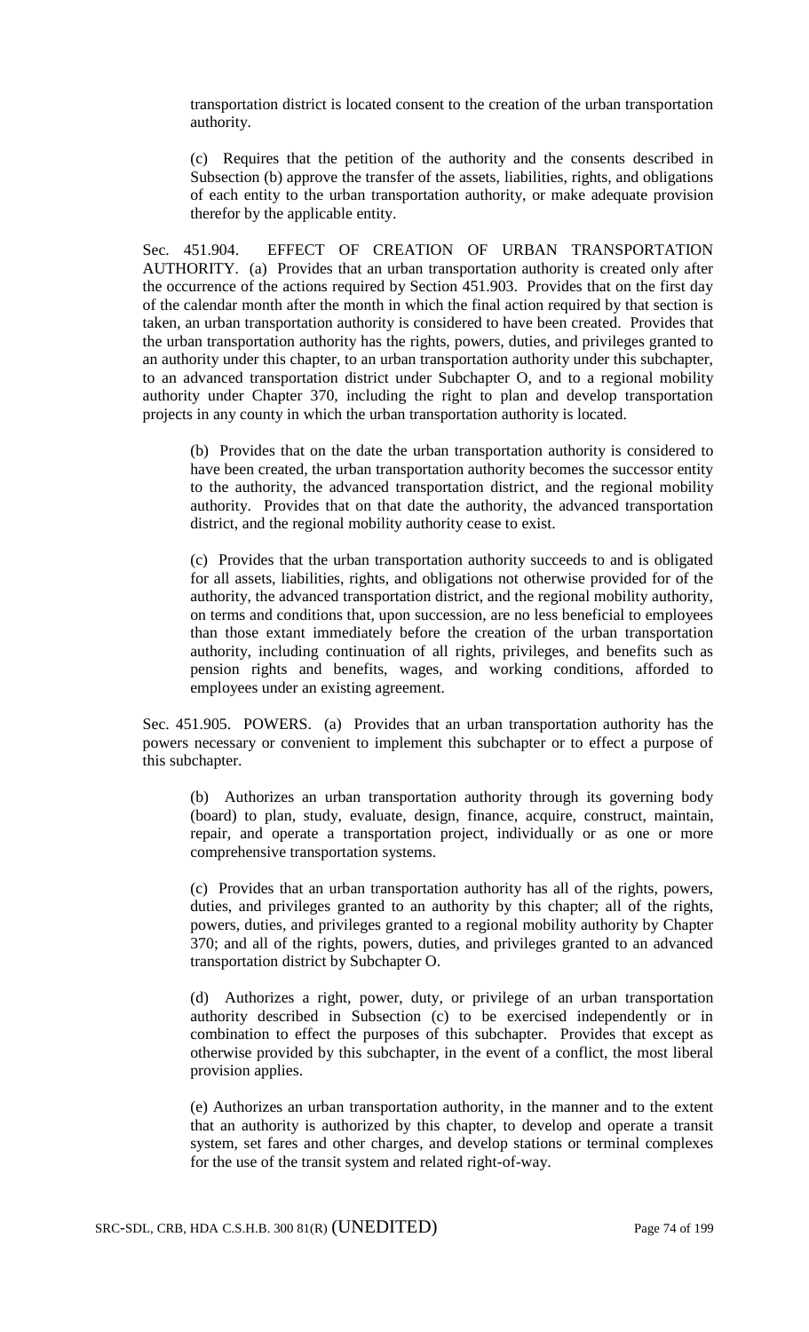transportation district is located consent to the creation of the urban transportation authority.

(c) Requires that the petition of the authority and the consents described in Subsection (b) approve the transfer of the assets, liabilities, rights, and obligations of each entity to the urban transportation authority, or make adequate provision therefor by the applicable entity.

Sec. 451.904. EFFECT OF CREATION OF URBAN TRANSPORTATION AUTHORITY. (a) Provides that an urban transportation authority is created only after the occurrence of the actions required by Section 451.903. Provides that on the first day of the calendar month after the month in which the final action required by that section is taken, an urban transportation authority is considered to have been created. Provides that the urban transportation authority has the rights, powers, duties, and privileges granted to an authority under this chapter, to an urban transportation authority under this subchapter, to an advanced transportation district under Subchapter O, and to a regional mobility authority under Chapter 370, including the right to plan and develop transportation projects in any county in which the urban transportation authority is located.

(b) Provides that on the date the urban transportation authority is considered to have been created, the urban transportation authority becomes the successor entity to the authority, the advanced transportation district, and the regional mobility authority. Provides that on that date the authority, the advanced transportation district, and the regional mobility authority cease to exist.

(c) Provides that the urban transportation authority succeeds to and is obligated for all assets, liabilities, rights, and obligations not otherwise provided for of the authority, the advanced transportation district, and the regional mobility authority, on terms and conditions that, upon succession, are no less beneficial to employees than those extant immediately before the creation of the urban transportation authority, including continuation of all rights, privileges, and benefits such as pension rights and benefits, wages, and working conditions, afforded to employees under an existing agreement.

Sec. 451.905. POWERS. (a) Provides that an urban transportation authority has the powers necessary or convenient to implement this subchapter or to effect a purpose of this subchapter.

(b) Authorizes an urban transportation authority through its governing body (board) to plan, study, evaluate, design, finance, acquire, construct, maintain, repair, and operate a transportation project, individually or as one or more comprehensive transportation systems.

(c) Provides that an urban transportation authority has all of the rights, powers, duties, and privileges granted to an authority by this chapter; all of the rights, powers, duties, and privileges granted to a regional mobility authority by Chapter 370; and all of the rights, powers, duties, and privileges granted to an advanced transportation district by Subchapter O.

(d) Authorizes a right, power, duty, or privilege of an urban transportation authority described in Subsection (c) to be exercised independently or in combination to effect the purposes of this subchapter. Provides that except as otherwise provided by this subchapter, in the event of a conflict, the most liberal provision applies.

(e) Authorizes an urban transportation authority, in the manner and to the extent that an authority is authorized by this chapter, to develop and operate a transit system, set fares and other charges, and develop stations or terminal complexes for the use of the transit system and related right-of-way.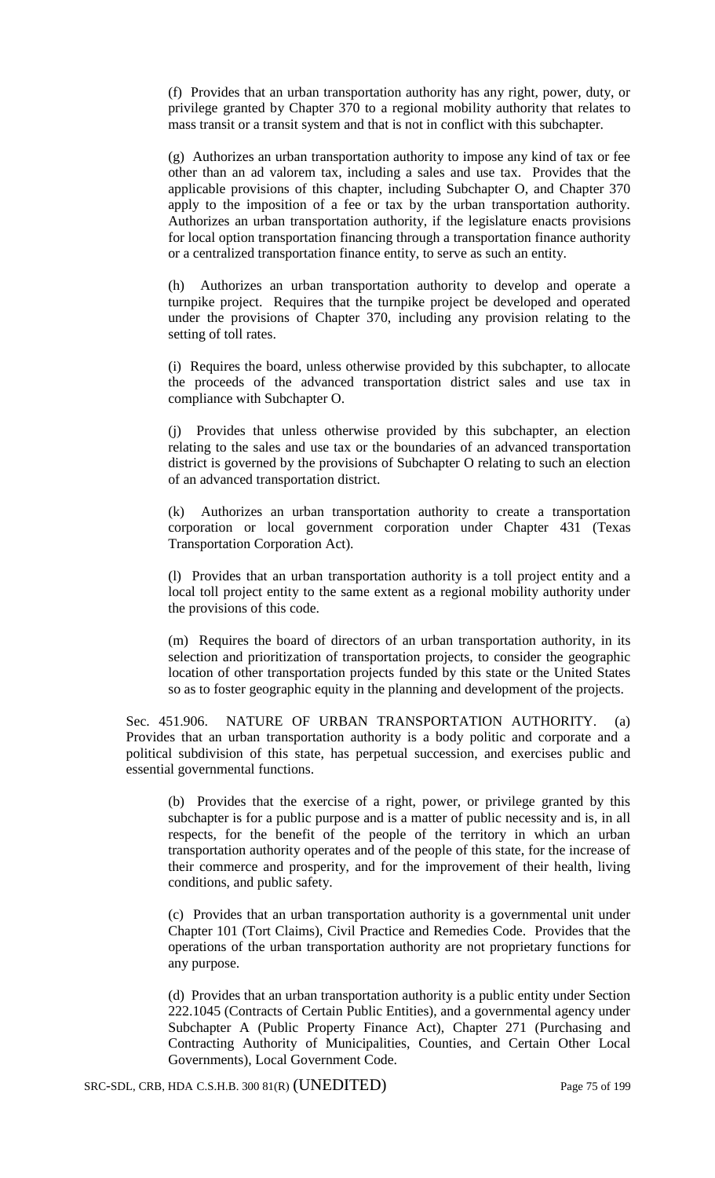(f) Provides that an urban transportation authority has any right, power, duty, or privilege granted by Chapter 370 to a regional mobility authority that relates to mass transit or a transit system and that is not in conflict with this subchapter.

(g) Authorizes an urban transportation authority to impose any kind of tax or fee other than an ad valorem tax, including a sales and use tax. Provides that the applicable provisions of this chapter, including Subchapter O, and Chapter 370 apply to the imposition of a fee or tax by the urban transportation authority. Authorizes an urban transportation authority, if the legislature enacts provisions for local option transportation financing through a transportation finance authority or a centralized transportation finance entity, to serve as such an entity.

(h) Authorizes an urban transportation authority to develop and operate a turnpike project. Requires that the turnpike project be developed and operated under the provisions of Chapter 370, including any provision relating to the setting of toll rates.

(i) Requires the board, unless otherwise provided by this subchapter, to allocate the proceeds of the advanced transportation district sales and use tax in compliance with Subchapter O.

(j) Provides that unless otherwise provided by this subchapter, an election relating to the sales and use tax or the boundaries of an advanced transportation district is governed by the provisions of Subchapter O relating to such an election of an advanced transportation district.

(k) Authorizes an urban transportation authority to create a transportation corporation or local government corporation under Chapter 431 (Texas Transportation Corporation Act).

(l) Provides that an urban transportation authority is a toll project entity and a local toll project entity to the same extent as a regional mobility authority under the provisions of this code.

(m) Requires the board of directors of an urban transportation authority, in its selection and prioritization of transportation projects, to consider the geographic location of other transportation projects funded by this state or the United States so as to foster geographic equity in the planning and development of the projects.

Sec. 451.906. NATURE OF URBAN TRANSPORTATION AUTHORITY. (a) Provides that an urban transportation authority is a body politic and corporate and a political subdivision of this state, has perpetual succession, and exercises public and essential governmental functions.

(b) Provides that the exercise of a right, power, or privilege granted by this subchapter is for a public purpose and is a matter of public necessity and is, in all respects, for the benefit of the people of the territory in which an urban transportation authority operates and of the people of this state, for the increase of their commerce and prosperity, and for the improvement of their health, living conditions, and public safety.

(c) Provides that an urban transportation authority is a governmental unit under Chapter 101 (Tort Claims), Civil Practice and Remedies Code. Provides that the operations of the urban transportation authority are not proprietary functions for any purpose.

(d) Provides that an urban transportation authority is a public entity under Section 222.1045 (Contracts of Certain Public Entities), and a governmental agency under Subchapter A (Public Property Finance Act), Chapter 271 (Purchasing and Contracting Authority of Municipalities, Counties, and Certain Other Local Governments), Local Government Code.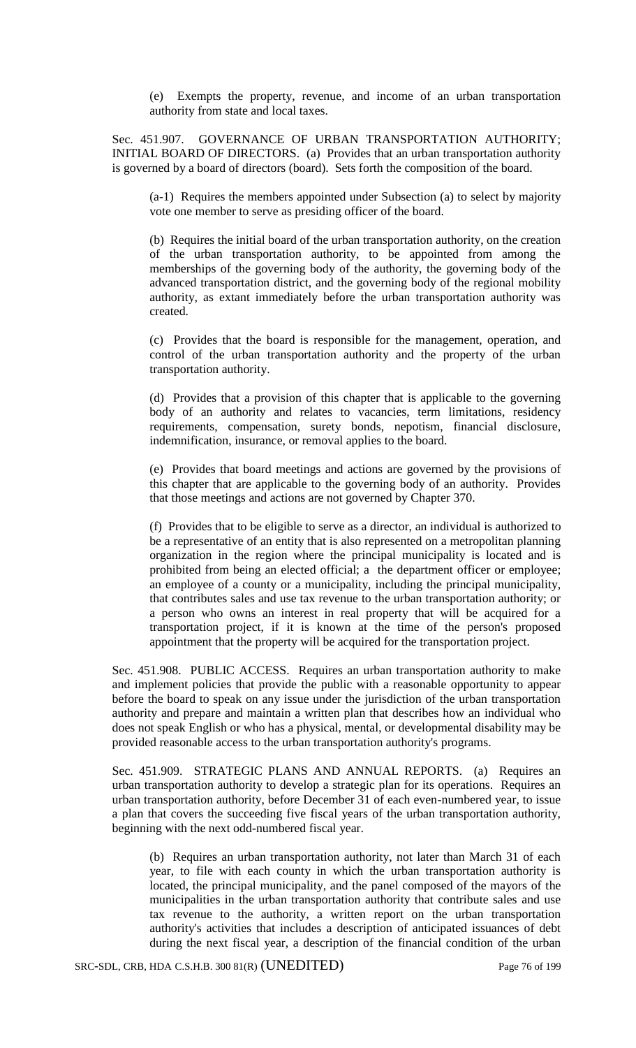(e) Exempts the property, revenue, and income of an urban transportation authority from state and local taxes.

Sec. 451.907. GOVERNANCE OF URBAN TRANSPORTATION AUTHORITY; INITIAL BOARD OF DIRECTORS. (a) Provides that an urban transportation authority is governed by a board of directors (board). Sets forth the composition of the board.

(a-1) Requires the members appointed under Subsection (a) to select by majority vote one member to serve as presiding officer of the board.

(b) Requires the initial board of the urban transportation authority, on the creation of the urban transportation authority, to be appointed from among the memberships of the governing body of the authority, the governing body of the advanced transportation district, and the governing body of the regional mobility authority, as extant immediately before the urban transportation authority was created.

(c) Provides that the board is responsible for the management, operation, and control of the urban transportation authority and the property of the urban transportation authority.

(d) Provides that a provision of this chapter that is applicable to the governing body of an authority and relates to vacancies, term limitations, residency requirements, compensation, surety bonds, nepotism, financial disclosure, indemnification, insurance, or removal applies to the board.

(e) Provides that board meetings and actions are governed by the provisions of this chapter that are applicable to the governing body of an authority. Provides that those meetings and actions are not governed by Chapter 370.

(f) Provides that to be eligible to serve as a director, an individual is authorized to be a representative of an entity that is also represented on a metropolitan planning organization in the region where the principal municipality is located and is prohibited from being an elected official; a the department officer or employee; an employee of a county or a municipality, including the principal municipality, that contributes sales and use tax revenue to the urban transportation authority; or a person who owns an interest in real property that will be acquired for a transportation project, if it is known at the time of the person's proposed appointment that the property will be acquired for the transportation project.

Sec. 451.908. PUBLIC ACCESS. Requires an urban transportation authority to make and implement policies that provide the public with a reasonable opportunity to appear before the board to speak on any issue under the jurisdiction of the urban transportation authority and prepare and maintain a written plan that describes how an individual who does not speak English or who has a physical, mental, or developmental disability may be provided reasonable access to the urban transportation authority's programs.

Sec. 451.909. STRATEGIC PLANS AND ANNUAL REPORTS. (a) Requires an urban transportation authority to develop a strategic plan for its operations. Requires an urban transportation authority, before December 31 of each even-numbered year, to issue a plan that covers the succeeding five fiscal years of the urban transportation authority, beginning with the next odd-numbered fiscal year.

(b) Requires an urban transportation authority, not later than March 31 of each year, to file with each county in which the urban transportation authority is located, the principal municipality, and the panel composed of the mayors of the municipalities in the urban transportation authority that contribute sales and use tax revenue to the authority, a written report on the urban transportation authority's activities that includes a description of anticipated issuances of debt during the next fiscal year, a description of the financial condition of the urban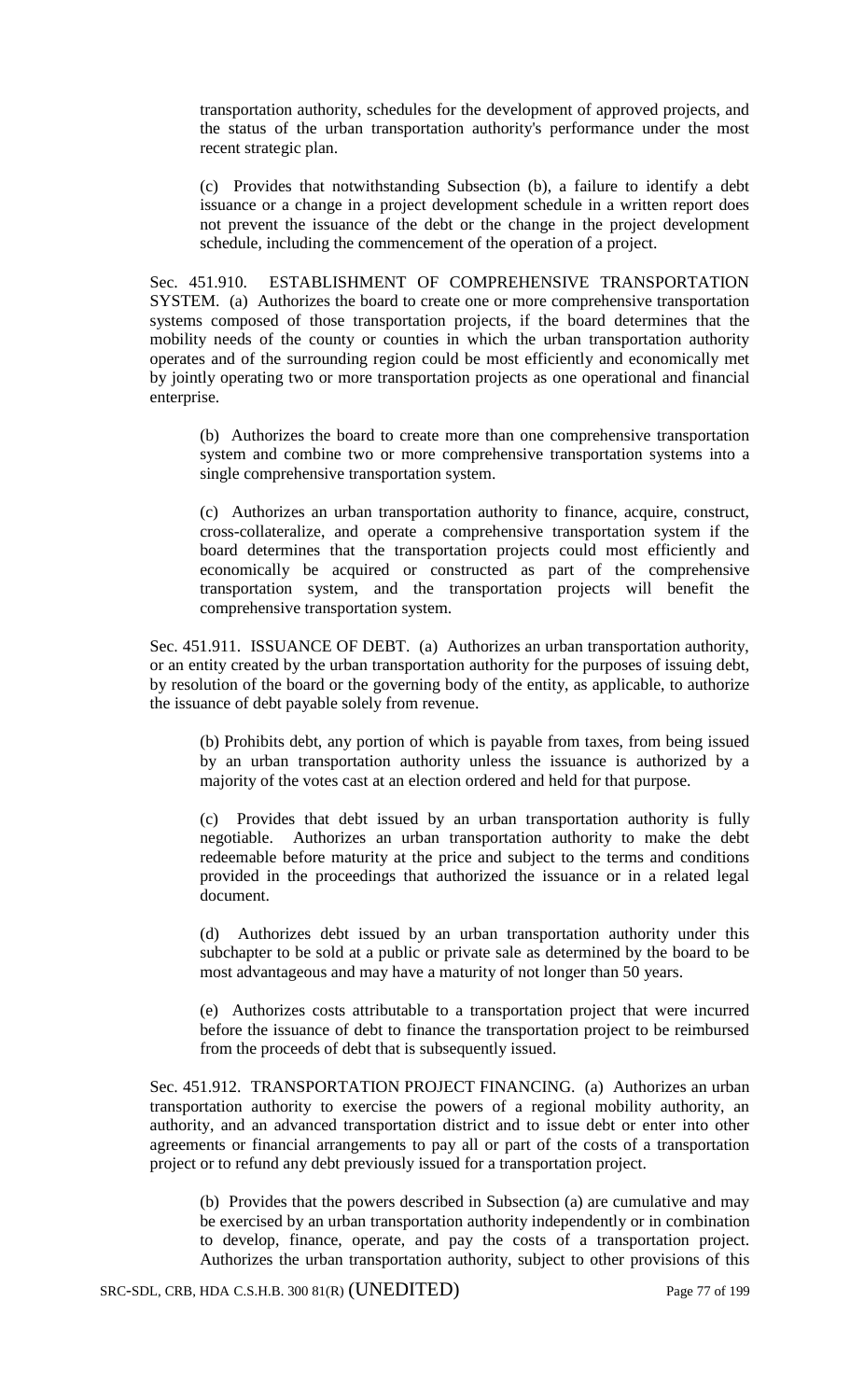transportation authority, schedules for the development of approved projects, and the status of the urban transportation authority's performance under the most recent strategic plan.

(c) Provides that notwithstanding Subsection (b), a failure to identify a debt issuance or a change in a project development schedule in a written report does not prevent the issuance of the debt or the change in the project development schedule, including the commencement of the operation of a project.

Sec. 451.910. ESTABLISHMENT OF COMPREHENSIVE TRANSPORTATION SYSTEM. (a) Authorizes the board to create one or more comprehensive transportation systems composed of those transportation projects, if the board determines that the mobility needs of the county or counties in which the urban transportation authority operates and of the surrounding region could be most efficiently and economically met by jointly operating two or more transportation projects as one operational and financial enterprise.

(b) Authorizes the board to create more than one comprehensive transportation system and combine two or more comprehensive transportation systems into a single comprehensive transportation system.

(c) Authorizes an urban transportation authority to finance, acquire, construct, cross-collateralize, and operate a comprehensive transportation system if the board determines that the transportation projects could most efficiently and economically be acquired or constructed as part of the comprehensive transportation system, and the transportation projects will benefit the comprehensive transportation system.

Sec. 451.911. ISSUANCE OF DEBT. (a) Authorizes an urban transportation authority, or an entity created by the urban transportation authority for the purposes of issuing debt, by resolution of the board or the governing body of the entity, as applicable, to authorize the issuance of debt payable solely from revenue.

(b) Prohibits debt, any portion of which is payable from taxes, from being issued by an urban transportation authority unless the issuance is authorized by a majority of the votes cast at an election ordered and held for that purpose.

(c) Provides that debt issued by an urban transportation authority is fully negotiable. Authorizes an urban transportation authority to make the debt redeemable before maturity at the price and subject to the terms and conditions provided in the proceedings that authorized the issuance or in a related legal document.

(d) Authorizes debt issued by an urban transportation authority under this subchapter to be sold at a public or private sale as determined by the board to be most advantageous and may have a maturity of not longer than 50 years.

(e) Authorizes costs attributable to a transportation project that were incurred before the issuance of debt to finance the transportation project to be reimbursed from the proceeds of debt that is subsequently issued.

Sec. 451.912. TRANSPORTATION PROJECT FINANCING. (a) Authorizes an urban transportation authority to exercise the powers of a regional mobility authority, an authority, and an advanced transportation district and to issue debt or enter into other agreements or financial arrangements to pay all or part of the costs of a transportation project or to refund any debt previously issued for a transportation project.

(b) Provides that the powers described in Subsection (a) are cumulative and may be exercised by an urban transportation authority independently or in combination to develop, finance, operate, and pay the costs of a transportation project. Authorizes the urban transportation authority, subject to other provisions of this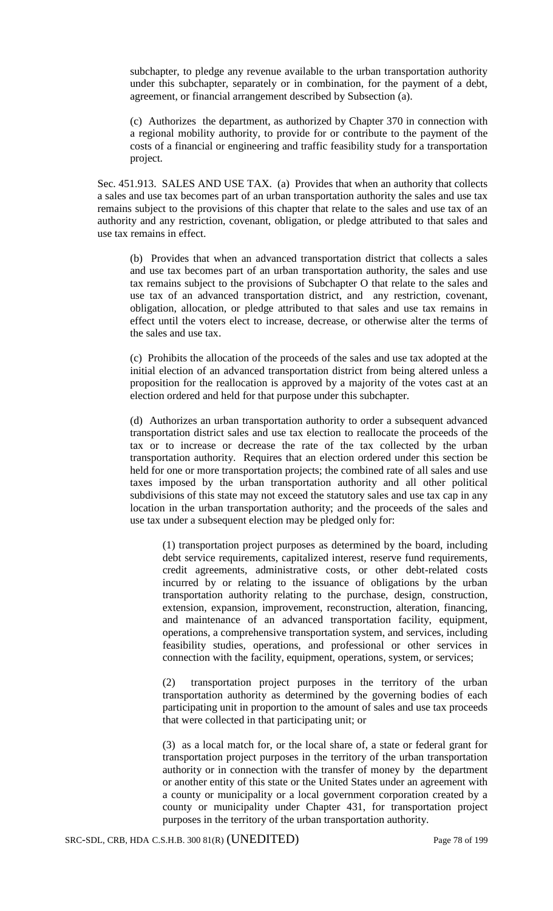subchapter, to pledge any revenue available to the urban transportation authority under this subchapter, separately or in combination, for the payment of a debt, agreement, or financial arrangement described by Subsection (a).

(c) Authorizes the department, as authorized by Chapter 370 in connection with a regional mobility authority, to provide for or contribute to the payment of the costs of a financial or engineering and traffic feasibility study for a transportation project.

Sec. 451.913. SALES AND USE TAX. (a) Provides that when an authority that collects a sales and use tax becomes part of an urban transportation authority the sales and use tax remains subject to the provisions of this chapter that relate to the sales and use tax of an authority and any restriction, covenant, obligation, or pledge attributed to that sales and use tax remains in effect.

(b) Provides that when an advanced transportation district that collects a sales and use tax becomes part of an urban transportation authority, the sales and use tax remains subject to the provisions of Subchapter O that relate to the sales and use tax of an advanced transportation district, and any restriction, covenant, obligation, allocation, or pledge attributed to that sales and use tax remains in effect until the voters elect to increase, decrease, or otherwise alter the terms of the sales and use tax.

(c) Prohibits the allocation of the proceeds of the sales and use tax adopted at the initial election of an advanced transportation district from being altered unless a proposition for the reallocation is approved by a majority of the votes cast at an election ordered and held for that purpose under this subchapter.

(d) Authorizes an urban transportation authority to order a subsequent advanced transportation district sales and use tax election to reallocate the proceeds of the tax or to increase or decrease the rate of the tax collected by the urban transportation authority. Requires that an election ordered under this section be held for one or more transportation projects; the combined rate of all sales and use taxes imposed by the urban transportation authority and all other political subdivisions of this state may not exceed the statutory sales and use tax cap in any location in the urban transportation authority; and the proceeds of the sales and use tax under a subsequent election may be pledged only for:

(1) transportation project purposes as determined by the board, including debt service requirements, capitalized interest, reserve fund requirements, credit agreements, administrative costs, or other debt-related costs incurred by or relating to the issuance of obligations by the urban transportation authority relating to the purchase, design, construction, extension, expansion, improvement, reconstruction, alteration, financing, and maintenance of an advanced transportation facility, equipment, operations, a comprehensive transportation system, and services, including feasibility studies, operations, and professional or other services in connection with the facility, equipment, operations, system, or services;

(2) transportation project purposes in the territory of the urban transportation authority as determined by the governing bodies of each participating unit in proportion to the amount of sales and use tax proceeds that were collected in that participating unit; or

(3) as a local match for, or the local share of, a state or federal grant for transportation project purposes in the territory of the urban transportation authority or in connection with the transfer of money by the department or another entity of this state or the United States under an agreement with a county or municipality or a local government corporation created by a county or municipality under Chapter 431, for transportation project purposes in the territory of the urban transportation authority.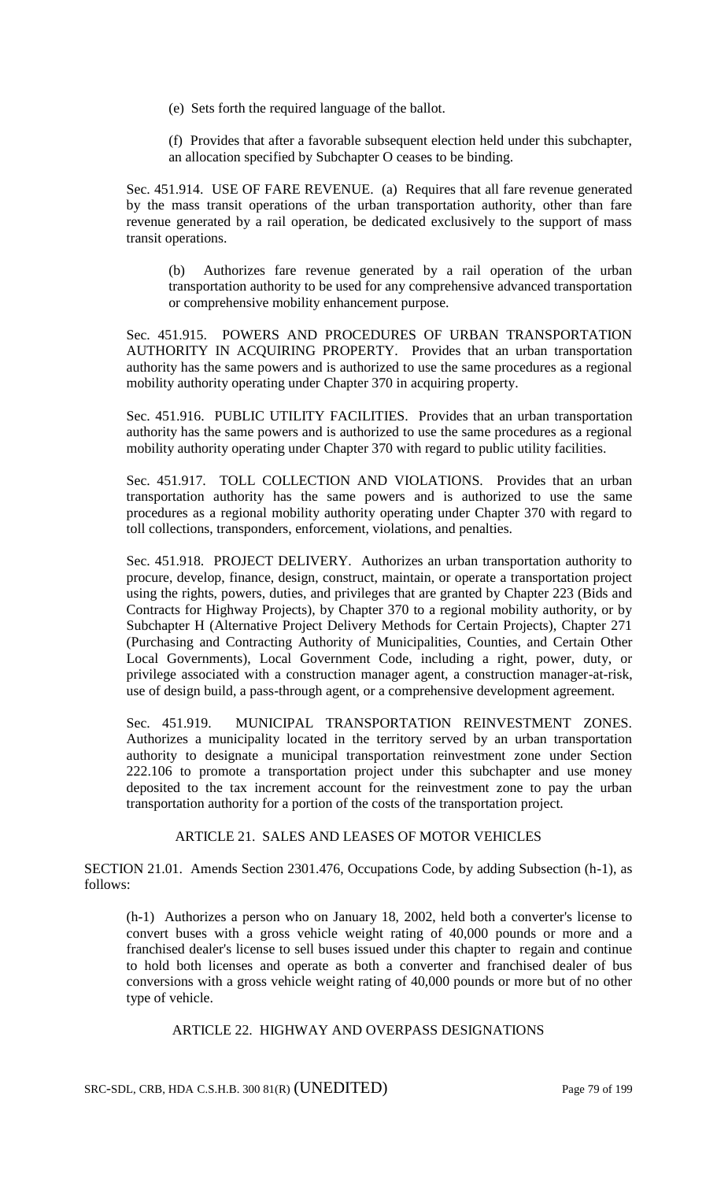(e) Sets forth the required language of the ballot.

(f) Provides that after a favorable subsequent election held under this subchapter, an allocation specified by Subchapter O ceases to be binding.

Sec. 451.914. USE OF FARE REVENUE. (a) Requires that all fare revenue generated by the mass transit operations of the urban transportation authority, other than fare revenue generated by a rail operation, be dedicated exclusively to the support of mass transit operations.

(b) Authorizes fare revenue generated by a rail operation of the urban transportation authority to be used for any comprehensive advanced transportation or comprehensive mobility enhancement purpose.

Sec. 451.915. POWERS AND PROCEDURES OF URBAN TRANSPORTATION AUTHORITY IN ACQUIRING PROPERTY. Provides that an urban transportation authority has the same powers and is authorized to use the same procedures as a regional mobility authority operating under Chapter 370 in acquiring property.

Sec. 451.916. PUBLIC UTILITY FACILITIES. Provides that an urban transportation authority has the same powers and is authorized to use the same procedures as a regional mobility authority operating under Chapter 370 with regard to public utility facilities.

Sec. 451.917. TOLL COLLECTION AND VIOLATIONS. Provides that an urban transportation authority has the same powers and is authorized to use the same procedures as a regional mobility authority operating under Chapter 370 with regard to toll collections, transponders, enforcement, violations, and penalties.

Sec. 451.918. PROJECT DELIVERY. Authorizes an urban transportation authority to procure, develop, finance, design, construct, maintain, or operate a transportation project using the rights, powers, duties, and privileges that are granted by Chapter 223 (Bids and Contracts for Highway Projects), by Chapter 370 to a regional mobility authority, or by Subchapter H (Alternative Project Delivery Methods for Certain Projects), Chapter 271 (Purchasing and Contracting Authority of Municipalities, Counties, and Certain Other Local Governments), Local Government Code, including a right, power, duty, or privilege associated with a construction manager agent, a construction manager-at-risk, use of design build, a pass-through agent, or a comprehensive development agreement.

Sec. 451.919. MUNICIPAL TRANSPORTATION REINVESTMENT ZONES. Authorizes a municipality located in the territory served by an urban transportation authority to designate a municipal transportation reinvestment zone under Section 222.106 to promote a transportation project under this subchapter and use money deposited to the tax increment account for the reinvestment zone to pay the urban transportation authority for a portion of the costs of the transportation project.

## ARTICLE 21. SALES AND LEASES OF MOTOR VEHICLES

SECTION 21.01. Amends Section 2301.476, Occupations Code, by adding Subsection (h-1), as follows:

(h-1) Authorizes a person who on January 18, 2002, held both a converter's license to convert buses with a gross vehicle weight rating of 40,000 pounds or more and a franchised dealer's license to sell buses issued under this chapter to regain and continue to hold both licenses and operate as both a converter and franchised dealer of bus conversions with a gross vehicle weight rating of 40,000 pounds or more but of no other type of vehicle.

## ARTICLE 22. HIGHWAY AND OVERPASS DESIGNATIONS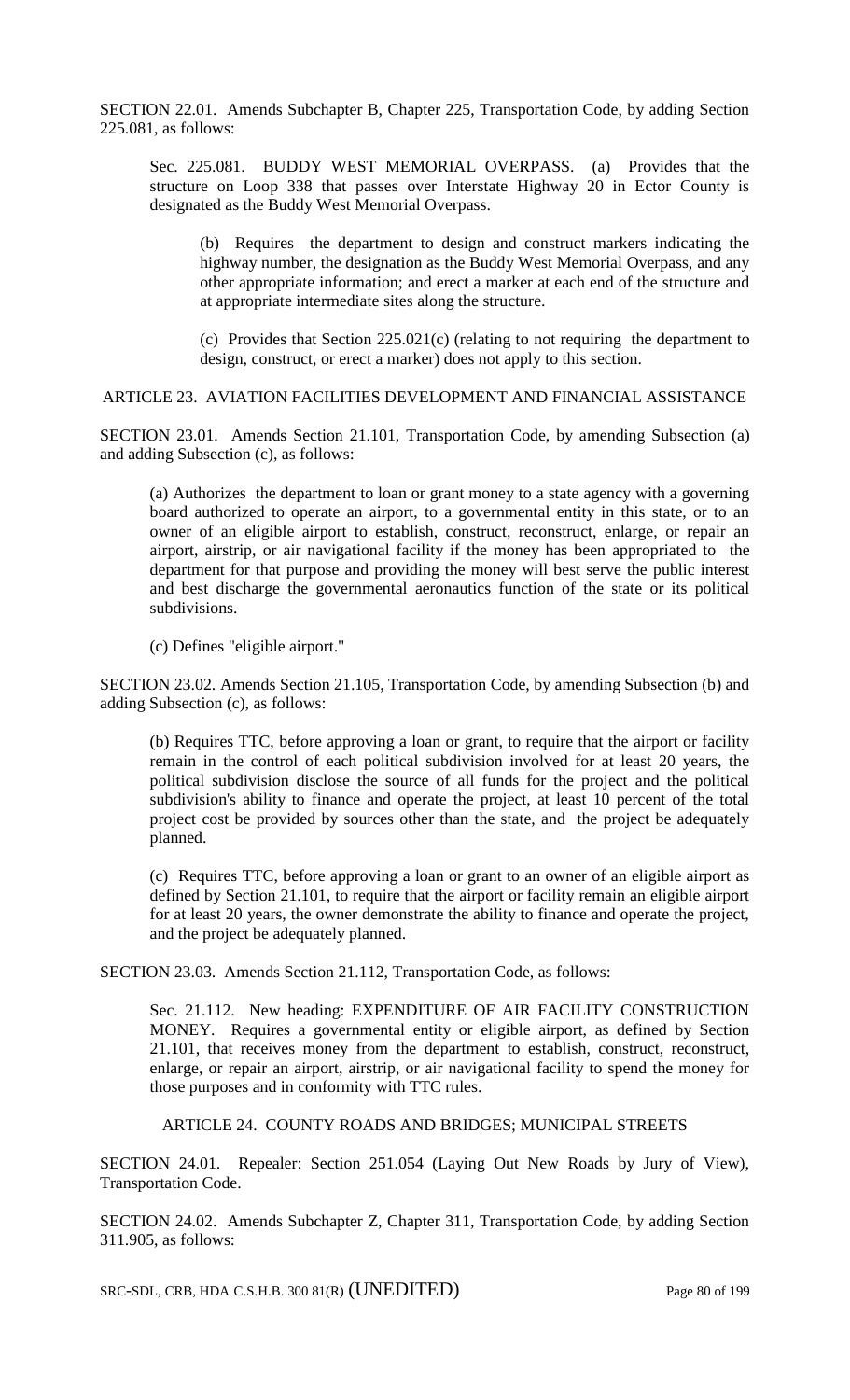SECTION 22.01. Amends Subchapter B, Chapter 225, Transportation Code, by adding Section 225.081, as follows:

Sec. 225.081. BUDDY WEST MEMORIAL OVERPASS. (a) Provides that the structure on Loop 338 that passes over Interstate Highway 20 in Ector County is designated as the Buddy West Memorial Overpass.

(b) Requires the department to design and construct markers indicating the highway number, the designation as the Buddy West Memorial Overpass, and any other appropriate information; and erect a marker at each end of the structure and at appropriate intermediate sites along the structure.

(c) Provides that Section 225.021(c) (relating to not requiring the department to design, construct, or erect a marker) does not apply to this section.

ARTICLE 23. AVIATION FACILITIES DEVELOPMENT AND FINANCIAL ASSISTANCE

SECTION 23.01. Amends Section 21.101, Transportation Code, by amending Subsection (a) and adding Subsection (c), as follows:

(a) Authorizes the department to loan or grant money to a state agency with a governing board authorized to operate an airport, to a governmental entity in this state, or to an owner of an eligible airport to establish, construct, reconstruct, enlarge, or repair an airport, airstrip, or air navigational facility if the money has been appropriated to the department for that purpose and providing the money will best serve the public interest and best discharge the governmental aeronautics function of the state or its political subdivisions.

(c) Defines "eligible airport."

SECTION 23.02. Amends Section 21.105, Transportation Code, by amending Subsection (b) and adding Subsection (c), as follows:

(b) Requires TTC, before approving a loan or grant, to require that the airport or facility remain in the control of each political subdivision involved for at least 20 years, the political subdivision disclose the source of all funds for the project and the political subdivision's ability to finance and operate the project, at least 10 percent of the total project cost be provided by sources other than the state, and the project be adequately planned.

(c) Requires TTC, before approving a loan or grant to an owner of an eligible airport as defined by Section 21.101, to require that the airport or facility remain an eligible airport for at least 20 years, the owner demonstrate the ability to finance and operate the project, and the project be adequately planned.

SECTION 23.03. Amends Section 21.112, Transportation Code, as follows:

Sec. 21.112. New heading: EXPENDITURE OF AIR FACILITY CONSTRUCTION MONEY. Requires a governmental entity or eligible airport, as defined by Section 21.101, that receives money from the department to establish, construct, reconstruct, enlarge, or repair an airport, airstrip, or air navigational facility to spend the money for those purposes and in conformity with TTC rules.

ARTICLE 24. COUNTY ROADS AND BRIDGES; MUNICIPAL STREETS

SECTION 24.01. Repealer: Section 251.054 (Laying Out New Roads by Jury of View), Transportation Code.

SECTION 24.02. Amends Subchapter Z, Chapter 311, Transportation Code, by adding Section 311.905, as follows: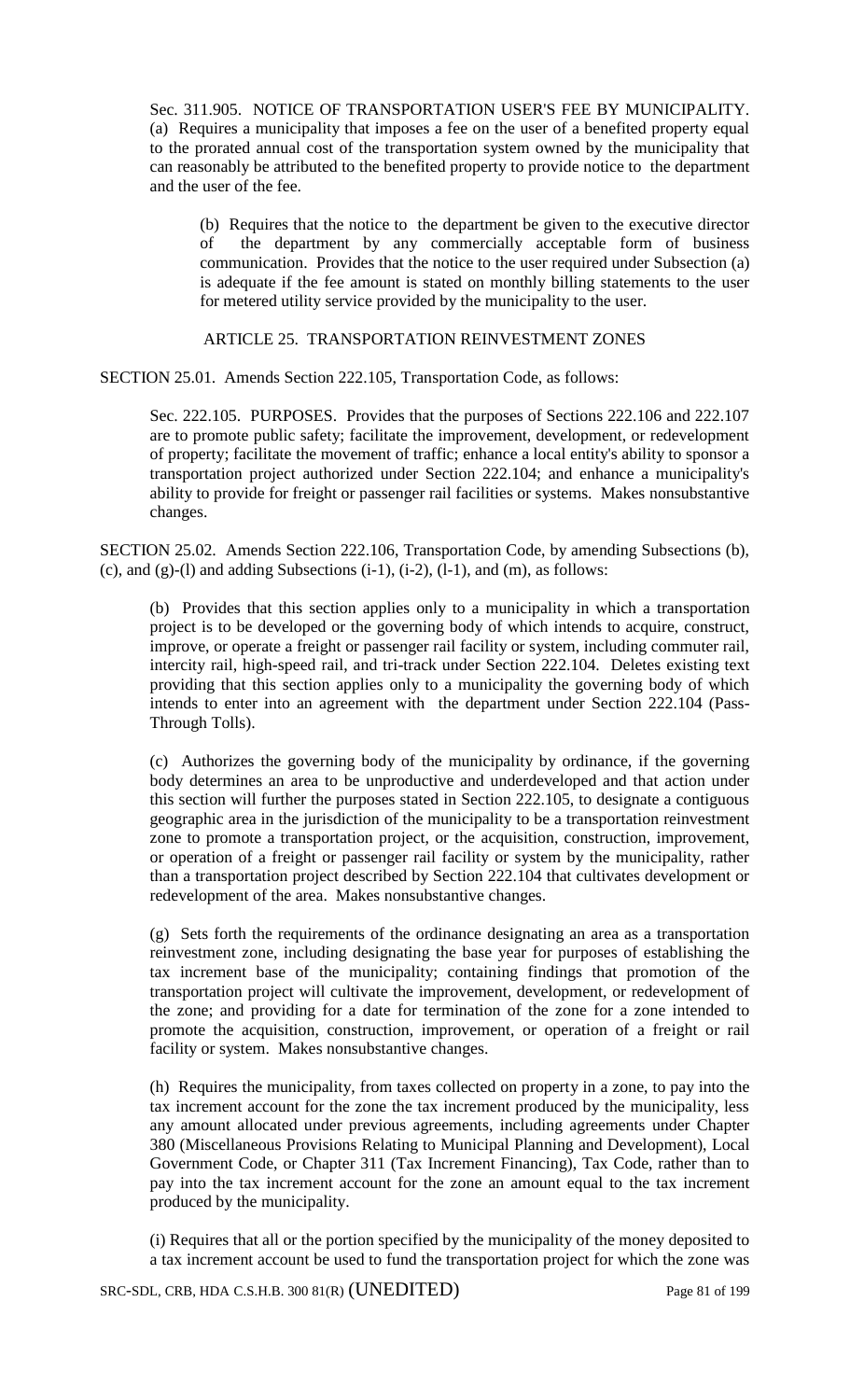Sec. 311.905. NOTICE OF TRANSPORTATION USER'S FEE BY MUNICIPALITY. (a) Requires a municipality that imposes a fee on the user of a benefited property equal to the prorated annual cost of the transportation system owned by the municipality that can reasonably be attributed to the benefited property to provide notice to the department and the user of the fee.

(b) Requires that the notice to the department be given to the executive director of the department by any commercially acceptable form of business communication. Provides that the notice to the user required under Subsection (a) is adequate if the fee amount is stated on monthly billing statements to the user for metered utility service provided by the municipality to the user.

ARTICLE 25. TRANSPORTATION REINVESTMENT ZONES

SECTION 25.01. Amends Section 222.105, Transportation Code, as follows:

Sec. 222.105. PURPOSES. Provides that the purposes of Sections 222.106 and 222.107 are to promote public safety; facilitate the improvement, development, or redevelopment of property; facilitate the movement of traffic; enhance a local entity's ability to sponsor a transportation project authorized under Section 222.104; and enhance a municipality's ability to provide for freight or passenger rail facilities or systems. Makes nonsubstantive changes.

SECTION 25.02. Amends Section 222.106, Transportation Code, by amending Subsections (b), (c), and (g)-(l) and adding Subsections (i-1), (i-2), (l-1), and (m), as follows:

(b) Provides that this section applies only to a municipality in which a transportation project is to be developed or the governing body of which intends to acquire, construct, improve, or operate a freight or passenger rail facility or system, including commuter rail, intercity rail, high-speed rail, and tri-track under Section 222.104. Deletes existing text providing that this section applies only to a municipality the governing body of which intends to enter into an agreement with the department under Section 222.104 (Pass-Through Tolls).

(c) Authorizes the governing body of the municipality by ordinance, if the governing body determines an area to be unproductive and underdeveloped and that action under this section will further the purposes stated in Section 222.105, to designate a contiguous geographic area in the jurisdiction of the municipality to be a transportation reinvestment zone to promote a transportation project, or the acquisition, construction, improvement, or operation of a freight or passenger rail facility or system by the municipality, rather than a transportation project described by Section 222.104 that cultivates development or redevelopment of the area. Makes nonsubstantive changes.

(g) Sets forth the requirements of the ordinance designating an area as a transportation reinvestment zone, including designating the base year for purposes of establishing the tax increment base of the municipality; containing findings that promotion of the transportation project will cultivate the improvement, development, or redevelopment of the zone; and providing for a date for termination of the zone for a zone intended to promote the acquisition, construction, improvement, or operation of a freight or rail facility or system. Makes nonsubstantive changes.

(h) Requires the municipality, from taxes collected on property in a zone, to pay into the tax increment account for the zone the tax increment produced by the municipality, less any amount allocated under previous agreements, including agreements under Chapter 380 (Miscellaneous Provisions Relating to Municipal Planning and Development), Local Government Code, or Chapter 311 (Tax Increment Financing), Tax Code, rather than to pay into the tax increment account for the zone an amount equal to the tax increment produced by the municipality.

(i) Requires that all or the portion specified by the municipality of the money deposited to a tax increment account be used to fund the transportation project for which the zone was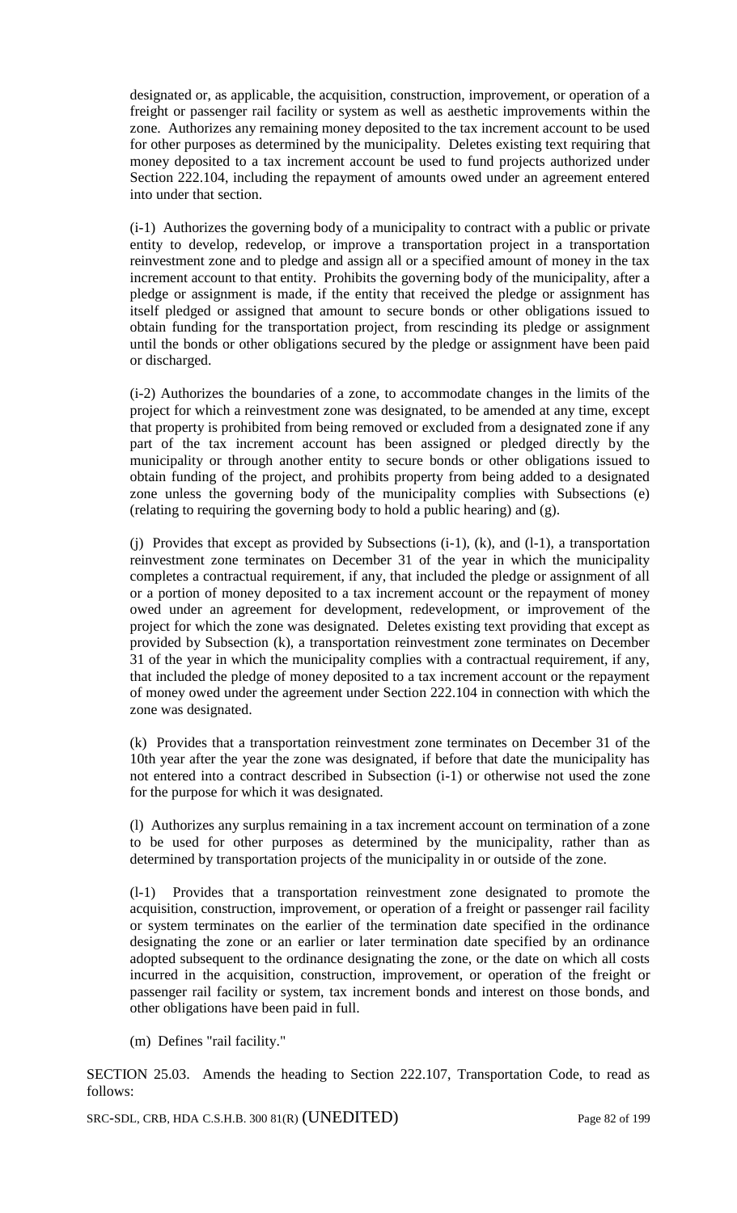designated or, as applicable, the acquisition, construction, improvement, or operation of a freight or passenger rail facility or system as well as aesthetic improvements within the zone. Authorizes any remaining money deposited to the tax increment account to be used for other purposes as determined by the municipality. Deletes existing text requiring that money deposited to a tax increment account be used to fund projects authorized under Section 222.104, including the repayment of amounts owed under an agreement entered into under that section.

(i-1) Authorizes the governing body of a municipality to contract with a public or private entity to develop, redevelop, or improve a transportation project in a transportation reinvestment zone and to pledge and assign all or a specified amount of money in the tax increment account to that entity. Prohibits the governing body of the municipality, after a pledge or assignment is made, if the entity that received the pledge or assignment has itself pledged or assigned that amount to secure bonds or other obligations issued to obtain funding for the transportation project, from rescinding its pledge or assignment until the bonds or other obligations secured by the pledge or assignment have been paid or discharged.

(i-2) Authorizes the boundaries of a zone, to accommodate changes in the limits of the project for which a reinvestment zone was designated, to be amended at any time, except that property is prohibited from being removed or excluded from a designated zone if any part of the tax increment account has been assigned or pledged directly by the municipality or through another entity to secure bonds or other obligations issued to obtain funding of the project, and prohibits property from being added to a designated zone unless the governing body of the municipality complies with Subsections (e) (relating to requiring the governing body to hold a public hearing) and (g).

(j) Provides that except as provided by Subsections (i-1), (k), and (l-1), a transportation reinvestment zone terminates on December 31 of the year in which the municipality completes a contractual requirement, if any, that included the pledge or assignment of all or a portion of money deposited to a tax increment account or the repayment of money owed under an agreement for development, redevelopment, or improvement of the project for which the zone was designated. Deletes existing text providing that except as provided by Subsection (k), a transportation reinvestment zone terminates on December 31 of the year in which the municipality complies with a contractual requirement, if any, that included the pledge of money deposited to a tax increment account or the repayment of money owed under the agreement under Section 222.104 in connection with which the zone was designated.

(k) Provides that a transportation reinvestment zone terminates on December 31 of the 10th year after the year the zone was designated, if before that date the municipality has not entered into a contract described in Subsection (i-1) or otherwise not used the zone for the purpose for which it was designated.

(l) Authorizes any surplus remaining in a tax increment account on termination of a zone to be used for other purposes as determined by the municipality, rather than as determined by transportation projects of the municipality in or outside of the zone.

(l-1) Provides that a transportation reinvestment zone designated to promote the acquisition, construction, improvement, or operation of a freight or passenger rail facility or system terminates on the earlier of the termination date specified in the ordinance designating the zone or an earlier or later termination date specified by an ordinance adopted subsequent to the ordinance designating the zone, or the date on which all costs incurred in the acquisition, construction, improvement, or operation of the freight or passenger rail facility or system, tax increment bonds and interest on those bonds, and other obligations have been paid in full.

(m) Defines "rail facility."

SECTION 25.03. Amends the heading to Section 222.107, Transportation Code, to read as follows: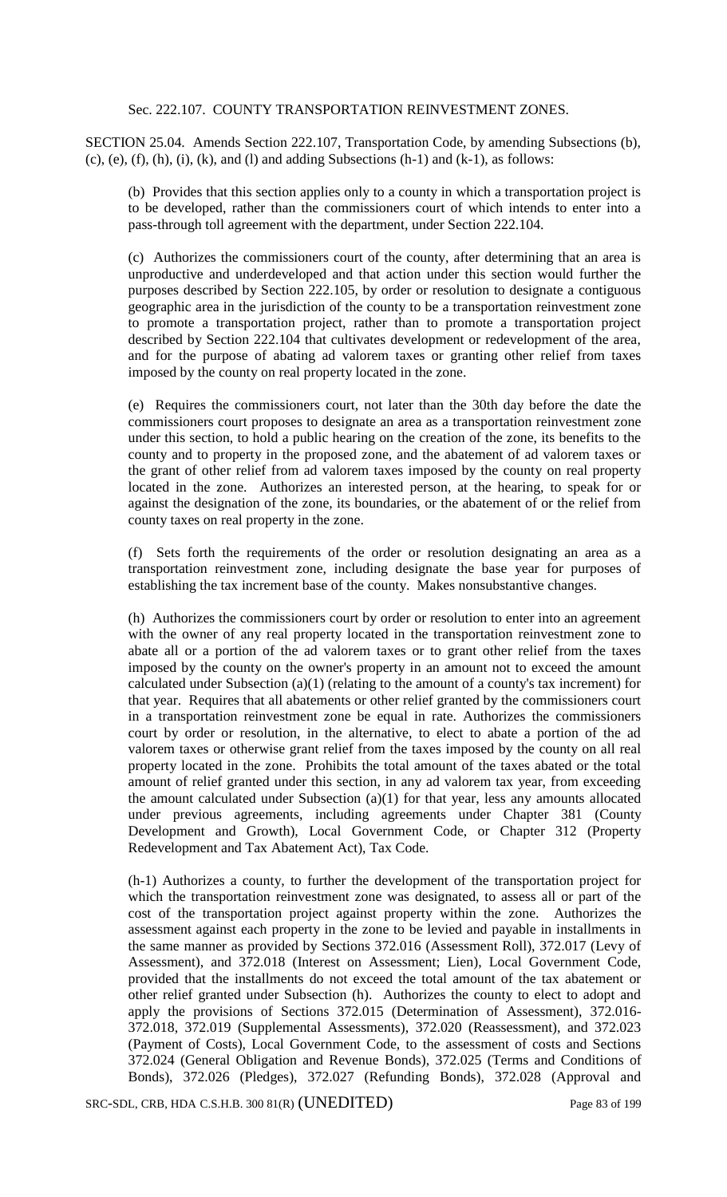Sec. 222.107. COUNTY TRANSPORTATION REINVESTMENT ZONES.

SECTION 25.04. Amends Section 222.107, Transportation Code, by amending Subsections (b), (c), (e), (f), (h), (i), (k), and (l) and adding Subsections (h-1) and (k-1), as follows:

(b) Provides that this section applies only to a county in which a transportation project is to be developed, rather than the commissioners court of which intends to enter into a pass-through toll agreement with the department, under Section 222.104.

(c) Authorizes the commissioners court of the county, after determining that an area is unproductive and underdeveloped and that action under this section would further the purposes described by Section 222.105, by order or resolution to designate a contiguous geographic area in the jurisdiction of the county to be a transportation reinvestment zone to promote a transportation project, rather than to promote a transportation project described by Section 222.104 that cultivates development or redevelopment of the area, and for the purpose of abating ad valorem taxes or granting other relief from taxes imposed by the county on real property located in the zone.

(e) Requires the commissioners court, not later than the 30th day before the date the commissioners court proposes to designate an area as a transportation reinvestment zone under this section, to hold a public hearing on the creation of the zone, its benefits to the county and to property in the proposed zone, and the abatement of ad valorem taxes or the grant of other relief from ad valorem taxes imposed by the county on real property located in the zone. Authorizes an interested person, at the hearing, to speak for or against the designation of the zone, its boundaries, or the abatement of or the relief from county taxes on real property in the zone.

(f) Sets forth the requirements of the order or resolution designating an area as a transportation reinvestment zone, including designate the base year for purposes of establishing the tax increment base of the county. Makes nonsubstantive changes.

(h) Authorizes the commissioners court by order or resolution to enter into an agreement with the owner of any real property located in the transportation reinvestment zone to abate all or a portion of the ad valorem taxes or to grant other relief from the taxes imposed by the county on the owner's property in an amount not to exceed the amount calculated under Subsection (a)(1) (relating to the amount of a county's tax increment) for that year. Requires that all abatements or other relief granted by the commissioners court in a transportation reinvestment zone be equal in rate. Authorizes the commissioners court by order or resolution, in the alternative, to elect to abate a portion of the ad valorem taxes or otherwise grant relief from the taxes imposed by the county on all real property located in the zone. Prohibits the total amount of the taxes abated or the total amount of relief granted under this section, in any ad valorem tax year, from exceeding the amount calculated under Subsection (a)(1) for that year, less any amounts allocated under previous agreements, including agreements under Chapter 381 (County Development and Growth), Local Government Code, or Chapter 312 (Property Redevelopment and Tax Abatement Act), Tax Code.

(h-1) Authorizes a county, to further the development of the transportation project for which the transportation reinvestment zone was designated, to assess all or part of the cost of the transportation project against property within the zone. Authorizes the assessment against each property in the zone to be levied and payable in installments in the same manner as provided by Sections 372.016 (Assessment Roll), 372.017 (Levy of Assessment), and 372.018 (Interest on Assessment; Lien), Local Government Code, provided that the installments do not exceed the total amount of the tax abatement or other relief granted under Subsection (h). Authorizes the county to elect to adopt and apply the provisions of Sections 372.015 (Determination of Assessment), 372.016-372.018, 372.019 (Supplemental Assessments), 372.020 (Reassessment), and 372.023 (Payment of Costs), Local Government Code, to the assessment of costs and Sections 372.024 (General Obligation and Revenue Bonds), 372.025 (Terms and Conditions of Bonds), 372.026 (Pledges), 372.027 (Refunding Bonds), 372.028 (Approval and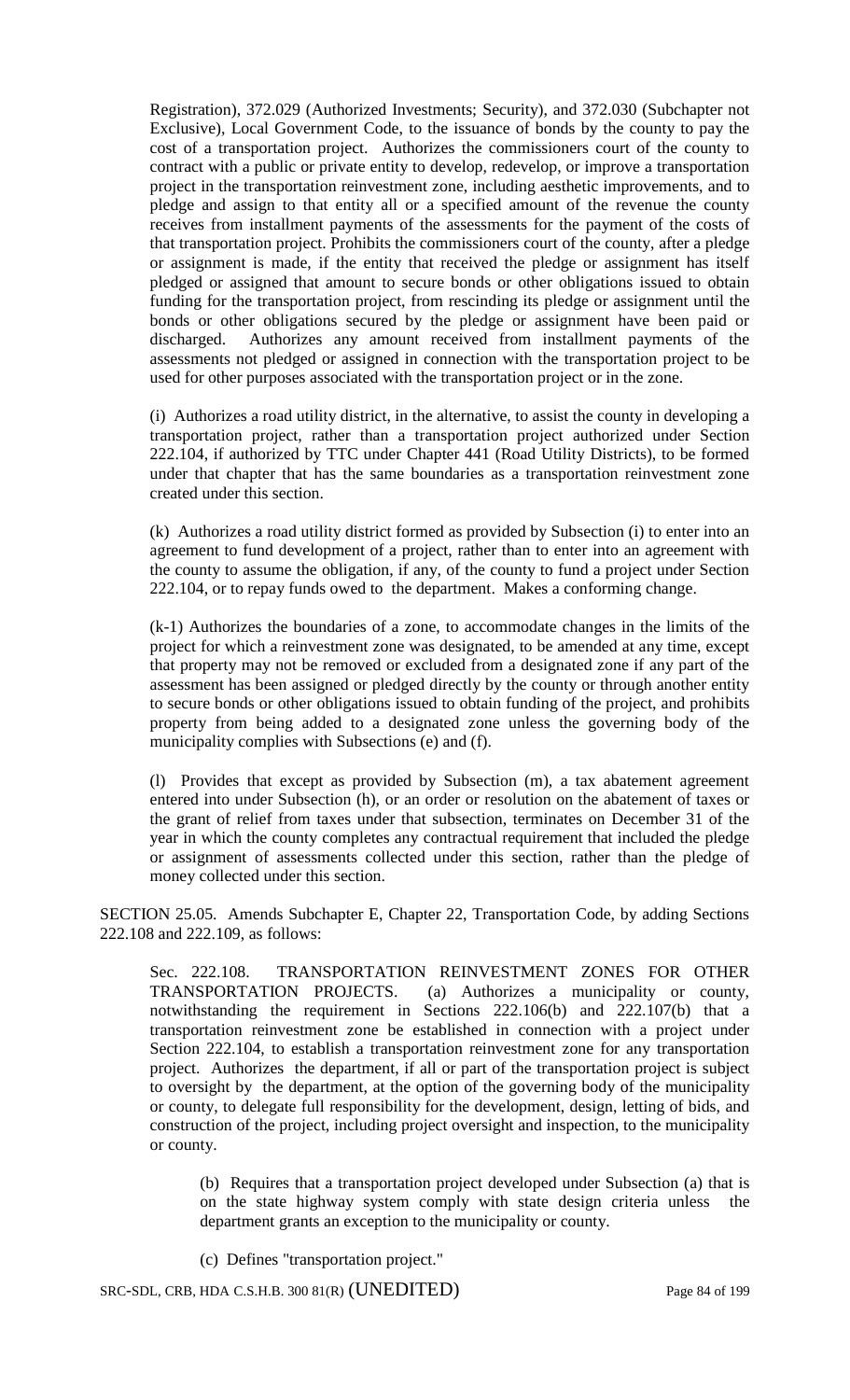Registration), 372.029 (Authorized Investments; Security), and 372.030 (Subchapter not Exclusive), Local Government Code, to the issuance of bonds by the county to pay the cost of a transportation project. Authorizes the commissioners court of the county to contract with a public or private entity to develop, redevelop, or improve a transportation project in the transportation reinvestment zone, including aesthetic improvements, and to pledge and assign to that entity all or a specified amount of the revenue the county receives from installment payments of the assessments for the payment of the costs of that transportation project. Prohibits the commissioners court of the county, after a pledge or assignment is made, if the entity that received the pledge or assignment has itself pledged or assigned that amount to secure bonds or other obligations issued to obtain funding for the transportation project, from rescinding its pledge or assignment until the bonds or other obligations secured by the pledge or assignment have been paid or discharged. Authorizes any amount received from installment payments of the assessments not pledged or assigned in connection with the transportation project to be used for other purposes associated with the transportation project or in the zone.

(i) Authorizes a road utility district, in the alternative, to assist the county in developing a transportation project, rather than a transportation project authorized under Section 222.104, if authorized by TTC under Chapter 441 (Road Utility Districts), to be formed under that chapter that has the same boundaries as a transportation reinvestment zone created under this section.

(k) Authorizes a road utility district formed as provided by Subsection (i) to enter into an agreement to fund development of a project, rather than to enter into an agreement with the county to assume the obligation, if any, of the county to fund a project under Section 222.104, or to repay funds owed to the department. Makes a conforming change.

(k-1) Authorizes the boundaries of a zone, to accommodate changes in the limits of the project for which a reinvestment zone was designated, to be amended at any time, except that property may not be removed or excluded from a designated zone if any part of the assessment has been assigned or pledged directly by the county or through another entity to secure bonds or other obligations issued to obtain funding of the project, and prohibits property from being added to a designated zone unless the governing body of the municipality complies with Subsections (e) and (f).

(l) Provides that except as provided by Subsection (m), a tax abatement agreement entered into under Subsection (h), or an order or resolution on the abatement of taxes or the grant of relief from taxes under that subsection, terminates on December 31 of the year in which the county completes any contractual requirement that included the pledge or assignment of assessments collected under this section, rather than the pledge of money collected under this section.

SECTION 25.05. Amends Subchapter E, Chapter 22, Transportation Code, by adding Sections 222.108 and 222.109, as follows:

Sec. 222.108. TRANSPORTATION REINVESTMENT ZONES FOR OTHER TRANSPORTATION PROJECTS. (a) Authorizes a municipality or county, notwithstanding the requirement in Sections 222.106(b) and 222.107(b) that a transportation reinvestment zone be established in connection with a project under Section 222.104, to establish a transportation reinvestment zone for any transportation project. Authorizes the department, if all or part of the transportation project is subject to oversight by the department, at the option of the governing body of the municipality or county, to delegate full responsibility for the development, design, letting of bids, and construction of the project, including project oversight and inspection, to the municipality or county.

(b) Requires that a transportation project developed under Subsection (a) that is on the state highway system comply with state design criteria unless the department grants an exception to the municipality or county.

(c) Defines "transportation project."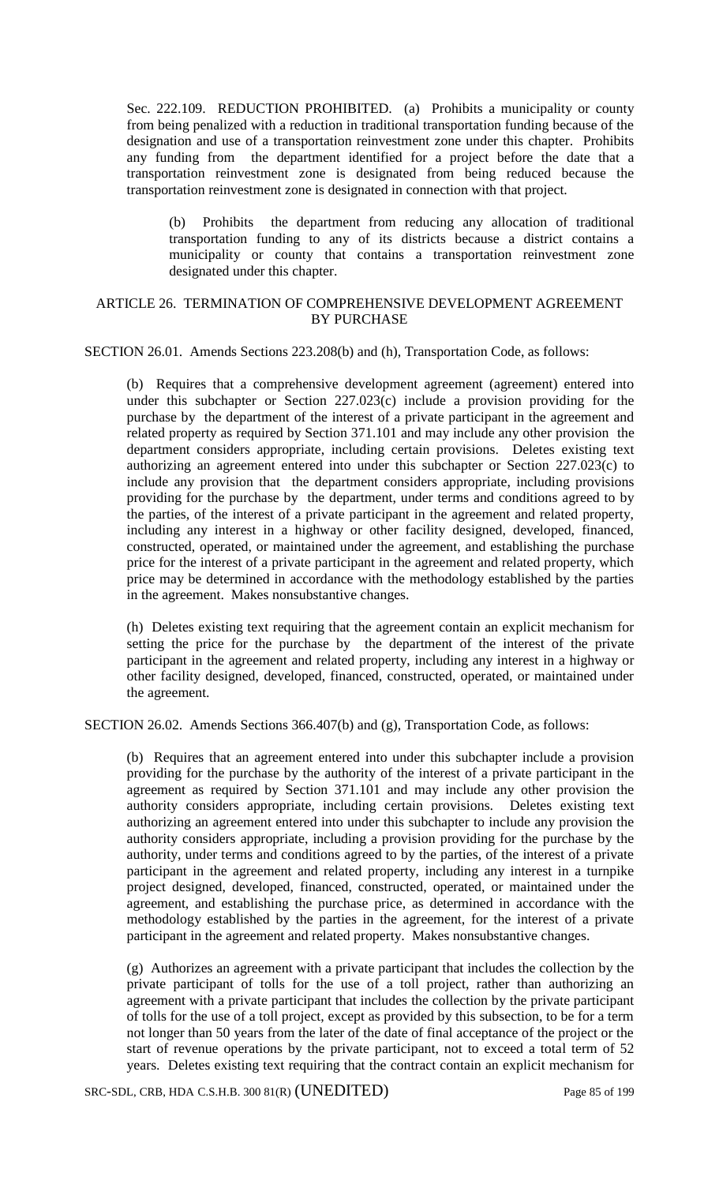Sec. 222.109. REDUCTION PROHIBITED. (a) Prohibits a municipality or county from being penalized with a reduction in traditional transportation funding because of the designation and use of a transportation reinvestment zone under this chapter. Prohibits any funding from the department identified for a project before the date that a transportation reinvestment zone is designated from being reduced because the transportation reinvestment zone is designated in connection with that project.

(b) Prohibits the department from reducing any allocation of traditional transportation funding to any of its districts because a district contains a municipality or county that contains a transportation reinvestment zone designated under this chapter.

## ARTICLE 26. TERMINATION OF COMPREHENSIVE DEVELOPMENT AGREEMENT BY PURCHASE

SECTION 26.01. Amends Sections 223.208(b) and (h), Transportation Code, as follows:

(b) Requires that a comprehensive development agreement (agreement) entered into under this subchapter or Section 227.023(c) include a provision providing for the purchase by the department of the interest of a private participant in the agreement and related property as required by Section 371.101 and may include any other provision the department considers appropriate, including certain provisions. Deletes existing text authorizing an agreement entered into under this subchapter or Section 227.023(c) to include any provision that the department considers appropriate, including provisions providing for the purchase by the department, under terms and conditions agreed to by the parties, of the interest of a private participant in the agreement and related property, including any interest in a highway or other facility designed, developed, financed, constructed, operated, or maintained under the agreement, and establishing the purchase price for the interest of a private participant in the agreement and related property, which price may be determined in accordance with the methodology established by the parties in the agreement. Makes nonsubstantive changes.

(h) Deletes existing text requiring that the agreement contain an explicit mechanism for setting the price for the purchase by the department of the interest of the private participant in the agreement and related property, including any interest in a highway or other facility designed, developed, financed, constructed, operated, or maintained under the agreement.

SECTION 26.02. Amends Sections 366.407(b) and (g), Transportation Code, as follows:

(b) Requires that an agreement entered into under this subchapter include a provision providing for the purchase by the authority of the interest of a private participant in the agreement as required by Section 371.101 and may include any other provision the authority considers appropriate, including certain provisions. Deletes existing text authorizing an agreement entered into under this subchapter to include any provision the authority considers appropriate, including a provision providing for the purchase by the authority, under terms and conditions agreed to by the parties, of the interest of a private participant in the agreement and related property, including any interest in a turnpike project designed, developed, financed, constructed, operated, or maintained under the agreement, and establishing the purchase price, as determined in accordance with the methodology established by the parties in the agreement, for the interest of a private participant in the agreement and related property. Makes nonsubstantive changes.

(g) Authorizes an agreement with a private participant that includes the collection by the private participant of tolls for the use of a toll project, rather than authorizing an agreement with a private participant that includes the collection by the private participant of tolls for the use of a toll project, except as provided by this subsection, to be for a term not longer than 50 years from the later of the date of final acceptance of the project or the start of revenue operations by the private participant, not to exceed a total term of 52 years. Deletes existing text requiring that the contract contain an explicit mechanism for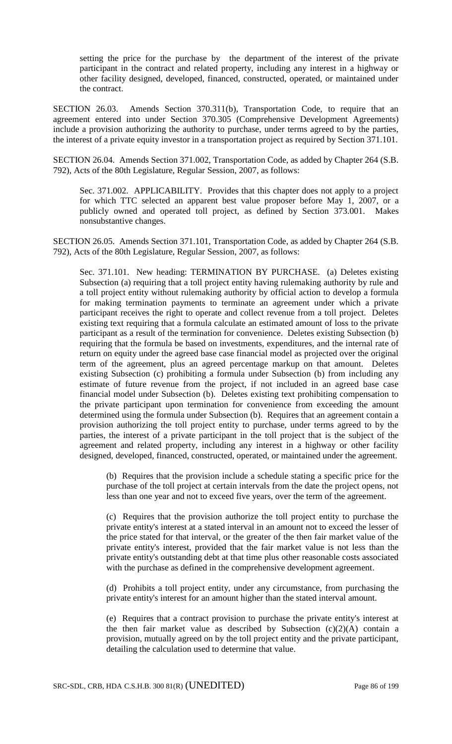setting the price for the purchase by the department of the interest of the private participant in the contract and related property, including any interest in a highway or other facility designed, developed, financed, constructed, operated, or maintained under the contract.

SECTION 26.03. Amends Section 370.311(b), Transportation Code, to require that an agreement entered into under Section 370.305 (Comprehensive Development Agreements) include a provision authorizing the authority to purchase, under terms agreed to by the parties, the interest of a private equity investor in a transportation project as required by Section 371.101.

SECTION 26.04. Amends Section 371.002, Transportation Code, as added by Chapter 264 (S.B. 792), Acts of the 80th Legislature, Regular Session, 2007, as follows:

Sec. 371.002. APPLICABILITY. Provides that this chapter does not apply to a project for which TTC selected an apparent best value proposer before May 1, 2007, or a publicly owned and operated toll project, as defined by Section 373.001. Makes nonsubstantive changes.

SECTION 26.05. Amends Section 371.101, Transportation Code, as added by Chapter 264 (S.B. 792), Acts of the 80th Legislature, Regular Session, 2007, as follows:

Sec. 371.101. New heading: TERMINATION BY PURCHASE. (a) Deletes existing Subsection (a) requiring that a toll project entity having rulemaking authority by rule and a toll project entity without rulemaking authority by official action to develop a formula for making termination payments to terminate an agreement under which a private participant receives the right to operate and collect revenue from a toll project. Deletes existing text requiring that a formula calculate an estimated amount of loss to the private participant as a result of the termination for convenience. Deletes existing Subsection (b) requiring that the formula be based on investments, expenditures, and the internal rate of return on equity under the agreed base case financial model as projected over the original term of the agreement, plus an agreed percentage markup on that amount. Deletes existing Subsection (c) prohibiting a formula under Subsection (b) from including any estimate of future revenue from the project, if not included in an agreed base case financial model under Subsection (b). Deletes existing text prohibiting compensation to the private participant upon termination for convenience from exceeding the amount determined using the formula under Subsection (b). Requires that an agreement contain a provision authorizing the toll project entity to purchase, under terms agreed to by the parties, the interest of a private participant in the toll project that is the subject of the agreement and related property, including any interest in a highway or other facility designed, developed, financed, constructed, operated, or maintained under the agreement.

(b) Requires that the provision include a schedule stating a specific price for the purchase of the toll project at certain intervals from the date the project opens, not less than one year and not to exceed five years, over the term of the agreement.

(c) Requires that the provision authorize the toll project entity to purchase the private entity's interest at a stated interval in an amount not to exceed the lesser of the price stated for that interval, or the greater of the then fair market value of the private entity's interest, provided that the fair market value is not less than the private entity's outstanding debt at that time plus other reasonable costs associated with the purchase as defined in the comprehensive development agreement.

(d) Prohibits a toll project entity, under any circumstance, from purchasing the private entity's interest for an amount higher than the stated interval amount.

(e) Requires that a contract provision to purchase the private entity's interest at the then fair market value as described by Subsection (c)(2)(A) contain a provision, mutually agreed on by the toll project entity and the private participant, detailing the calculation used to determine that value.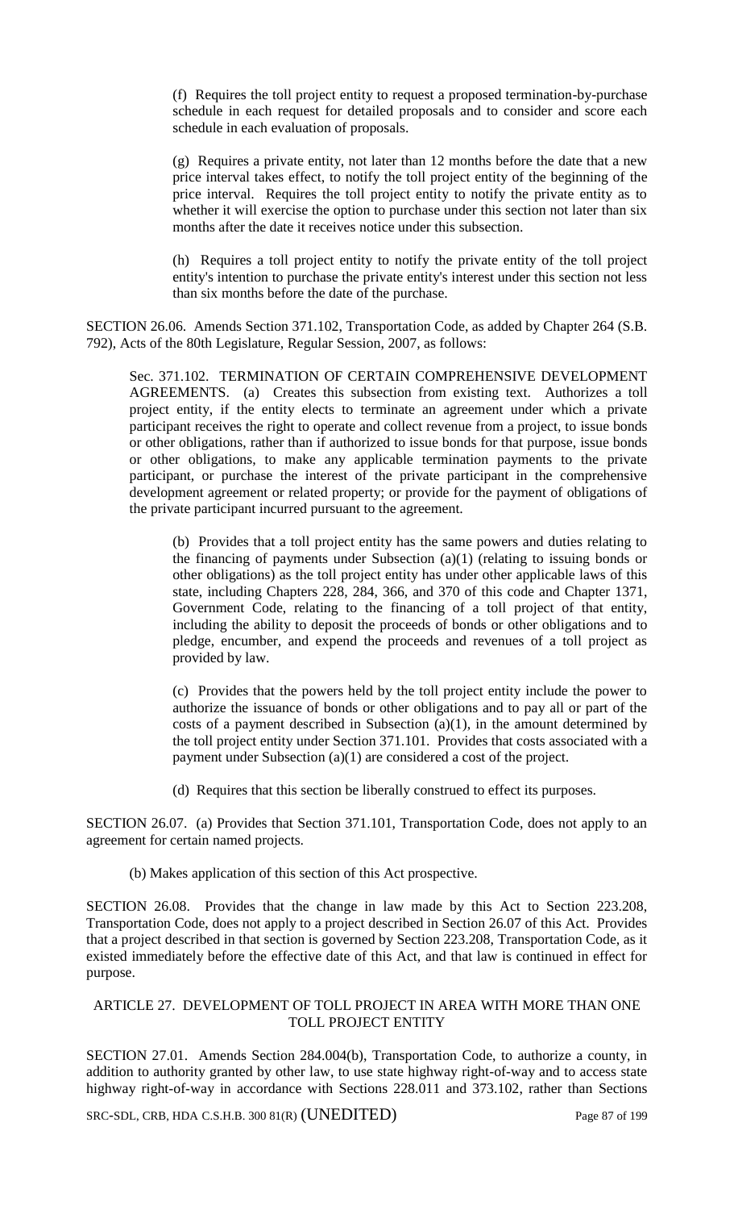(f) Requires the toll project entity to request a proposed termination-by-purchase schedule in each request for detailed proposals and to consider and score each schedule in each evaluation of proposals.

(g) Requires a private entity, not later than 12 months before the date that a new price interval takes effect, to notify the toll project entity of the beginning of the price interval. Requires the toll project entity to notify the private entity as to whether it will exercise the option to purchase under this section not later than six months after the date it receives notice under this subsection.

(h) Requires a toll project entity to notify the private entity of the toll project entity's intention to purchase the private entity's interest under this section not less than six months before the date of the purchase.

SECTION 26.06. Amends Section 371.102, Transportation Code, as added by Chapter 264 (S.B. 792), Acts of the 80th Legislature, Regular Session, 2007, as follows:

Sec. 371.102. TERMINATION OF CERTAIN COMPREHENSIVE DEVELOPMENT AGREEMENTS. (a) Creates this subsection from existing text. Authorizes a toll project entity, if the entity elects to terminate an agreement under which a private participant receives the right to operate and collect revenue from a project, to issue bonds or other obligations, rather than if authorized to issue bonds for that purpose, issue bonds or other obligations, to make any applicable termination payments to the private participant, or purchase the interest of the private participant in the comprehensive development agreement or related property; or provide for the payment of obligations of the private participant incurred pursuant to the agreement.

(b) Provides that a toll project entity has the same powers and duties relating to the financing of payments under Subsection (a)(1) (relating to issuing bonds or other obligations) as the toll project entity has under other applicable laws of this state, including Chapters 228, 284, 366, and 370 of this code and Chapter 1371, Government Code, relating to the financing of a toll project of that entity, including the ability to deposit the proceeds of bonds or other obligations and to pledge, encumber, and expend the proceeds and revenues of a toll project as provided by law.

(c) Provides that the powers held by the toll project entity include the power to authorize the issuance of bonds or other obligations and to pay all or part of the costs of a payment described in Subsection (a)(1), in the amount determined by the toll project entity under Section 371.101. Provides that costs associated with a payment under Subsection (a)(1) are considered a cost of the project.

(d) Requires that this section be liberally construed to effect its purposes.

SECTION 26.07. (a) Provides that Section 371.101, Transportation Code, does not apply to an agreement for certain named projects.

(b) Makes application of this section of this Act prospective.

SECTION 26.08. Provides that the change in law made by this Act to Section 223.208, Transportation Code, does not apply to a project described in Section 26.07 of this Act. Provides that a project described in that section is governed by Section 223.208, Transportation Code, as it existed immediately before the effective date of this Act, and that law is continued in effect for purpose.

ARTICLE 27. DEVELOPMENT OF TOLL PROJECT IN AREA WITH MORE THAN ONE TOLL PROJECT ENTITY

SECTION 27.01. Amends Section 284.004(b), Transportation Code, to authorize a county, in addition to authority granted by other law, to use state highway right-of-way and to access state highway right-of-way in accordance with Sections 228.011 and 373.102, rather than Sections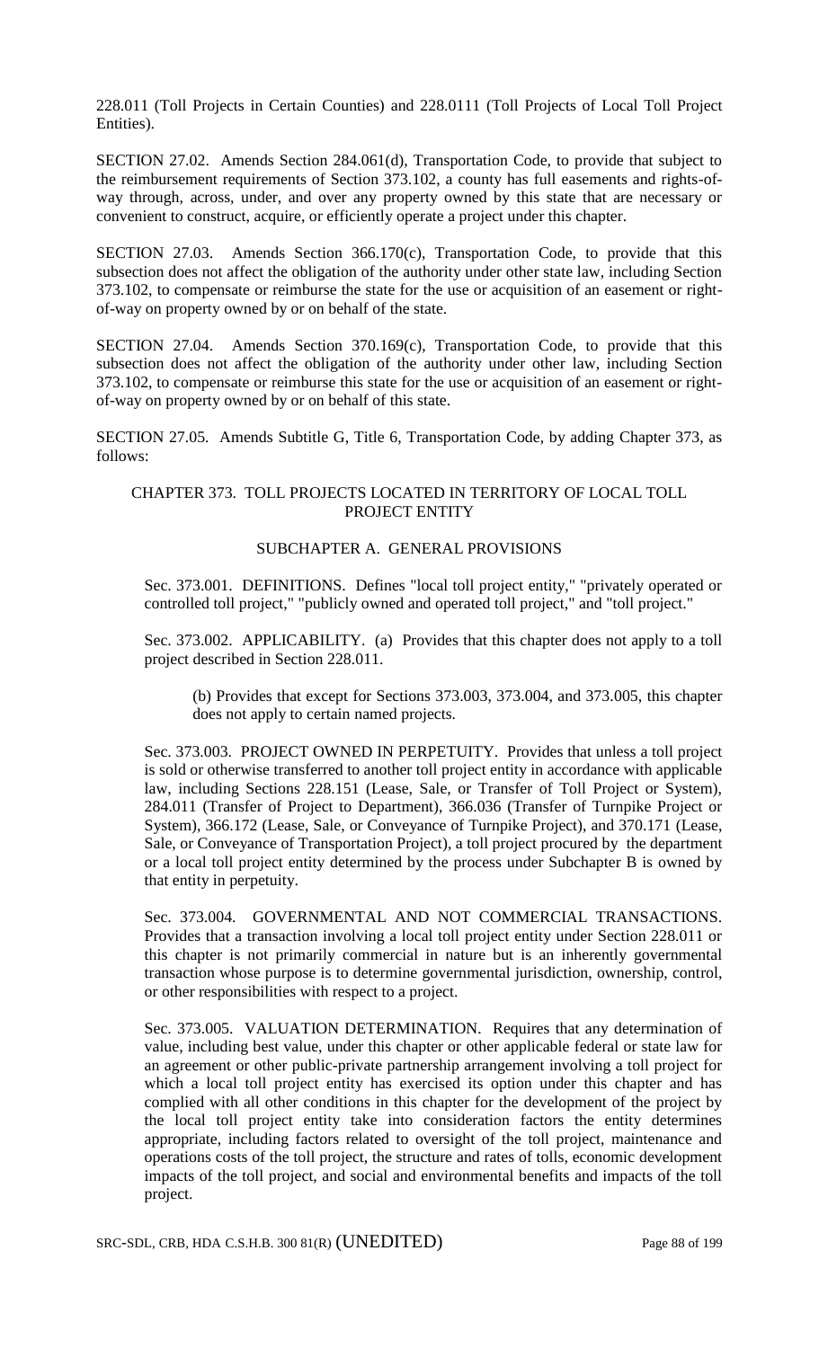228.011 (Toll Projects in Certain Counties) and 228.0111 (Toll Projects of Local Toll Project Entities).

SECTION 27.02. Amends Section 284.061(d), Transportation Code, to provide that subject to the reimbursement requirements of Section 373.102, a county has full easements and rights-of-way through, across, under, and over any property owned by this state that are necessary or convenient to construct, acquire, or efficiently operate a project under this chapter.

SECTION 27.03. Amends Section 366.170(c), Transportation Code, to provide that this subsection does not affect the obligation of the authority under other state law, including Section 373.102, to compensate or reimburse the state for the use or acquisition of an easement or right-of-way on property owned by or on behalf of the state.

SECTION 27.04. Amends Section 370.169(c), Transportation Code, to provide that this subsection does not affect the obligation of the authority under other law, including Section 373.102, to compensate or reimburse this state for the use or acquisition of an easement or right-of-way on property owned by or on behalf of this state.

SECTION 27.05. Amends Subtitle G, Title 6, Transportation Code, by adding Chapter 373, as follows:

## CHAPTER 373. TOLL PROJECTS LOCATED IN TERRITORY OF LOCAL TOLL PROJECT ENTITY

### SUBCHAPTER A. GENERAL PROVISIONS

Sec. 373.001. DEFINITIONS. Defines "local toll project entity," "privately operated or controlled toll project," "publicly owned and operated toll project," and "toll project."

Sec. 373.002. APPLICABILITY. (a) Provides that this chapter does not apply to a toll project described in Section 228.011.

(b) Provides that except for Sections 373.003, 373.004, and 373.005, this chapter does not apply to certain named projects.

Sec. 373.003. PROJECT OWNED IN PERPETUITY. Provides that unless a toll project is sold or otherwise transferred to another toll project entity in accordance with applicable law, including Sections 228.151 (Lease, Sale, or Transfer of Toll Project or System), 284.011 (Transfer of Project to Department), 366.036 (Transfer of Turnpike Project or System), 366.172 (Lease, Sale, or Conveyance of Turnpike Project), and 370.171 (Lease, Sale, or Conveyance of Transportation Project), a toll project procured by the department or a local toll project entity determined by the process under Subchapter B is owned by that entity in perpetuity.

Sec. 373.004. GOVERNMENTAL AND NOT COMMERCIAL TRANSACTIONS. Provides that a transaction involving a local toll project entity under Section 228.011 or this chapter is not primarily commercial in nature but is an inherently governmental transaction whose purpose is to determine governmental jurisdiction, ownership, control, or other responsibilities with respect to a project.

Sec. 373.005. VALUATION DETERMINATION. Requires that any determination of value, including best value, under this chapter or other applicable federal or state law for an agreement or other public-private partnership arrangement involving a toll project for which a local toll project entity has exercised its option under this chapter and has complied with all other conditions in this chapter for the development of the project by the local toll project entity take into consideration factors the entity determines appropriate, including factors related to oversight of the toll project, maintenance and operations costs of the toll project, the structure and rates of tolls, economic development impacts of the toll project, and social and environmental benefits and impacts of the toll project.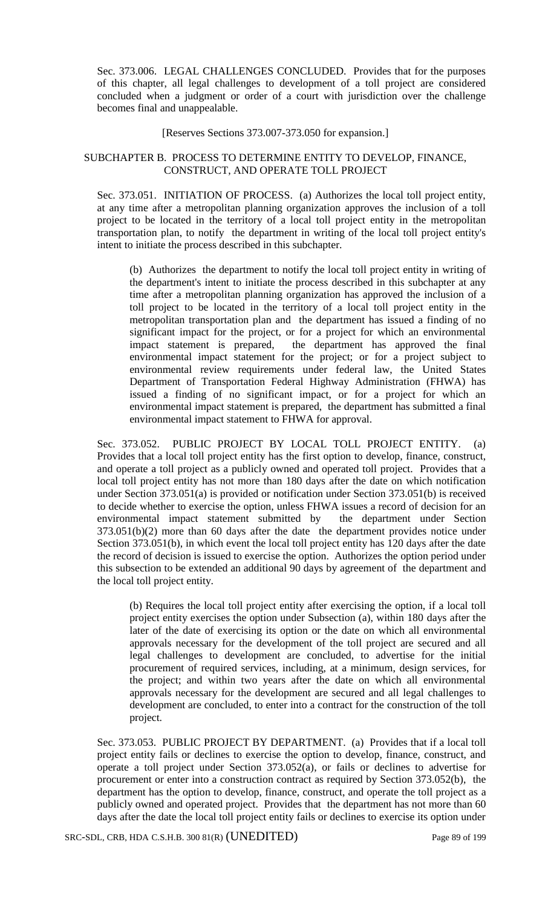Sec. 373.006. LEGAL CHALLENGES CONCLUDED. Provides that for the purposes of this chapter, all legal challenges to development of a toll project are considered concluded when a judgment or order of a court with jurisdiction over the challenge becomes final and unappealable.

[Reserves Sections 373.007-373.050 for expansion.]

SUBCHAPTER B. PROCESS TO DETERMINE ENTITY TO DEVELOP, FINANCE, CONSTRUCT, AND OPERATE TOLL PROJECT

Sec. 373.051. INITIATION OF PROCESS. (a) Authorizes the local toll project entity, at any time after a metropolitan planning organization approves the inclusion of a toll project to be located in the territory of a local toll project entity in the metropolitan transportation plan, to notify the department in writing of the local toll project entity's intent to initiate the process described in this subchapter.

(b) Authorizes the department to notify the local toll project entity in writing of the department's intent to initiate the process described in this subchapter at any time after a metropolitan planning organization has approved the inclusion of a toll project to be located in the territory of a local toll project entity in the metropolitan transportation plan and the department has issued a finding of no significant impact for the project, or for a project for which an environmental impact statement is prepared, the department has approved the final environmental impact statement for the project; or for a project subject to environmental review requirements under federal law, the United States Department of Transportation Federal Highway Administration (FHWA) has issued a finding of no significant impact, or for a project for which an environmental impact statement is prepared, the department has submitted a final environmental impact statement to FHWA for approval.

Sec. 373.052. PUBLIC PROJECT BY LOCAL TOLL PROJECT ENTITY. (a) Provides that a local toll project entity has the first option to develop, finance, construct, and operate a toll project as a publicly owned and operated toll project. Provides that a local toll project entity has not more than 180 days after the date on which notification under Section 373.051(a) is provided or notification under Section 373.051(b) is received to decide whether to exercise the option, unless FHWA issues a record of decision for an environmental impact statement submitted by the department under Section 373.051(b)(2) more than 60 days after the date the department provides notice under Section 373.051(b), in which event the local toll project entity has 120 days after the date the record of decision is issued to exercise the option. Authorizes the option period under this subsection to be extended an additional 90 days by agreement of the department and the local toll project entity.

(b) Requires the local toll project entity after exercising the option, if a local toll project entity exercises the option under Subsection (a), within 180 days after the later of the date of exercising its option or the date on which all environmental approvals necessary for the development of the toll project are secured and all legal challenges to development are concluded, to advertise for the initial procurement of required services, including, at a minimum, design services, for the project; and within two years after the date on which all environmental approvals necessary for the development are secured and all legal challenges to development are concluded, to enter into a contract for the construction of the toll project.

Sec. 373.053. PUBLIC PROJECT BY DEPARTMENT. (a) Provides that if a local toll project entity fails or declines to exercise the option to develop, finance, construct, and operate a toll project under Section 373.052(a), or fails or declines to advertise for procurement or enter into a construction contract as required by Section 373.052(b), the department has the option to develop, finance, construct, and operate the toll project as a publicly owned and operated project. Provides that the department has not more than 60 days after the date the local toll project entity fails or declines to exercise its option under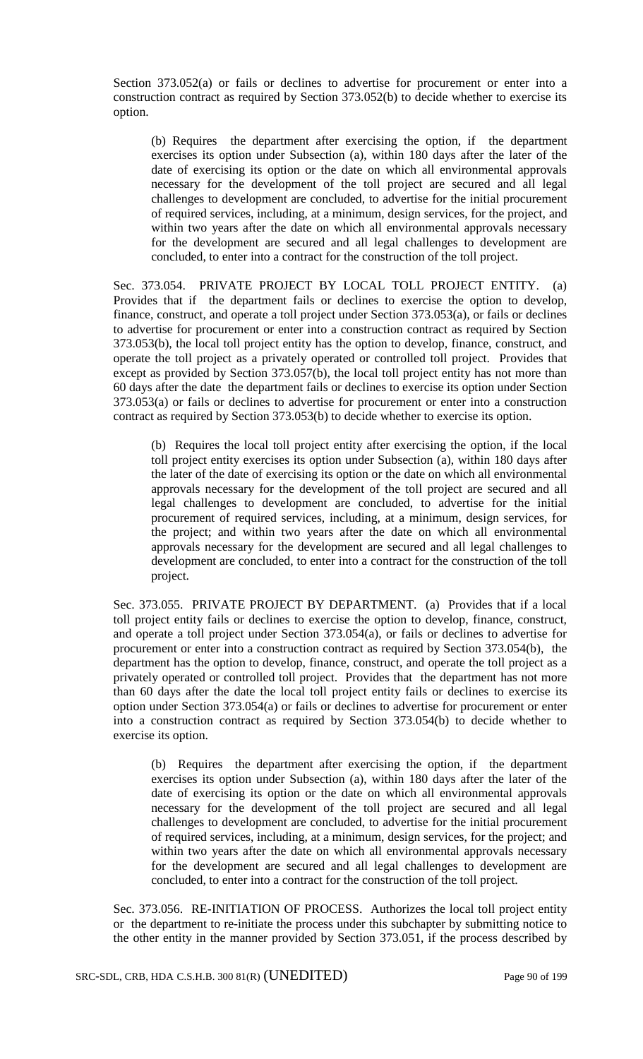Section 373.052(a) or fails or declines to advertise for procurement or enter into a construction contract as required by Section 373.052(b) to decide whether to exercise its option.

(b) Requires the department after exercising the option, if the department exercises its option under Subsection (a), within 180 days after the later of the date of exercising its option or the date on which all environmental approvals necessary for the development of the toll project are secured and all legal challenges to development are concluded, to advertise for the initial procurement of required services, including, at a minimum, design services, for the project, and within two years after the date on which all environmental approvals necessary for the development are secured and all legal challenges to development are concluded, to enter into a contract for the construction of the toll project.

Sec. 373.054. PRIVATE PROJECT BY LOCAL TOLL PROJECT ENTITY. (a) Provides that if the department fails or declines to exercise the option to develop, finance, construct, and operate a toll project under Section 373.053(a), or fails or declines to advertise for procurement or enter into a construction contract as required by Section 373.053(b), the local toll project entity has the option to develop, finance, construct, and operate the toll project as a privately operated or controlled toll project. Provides that except as provided by Section 373.057(b), the local toll project entity has not more than 60 days after the date the department fails or declines to exercise its option under Section 373.053(a) or fails or declines to advertise for procurement or enter into a construction contract as required by Section 373.053(b) to decide whether to exercise its option.

(b) Requires the local toll project entity after exercising the option, if the local toll project entity exercises its option under Subsection (a), within 180 days after the later of the date of exercising its option or the date on which all environmental approvals necessary for the development of the toll project are secured and all legal challenges to development are concluded, to advertise for the initial procurement of required services, including, at a minimum, design services, for the project; and within two years after the date on which all environmental approvals necessary for the development are secured and all legal challenges to development are concluded, to enter into a contract for the construction of the toll project.

Sec. 373.055. PRIVATE PROJECT BY DEPARTMENT. (a) Provides that if a local toll project entity fails or declines to exercise the option to develop, finance, construct, and operate a toll project under Section 373.054(a), or fails or declines to advertise for procurement or enter into a construction contract as required by Section 373.054(b), the department has the option to develop, finance, construct, and operate the toll project as a privately operated or controlled toll project. Provides that the department has not more than 60 days after the date the local toll project entity fails or declines to exercise its option under Section 373.054(a) or fails or declines to advertise for procurement or enter into a construction contract as required by Section 373.054(b) to decide whether to exercise its option.

(b) Requires the department after exercising the option, if the department exercises its option under Subsection (a), within 180 days after the later of the date of exercising its option or the date on which all environmental approvals necessary for the development of the toll project are secured and all legal challenges to development are concluded, to advertise for the initial procurement of required services, including, at a minimum, design services, for the project; and within two years after the date on which all environmental approvals necessary for the development are secured and all legal challenges to development are concluded, to enter into a contract for the construction of the toll project.

Sec. 373.056. RE-INITIATION OF PROCESS. Authorizes the local toll project entity or the department to re-initiate the process under this subchapter by submitting notice to the other entity in the manner provided by Section 373.051, if the process described by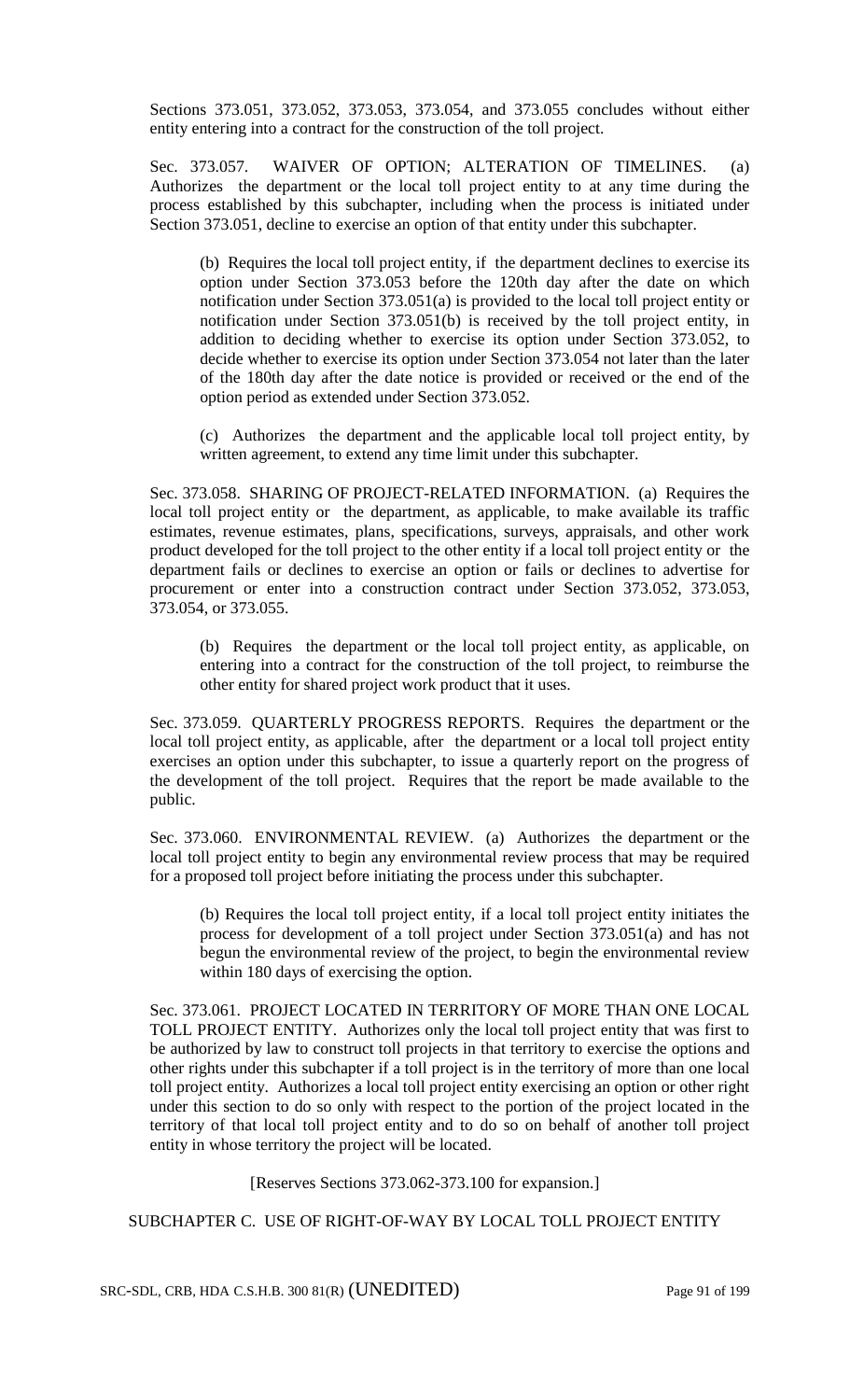Sections 373.051, 373.052, 373.053, 373.054, and 373.055 concludes without either entity entering into a contract for the construction of the toll project.

Sec. 373.057. WAIVER OF OPTION; ALTERATION OF TIMELINES. (a) Authorizes the department or the local toll project entity to at any time during the process established by this subchapter, including when the process is initiated under Section 373.051, decline to exercise an option of that entity under this subchapter.

(b) Requires the local toll project entity, if the department declines to exercise its option under Section 373.053 before the 120th day after the date on which notification under Section 373.051(a) is provided to the local toll project entity or notification under Section 373.051(b) is received by the toll project entity, in addition to deciding whether to exercise its option under Section 373.052, to decide whether to exercise its option under Section 373.054 not later than the later of the 180th day after the date notice is provided or received or the end of the option period as extended under Section 373.052.

(c) Authorizes the department and the applicable local toll project entity, by written agreement, to extend any time limit under this subchapter.

Sec. 373.058. SHARING OF PROJECT-RELATED INFORMATION. (a) Requires the local toll project entity or the department, as applicable, to make available its traffic estimates, revenue estimates, plans, specifications, surveys, appraisals, and other work product developed for the toll project to the other entity if a local toll project entity or the department fails or declines to exercise an option or fails or declines to advertise for procurement or enter into a construction contract under Section 373.052, 373.053, 373.054, or 373.055.

(b) Requires the department or the local toll project entity, as applicable, on entering into a contract for the construction of the toll project, to reimburse the other entity for shared project work product that it uses.

Sec. 373.059. QUARTERLY PROGRESS REPORTS. Requires the department or the local toll project entity, as applicable, after the department or a local toll project entity exercises an option under this subchapter, to issue a quarterly report on the progress of the development of the toll project. Requires that the report be made available to the public.

Sec. 373.060. ENVIRONMENTAL REVIEW. (a) Authorizes the department or the local toll project entity to begin any environmental review process that may be required for a proposed toll project before initiating the process under this subchapter.

(b) Requires the local toll project entity, if a local toll project entity initiates the process for development of a toll project under Section 373.051(a) and has not begun the environmental review of the project, to begin the environmental review within 180 days of exercising the option.

Sec. 373.061. PROJECT LOCATED IN TERRITORY OF MORE THAN ONE LOCAL TOLL PROJECT ENTITY. Authorizes only the local toll project entity that was first to be authorized by law to construct toll projects in that territory to exercise the options and other rights under this subchapter if a toll project is in the territory of more than one local toll project entity. Authorizes a local toll project entity exercising an option or other right under this section to do so only with respect to the portion of the project located in the territory of that local toll project entity and to do so on behalf of another toll project entity in whose territory the project will be located.

[Reserves Sections 373.062-373.100 for expansion.]

SUBCHAPTER C. USE OF RIGHT-OF-WAY BY LOCAL TOLL PROJECT ENTITY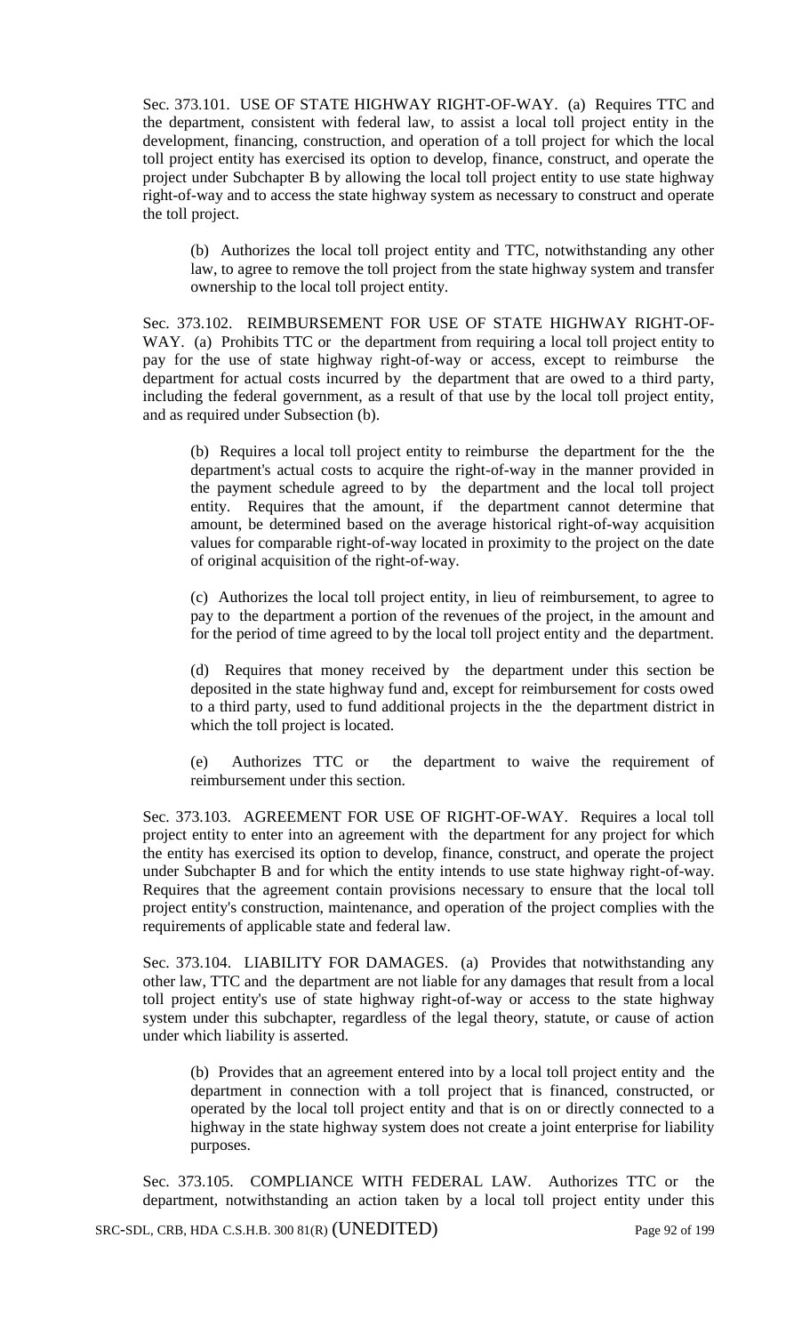Sec. 373.101. USE OF STATE HIGHWAY RIGHT-OF-WAY. (a) Requires TTC and the department, consistent with federal law, to assist a local toll project entity in the development, financing, construction, and operation of a toll project for which the local toll project entity has exercised its option to develop, finance, construct, and operate the project under Subchapter B by allowing the local toll project entity to use state highway right-of-way and to access the state highway system as necessary to construct and operate the toll project.

(b) Authorizes the local toll project entity and TTC, notwithstanding any other law, to agree to remove the toll project from the state highway system and transfer ownership to the local toll project entity.

Sec. 373.102. REIMBURSEMENT FOR USE OF STATE HIGHWAY RIGHT-OF-WAY. (a) Prohibits TTC or the department from requiring a local toll project entity to pay for the use of state highway right-of-way or access, except to reimburse the department for actual costs incurred by the department that are owed to a third party, including the federal government, as a result of that use by the local toll project entity, and as required under Subsection (b).

(b) Requires a local toll project entity to reimburse the department for the the department's actual costs to acquire the right-of-way in the manner provided in the payment schedule agreed to by the department and the local toll project entity. Requires that the amount, if the department cannot determine that amount, be determined based on the average historical right-of-way acquisition values for comparable right-of-way located in proximity to the project on the date of original acquisition of the right-of-way.

(c) Authorizes the local toll project entity, in lieu of reimbursement, to agree to pay to the department a portion of the revenues of the project, in the amount and for the period of time agreed to by the local toll project entity and the department.

(d) Requires that money received by the department under this section be deposited in the state highway fund and, except for reimbursement for costs owed to a third party, used to fund additional projects in the the department district in which the toll project is located.

(e) Authorizes TTC or the department to waive the requirement of reimbursement under this section.

Sec. 373.103. AGREEMENT FOR USE OF RIGHT-OF-WAY. Requires a local toll project entity to enter into an agreement with the department for any project for which the entity has exercised its option to develop, finance, construct, and operate the project under Subchapter B and for which the entity intends to use state highway right-of-way. Requires that the agreement contain provisions necessary to ensure that the local toll project entity's construction, maintenance, and operation of the project complies with the requirements of applicable state and federal law.

Sec. 373.104. LIABILITY FOR DAMAGES. (a) Provides that notwithstanding any other law, TTC and the department are not liable for any damages that result from a local toll project entity's use of state highway right-of-way or access to the state highway system under this subchapter, regardless of the legal theory, statute, or cause of action under which liability is asserted.

(b) Provides that an agreement entered into by a local toll project entity and the department in connection with a toll project that is financed, constructed, or operated by the local toll project entity and that is on or directly connected to a highway in the state highway system does not create a joint enterprise for liability purposes.

Sec. 373.105. COMPLIANCE WITH FEDERAL LAW. Authorizes TTC or the department, notwithstanding an action taken by a local toll project entity under this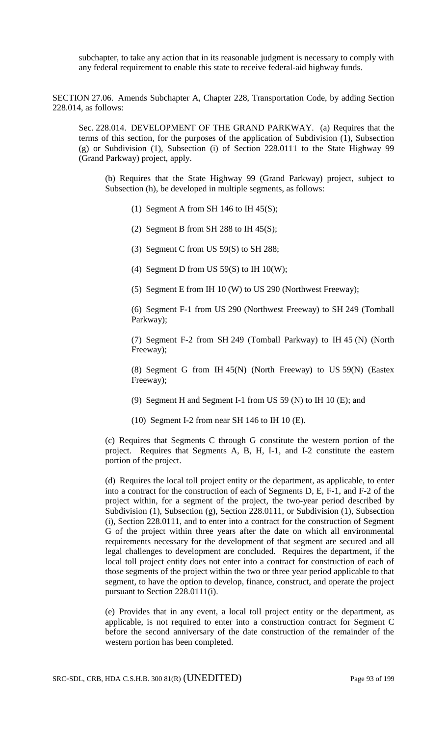subchapter, to take any action that in its reasonable judgment is necessary to comply with any federal requirement to enable this state to receive federal-aid highway funds.

SECTION 27.06. Amends Subchapter A, Chapter 228, Transportation Code, by adding Section 228.014, as follows:

Sec. 228.014. DEVELOPMENT OF THE GRAND PARKWAY. (a) Requires that the terms of this section, for the purposes of the application of Subdivision (1), Subsection (g) or Subdivision (1), Subsection (i) of Section 228.0111 to the State Highway 99 (Grand Parkway) project, apply.

(b) Requires that the State Highway 99 (Grand Parkway) project, subject to Subsection (h), be developed in multiple segments, as follows:

(1) Segment A from SH 146 to IH 45(S);

(2) Segment B from SH 288 to IH 45(S);

(3) Segment C from US 59(S) to SH 288;

(4) Segment D from US 59(S) to IH 10(W);

(5) Segment E from IH 10 (W) to US 290 (Northwest Freeway);

(6) Segment F-1 from US 290 (Northwest Freeway) to SH 249 (Tomball Parkway);

(7) Segment F-2 from SH 249 (Tomball Parkway) to IH 45 (N) (North Freeway);

(8) Segment G from IH 45(N) (North Freeway) to US 59(N) (Eastex Freeway);

(9) Segment H and Segment I-1 from US 59 (N) to IH 10 (E); and

(10) Segment I-2 from near SH 146 to IH 10 (E).

(c) Requires that Segments C through G constitute the western portion of the project. Requires that Segments A, B, H, I-1, and I-2 constitute the eastern portion of the project.

(d) Requires the local toll project entity or the department, as applicable, to enter into a contract for the construction of each of Segments D, E, F-1, and F-2 of the project within, for a segment of the project, the two-year period described by Subdivision (1), Subsection (g), Section 228.0111, or Subdivision (1), Subsection (i), Section 228.0111, and to enter into a contract for the construction of Segment G of the project within three years after the date on which all environmental requirements necessary for the development of that segment are secured and all legal challenges to development are concluded. Requires the department, if the local toll project entity does not enter into a contract for construction of each of those segments of the project within the two or three year period applicable to that segment, to have the option to develop, finance, construct, and operate the project pursuant to Section 228.0111(i).

(e) Provides that in any event, a local toll project entity or the department, as applicable, is not required to enter into a construction contract for Segment C before the second anniversary of the date construction of the remainder of the western portion has been completed.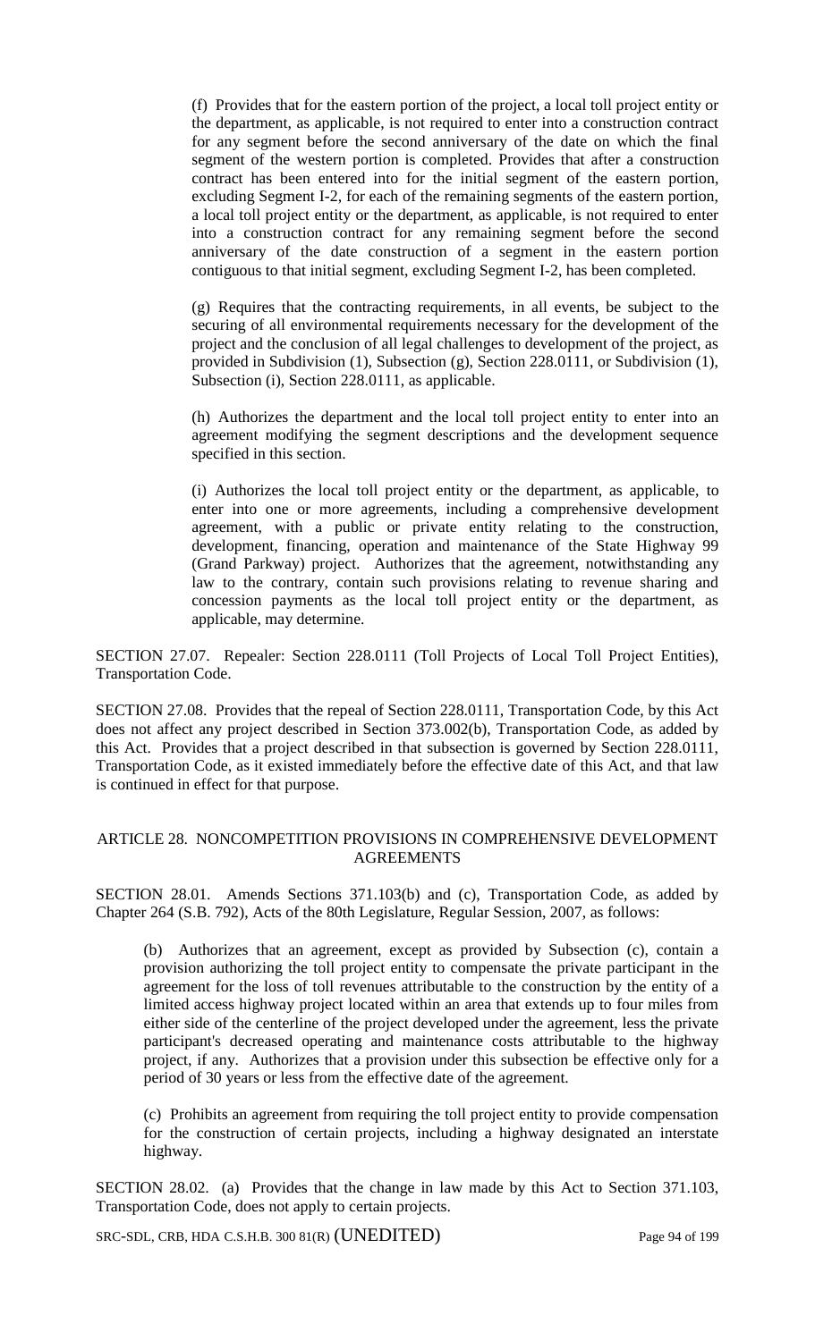(f) Provides that for the eastern portion of the project, a local toll project entity or the department, as applicable, is not required to enter into a construction contract for any segment before the second anniversary of the date on which the final segment of the western portion is completed. Provides that after a construction contract has been entered into for the initial segment of the eastern portion, excluding Segment I-2, for each of the remaining segments of the eastern portion, a local toll project entity or the department, as applicable, is not required to enter into a construction contract for any remaining segment before the second anniversary of the date construction of a segment in the eastern portion contiguous to that initial segment, excluding Segment I-2, has been completed.

(g) Requires that the contracting requirements, in all events, be subject to the securing of all environmental requirements necessary for the development of the project and the conclusion of all legal challenges to development of the project, as provided in Subdivision (1), Subsection (g), Section 228.0111, or Subdivision (1), Subsection (i), Section 228.0111, as applicable.

(h) Authorizes the department and the local toll project entity to enter into an agreement modifying the segment descriptions and the development sequence specified in this section.

(i) Authorizes the local toll project entity or the department, as applicable, to enter into one or more agreements, including a comprehensive development agreement, with a public or private entity relating to the construction, development, financing, operation and maintenance of the State Highway 99 (Grand Parkway) project. Authorizes that the agreement, notwithstanding any law to the contrary, contain such provisions relating to revenue sharing and concession payments as the local toll project entity or the department, as applicable, may determine.

SECTION 27.07. Repealer: Section 228.0111 (Toll Projects of Local Toll Project Entities), Transportation Code.

SECTION 27.08. Provides that the repeal of Section 228.0111, Transportation Code, by this Act does not affect any project described in Section 373.002(b), Transportation Code, as added by this Act. Provides that a project described in that subsection is governed by Section 228.0111, Transportation Code, as it existed immediately before the effective date of this Act, and that law is continued in effect for that purpose.

## ARTICLE 28. NONCOMPETITION PROVISIONS IN COMPREHENSIVE DEVELOPMENT AGREEMENTS

SECTION 28.01. Amends Sections 371.103(b) and (c), Transportation Code, as added by Chapter 264 (S.B. 792), Acts of the 80th Legislature, Regular Session, 2007, as follows:

(b) Authorizes that an agreement, except as provided by Subsection (c), contain a provision authorizing the toll project entity to compensate the private participant in the agreement for the loss of toll revenues attributable to the construction by the entity of a limited access highway project located within an area that extends up to four miles from either side of the centerline of the project developed under the agreement, less the private participant's decreased operating and maintenance costs attributable to the highway project, if any. Authorizes that a provision under this subsection be effective only for a period of 30 years or less from the effective date of the agreement.

(c) Prohibits an agreement from requiring the toll project entity to provide compensation for the construction of certain projects, including a highway designated an interstate highway.

SECTION 28.02. (a) Provides that the change in law made by this Act to Section 371.103, Transportation Code, does not apply to certain projects.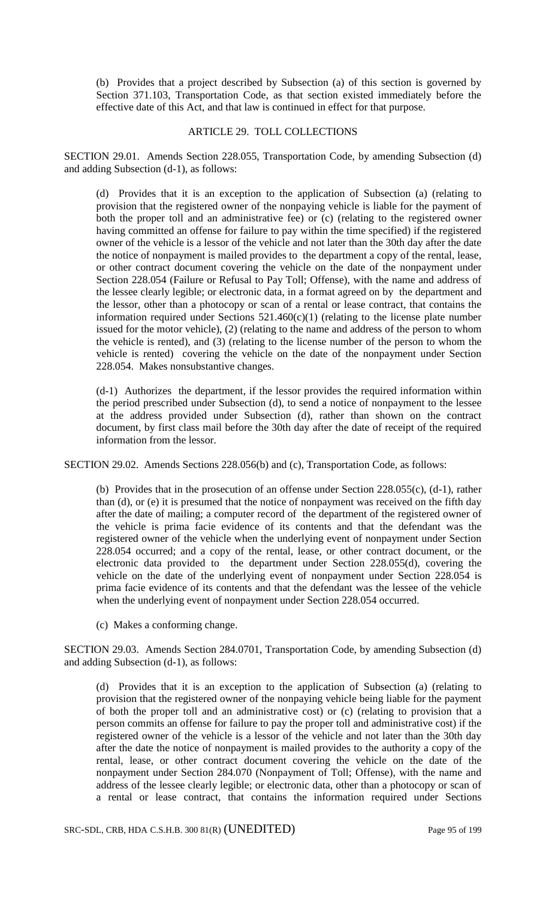(b) Provides that a project described by Subsection (a) of this section is governed by Section 371.103, Transportation Code, as that section existed immediately before the effective date of this Act, and that law is continued in effect for that purpose.

## ARTICLE 29. TOLL COLLECTIONS

SECTION 29.01. Amends Section 228.055, Transportation Code, by amending Subsection (d) and adding Subsection (d-1), as follows:

(d) Provides that it is an exception to the application of Subsection (a) (relating to provision that the registered owner of the nonpaying vehicle is liable for the payment of both the proper toll and an administrative fee) or (c) (relating to the registered owner having committed an offense for failure to pay within the time specified) if the registered owner of the vehicle is a lessor of the vehicle and not later than the 30th day after the date the notice of nonpayment is mailed provides to the department a copy of the rental, lease, or other contract document covering the vehicle on the date of the nonpayment under Section 228.054 (Failure or Refusal to Pay Toll; Offense), with the name and address of the lessee clearly legible; or electronic data, in a format agreed on by the department and the lessor, other than a photocopy or scan of a rental or lease contract, that contains the information required under Sections 521.460(c)(1) (relating to the license plate number issued for the motor vehicle), (2) (relating to the name and address of the person to whom the vehicle is rented), and (3) (relating to the license number of the person to whom the vehicle is rented) covering the vehicle on the date of the nonpayment under Section 228.054. Makes nonsubstantive changes.

(d-1) Authorizes the department, if the lessor provides the required information within the period prescribed under Subsection (d), to send a notice of nonpayment to the lessee at the address provided under Subsection (d), rather than shown on the contract document, by first class mail before the 30th day after the date of receipt of the required information from the lessor.

SECTION 29.02. Amends Sections 228.056(b) and (c), Transportation Code, as follows:

(b) Provides that in the prosecution of an offense under Section 228.055(c), (d-1), rather than (d), or (e) it is presumed that the notice of nonpayment was received on the fifth day after the date of mailing; a computer record of the department of the registered owner of the vehicle is prima facie evidence of its contents and that the defendant was the registered owner of the vehicle when the underlying event of nonpayment under Section 228.054 occurred; and a copy of the rental, lease, or other contract document, or the electronic data provided to the department under Section 228.055(d), covering the vehicle on the date of the underlying event of nonpayment under Section 228.054 is prima facie evidence of its contents and that the defendant was the lessee of the vehicle when the underlying event of nonpayment under Section 228.054 occurred.

(c) Makes a conforming change.

SECTION 29.03. Amends Section 284.0701, Transportation Code, by amending Subsection (d) and adding Subsection (d-1), as follows:

(d) Provides that it is an exception to the application of Subsection (a) (relating to provision that the registered owner of the nonpaying vehicle being liable for the payment of both the proper toll and an administrative cost) or (c) (relating to provision that a person commits an offense for failure to pay the proper toll and administrative cost) if the registered owner of the vehicle is a lessor of the vehicle and not later than the 30th day after the date the notice of nonpayment is mailed provides to the authority a copy of the rental, lease, or other contract document covering the vehicle on the date of the nonpayment under Section 284.070 (Nonpayment of Toll; Offense), with the name and address of the lessee clearly legible; or electronic data, other than a photocopy or scan of a rental or lease contract, that contains the information required under Sections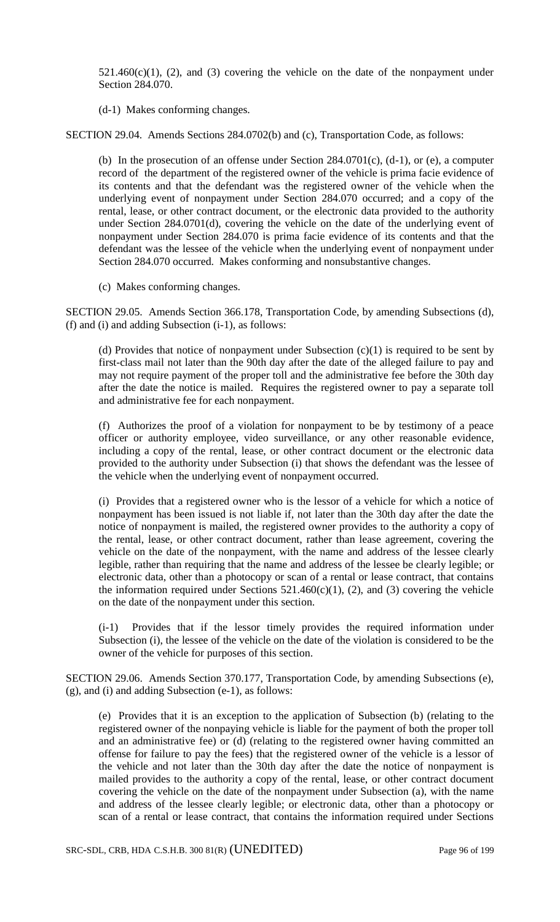521.460(c)(1), (2), and (3) covering the vehicle on the date of the nonpayment under Section 284.070.

(d-1) Makes conforming changes.

SECTION 29.04. Amends Sections 284.0702(b) and (c), Transportation Code, as follows:

(b) In the prosecution of an offense under Section 284.0701(c), (d-1), or (e), a computer record of the department of the registered owner of the vehicle is prima facie evidence of its contents and that the defendant was the registered owner of the vehicle when the underlying event of nonpayment under Section 284.070 occurred; and a copy of the rental, lease, or other contract document, or the electronic data provided to the authority under Section 284.0701(d), covering the vehicle on the date of the underlying event of nonpayment under Section 284.070 is prima facie evidence of its contents and that the defendant was the lessee of the vehicle when the underlying event of nonpayment under Section 284.070 occurred. Makes conforming and nonsubstantive changes.

(c) Makes conforming changes.

SECTION 29.05. Amends Section 366.178, Transportation Code, by amending Subsections (d), (f) and (i) and adding Subsection (i-1), as follows:

(d) Provides that notice of nonpayment under Subsection (c)(1) is required to be sent by first-class mail not later than the 90th day after the date of the alleged failure to pay and may not require payment of the proper toll and the administrative fee before the 30th day after the date the notice is mailed. Requires the registered owner to pay a separate toll and administrative fee for each nonpayment.

(f) Authorizes the proof of a violation for nonpayment to be by testimony of a peace officer or authority employee, video surveillance, or any other reasonable evidence, including a copy of the rental, lease, or other contract document or the electronic data provided to the authority under Subsection (i) that shows the defendant was the lessee of the vehicle when the underlying event of nonpayment occurred.

(i) Provides that a registered owner who is the lessor of a vehicle for which a notice of nonpayment has been issued is not liable if, not later than the 30th day after the date the notice of nonpayment is mailed, the registered owner provides to the authority a copy of the rental, lease, or other contract document, rather than lease agreement, covering the vehicle on the date of the nonpayment, with the name and address of the lessee clearly legible, rather than requiring that the name and address of the lessee be clearly legible; or electronic data, other than a photocopy or scan of a rental or lease contract, that contains the information required under Sections 521.460(c)(1), (2), and (3) covering the vehicle on the date of the nonpayment under this section.

(i-1) Provides that if the lessor timely provides the required information under Subsection (i), the lessee of the vehicle on the date of the violation is considered to be the owner of the vehicle for purposes of this section.

SECTION 29.06. Amends Section 370.177, Transportation Code, by amending Subsections (e), (g), and (i) and adding Subsection (e-1), as follows:

(e) Provides that it is an exception to the application of Subsection (b) (relating to the registered owner of the nonpaying vehicle is liable for the payment of both the proper toll and an administrative fee) or (d) (relating to the registered owner having committed an offense for failure to pay the fees) that the registered owner of the vehicle is a lessor of the vehicle and not later than the 30th day after the date the notice of nonpayment is mailed provides to the authority a copy of the rental, lease, or other contract document covering the vehicle on the date of the nonpayment under Subsection (a), with the name and address of the lessee clearly legible; or electronic data, other than a photocopy or scan of a rental or lease contract, that contains the information required under Sections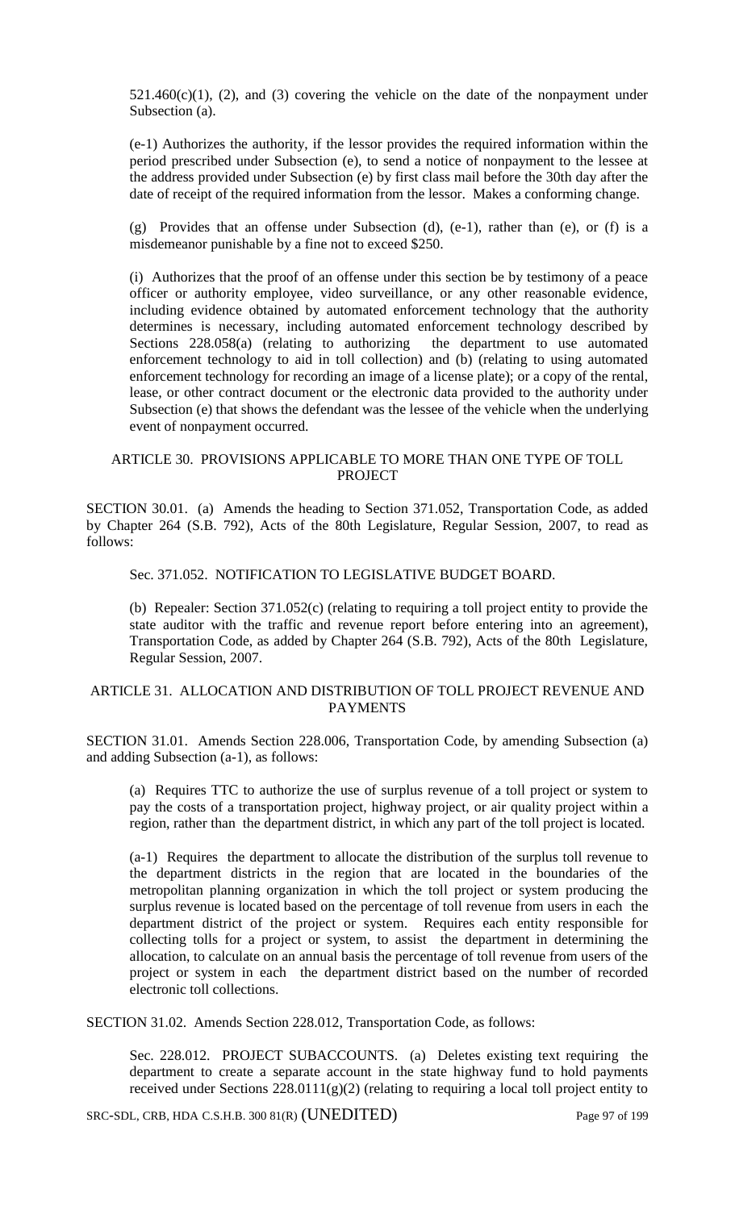521.460(c)(1), (2), and (3) covering the vehicle on the date of the nonpayment under Subsection (a).

(e-1) Authorizes the authority, if the lessor provides the required information within the period prescribed under Subsection (e), to send a notice of nonpayment to the lessee at the address provided under Subsection (e) by first class mail before the 30th day after the date of receipt of the required information from the lessor. Makes a conforming change.

(g) Provides that an offense under Subsection (d), (e-1), rather than (e), or (f) is a misdemeanor punishable by a fine not to exceed $250.

(i) Authorizes that the proof of an offense under this section be by testimony of a peace officer or authority employee, video surveillance, or any other reasonable evidence, including evidence obtained by automated enforcement technology that the authority determines is necessary, including automated enforcement technology described by Sections 228.058(a) (relating to authorizing the department to use automated enforcement technology to aid in toll collection) and (b) (relating to using automated enforcement technology for recording an image of a license plate); or a copy of the rental, lease, or other contract document or the electronic data provided to the authority under Subsection (e) that shows the defendant was the lessee of the vehicle when the underlying event of nonpayment occurred.

## ARTICLE 30. PROVISIONS APPLICABLE TO MORE THAN ONE TYPE OF TOLL PROJECT

SECTION 30.01. (a) Amends the heading to Section 371.052, Transportation Code, as added by Chapter 264 (S.B. 792), Acts of the 80th Legislature, Regular Session, 2007, to read as follows:

Sec. 371.052. NOTIFICATION TO LEGISLATIVE BUDGET BOARD.

(b) Repealer: Section 371.052(c) (relating to requiring a toll project entity to provide the state auditor with the traffic and revenue report before entering into an agreement), Transportation Code, as added by Chapter 264 (S.B. 792), Acts of the 80th Legislature, Regular Session, 2007.

## ARTICLE 31. ALLOCATION AND DISTRIBUTION OF TOLL PROJECT REVENUE AND PAYMENTS

SECTION 31.01. Amends Section 228.006, Transportation Code, by amending Subsection (a) and adding Subsection (a-1), as follows:

(a) Requires TTC to authorize the use of surplus revenue of a toll project or system to pay the costs of a transportation project, highway project, or air quality project within a region, rather than the department district, in which any part of the toll project is located.

(a-1) Requires the department to allocate the distribution of the surplus toll revenue to the department districts in the region that are located in the boundaries of the metropolitan planning organization in which the toll project or system producing the surplus revenue is located based on the percentage of toll revenue from users in each the department district of the project or system. Requires each entity responsible for collecting tolls for a project or system, to assist the department in determining the allocation, to calculate on an annual basis the percentage of toll revenue from users of the project or system in each the department district based on the number of recorded electronic toll collections.

SECTION 31.02. Amends Section 228.012, Transportation Code, as follows:

Sec. 228.012. PROJECT SUBACCOUNTS. (a) Deletes existing text requiring the department to create a separate account in the state highway fund to hold payments received under Sections 228.0111(g)(2) (relating to requiring a local toll project entity to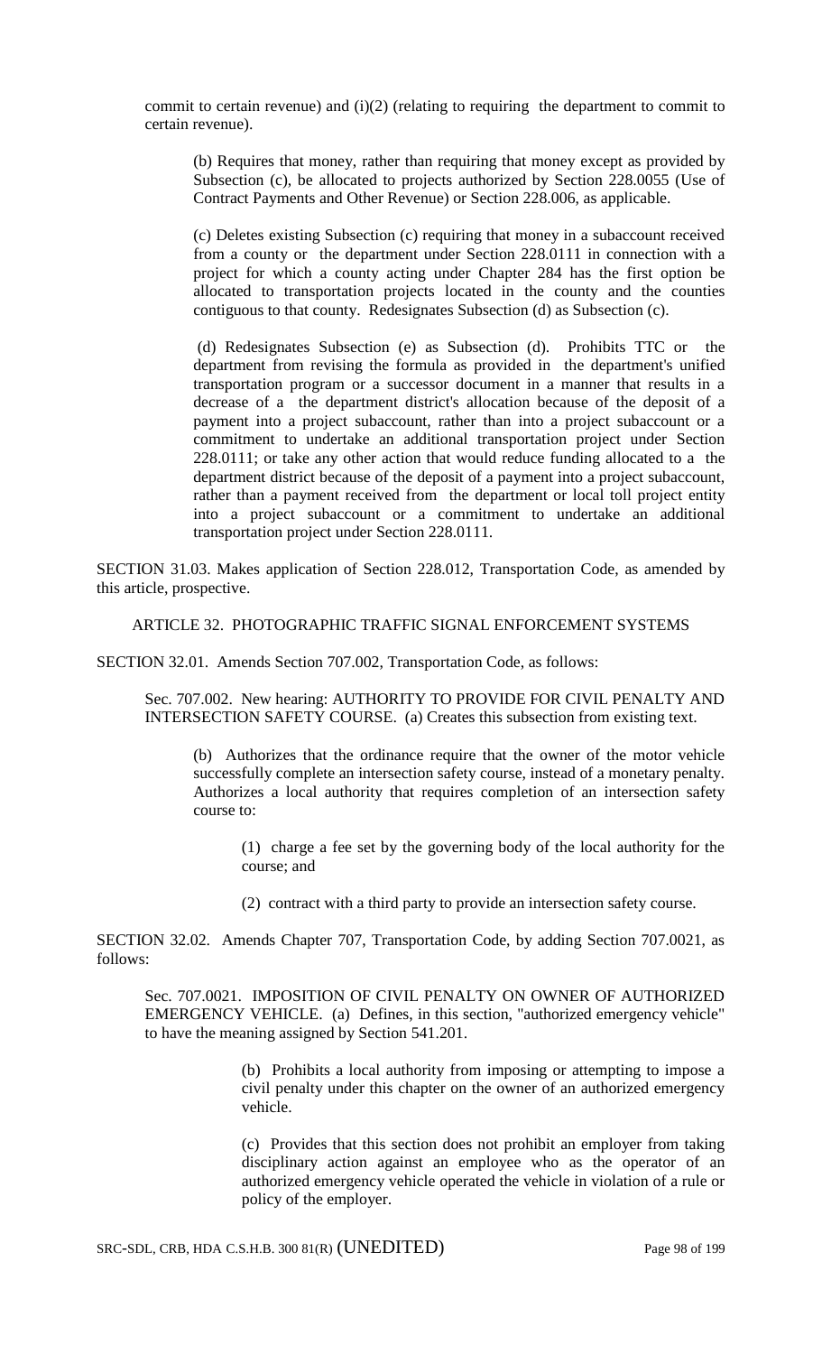commit to certain revenue) and (i)(2) (relating to requiring the department to commit to certain revenue).

(b) Requires that money, rather than requiring that money except as provided by Subsection (c), be allocated to projects authorized by Section 228.0055 (Use of Contract Payments and Other Revenue) or Section 228.006, as applicable.

(c) Deletes existing Subsection (c) requiring that money in a subaccount received from a county or the department under Section 228.0111 in connection with a project for which a county acting under Chapter 284 has the first option be allocated to transportation projects located in the county and the counties contiguous to that county. Redesignates Subsection (d) as Subsection (c).

(d) Redesignates Subsection (e) as Subsection (d). Prohibits TTC or the department from revising the formula as provided in the department's unified transportation program or a successor document in a manner that results in a decrease of a the department district's allocation because of the deposit of a payment into a project subaccount, rather than into a project subaccount or a commitment to undertake an additional transportation project under Section 228.0111; or take any other action that would reduce funding allocated to a the department district because of the deposit of a payment into a project subaccount, rather than a payment received from the department or local toll project entity into a project subaccount or a commitment to undertake an additional transportation project under Section 228.0111.

SECTION 31.03. Makes application of Section 228.012, Transportation Code, as amended by this article, prospective.

ARTICLE 32. PHOTOGRAPHIC TRAFFIC SIGNAL ENFORCEMENT SYSTEMS

SECTION 32.01. Amends Section 707.002, Transportation Code, as follows:

Sec. 707.002. New hearing: AUTHORITY TO PROVIDE FOR CIVIL PENALTY AND INTERSECTION SAFETY COURSE. (a) Creates this subsection from existing text.

(b) Authorizes that the ordinance require that the owner of the motor vehicle successfully complete an intersection safety course, instead of a monetary penalty. Authorizes a local authority that requires completion of an intersection safety course to:

(1) charge a fee set by the governing body of the local authority for the course; and

(2) contract with a third party to provide an intersection safety course.

SECTION 32.02. Amends Chapter 707, Transportation Code, by adding Section 707.0021, as follows:

Sec. 707.0021. IMPOSITION OF CIVIL PENALTY ON OWNER OF AUTHORIZED EMERGENCY VEHICLE. (a) Defines, in this section, "authorized emergency vehicle" to have the meaning assigned by Section 541.201.

(b) Prohibits a local authority from imposing or attempting to impose a civil penalty under this chapter on the owner of an authorized emergency vehicle.

(c) Provides that this section does not prohibit an employer from taking disciplinary action against an employee who as the operator of an authorized emergency vehicle operated the vehicle in violation of a rule or policy of the employer.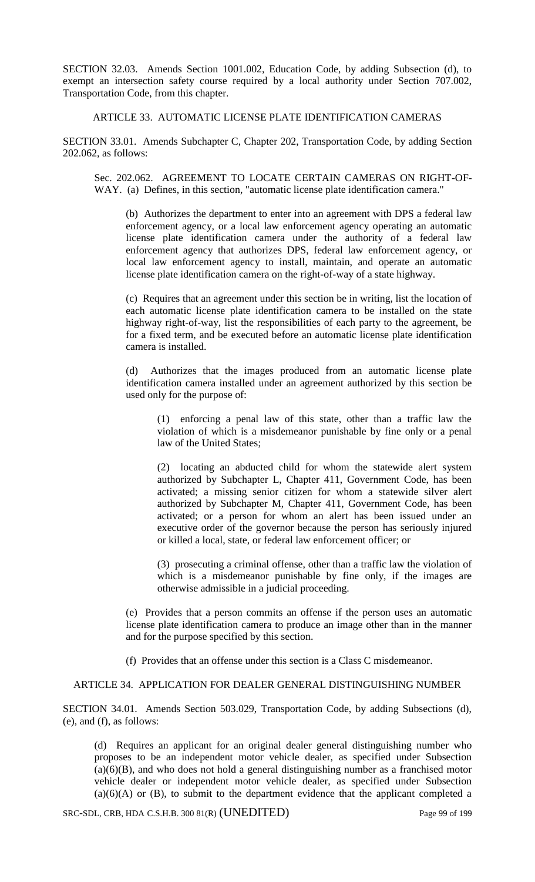SECTION 32.03. Amends Section 1001.002, Education Code, by adding Subsection (d), to exempt an intersection safety course required by a local authority under Section 707.002, Transportation Code, from this chapter.

ARTICLE 33. AUTOMATIC LICENSE PLATE IDENTIFICATION CAMERAS

SECTION 33.01. Amends Subchapter C, Chapter 202, Transportation Code, by adding Section 202.062, as follows:

Sec. 202.062. AGREEMENT TO LOCATE CERTAIN CAMERAS ON RIGHT-OF-WAY. (a) Defines, in this section, "automatic license plate identification camera."

(b) Authorizes the department to enter into an agreement with DPS a federal law enforcement agency, or a local law enforcement agency operating an automatic license plate identification camera under the authority of a federal law enforcement agency that authorizes DPS, federal law enforcement agency, or local law enforcement agency to install, maintain, and operate an automatic license plate identification camera on the right-of-way of a state highway.

(c) Requires that an agreement under this section be in writing, list the location of each automatic license plate identification camera to be installed on the state highway right-of-way, list the responsibilities of each party to the agreement, be for a fixed term, and be executed before an automatic license plate identification camera is installed.

(d) Authorizes that the images produced from an automatic license plate identification camera installed under an agreement authorized by this section be used only for the purpose of:

(1) enforcing a penal law of this state, other than a traffic law the violation of which is a misdemeanor punishable by fine only or a penal law of the United States;

(2) locating an abducted child for whom the statewide alert system authorized by Subchapter L, Chapter 411, Government Code, has been activated; a missing senior citizen for whom a statewide silver alert authorized by Subchapter M, Chapter 411, Government Code, has been activated; or a person for whom an alert has been issued under an executive order of the governor because the person has seriously injured or killed a local, state, or federal law enforcement officer; or

(3) prosecuting a criminal offense, other than a traffic law the violation of which is a misdemeanor punishable by fine only, if the images are otherwise admissible in a judicial proceeding.

(e) Provides that a person commits an offense if the person uses an automatic license plate identification camera to produce an image other than in the manner and for the purpose specified by this section.

(f) Provides that an offense under this section is a Class C misdemeanor.

ARTICLE 34. APPLICATION FOR DEALER GENERAL DISTINGUISHING NUMBER

SECTION 34.01. Amends Section 503.029, Transportation Code, by adding Subsections (d), (e), and (f), as follows:

(d) Requires an applicant for an original dealer general distinguishing number who proposes to be an independent motor vehicle dealer, as specified under Subsection (a)(6)(B), and who does not hold a general distinguishing number as a franchised motor vehicle dealer or independent motor vehicle dealer, as specified under Subsection (a)(6)(A) or (B), to submit to the department evidence that the applicant completed a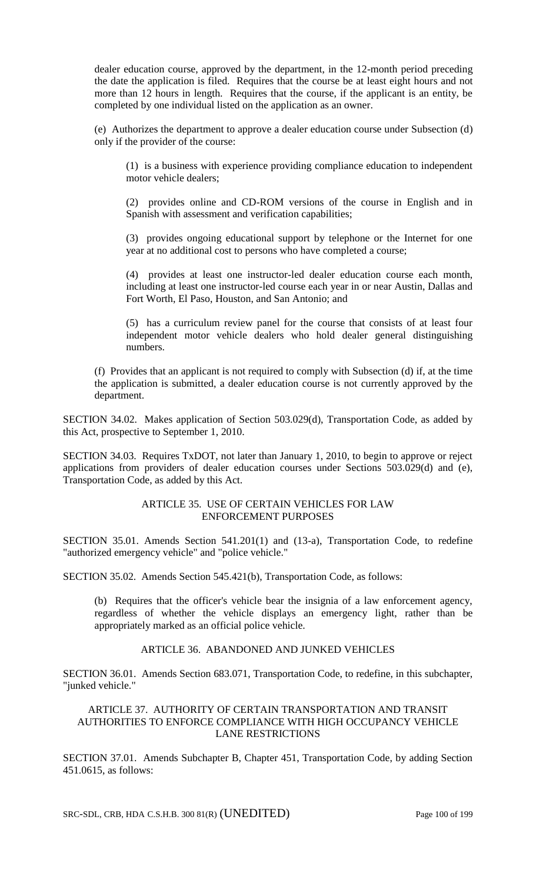dealer education course, approved by the department, in the 12-month period preceding the date the application is filed. Requires that the course be at least eight hours and not more than 12 hours in length. Requires that the course, if the applicant is an entity, be completed by one individual listed on the application as an owner.

(e) Authorizes the department to approve a dealer education course under Subsection (d) only if the provider of the course:

(1) is a business with experience providing compliance education to independent motor vehicle dealers;

(2) provides online and CD-ROM versions of the course in English and in Spanish with assessment and verification capabilities;

(3) provides ongoing educational support by telephone or the Internet for one year at no additional cost to persons who have completed a course;

(4) provides at least one instructor-led dealer education course each month, including at least one instructor-led course each year in or near Austin, Dallas and Fort Worth, El Paso, Houston, and San Antonio; and

(5) has a curriculum review panel for the course that consists of at least four independent motor vehicle dealers who hold dealer general distinguishing numbers.

(f) Provides that an applicant is not required to comply with Subsection (d) if, at the time the application is submitted, a dealer education course is not currently approved by the department.

SECTION 34.02. Makes application of Section 503.029(d), Transportation Code, as added by this Act, prospective to September 1, 2010.

SECTION 34.03. Requires TxDOT, not later than January 1, 2010, to begin to approve or reject applications from providers of dealer education courses under Sections 503.029(d) and (e), Transportation Code, as added by this Act.

## ARTICLE 35. USE OF CERTAIN VEHICLES FOR LAW ENFORCEMENT PURPOSES

SECTION 35.01. Amends Section 541.201(1) and (13-a), Transportation Code, to redefine "authorized emergency vehicle" and "police vehicle."

SECTION 35.02. Amends Section 545.421(b), Transportation Code, as follows:

(b) Requires that the officer's vehicle bear the insignia of a law enforcement agency, regardless of whether the vehicle displays an emergency light, rather than be appropriately marked as an official police vehicle.

## ARTICLE 36. ABANDONED AND JUNKED VEHICLES

SECTION 36.01. Amends Section 683.071, Transportation Code, to redefine, in this subchapter, "junked vehicle."

## ARTICLE 37. AUTHORITY OF CERTAIN TRANSPORTATION AND TRANSIT AUTHORITIES TO ENFORCE COMPLIANCE WITH HIGH OCCUPANCY VEHICLE LANE RESTRICTIONS

SECTION 37.01. Amends Subchapter B, Chapter 451, Transportation Code, by adding Section 451.0615, as follows: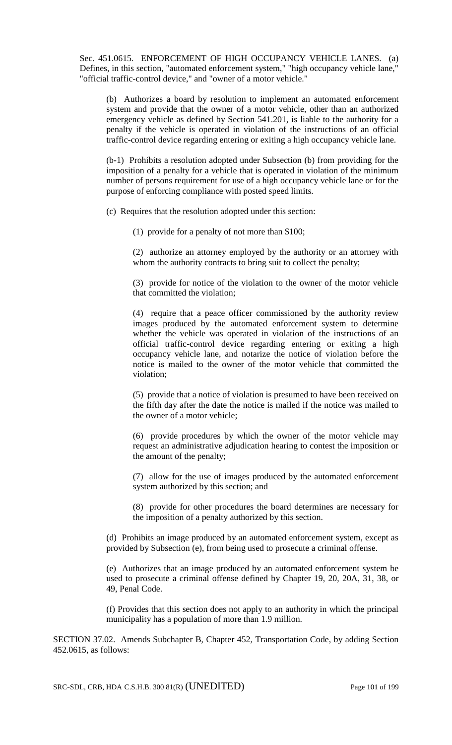Sec. 451.0615. ENFORCEMENT OF HIGH OCCUPANCY VEHICLE LANES. (a) Defines, in this section, "automated enforcement system," "high occupancy vehicle lane," "official traffic-control device," and "owner of a motor vehicle."

(b) Authorizes a board by resolution to implement an automated enforcement system and provide that the owner of a motor vehicle, other than an authorized emergency vehicle as defined by Section 541.201, is liable to the authority for a penalty if the vehicle is operated in violation of the instructions of an official traffic-control device regarding entering or exiting a high occupancy vehicle lane.

(b-1) Prohibits a resolution adopted under Subsection (b) from providing for the imposition of a penalty for a vehicle that is operated in violation of the minimum number of persons requirement for use of a high occupancy vehicle lane or for the purpose of enforcing compliance with posted speed limits.

(c) Requires that the resolution adopted under this section:

(1) provide for a penalty of not more than $100;

(2) authorize an attorney employed by the authority or an attorney with whom the authority contracts to bring suit to collect the penalty;

(3) provide for notice of the violation to the owner of the motor vehicle that committed the violation;

(4) require that a peace officer commissioned by the authority review images produced by the automated enforcement system to determine whether the vehicle was operated in violation of the instructions of an official traffic-control device regarding entering or exiting a high occupancy vehicle lane, and notarize the notice of violation before the notice is mailed to the owner of the motor vehicle that committed the violation;

(5) provide that a notice of violation is presumed to have been received on the fifth day after the date the notice is mailed if the notice was mailed to the owner of a motor vehicle;

(6) provide procedures by which the owner of the motor vehicle may request an administrative adjudication hearing to contest the imposition or the amount of the penalty;

(7) allow for the use of images produced by the automated enforcement system authorized by this section; and

(8) provide for other procedures the board determines are necessary for the imposition of a penalty authorized by this section.

(d) Prohibits an image produced by an automated enforcement system, except as provided by Subsection (e), from being used to prosecute a criminal offense.

(e) Authorizes that an image produced by an automated enforcement system be used to prosecute a criminal offense defined by Chapter 19, 20, 20A, 31, 38, or 49, Penal Code.

(f) Provides that this section does not apply to an authority in which the principal municipality has a population of more than 1.9 million.

SECTION 37.02. Amends Subchapter B, Chapter 452, Transportation Code, by adding Section 452.0615, as follows: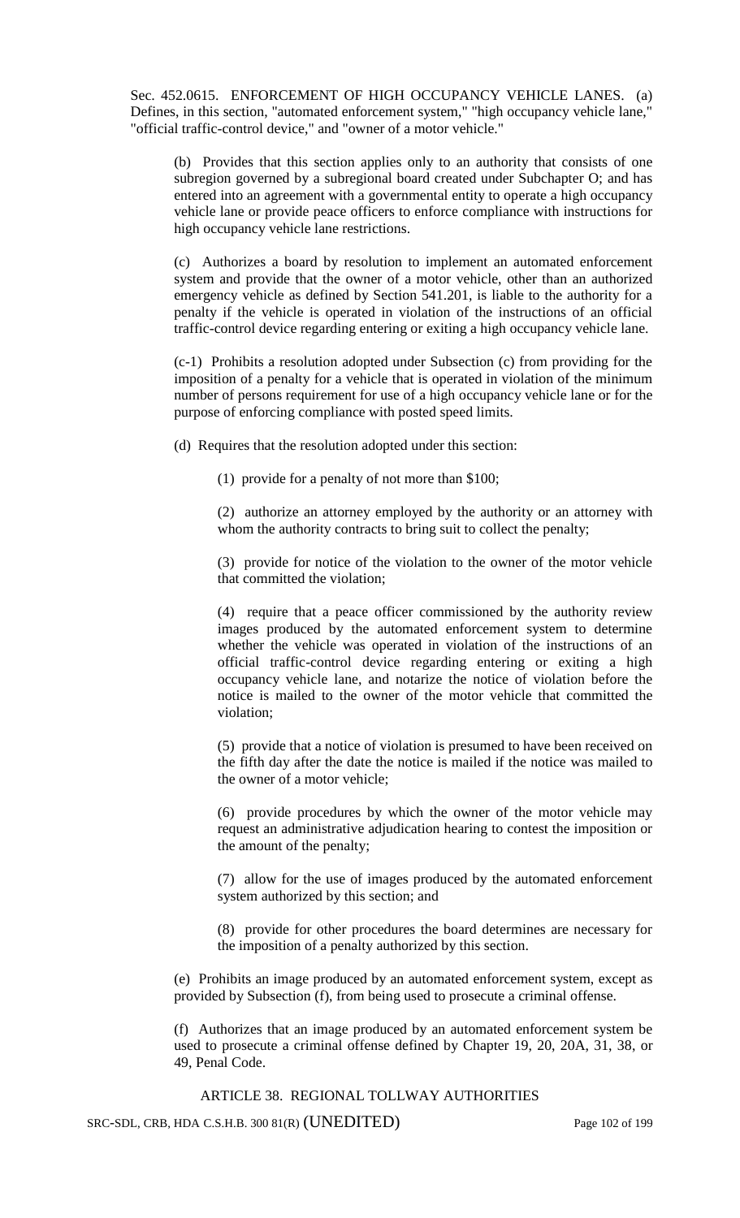Sec. 452.0615. ENFORCEMENT OF HIGH OCCUPANCY VEHICLE LANES. (a) Defines, in this section, "automated enforcement system," "high occupancy vehicle lane," "official traffic-control device," and "owner of a motor vehicle."

(b) Provides that this section applies only to an authority that consists of one subregion governed by a subregional board created under Subchapter O; and has entered into an agreement with a governmental entity to operate a high occupancy vehicle lane or provide peace officers to enforce compliance with instructions for high occupancy vehicle lane restrictions.

(c) Authorizes a board by resolution to implement an automated enforcement system and provide that the owner of a motor vehicle, other than an authorized emergency vehicle as defined by Section 541.201, is liable to the authority for a penalty if the vehicle is operated in violation of the instructions of an official traffic-control device regarding entering or exiting a high occupancy vehicle lane.

(c-1) Prohibits a resolution adopted under Subsection (c) from providing for the imposition of a penalty for a vehicle that is operated in violation of the minimum number of persons requirement for use of a high occupancy vehicle lane or for the purpose of enforcing compliance with posted speed limits.

(d) Requires that the resolution adopted under this section:

(1) provide for a penalty of not more than $100;

(2) authorize an attorney employed by the authority or an attorney with whom the authority contracts to bring suit to collect the penalty;

(3) provide for notice of the violation to the owner of the motor vehicle that committed the violation;

(4) require that a peace officer commissioned by the authority review images produced by the automated enforcement system to determine whether the vehicle was operated in violation of the instructions of an official traffic-control device regarding entering or exiting a high occupancy vehicle lane, and notarize the notice of violation before the notice is mailed to the owner of the motor vehicle that committed the violation;

(5) provide that a notice of violation is presumed to have been received on the fifth day after the date the notice is mailed if the notice was mailed to the owner of a motor vehicle;

(6) provide procedures by which the owner of the motor vehicle may request an administrative adjudication hearing to contest the imposition or the amount of the penalty;

(7) allow for the use of images produced by the automated enforcement system authorized by this section; and

(8) provide for other procedures the board determines are necessary for the imposition of a penalty authorized by this section.

(e) Prohibits an image produced by an automated enforcement system, except as provided by Subsection (f), from being used to prosecute a criminal offense.

(f) Authorizes that an image produced by an automated enforcement system be used to prosecute a criminal offense defined by Chapter 19, 20, 20A, 31, 38, or 49, Penal Code.

ARTICLE 38. REGIONAL TOLLWAY AUTHORITIES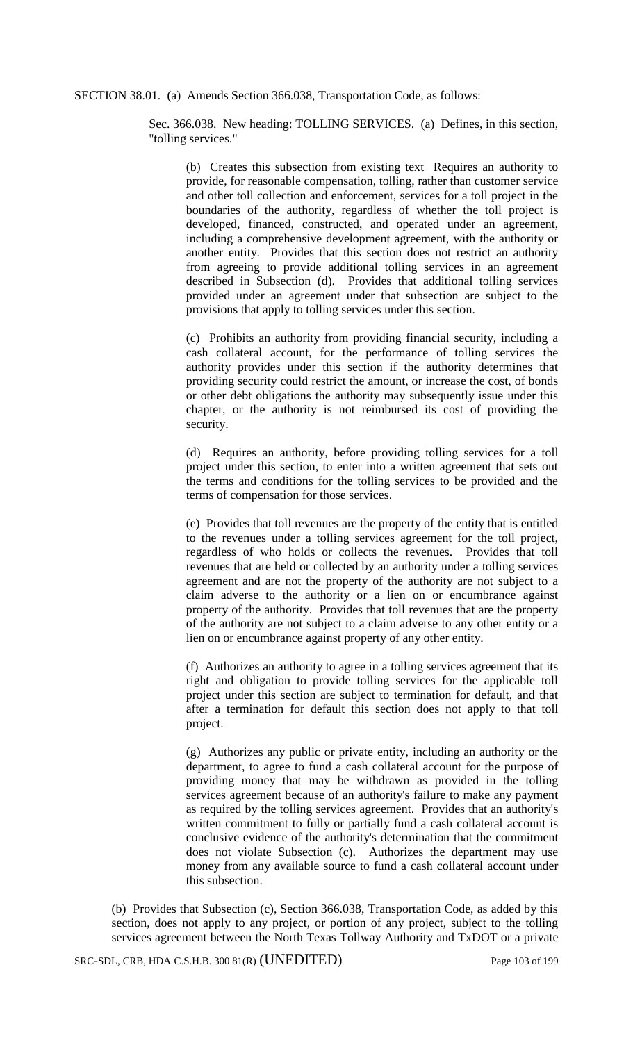SECTION 38.01. (a) Amends Section 366.038, Transportation Code, as follows:

> Sec. 366.038. New heading: TOLLING SERVICES. (a) Defines, in this section, "tolling services."
>
> > (b) Creates this subsection from existing text Requires an authority to provide, for reasonable compensation, tolling, rather than customer service and other toll collection and enforcement, services for a toll project in the boundaries of the authority, regardless of whether the toll project is developed, financed, constructed, and operated under an agreement, including a comprehensive development agreement, with the authority or another entity. Provides that this section does not restrict an authority from agreeing to provide additional tolling services in an agreement described in Subsection (d). Provides that additional tolling services provided under an agreement under that subsection are subject to the provisions that apply to tolling services under this section.
> >
> > (c) Prohibits an authority from providing financial security, including a cash collateral account, for the performance of tolling services the authority provides under this section if the authority determines that providing security could restrict the amount, or increase the cost, of bonds or other debt obligations the authority may subsequently issue under this chapter, or the authority is not reimbursed its cost of providing the security.
> >
> > (d) Requires an authority, before providing tolling services for a toll project under this section, to enter into a written agreement that sets out the terms and conditions for the tolling services to be provided and the terms of compensation for those services.
> >
> > (e) Provides that toll revenues are the property of the entity that is entitled to the revenues under a tolling services agreement for the toll project, regardless of who holds or collects the revenues. Provides that toll revenues that are held or collected by an authority under a tolling services agreement and are not the property of the authority are not subject to a claim adverse to the authority or a lien on or encumbrance against property of the authority. Provides that toll revenues that are the property of the authority are not subject to a claim adverse to any other entity or a lien on or encumbrance against property of any other entity.
> >
> > (f) Authorizes an authority to agree in a tolling services agreement that its right and obligation to provide tolling services for the applicable toll project under this section are subject to termination for default, and that after a termination for default this section does not apply to that toll project.
> >
> > (g) Authorizes any public or private entity, including an authority or the department, to agree to fund a cash collateral account for the purpose of providing money that may be withdrawn as provided in the tolling services agreement because of an authority's failure to make any payment as required by the tolling services agreement. Provides that an authority's written commitment to fully or partially fund a cash collateral account is conclusive evidence of the authority's determination that the commitment does not violate Subsection (c). Authorizes the department may use money from any available source to fund a cash collateral account under this subsection.

(b) Provides that Subsection (c), Section 366.038, Transportation Code, as added by this section, does not apply to any project, or portion of any project, subject to the tolling services agreement between the North Texas Tollway Authority and TxDOT or a private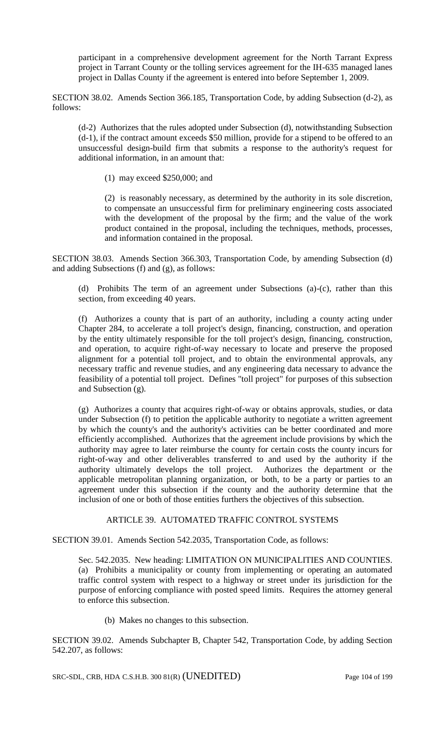participant in a comprehensive development agreement for the North Tarrant Express project in Tarrant County or the tolling services agreement for the IH-635 managed lanes project in Dallas County if the agreement is entered into before September 1, 2009.

SECTION 38.02. Amends Section 366.185, Transportation Code, by adding Subsection (d-2), as follows:

(d-2) Authorizes that the rules adopted under Subsection (d), notwithstanding Subsection (d-1), if the contract amount exceeds $50 million, provide for a stipend to be offered to an unsuccessful design-build firm that submits a response to the authority's request for additional information, in an amount that:

(1) may exceed $250,000; and

(2) is reasonably necessary, as determined by the authority in its sole discretion, to compensate an unsuccessful firm for preliminary engineering costs associated with the development of the proposal by the firm; and the value of the work product contained in the proposal, including the techniques, methods, processes, and information contained in the proposal.

SECTION 38.03. Amends Section 366.303, Transportation Code, by amending Subsection (d) and adding Subsections (f) and (g), as follows:

(d) Prohibits The term of an agreement under Subsections (a)-(c), rather than this section, from exceeding 40 years.

(f) Authorizes a county that is part of an authority, including a county acting under Chapter 284, to accelerate a toll project's design, financing, construction, and operation by the entity ultimately responsible for the toll project's design, financing, construction, and operation, to acquire right-of-way necessary to locate and preserve the proposed alignment for a potential toll project, and to obtain the environmental approvals, any necessary traffic and revenue studies, and any engineering data necessary to advance the feasibility of a potential toll project. Defines "toll project" for purposes of this subsection and Subsection (g).

(g) Authorizes a county that acquires right-of-way or obtains approvals, studies, or data under Subsection (f) to petition the applicable authority to negotiate a written agreement by which the county's and the authority's activities can be better coordinated and more efficiently accomplished. Authorizes that the agreement include provisions by which the authority may agree to later reimburse the county for certain costs the county incurs for right-of-way and other deliverables transferred to and used by the authority if the authority ultimately develops the toll project. Authorizes the department or the applicable metropolitan planning organization, or both, to be a party or parties to an agreement under this subsection if the county and the authority determine that the inclusion of one or both of those entities furthers the objectives of this subsection.

## ARTICLE 39. AUTOMATED TRAFFIC CONTROL SYSTEMS

SECTION 39.01. Amends Section 542.2035, Transportation Code, as follows:

Sec. 542.2035. New heading: LIMITATION ON MUNICIPALITIES AND COUNTIES. (a) Prohibits a municipality or county from implementing or operating an automated traffic control system with respect to a highway or street under its jurisdiction for the purpose of enforcing compliance with posted speed limits. Requires the attorney general to enforce this subsection.

(b) Makes no changes to this subsection.

SECTION 39.02. Amends Subchapter B, Chapter 542, Transportation Code, by adding Section 542.207, as follows: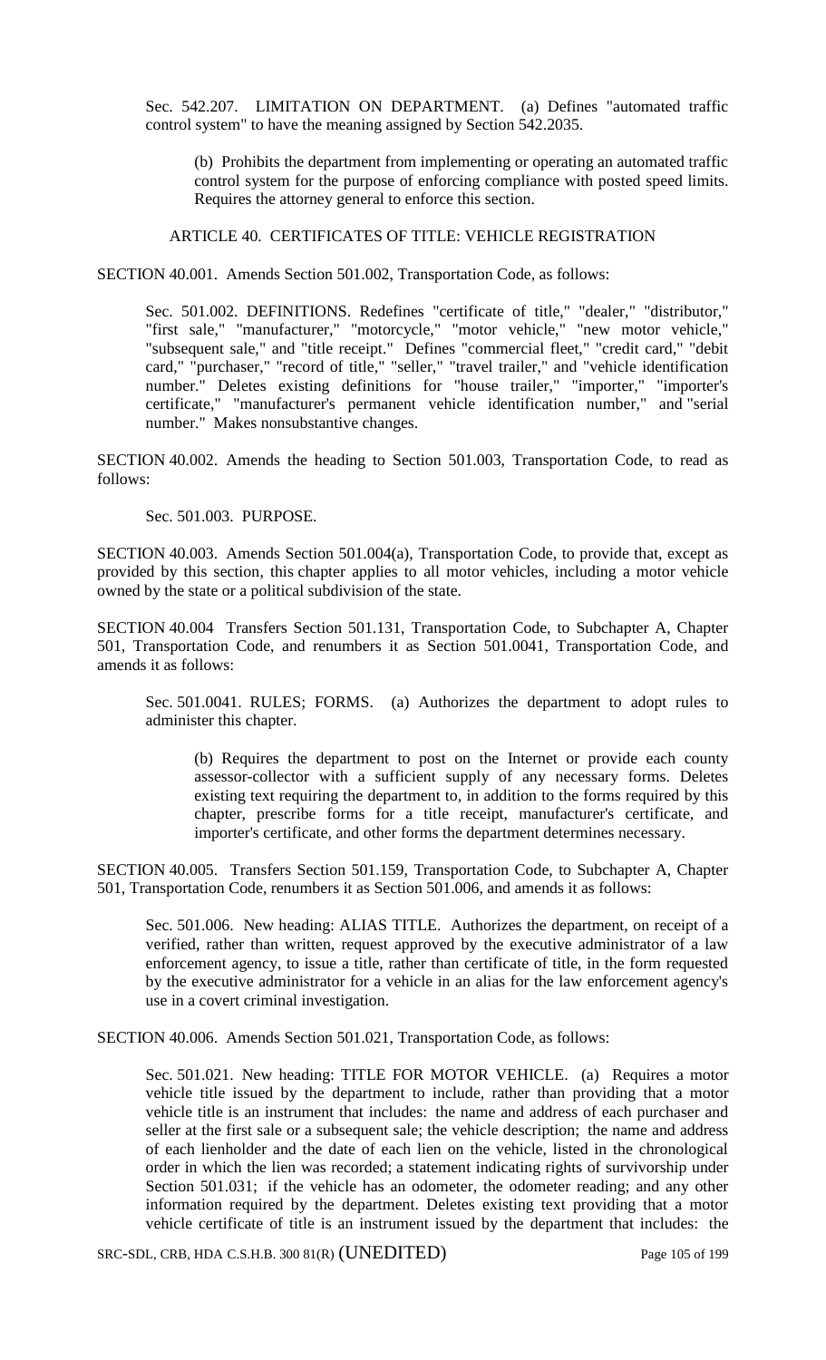Sec. 542.207. LIMITATION ON DEPARTMENT. (a) Defines "automated traffic control system" to have the meaning assigned by Section 542.2035.

(b) Prohibits the department from implementing or operating an automated traffic control system for the purpose of enforcing compliance with posted speed limits. Requires the attorney general to enforce this section.

ARTICLE 40. CERTIFICATES OF TITLE: VEHICLE REGISTRATION

SECTION 40.001. Amends Section 501.002, Transportation Code, as follows:

Sec. 501.002. DEFINITIONS. Redefines "certificate of title," "dealer," "distributor," "first sale," "manufacturer," "motorcycle," "motor vehicle," "new motor vehicle," "subsequent sale," and "title receipt." Defines "commercial fleet," "credit card," "debit card," "purchaser," "record of title," "seller," "travel trailer," and "vehicle identification number." Deletes existing definitions for "house trailer," "importer," "importer's certificate," "manufacturer's permanent vehicle identification number," and "serial number." Makes nonsubstantive changes.

SECTION 40.002. Amends the heading to Section 501.003, Transportation Code, to read as follows:

Sec. 501.003. PURPOSE.

SECTION 40.003. Amends Section 501.004(a), Transportation Code, to provide that, except as provided by this section, this chapter applies to all motor vehicles, including a motor vehicle owned by the state or a political subdivision of the state.

SECTION 40.004 Transfers Section 501.131, Transportation Code, to Subchapter A, Chapter 501, Transportation Code, and renumbers it as Section 501.0041, Transportation Code, and amends it as follows:

Sec. 501.0041. RULES; FORMS. (a) Authorizes the department to adopt rules to administer this chapter.

(b) Requires the department to post on the Internet or provide each county assessor-collector with a sufficient supply of any necessary forms. Deletes existing text requiring the department to, in addition to the forms required by this chapter, prescribe forms for a title receipt, manufacturer's certificate, and importer's certificate, and other forms the department determines necessary.

SECTION 40.005. Transfers Section 501.159, Transportation Code, to Subchapter A, Chapter 501, Transportation Code, renumbers it as Section 501.006, and amends it as follows:

Sec. 501.006. New heading: ALIAS TITLE. Authorizes the department, on receipt of a verified, rather than written, request approved by the executive administrator of a law enforcement agency, to issue a title, rather than certificate of title, in the form requested by the executive administrator for a vehicle in an alias for the law enforcement agency's use in a covert criminal investigation.

SECTION 40.006. Amends Section 501.021, Transportation Code, as follows:

Sec. 501.021. New heading: TITLE FOR MOTOR VEHICLE. (a) Requires a motor vehicle title issued by the department to include, rather than providing that a motor vehicle title is an instrument that includes: the name and address of each purchaser and seller at the first sale or a subsequent sale; the vehicle description; the name and address of each lienholder and the date of each lien on the vehicle, listed in the chronological order in which the lien was recorded; a statement indicating rights of survivorship under Section 501.031; if the vehicle has an odometer, the odometer reading; and any other information required by the department. Deletes existing text providing that a motor vehicle certificate of title is an instrument issued by the department that includes: the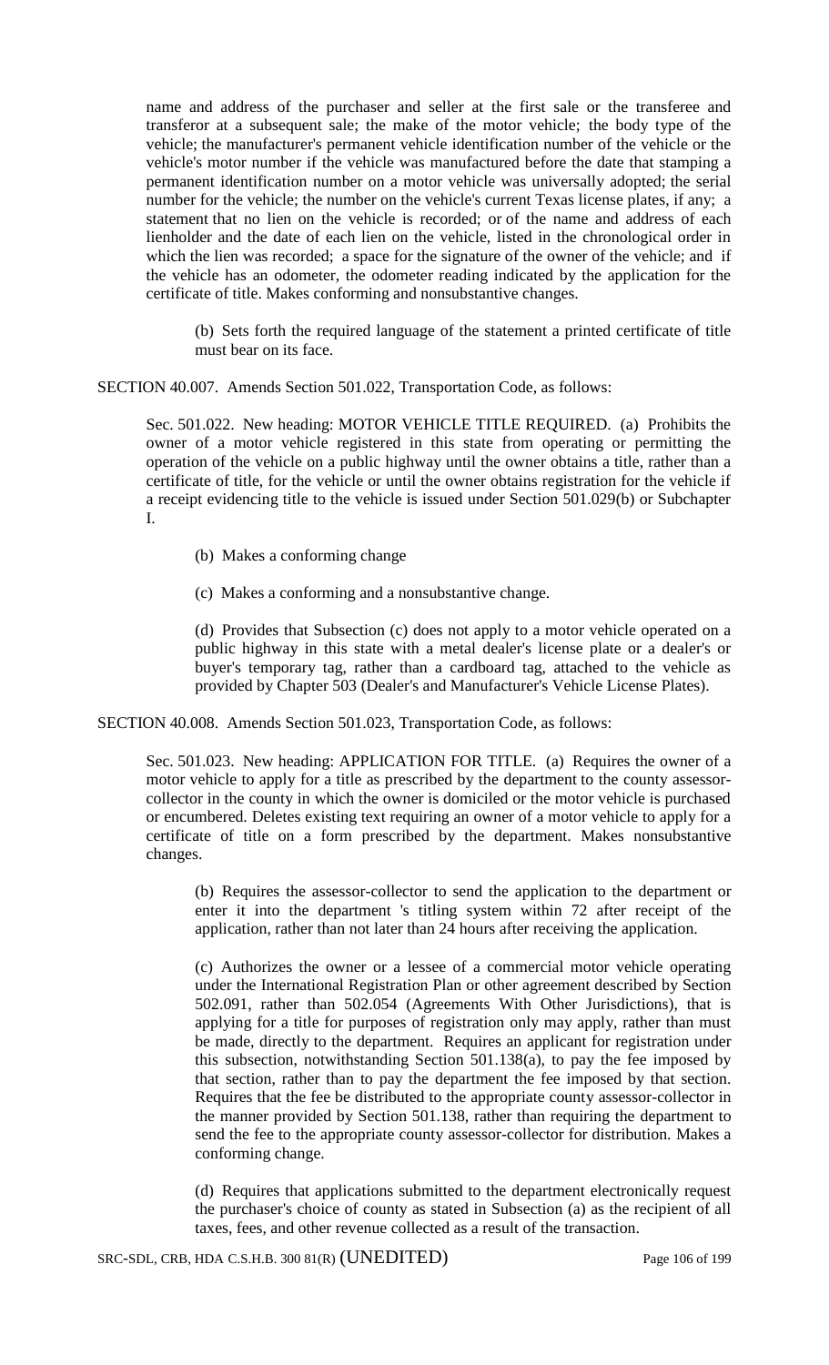name and address of the purchaser and seller at the first sale or the transferee and transferor at a subsequent sale; the make of the motor vehicle; the body type of the vehicle; the manufacturer's permanent vehicle identification number of the vehicle or the vehicle's motor number if the vehicle was manufactured before the date that stamping a permanent identification number on a motor vehicle was universally adopted; the serial number for the vehicle; the number on the vehicle's current Texas license plates, if any; a statement that no lien on the vehicle is recorded; or of the name and address of each lienholder and the date of each lien on the vehicle, listed in the chronological order in which the lien was recorded; a space for the signature of the owner of the vehicle; and if the vehicle has an odometer, the odometer reading indicated by the application for the certificate of title. Makes conforming and nonsubstantive changes.

(b) Sets forth the required language of the statement a printed certificate of title must bear on its face.

SECTION 40.007. Amends Section 501.022, Transportation Code, as follows:

Sec. 501.022. New heading: MOTOR VEHICLE TITLE REQUIRED. (a) Prohibits the owner of a motor vehicle registered in this state from operating or permitting the operation of the vehicle on a public highway until the owner obtains a title, rather than a certificate of title, for the vehicle or until the owner obtains registration for the vehicle if a receipt evidencing title to the vehicle is issued under Section 501.029(b) or Subchapter I.

(b) Makes a conforming change

(c) Makes a conforming and a nonsubstantive change.

(d) Provides that Subsection (c) does not apply to a motor vehicle operated on a public highway in this state with a metal dealer's license plate or a dealer's or buyer's temporary tag, rather than a cardboard tag, attached to the vehicle as provided by Chapter 503 (Dealer's and Manufacturer's Vehicle License Plates).

SECTION 40.008. Amends Section 501.023, Transportation Code, as follows:

Sec. 501.023. New heading: APPLICATION FOR TITLE. (a) Requires the owner of a motor vehicle to apply for a title as prescribed by the department to the county assessor-collector in the county in which the owner is domiciled or the motor vehicle is purchased or encumbered. Deletes existing text requiring an owner of a motor vehicle to apply for a certificate of title on a form prescribed by the department. Makes nonsubstantive changes.

(b) Requires the assessor-collector to send the application to the department or enter it into the department 's titling system within 72 after receipt of the application, rather than not later than 24 hours after receiving the application.

(c) Authorizes the owner or a lessee of a commercial motor vehicle operating under the International Registration Plan or other agreement described by Section 502.091, rather than 502.054 (Agreements With Other Jurisdictions), that is applying for a title for purposes of registration only may apply, rather than must be made, directly to the department. Requires an applicant for registration under this subsection, notwithstanding Section 501.138(a), to pay the fee imposed by that section, rather than to pay the department the fee imposed by that section. Requires that the fee be distributed to the appropriate county assessor-collector in the manner provided by Section 501.138, rather than requiring the department to send the fee to the appropriate county assessor-collector for distribution. Makes a conforming change.

(d) Requires that applications submitted to the department electronically request the purchaser's choice of county as stated in Subsection (a) as the recipient of all taxes, fees, and other revenue collected as a result of the transaction.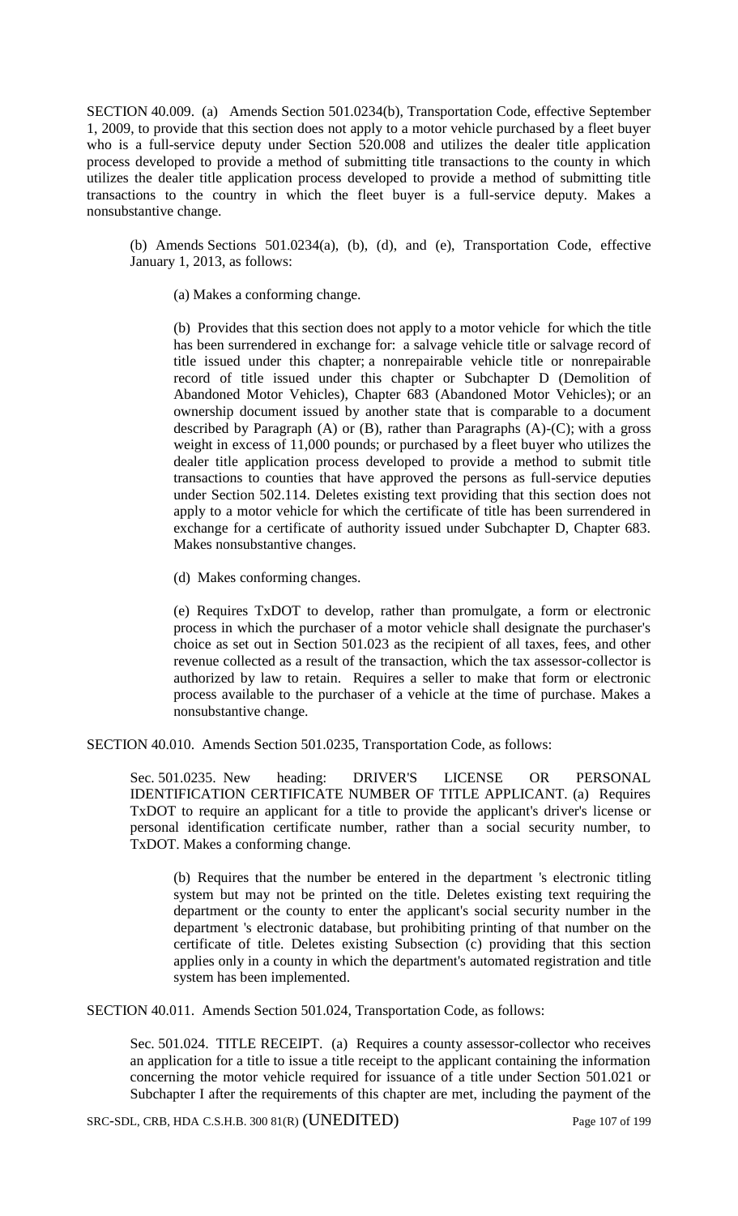SECTION 40.009. (a) Amends Section 501.0234(b), Transportation Code, effective September 1, 2009, to provide that this section does not apply to a motor vehicle purchased by a fleet buyer who is a full-service deputy under Section 520.008 and utilizes the dealer title application process developed to provide a method of submitting title transactions to the county in which utilizes the dealer title application process developed to provide a method of submitting title transactions to the country in which the fleet buyer is a full-service deputy. Makes a nonsubstantive change.

(b) Amends Sections 501.0234(a), (b), (d), and (e), Transportation Code, effective January 1, 2013, as follows:

(a) Makes a conforming change.

(b) Provides that this section does not apply to a motor vehicle for which the title has been surrendered in exchange for: a salvage vehicle title or salvage record of title issued under this chapter; a nonrepairable vehicle title or nonrepairable record of title issued under this chapter or Subchapter D (Demolition of Abandoned Motor Vehicles), Chapter 683 (Abandoned Motor Vehicles); or an ownership document issued by another state that is comparable to a document described by Paragraph (A) or (B), rather than Paragraphs (A)-(C); with a gross weight in excess of 11,000 pounds; or purchased by a fleet buyer who utilizes the dealer title application process developed to provide a method to submit title transactions to counties that have approved the persons as full-service deputies under Section 502.114. Deletes existing text providing that this section does not apply to a motor vehicle for which the certificate of title has been surrendered in exchange for a certificate of authority issued under Subchapter D, Chapter 683. Makes nonsubstantive changes.

(d) Makes conforming changes.

(e) Requires TxDOT to develop, rather than promulgate, a form or electronic process in which the purchaser of a motor vehicle shall designate the purchaser's choice as set out in Section 501.023 as the recipient of all taxes, fees, and other revenue collected as a result of the transaction, which the tax assessor-collector is authorized by law to retain. Requires a seller to make that form or electronic process available to the purchaser of a vehicle at the time of purchase. Makes a nonsubstantive change.

SECTION 40.010. Amends Section 501.0235, Transportation Code, as follows:

Sec. 501.0235. New heading: DRIVER'S LICENSE OR PERSONAL IDENTIFICATION CERTIFICATE NUMBER OF TITLE APPLICANT. (a) Requires TxDOT to require an applicant for a title to provide the applicant's driver's license or personal identification certificate number, rather than a social security number, to TxDOT. Makes a conforming change.

(b) Requires that the number be entered in the department 's electronic titling system but may not be printed on the title. Deletes existing text requiring the department or the county to enter the applicant's social security number in the department 's electronic database, but prohibiting printing of that number on the certificate of title. Deletes existing Subsection (c) providing that this section applies only in a county in which the department's automated registration and title system has been implemented.

SECTION 40.011. Amends Section 501.024, Transportation Code, as follows:

Sec. 501.024. TITLE RECEIPT. (a) Requires a county assessor-collector who receives an application for a title to issue a title receipt to the applicant containing the information concerning the motor vehicle required for issuance of a title under Section 501.021 or Subchapter I after the requirements of this chapter are met, including the payment of the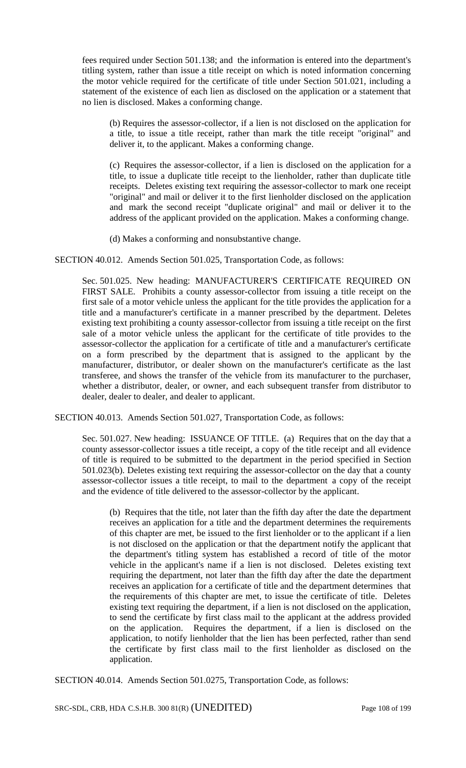fees required under Section 501.138; and the information is entered into the department's titling system, rather than issue a title receipt on which is noted information concerning the motor vehicle required for the certificate of title under Section 501.021, including a statement of the existence of each lien as disclosed on the application or a statement that no lien is disclosed. Makes a conforming change.

(b) Requires the assessor-collector, if a lien is not disclosed on the application for a title, to issue a title receipt, rather than mark the title receipt "original" and deliver it, to the applicant. Makes a conforming change.

(c) Requires the assessor-collector, if a lien is disclosed on the application for a title, to issue a duplicate title receipt to the lienholder, rather than duplicate title receipts. Deletes existing text requiring the assessor-collector to mark one receipt "original" and mail or deliver it to the first lienholder disclosed on the application and mark the second receipt "duplicate original" and mail or deliver it to the address of the applicant provided on the application. Makes a conforming change.

(d) Makes a conforming and nonsubstantive change.

SECTION 40.012. Amends Section 501.025, Transportation Code, as follows:

Sec. 501.025. New heading: MANUFACTURER'S CERTIFICATE REQUIRED ON FIRST SALE. Prohibits a county assessor-collector from issuing a title receipt on the first sale of a motor vehicle unless the applicant for the title provides the application for a title and a manufacturer's certificate in a manner prescribed by the department. Deletes existing text prohibiting a county assessor-collector from issuing a title receipt on the first sale of a motor vehicle unless the applicant for the certificate of title provides to the assessor-collector the application for a certificate of title and a manufacturer's certificate on a form prescribed by the department that is assigned to the applicant by the manufacturer, distributor, or dealer shown on the manufacturer's certificate as the last transferee, and shows the transfer of the vehicle from its manufacturer to the purchaser, whether a distributor, dealer, or owner, and each subsequent transfer from distributor to dealer, dealer to dealer, and dealer to applicant.

SECTION 40.013. Amends Section 501.027, Transportation Code, as follows:

Sec. 501.027. New heading: ISSUANCE OF TITLE. (a) Requires that on the day that a county assessor-collector issues a title receipt, a copy of the title receipt and all evidence of title is required to be submitted to the department in the period specified in Section 501.023(b). Deletes existing text requiring the assessor-collector on the day that a county assessor-collector issues a title receipt, to mail to the department a copy of the receipt and the evidence of title delivered to the assessor-collector by the applicant.

(b) Requires that the title, not later than the fifth day after the date the department receives an application for a title and the department determines the requirements of this chapter are met, be issued to the first lienholder or to the applicant if a lien is not disclosed on the application or that the department notify the applicant that the department's titling system has established a record of title of the motor vehicle in the applicant's name if a lien is not disclosed. Deletes existing text requiring the department, not later than the fifth day after the date the department receives an application for a certificate of title and the department determines that the requirements of this chapter are met, to issue the certificate of title. Deletes existing text requiring the department, if a lien is not disclosed on the application, to send the certificate by first class mail to the applicant at the address provided on the application. Requires the department, if a lien is disclosed on the application, to notify lienholder that the lien has been perfected, rather than send the certificate by first class mail to the first lienholder as disclosed on the application.

SECTION 40.014. Amends Section 501.0275, Transportation Code, as follows: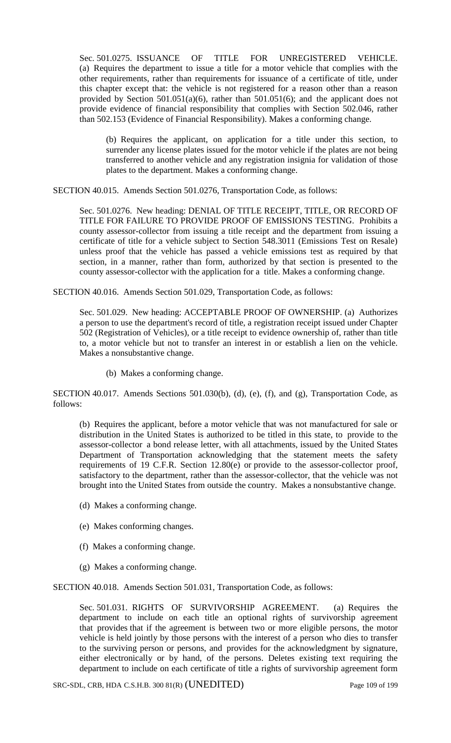Sec. 501.0275. ISSUANCE OF TITLE FOR UNREGISTERED VEHICLE. (a) Requires the department to issue a title for a motor vehicle that complies with the other requirements, rather than requirements for issuance of a certificate of title, under this chapter except that: the vehicle is not registered for a reason other than a reason provided by Section 501.051(a)(6), rather than 501.051(6); and the applicant does not provide evidence of financial responsibility that complies with Section 502.046, rather than 502.153 (Evidence of Financial Responsibility). Makes a conforming change.

> (b) Requires the applicant, on application for a title under this section, to surrender any license plates issued for the motor vehicle if the plates are not being transferred to another vehicle and any registration insignia for validation of those plates to the department. Makes a conforming change.

SECTION 40.015. Amends Section 501.0276, Transportation Code, as follows:

> Sec. 501.0276. New heading: DENIAL OF TITLE RECEIPT, TITLE, OR RECORD OF TITLE FOR FAILURE TO PROVIDE PROOF OF EMISSIONS TESTING. Prohibits a county assessor-collector from issuing a title receipt and the department from issuing a certificate of title for a vehicle subject to Section 548.3011 (Emissions Test on Resale) unless proof that the vehicle has passed a vehicle emissions test as required by that section, in a manner, rather than form, authorized by that section is presented to the county assessor-collector with the application for a title. Makes a conforming change.

SECTION 40.016. Amends Section 501.029, Transportation Code, as follows:

> Sec. 501.029. New heading: ACCEPTABLE PROOF OF OWNERSHIP. (a) Authorizes a person to use the department's record of title, a registration receipt issued under Chapter 502 (Registration of Vehicles), or a title receipt to evidence ownership of, rather than title to, a motor vehicle but not to transfer an interest in or establish a lien on the vehicle. Makes a nonsubstantive change.
>
> (b) Makes a conforming change.

SECTION 40.017. Amends Sections 501.030(b), (d), (e), (f), and (g), Transportation Code, as follows:

> (b) Requires the applicant, before a motor vehicle that was not manufactured for sale or distribution in the United States is authorized to be titled in this state, to provide to the assessor-collector a bond release letter, with all attachments, issued by the United States Department of Transportation acknowledging that the statement meets the safety requirements of 19 C.F.R. Section 12.80(e) or provide to the assessor-collector proof, satisfactory to the department, rather than the assessor-collector, that the vehicle was not brought into the United States from outside the country. Makes a nonsubstantive change.
>
> (d) Makes a conforming change.
>
> (e) Makes conforming changes.
>
> (f) Makes a conforming change.
>
> (g) Makes a conforming change.

SECTION 40.018. Amends Section 501.031, Transportation Code, as follows:

> Sec. 501.031. RIGHTS OF SURVIVORSHIP AGREEMENT. (a) Requires the department to include on each title an optional rights of survivorship agreement that provides that if the agreement is between two or more eligible persons, the motor vehicle is held jointly by those persons with the interest of a person who dies to transfer to the surviving person or persons, and provides for the acknowledgment by signature, either electronically or by hand, of the persons. Deletes existing text requiring the department to include on each certificate of title a rights of survivorship agreement form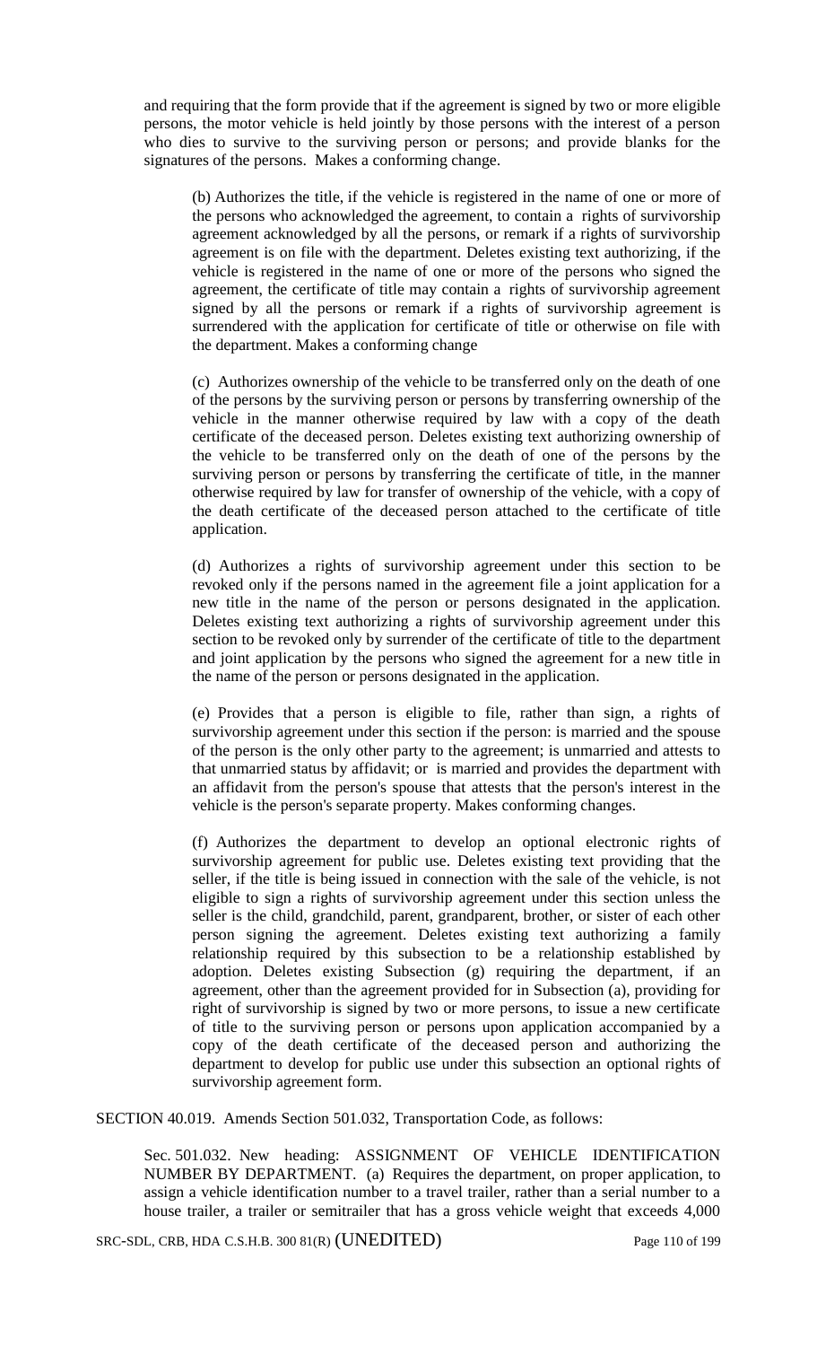and requiring that the form provide that if the agreement is signed by two or more eligible persons, the motor vehicle is held jointly by those persons with the interest of a person who dies to survive to the surviving person or persons; and provide blanks for the signatures of the persons. Makes a conforming change.

(b) Authorizes the title, if the vehicle is registered in the name of one or more of the persons who acknowledged the agreement, to contain a rights of survivorship agreement acknowledged by all the persons, or remark if a rights of survivorship agreement is on file with the department. Deletes existing text authorizing, if the vehicle is registered in the name of one or more of the persons who signed the agreement, the certificate of title may contain a rights of survivorship agreement signed by all the persons or remark if a rights of survivorship agreement is surrendered with the application for certificate of title or otherwise on file with the department. Makes a conforming change

(c) Authorizes ownership of the vehicle to be transferred only on the death of one of the persons by the surviving person or persons by transferring ownership of the vehicle in the manner otherwise required by law with a copy of the death certificate of the deceased person. Deletes existing text authorizing ownership of the vehicle to be transferred only on the death of one of the persons by the surviving person or persons by transferring the certificate of title, in the manner otherwise required by law for transfer of ownership of the vehicle, with a copy of the death certificate of the deceased person attached to the certificate of title application.

(d) Authorizes a rights of survivorship agreement under this section to be revoked only if the persons named in the agreement file a joint application for a new title in the name of the person or persons designated in the application. Deletes existing text authorizing a rights of survivorship agreement under this section to be revoked only by surrender of the certificate of title to the department and joint application by the persons who signed the agreement for a new title in the name of the person or persons designated in the application.

(e) Provides that a person is eligible to file, rather than sign, a rights of survivorship agreement under this section if the person: is married and the spouse of the person is the only other party to the agreement; is unmarried and attests to that unmarried status by affidavit; or is married and provides the department with an affidavit from the person's spouse that attests that the person's interest in the vehicle is the person's separate property. Makes conforming changes.

(f) Authorizes the department to develop an optional electronic rights of survivorship agreement for public use. Deletes existing text providing that the seller, if the title is being issued in connection with the sale of the vehicle, is not eligible to sign a rights of survivorship agreement under this section unless the seller is the child, grandchild, parent, grandparent, brother, or sister of each other person signing the agreement. Deletes existing text authorizing a family relationship required by this subsection to be a relationship established by adoption. Deletes existing Subsection (g) requiring the department, if an agreement, other than the agreement provided for in Subsection (a), providing for right of survivorship is signed by two or more persons, to issue a new certificate of title to the surviving person or persons upon application accompanied by a copy of the death certificate of the deceased person and authorizing the department to develop for public use under this subsection an optional rights of survivorship agreement form.

SECTION 40.019. Amends Section 501.032, Transportation Code, as follows:

Sec. 501.032. New heading: ASSIGNMENT OF VEHICLE IDENTIFICATION NUMBER BY DEPARTMENT. (a) Requires the department, on proper application, to assign a vehicle identification number to a travel trailer, rather than a serial number to a house trailer, a trailer or semitrailer that has a gross vehicle weight that exceeds 4,000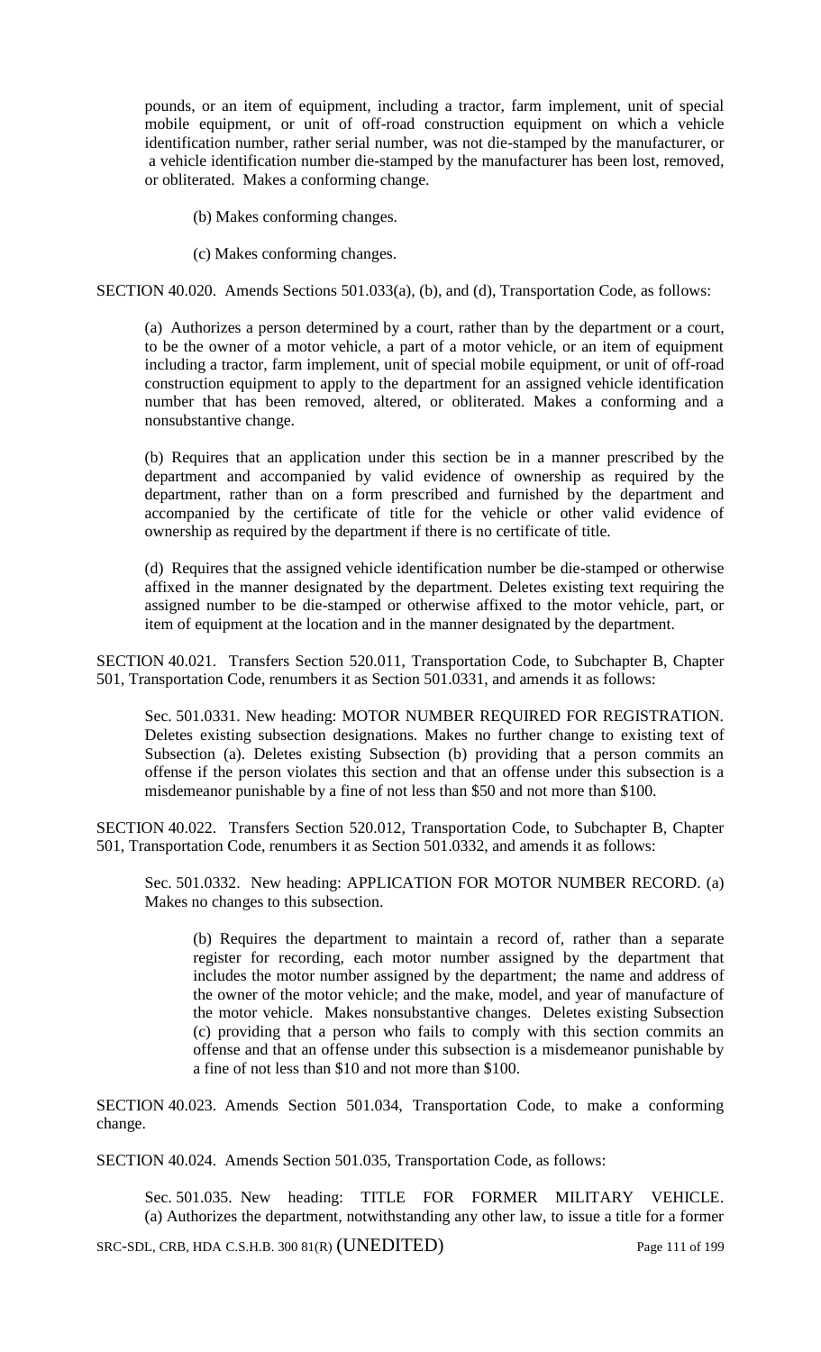pounds, or an item of equipment, including a tractor, farm implement, unit of special mobile equipment, or unit of off-road construction equipment on which a vehicle identification number, rather serial number, was not die-stamped by the manufacturer, or a vehicle identification number die-stamped by the manufacturer has been lost, removed, or obliterated. Makes a conforming change.

(b) Makes conforming changes.

(c) Makes conforming changes.

SECTION 40.020. Amends Sections 501.033(a), (b), and (d), Transportation Code, as follows:

(a) Authorizes a person determined by a court, rather than by the department or a court, to be the owner of a motor vehicle, a part of a motor vehicle, or an item of equipment including a tractor, farm implement, unit of special mobile equipment, or unit of off-road construction equipment to apply to the department for an assigned vehicle identification number that has been removed, altered, or obliterated. Makes a conforming and a nonsubstantive change.

(b) Requires that an application under this section be in a manner prescribed by the department and accompanied by valid evidence of ownership as required by the department, rather than on a form prescribed and furnished by the department and accompanied by the certificate of title for the vehicle or other valid evidence of ownership as required by the department if there is no certificate of title.

(d) Requires that the assigned vehicle identification number be die-stamped or otherwise affixed in the manner designated by the department. Deletes existing text requiring the assigned number to be die-stamped or otherwise affixed to the motor vehicle, part, or item of equipment at the location and in the manner designated by the department.

SECTION 40.021. Transfers Section 520.011, Transportation Code, to Subchapter B, Chapter 501, Transportation Code, renumbers it as Section 501.0331, and amends it as follows:

Sec. 501.0331. New heading: MOTOR NUMBER REQUIRED FOR REGISTRATION. Deletes existing subsection designations. Makes no further change to existing text of Subsection (a). Deletes existing Subsection (b) providing that a person commits an offense if the person violates this section and that an offense under this subsection is a misdemeanor punishable by a fine of not less than $50 and not more than $100.

SECTION 40.022. Transfers Section 520.012, Transportation Code, to Subchapter B, Chapter 501, Transportation Code, renumbers it as Section 501.0332, and amends it as follows:

Sec. 501.0332. New heading: APPLICATION FOR MOTOR NUMBER RECORD. (a) Makes no changes to this subsection.

(b) Requires the department to maintain a record of, rather than a separate register for recording, each motor number assigned by the department that includes the motor number assigned by the department; the name and address of the owner of the motor vehicle; and the make, model, and year of manufacture of the motor vehicle. Makes nonsubstantive changes. Deletes existing Subsection (c) providing that a person who fails to comply with this section commits an offense and that an offense under this subsection is a misdemeanor punishable by a fine of not less than $10 and not more than $100.

SECTION 40.023. Amends Section 501.034, Transportation Code, to make a conforming change.

SECTION 40.024. Amends Section 501.035, Transportation Code, as follows:

Sec. 501.035. New heading: TITLE FOR FORMER MILITARY VEHICLE. (a) Authorizes the department, notwithstanding any other law, to issue a title for a former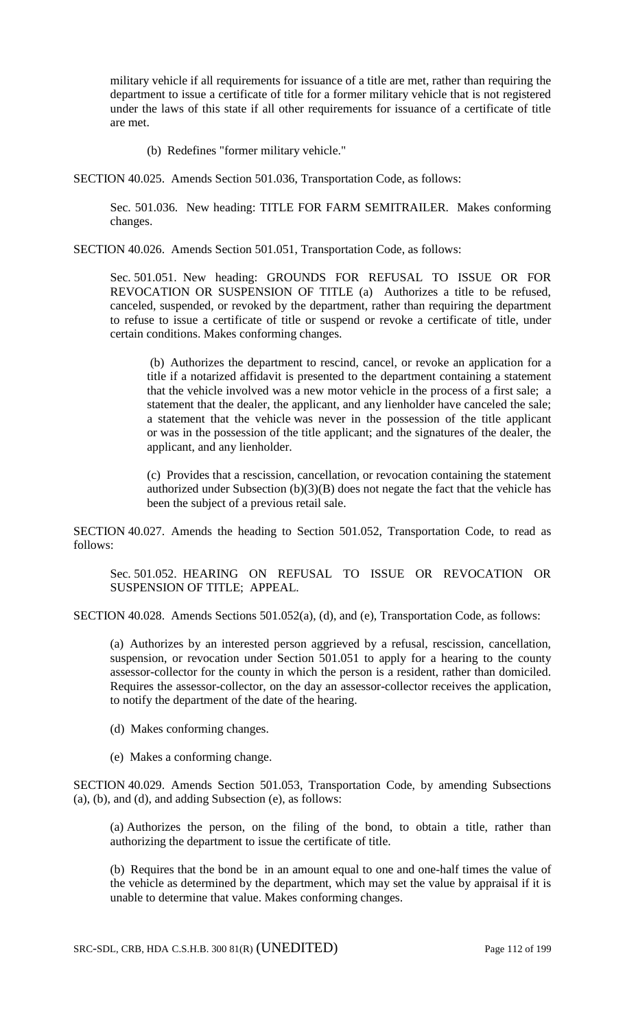military vehicle if all requirements for issuance of a title are met, rather than requiring the department to issue a certificate of title for a former military vehicle that is not registered under the laws of this state if all other requirements for issuance of a certificate of title are met.

(b) Redefines "former military vehicle."

SECTION 40.025. Amends Section 501.036, Transportation Code, as follows:

Sec. 501.036. New heading: TITLE FOR FARM SEMITRAILER. Makes conforming changes.

SECTION 40.026. Amends Section 501.051, Transportation Code, as follows:

Sec. 501.051. New heading: GROUNDS FOR REFUSAL TO ISSUE OR FOR REVOCATION OR SUSPENSION OF TITLE (a) Authorizes a title to be refused, canceled, suspended, or revoked by the department, rather than requiring the department to refuse to issue a certificate of title or suspend or revoke a certificate of title, under certain conditions. Makes conforming changes.

(b) Authorizes the department to rescind, cancel, or revoke an application for a title if a notarized affidavit is presented to the department containing a statement that the vehicle involved was a new motor vehicle in the process of a first sale; a statement that the dealer, the applicant, and any lienholder have canceled the sale; a statement that the vehicle was never in the possession of the title applicant or was in the possession of the title applicant; and the signatures of the dealer, the applicant, and any lienholder.

(c) Provides that a rescission, cancellation, or revocation containing the statement authorized under Subsection (b)(3)(B) does not negate the fact that the vehicle has been the subject of a previous retail sale.

SECTION 40.027. Amends the heading to Section 501.052, Transportation Code, to read as follows:

Sec. 501.052. HEARING ON REFUSAL TO ISSUE OR REVOCATION OR SUSPENSION OF TITLE; APPEAL.

SECTION 40.028. Amends Sections 501.052(a), (d), and (e), Transportation Code, as follows:

(a) Authorizes by an interested person aggrieved by a refusal, rescission, cancellation, suspension, or revocation under Section 501.051 to apply for a hearing to the county assessor-collector for the county in which the person is a resident, rather than domiciled. Requires the assessor-collector, on the day an assessor-collector receives the application, to notify the department of the date of the hearing.

(d) Makes conforming changes.

(e) Makes a conforming change.

SECTION 40.029. Amends Section 501.053, Transportation Code, by amending Subsections (a), (b), and (d), and adding Subsection (e), as follows:

(a) Authorizes the person, on the filing of the bond, to obtain a title, rather than authorizing the department to issue the certificate of title.

(b) Requires that the bond be in an amount equal to one and one-half times the value of the vehicle as determined by the department, which may set the value by appraisal if it is unable to determine that value. Makes conforming changes.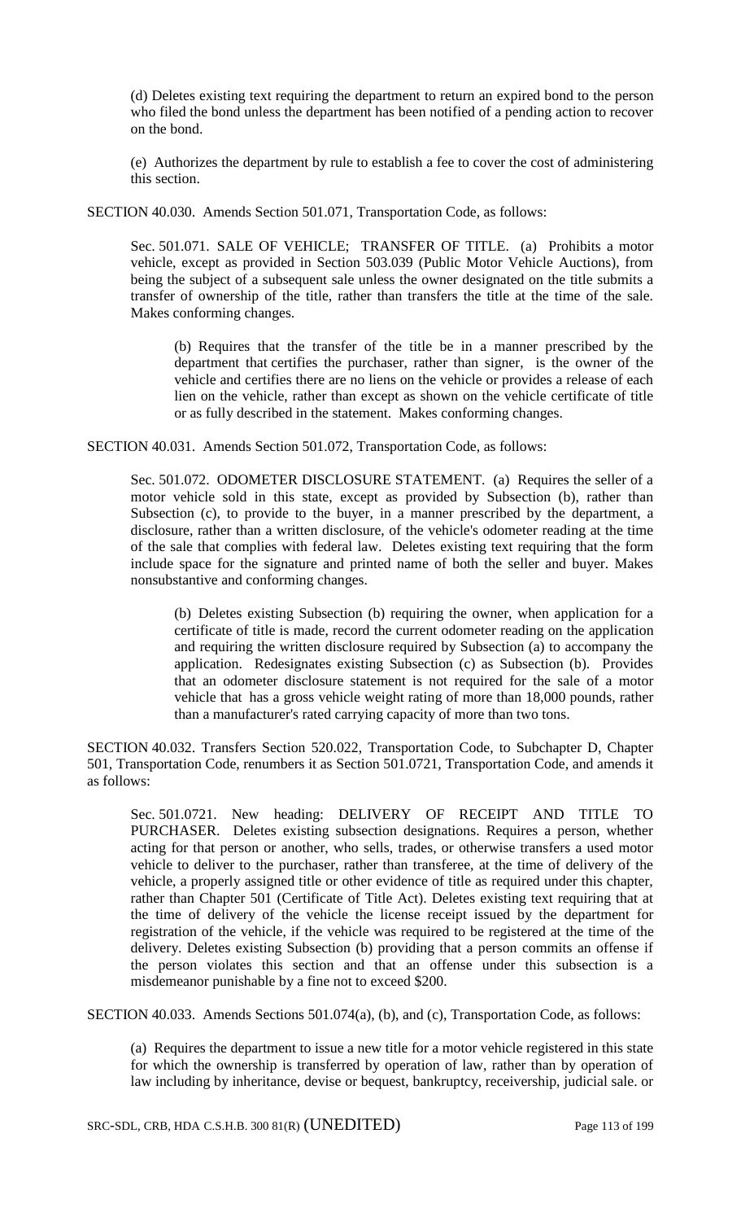(d) Deletes existing text requiring the department to return an expired bond to the person who filed the bond unless the department has been notified of a pending action to recover on the bond.

(e) Authorizes the department by rule to establish a fee to cover the cost of administering this section.

SECTION 40.030. Amends Section 501.071, Transportation Code, as follows:

Sec. 501.071. SALE OF VEHICLE; TRANSFER OF TITLE. (a) Prohibits a motor vehicle, except as provided in Section 503.039 (Public Motor Vehicle Auctions), from being the subject of a subsequent sale unless the owner designated on the title submits a transfer of ownership of the title, rather than transfers the title at the time of the sale. Makes conforming changes.

(b) Requires that the transfer of the title be in a manner prescribed by the department that certifies the purchaser, rather than signer, is the owner of the vehicle and certifies there are no liens on the vehicle or provides a release of each lien on the vehicle, rather than except as shown on the vehicle certificate of title or as fully described in the statement. Makes conforming changes.

SECTION 40.031. Amends Section 501.072, Transportation Code, as follows:

Sec. 501.072. ODOMETER DISCLOSURE STATEMENT. (a) Requires the seller of a motor vehicle sold in this state, except as provided by Subsection (b), rather than Subsection (c), to provide to the buyer, in a manner prescribed by the department, a disclosure, rather than a written disclosure, of the vehicle's odometer reading at the time of the sale that complies with federal law. Deletes existing text requiring that the form include space for the signature and printed name of both the seller and buyer. Makes nonsubstantive and conforming changes.

(b) Deletes existing Subsection (b) requiring the owner, when application for a certificate of title is made, record the current odometer reading on the application and requiring the written disclosure required by Subsection (a) to accompany the application. Redesignates existing Subsection (c) as Subsection (b). Provides that an odometer disclosure statement is not required for the sale of a motor vehicle that has a gross vehicle weight rating of more than 18,000 pounds, rather than a manufacturer's rated carrying capacity of more than two tons.

SECTION 40.032. Transfers Section 520.022, Transportation Code, to Subchapter D, Chapter 501, Transportation Code, renumbers it as Section 501.0721, Transportation Code, and amends it as follows:

Sec. 501.0721. New heading: DELIVERY OF RECEIPT AND TITLE TO PURCHASER. Deletes existing subsection designations. Requires a person, whether acting for that person or another, who sells, trades, or otherwise transfers a used motor vehicle to deliver to the purchaser, rather than transferee, at the time of delivery of the vehicle, a properly assigned title or other evidence of title as required under this chapter, rather than Chapter 501 (Certificate of Title Act). Deletes existing text requiring that at the time of delivery of the vehicle the license receipt issued by the department for registration of the vehicle, if the vehicle was required to be registered at the time of the delivery. Deletes existing Subsection (b) providing that a person commits an offense if the person violates this section and that an offense under this subsection is a misdemeanor punishable by a fine not to exceed $200.

SECTION 40.033. Amends Sections 501.074(a), (b), and (c), Transportation Code, as follows:

(a) Requires the department to issue a new title for a motor vehicle registered in this state for which the ownership is transferred by operation of law, rather than by operation of law including by inheritance, devise or bequest, bankruptcy, receivership, judicial sale. or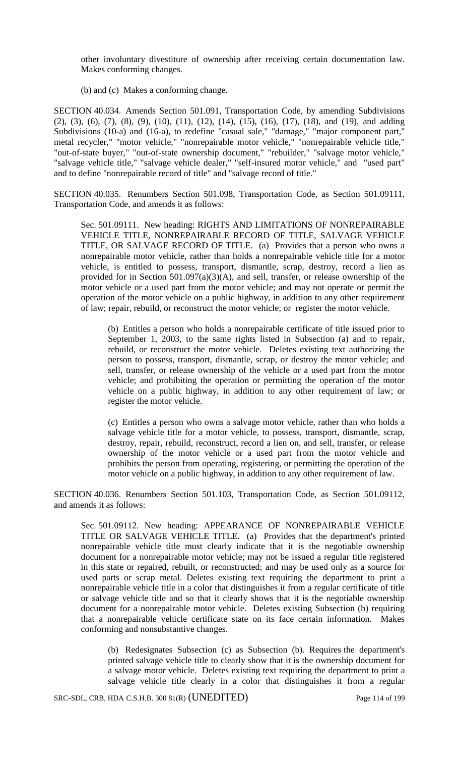other involuntary divestiture of ownership after receiving certain documentation law. Makes conforming changes.

(b) and (c) Makes a conforming change.

SECTION 40.034. Amends Section 501.091, Transportation Code, by amending Subdivisions (2), (3), (6), (7), (8), (9), (10), (11), (12), (14), (15), (16), (17), (18), and (19), and adding Subdivisions (10-a) and (16-a), to redefine "casual sale," "damage," "major component part," metal recycler," "motor vehicle," "nonrepairable motor vehicle," "nonrepairable vehicle title," "out-of-state buyer," "out-of-state ownership document," "rebuilder," "salvage motor vehicle," "salvage vehicle title," "salvage vehicle dealer," "self-insured motor vehicle," and "used part" and to define "nonrepairable record of title" and "salvage record of title."

SECTION 40.035. Renumbers Section 501.098, Transportation Code, as Section 501.09111, Transportation Code, and amends it as follows:

Sec. 501.09111. New heading: RIGHTS AND LIMITATIONS OF NONREPAIRABLE VEHICLE TITLE, NONREPAIRABLE RECORD OF TITLE, SALVAGE VEHICLE TITLE, OR SALVAGE RECORD OF TITLE. (a) Provides that a person who owns a nonrepairable motor vehicle, rather than holds a nonrepairable vehicle title for a motor vehicle, is entitled to possess, transport, dismantle, scrap, destroy, record a lien as provided for in Section 501.097(a)(3)(A), and sell, transfer, or release ownership of the motor vehicle or a used part from the motor vehicle; and may not operate or permit the operation of the motor vehicle on a public highway, in addition to any other requirement of law; repair, rebuild, or reconstruct the motor vehicle; or register the motor vehicle.

(b) Entitles a person who holds a nonrepairable certificate of title issued prior to September 1, 2003, to the same rights listed in Subsection (a) and to repair, rebuild, or reconstruct the motor vehicle. Deletes existing text authorizing the person to possess, transport, dismantle, scrap, or destroy the motor vehicle; and sell, transfer, or release ownership of the vehicle or a used part from the motor vehicle; and prohibiting the operation or permitting the operation of the motor vehicle on a public highway, in addition to any other requirement of law; or register the motor vehicle.

(c) Entitles a person who owns a salvage motor vehicle, rather than who holds a salvage vehicle title for a motor vehicle, to possess, transport, dismantle, scrap, destroy, repair, rebuild, reconstruct, record a lien on, and sell, transfer, or release ownership of the motor vehicle or a used part from the motor vehicle and prohibits the person from operating, registering, or permitting the operation of the motor vehicle on a public highway, in addition to any other requirement of law.

SECTION 40.036. Renumbers Section 501.103, Transportation Code, as Section 501.09112, and amends it as follows:

Sec. 501.09112. New heading: APPEARANCE OF NONREPAIRABLE VEHICLE TITLE OR SALVAGE VEHICLE TITLE. (a) Provides that the department's printed nonrepairable vehicle title must clearly indicate that it is the negotiable ownership document for a nonrepairable motor vehicle; may not be issued a regular title registered in this state or repaired, rebuilt, or reconstructed; and may be used only as a source for used parts or scrap metal. Deletes existing text requiring the department to print a nonrepairable vehicle title in a color that distinguishes it from a regular certificate of title or salvage vehicle title and so that it clearly shows that it is the negotiable ownership document for a nonrepairable motor vehicle. Deletes existing Subsection (b) requiring that a nonrepairable vehicle certificate state on its face certain information. Makes conforming and nonsubstantive changes.

(b) Redesignates Subsection (c) as Subsection (b). Requires the department's printed salvage vehicle title to clearly show that it is the ownership document for a salvage motor vehicle. Deletes existing text requiring the department to print a salvage vehicle title clearly in a color that distinguishes it from a regular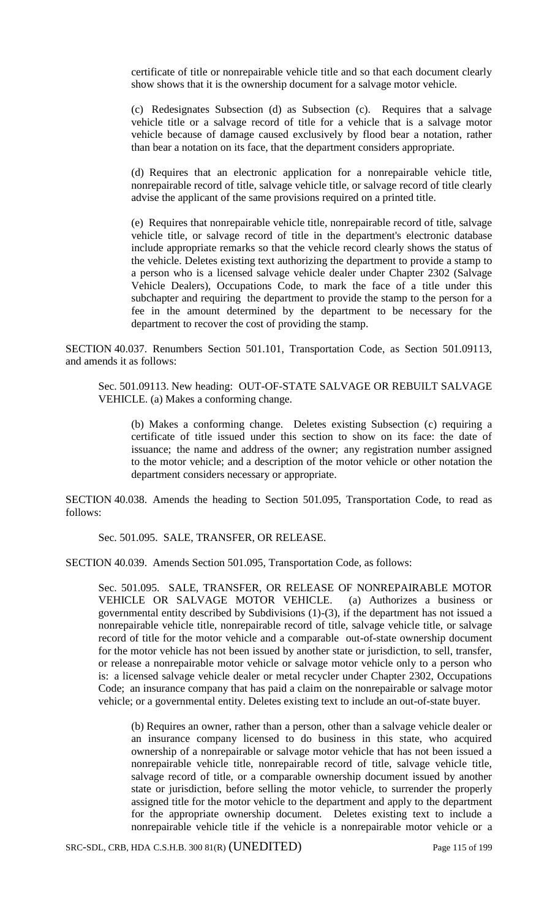certificate of title or nonrepairable vehicle title and so that each document clearly show shows that it is the ownership document for a salvage motor vehicle.

(c) Redesignates Subsection (d) as Subsection (c). Requires that a salvage vehicle title or a salvage record of title for a vehicle that is a salvage motor vehicle because of damage caused exclusively by flood bear a notation, rather than bear a notation on its face, that the department considers appropriate.

(d) Requires that an electronic application for a nonrepairable vehicle title, nonrepairable record of title, salvage vehicle title, or salvage record of title clearly advise the applicant of the same provisions required on a printed title.

(e) Requires that nonrepairable vehicle title, nonrepairable record of title, salvage vehicle title, or salvage record of title in the department's electronic database include appropriate remarks so that the vehicle record clearly shows the status of the vehicle. Deletes existing text authorizing the department to provide a stamp to a person who is a licensed salvage vehicle dealer under Chapter 2302 (Salvage Vehicle Dealers), Occupations Code, to mark the face of a title under this subchapter and requiring the department to provide the stamp to the person for a fee in the amount determined by the department to be necessary for the department to recover the cost of providing the stamp.

SECTION 40.037. Renumbers Section 501.101, Transportation Code, as Section 501.09113, and amends it as follows:

Sec. 501.09113. New heading: OUT-OF-STATE SALVAGE OR REBUILT SALVAGE VEHICLE. (a) Makes a conforming change.

(b) Makes a conforming change. Deletes existing Subsection (c) requiring a certificate of title issued under this section to show on its face: the date of issuance; the name and address of the owner; any registration number assigned to the motor vehicle; and a description of the motor vehicle or other notation the department considers necessary or appropriate.

SECTION 40.038. Amends the heading to Section 501.095, Transportation Code, to read as follows:

Sec. 501.095. SALE, TRANSFER, OR RELEASE.

SECTION 40.039. Amends Section 501.095, Transportation Code, as follows:

Sec. 501.095. SALE, TRANSFER, OR RELEASE OF NONREPAIRABLE MOTOR VEHICLE OR SALVAGE MOTOR VEHICLE. (a) Authorizes a business or governmental entity described by Subdivisions (1)-(3), if the department has not issued a nonrepairable vehicle title, nonrepairable record of title, salvage vehicle title, or salvage record of title for the motor vehicle and a comparable out-of-state ownership document for the motor vehicle has not been issued by another state or jurisdiction, to sell, transfer, or release a nonrepairable motor vehicle or salvage motor vehicle only to a person who is: a licensed salvage vehicle dealer or metal recycler under Chapter 2302, Occupations Code; an insurance company that has paid a claim on the nonrepairable or salvage motor vehicle; or a governmental entity. Deletes existing text to include an out-of-state buyer.

(b) Requires an owner, rather than a person, other than a salvage vehicle dealer or an insurance company licensed to do business in this state, who acquired ownership of a nonrepairable or salvage motor vehicle that has not been issued a nonrepairable vehicle title, nonrepairable record of title, salvage vehicle title, salvage record of title, or a comparable ownership document issued by another state or jurisdiction, before selling the motor vehicle, to surrender the properly assigned title for the motor vehicle to the department and apply to the department for the appropriate ownership document. Deletes existing text to include a nonrepairable vehicle title if the vehicle is a nonrepairable motor vehicle or a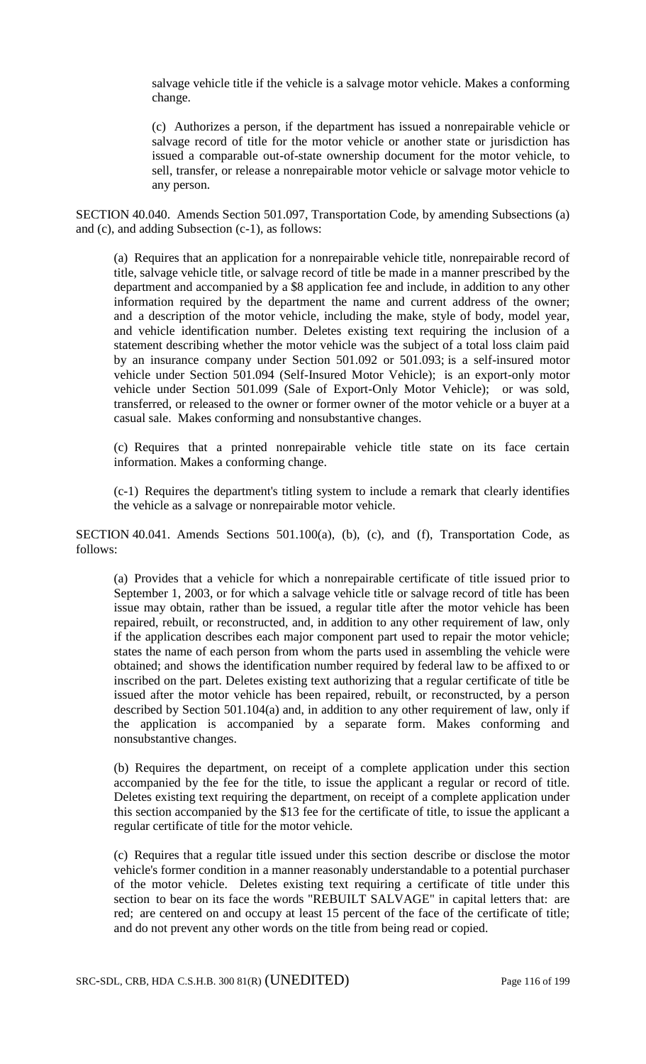salvage vehicle title if the vehicle is a salvage motor vehicle. Makes a conforming change.

(c) Authorizes a person, if the department has issued a nonrepairable vehicle or salvage record of title for the motor vehicle or another state or jurisdiction has issued a comparable out-of-state ownership document for the motor vehicle, to sell, transfer, or release a nonrepairable motor vehicle or salvage motor vehicle to any person.

SECTION 40.040. Amends Section 501.097, Transportation Code, by amending Subsections (a) and (c), and adding Subsection (c-1), as follows:

(a) Requires that an application for a nonrepairable vehicle title, nonrepairable record of title, salvage vehicle title, or salvage record of title be made in a manner prescribed by the department and accompanied by a $8 application fee and include, in addition to any other information required by the department the name and current address of the owner; and a description of the motor vehicle, including the make, style of body, model year, and vehicle identification number. Deletes existing text requiring the inclusion of a statement describing whether the motor vehicle was the subject of a total loss claim paid by an insurance company under Section 501.092 or 501.093; is a self-insured motor vehicle under Section 501.094 (Self-Insured Motor Vehicle); is an export-only motor vehicle under Section 501.099 (Sale of Export-Only Motor Vehicle); or was sold, transferred, or released to the owner or former owner of the motor vehicle or a buyer at a casual sale. Makes conforming and nonsubstantive changes.

(c) Requires that a printed nonrepairable vehicle title state on its face certain information. Makes a conforming change.

(c-1) Requires the department's titling system to include a remark that clearly identifies the vehicle as a salvage or nonrepairable motor vehicle.

SECTION 40.041. Amends Sections 501.100(a), (b), (c), and (f), Transportation Code, as follows:

(a) Provides that a vehicle for which a nonrepairable certificate of title issued prior to September 1, 2003, or for which a salvage vehicle title or salvage record of title has been issue may obtain, rather than be issued, a regular title after the motor vehicle has been repaired, rebuilt, or reconstructed, and, in addition to any other requirement of law, only if the application describes each major component part used to repair the motor vehicle; states the name of each person from whom the parts used in assembling the vehicle were obtained; and shows the identification number required by federal law to be affixed to or inscribed on the part. Deletes existing text authorizing that a regular certificate of title be issued after the motor vehicle has been repaired, rebuilt, or reconstructed, by a person described by Section 501.104(a) and, in addition to any other requirement of law, only if the application is accompanied by a separate form. Makes conforming and nonsubstantive changes.

(b) Requires the department, on receipt of a complete application under this section accompanied by the fee for the title, to issue the applicant a regular or record of title. Deletes existing text requiring the department, on receipt of a complete application under this section accompanied by the $13 fee for the certificate of title, to issue the applicant a regular certificate of title for the motor vehicle.

(c) Requires that a regular title issued under this section describe or disclose the motor vehicle's former condition in a manner reasonably understandable to a potential purchaser of the motor vehicle. Deletes existing text requiring a certificate of title under this section to bear on its face the words "REBUILT SALVAGE" in capital letters that: are red; are centered on and occupy at least 15 percent of the face of the certificate of title; and do not prevent any other words on the title from being read or copied.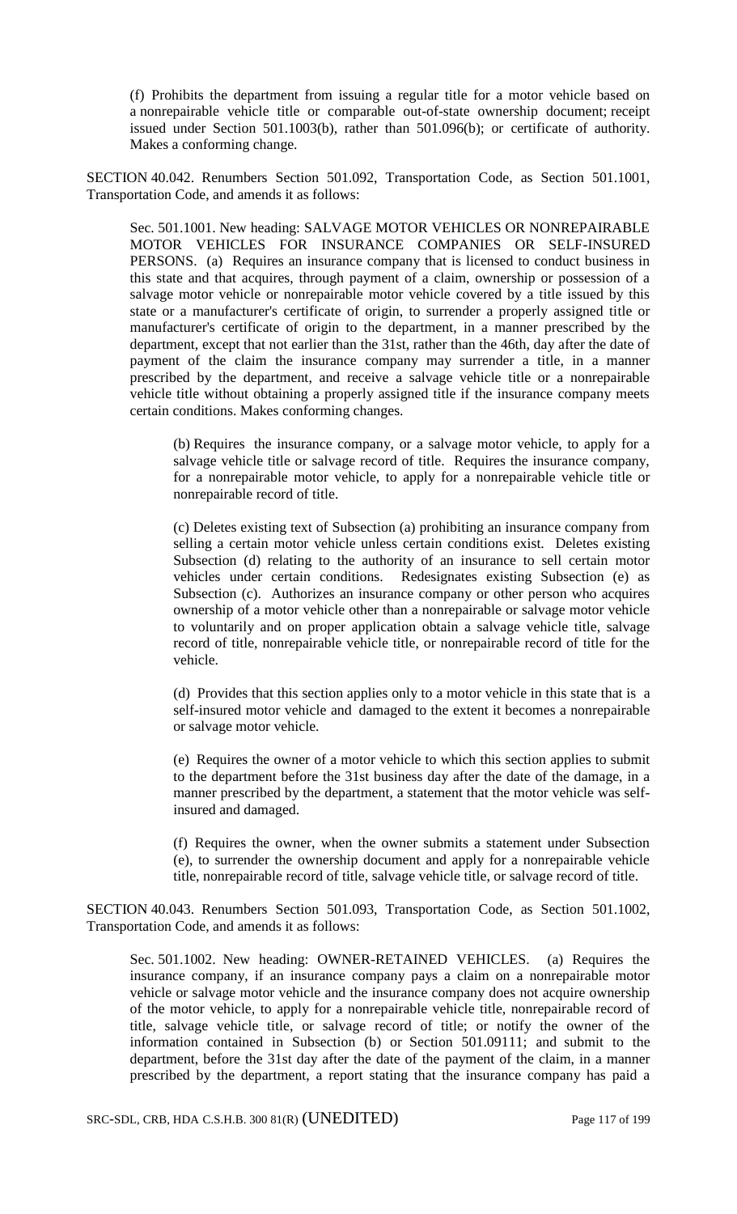(f) Prohibits the department from issuing a regular title for a motor vehicle based on a nonrepairable vehicle title or comparable out-of-state ownership document; receipt issued under Section 501.1003(b), rather than 501.096(b); or certificate of authority. Makes a conforming change.

SECTION 40.042. Renumbers Section 501.092, Transportation Code, as Section 501.1001, Transportation Code, and amends it as follows:

Sec. 501.1001. New heading: SALVAGE MOTOR VEHICLES OR NONREPAIRABLE MOTOR VEHICLES FOR INSURANCE COMPANIES OR SELF-INSURED PERSONS. (a) Requires an insurance company that is licensed to conduct business in this state and that acquires, through payment of a claim, ownership or possession of a salvage motor vehicle or nonrepairable motor vehicle covered by a title issued by this state or a manufacturer's certificate of origin, to surrender a properly assigned title or manufacturer's certificate of origin to the department, in a manner prescribed by the department, except that not earlier than the 31st, rather than the 46th, day after the date of payment of the claim the insurance company may surrender a title, in a manner prescribed by the department, and receive a salvage vehicle title or a nonrepairable vehicle title without obtaining a properly assigned title if the insurance company meets certain conditions. Makes conforming changes.

(b) Requires the insurance company, or a salvage motor vehicle, to apply for a salvage vehicle title or salvage record of title. Requires the insurance company, for a nonrepairable motor vehicle, to apply for a nonrepairable vehicle title or nonrepairable record of title.

(c) Deletes existing text of Subsection (a) prohibiting an insurance company from selling a certain motor vehicle unless certain conditions exist. Deletes existing Subsection (d) relating to the authority of an insurance to sell certain motor vehicles under certain conditions. Redesignates existing Subsection (e) as Subsection (c). Authorizes an insurance company or other person who acquires ownership of a motor vehicle other than a nonrepairable or salvage motor vehicle to voluntarily and on proper application obtain a salvage vehicle title, salvage record of title, nonrepairable vehicle title, or nonrepairable record of title for the vehicle.

(d) Provides that this section applies only to a motor vehicle in this state that is a self-insured motor vehicle and damaged to the extent it becomes a nonrepairable or salvage motor vehicle.

(e) Requires the owner of a motor vehicle to which this section applies to submit to the department before the 31st business day after the date of the damage, in a manner prescribed by the department, a statement that the motor vehicle was self-insured and damaged.

(f) Requires the owner, when the owner submits a statement under Subsection (e), to surrender the ownership document and apply for a nonrepairable vehicle title, nonrepairable record of title, salvage vehicle title, or salvage record of title.

SECTION 40.043. Renumbers Section 501.093, Transportation Code, as Section 501.1002, Transportation Code, and amends it as follows:

Sec. 501.1002. New heading: OWNER-RETAINED VEHICLES. (a) Requires the insurance company, if an insurance company pays a claim on a nonrepairable motor vehicle or salvage motor vehicle and the insurance company does not acquire ownership of the motor vehicle, to apply for a nonrepairable vehicle title, nonrepairable record of title, salvage vehicle title, or salvage record of title; or notify the owner of the information contained in Subsection (b) or Section 501.09111; and submit to the department, before the 31st day after the date of the payment of the claim, in a manner prescribed by the department, a report stating that the insurance company has paid a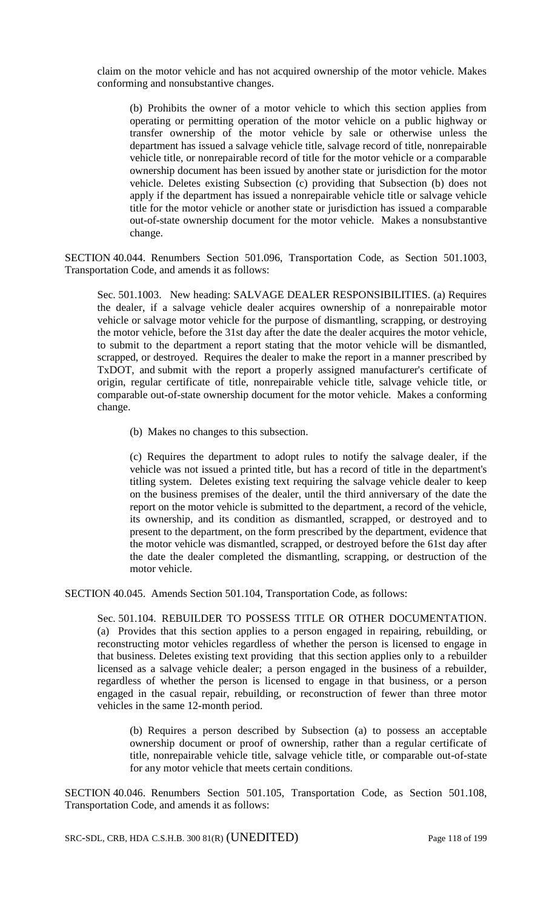claim on the motor vehicle and has not acquired ownership of the motor vehicle. Makes conforming and nonsubstantive changes.

(b) Prohibits the owner of a motor vehicle to which this section applies from operating or permitting operation of the motor vehicle on a public highway or transfer ownership of the motor vehicle by sale or otherwise unless the department has issued a salvage vehicle title, salvage record of title, nonrepairable vehicle title, or nonrepairable record of title for the motor vehicle or a comparable ownership document has been issued by another state or jurisdiction for the motor vehicle. Deletes existing Subsection (c) providing that Subsection (b) does not apply if the department has issued a nonrepairable vehicle title or salvage vehicle title for the motor vehicle or another state or jurisdiction has issued a comparable out-of-state ownership document for the motor vehicle. Makes a nonsubstantive change.

SECTION 40.044. Renumbers Section 501.096, Transportation Code, as Section 501.1003, Transportation Code, and amends it as follows:

Sec. 501.1003. New heading: SALVAGE DEALER RESPONSIBILITIES. (a) Requires the dealer, if a salvage vehicle dealer acquires ownership of a nonrepairable motor vehicle or salvage motor vehicle for the purpose of dismantling, scrapping, or destroying the motor vehicle, before the 31st day after the date the dealer acquires the motor vehicle, to submit to the department a report stating that the motor vehicle will be dismantled, scrapped, or destroyed. Requires the dealer to make the report in a manner prescribed by TxDOT, and submit with the report a properly assigned manufacturer's certificate of origin, regular certificate of title, nonrepairable vehicle title, salvage vehicle title, or comparable out-of-state ownership document for the motor vehicle. Makes a conforming change.

(b) Makes no changes to this subsection.

(c) Requires the department to adopt rules to notify the salvage dealer, if the vehicle was not issued a printed title, but has a record of title in the department's titling system. Deletes existing text requiring the salvage vehicle dealer to keep on the business premises of the dealer, until the third anniversary of the date the report on the motor vehicle is submitted to the department, a record of the vehicle, its ownership, and its condition as dismantled, scrapped, or destroyed and to present to the department, on the form prescribed by the department, evidence that the motor vehicle was dismantled, scrapped, or destroyed before the 61st day after the date the dealer completed the dismantling, scrapping, or destruction of the motor vehicle.

SECTION 40.045. Amends Section 501.104, Transportation Code, as follows:

Sec. 501.104. REBUILDER TO POSSESS TITLE OR OTHER DOCUMENTATION. (a) Provides that this section applies to a person engaged in repairing, rebuilding, or reconstructing motor vehicles regardless of whether the person is licensed to engage in that business. Deletes existing text providing that this section applies only to a rebuilder licensed as a salvage vehicle dealer; a person engaged in the business of a rebuilder, regardless of whether the person is licensed to engage in that business, or a person engaged in the casual repair, rebuilding, or reconstruction of fewer than three motor vehicles in the same 12-month period.

(b) Requires a person described by Subsection (a) to possess an acceptable ownership document or proof of ownership, rather than a regular certificate of title, nonrepairable vehicle title, salvage vehicle title, or comparable out-of-state for any motor vehicle that meets certain conditions.

SECTION 40.046. Renumbers Section 501.105, Transportation Code, as Section 501.108, Transportation Code, and amends it as follows: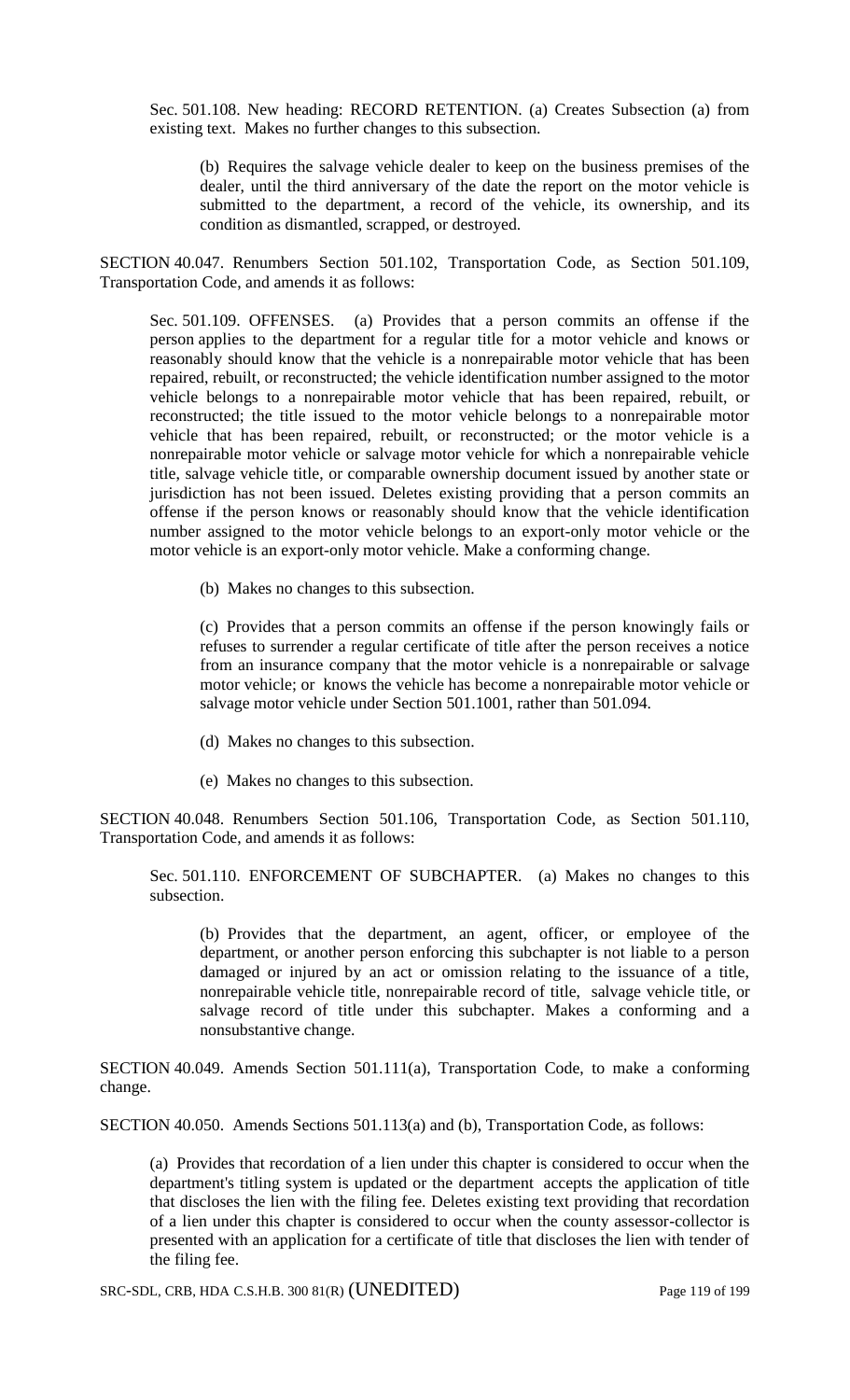Sec. 501.108. New heading: RECORD RETENTION. (a) Creates Subsection (a) from existing text. Makes no further changes to this subsection.

> (b) Requires the salvage vehicle dealer to keep on the business premises of the dealer, until the third anniversary of the date the report on the motor vehicle is submitted to the department, a record of the vehicle, its ownership, and its condition as dismantled, scrapped, or destroyed.

SECTION 40.047. Renumbers Section 501.102, Transportation Code, as Section 501.109, Transportation Code, and amends it as follows:

Sec. 501.109. OFFENSES. (a) Provides that a person commits an offense if the person applies to the department for a regular title for a motor vehicle and knows or reasonably should know that the vehicle is a nonrepairable motor vehicle that has been repaired, rebuilt, or reconstructed; the vehicle identification number assigned to the motor vehicle belongs to a nonrepairable motor vehicle that has been repaired, rebuilt, or reconstructed; the title issued to the motor vehicle belongs to a nonrepairable motor vehicle that has been repaired, rebuilt, or reconstructed; or the motor vehicle is a nonrepairable motor vehicle or salvage motor vehicle for which a nonrepairable vehicle title, salvage vehicle title, or comparable ownership document issued by another state or jurisdiction has not been issued. Deletes existing providing that a person commits an offense if the person knows or reasonably should know that the vehicle identification number assigned to the motor vehicle belongs to an export-only motor vehicle or the motor vehicle is an export-only motor vehicle. Make a conforming change.

> (b) Makes no changes to this subsection.
>
> (c) Provides that a person commits an offense if the person knowingly fails or refuses to surrender a regular certificate of title after the person receives a notice from an insurance company that the motor vehicle is a nonrepairable or salvage motor vehicle; or knows the vehicle has become a nonrepairable motor vehicle or salvage motor vehicle under Section 501.1001, rather than 501.094.
>
> (d) Makes no changes to this subsection.
>
> (e) Makes no changes to this subsection.

SECTION 40.048. Renumbers Section 501.106, Transportation Code, as Section 501.110, Transportation Code, and amends it as follows:

Sec. 501.110. ENFORCEMENT OF SUBCHAPTER. (a) Makes no changes to this subsection.

> (b) Provides that the department, an agent, officer, or employee of the department, or another person enforcing this subchapter is not liable to a person damaged or injured by an act or omission relating to the issuance of a title, nonrepairable vehicle title, nonrepairable record of title, salvage vehicle title, or salvage record of title under this subchapter. Makes a conforming and a nonsubstantive change.

SECTION 40.049. Amends Section 501.111(a), Transportation Code, to make a conforming change.

SECTION 40.050. Amends Sections 501.113(a) and (b), Transportation Code, as follows:

(a) Provides that recordation of a lien under this chapter is considered to occur when the department's titling system is updated or the department accepts the application of title that discloses the lien with the filing fee. Deletes existing text providing that recordation of a lien under this chapter is considered to occur when the county assessor-collector is presented with an application for a certificate of title that discloses the lien with tender of the filing fee.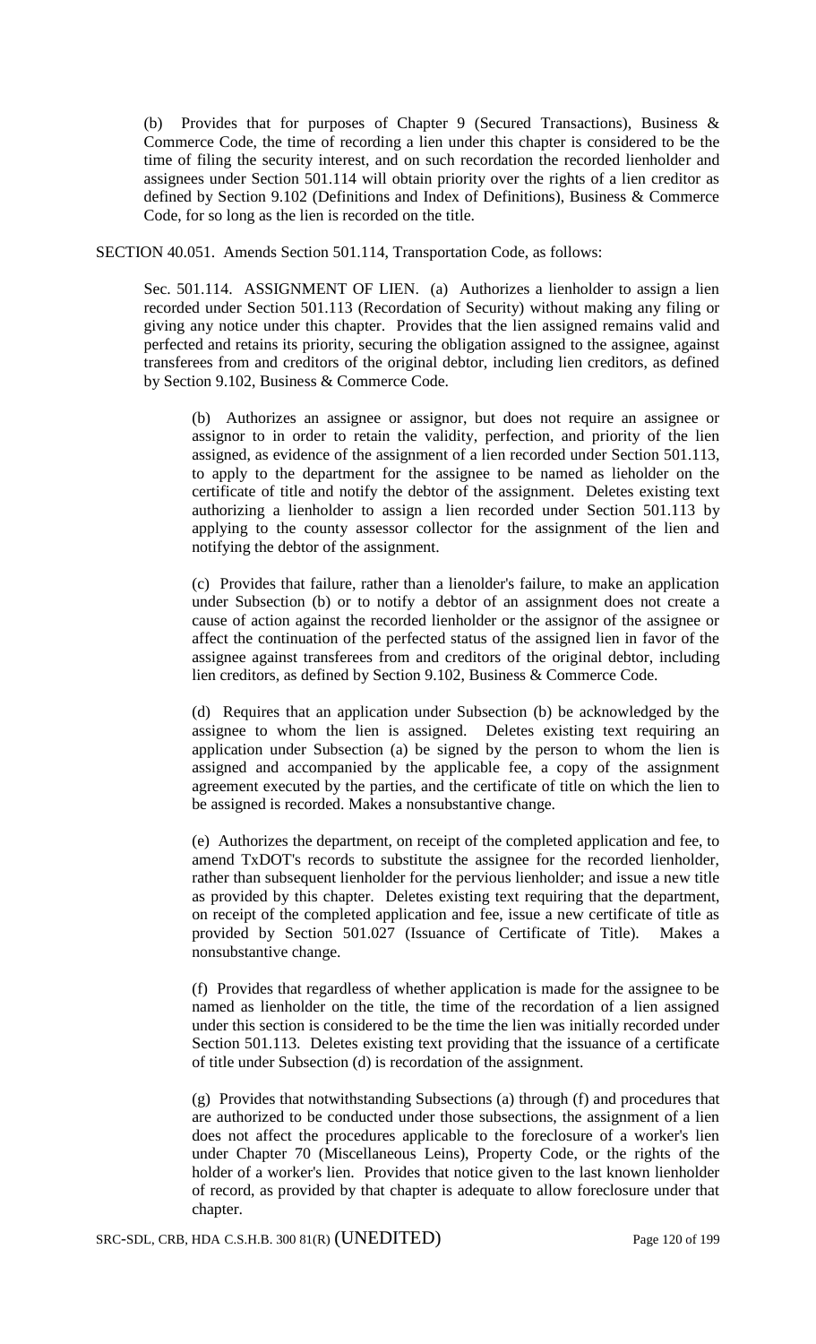(b) Provides that for purposes of Chapter 9 (Secured Transactions), Business & Commerce Code, the time of recording a lien under this chapter is considered to be the time of filing the security interest, and on such recordation the recorded lienholder and assignees under Section 501.114 will obtain priority over the rights of a lien creditor as defined by Section 9.102 (Definitions and Index of Definitions), Business & Commerce Code, for so long as the lien is recorded on the title.

SECTION 40.051. Amends Section 501.114, Transportation Code, as follows:

Sec. 501.114. ASSIGNMENT OF LIEN. (a) Authorizes a lienholder to assign a lien recorded under Section 501.113 (Recordation of Security) without making any filing or giving any notice under this chapter. Provides that the lien assigned remains valid and perfected and retains its priority, securing the obligation assigned to the assignee, against transferees from and creditors of the original debtor, including lien creditors, as defined by Section 9.102, Business & Commerce Code.

(b) Authorizes an assignee or assignor, but does not require an assignee or assignor to in order to retain the validity, perfection, and priority of the lien assigned, as evidence of the assignment of a lien recorded under Section 501.113, to apply to the department for the assignee to be named as lieholder on the certificate of title and notify the debtor of the assignment. Deletes existing text authorizing a lienholder to assign a lien recorded under Section 501.113 by applying to the county assessor collector for the assignment of the lien and notifying the debtor of the assignment.

(c) Provides that failure, rather than a lienolder's failure, to make an application under Subsection (b) or to notify a debtor of an assignment does not create a cause of action against the recorded lienholder or the assignor of the assignee or affect the continuation of the perfected status of the assigned lien in favor of the assignee against transferees from and creditors of the original debtor, including lien creditors, as defined by Section 9.102, Business & Commerce Code.

(d) Requires that an application under Subsection (b) be acknowledged by the assignee to whom the lien is assigned. Deletes existing text requiring an application under Subsection (a) be signed by the person to whom the lien is assigned and accompanied by the applicable fee, a copy of the assignment agreement executed by the parties, and the certificate of title on which the lien to be assigned is recorded. Makes a nonsubstantive change.

(e) Authorizes the department, on receipt of the completed application and fee, to amend TxDOT's records to substitute the assignee for the recorded lienholder, rather than subsequent lienholder for the pervious lienholder; and issue a new title as provided by this chapter. Deletes existing text requiring that the department, on receipt of the completed application and fee, issue a new certificate of title as provided by Section 501.027 (Issuance of Certificate of Title). Makes a nonsubstantive change.

(f) Provides that regardless of whether application is made for the assignee to be named as lienholder on the title, the time of the recordation of a lien assigned under this section is considered to be the time the lien was initially recorded under Section 501.113. Deletes existing text providing that the issuance of a certificate of title under Subsection (d) is recordation of the assignment.

(g) Provides that notwithstanding Subsections (a) through (f) and procedures that are authorized to be conducted under those subsections, the assignment of a lien does not affect the procedures applicable to the foreclosure of a worker's lien under Chapter 70 (Miscellaneous Leins), Property Code, or the rights of the holder of a worker's lien. Provides that notice given to the last known lienholder of record, as provided by that chapter is adequate to allow foreclosure under that chapter.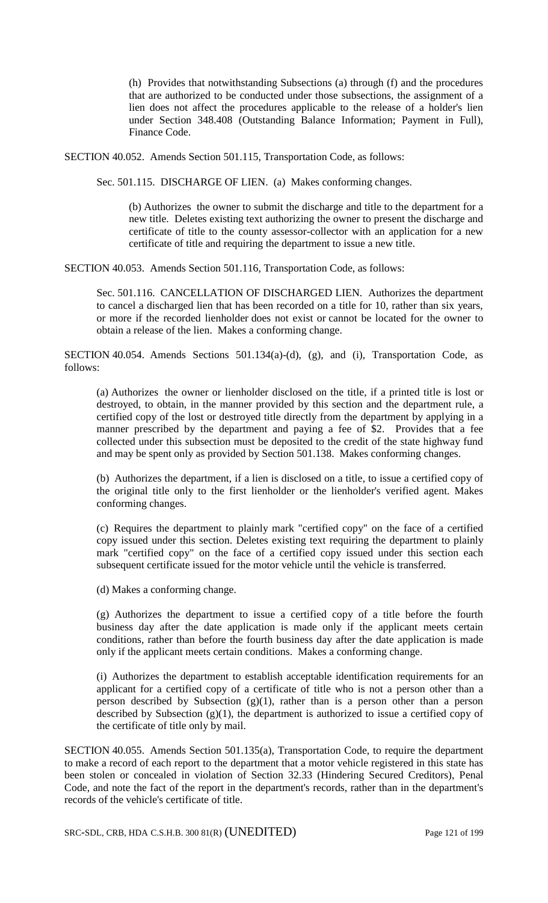(h) Provides that notwithstanding Subsections (a) through (f) and the procedures that are authorized to be conducted under those subsections, the assignment of a lien does not affect the procedures applicable to the release of a holder's lien under Section 348.408 (Outstanding Balance Information; Payment in Full), Finance Code.

SECTION 40.052. Amends Section 501.115, Transportation Code, as follows:

Sec. 501.115. DISCHARGE OF LIEN. (a) Makes conforming changes.

(b) Authorizes the owner to submit the discharge and title to the department for a new title. Deletes existing text authorizing the owner to present the discharge and certificate of title to the county assessor-collector with an application for a new certificate of title and requiring the department to issue a new title.

SECTION 40.053. Amends Section 501.116, Transportation Code, as follows:

Sec. 501.116. CANCELLATION OF DISCHARGED LIEN. Authorizes the department to cancel a discharged lien that has been recorded on a title for 10, rather than six years, or more if the recorded lienholder does not exist or cannot be located for the owner to obtain a release of the lien. Makes a conforming change.

SECTION 40.054. Amends Sections 501.134(a)-(d), (g), and (i), Transportation Code, as follows:

(a) Authorizes the owner or lienholder disclosed on the title, if a printed title is lost or destroyed, to obtain, in the manner provided by this section and the department rule, a certified copy of the lost or destroyed title directly from the department by applying in a manner prescribed by the department and paying a fee of $2. Provides that a fee collected under this subsection must be deposited to the credit of the state highway fund and may be spent only as provided by Section 501.138. Makes conforming changes.

(b) Authorizes the department, if a lien is disclosed on a title, to issue a certified copy of the original title only to the first lienholder or the lienholder's verified agent. Makes conforming changes.

(c) Requires the department to plainly mark "certified copy" on the face of a certified copy issued under this section. Deletes existing text requiring the department to plainly mark "certified copy" on the face of a certified copy issued under this section each subsequent certificate issued for the motor vehicle until the vehicle is transferred.

(d) Makes a conforming change.

(g) Authorizes the department to issue a certified copy of a title before the fourth business day after the date application is made only if the applicant meets certain conditions, rather than before the fourth business day after the date application is made only if the applicant meets certain conditions. Makes a conforming change.

(i) Authorizes the department to establish acceptable identification requirements for an applicant for a certified copy of a certificate of title who is not a person other than a person described by Subsection (g)(1), rather than is a person other than a person described by Subsection (g)(1), the department is authorized to issue a certified copy of the certificate of title only by mail.

SECTION 40.055. Amends Section 501.135(a), Transportation Code, to require the department to make a record of each report to the department that a motor vehicle registered in this state has been stolen or concealed in violation of Section 32.33 (Hindering Secured Creditors), Penal Code, and note the fact of the report in the department's records, rather than in the department's records of the vehicle's certificate of title.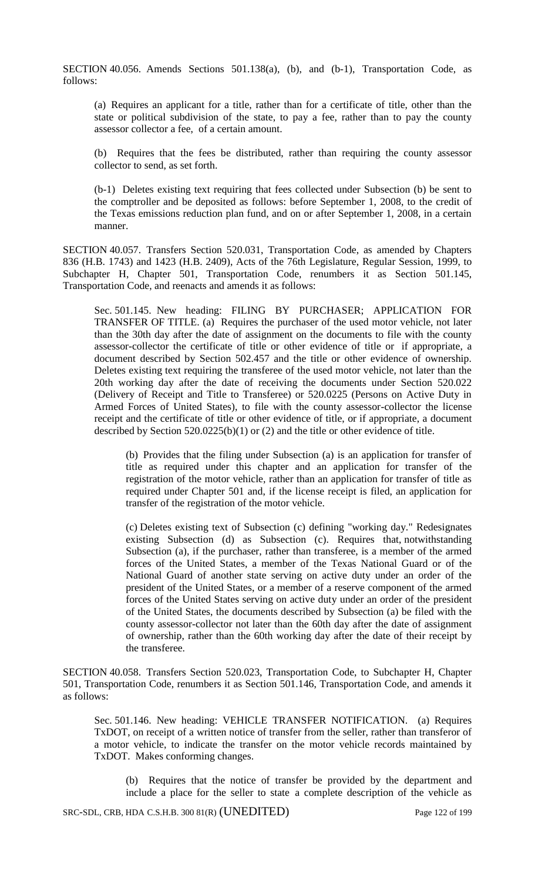SECTION 40.056. Amends Sections 501.138(a), (b), and (b-1), Transportation Code, as follows:

(a) Requires an applicant for a title, rather than for a certificate of title, other than the state or political subdivision of the state, to pay a fee, rather than to pay the county assessor collector a fee, of a certain amount.

(b) Requires that the fees be distributed, rather than requiring the county assessor collector to send, as set forth.

(b-1) Deletes existing text requiring that fees collected under Subsection (b) be sent to the comptroller and be deposited as follows: before September 1, 2008, to the credit of the Texas emissions reduction plan fund, and on or after September 1, 2008, in a certain manner.

SECTION 40.057. Transfers Section 520.031, Transportation Code, as amended by Chapters 836 (H.B. 1743) and 1423 (H.B. 2409), Acts of the 76th Legislature, Regular Session, 1999, to Subchapter H, Chapter 501, Transportation Code, renumbers it as Section 501.145, Transportation Code, and reenacts and amends it as follows:

Sec. 501.145. New heading: FILING BY PURCHASER; APPLICATION FOR TRANSFER OF TITLE. (a) Requires the purchaser of the used motor vehicle, not later than the 30th day after the date of assignment on the documents to file with the county assessor-collector the certificate of title or other evidence of title or if appropriate, a document described by Section 502.457 and the title or other evidence of ownership. Deletes existing text requiring the transferee of the used motor vehicle, not later than the 20th working day after the date of receiving the documents under Section 520.022 (Delivery of Receipt and Title to Transferee) or 520.0225 (Persons on Active Duty in Armed Forces of United States), to file with the county assessor-collector the license receipt and the certificate of title or other evidence of title, or if appropriate, a document described by Section 520.0225(b)(1) or (2) and the title or other evidence of title.

(b) Provides that the filing under Subsection (a) is an application for transfer of title as required under this chapter and an application for transfer of the registration of the motor vehicle, rather than an application for transfer of title as required under Chapter 501 and, if the license receipt is filed, an application for transfer of the registration of the motor vehicle.

(c) Deletes existing text of Subsection (c) defining "working day." Redesignates existing Subsection (d) as Subsection (c). Requires that, notwithstanding Subsection (a), if the purchaser, rather than transferee, is a member of the armed forces of the United States, a member of the Texas National Guard or of the National Guard of another state serving on active duty under an order of the president of the United States, or a member of a reserve component of the armed forces of the United States serving on active duty under an order of the president of the United States, the documents described by Subsection (a) be filed with the county assessor-collector not later than the 60th day after the date of assignment of ownership, rather than the 60th working day after the date of their receipt by the transferee.

SECTION 40.058. Transfers Section 520.023, Transportation Code, to Subchapter H, Chapter 501, Transportation Code, renumbers it as Section 501.146, Transportation Code, and amends it as follows:

Sec. 501.146. New heading: VEHICLE TRANSFER NOTIFICATION. (a) Requires TxDOT, on receipt of a written notice of transfer from the seller, rather than transferor of a motor vehicle, to indicate the transfer on the motor vehicle records maintained by TxDOT. Makes conforming changes.

(b) Requires that the notice of transfer be provided by the department and include a place for the seller to state a complete description of the vehicle as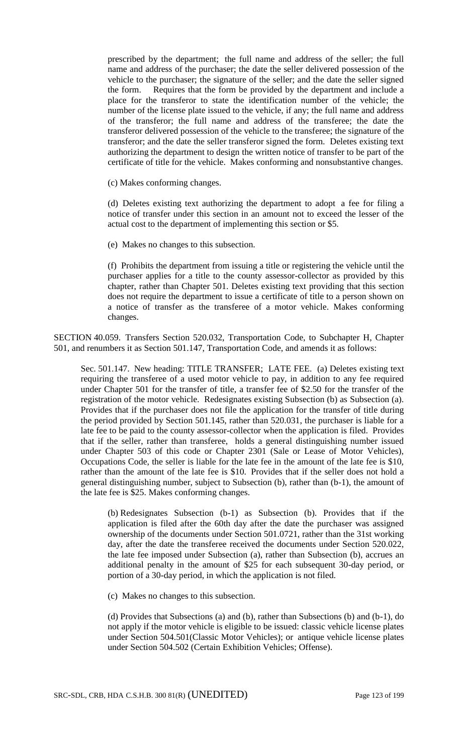prescribed by the department; the full name and address of the seller; the full name and address of the purchaser; the date the seller delivered possession of the vehicle to the purchaser; the signature of the seller; and the date the seller signed the form. Requires that the form be provided by the department and include a place for the transferor to state the identification number of the vehicle; the number of the license plate issued to the vehicle, if any; the full name and address of the transferor; the full name and address of the transferee; the date the transferor delivered possession of the vehicle to the transferee; the signature of the transferor; and the date the seller transferor signed the form. Deletes existing text authorizing the department to design the written notice of transfer to be part of the certificate of title for the vehicle. Makes conforming and nonsubstantive changes.

(c) Makes conforming changes.

(d) Deletes existing text authorizing the department to adopt a fee for filing a notice of transfer under this section in an amount not to exceed the lesser of the actual cost to the department of implementing this section or $5.

(e) Makes no changes to this subsection.

(f) Prohibits the department from issuing a title or registering the vehicle until the purchaser applies for a title to the county assessor-collector as provided by this chapter, rather than Chapter 501. Deletes existing text providing that this section does not require the department to issue a certificate of title to a person shown on a notice of transfer as the transferee of a motor vehicle. Makes conforming changes.

SECTION 40.059. Transfers Section 520.032, Transportation Code, to Subchapter H, Chapter 501, and renumbers it as Section 501.147, Transportation Code, and amends it as follows:

Sec. 501.147. New heading: TITLE TRANSFER; LATE FEE. (a) Deletes existing text requiring the transferee of a used motor vehicle to pay, in addition to any fee required under Chapter 501 for the transfer of title, a transfer fee of $2.50 for the transfer of the registration of the motor vehicle. Redesignates existing Subsection (b) as Subsection (a). Provides that if the purchaser does not file the application for the transfer of title during the period provided by Section 501.145, rather than 520.031, the purchaser is liable for a late fee to be paid to the county assessor-collector when the application is filed. Provides that if the seller, rather than transferee, holds a general distinguishing number issued under Chapter 503 of this code or Chapter 2301 (Sale or Lease of Motor Vehicles), Occupations Code, the seller is liable for the late fee in the amount of the late fee is $10, rather than the amount of the late fee is $10. Provides that if the seller does not hold a general distinguishing number, subject to Subsection (b), rather than (b-1), the amount of the late fee is $25. Makes conforming changes.

(b) Redesignates Subsection (b-1) as Subsection (b). Provides that if the application is filed after the 60th day after the date the purchaser was assigned ownership of the documents under Section 501.0721, rather than the 31st working day, after the date the transferee received the documents under Section 520.022, the late fee imposed under Subsection (a), rather than Subsection (b), accrues an additional penalty in the amount of $25 for each subsequent 30-day period, or portion of a 30-day period, in which the application is not filed.

(c) Makes no changes to this subsection.

(d) Provides that Subsections (a) and (b), rather than Subsections (b) and (b-1), do not apply if the motor vehicle is eligible to be issued: classic vehicle license plates under Section 504.501(Classic Motor Vehicles); or antique vehicle license plates under Section 504.502 (Certain Exhibition Vehicles; Offense).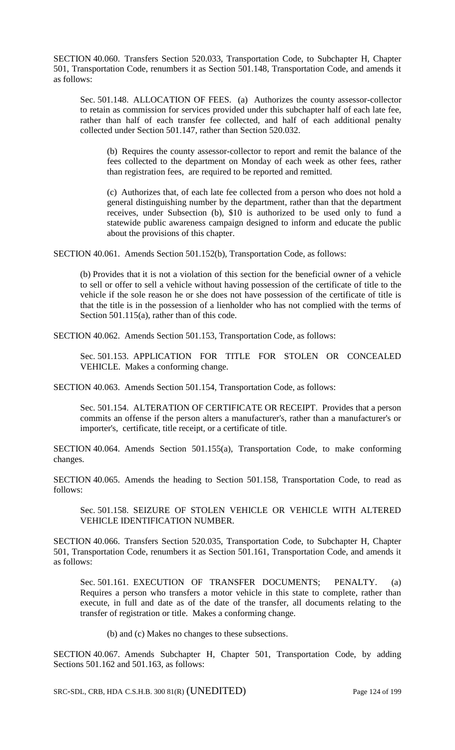SECTION 40.060. Transfers Section 520.033, Transportation Code, to Subchapter H, Chapter 501, Transportation Code, renumbers it as Section 501.148, Transportation Code, and amends it as follows:

Sec. 501.148. ALLOCATION OF FEES. (a) Authorizes the county assessor-collector to retain as commission for services provided under this subchapter half of each late fee, rather than half of each transfer fee collected, and half of each additional penalty collected under Section 501.147, rather than Section 520.032.

(b) Requires the county assessor-collector to report and remit the balance of the fees collected to the department on Monday of each week as other fees, rather than registration fees, are required to be reported and remitted.

(c) Authorizes that, of each late fee collected from a person who does not hold a general distinguishing number by the department, rather than that the department receives, under Subsection (b), $10 is authorized to be used only to fund a statewide public awareness campaign designed to inform and educate the public about the provisions of this chapter.

SECTION 40.061. Amends Section 501.152(b), Transportation Code, as follows:

(b) Provides that it is not a violation of this section for the beneficial owner of a vehicle to sell or offer to sell a vehicle without having possession of the certificate of title to the vehicle if the sole reason he or she does not have possession of the certificate of title is that the title is in the possession of a lienholder who has not complied with the terms of Section 501.115(a), rather than of this code.

SECTION 40.062. Amends Section 501.153, Transportation Code, as follows:

Sec. 501.153. APPLICATION FOR TITLE FOR STOLEN OR CONCEALED VEHICLE. Makes a conforming change.

SECTION 40.063. Amends Section 501.154, Transportation Code, as follows:

Sec. 501.154. ALTERATION OF CERTIFICATE OR RECEIPT. Provides that a person commits an offense if the person alters a manufacturer's, rather than a manufacturer's or importer's, certificate, title receipt, or a certificate of title.

SECTION 40.064. Amends Section 501.155(a), Transportation Code, to make conforming changes.

SECTION 40.065. Amends the heading to Section 501.158, Transportation Code, to read as follows:

Sec. 501.158. SEIZURE OF STOLEN VEHICLE OR VEHICLE WITH ALTERED VEHICLE IDENTIFICATION NUMBER.

SECTION 40.066. Transfers Section 520.035, Transportation Code, to Subchapter H, Chapter 501, Transportation Code, renumbers it as Section 501.161, Transportation Code, and amends it as follows:

Sec. 501.161. EXECUTION OF TRANSFER DOCUMENTS; PENALTY. (a) Requires a person who transfers a motor vehicle in this state to complete, rather than execute, in full and date as of the date of the transfer, all documents relating to the transfer of registration or title. Makes a conforming change.

(b) and (c) Makes no changes to these subsections.

SECTION 40.067. Amends Subchapter H, Chapter 501, Transportation Code, by adding Sections 501.162 and 501.163, as follows: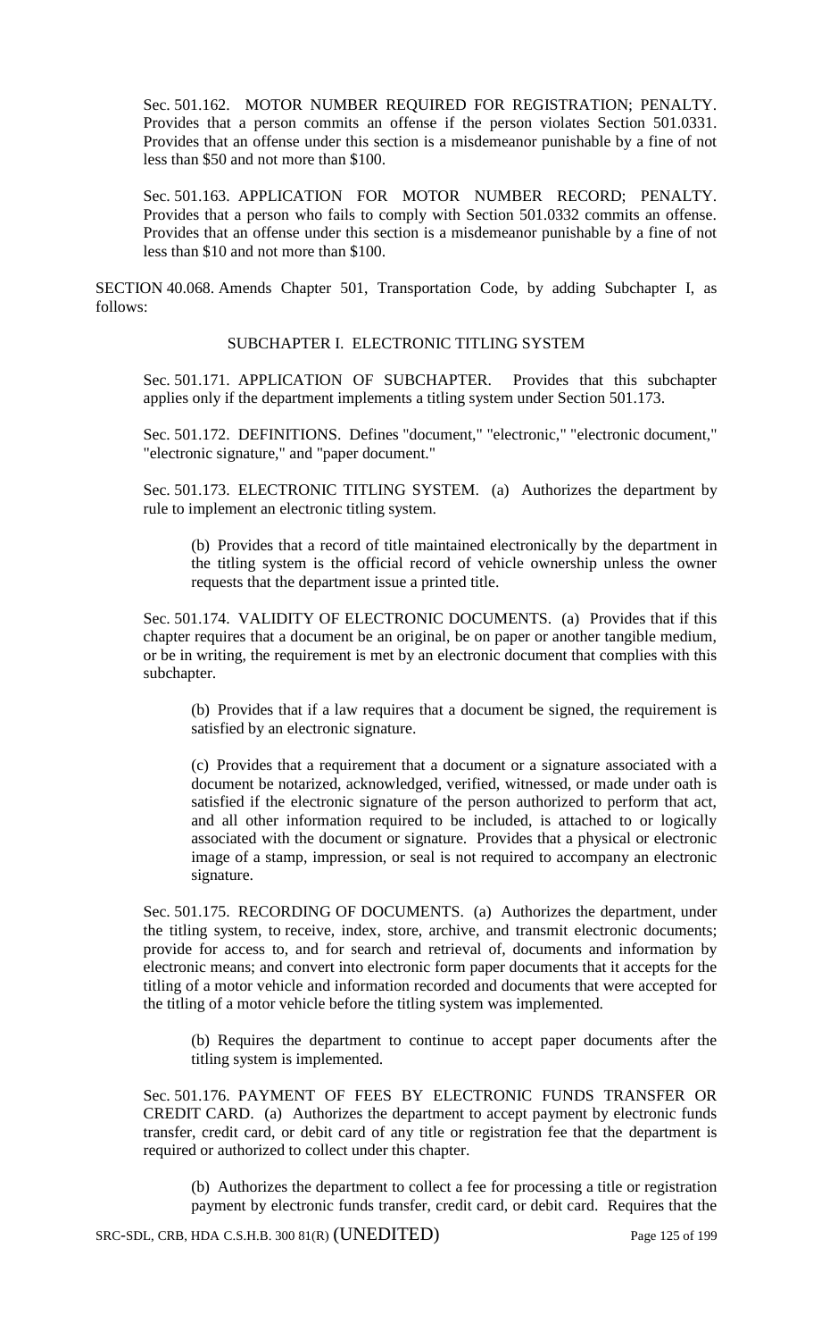Sec. 501.162. MOTOR NUMBER REQUIRED FOR REGISTRATION; PENALTY. Provides that a person commits an offense if the person violates Section 501.0331. Provides that an offense under this section is a misdemeanor punishable by a fine of not less than $50 and not more than $100.

Sec. 501.163. APPLICATION FOR MOTOR NUMBER RECORD; PENALTY. Provides that a person who fails to comply with Section 501.0332 commits an offense. Provides that an offense under this section is a misdemeanor punishable by a fine of not less than $10 and not more than $100.

SECTION 40.068. Amends Chapter 501, Transportation Code, by adding Subchapter I, as follows:

SUBCHAPTER I. ELECTRONIC TITLING SYSTEM

Sec. 501.171. APPLICATION OF SUBCHAPTER. Provides that this subchapter applies only if the department implements a titling system under Section 501.173.

Sec. 501.172. DEFINITIONS. Defines "document," "electronic," "electronic document," "electronic signature," and "paper document."

Sec. 501.173. ELECTRONIC TITLING SYSTEM. (a) Authorizes the department by rule to implement an electronic titling system.

(b) Provides that a record of title maintained electronically by the department in the titling system is the official record of vehicle ownership unless the owner requests that the department issue a printed title.

Sec. 501.174. VALIDITY OF ELECTRONIC DOCUMENTS. (a) Provides that if this chapter requires that a document be an original, be on paper or another tangible medium, or be in writing, the requirement is met by an electronic document that complies with this subchapter.

(b) Provides that if a law requires that a document be signed, the requirement is satisfied by an electronic signature.

(c) Provides that a requirement that a document or a signature associated with a document be notarized, acknowledged, verified, witnessed, or made under oath is satisfied if the electronic signature of the person authorized to perform that act, and all other information required to be included, is attached to or logically associated with the document or signature. Provides that a physical or electronic image of a stamp, impression, or seal is not required to accompany an electronic signature.

Sec. 501.175. RECORDING OF DOCUMENTS. (a) Authorizes the department, under the titling system, to receive, index, store, archive, and transmit electronic documents; provide for access to, and for search and retrieval of, documents and information by electronic means; and convert into electronic form paper documents that it accepts for the titling of a motor vehicle and information recorded and documents that were accepted for the titling of a motor vehicle before the titling system was implemented.

(b) Requires the department to continue to accept paper documents after the titling system is implemented.

Sec. 501.176. PAYMENT OF FEES BY ELECTRONIC FUNDS TRANSFER OR CREDIT CARD. (a) Authorizes the department to accept payment by electronic funds transfer, credit card, or debit card of any title or registration fee that the department is required or authorized to collect under this chapter.

(b) Authorizes the department to collect a fee for processing a title or registration payment by electronic funds transfer, credit card, or debit card. Requires that the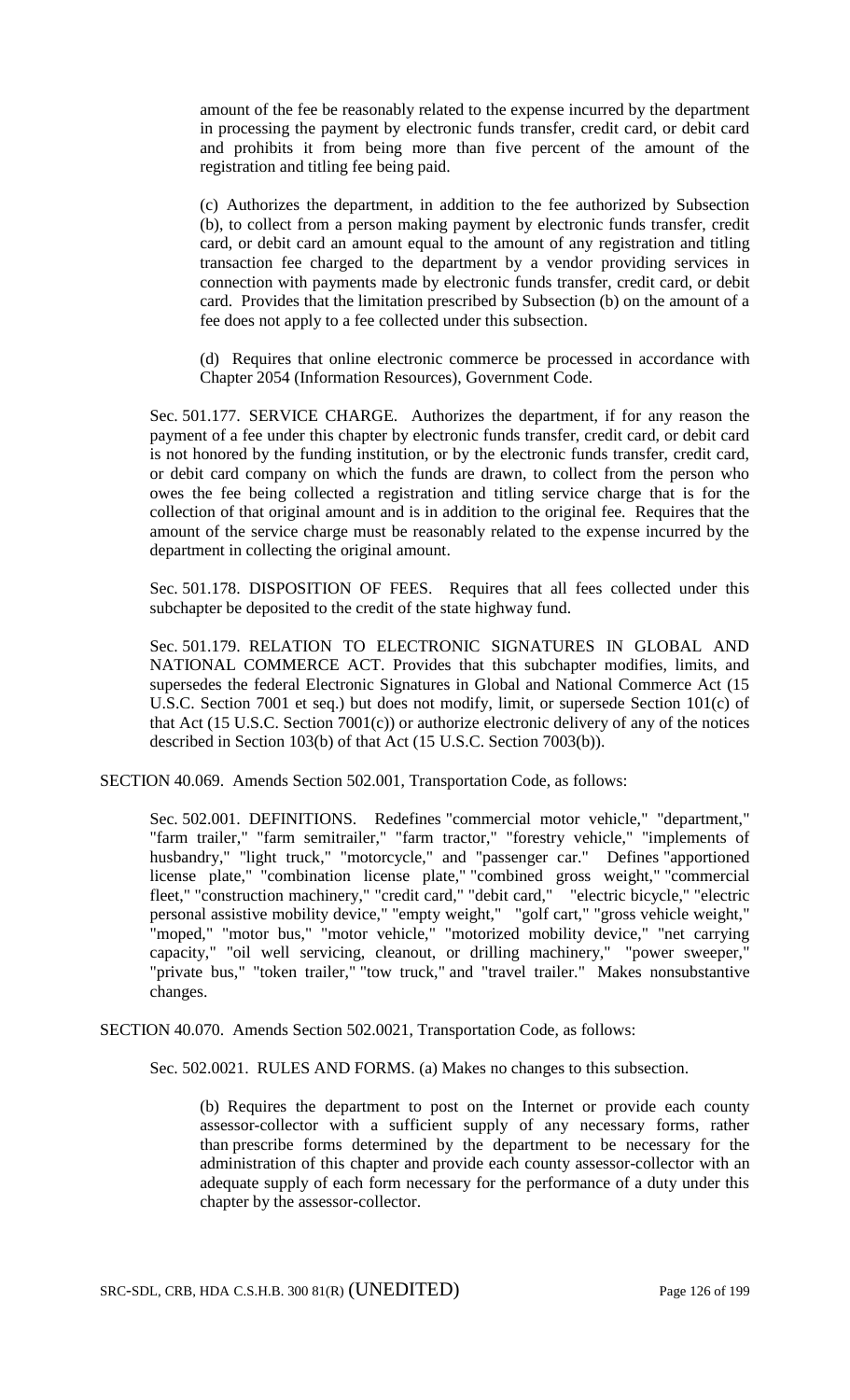amount of the fee be reasonably related to the expense incurred by the department in processing the payment by electronic funds transfer, credit card, or debit card and prohibits it from being more than five percent of the amount of the registration and titling fee being paid.

(c) Authorizes the department, in addition to the fee authorized by Subsection (b), to collect from a person making payment by electronic funds transfer, credit card, or debit card an amount equal to the amount of any registration and titling transaction fee charged to the department by a vendor providing services in connection with payments made by electronic funds transfer, credit card, or debit card. Provides that the limitation prescribed by Subsection (b) on the amount of a fee does not apply to a fee collected under this subsection.

(d) Requires that online electronic commerce be processed in accordance with Chapter 2054 (Information Resources), Government Code.

Sec. 501.177. SERVICE CHARGE. Authorizes the department, if for any reason the payment of a fee under this chapter by electronic funds transfer, credit card, or debit card is not honored by the funding institution, or by the electronic funds transfer, credit card, or debit card company on which the funds are drawn, to collect from the person who owes the fee being collected a registration and titling service charge that is for the collection of that original amount and is in addition to the original fee. Requires that the amount of the service charge must be reasonably related to the expense incurred by the department in collecting the original amount.

Sec. 501.178. DISPOSITION OF FEES. Requires that all fees collected under this subchapter be deposited to the credit of the state highway fund.

Sec. 501.179. RELATION TO ELECTRONIC SIGNATURES IN GLOBAL AND NATIONAL COMMERCE ACT. Provides that this subchapter modifies, limits, and supersedes the federal Electronic Signatures in Global and National Commerce Act (15 U.S.C. Section 7001 et seq.) but does not modify, limit, or supersede Section 101(c) of that Act (15 U.S.C. Section 7001(c)) or authorize electronic delivery of any of the notices described in Section 103(b) of that Act (15 U.S.C. Section 7003(b)).

SECTION 40.069. Amends Section 502.001, Transportation Code, as follows:

Sec. 502.001. DEFINITIONS. Redefines "commercial motor vehicle," "department," "farm trailer," "farm semitrailer," "farm tractor," "forestry vehicle," "implements of husbandry," "light truck," "motorcycle," and "passenger car." Defines "apportioned license plate," "combination license plate," "combined gross weight," "commercial fleet," "construction machinery," "credit card," "debit card," "electric bicycle," "electric personal assistive mobility device," "empty weight," "golf cart," "gross vehicle weight," "moped," "motor bus," "motor vehicle," "motorized mobility device," "net carrying capacity," "oil well servicing, cleanout, or drilling machinery," "power sweeper," "private bus," "token trailer," "tow truck," and "travel trailer." Makes nonsubstantive changes.

SECTION 40.070. Amends Section 502.0021, Transportation Code, as follows:

Sec. 502.0021. RULES AND FORMS. (a) Makes no changes to this subsection.

(b) Requires the department to post on the Internet or provide each county assessor-collector with a sufficient supply of any necessary forms, rather than prescribe forms determined by the department to be necessary for the administration of this chapter and provide each county assessor-collector with an adequate supply of each form necessary for the performance of a duty under this chapter by the assessor-collector.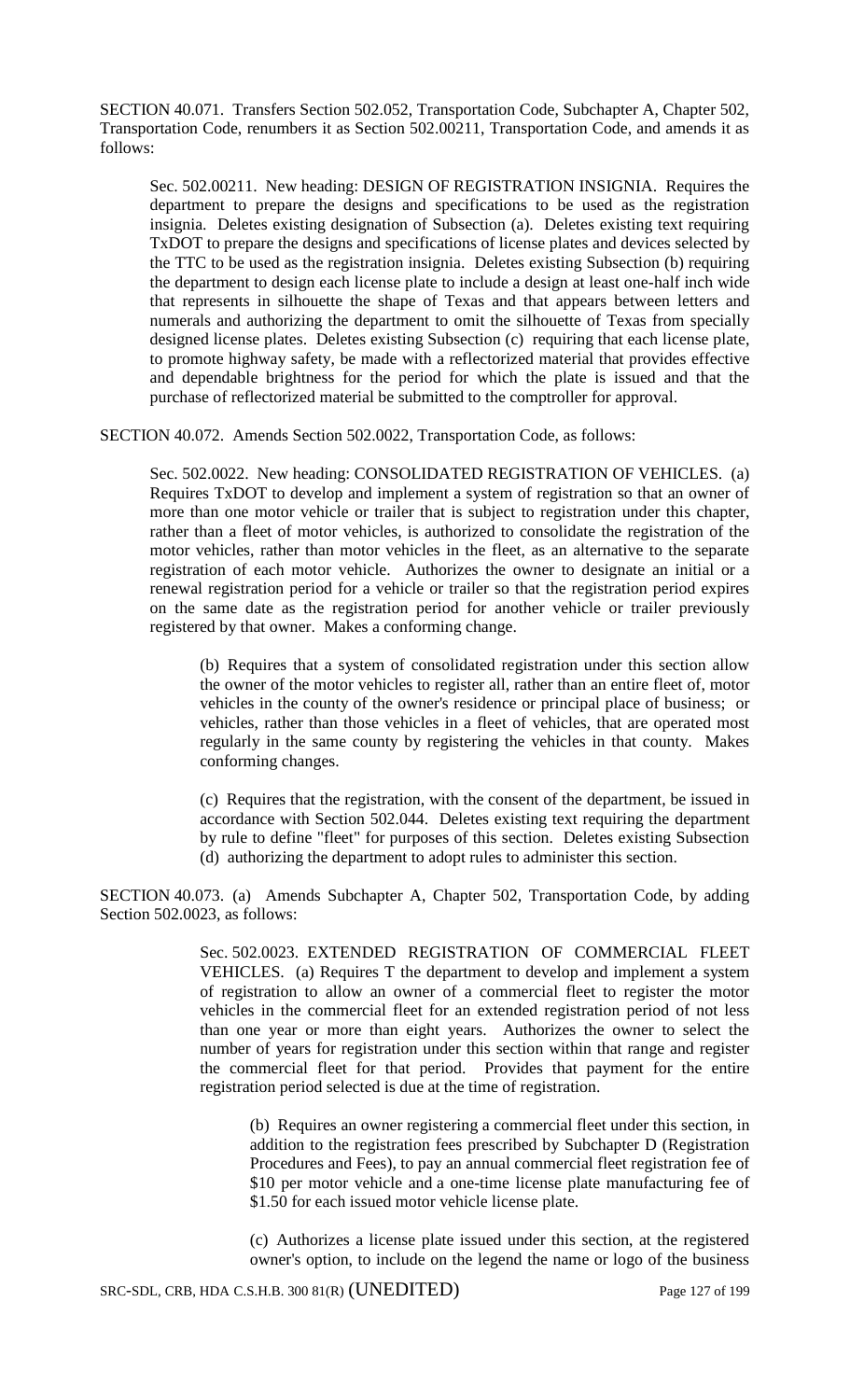SECTION 40.071. Transfers Section 502.052, Transportation Code, Subchapter A, Chapter 502, Transportation Code, renumbers it as Section 502.00211, Transportation Code, and amends it as follows:

Sec. 502.00211. New heading: DESIGN OF REGISTRATION INSIGNIA. Requires the department to prepare the designs and specifications to be used as the registration insignia. Deletes existing designation of Subsection (a). Deletes existing text requiring TxDOT to prepare the designs and specifications of license plates and devices selected by the TTC to be used as the registration insignia. Deletes existing Subsection (b) requiring the department to design each license plate to include a design at least one-half inch wide that represents in silhouette the shape of Texas and that appears between letters and numerals and authorizing the department to omit the silhouette of Texas from specially designed license plates. Deletes existing Subsection (c) requiring that each license plate, to promote highway safety, be made with a reflectorized material that provides effective and dependable brightness for the period for which the plate is issued and that the purchase of reflectorized material be submitted to the comptroller for approval.

SECTION 40.072. Amends Section 502.0022, Transportation Code, as follows:

Sec. 502.0022. New heading: CONSOLIDATED REGISTRATION OF VEHICLES. (a) Requires TxDOT to develop and implement a system of registration so that an owner of more than one motor vehicle or trailer that is subject to registration under this chapter, rather than a fleet of motor vehicles, is authorized to consolidate the registration of the motor vehicles, rather than motor vehicles in the fleet, as an alternative to the separate registration of each motor vehicle. Authorizes the owner to designate an initial or a renewal registration period for a vehicle or trailer so that the registration period expires on the same date as the registration period for another vehicle or trailer previously registered by that owner. Makes a conforming change.

(b) Requires that a system of consolidated registration under this section allow the owner of the motor vehicles to register all, rather than an entire fleet of, motor vehicles in the county of the owner's residence or principal place of business; or vehicles, rather than those vehicles in a fleet of vehicles, that are operated most regularly in the same county by registering the vehicles in that county. Makes conforming changes.

(c) Requires that the registration, with the consent of the department, be issued in accordance with Section 502.044. Deletes existing text requiring the department by rule to define "fleet" for purposes of this section. Deletes existing Subsection (d) authorizing the department to adopt rules to administer this section.

SECTION 40.073. (a) Amends Subchapter A, Chapter 502, Transportation Code, by adding Section 502.0023, as follows:

Sec. 502.0023. EXTENDED REGISTRATION OF COMMERCIAL FLEET VEHICLES. (a) Requires T the department to develop and implement a system of registration to allow an owner of a commercial fleet to register the motor vehicles in the commercial fleet for an extended registration period of not less than one year or more than eight years. Authorizes the owner to select the number of years for registration under this section within that range and register the commercial fleet for that period. Provides that payment for the entire registration period selected is due at the time of registration.

(b) Requires an owner registering a commercial fleet under this section, in addition to the registration fees prescribed by Subchapter D (Registration Procedures and Fees), to pay an annual commercial fleet registration fee of $10 per motor vehicle and a one-time license plate manufacturing fee of $1.50 for each issued motor vehicle license plate.

(c) Authorizes a license plate issued under this section, at the registered owner's option, to include on the legend the name or logo of the business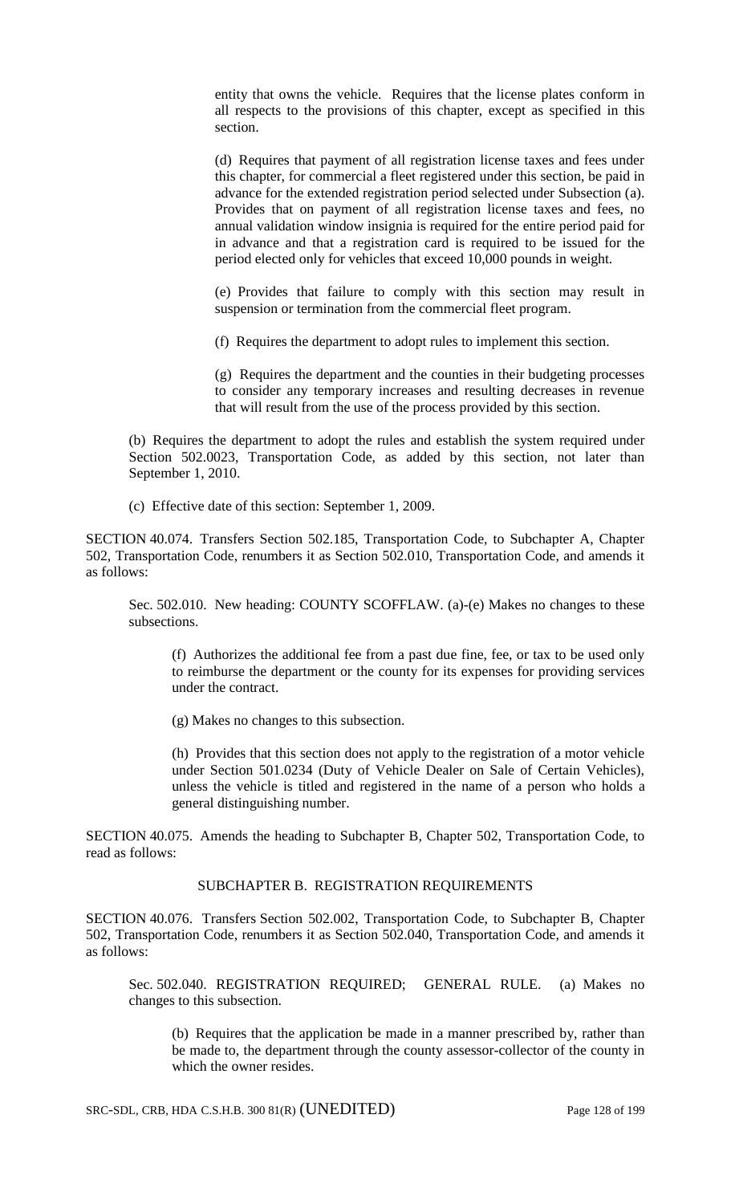entity that owns the vehicle. Requires that the license plates conform in all respects to the provisions of this chapter, except as specified in this section.

(d) Requires that payment of all registration license taxes and fees under this chapter, for commercial a fleet registered under this section, be paid in advance for the extended registration period selected under Subsection (a). Provides that on payment of all registration license taxes and fees, no annual validation window insignia is required for the entire period paid for in advance and that a registration card is required to be issued for the period elected only for vehicles that exceed 10,000 pounds in weight.

(e) Provides that failure to comply with this section may result in suspension or termination from the commercial fleet program.

(f) Requires the department to adopt rules to implement this section.

(g) Requires the department and the counties in their budgeting processes to consider any temporary increases and resulting decreases in revenue that will result from the use of the process provided by this section.

(b) Requires the department to adopt the rules and establish the system required under Section 502.0023, Transportation Code, as added by this section, not later than September 1, 2010.

(c) Effective date of this section: September 1, 2009.

SECTION 40.074. Transfers Section 502.185, Transportation Code, to Subchapter A, Chapter 502, Transportation Code, renumbers it as Section 502.010, Transportation Code, and amends it as follows:

Sec. 502.010. New heading: COUNTY SCOFFLAW. (a)-(e) Makes no changes to these subsections.

(f) Authorizes the additional fee from a past due fine, fee, or tax to be used only to reimburse the department or the county for its expenses for providing services under the contract.

(g) Makes no changes to this subsection.

(h) Provides that this section does not apply to the registration of a motor vehicle under Section 501.0234 (Duty of Vehicle Dealer on Sale of Certain Vehicles), unless the vehicle is titled and registered in the name of a person who holds a general distinguishing number.

SECTION 40.075. Amends the heading to Subchapter B, Chapter 502, Transportation Code, to read as follows:

SUBCHAPTER B. REGISTRATION REQUIREMENTS

SECTION 40.076. Transfers Section 502.002, Transportation Code, to Subchapter B, Chapter 502, Transportation Code, renumbers it as Section 502.040, Transportation Code, and amends it as follows:

Sec. 502.040. REGISTRATION REQUIRED; GENERAL RULE. (a) Makes no changes to this subsection.

(b) Requires that the application be made in a manner prescribed by, rather than be made to, the department through the county assessor-collector of the county in which the owner resides.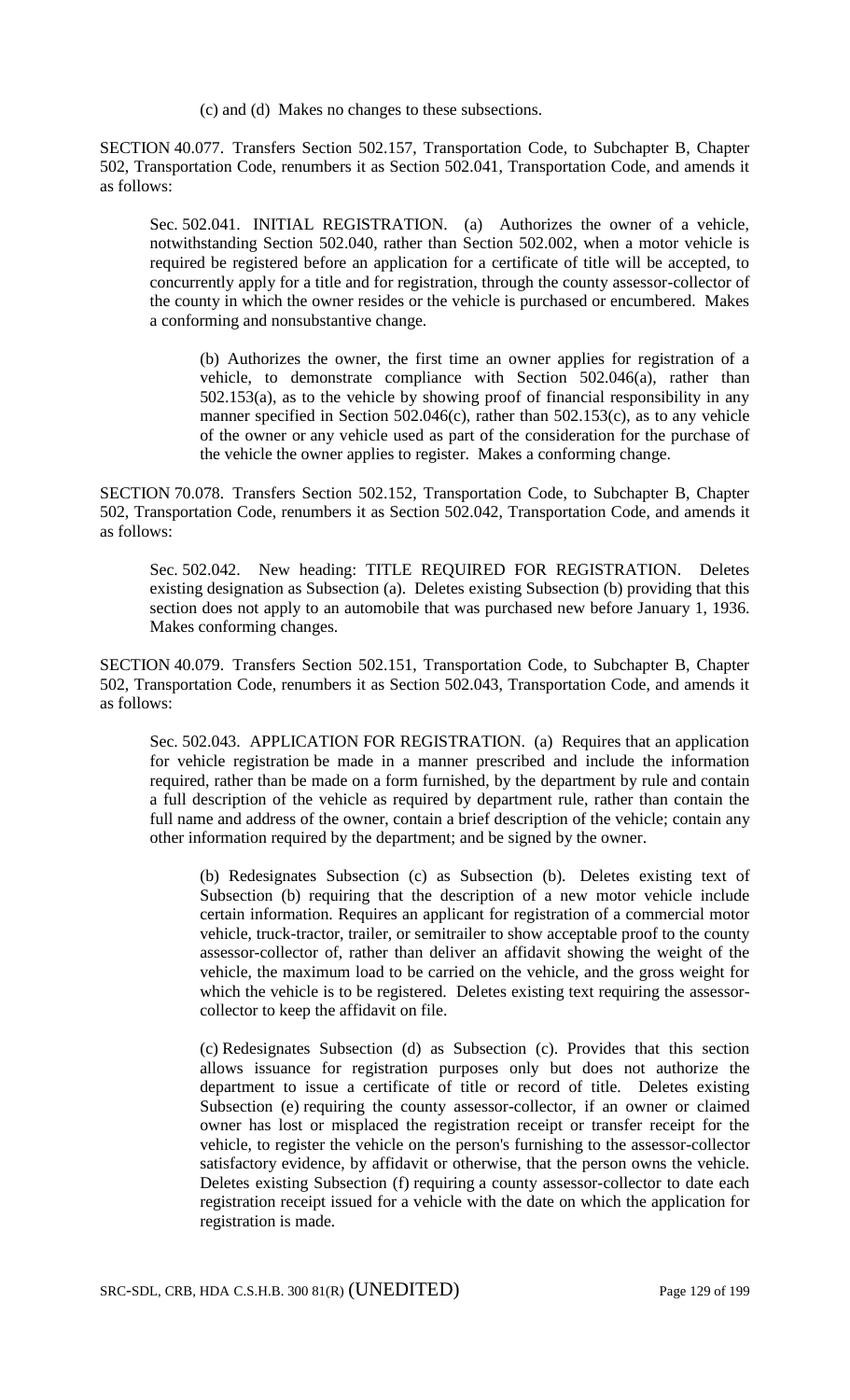(c) and (d) Makes no changes to these subsections.

SECTION 40.077. Transfers Section 502.157, Transportation Code, to Subchapter B, Chapter 502, Transportation Code, renumbers it as Section 502.041, Transportation Code, and amends it as follows:

Sec. 502.041. INITIAL REGISTRATION. (a) Authorizes the owner of a vehicle, notwithstanding Section 502.040, rather than Section 502.002, when a motor vehicle is required be registered before an application for a certificate of title will be accepted, to concurrently apply for a title and for registration, through the county assessor-collector of the county in which the owner resides or the vehicle is purchased or encumbered. Makes a conforming and nonsubstantive change.

(b) Authorizes the owner, the first time an owner applies for registration of a vehicle, to demonstrate compliance with Section 502.046(a), rather than 502.153(a), as to the vehicle by showing proof of financial responsibility in any manner specified in Section 502.046(c), rather than 502.153(c), as to any vehicle of the owner or any vehicle used as part of the consideration for the purchase of the vehicle the owner applies to register. Makes a conforming change.

SECTION 70.078. Transfers Section 502.152, Transportation Code, to Subchapter B, Chapter 502, Transportation Code, renumbers it as Section 502.042, Transportation Code, and amends it as follows:

Sec. 502.042. New heading: TITLE REQUIRED FOR REGISTRATION. Deletes existing designation as Subsection (a). Deletes existing Subsection (b) providing that this section does not apply to an automobile that was purchased new before January 1, 1936. Makes conforming changes.

SECTION 40.079. Transfers Section 502.151, Transportation Code, to Subchapter B, Chapter 502, Transportation Code, renumbers it as Section 502.043, Transportation Code, and amends it as follows:

Sec. 502.043. APPLICATION FOR REGISTRATION. (a) Requires that an application for vehicle registration be made in a manner prescribed and include the information required, rather than be made on a form furnished, by the department by rule and contain a full description of the vehicle as required by department rule, rather than contain the full name and address of the owner, contain a brief description of the vehicle; contain any other information required by the department; and be signed by the owner.

(b) Redesignates Subsection (c) as Subsection (b). Deletes existing text of Subsection (b) requiring that the description of a new motor vehicle include certain information. Requires an applicant for registration of a commercial motor vehicle, truck-tractor, trailer, or semitrailer to show acceptable proof to the county assessor-collector of, rather than deliver an affidavit showing the weight of the vehicle, the maximum load to be carried on the vehicle, and the gross weight for which the vehicle is to be registered. Deletes existing text requiring the assessor-collector to keep the affidavit on file.

(c) Redesignates Subsection (d) as Subsection (c). Provides that this section allows issuance for registration purposes only but does not authorize the department to issue a certificate of title or record of title. Deletes existing Subsection (e) requiring the county assessor-collector, if an owner or claimed owner has lost or misplaced the registration receipt or transfer receipt for the vehicle, to register the vehicle on the person's furnishing to the assessor-collector satisfactory evidence, by affidavit or otherwise, that the person owns the vehicle. Deletes existing Subsection (f) requiring a county assessor-collector to date each registration receipt issued for a vehicle with the date on which the application for registration is made.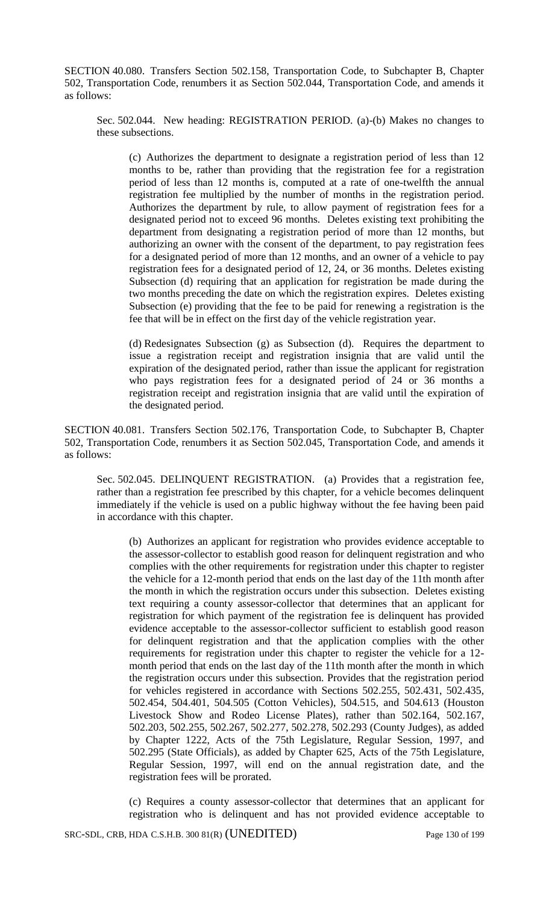SECTION 40.080. Transfers Section 502.158, Transportation Code, to Subchapter B, Chapter 502, Transportation Code, renumbers it as Section 502.044, Transportation Code, and amends it as follows:

Sec. 502.044. New heading: REGISTRATION PERIOD. (a)-(b) Makes no changes to these subsections.

(c) Authorizes the department to designate a registration period of less than 12 months to be, rather than providing that the registration fee for a registration period of less than 12 months is, computed at a rate of one-twelfth the annual registration fee multiplied by the number of months in the registration period. Authorizes the department by rule, to allow payment of registration fees for a designated period not to exceed 96 months. Deletes existing text prohibiting the department from designating a registration period of more than 12 months, but authorizing an owner with the consent of the department, to pay registration fees for a designated period of more than 12 months, and an owner of a vehicle to pay registration fees for a designated period of 12, 24, or 36 months. Deletes existing Subsection (d) requiring that an application for registration be made during the two months preceding the date on which the registration expires. Deletes existing Subsection (e) providing that the fee to be paid for renewing a registration is the fee that will be in effect on the first day of the vehicle registration year.

(d) Redesignates Subsection (g) as Subsection (d). Requires the department to issue a registration receipt and registration insignia that are valid until the expiration of the designated period, rather than issue the applicant for registration who pays registration fees for a designated period of 24 or 36 months a registration receipt and registration insignia that are valid until the expiration of the designated period.

SECTION 40.081. Transfers Section 502.176, Transportation Code, to Subchapter B, Chapter 502, Transportation Code, renumbers it as Section 502.045, Transportation Code, and amends it as follows:

Sec. 502.045. DELINQUENT REGISTRATION. (a) Provides that a registration fee, rather than a registration fee prescribed by this chapter, for a vehicle becomes delinquent immediately if the vehicle is used on a public highway without the fee having been paid in accordance with this chapter.

(b) Authorizes an applicant for registration who provides evidence acceptable to the assessor-collector to establish good reason for delinquent registration and who complies with the other requirements for registration under this chapter to register the vehicle for a 12-month period that ends on the last day of the 11th month after the month in which the registration occurs under this subsection. Deletes existing text requiring a county assessor-collector that determines that an applicant for registration for which payment of the registration fee is delinquent has provided evidence acceptable to the assessor-collector sufficient to establish good reason for delinquent registration and that the application complies with the other requirements for registration under this chapter to register the vehicle for a 12-month period that ends on the last day of the 11th month after the month in which the registration occurs under this subsection. Provides that the registration period for vehicles registered in accordance with Sections 502.255, 502.431, 502.435, 502.454, 504.401, 504.505 (Cotton Vehicles), 504.515, and 504.613 (Houston Livestock Show and Rodeo License Plates), rather than 502.164, 502.167, 502.203, 502.255, 502.267, 502.277, 502.278, 502.293 (County Judges), as added by Chapter 1222, Acts of the 75th Legislature, Regular Session, 1997, and 502.295 (State Officials), as added by Chapter 625, Acts of the 75th Legislature, Regular Session, 1997, will end on the annual registration date, and the registration fees will be prorated.

(c) Requires a county assessor-collector that determines that an applicant for registration who is delinquent and has not provided evidence acceptable to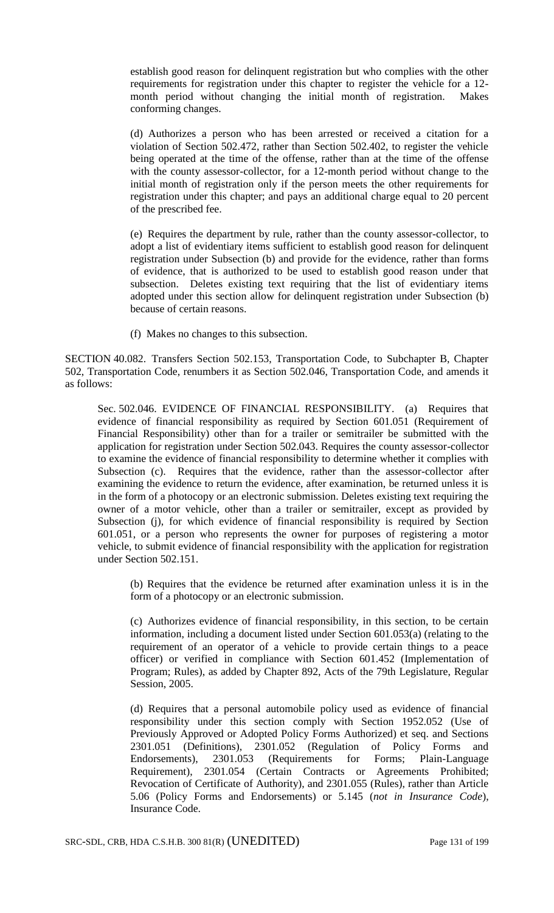establish good reason for delinquent registration but who complies with the other requirements for registration under this chapter to register the vehicle for a 12-month period without changing the initial month of registration. Makes conforming changes.

(d) Authorizes a person who has been arrested or received a citation for a violation of Section 502.472, rather than Section 502.402, to register the vehicle being operated at the time of the offense, rather than at the time of the offense with the county assessor-collector, for a 12-month period without change to the initial month of registration only if the person meets the other requirements for registration under this chapter; and pays an additional charge equal to 20 percent of the prescribed fee.

(e) Requires the department by rule, rather than the county assessor-collector, to adopt a list of evidentiary items sufficient to establish good reason for delinquent registration under Subsection (b) and provide for the evidence, rather than forms of evidence, that is authorized to be used to establish good reason under that subsection. Deletes existing text requiring that the list of evidentiary items adopted under this section allow for delinquent registration under Subsection (b) because of certain reasons.

(f) Makes no changes to this subsection.

SECTION 40.082. Transfers Section 502.153, Transportation Code, to Subchapter B, Chapter 502, Transportation Code, renumbers it as Section 502.046, Transportation Code, and amends it as follows:

Sec. 502.046. EVIDENCE OF FINANCIAL RESPONSIBILITY. (a) Requires that evidence of financial responsibility as required by Section 601.051 (Requirement of Financial Responsibility) other than for a trailer or semitrailer be submitted with the application for registration under Section 502.043. Requires the county assessor-collector to examine the evidence of financial responsibility to determine whether it complies with Subsection (c). Requires that the evidence, rather than the assessor-collector after examining the evidence to return the evidence, after examination, be returned unless it is in the form of a photocopy or an electronic submission. Deletes existing text requiring the owner of a motor vehicle, other than a trailer or semitrailer, except as provided by Subsection (j), for which evidence of financial responsibility is required by Section 601.051, or a person who represents the owner for purposes of registering a motor vehicle, to submit evidence of financial responsibility with the application for registration under Section 502.151.

(b) Requires that the evidence be returned after examination unless it is in the form of a photocopy or an electronic submission.

(c) Authorizes evidence of financial responsibility, in this section, to be certain information, including a document listed under Section 601.053(a) (relating to the requirement of an operator of a vehicle to provide certain things to a peace officer) or verified in compliance with Section 601.452 (Implementation of Program; Rules), as added by Chapter 892, Acts of the 79th Legislature, Regular Session, 2005.

(d) Requires that a personal automobile policy used as evidence of financial responsibility under this section comply with Section 1952.052 (Use of Previously Approved or Adopted Policy Forms Authorized) et seq. and Sections 2301.051 (Definitions), 2301.052 (Regulation of Policy Forms and Endorsements), 2301.053 (Requirements for Forms; Plain-Language Requirement), 2301.054 (Certain Contracts or Agreements Prohibited; Revocation of Certificate of Authority), and 2301.055 (Rules), rather than Article 5.06 (Policy Forms and Endorsements) or 5.145 (*not in Insurance Code*), Insurance Code.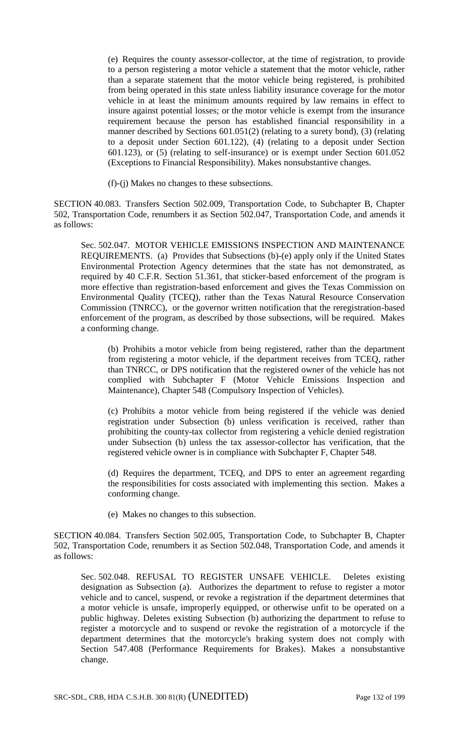(e) Requires the county assessor-collector, at the time of registration, to provide to a person registering a motor vehicle a statement that the motor vehicle, rather than a separate statement that the motor vehicle being registered, is prohibited from being operated in this state unless liability insurance coverage for the motor vehicle in at least the minimum amounts required by law remains in effect to insure against potential losses; or the motor vehicle is exempt from the insurance requirement because the person has established financial responsibility in a manner described by Sections 601.051(2) (relating to a surety bond), (3) (relating to a deposit under Section 601.122), (4) (relating to a deposit under Section 601.123), or (5) (relating to self-insurance) or is exempt under Section 601.052 (Exceptions to Financial Responsibility). Makes nonsubstantive changes.

(f)-(j) Makes no changes to these subsections.

SECTION 40.083. Transfers Section 502.009, Transportation Code, to Subchapter B, Chapter 502, Transportation Code, renumbers it as Section 502.047, Transportation Code, and amends it as follows:

Sec. 502.047. MOTOR VEHICLE EMISSIONS INSPECTION AND MAINTENANCE REQUIREMENTS. (a) Provides that Subsections (b)-(e) apply only if the United States Environmental Protection Agency determines that the state has not demonstrated, as required by 40 C.F.R. Section 51.361, that sticker-based enforcement of the program is more effective than registration-based enforcement and gives the Texas Commission on Environmental Quality (TCEQ), rather than the Texas Natural Resource Conservation Commission (TNRCC), or the governor written notification that the reregistration-based enforcement of the program, as described by those subsections, will be required. Makes a conforming change.

(b) Prohibits a motor vehicle from being registered, rather than the department from registering a motor vehicle, if the department receives from TCEQ, rather than TNRCC, or DPS notification that the registered owner of the vehicle has not complied with Subchapter F (Motor Vehicle Emissions Inspection and Maintenance), Chapter 548 (Compulsory Inspection of Vehicles).

(c) Prohibits a motor vehicle from being registered if the vehicle was denied registration under Subsection (b) unless verification is received, rather than prohibiting the county-tax collector from registering a vehicle denied registration under Subsection (b) unless the tax assessor-collector has verification, that the registered vehicle owner is in compliance with Subchapter F, Chapter 548.

(d) Requires the department, TCEQ, and DPS to enter an agreement regarding the responsibilities for costs associated with implementing this section. Makes a conforming change.

(e) Makes no changes to this subsection.

SECTION 40.084. Transfers Section 502.005, Transportation Code, to Subchapter B, Chapter 502, Transportation Code, renumbers it as Section 502.048, Transportation Code, and amends it as follows:

Sec. 502.048. REFUSAL TO REGISTER UNSAFE VEHICLE. Deletes existing designation as Subsection (a). Authorizes the department to refuse to register a motor vehicle and to cancel, suspend, or revoke a registration if the department determines that a motor vehicle is unsafe, improperly equipped, or otherwise unfit to be operated on a public highway. Deletes existing Subsection (b) authorizing the department to refuse to register a motorcycle and to suspend or revoke the registration of a motorcycle if the department determines that the motorcycle's braking system does not comply with Section 547.408 (Performance Requirements for Brakes). Makes a nonsubstantive change.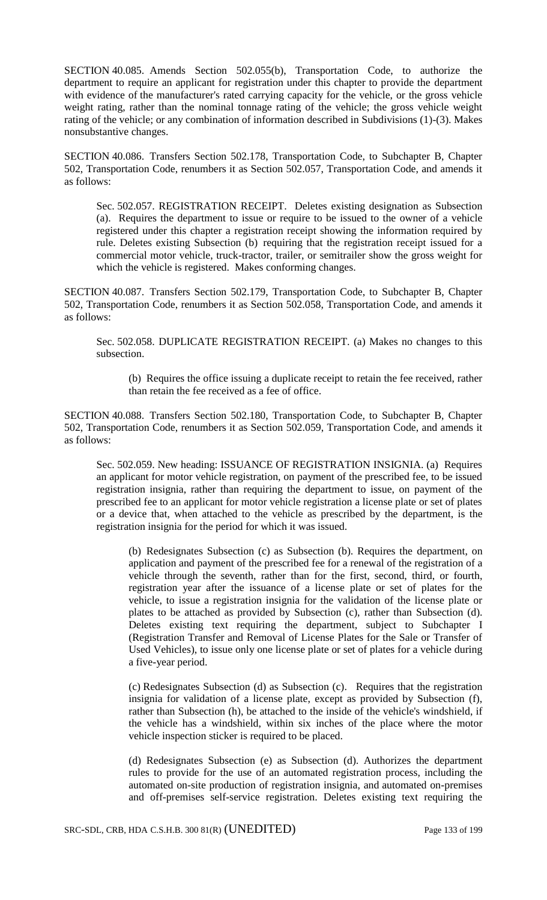SECTION 40.085. Amends Section 502.055(b), Transportation Code, to authorize the department to require an applicant for registration under this chapter to provide the department with evidence of the manufacturer's rated carrying capacity for the vehicle, or the gross vehicle weight rating, rather than the nominal tonnage rating of the vehicle; the gross vehicle weight rating of the vehicle; or any combination of information described in Subdivisions (1)-(3). Makes nonsubstantive changes.

SECTION 40.086. Transfers Section 502.178, Transportation Code, to Subchapter B, Chapter 502, Transportation Code, renumbers it as Section 502.057, Transportation Code, and amends it as follows:

> Sec. 502.057. REGISTRATION RECEIPT. Deletes existing designation as Subsection (a). Requires the department to issue or require to be issued to the owner of a vehicle registered under this chapter a registration receipt showing the information required by rule. Deletes existing Subsection (b) requiring that the registration receipt issued for a commercial motor vehicle, truck-tractor, trailer, or semitrailer show the gross weight for which the vehicle is registered. Makes conforming changes.

SECTION 40.087. Transfers Section 502.179, Transportation Code, to Subchapter B, Chapter 502, Transportation Code, renumbers it as Section 502.058, Transportation Code, and amends it as follows:

> Sec. 502.058. DUPLICATE REGISTRATION RECEIPT. (a) Makes no changes to this subsection.
>
> > (b) Requires the office issuing a duplicate receipt to retain the fee received, rather than retain the fee received as a fee of office.

SECTION 40.088. Transfers Section 502.180, Transportation Code, to Subchapter B, Chapter 502, Transportation Code, renumbers it as Section 502.059, Transportation Code, and amends it as follows:

> Sec. 502.059. New heading: ISSUANCE OF REGISTRATION INSIGNIA. (a) Requires an applicant for motor vehicle registration, on payment of the prescribed fee, to be issued registration insignia, rather than requiring the department to issue, on payment of the prescribed fee to an applicant for motor vehicle registration a license plate or set of plates or a device that, when attached to the vehicle as prescribed by the department, is the registration insignia for the period for which it was issued.
>
> > (b) Redesignates Subsection (c) as Subsection (b). Requires the department, on application and payment of the prescribed fee for a renewal of the registration of a vehicle through the seventh, rather than for the first, second, third, or fourth, registration year after the issuance of a license plate or set of plates for the vehicle, to issue a registration insignia for the validation of the license plate or plates to be attached as provided by Subsection (c), rather than Subsection (d). Deletes existing text requiring the department, subject to Subchapter I (Registration Transfer and Removal of License Plates for the Sale or Transfer of Used Vehicles), to issue only one license plate or set of plates for a vehicle during a five-year period.
> >
> > (c) Redesignates Subsection (d) as Subsection (c). Requires that the registration insignia for validation of a license plate, except as provided by Subsection (f), rather than Subsection (h), be attached to the inside of the vehicle's windshield, if the vehicle has a windshield, within six inches of the place where the motor vehicle inspection sticker is required to be placed.
> >
> > (d) Redesignates Subsection (e) as Subsection (d). Authorizes the department rules to provide for the use of an automated registration process, including the automated on-site production of registration insignia, and automated on-premises and off-premises self-service registration. Deletes existing text requiring the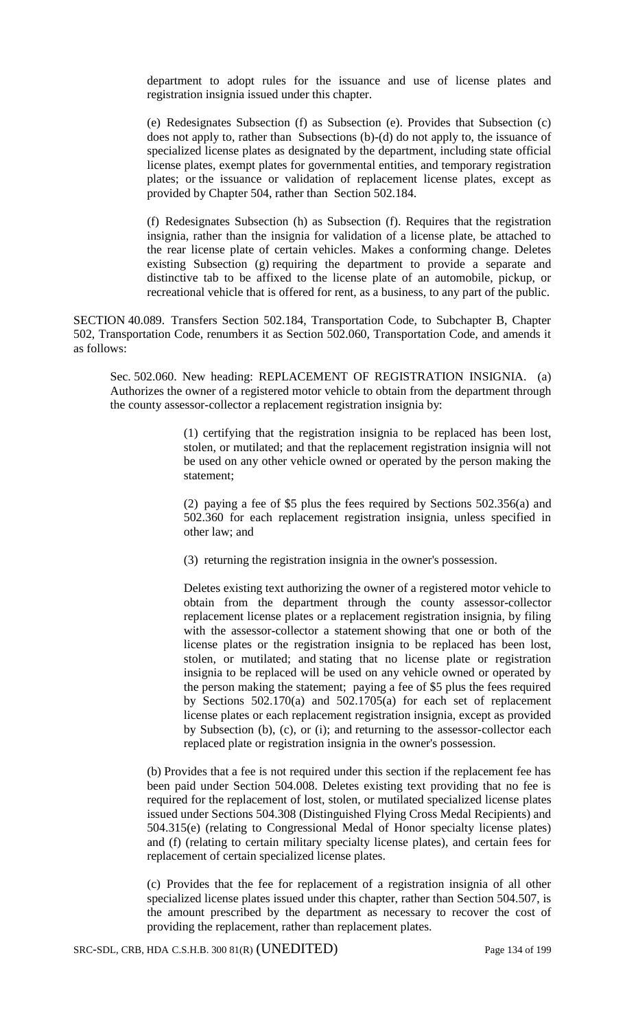department to adopt rules for the issuance and use of license plates and registration insignia issued under this chapter.

(e) Redesignates Subsection (f) as Subsection (e). Provides that Subsection (c) does not apply to, rather than Subsections (b)-(d) do not apply to, the issuance of specialized license plates as designated by the department, including state official license plates, exempt plates for governmental entities, and temporary registration plates; or the issuance or validation of replacement license plates, except as provided by Chapter 504, rather than Section 502.184.

(f) Redesignates Subsection (h) as Subsection (f). Requires that the registration insignia, rather than the insignia for validation of a license plate, be attached to the rear license plate of certain vehicles. Makes a conforming change. Deletes existing Subsection (g) requiring the department to provide a separate and distinctive tab to be affixed to the license plate of an automobile, pickup, or recreational vehicle that is offered for rent, as a business, to any part of the public.

SECTION 40.089. Transfers Section 502.184, Transportation Code, to Subchapter B, Chapter 502, Transportation Code, renumbers it as Section 502.060, Transportation Code, and amends it as follows:

Sec. 502.060. New heading: REPLACEMENT OF REGISTRATION INSIGNIA. (a) Authorizes the owner of a registered motor vehicle to obtain from the department through the county assessor-collector a replacement registration insignia by:

(1) certifying that the registration insignia to be replaced has been lost, stolen, or mutilated; and that the replacement registration insignia will not be used on any other vehicle owned or operated by the person making the statement;

(2) paying a fee of $5 plus the fees required by Sections 502.356(a) and 502.360 for each replacement registration insignia, unless specified in other law; and

(3) returning the registration insignia in the owner's possession.

Deletes existing text authorizing the owner of a registered motor vehicle to obtain from the department through the county assessor-collector replacement license plates or a replacement registration insignia, by filing with the assessor-collector a statement showing that one or both of the license plates or the registration insignia to be replaced has been lost, stolen, or mutilated; and stating that no license plate or registration insignia to be replaced will be used on any vehicle owned or operated by the person making the statement; paying a fee of $5 plus the fees required by Sections 502.170(a) and 502.1705(a) for each set of replacement license plates or each replacement registration insignia, except as provided by Subsection (b), (c), or (i); and returning to the assessor-collector each replaced plate or registration insignia in the owner's possession.

(b) Provides that a fee is not required under this section if the replacement fee has been paid under Section 504.008. Deletes existing text providing that no fee is required for the replacement of lost, stolen, or mutilated specialized license plates issued under Sections 504.308 (Distinguished Flying Cross Medal Recipients) and 504.315(e) (relating to Congressional Medal of Honor specialty license plates) and (f) (relating to certain military specialty license plates), and certain fees for replacement of certain specialized license plates.

(c) Provides that the fee for replacement of a registration insignia of all other specialized license plates issued under this chapter, rather than Section 504.507, is the amount prescribed by the department as necessary to recover the cost of providing the replacement, rather than replacement plates.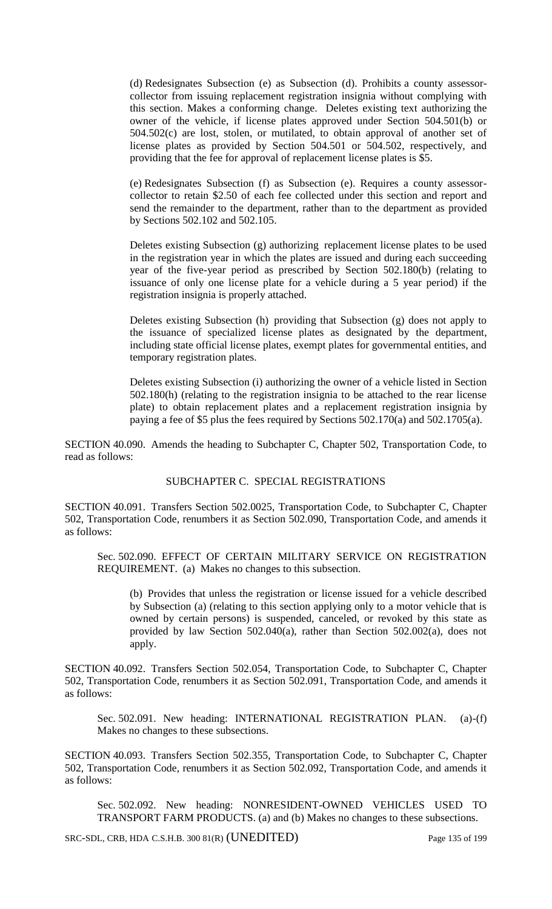(d) Redesignates Subsection (e) as Subsection (d). Prohibits a county assessor-collector from issuing replacement registration insignia without complying with this section. Makes a conforming change. Deletes existing text authorizing the owner of the vehicle, if license plates approved under Section 504.501(b) or 504.502(c) are lost, stolen, or mutilated, to obtain approval of another set of license plates as provided by Section 504.501 or 504.502, respectively, and providing that the fee for approval of replacement license plates is $5.

(e) Redesignates Subsection (f) as Subsection (e). Requires a county assessor-collector to retain $2.50 of each fee collected under this section and report and send the remainder to the department, rather than to the department as provided by Sections 502.102 and 502.105.

Deletes existing Subsection (g) authorizing replacement license plates to be used in the registration year in which the plates are issued and during each succeeding year of the five-year period as prescribed by Section 502.180(b) (relating to issuance of only one license plate for a vehicle during a 5 year period) if the registration insignia is properly attached.

Deletes existing Subsection (h) providing that Subsection (g) does not apply to the issuance of specialized license plates as designated by the department, including state official license plates, exempt plates for governmental entities, and temporary registration plates.

Deletes existing Subsection (i) authorizing the owner of a vehicle listed in Section 502.180(h) (relating to the registration insignia to be attached to the rear license plate) to obtain replacement plates and a replacement registration insignia by paying a fee of $5 plus the fees required by Sections 502.170(a) and 502.1705(a).

SECTION 40.090. Amends the heading to Subchapter C, Chapter 502, Transportation Code, to read as follows:

SUBCHAPTER C. SPECIAL REGISTRATIONS

SECTION 40.091. Transfers Section 502.0025, Transportation Code, to Subchapter C, Chapter 502, Transportation Code, renumbers it as Section 502.090, Transportation Code, and amends it as follows:

Sec. 502.090. EFFECT OF CERTAIN MILITARY SERVICE ON REGISTRATION REQUIREMENT. (a) Makes no changes to this subsection.

(b) Provides that unless the registration or license issued for a vehicle described by Subsection (a) (relating to this section applying only to a motor vehicle that is owned by certain persons) is suspended, canceled, or revoked by this state as provided by law Section 502.040(a), rather than Section 502.002(a), does not apply.

SECTION 40.092. Transfers Section 502.054, Transportation Code, to Subchapter C, Chapter 502, Transportation Code, renumbers it as Section 502.091, Transportation Code, and amends it as follows:

Sec. 502.091. New heading: INTERNATIONAL REGISTRATION PLAN. (a)-(f) Makes no changes to these subsections.

SECTION 40.093. Transfers Section 502.355, Transportation Code, to Subchapter C, Chapter 502, Transportation Code, renumbers it as Section 502.092, Transportation Code, and amends it as follows:

Sec. 502.092. New heading: NONRESIDENT-OWNED VEHICLES USED TO TRANSPORT FARM PRODUCTS. (a) and (b) Makes no changes to these subsections.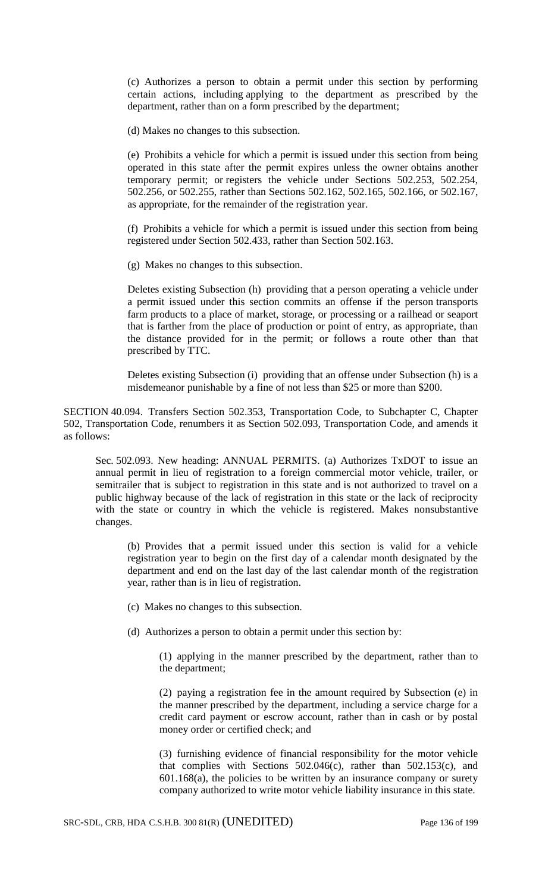(c) Authorizes a person to obtain a permit under this section by performing certain actions, including applying to the department as prescribed by the department, rather than on a form prescribed by the department;

(d) Makes no changes to this subsection.

(e) Prohibits a vehicle for which a permit is issued under this section from being operated in this state after the permit expires unless the owner obtains another temporary permit; or registers the vehicle under Sections 502.253, 502.254, 502.256, or 502.255, rather than Sections 502.162, 502.165, 502.166, or 502.167, as appropriate, for the remainder of the registration year.

(f) Prohibits a vehicle for which a permit is issued under this section from being registered under Section 502.433, rather than Section 502.163.

(g) Makes no changes to this subsection.

Deletes existing Subsection (h) providing that a person operating a vehicle under a permit issued under this section commits an offense if the person transports farm products to a place of market, storage, or processing or a railhead or seaport that is farther from the place of production or point of entry, as appropriate, than the distance provided for in the permit; or follows a route other than that prescribed by TTC.

Deletes existing Subsection (i) providing that an offense under Subsection (h) is a misdemeanor punishable by a fine of not less than $25 or more than $200.

SECTION 40.094. Transfers Section 502.353, Transportation Code, to Subchapter C, Chapter 502, Transportation Code, renumbers it as Section 502.093, Transportation Code, and amends it as follows:

Sec. 502.093. New heading: ANNUAL PERMITS. (a) Authorizes TxDOT to issue an annual permit in lieu of registration to a foreign commercial motor vehicle, trailer, or semitrailer that is subject to registration in this state and is not authorized to travel on a public highway because of the lack of registration in this state or the lack of reciprocity with the state or country in which the vehicle is registered. Makes nonsubstantive changes.

(b) Provides that a permit issued under this section is valid for a vehicle registration year to begin on the first day of a calendar month designated by the department and end on the last day of the last calendar month of the registration year, rather than is in lieu of registration.

(c) Makes no changes to this subsection.

(d) Authorizes a person to obtain a permit under this section by:

(1) applying in the manner prescribed by the department, rather than to the department;

(2) paying a registration fee in the amount required by Subsection (e) in the manner prescribed by the department, including a service charge for a credit card payment or escrow account, rather than in cash or by postal money order or certified check; and

(3) furnishing evidence of financial responsibility for the motor vehicle that complies with Sections 502.046(c), rather than 502.153(c), and 601.168(a), the policies to be written by an insurance company or surety company authorized to write motor vehicle liability insurance in this state.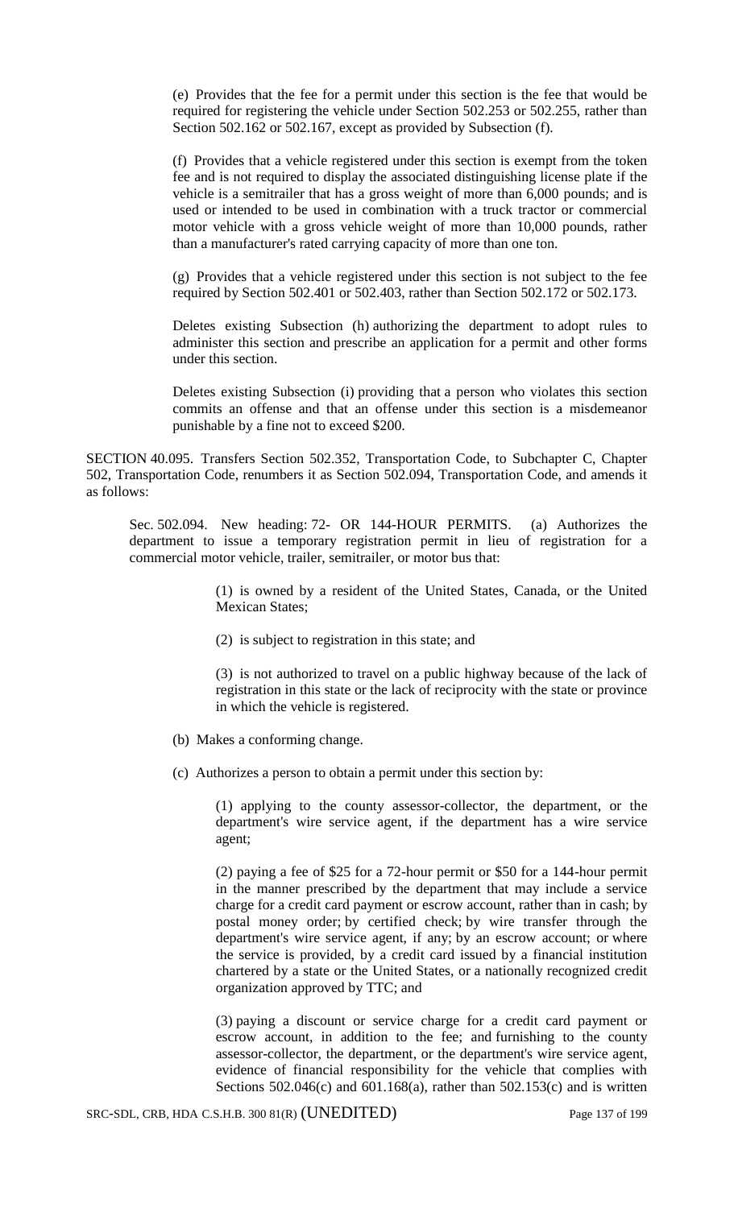(e) Provides that the fee for a permit under this section is the fee that would be required for registering the vehicle under Section 502.253 or 502.255, rather than Section 502.162 or 502.167, except as provided by Subsection (f).

(f) Provides that a vehicle registered under this section is exempt from the token fee and is not required to display the associated distinguishing license plate if the vehicle is a semitrailer that has a gross weight of more than 6,000 pounds; and is used or intended to be used in combination with a truck tractor or commercial motor vehicle with a gross vehicle weight of more than 10,000 pounds, rather than a manufacturer's rated carrying capacity of more than one ton.

(g) Provides that a vehicle registered under this section is not subject to the fee required by Section 502.401 or 502.403, rather than Section 502.172 or 502.173.

Deletes existing Subsection (h) authorizing the department to adopt rules to administer this section and prescribe an application for a permit and other forms under this section.

Deletes existing Subsection (i) providing that a person who violates this section commits an offense and that an offense under this section is a misdemeanor punishable by a fine not to exceed $200.

SECTION 40.095. Transfers Section 502.352, Transportation Code, to Subchapter C, Chapter 502, Transportation Code, renumbers it as Section 502.094, Transportation Code, and amends it as follows:

Sec. 502.094. New heading: 72- OR 144-HOUR PERMITS. (a) Authorizes the department to issue a temporary registration permit in lieu of registration for a commercial motor vehicle, trailer, semitrailer, or motor bus that:

(1) is owned by a resident of the United States, Canada, or the United Mexican States;

(2) is subject to registration in this state; and

(3) is not authorized to travel on a public highway because of the lack of registration in this state or the lack of reciprocity with the state or province in which the vehicle is registered.

(b) Makes a conforming change.

(c) Authorizes a person to obtain a permit under this section by:

(1) applying to the county assessor-collector, the department, or the department's wire service agent, if the department has a wire service agent;

(2) paying a fee of $25 for a 72-hour permit or $50 for a 144-hour permit in the manner prescribed by the department that may include a service charge for a credit card payment or escrow account, rather than in cash; by postal money order; by certified check; by wire transfer through the department's wire service agent, if any; by an escrow account; or where the service is provided, by a credit card issued by a financial institution chartered by a state or the United States, or a nationally recognized credit organization approved by TTC; and

(3) paying a discount or service charge for a credit card payment or escrow account, in addition to the fee; and furnishing to the county assessor-collector, the department, or the department's wire service agent, evidence of financial responsibility for the vehicle that complies with Sections 502.046(c) and 601.168(a), rather than 502.153(c) and is written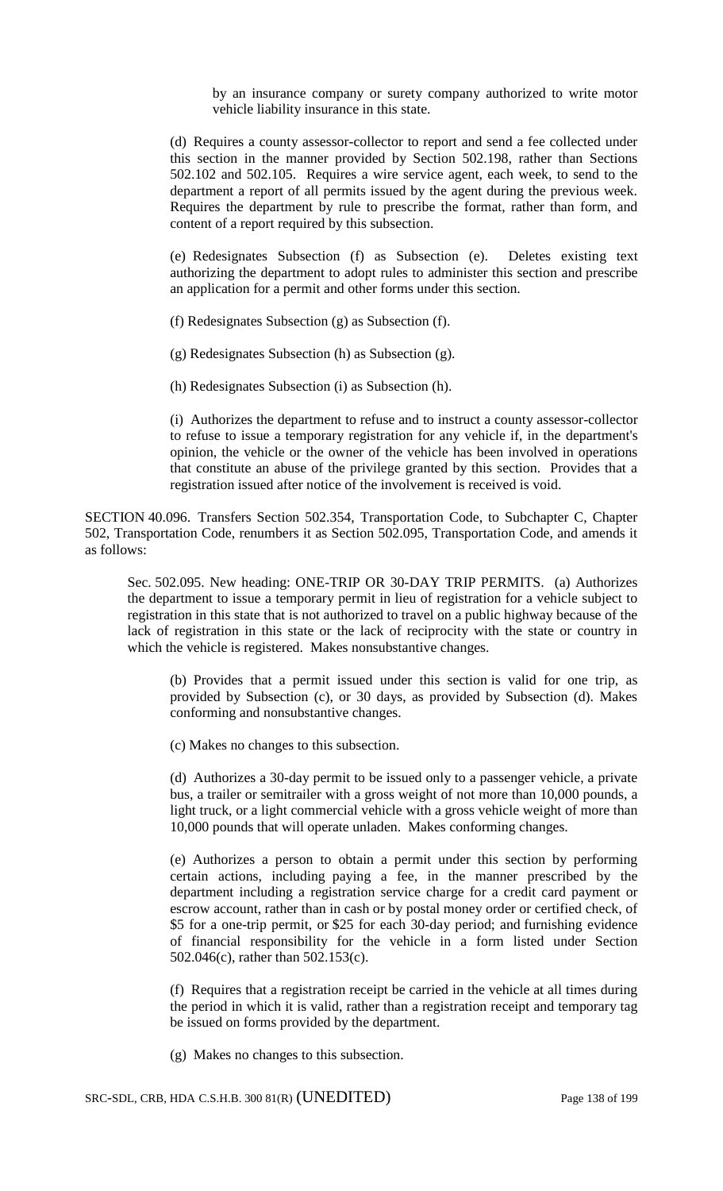by an insurance company or surety company authorized to write motor vehicle liability insurance in this state.

(d) Requires a county assessor-collector to report and send a fee collected under this section in the manner provided by Section 502.198, rather than Sections 502.102 and 502.105. Requires a wire service agent, each week, to send to the department a report of all permits issued by the agent during the previous week. Requires the department by rule to prescribe the format, rather than form, and content of a report required by this subsection.

(e) Redesignates Subsection (f) as Subsection (e). Deletes existing text authorizing the department to adopt rules to administer this section and prescribe an application for a permit and other forms under this section.

(f) Redesignates Subsection (g) as Subsection (f).

(g) Redesignates Subsection (h) as Subsection (g).

(h) Redesignates Subsection (i) as Subsection (h).

(i) Authorizes the department to refuse and to instruct a county assessor-collector to refuse to issue a temporary registration for any vehicle if, in the department's opinion, the vehicle or the owner of the vehicle has been involved in operations that constitute an abuse of the privilege granted by this section. Provides that a registration issued after notice of the involvement is received is void.

SECTION 40.096. Transfers Section 502.354, Transportation Code, to Subchapter C, Chapter 502, Transportation Code, renumbers it as Section 502.095, Transportation Code, and amends it as follows:

Sec. 502.095. New heading: ONE-TRIP OR 30-DAY TRIP PERMITS. (a) Authorizes the department to issue a temporary permit in lieu of registration for a vehicle subject to registration in this state that is not authorized to travel on a public highway because of the lack of registration in this state or the lack of reciprocity with the state or country in which the vehicle is registered. Makes nonsubstantive changes.

(b) Provides that a permit issued under this section is valid for one trip, as provided by Subsection (c), or 30 days, as provided by Subsection (d). Makes conforming and nonsubstantive changes.

(c) Makes no changes to this subsection.

(d) Authorizes a 30-day permit to be issued only to a passenger vehicle, a private bus, a trailer or semitrailer with a gross weight of not more than 10,000 pounds, a light truck, or a light commercial vehicle with a gross vehicle weight of more than 10,000 pounds that will operate unladen. Makes conforming changes.

(e) Authorizes a person to obtain a permit under this section by performing certain actions, including paying a fee, in the manner prescribed by the department including a registration service charge for a credit card payment or escrow account, rather than in cash or by postal money order or certified check, of $5 for a one-trip permit, or $25 for each 30-day period; and furnishing evidence of financial responsibility for the vehicle in a form listed under Section 502.046(c), rather than 502.153(c).

(f) Requires that a registration receipt be carried in the vehicle at all times during the period in which it is valid, rather than a registration receipt and temporary tag be issued on forms provided by the department.

(g) Makes no changes to this subsection.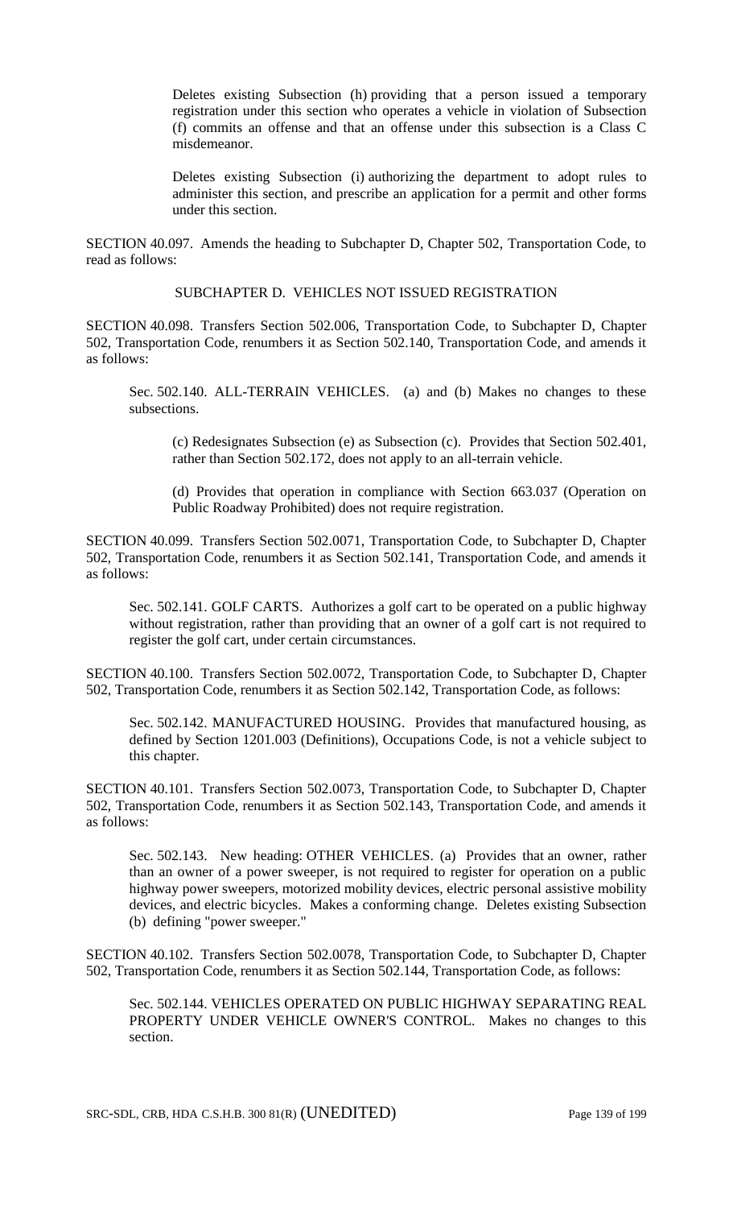Deletes existing Subsection (h) providing that a person issued a temporary registration under this section who operates a vehicle in violation of Subsection (f) commits an offense and that an offense under this subsection is a Class C misdemeanor.

Deletes existing Subsection (i) authorizing the department to adopt rules to administer this section, and prescribe an application for a permit and other forms under this section.

SECTION 40.097. Amends the heading to Subchapter D, Chapter 502, Transportation Code, to read as follows:

SUBCHAPTER D. VEHICLES NOT ISSUED REGISTRATION

SECTION 40.098. Transfers Section 502.006, Transportation Code, to Subchapter D, Chapter 502, Transportation Code, renumbers it as Section 502.140, Transportation Code, and amends it as follows:

Sec. 502.140. ALL-TERRAIN VEHICLES. (a) and (b) Makes no changes to these subsections.

(c) Redesignates Subsection (e) as Subsection (c). Provides that Section 502.401, rather than Section 502.172, does not apply to an all-terrain vehicle.

(d) Provides that operation in compliance with Section 663.037 (Operation on Public Roadway Prohibited) does not require registration.

SECTION 40.099. Transfers Section 502.0071, Transportation Code, to Subchapter D, Chapter 502, Transportation Code, renumbers it as Section 502.141, Transportation Code, and amends it as follows:

Sec. 502.141. GOLF CARTS. Authorizes a golf cart to be operated on a public highway without registration, rather than providing that an owner of a golf cart is not required to register the golf cart, under certain circumstances.

SECTION 40.100. Transfers Section 502.0072, Transportation Code, to Subchapter D, Chapter 502, Transportation Code, renumbers it as Section 502.142, Transportation Code, as follows:

Sec. 502.142. MANUFACTURED HOUSING. Provides that manufactured housing, as defined by Section 1201.003 (Definitions), Occupations Code, is not a vehicle subject to this chapter.

SECTION 40.101. Transfers Section 502.0073, Transportation Code, to Subchapter D, Chapter 502, Transportation Code, renumbers it as Section 502.143, Transportation Code, and amends it as follows:

Sec. 502.143. New heading: OTHER VEHICLES. (a) Provides that an owner, rather than an owner of a power sweeper, is not required to register for operation on a public highway power sweepers, motorized mobility devices, electric personal assistive mobility devices, and electric bicycles. Makes a conforming change. Deletes existing Subsection (b) defining "power sweeper."

SECTION 40.102. Transfers Section 502.0078, Transportation Code, to Subchapter D, Chapter 502, Transportation Code, renumbers it as Section 502.144, Transportation Code, as follows:

Sec. 502.144. VEHICLES OPERATED ON PUBLIC HIGHWAY SEPARATING REAL PROPERTY UNDER VEHICLE OWNER'S CONTROL. Makes no changes to this section.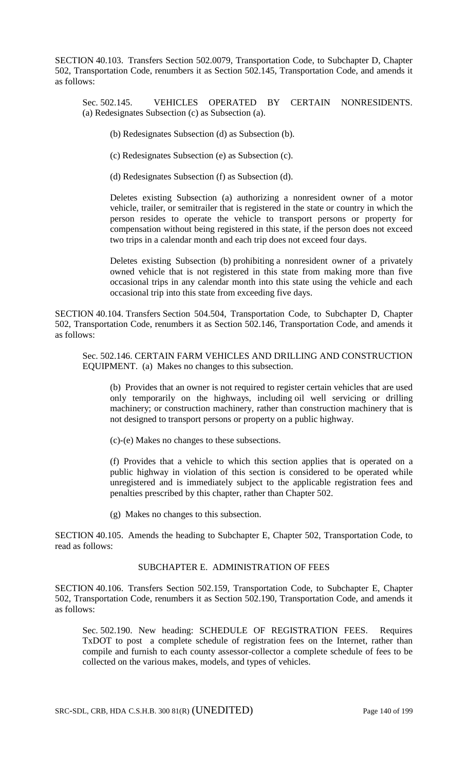SECTION 40.103. Transfers Section 502.0079, Transportation Code, to Subchapter D, Chapter 502, Transportation Code, renumbers it as Section 502.145, Transportation Code, and amends it as follows:

Sec. 502.145. VEHICLES OPERATED BY CERTAIN NONRESIDENTS. (a) Redesignates Subsection (c) as Subsection (a).

(b) Redesignates Subsection (d) as Subsection (b).

(c) Redesignates Subsection (e) as Subsection (c).

(d) Redesignates Subsection (f) as Subsection (d).

Deletes existing Subsection (a) authorizing a nonresident owner of a motor vehicle, trailer, or semitrailer that is registered in the state or country in which the person resides to operate the vehicle to transport persons or property for compensation without being registered in this state, if the person does not exceed two trips in a calendar month and each trip does not exceed four days.

Deletes existing Subsection (b) prohibiting a nonresident owner of a privately owned vehicle that is not registered in this state from making more than five occasional trips in any calendar month into this state using the vehicle and each occasional trip into this state from exceeding five days.

SECTION 40.104. Transfers Section 504.504, Transportation Code, to Subchapter D, Chapter 502, Transportation Code, renumbers it as Section 502.146, Transportation Code, and amends it as follows:

Sec. 502.146. CERTAIN FARM VEHICLES AND DRILLING AND CONSTRUCTION EQUIPMENT. (a) Makes no changes to this subsection.

(b) Provides that an owner is not required to register certain vehicles that are used only temporarily on the highways, including oil well servicing or drilling machinery; or construction machinery, rather than construction machinery that is not designed to transport persons or property on a public highway.

(c)-(e) Makes no changes to these subsections.

(f) Provides that a vehicle to which this section applies that is operated on a public highway in violation of this section is considered to be operated while unregistered and is immediately subject to the applicable registration fees and penalties prescribed by this chapter, rather than Chapter 502.

(g) Makes no changes to this subsection.

SECTION 40.105. Amends the heading to Subchapter E, Chapter 502, Transportation Code, to read as follows:

SUBCHAPTER E. ADMINISTRATION OF FEES

SECTION 40.106. Transfers Section 502.159, Transportation Code, to Subchapter E, Chapter 502, Transportation Code, renumbers it as Section 502.190, Transportation Code, and amends it as follows:

Sec. 502.190. New heading: SCHEDULE OF REGISTRATION FEES. Requires TxDOT to post a complete schedule of registration fees on the Internet, rather than compile and furnish to each county assessor-collector a complete schedule of fees to be collected on the various makes, models, and types of vehicles.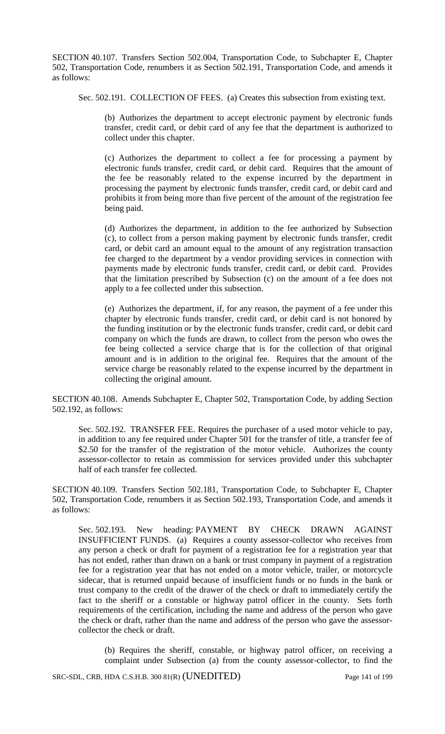SECTION 40.107. Transfers Section 502.004, Transportation Code, to Subchapter E, Chapter 502, Transportation Code, renumbers it as Section 502.191, Transportation Code, and amends it as follows:

Sec. 502.191. COLLECTION OF FEES. (a) Creates this subsection from existing text.

(b) Authorizes the department to accept electronic payment by electronic funds transfer, credit card, or debit card of any fee that the department is authorized to collect under this chapter.

(c) Authorizes the department to collect a fee for processing a payment by electronic funds transfer, credit card, or debit card. Requires that the amount of the fee be reasonably related to the expense incurred by the department in processing the payment by electronic funds transfer, credit card, or debit card and prohibits it from being more than five percent of the amount of the registration fee being paid.

(d) Authorizes the department, in addition to the fee authorized by Subsection (c), to collect from a person making payment by electronic funds transfer, credit card, or debit card an amount equal to the amount of any registration transaction fee charged to the department by a vendor providing services in connection with payments made by electronic funds transfer, credit card, or debit card. Provides that the limitation prescribed by Subsection (c) on the amount of a fee does not apply to a fee collected under this subsection.

(e) Authorizes the department, if, for any reason, the payment of a fee under this chapter by electronic funds transfer, credit card, or debit card is not honored by the funding institution or by the electronic funds transfer, credit card, or debit card company on which the funds are drawn, to collect from the person who owes the fee being collected a service charge that is for the collection of that original amount and is in addition to the original fee. Requires that the amount of the service charge be reasonably related to the expense incurred by the department in collecting the original amount.

SECTION 40.108. Amends Subchapter E, Chapter 502, Transportation Code, by adding Section 502.192, as follows:

Sec. 502.192. TRANSFER FEE. Requires the purchaser of a used motor vehicle to pay, in addition to any fee required under Chapter 501 for the transfer of title, a transfer fee of $2.50 for the transfer of the registration of the motor vehicle. Authorizes the county assessor-collector to retain as commission for services provided under this subchapter half of each transfer fee collected.

SECTION 40.109. Transfers Section 502.181, Transportation Code, to Subchapter E, Chapter 502, Transportation Code, renumbers it as Section 502.193, Transportation Code, and amends it as follows:

Sec. 502.193. New heading: PAYMENT BY CHECK DRAWN AGAINST INSUFFICIENT FUNDS. (a) Requires a county assessor-collector who receives from any person a check or draft for payment of a registration fee for a registration year that has not ended, rather than drawn on a bank or trust company in payment of a registration fee for a registration year that has not ended on a motor vehicle, trailer, or motorcycle sidecar, that is returned unpaid because of insufficient funds or no funds in the bank or trust company to the credit of the drawer of the check or draft to immediately certify the fact to the sheriff or a constable or highway patrol officer in the county. Sets forth requirements of the certification, including the name and address of the person who gave the check or draft, rather than the name and address of the person who gave the assessor-collector the check or draft.

(b) Requires the sheriff, constable, or highway patrol officer, on receiving a complaint under Subsection (a) from the county assessor-collector, to find the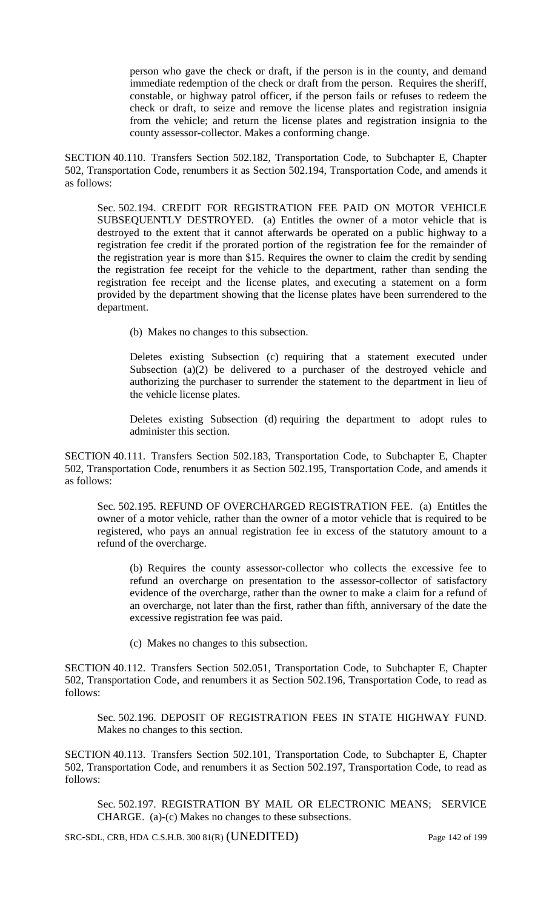person who gave the check or draft, if the person is in the county, and demand immediate redemption of the check or draft from the person. Requires the sheriff, constable, or highway patrol officer, if the person fails or refuses to redeem the check or draft, to seize and remove the license plates and registration insignia from the vehicle; and return the license plates and registration insignia to the county assessor-collector. Makes a conforming change.

SECTION 40.110. Transfers Section 502.182, Transportation Code, to Subchapter E, Chapter 502, Transportation Code, renumbers it as Section 502.194, Transportation Code, and amends it as follows:

Sec. 502.194. CREDIT FOR REGISTRATION FEE PAID ON MOTOR VEHICLE SUBSEQUENTLY DESTROYED. (a) Entitles the owner of a motor vehicle that is destroyed to the extent that it cannot afterwards be operated on a public highway to a registration fee credit if the prorated portion of the registration fee for the remainder of the registration year is more than $15. Requires the owner to claim the credit by sending the registration fee receipt for the vehicle to the department, rather than sending the registration fee receipt and the license plates, and executing a statement on a form provided by the department showing that the license plates have been surrendered to the department.

(b) Makes no changes to this subsection.

Deletes existing Subsection (c) requiring that a statement executed under Subsection (a)(2) be delivered to a purchaser of the destroyed vehicle and authorizing the purchaser to surrender the statement to the department in lieu of the vehicle license plates.

Deletes existing Subsection (d) requiring the department to adopt rules to administer this section.

SECTION 40.111. Transfers Section 502.183, Transportation Code, to Subchapter E, Chapter 502, Transportation Code, renumbers it as Section 502.195, Transportation Code, and amends it as follows:

Sec. 502.195. REFUND OF OVERCHARGED REGISTRATION FEE. (a) Entitles the owner of a motor vehicle, rather than the owner of a motor vehicle that is required to be registered, who pays an annual registration fee in excess of the statutory amount to a refund of the overcharge.

(b) Requires the county assessor-collector who collects the excessive fee to refund an overcharge on presentation to the assessor-collector of satisfactory evidence of the overcharge, rather than the owner to make a claim for a refund of an overcharge, not later than the first, rather than fifth, anniversary of the date the excessive registration fee was paid.

(c) Makes no changes to this subsection.

SECTION 40.112. Transfers Section 502.051, Transportation Code, to Subchapter E, Chapter 502, Transportation Code, and renumbers it as Section 502.196, Transportation Code, to read as follows:

Sec. 502.196. DEPOSIT OF REGISTRATION FEES IN STATE HIGHWAY FUND. Makes no changes to this section.

SECTION 40.113. Transfers Section 502.101, Transportation Code, to Subchapter E, Chapter 502, Transportation Code, and renumbers it as Section 502.197, Transportation Code, to read as follows:

Sec. 502.197. REGISTRATION BY MAIL OR ELECTRONIC MEANS; SERVICE CHARGE. (a)-(c) Makes no changes to these subsections.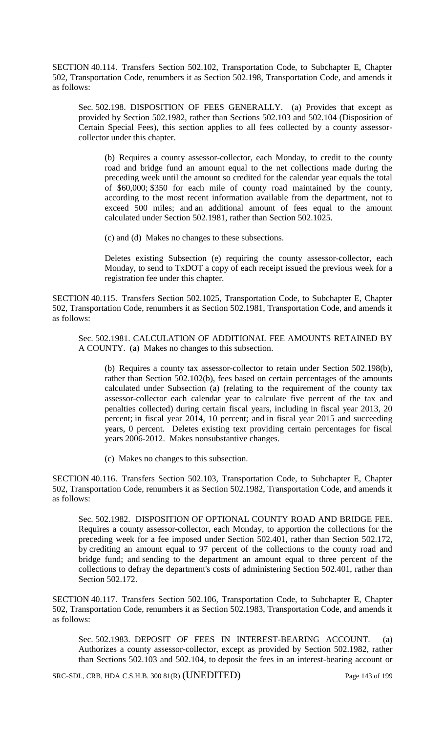SECTION 40.114. Transfers Section 502.102, Transportation Code, to Subchapter E, Chapter 502, Transportation Code, renumbers it as Section 502.198, Transportation Code, and amends it as follows:

Sec. 502.198. DISPOSITION OF FEES GENERALLY. (a) Provides that except as provided by Section 502.1982, rather than Sections 502.103 and 502.104 (Disposition of Certain Special Fees), this section applies to all fees collected by a county assessor-collector under this chapter.

(b) Requires a county assessor-collector, each Monday, to credit to the county road and bridge fund an amount equal to the net collections made during the preceding week until the amount so credited for the calendar year equals the total of $60,000; $350 for each mile of county road maintained by the county, according to the most recent information available from the department, not to exceed 500 miles; and an additional amount of fees equal to the amount calculated under Section 502.1981, rather than Section 502.1025.

(c) and (d) Makes no changes to these subsections.

Deletes existing Subsection (e) requiring the county assessor-collector, each Monday, to send to TxDOT a copy of each receipt issued the previous week for a registration fee under this chapter.

SECTION 40.115. Transfers Section 502.1025, Transportation Code, to Subchapter E, Chapter 502, Transportation Code, renumbers it as Section 502.1981, Transportation Code, and amends it as follows:

Sec. 502.1981. CALCULATION OF ADDITIONAL FEE AMOUNTS RETAINED BY A COUNTY. (a) Makes no changes to this subsection.

(b) Requires a county tax assessor-collector to retain under Section 502.198(b), rather than Section 502.102(b), fees based on certain percentages of the amounts calculated under Subsection (a) (relating to the requirement of the county tax assessor-collector each calendar year to calculate five percent of the tax and penalties collected) during certain fiscal years, including in fiscal year 2013, 20 percent; in fiscal year 2014, 10 percent; and in fiscal year 2015 and succeeding years, 0 percent. Deletes existing text providing certain percentages for fiscal years 2006-2012. Makes nonsubstantive changes.

(c) Makes no changes to this subsection.

SECTION 40.116. Transfers Section 502.103, Transportation Code, to Subchapter E, Chapter 502, Transportation Code, renumbers it as Section 502.1982, Transportation Code, and amends it as follows:

Sec. 502.1982. DISPOSITION OF OPTIONAL COUNTY ROAD AND BRIDGE FEE. Requires a county assessor-collector, each Monday, to apportion the collections for the preceding week for a fee imposed under Section 502.401, rather than Section 502.172, by crediting an amount equal to 97 percent of the collections to the county road and bridge fund; and sending to the department an amount equal to three percent of the collections to defray the department's costs of administering Section 502.401, rather than Section 502.172.

SECTION 40.117. Transfers Section 502.106, Transportation Code, to Subchapter E, Chapter 502, Transportation Code, renumbers it as Section 502.1983, Transportation Code, and amends it as follows:

Sec. 502.1983. DEPOSIT OF FEES IN INTEREST-BEARING ACCOUNT. (a) Authorizes a county assessor-collector, except as provided by Section 502.1982, rather than Sections 502.103 and 502.104, to deposit the fees in an interest-bearing account or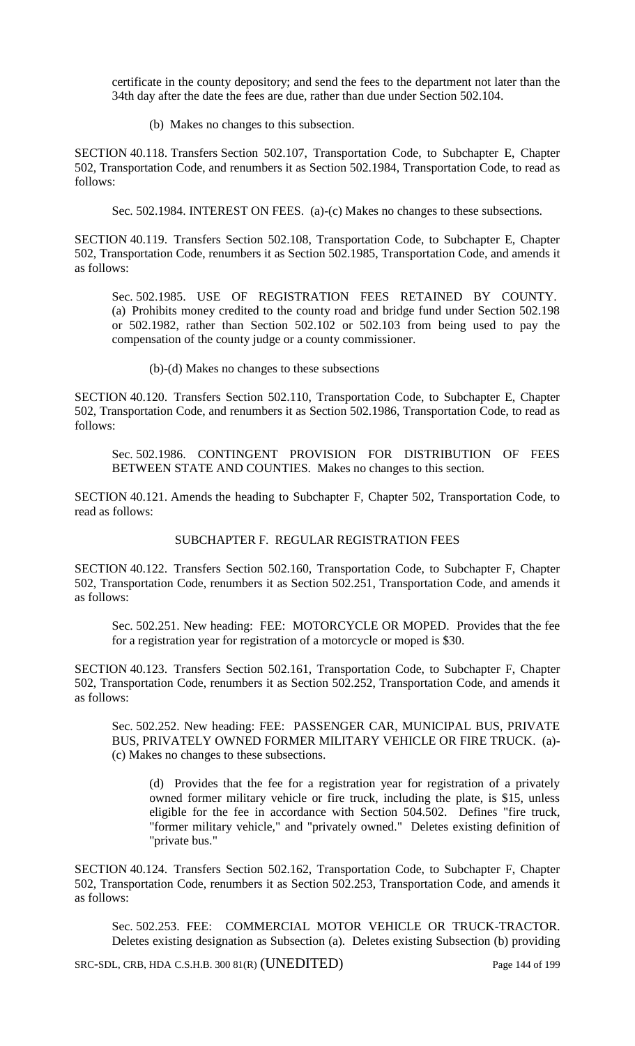certificate in the county depository; and send the fees to the department not later than the 34th day after the date the fees are due, rather than due under Section 502.104.

(b) Makes no changes to this subsection.

SECTION 40.118. Transfers Section 502.107, Transportation Code, to Subchapter E, Chapter 502, Transportation Code, and renumbers it as Section 502.1984, Transportation Code, to read as follows:

Sec. 502.1984. INTEREST ON FEES. (a)-(c) Makes no changes to these subsections.

SECTION 40.119. Transfers Section 502.108, Transportation Code, to Subchapter E, Chapter 502, Transportation Code, renumbers it as Section 502.1985, Transportation Code, and amends it as follows:

Sec. 502.1985. USE OF REGISTRATION FEES RETAINED BY COUNTY. (a) Prohibits money credited to the county road and bridge fund under Section 502.198 or 502.1982, rather than Section 502.102 or 502.103 from being used to pay the compensation of the county judge or a county commissioner.

(b)-(d) Makes no changes to these subsections

SECTION 40.120. Transfers Section 502.110, Transportation Code, to Subchapter E, Chapter 502, Transportation Code, and renumbers it as Section 502.1986, Transportation Code, to read as follows:

Sec. 502.1986. CONTINGENT PROVISION FOR DISTRIBUTION OF FEES BETWEEN STATE AND COUNTIES. Makes no changes to this section.

SECTION 40.121. Amends the heading to Subchapter F, Chapter 502, Transportation Code, to read as follows:

SUBCHAPTER F. REGULAR REGISTRATION FEES

SECTION 40.122. Transfers Section 502.160, Transportation Code, to Subchapter F, Chapter 502, Transportation Code, renumbers it as Section 502.251, Transportation Code, and amends it as follows:

Sec. 502.251. New heading: FEE: MOTORCYCLE OR MOPED. Provides that the fee for a registration year for registration of a motorcycle or moped is $30.

SECTION 40.123. Transfers Section 502.161, Transportation Code, to Subchapter F, Chapter 502, Transportation Code, renumbers it as Section 502.252, Transportation Code, and amends it as follows:

Sec. 502.252. New heading: FEE: PASSENGER CAR, MUNICIPAL BUS, PRIVATE BUS, PRIVATELY OWNED FORMER MILITARY VEHICLE OR FIRE TRUCK. (a)-(c) Makes no changes to these subsections.

(d) Provides that the fee for a registration year for registration of a privately owned former military vehicle or fire truck, including the plate, is $15, unless eligible for the fee in accordance with Section 504.502. Defines "fire truck, "former military vehicle," and "privately owned." Deletes existing definition of "private bus."

SECTION 40.124. Transfers Section 502.162, Transportation Code, to Subchapter F, Chapter 502, Transportation Code, renumbers it as Section 502.253, Transportation Code, and amends it as follows:

Sec. 502.253. FEE: COMMERCIAL MOTOR VEHICLE OR TRUCK-TRACTOR. Deletes existing designation as Subsection (a). Deletes existing Subsection (b) providing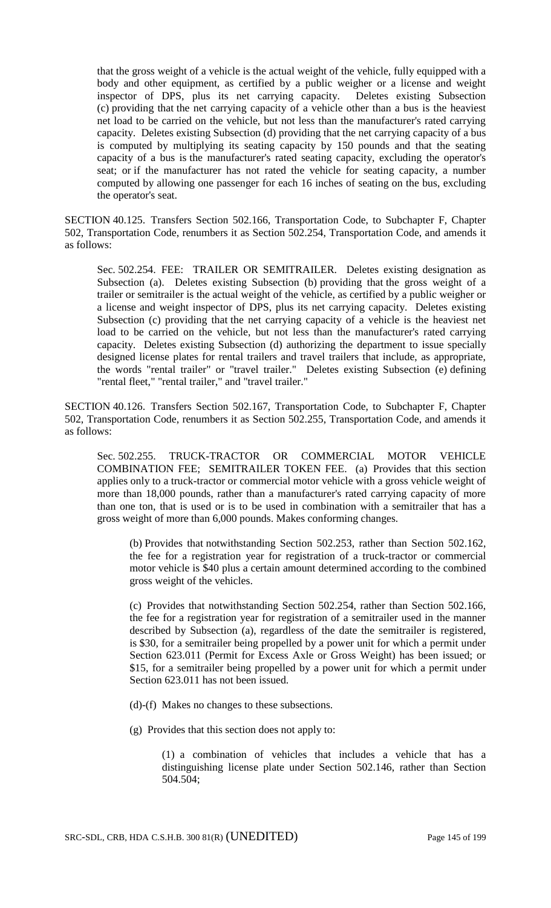that the gross weight of a vehicle is the actual weight of the vehicle, fully equipped with a body and other equipment, as certified by a public weigher or a license and weight inspector of DPS, plus its net carrying capacity. Deletes existing Subsection (c) providing that the net carrying capacity of a vehicle other than a bus is the heaviest net load to be carried on the vehicle, but not less than the manufacturer's rated carrying capacity. Deletes existing Subsection (d) providing that the net carrying capacity of a bus is computed by multiplying its seating capacity by 150 pounds and that the seating capacity of a bus is the manufacturer's rated seating capacity, excluding the operator's seat; or if the manufacturer has not rated the vehicle for seating capacity, a number computed by allowing one passenger for each 16 inches of seating on the bus, excluding the operator's seat.

SECTION 40.125. Transfers Section 502.166, Transportation Code, to Subchapter F, Chapter 502, Transportation Code, renumbers it as Section 502.254, Transportation Code, and amends it as follows:

Sec. 502.254. FEE: TRAILER OR SEMITRAILER. Deletes existing designation as Subsection (a). Deletes existing Subsection (b) providing that the gross weight of a trailer or semitrailer is the actual weight of the vehicle, as certified by a public weigher or a license and weight inspector of DPS, plus its net carrying capacity. Deletes existing Subsection (c) providing that the net carrying capacity of a vehicle is the heaviest net load to be carried on the vehicle, but not less than the manufacturer's rated carrying capacity. Deletes existing Subsection (d) authorizing the department to issue specially designed license plates for rental trailers and travel trailers that include, as appropriate, the words "rental trailer" or "travel trailer." Deletes existing Subsection (e) defining "rental fleet," "rental trailer," and "travel trailer."

SECTION 40.126. Transfers Section 502.167, Transportation Code, to Subchapter F, Chapter 502, Transportation Code, renumbers it as Section 502.255, Transportation Code, and amends it as follows:

Sec. 502.255. TRUCK-TRACTOR OR COMMERCIAL MOTOR VEHICLE COMBINATION FEE; SEMITRAILER TOKEN FEE. (a) Provides that this section applies only to a truck-tractor or commercial motor vehicle with a gross vehicle weight of more than 18,000 pounds, rather than a manufacturer's rated carrying capacity of more than one ton, that is used or is to be used in combination with a semitrailer that has a gross weight of more than 6,000 pounds. Makes conforming changes.

(b) Provides that notwithstanding Section 502.253, rather than Section 502.162, the fee for a registration year for registration of a truck-tractor or commercial motor vehicle is $40 plus a certain amount determined according to the combined gross weight of the vehicles.

(c) Provides that notwithstanding Section 502.254, rather than Section 502.166, the fee for a registration year for registration of a semitrailer used in the manner described by Subsection (a), regardless of the date the semitrailer is registered, is $30, for a semitrailer being propelled by a power unit for which a permit under Section 623.011 (Permit for Excess Axle or Gross Weight) has been issued; or $15, for a semitrailer being propelled by a power unit for which a permit under Section 623.011 has not been issued.

(d)-(f) Makes no changes to these subsections.

(g) Provides that this section does not apply to:

(1) a combination of vehicles that includes a vehicle that has a distinguishing license plate under Section 502.146, rather than Section 504.504;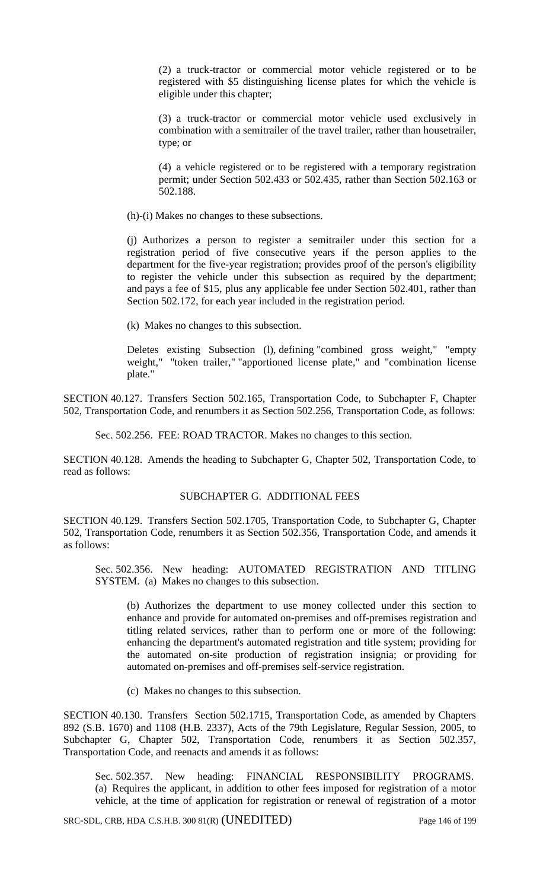(2) a truck-tractor or commercial motor vehicle registered or to be registered with $5 distinguishing license plates for which the vehicle is eligible under this chapter;

(3) a truck-tractor or commercial motor vehicle used exclusively in combination with a semitrailer of the travel trailer, rather than housetrailer, type; or

(4) a vehicle registered or to be registered with a temporary registration permit; under Section 502.433 or 502.435, rather than Section 502.163 or 502.188.

(h)-(i) Makes no changes to these subsections.

(j) Authorizes a person to register a semitrailer under this section for a registration period of five consecutive years if the person applies to the department for the five-year registration; provides proof of the person's eligibility to register the vehicle under this subsection as required by the department; and pays a fee of $15, plus any applicable fee under Section 502.401, rather than Section 502.172, for each year included in the registration period.

(k) Makes no changes to this subsection.

Deletes existing Subsection (l), defining "combined gross weight," "empty weight," "token trailer," "apportioned license plate," and "combination license plate."

SECTION 40.127. Transfers Section 502.165, Transportation Code, to Subchapter F, Chapter 502, Transportation Code, and renumbers it as Section 502.256, Transportation Code, as follows:

Sec. 502.256. FEE: ROAD TRACTOR. Makes no changes to this section.

SECTION 40.128. Amends the heading to Subchapter G, Chapter 502, Transportation Code, to read as follows:

SUBCHAPTER G. ADDITIONAL FEES

SECTION 40.129. Transfers Section 502.1705, Transportation Code, to Subchapter G, Chapter 502, Transportation Code, renumbers it as Section 502.356, Transportation Code, and amends it as follows:

Sec. 502.356. New heading: AUTOMATED REGISTRATION AND TITLING SYSTEM. (a) Makes no changes to this subsection.

(b) Authorizes the department to use money collected under this section to enhance and provide for automated on-premises and off-premises registration and titling related services, rather than to perform one or more of the following: enhancing the department's automated registration and title system; providing for the automated on-site production of registration insignia; or providing for automated on-premises and off-premises self-service registration.

(c) Makes no changes to this subsection.

SECTION 40.130. Transfers Section 502.1715, Transportation Code, as amended by Chapters 892 (S.B. 1670) and 1108 (H.B. 2337), Acts of the 79th Legislature, Regular Session, 2005, to Subchapter G, Chapter 502, Transportation Code, renumbers it as Section 502.357, Transportation Code, and reenacts and amends it as follows:

Sec. 502.357. New heading: FINANCIAL RESPONSIBILITY PROGRAMS. (a) Requires the applicant, in addition to other fees imposed for registration of a motor vehicle, at the time of application for registration or renewal of registration of a motor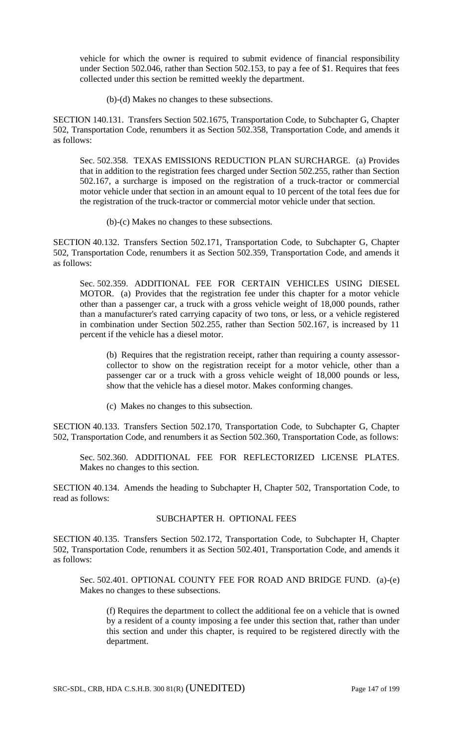vehicle for which the owner is required to submit evidence of financial responsibility under Section 502.046, rather than Section 502.153, to pay a fee of $1. Requires that fees collected under this section be remitted weekly the department.

(b)-(d) Makes no changes to these subsections.

SECTION 140.131. Transfers Section 502.1675, Transportation Code, to Subchapter G, Chapter 502, Transportation Code, renumbers it as Section 502.358, Transportation Code, and amends it as follows:

Sec. 502.358. TEXAS EMISSIONS REDUCTION PLAN SURCHARGE. (a) Provides that in addition to the registration fees charged under Section 502.255, rather than Section 502.167, a surcharge is imposed on the registration of a truck-tractor or commercial motor vehicle under that section in an amount equal to 10 percent of the total fees due for the registration of the truck-tractor or commercial motor vehicle under that section.

(b)-(c) Makes no changes to these subsections.

SECTION 40.132. Transfers Section 502.171, Transportation Code, to Subchapter G, Chapter 502, Transportation Code, renumbers it as Section 502.359, Transportation Code, and amends it as follows:

Sec. 502.359. ADDITIONAL FEE FOR CERTAIN VEHICLES USING DIESEL MOTOR. (a) Provides that the registration fee under this chapter for a motor vehicle other than a passenger car, a truck with a gross vehicle weight of 18,000 pounds, rather than a manufacturer's rated carrying capacity of two tons, or less, or a vehicle registered in combination under Section 502.255, rather than Section 502.167, is increased by 11 percent if the vehicle has a diesel motor.

(b) Requires that the registration receipt, rather than requiring a county assessor-collector to show on the registration receipt for a motor vehicle, other than a passenger car or a truck with a gross vehicle weight of 18,000 pounds or less, show that the vehicle has a diesel motor. Makes conforming changes.

(c) Makes no changes to this subsection.

SECTION 40.133. Transfers Section 502.170, Transportation Code, to Subchapter G, Chapter 502, Transportation Code, and renumbers it as Section 502.360, Transportation Code, as follows:

Sec. 502.360. ADDITIONAL FEE FOR REFLECTORIZED LICENSE PLATES. Makes no changes to this section.

SECTION 40.134. Amends the heading to Subchapter H, Chapter 502, Transportation Code, to read as follows:

SUBCHAPTER H. OPTIONAL FEES

SECTION 40.135. Transfers Section 502.172, Transportation Code, to Subchapter H, Chapter 502, Transportation Code, renumbers it as Section 502.401, Transportation Code, and amends it as follows:

Sec. 502.401. OPTIONAL COUNTY FEE FOR ROAD AND BRIDGE FUND. (a)-(e) Makes no changes to these subsections.

(f) Requires the department to collect the additional fee on a vehicle that is owned by a resident of a county imposing a fee under this section that, rather than under this section and under this chapter, is required to be registered directly with the department.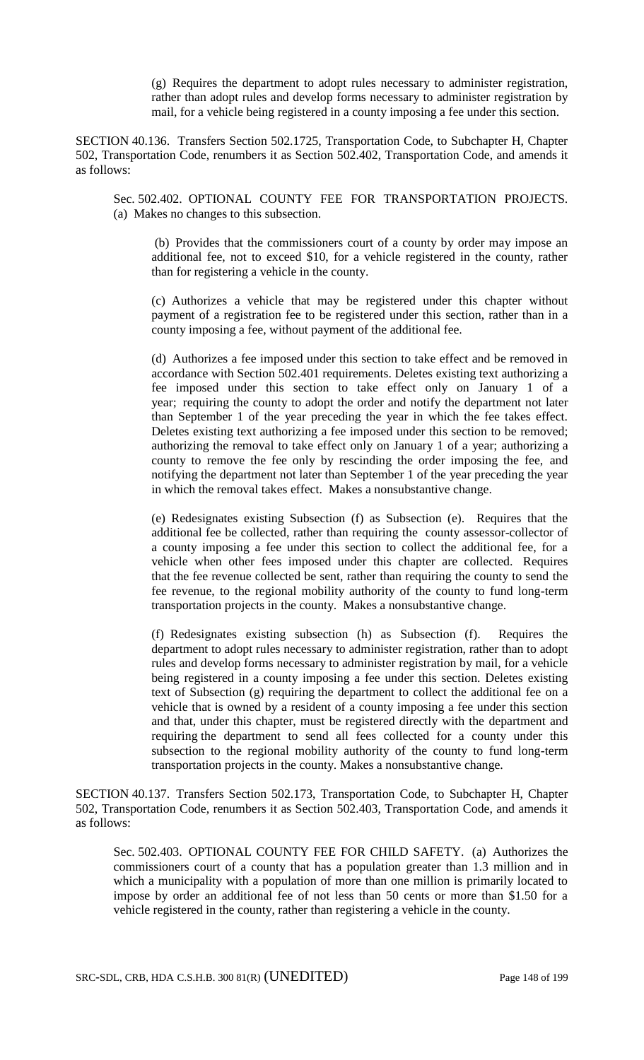(g) Requires the department to adopt rules necessary to administer registration, rather than adopt rules and develop forms necessary to administer registration by mail, for a vehicle being registered in a county imposing a fee under this section.

SECTION 40.136. Transfers Section 502.1725, Transportation Code, to Subchapter H, Chapter 502, Transportation Code, renumbers it as Section 502.402, Transportation Code, and amends it as follows:

Sec. 502.402. OPTIONAL COUNTY FEE FOR TRANSPORTATION PROJECTS. (a) Makes no changes to this subsection.

(b) Provides that the commissioners court of a county by order may impose an additional fee, not to exceed $10, for a vehicle registered in the county, rather than for registering a vehicle in the county.

(c) Authorizes a vehicle that may be registered under this chapter without payment of a registration fee to be registered under this section, rather than in a county imposing a fee, without payment of the additional fee.

(d) Authorizes a fee imposed under this section to take effect and be removed in accordance with Section 502.401 requirements. Deletes existing text authorizing a fee imposed under this section to take effect only on January 1 of a year; requiring the county to adopt the order and notify the department not later than September 1 of the year preceding the year in which the fee takes effect. Deletes existing text authorizing a fee imposed under this section to be removed; authorizing the removal to take effect only on January 1 of a year; authorizing a county to remove the fee only by rescinding the order imposing the fee, and notifying the department not later than September 1 of the year preceding the year in which the removal takes effect. Makes a nonsubstantive change.

(e) Redesignates existing Subsection (f) as Subsection (e). Requires that the additional fee be collected, rather than requiring the county assessor-collector of a county imposing a fee under this section to collect the additional fee, for a vehicle when other fees imposed under this chapter are collected. Requires that the fee revenue collected be sent, rather than requiring the county to send the fee revenue, to the regional mobility authority of the county to fund long-term transportation projects in the county. Makes a nonsubstantive change.

(f) Redesignates existing subsection (h) as Subsection (f). Requires the department to adopt rules necessary to administer registration, rather than to adopt rules and develop forms necessary to administer registration by mail, for a vehicle being registered in a county imposing a fee under this section. Deletes existing text of Subsection (g) requiring the department to collect the additional fee on a vehicle that is owned by a resident of a county imposing a fee under this section and that, under this chapter, must be registered directly with the department and requiring the department to send all fees collected for a county under this subsection to the regional mobility authority of the county to fund long-term transportation projects in the county. Makes a nonsubstantive change.

SECTION 40.137. Transfers Section 502.173, Transportation Code, to Subchapter H, Chapter 502, Transportation Code, renumbers it as Section 502.403, Transportation Code, and amends it as follows:

Sec. 502.403. OPTIONAL COUNTY FEE FOR CHILD SAFETY. (a) Authorizes the commissioners court of a county that has a population greater than 1.3 million and in which a municipality with a population of more than one million is primarily located to impose by order an additional fee of not less than 50 cents or more than $1.50 for a vehicle registered in the county, rather than registering a vehicle in the county.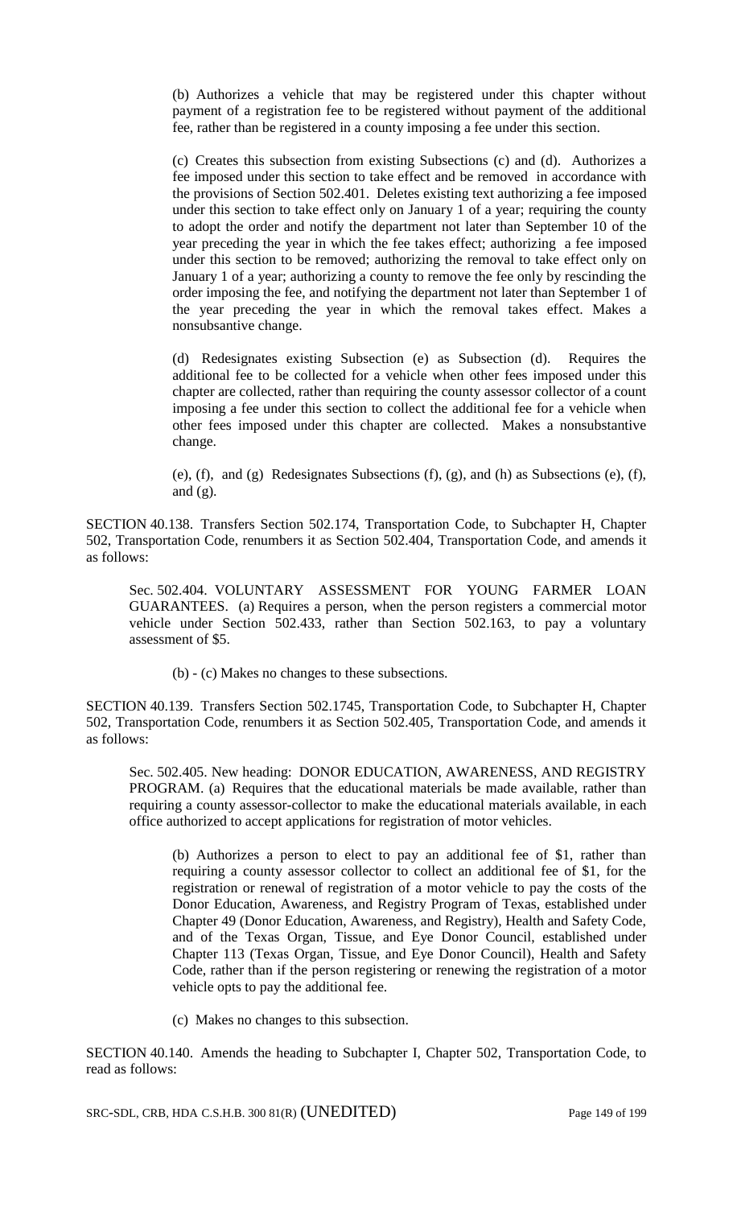(b) Authorizes a vehicle that may be registered under this chapter without payment of a registration fee to be registered without payment of the additional fee, rather than be registered in a county imposing a fee under this section.

(c) Creates this subsection from existing Subsections (c) and (d). Authorizes a fee imposed under this section to take effect and be removed in accordance with the provisions of Section 502.401. Deletes existing text authorizing a fee imposed under this section to take effect only on January 1 of a year; requiring the county to adopt the order and notify the department not later than September 10 of the year preceding the year in which the fee takes effect; authorizing a fee imposed under this section to be removed; authorizing the removal to take effect only on January 1 of a year; authorizing a county to remove the fee only by rescinding the order imposing the fee, and notifying the department not later than September 1 of the year preceding the year in which the removal takes effect. Makes a nonsubsantive change.

(d) Redesignates existing Subsection (e) as Subsection (d). Requires the additional fee to be collected for a vehicle when other fees imposed under this chapter are collected, rather than requiring the county assessor collector of a count imposing a fee under this section to collect the additional fee for a vehicle when other fees imposed under this chapter are collected. Makes a nonsubstantive change.

(e), (f), and (g) Redesignates Subsections (f), (g), and (h) as Subsections (e), (f), and (g).

SECTION 40.138. Transfers Section 502.174, Transportation Code, to Subchapter H, Chapter 502, Transportation Code, renumbers it as Section 502.404, Transportation Code, and amends it as follows:

Sec. 502.404. VOLUNTARY ASSESSMENT FOR YOUNG FARMER LOAN GUARANTEES. (a) Requires a person, when the person registers a commercial motor vehicle under Section 502.433, rather than Section 502.163, to pay a voluntary assessment of $5.

(b) - (c) Makes no changes to these subsections.

SECTION 40.139. Transfers Section 502.1745, Transportation Code, to Subchapter H, Chapter 502, Transportation Code, renumbers it as Section 502.405, Transportation Code, and amends it as follows:

Sec. 502.405. New heading: DONOR EDUCATION, AWARENESS, AND REGISTRY PROGRAM. (a) Requires that the educational materials be made available, rather than requiring a county assessor-collector to make the educational materials available, in each office authorized to accept applications for registration of motor vehicles.

(b) Authorizes a person to elect to pay an additional fee of $1, rather than requiring a county assessor collector to collect an additional fee of $1, for the registration or renewal of registration of a motor vehicle to pay the costs of the Donor Education, Awareness, and Registry Program of Texas, established under Chapter 49 (Donor Education, Awareness, and Registry), Health and Safety Code, and of the Texas Organ, Tissue, and Eye Donor Council, established under Chapter 113 (Texas Organ, Tissue, and Eye Donor Council), Health and Safety Code, rather than if the person registering or renewing the registration of a motor vehicle opts to pay the additional fee.

(c) Makes no changes to this subsection.

SECTION 40.140. Amends the heading to Subchapter I, Chapter 502, Transportation Code, to read as follows: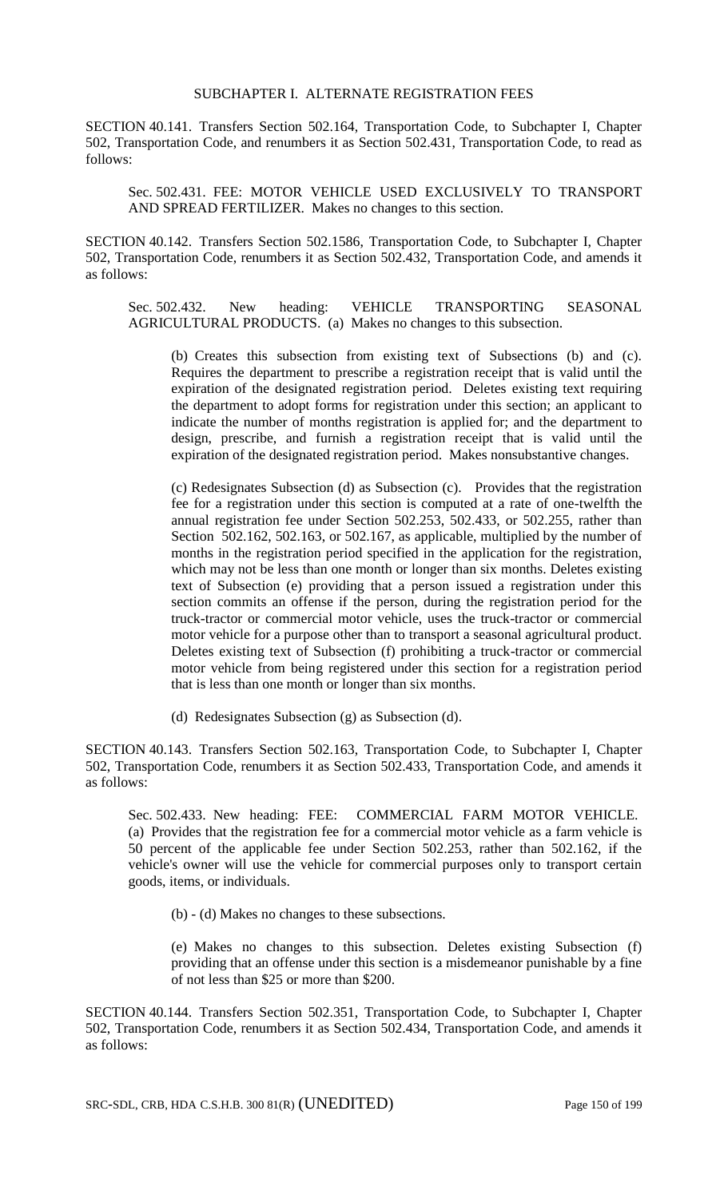## SUBCHAPTER I. ALTERNATE REGISTRATION FEES

SECTION 40.141. Transfers Section 502.164, Transportation Code, to Subchapter I, Chapter 502, Transportation Code, and renumbers it as Section 502.431, Transportation Code, to read as follows:

Sec. 502.431. FEE: MOTOR VEHICLE USED EXCLUSIVELY TO TRANSPORT AND SPREAD FERTILIZER. Makes no changes to this section.

SECTION 40.142. Transfers Section 502.1586, Transportation Code, to Subchapter I, Chapter 502, Transportation Code, renumbers it as Section 502.432, Transportation Code, and amends it as follows:

Sec. 502.432. New heading: VEHICLE TRANSPORTING SEASONAL AGRICULTURAL PRODUCTS. (a) Makes no changes to this subsection.

(b) Creates this subsection from existing text of Subsections (b) and (c). Requires the department to prescribe a registration receipt that is valid until the expiration of the designated registration period. Deletes existing text requiring the department to adopt forms for registration under this section; an applicant to indicate the number of months registration is applied for; and the department to design, prescribe, and furnish a registration receipt that is valid until the expiration of the designated registration period. Makes nonsubstantive changes.

(c) Redesignates Subsection (d) as Subsection (c). Provides that the registration fee for a registration under this section is computed at a rate of one-twelfth the annual registration fee under Section 502.253, 502.433, or 502.255, rather than Section 502.162, 502.163, or 502.167, as applicable, multiplied by the number of months in the registration period specified in the application for the registration, which may not be less than one month or longer than six months. Deletes existing text of Subsection (e) providing that a person issued a registration under this section commits an offense if the person, during the registration period for the truck-tractor or commercial motor vehicle, uses the truck-tractor or commercial motor vehicle for a purpose other than to transport a seasonal agricultural product. Deletes existing text of Subsection (f) prohibiting a truck-tractor or commercial motor vehicle from being registered under this section for a registration period that is less than one month or longer than six months.

(d) Redesignates Subsection (g) as Subsection (d).

SECTION 40.143. Transfers Section 502.163, Transportation Code, to Subchapter I, Chapter 502, Transportation Code, renumbers it as Section 502.433, Transportation Code, and amends it as follows:

Sec. 502.433. New heading: FEE: COMMERCIAL FARM MOTOR VEHICLE. (a) Provides that the registration fee for a commercial motor vehicle as a farm vehicle is 50 percent of the applicable fee under Section 502.253, rather than 502.162, if the vehicle's owner will use the vehicle for commercial purposes only to transport certain goods, items, or individuals.

(b) - (d) Makes no changes to these subsections.

(e) Makes no changes to this subsection. Deletes existing Subsection (f) providing that an offense under this section is a misdemeanor punishable by a fine of not less than $25 or more than $200.

SECTION 40.144. Transfers Section 502.351, Transportation Code, to Subchapter I, Chapter 502, Transportation Code, renumbers it as Section 502.434, Transportation Code, and amends it as follows: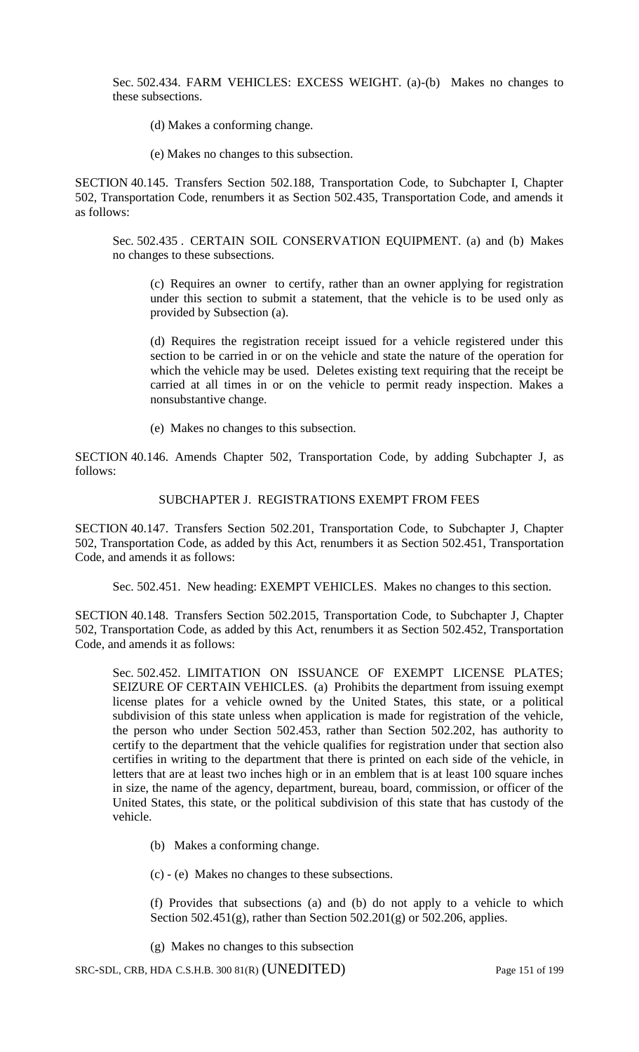Sec. 502.434. FARM VEHICLES: EXCESS WEIGHT. (a)-(b) Makes no changes to these subsections.

(d) Makes a conforming change.

(e) Makes no changes to this subsection.

SECTION 40.145. Transfers Section 502.188, Transportation Code, to Subchapter I, Chapter 502, Transportation Code, renumbers it as Section 502.435, Transportation Code, and amends it as follows:

Sec. 502.435 . CERTAIN SOIL CONSERVATION EQUIPMENT. (a) and (b) Makes no changes to these subsections.

(c) Requires an owner to certify, rather than an owner applying for registration under this section to submit a statement, that the vehicle is to be used only as provided by Subsection (a).

(d) Requires the registration receipt issued for a vehicle registered under this section to be carried in or on the vehicle and state the nature of the operation for which the vehicle may be used. Deletes existing text requiring that the receipt be carried at all times in or on the vehicle to permit ready inspection. Makes a nonsubstantive change.

(e) Makes no changes to this subsection.

SECTION 40.146. Amends Chapter 502, Transportation Code, by adding Subchapter J, as follows:

SUBCHAPTER J. REGISTRATIONS EXEMPT FROM FEES

SECTION 40.147. Transfers Section 502.201, Transportation Code, to Subchapter J, Chapter 502, Transportation Code, as added by this Act, renumbers it as Section 502.451, Transportation Code, and amends it as follows:

Sec. 502.451. New heading: EXEMPT VEHICLES. Makes no changes to this section.

SECTION 40.148. Transfers Section 502.2015, Transportation Code, to Subchapter J, Chapter 502, Transportation Code, as added by this Act, renumbers it as Section 502.452, Transportation Code, and amends it as follows:

Sec. 502.452. LIMITATION ON ISSUANCE OF EXEMPT LICENSE PLATES; SEIZURE OF CERTAIN VEHICLES. (a) Prohibits the department from issuing exempt license plates for a vehicle owned by the United States, this state, or a political subdivision of this state unless when application is made for registration of the vehicle, the person who under Section 502.453, rather than Section 502.202, has authority to certify to the department that the vehicle qualifies for registration under that section also certifies in writing to the department that there is printed on each side of the vehicle, in letters that are at least two inches high or in an emblem that is at least 100 square inches in size, the name of the agency, department, bureau, board, commission, or officer of the United States, this state, or the political subdivision of this state that has custody of the vehicle.

(b) Makes a conforming change.

(c) - (e) Makes no changes to these subsections.

(f) Provides that subsections (a) and (b) do not apply to a vehicle to which Section 502.451(g), rather than Section 502.201(g) or 502.206, applies.

(g) Makes no changes to this subsection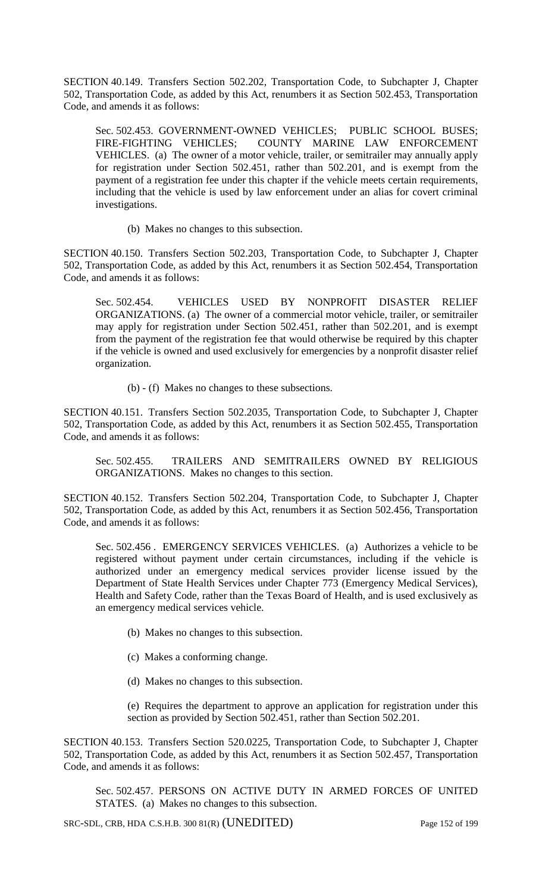SECTION 40.149. Transfers Section 502.202, Transportation Code, to Subchapter J, Chapter 502, Transportation Code, as added by this Act, renumbers it as Section 502.453, Transportation Code, and amends it as follows:

Sec. 502.453. GOVERNMENT-OWNED VEHICLES; PUBLIC SCHOOL BUSES; FIRE-FIGHTING VEHICLES; COUNTY MARINE LAW ENFORCEMENT VEHICLES. (a) The owner of a motor vehicle, trailer, or semitrailer may annually apply for registration under Section 502.451, rather than 502.201, and is exempt from the payment of a registration fee under this chapter if the vehicle meets certain requirements, including that the vehicle is used by law enforcement under an alias for covert criminal investigations.

(b) Makes no changes to this subsection.

SECTION 40.150. Transfers Section 502.203, Transportation Code, to Subchapter J, Chapter 502, Transportation Code, as added by this Act, renumbers it as Section 502.454, Transportation Code, and amends it as follows:

Sec. 502.454. VEHICLES USED BY NONPROFIT DISASTER RELIEF ORGANIZATIONS. (a) The owner of a commercial motor vehicle, trailer, or semitrailer may apply for registration under Section 502.451, rather than 502.201, and is exempt from the payment of the registration fee that would otherwise be required by this chapter if the vehicle is owned and used exclusively for emergencies by a nonprofit disaster relief organization.

(b) - (f) Makes no changes to these subsections.

SECTION 40.151. Transfers Section 502.2035, Transportation Code, to Subchapter J, Chapter 502, Transportation Code, as added by this Act, renumbers it as Section 502.455, Transportation Code, and amends it as follows:

Sec. 502.455. TRAILERS AND SEMITRAILERS OWNED BY RELIGIOUS ORGANIZATIONS. Makes no changes to this section.

SECTION 40.152. Transfers Section 502.204, Transportation Code, to Subchapter J, Chapter 502, Transportation Code, as added by this Act, renumbers it as Section 502.456, Transportation Code, and amends it as follows:

Sec. 502.456 . EMERGENCY SERVICES VEHICLES. (a) Authorizes a vehicle to be registered without payment under certain circumstances, including if the vehicle is authorized under an emergency medical services provider license issued by the Department of State Health Services under Chapter 773 (Emergency Medical Services), Health and Safety Code, rather than the Texas Board of Health, and is used exclusively as an emergency medical services vehicle.

(b) Makes no changes to this subsection.

(c) Makes a conforming change.

(d) Makes no changes to this subsection.

(e) Requires the department to approve an application for registration under this section as provided by Section 502.451, rather than Section 502.201.

SECTION 40.153. Transfers Section 520.0225, Transportation Code, to Subchapter J, Chapter 502, Transportation Code, as added by this Act, renumbers it as Section 502.457, Transportation Code, and amends it as follows:

Sec. 502.457. PERSONS ON ACTIVE DUTY IN ARMED FORCES OF UNITED STATES. (a) Makes no changes to this subsection.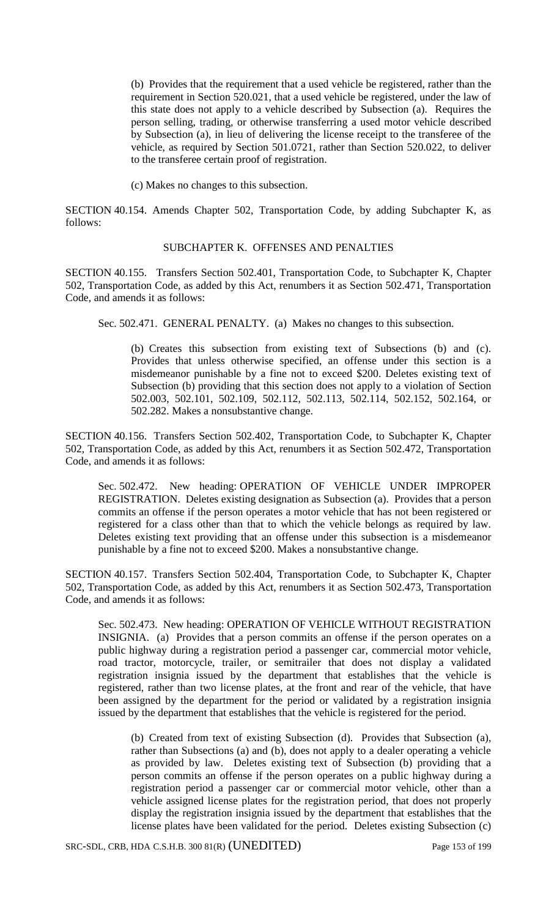(b) Provides that the requirement that a used vehicle be registered, rather than the requirement in Section 520.021, that a used vehicle be registered, under the law of this state does not apply to a vehicle described by Subsection (a). Requires the person selling, trading, or otherwise transferring a used motor vehicle described by Subsection (a), in lieu of delivering the license receipt to the transferee of the vehicle, as required by Section 501.0721, rather than Section 520.022, to deliver to the transferee certain proof of registration.

(c) Makes no changes to this subsection.

SECTION 40.154. Amends Chapter 502, Transportation Code, by adding Subchapter K, as follows:

SUBCHAPTER K. OFFENSES AND PENALTIES

SECTION 40.155. Transfers Section 502.401, Transportation Code, to Subchapter K, Chapter 502, Transportation Code, as added by this Act, renumbers it as Section 502.471, Transportation Code, and amends it as follows:

Sec. 502.471. GENERAL PENALTY. (a) Makes no changes to this subsection.

(b) Creates this subsection from existing text of Subsections (b) and (c). Provides that unless otherwise specified, an offense under this section is a misdemeanor punishable by a fine not to exceed $200. Deletes existing text of Subsection (b) providing that this section does not apply to a violation of Section 502.003, 502.101, 502.109, 502.112, 502.113, 502.114, 502.152, 502.164, or 502.282. Makes a nonsubstantive change.

SECTION 40.156. Transfers Section 502.402, Transportation Code, to Subchapter K, Chapter 502, Transportation Code, as added by this Act, renumbers it as Section 502.472, Transportation Code, and amends it as follows:

Sec. 502.472. New heading: OPERATION OF VEHICLE UNDER IMPROPER REGISTRATION. Deletes existing designation as Subsection (a). Provides that a person commits an offense if the person operates a motor vehicle that has not been registered or registered for a class other than that to which the vehicle belongs as required by law. Deletes existing text providing that an offense under this subsection is a misdemeanor punishable by a fine not to exceed $200. Makes a nonsubstantive change.

SECTION 40.157. Transfers Section 502.404, Transportation Code, to Subchapter K, Chapter 502, Transportation Code, as added by this Act, renumbers it as Section 502.473, Transportation Code, and amends it as follows:

Sec. 502.473. New heading: OPERATION OF VEHICLE WITHOUT REGISTRATION INSIGNIA. (a) Provides that a person commits an offense if the person operates on a public highway during a registration period a passenger car, commercial motor vehicle, road tractor, motorcycle, trailer, or semitrailer that does not display a validated registration insignia issued by the department that establishes that the vehicle is registered, rather than two license plates, at the front and rear of the vehicle, that have been assigned by the department for the period or validated by a registration insignia issued by the department that establishes that the vehicle is registered for the period.

(b) Created from text of existing Subsection (d). Provides that Subsection (a), rather than Subsections (a) and (b), does not apply to a dealer operating a vehicle as provided by law. Deletes existing text of Subsection (b) providing that a person commits an offense if the person operates on a public highway during a registration period a passenger car or commercial motor vehicle, other than a vehicle assigned license plates for the registration period, that does not properly display the registration insignia issued by the department that establishes that the license plates have been validated for the period. Deletes existing Subsection (c)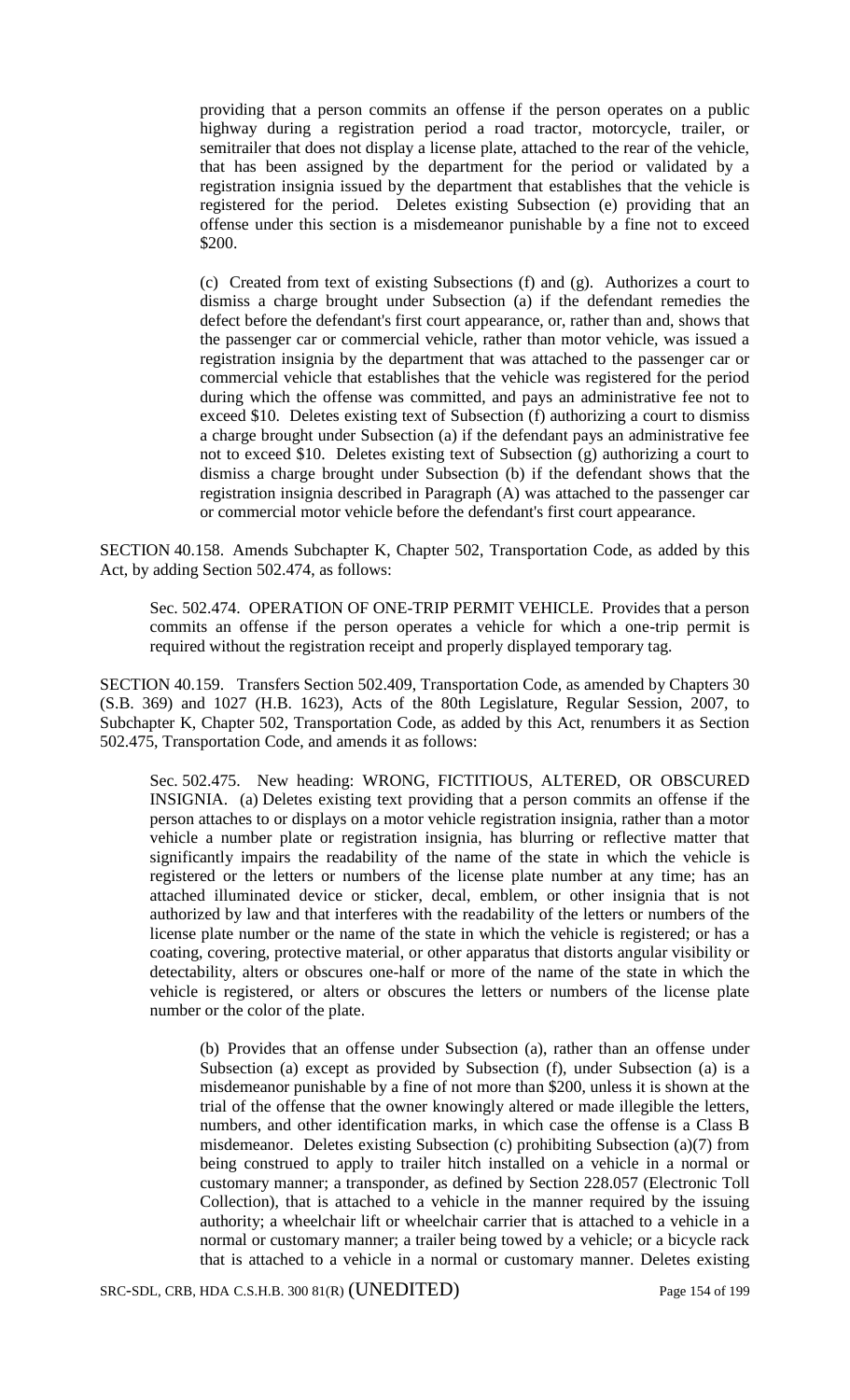providing that a person commits an offense if the person operates on a public highway during a registration period a road tractor, motorcycle, trailer, or semitrailer that does not display a license plate, attached to the rear of the vehicle, that has been assigned by the department for the period or validated by a registration insignia issued by the department that establishes that the vehicle is registered for the period. Deletes existing Subsection (e) providing that an offense under this section is a misdemeanor punishable by a fine not to exceed $200.

(c) Created from text of existing Subsections (f) and (g). Authorizes a court to dismiss a charge brought under Subsection (a) if the defendant remedies the defect before the defendant's first court appearance, or, rather than and, shows that the passenger car or commercial vehicle, rather than motor vehicle, was issued a registration insignia by the department that was attached to the passenger car or commercial vehicle that establishes that the vehicle was registered for the period during which the offense was committed, and pays an administrative fee not to exceed $10. Deletes existing text of Subsection (f) authorizing a court to dismiss a charge brought under Subsection (a) if the defendant pays an administrative fee not to exceed $10. Deletes existing text of Subsection (g) authorizing a court to dismiss a charge brought under Subsection (b) if the defendant shows that the registration insignia described in Paragraph (A) was attached to the passenger car or commercial motor vehicle before the defendant's first court appearance.

SECTION 40.158. Amends Subchapter K, Chapter 502, Transportation Code, as added by this Act, by adding Section 502.474, as follows:

Sec. 502.474. OPERATION OF ONE-TRIP PERMIT VEHICLE. Provides that a person commits an offense if the person operates a vehicle for which a one-trip permit is required without the registration receipt and properly displayed temporary tag.

SECTION 40.159. Transfers Section 502.409, Transportation Code, as amended by Chapters 30 (S.B. 369) and 1027 (H.B. 1623), Acts of the 80th Legislature, Regular Session, 2007, to Subchapter K, Chapter 502, Transportation Code, as added by this Act, renumbers it as Section 502.475, Transportation Code, and amends it as follows:

Sec. 502.475. New heading: WRONG, FICTITIOUS, ALTERED, OR OBSCURED INSIGNIA. (a) Deletes existing text providing that a person commits an offense if the person attaches to or displays on a motor vehicle registration insignia, rather than a motor vehicle a number plate or registration insignia, has blurring or reflective matter that significantly impairs the readability of the name of the state in which the vehicle is registered or the letters or numbers of the license plate number at any time; has an attached illuminated device or sticker, decal, emblem, or other insignia that is not authorized by law and that interferes with the readability of the letters or numbers of the license plate number or the name of the state in which the vehicle is registered; or has a coating, covering, protective material, or other apparatus that distorts angular visibility or detectability, alters or obscures one-half or more of the name of the state in which the vehicle is registered, or alters or obscures the letters or numbers of the license plate number or the color of the plate.

(b) Provides that an offense under Subsection (a), rather than an offense under Subsection (a) except as provided by Subsection (f), under Subsection (a) is a misdemeanor punishable by a fine of not more than $200, unless it is shown at the trial of the offense that the owner knowingly altered or made illegible the letters, numbers, and other identification marks, in which case the offense is a Class B misdemeanor. Deletes existing Subsection (c) prohibiting Subsection (a)(7) from being construed to apply to trailer hitch installed on a vehicle in a normal or customary manner; a transponder, as defined by Section 228.057 (Electronic Toll Collection), that is attached to a vehicle in the manner required by the issuing authority; a wheelchair lift or wheelchair carrier that is attached to a vehicle in a normal or customary manner; a trailer being towed by a vehicle; or a bicycle rack that is attached to a vehicle in a normal or customary manner. Deletes existing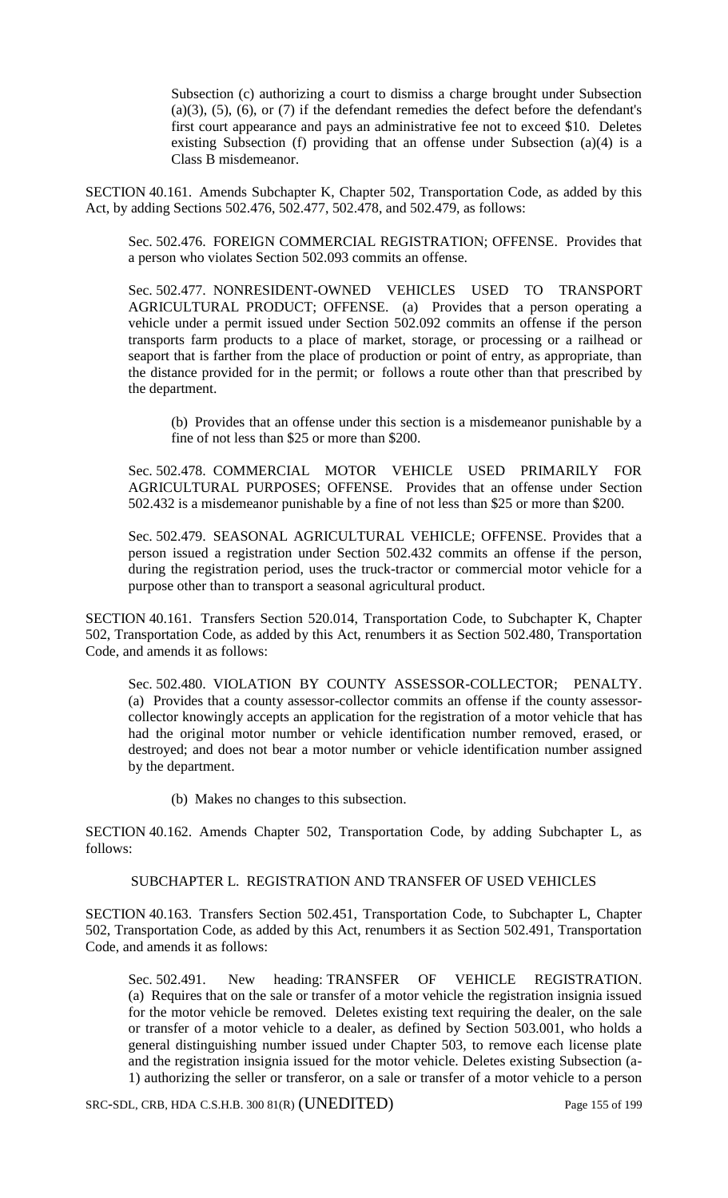Subsection (c) authorizing a court to dismiss a charge brought under Subsection (a)(3), (5), (6), or (7) if the defendant remedies the defect before the defendant's first court appearance and pays an administrative fee not to exceed $10. Deletes existing Subsection (f) providing that an offense under Subsection (a)(4) is a Class B misdemeanor.

SECTION 40.161. Amends Subchapter K, Chapter 502, Transportation Code, as added by this Act, by adding Sections 502.476, 502.477, 502.478, and 502.479, as follows:

Sec. 502.476. FOREIGN COMMERCIAL REGISTRATION; OFFENSE. Provides that a person who violates Section 502.093 commits an offense.

Sec. 502.477. NONRESIDENT-OWNED VEHICLES USED TO TRANSPORT AGRICULTURAL PRODUCT; OFFENSE. (a) Provides that a person operating a vehicle under a permit issued under Section 502.092 commits an offense if the person transports farm products to a place of market, storage, or processing or a railhead or seaport that is farther from the place of production or point of entry, as appropriate, than the distance provided for in the permit; or follows a route other than that prescribed by the department.

(b) Provides that an offense under this section is a misdemeanor punishable by a fine of not less than $25 or more than $200.

Sec. 502.478. COMMERCIAL MOTOR VEHICLE USED PRIMARILY FOR AGRICULTURAL PURPOSES; OFFENSE. Provides that an offense under Section 502.432 is a misdemeanor punishable by a fine of not less than $25 or more than $200.

Sec. 502.479. SEASONAL AGRICULTURAL VEHICLE; OFFENSE. Provides that a person issued a registration under Section 502.432 commits an offense if the person, during the registration period, uses the truck-tractor or commercial motor vehicle for a purpose other than to transport a seasonal agricultural product.

SECTION 40.161. Transfers Section 520.014, Transportation Code, to Subchapter K, Chapter 502, Transportation Code, as added by this Act, renumbers it as Section 502.480, Transportation Code, and amends it as follows:

Sec. 502.480. VIOLATION BY COUNTY ASSESSOR-COLLECTOR; PENALTY. (a) Provides that a county assessor-collector commits an offense if the county assessor-collector knowingly accepts an application for the registration of a motor vehicle that has had the original motor number or vehicle identification number removed, erased, or destroyed; and does not bear a motor number or vehicle identification number assigned by the department.

(b) Makes no changes to this subsection.

SECTION 40.162. Amends Chapter 502, Transportation Code, by adding Subchapter L, as follows:

SUBCHAPTER L. REGISTRATION AND TRANSFER OF USED VEHICLES

SECTION 40.163. Transfers Section 502.451, Transportation Code, to Subchapter L, Chapter 502, Transportation Code, as added by this Act, renumbers it as Section 502.491, Transportation Code, and amends it as follows:

Sec. 502.491. New heading: TRANSFER OF VEHICLE REGISTRATION. (a) Requires that on the sale or transfer of a motor vehicle the registration insignia issued for the motor vehicle be removed. Deletes existing text requiring the dealer, on the sale or transfer of a motor vehicle to a dealer, as defined by Section 503.001, who holds a general distinguishing number issued under Chapter 503, to remove each license plate and the registration insignia issued for the motor vehicle. Deletes existing Subsection (a-1) authorizing the seller or transferor, on a sale or transfer of a motor vehicle to a person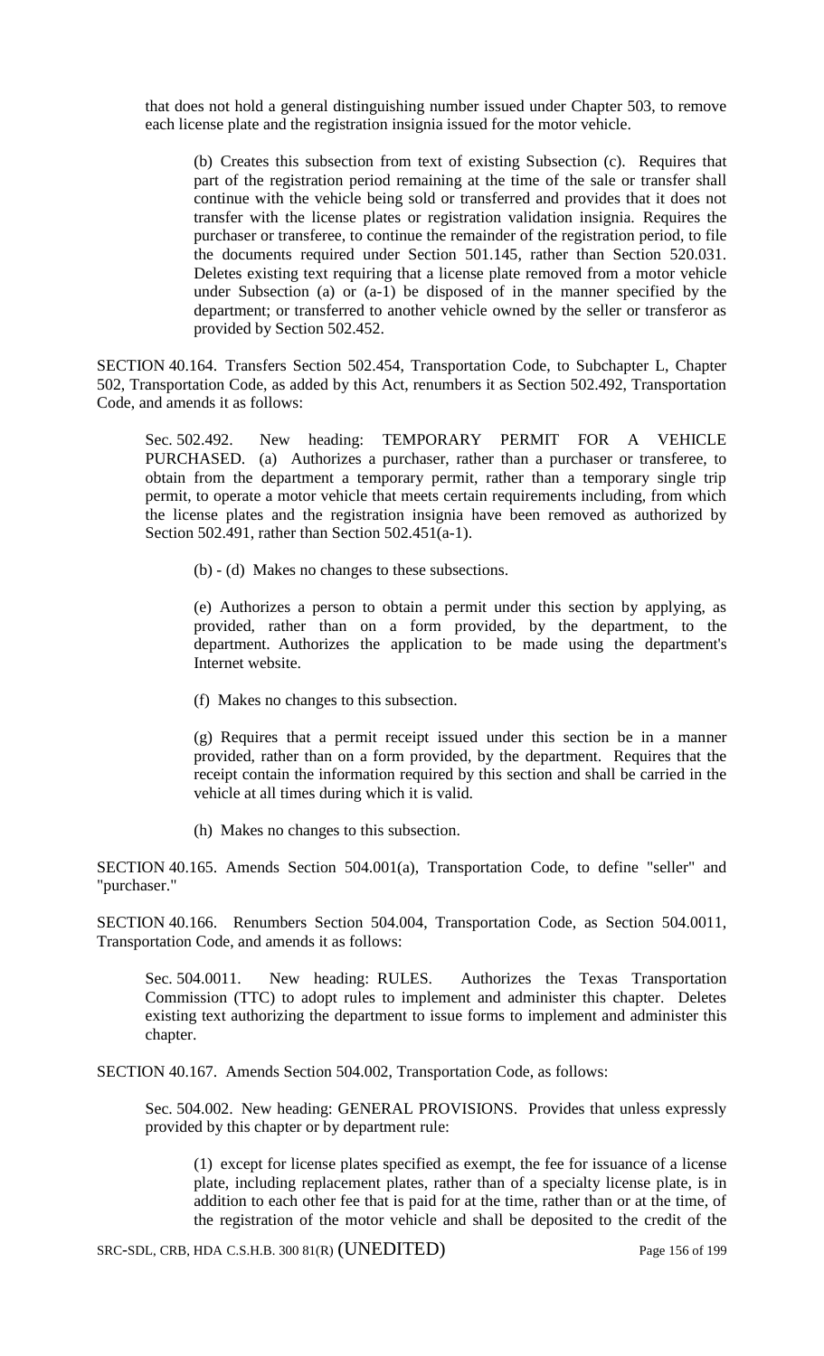that does not hold a general distinguishing number issued under Chapter 503, to remove each license plate and the registration insignia issued for the motor vehicle.

(b) Creates this subsection from text of existing Subsection (c). Requires that part of the registration period remaining at the time of the sale or transfer shall continue with the vehicle being sold or transferred and provides that it does not transfer with the license plates or registration validation insignia. Requires the purchaser or transferee, to continue the remainder of the registration period, to file the documents required under Section 501.145, rather than Section 520.031. Deletes existing text requiring that a license plate removed from a motor vehicle under Subsection (a) or (a-1) be disposed of in the manner specified by the department; or transferred to another vehicle owned by the seller or transferor as provided by Section 502.452.

SECTION 40.164. Transfers Section 502.454, Transportation Code, to Subchapter L, Chapter 502, Transportation Code, as added by this Act, renumbers it as Section 502.492, Transportation Code, and amends it as follows:

Sec. 502.492. New heading: TEMPORARY PERMIT FOR A VEHICLE PURCHASED. (a) Authorizes a purchaser, rather than a purchaser or transferee, to obtain from the department a temporary permit, rather than a temporary single trip permit, to operate a motor vehicle that meets certain requirements including, from which the license plates and the registration insignia have been removed as authorized by Section 502.491, rather than Section 502.451(a-1).

(b) - (d) Makes no changes to these subsections.

(e) Authorizes a person to obtain a permit under this section by applying, as provided, rather than on a form provided, by the department, to the department. Authorizes the application to be made using the department's Internet website.

(f) Makes no changes to this subsection.

(g) Requires that a permit receipt issued under this section be in a manner provided, rather than on a form provided, by the department. Requires that the receipt contain the information required by this section and shall be carried in the vehicle at all times during which it is valid.

(h) Makes no changes to this subsection.

SECTION 40.165. Amends Section 504.001(a), Transportation Code, to define "seller" and "purchaser."

SECTION 40.166. Renumbers Section 504.004, Transportation Code, as Section 504.0011, Transportation Code, and amends it as follows:

Sec. 504.0011. New heading: RULES. Authorizes the Texas Transportation Commission (TTC) to adopt rules to implement and administer this chapter. Deletes existing text authorizing the department to issue forms to implement and administer this chapter.

SECTION 40.167. Amends Section 504.002, Transportation Code, as follows:

Sec. 504.002. New heading: GENERAL PROVISIONS. Provides that unless expressly provided by this chapter or by department rule:

(1) except for license plates specified as exempt, the fee for issuance of a license plate, including replacement plates, rather than of a specialty license plate, is in addition to each other fee that is paid for at the time, rather than or at the time, of the registration of the motor vehicle and shall be deposited to the credit of the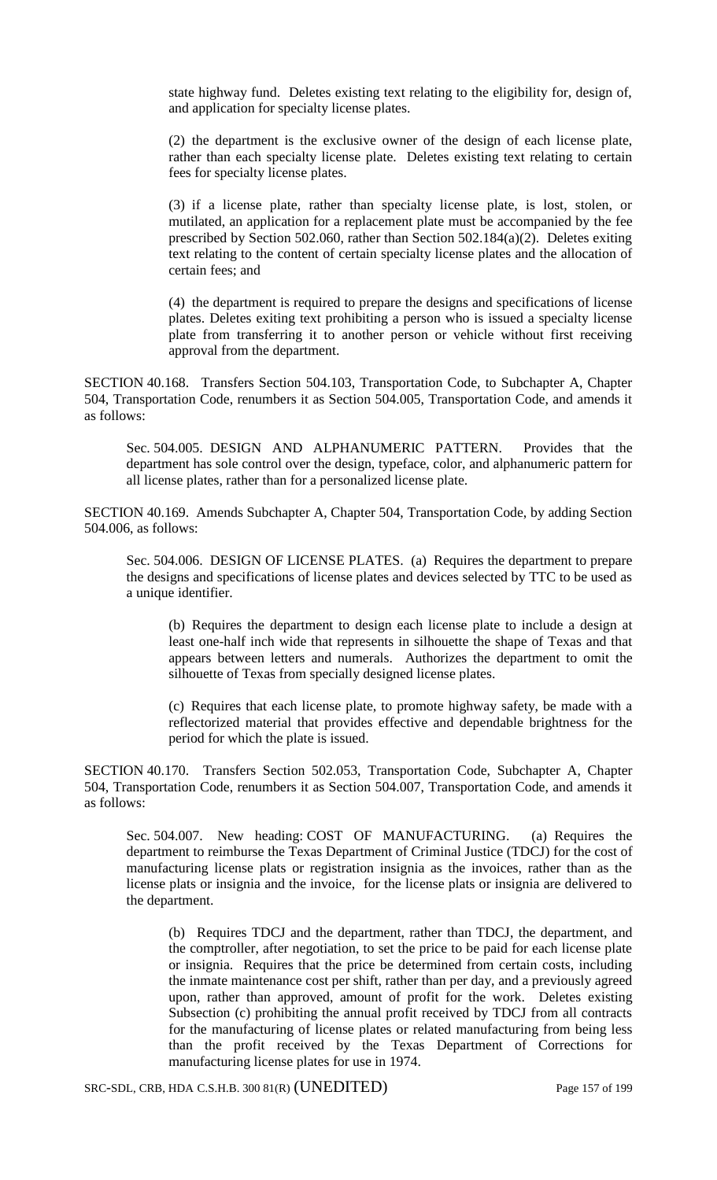state highway fund. Deletes existing text relating to the eligibility for, design of, and application for specialty license plates.

(2) the department is the exclusive owner of the design of each license plate, rather than each specialty license plate. Deletes existing text relating to certain fees for specialty license plates.

(3) if a license plate, rather than specialty license plate, is lost, stolen, or mutilated, an application for a replacement plate must be accompanied by the fee prescribed by Section 502.060, rather than Section 502.184(a)(2). Deletes exiting text relating to the content of certain specialty license plates and the allocation of certain fees; and

(4) the department is required to prepare the designs and specifications of license plates. Deletes exiting text prohibiting a person who is issued a specialty license plate from transferring it to another person or vehicle without first receiving approval from the department.

SECTION 40.168. Transfers Section 504.103, Transportation Code, to Subchapter A, Chapter 504, Transportation Code, renumbers it as Section 504.005, Transportation Code, and amends it as follows:

Sec. 504.005. DESIGN AND ALPHANUMERIC PATTERN. Provides that the department has sole control over the design, typeface, color, and alphanumeric pattern for all license plates, rather than for a personalized license plate.

SECTION 40.169. Amends Subchapter A, Chapter 504, Transportation Code, by adding Section 504.006, as follows:

Sec. 504.006. DESIGN OF LICENSE PLATES. (a) Requires the department to prepare the designs and specifications of license plates and devices selected by TTC to be used as a unique identifier.

(b) Requires the department to design each license plate to include a design at least one-half inch wide that represents in silhouette the shape of Texas and that appears between letters and numerals. Authorizes the department to omit the silhouette of Texas from specially designed license plates.

(c) Requires that each license plate, to promote highway safety, be made with a reflectorized material that provides effective and dependable brightness for the period for which the plate is issued.

SECTION 40.170. Transfers Section 502.053, Transportation Code, Subchapter A, Chapter 504, Transportation Code, renumbers it as Section 504.007, Transportation Code, and amends it as follows:

Sec. 504.007. New heading: COST OF MANUFACTURING. (a) Requires the department to reimburse the Texas Department of Criminal Justice (TDCJ) for the cost of manufacturing license plats or registration insignia as the invoices, rather than as the license plats or insignia and the invoice, for the license plats or insignia are delivered to the department.

(b) Requires TDCJ and the department, rather than TDCJ, the department, and the comptroller, after negotiation, to set the price to be paid for each license plate or insignia. Requires that the price be determined from certain costs, including the inmate maintenance cost per shift, rather than per day, and a previously agreed upon, rather than approved, amount of profit for the work. Deletes existing Subsection (c) prohibiting the annual profit received by TDCJ from all contracts for the manufacturing of license plates or related manufacturing from being less than the profit received by the Texas Department of Corrections for manufacturing license plates for use in 1974.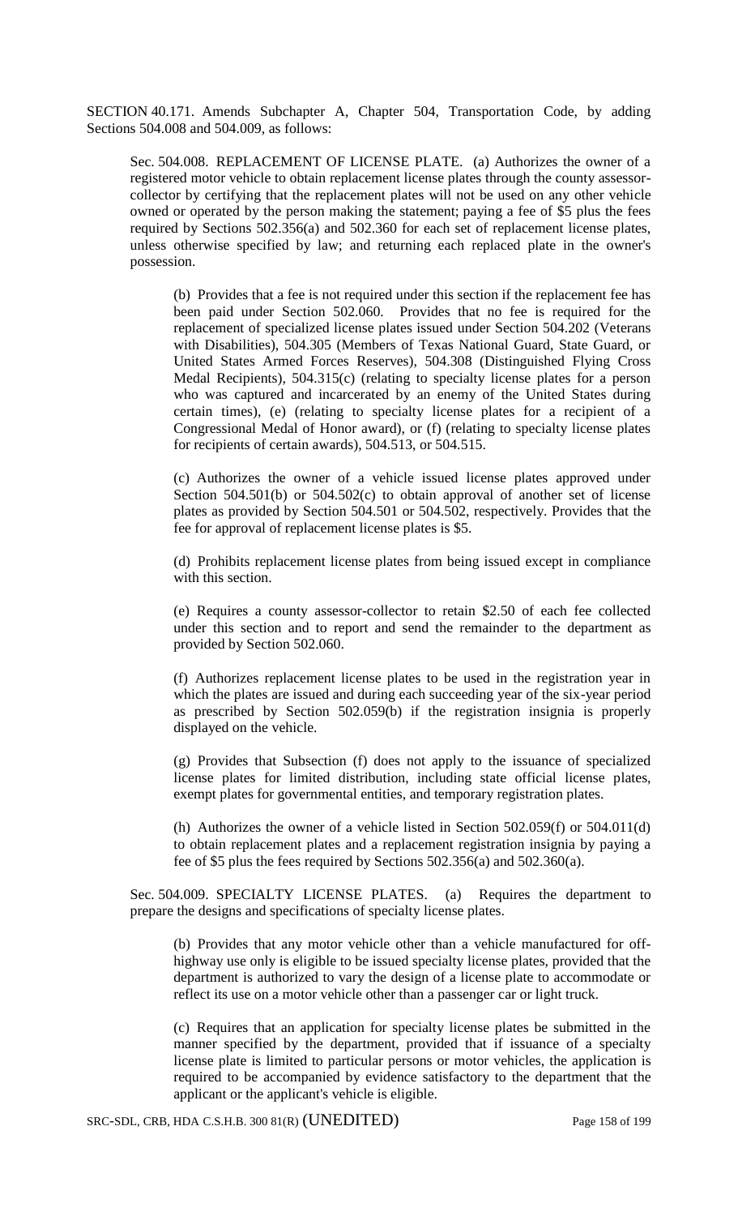SECTION 40.171. Amends Subchapter A, Chapter 504, Transportation Code, by adding Sections 504.008 and 504.009, as follows:

Sec. 504.008. REPLACEMENT OF LICENSE PLATE. (a) Authorizes the owner of a registered motor vehicle to obtain replacement license plates through the county assessor-collector by certifying that the replacement plates will not be used on any other vehicle owned or operated by the person making the statement; paying a fee of $5 plus the fees required by Sections 502.356(a) and 502.360 for each set of replacement license plates, unless otherwise specified by law; and returning each replaced plate in the owner's possession.

(b) Provides that a fee is not required under this section if the replacement fee has been paid under Section 502.060. Provides that no fee is required for the replacement of specialized license plates issued under Section 504.202 (Veterans with Disabilities), 504.305 (Members of Texas National Guard, State Guard, or United States Armed Forces Reserves), 504.308 (Distinguished Flying Cross Medal Recipients), 504.315(c) (relating to specialty license plates for a person who was captured and incarcerated by an enemy of the United States during certain times), (e) (relating to specialty license plates for a recipient of a Congressional Medal of Honor award), or (f) (relating to specialty license plates for recipients of certain awards), 504.513, or 504.515.

(c) Authorizes the owner of a vehicle issued license plates approved under Section 504.501(b) or 504.502(c) to obtain approval of another set of license plates as provided by Section 504.501 or 504.502, respectively. Provides that the fee for approval of replacement license plates is $5.

(d) Prohibits replacement license plates from being issued except in compliance with this section.

(e) Requires a county assessor-collector to retain $2.50 of each fee collected under this section and to report and send the remainder to the department as provided by Section 502.060.

(f) Authorizes replacement license plates to be used in the registration year in which the plates are issued and during each succeeding year of the six-year period as prescribed by Section 502.059(b) if the registration insignia is properly displayed on the vehicle.

(g) Provides that Subsection (f) does not apply to the issuance of specialized license plates for limited distribution, including state official license plates, exempt plates for governmental entities, and temporary registration plates.

(h) Authorizes the owner of a vehicle listed in Section 502.059(f) or 504.011(d) to obtain replacement plates and a replacement registration insignia by paying a fee of $5 plus the fees required by Sections 502.356(a) and 502.360(a).

Sec. 504.009. SPECIALTY LICENSE PLATES. (a) Requires the department to prepare the designs and specifications of specialty license plates.

(b) Provides that any motor vehicle other than a vehicle manufactured for off-highway use only is eligible to be issued specialty license plates, provided that the department is authorized to vary the design of a license plate to accommodate or reflect its use on a motor vehicle other than a passenger car or light truck.

(c) Requires that an application for specialty license plates be submitted in the manner specified by the department, provided that if issuance of a specialty license plate is limited to particular persons or motor vehicles, the application is required to be accompanied by evidence satisfactory to the department that the applicant or the applicant's vehicle is eligible.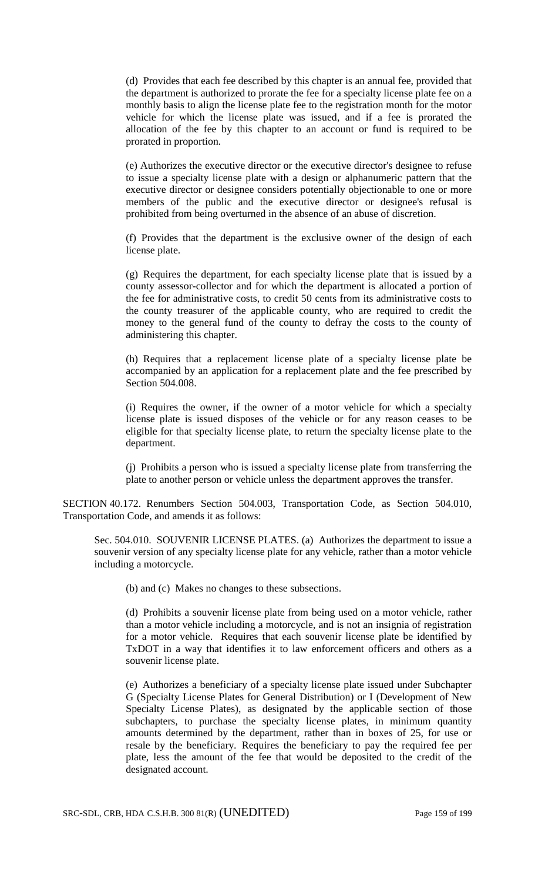(d) Provides that each fee described by this chapter is an annual fee, provided that the department is authorized to prorate the fee for a specialty license plate fee on a monthly basis to align the license plate fee to the registration month for the motor vehicle for which the license plate was issued, and if a fee is prorated the allocation of the fee by this chapter to an account or fund is required to be prorated in proportion.

(e) Authorizes the executive director or the executive director's designee to refuse to issue a specialty license plate with a design or alphanumeric pattern that the executive director or designee considers potentially objectionable to one or more members of the public and the executive director or designee's refusal is prohibited from being overturned in the absence of an abuse of discretion.

(f) Provides that the department is the exclusive owner of the design of each license plate.

(g) Requires the department, for each specialty license plate that is issued by a county assessor-collector and for which the department is allocated a portion of the fee for administrative costs, to credit 50 cents from its administrative costs to the county treasurer of the applicable county, who are required to credit the money to the general fund of the county to defray the costs to the county of administering this chapter.

(h) Requires that a replacement license plate of a specialty license plate be accompanied by an application for a replacement plate and the fee prescribed by Section 504.008.

(i) Requires the owner, if the owner of a motor vehicle for which a specialty license plate is issued disposes of the vehicle or for any reason ceases to be eligible for that specialty license plate, to return the specialty license plate to the department.

(j) Prohibits a person who is issued a specialty license plate from transferring the plate to another person or vehicle unless the department approves the transfer.

SECTION 40.172. Renumbers Section 504.003, Transportation Code, as Section 504.010, Transportation Code, and amends it as follows:

Sec. 504.010. SOUVENIR LICENSE PLATES. (a) Authorizes the department to issue a souvenir version of any specialty license plate for any vehicle, rather than a motor vehicle including a motorcycle.

(b) and (c) Makes no changes to these subsections.

(d) Prohibits a souvenir license plate from being used on a motor vehicle, rather than a motor vehicle including a motorcycle, and is not an insignia of registration for a motor vehicle. Requires that each souvenir license plate be identified by TxDOT in a way that identifies it to law enforcement officers and others as a souvenir license plate.

(e) Authorizes a beneficiary of a specialty license plate issued under Subchapter G (Specialty License Plates for General Distribution) or I (Development of New Specialty License Plates), as designated by the applicable section of those subchapters, to purchase the specialty license plates, in minimum quantity amounts determined by the department, rather than in boxes of 25, for use or resale by the beneficiary. Requires the beneficiary to pay the required fee per plate, less the amount of the fee that would be deposited to the credit of the designated account.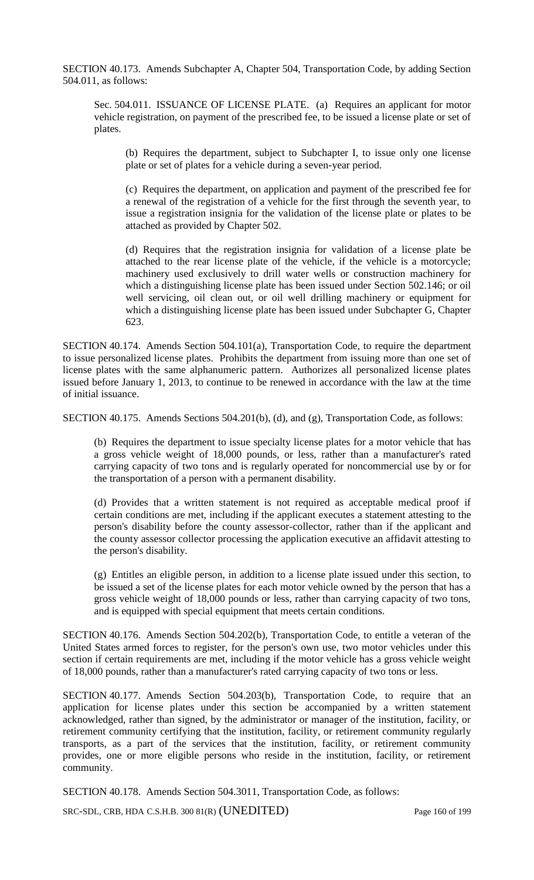SECTION 40.173. Amends Subchapter A, Chapter 504, Transportation Code, by adding Section 504.011, as follows:

Sec. 504.011. ISSUANCE OF LICENSE PLATE. (a) Requires an applicant for motor vehicle registration, on payment of the prescribed fee, to be issued a license plate or set of plates.

(b) Requires the department, subject to Subchapter I, to issue only one license plate or set of plates for a vehicle during a seven-year period.

(c) Requires the department, on application and payment of the prescribed fee for a renewal of the registration of a vehicle for the first through the seventh year, to issue a registration insignia for the validation of the license plate or plates to be attached as provided by Chapter 502.

(d) Requires that the registration insignia for validation of a license plate be attached to the rear license plate of the vehicle, if the vehicle is a motorcycle; machinery used exclusively to drill water wells or construction machinery for which a distinguishing license plate has been issued under Section 502.146; or oil well servicing, oil clean out, or oil well drilling machinery or equipment for which a distinguishing license plate has been issued under Subchapter G, Chapter 623.

SECTION 40.174. Amends Section 504.101(a), Transportation Code, to require the department to issue personalized license plates. Prohibits the department from issuing more than one set of license plates with the same alphanumeric pattern. Authorizes all personalized license plates issued before January 1, 2013, to continue to be renewed in accordance with the law at the time of initial issuance.

SECTION 40.175. Amends Sections 504.201(b), (d), and (g), Transportation Code, as follows:

(b) Requires the department to issue specialty license plates for a motor vehicle that has a gross vehicle weight of 18,000 pounds, or less, rather than a manufacturer's rated carrying capacity of two tons and is regularly operated for noncommercial use by or for the transportation of a person with a permanent disability.

(d) Provides that a written statement is not required as acceptable medical proof if certain conditions are met, including if the applicant executes a statement attesting to the person's disability before the county assessor-collector, rather than if the applicant and the county assessor collector processing the application executive an affidavit attesting to the person's disability.

(g) Entitles an eligible person, in addition to a license plate issued under this section, to be issued a set of the license plates for each motor vehicle owned by the person that has a gross vehicle weight of 18,000 pounds or less, rather than carrying capacity of two tons, and is equipped with special equipment that meets certain conditions.

SECTION 40.176. Amends Section 504.202(b), Transportation Code, to entitle a veteran of the United States armed forces to register, for the person's own use, two motor vehicles under this section if certain requirements are met, including if the motor vehicle has a gross vehicle weight of 18,000 pounds, rather than a manufacturer's rated carrying capacity of two tons or less.

SECTION 40.177. Amends Section 504.203(b), Transportation Code, to require that an application for license plates under this section be accompanied by a written statement acknowledged, rather than signed, by the administrator or manager of the institution, facility, or retirement community certifying that the institution, facility, or retirement community regularly transports, as a part of the services that the institution, facility, or retirement community provides, one or more eligible persons who reside in the institution, facility, or retirement community.

SECTION 40.178. Amends Section 504.3011, Transportation Code, as follows: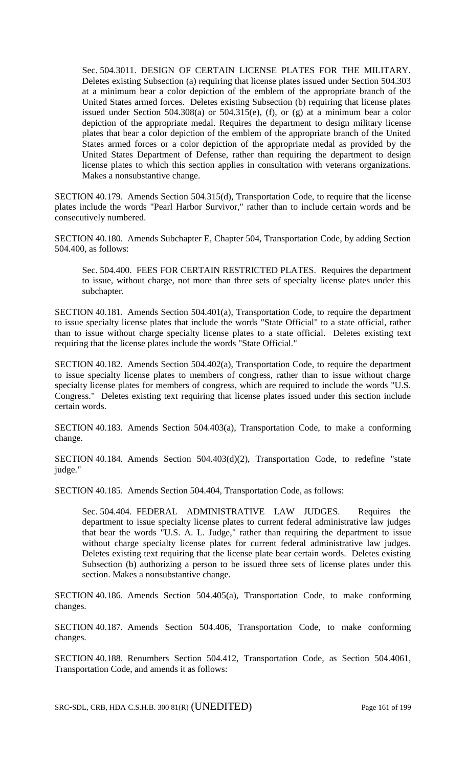Sec. 504.3011. DESIGN OF CERTAIN LICENSE PLATES FOR THE MILITARY. Deletes existing Subsection (a) requiring that license plates issued under Section 504.303 at a minimum bear a color depiction of the emblem of the appropriate branch of the United States armed forces. Deletes existing Subsection (b) requiring that license plates issued under Section 504.308(a) or 504.315(e), (f), or (g) at a minimum bear a color depiction of the appropriate medal. Requires the department to design military license plates that bear a color depiction of the emblem of the appropriate branch of the United States armed forces or a color depiction of the appropriate medal as provided by the United States Department of Defense, rather than requiring the department to design license plates to which this section applies in consultation with veterans organizations. Makes a nonsubstantive change.

SECTION 40.179. Amends Section 504.315(d), Transportation Code, to require that the license plates include the words "Pearl Harbor Survivor," rather than to include certain words and be consecutively numbered.

SECTION 40.180. Amends Subchapter E, Chapter 504, Transportation Code, by adding Section 504.400, as follows:

Sec. 504.400. FEES FOR CERTAIN RESTRICTED PLATES. Requires the department to issue, without charge, not more than three sets of specialty license plates under this subchapter.

SECTION 40.181. Amends Section 504.401(a), Transportation Code, to require the department to issue specialty license plates that include the words "State Official" to a state official, rather than to issue without charge specialty license plates to a state official. Deletes existing text requiring that the license plates include the words "State Official."

SECTION 40.182. Amends Section 504.402(a), Transportation Code, to require the department to issue specialty license plates to members of congress, rather than to issue without charge specialty license plates for members of congress, which are required to include the words "U.S. Congress." Deletes existing text requiring that license plates issued under this section include certain words.

SECTION 40.183. Amends Section 504.403(a), Transportation Code, to make a conforming change.

SECTION 40.184. Amends Section 504.403(d)(2), Transportation Code, to redefine "state judge."

SECTION 40.185. Amends Section 504.404, Transportation Code, as follows:

Sec. 504.404. FEDERAL ADMINISTRATIVE LAW JUDGES. Requires the department to issue specialty license plates to current federal administrative law judges that bear the words "U.S. A. L. Judge," rather than requiring the department to issue without charge specialty license plates for current federal administrative law judges. Deletes existing text requiring that the license plate bear certain words. Deletes existing Subsection (b) authorizing a person to be issued three sets of license plates under this section. Makes a nonsubstantive change.

SECTION 40.186. Amends Section 504.405(a), Transportation Code, to make conforming changes.

SECTION 40.187. Amends Section 504.406, Transportation Code, to make conforming changes.

SECTION 40.188. Renumbers Section 504.412, Transportation Code, as Section 504.4061, Transportation Code, and amends it as follows: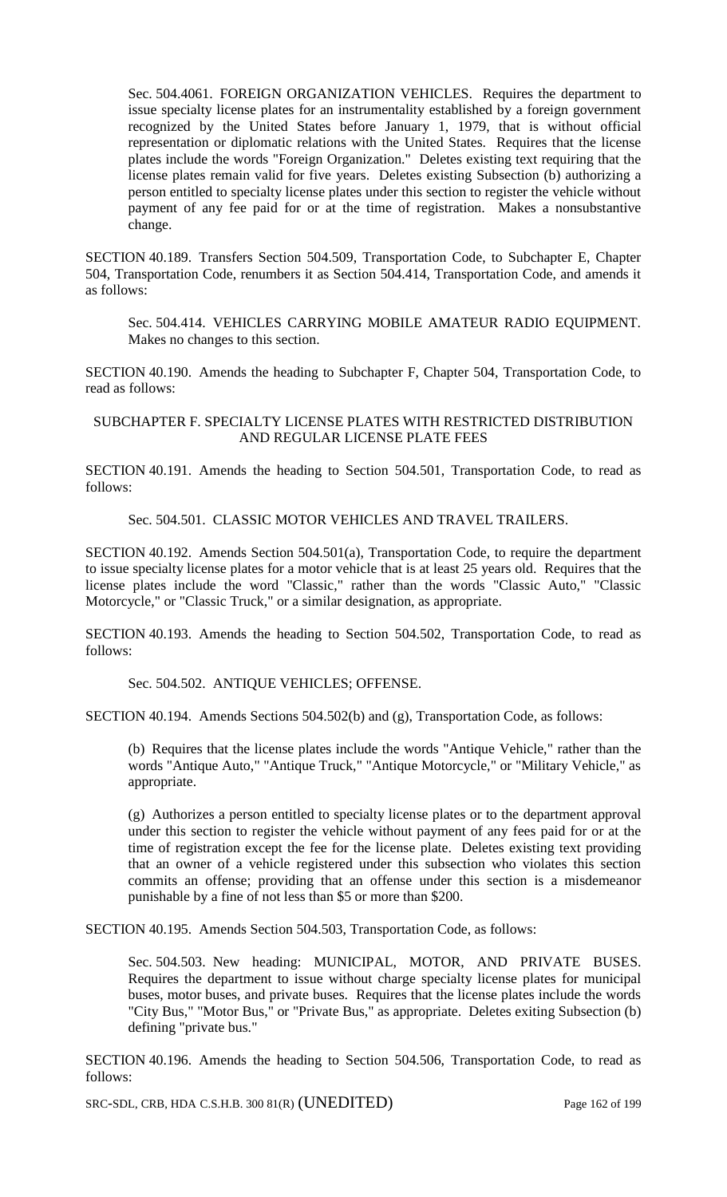Sec. 504.4061. FOREIGN ORGANIZATION VEHICLES. Requires the department to issue specialty license plates for an instrumentality established by a foreign government recognized by the United States before January 1, 1979, that is without official representation or diplomatic relations with the United States. Requires that the license plates include the words "Foreign Organization." Deletes existing text requiring that the license plates remain valid for five years. Deletes existing Subsection (b) authorizing a person entitled to specialty license plates under this section to register the vehicle without payment of any fee paid for or at the time of registration. Makes a nonsubstantive change.

SECTION 40.189. Transfers Section 504.509, Transportation Code, to Subchapter E, Chapter 504, Transportation Code, renumbers it as Section 504.414, Transportation Code, and amends it as follows:

Sec. 504.414. VEHICLES CARRYING MOBILE AMATEUR RADIO EQUIPMENT. Makes no changes to this section.

SECTION 40.190. Amends the heading to Subchapter F, Chapter 504, Transportation Code, to read as follows:

SUBCHAPTER F. SPECIALTY LICENSE PLATES WITH RESTRICTED DISTRIBUTION AND REGULAR LICENSE PLATE FEES

SECTION 40.191. Amends the heading to Section 504.501, Transportation Code, to read as follows:

Sec. 504.501. CLASSIC MOTOR VEHICLES AND TRAVEL TRAILERS.

SECTION 40.192. Amends Section 504.501(a), Transportation Code, to require the department to issue specialty license plates for a motor vehicle that is at least 25 years old. Requires that the license plates include the word "Classic," rather than the words "Classic Auto," "Classic Motorcycle," or "Classic Truck," or a similar designation, as appropriate.

SECTION 40.193. Amends the heading to Section 504.502, Transportation Code, to read as follows:

Sec. 504.502. ANTIQUE VEHICLES; OFFENSE.

SECTION 40.194. Amends Sections 504.502(b) and (g), Transportation Code, as follows:

(b) Requires that the license plates include the words "Antique Vehicle," rather than the words "Antique Auto," "Antique Truck," "Antique Motorcycle," or "Military Vehicle," as appropriate.

(g) Authorizes a person entitled to specialty license plates or to the department approval under this section to register the vehicle without payment of any fees paid for or at the time of registration except the fee for the license plate. Deletes existing text providing that an owner of a vehicle registered under this subsection who violates this section commits an offense; providing that an offense under this section is a misdemeanor punishable by a fine of not less than $5 or more than $200.

SECTION 40.195. Amends Section 504.503, Transportation Code, as follows:

Sec. 504.503. New heading: MUNICIPAL, MOTOR, AND PRIVATE BUSES. Requires the department to issue without charge specialty license plates for municipal buses, motor buses, and private buses. Requires that the license plates include the words "City Bus," "Motor Bus," or "Private Bus," as appropriate. Deletes exiting Subsection (b) defining "private bus."

SECTION 40.196. Amends the heading to Section 504.506, Transportation Code, to read as follows: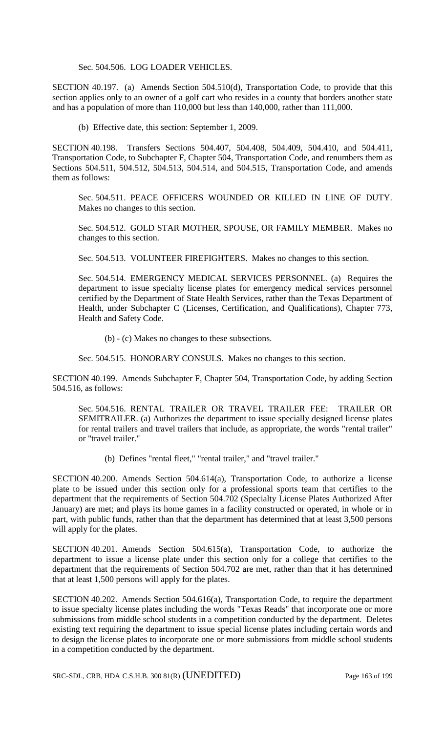Sec. 504.506. LOG LOADER VEHICLES.

SECTION 40.197. (a) Amends Section 504.510(d), Transportation Code, to provide that this section applies only to an owner of a golf cart who resides in a county that borders another state and has a population of more than 110,000 but less than 140,000, rather than 111,000.

(b) Effective date, this section: September 1, 2009.

SECTION 40.198. Transfers Sections 504.407, 504.408, 504.409, 504.410, and 504.411, Transportation Code, to Subchapter F, Chapter 504, Transportation Code, and renumbers them as Sections 504.511, 504.512, 504.513, 504.514, and 504.515, Transportation Code, and amends them as follows:

Sec. 504.511. PEACE OFFICERS WOUNDED OR KILLED IN LINE OF DUTY. Makes no changes to this section.

Sec. 504.512. GOLD STAR MOTHER, SPOUSE, OR FAMILY MEMBER. Makes no changes to this section.

Sec. 504.513. VOLUNTEER FIREFIGHTERS. Makes no changes to this section.

Sec. 504.514. EMERGENCY MEDICAL SERVICES PERSONNEL. (a) Requires the department to issue specialty license plates for emergency medical services personnel certified by the Department of State Health Services, rather than the Texas Department of Health, under Subchapter C (Licenses, Certification, and Qualifications), Chapter 773, Health and Safety Code.

(b) - (c) Makes no changes to these subsections.

Sec. 504.515. HONORARY CONSULS. Makes no changes to this section.

SECTION 40.199. Amends Subchapter F, Chapter 504, Transportation Code, by adding Section 504.516, as follows:

Sec. 504.516. RENTAL TRAILER OR TRAVEL TRAILER FEE: TRAILER OR SEMITRAILER. (a) Authorizes the department to issue specially designed license plates for rental trailers and travel trailers that include, as appropriate, the words "rental trailer" or "travel trailer."

(b) Defines "rental fleet," "rental trailer," and "travel trailer."

SECTION 40.200. Amends Section 504.614(a), Transportation Code, to authorize a license plate to be issued under this section only for a professional sports team that certifies to the department that the requirements of Section 504.702 (Specialty License Plates Authorized After January) are met; and plays its home games in a facility constructed or operated, in whole or in part, with public funds, rather than that the department has determined that at least 3,500 persons will apply for the plates.

SECTION 40.201. Amends Section 504.615(a), Transportation Code, to authorize the department to issue a license plate under this section only for a college that certifies to the department that the requirements of Section 504.702 are met, rather than that it has determined that at least 1,500 persons will apply for the plates.

SECTION 40.202. Amends Section 504.616(a), Transportation Code, to require the department to issue specialty license plates including the words "Texas Reads" that incorporate one or more submissions from middle school students in a competition conducted by the department. Deletes existing text requiring the department to issue special license plates including certain words and to design the license plates to incorporate one or more submissions from middle school students in a competition conducted by the department.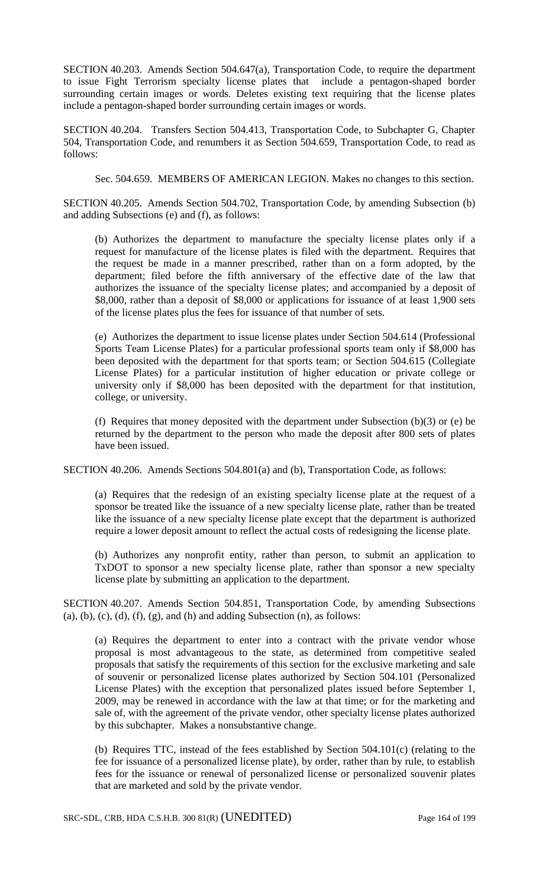SECTION 40.203. Amends Section 504.647(a), Transportation Code, to require the department to issue Fight Terrorism specialty license plates that include a pentagon-shaped border surrounding certain images or words. Deletes existing text requiring that the license plates include a pentagon-shaped border surrounding certain images or words.

SECTION 40.204. Transfers Section 504.413, Transportation Code, to Subchapter G, Chapter 504, Transportation Code, and renumbers it as Section 504.659, Transportation Code, to read as follows:

> Sec. 504.659. MEMBERS OF AMERICAN LEGION. Makes no changes to this section.

SECTION 40.205. Amends Section 504.702, Transportation Code, by amending Subsection (b) and adding Subsections (e) and (f), as follows:

> (b) Authorizes the department to manufacture the specialty license plates only if a request for manufacture of the license plates is filed with the department. Requires that the request be made in a manner prescribed, rather than on a form adopted, by the department; filed before the fifth anniversary of the effective date of the law that authorizes the issuance of the specialty license plates; and accompanied by a deposit of $8,000, rather than a deposit of $8,000 or applications for issuance of at least 1,900 sets of the license plates plus the fees for issuance of that number of sets.
>
> (e) Authorizes the department to issue license plates under Section 504.614 (Professional Sports Team License Plates) for a particular professional sports team only if $8,000 has been deposited with the department for that sports team; or Section 504.615 (Collegiate License Plates) for a particular institution of higher education or private college or university only if $8,000 has been deposited with the department for that institution, college, or university.
>
> (f) Requires that money deposited with the department under Subsection (b)(3) or (e) be returned by the department to the person who made the deposit after 800 sets of plates have been issued.

SECTION 40.206. Amends Sections 504.801(a) and (b), Transportation Code, as follows:

> (a) Requires that the redesign of an existing specialty license plate at the request of a sponsor be treated like the issuance of a new specialty license plate, rather than be treated like the issuance of a new specialty license plate except that the department is authorized require a lower deposit amount to reflect the actual costs of redesigning the license plate.
>
> (b) Authorizes any nonprofit entity, rather than person, to submit an application to TxDOT to sponsor a new specialty license plate, rather than sponsor a new specialty license plate by submitting an application to the department.

SECTION 40.207. Amends Section 504.851, Transportation Code, by amending Subsections (a), (b), (c), (d), (f), (g), and (h) and adding Subsection (n), as follows:

> (a) Requires the department to enter into a contract with the private vendor whose proposal is most advantageous to the state, as determined from competitive sealed proposals that satisfy the requirements of this section for the exclusive marketing and sale of souvenir or personalized license plates authorized by Section 504.101 (Personalized License Plates) with the exception that personalized plates issued before September 1, 2009, may be renewed in accordance with the law at that time; or for the marketing and sale of, with the agreement of the private vendor, other specialty license plates authorized by this subchapter. Makes a nonsubstantive change.
>
> (b) Requires TTC, instead of the fees established by Section 504.101(c) (relating to the fee for issuance of a personalized license plate), by order, rather than by rule, to establish fees for the issuance or renewal of personalized license or personalized souvenir plates that are marketed and sold by the private vendor.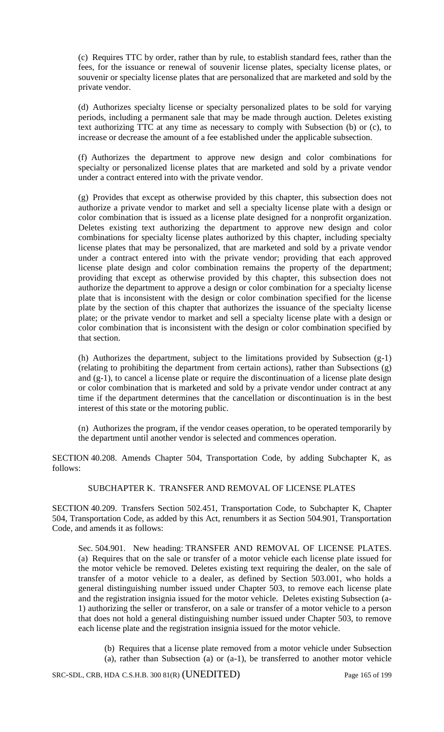(c) Requires TTC by order, rather than by rule, to establish standard fees, rather than the fees, for the issuance or renewal of souvenir license plates, specialty license plates, or souvenir or specialty license plates that are personalized that are marketed and sold by the private vendor.

(d) Authorizes specialty license or specialty personalized plates to be sold for varying periods, including a permanent sale that may be made through auction. Deletes existing text authorizing TTC at any time as necessary to comply with Subsection (b) or (c), to increase or decrease the amount of a fee established under the applicable subsection.

(f) Authorizes the department to approve new design and color combinations for specialty or personalized license plates that are marketed and sold by a private vendor under a contract entered into with the private vendor.

(g) Provides that except as otherwise provided by this chapter, this subsection does not authorize a private vendor to market and sell a specialty license plate with a design or color combination that is issued as a license plate designed for a nonprofit organization. Deletes existing text authorizing the department to approve new design and color combinations for specialty license plates authorized by this chapter, including specialty license plates that may be personalized, that are marketed and sold by a private vendor under a contract entered into with the private vendor; providing that each approved license plate design and color combination remains the property of the department; providing that except as otherwise provided by this chapter, this subsection does not authorize the department to approve a design or color combination for a specialty license plate that is inconsistent with the design or color combination specified for the license plate by the section of this chapter that authorizes the issuance of the specialty license plate; or the private vendor to market and sell a specialty license plate with a design or color combination that is inconsistent with the design or color combination specified by that section.

(h) Authorizes the department, subject to the limitations provided by Subsection (g-1) (relating to prohibiting the department from certain actions), rather than Subsections (g) and (g-1), to cancel a license plate or require the discontinuation of a license plate design or color combination that is marketed and sold by a private vendor under contract at any time if the department determines that the cancellation or discontinuation is in the best interest of this state or the motoring public.

(n) Authorizes the program, if the vendor ceases operation, to be operated temporarily by the department until another vendor is selected and commences operation.

SECTION 40.208. Amends Chapter 504, Transportation Code, by adding Subchapter K, as follows:

SUBCHAPTER K. TRANSFER AND REMOVAL OF LICENSE PLATES

SECTION 40.209. Transfers Section 502.451, Transportation Code, to Subchapter K, Chapter 504, Transportation Code, as added by this Act, renumbers it as Section 504.901, Transportation Code, and amends it as follows:

Sec. 504.901. New heading: TRANSFER AND REMOVAL OF LICENSE PLATES. (a) Requires that on the sale or transfer of a motor vehicle each license plate issued for the motor vehicle be removed. Deletes existing text requiring the dealer, on the sale of transfer of a motor vehicle to a dealer, as defined by Section 503.001, who holds a general distinguishing number issued under Chapter 503, to remove each license plate and the registration insignia issued for the motor vehicle. Deletes existing Subsection (a-1) authorizing the seller or transferor, on a sale or transfer of a motor vehicle to a person that does not hold a general distinguishing number issued under Chapter 503, to remove each license plate and the registration insignia issued for the motor vehicle.

(b) Requires that a license plate removed from a motor vehicle under Subsection (a), rather than Subsection (a) or (a-1), be transferred to another motor vehicle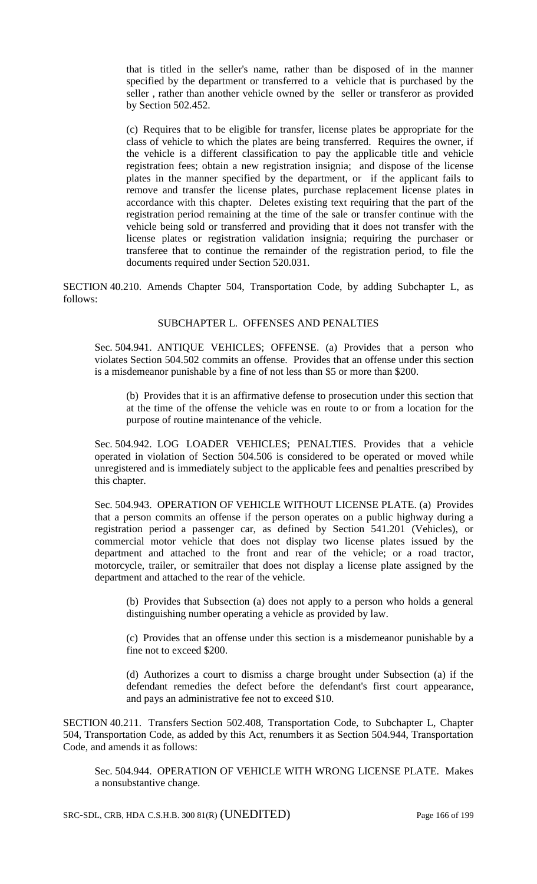that is titled in the seller's name, rather than be disposed of in the manner specified by the department or transferred to a vehicle that is purchased by the seller , rather than another vehicle owned by the seller or transferor as provided by Section 502.452.

(c) Requires that to be eligible for transfer, license plates be appropriate for the class of vehicle to which the plates are being transferred. Requires the owner, if the vehicle is a different classification to pay the applicable title and vehicle registration fees; obtain a new registration insignia; and dispose of the license plates in the manner specified by the department, or if the applicant fails to remove and transfer the license plates, purchase replacement license plates in accordance with this chapter. Deletes existing text requiring that the part of the registration period remaining at the time of the sale or transfer continue with the vehicle being sold or transferred and providing that it does not transfer with the license plates or registration validation insignia; requiring the purchaser or transferee that to continue the remainder of the registration period, to file the documents required under Section 520.031.

SECTION 40.210. Amends Chapter 504, Transportation Code, by adding Subchapter L, as follows:

SUBCHAPTER L. OFFENSES AND PENALTIES

Sec. 504.941. ANTIQUE VEHICLES; OFFENSE. (a) Provides that a person who violates Section 504.502 commits an offense. Provides that an offense under this section is a misdemeanor punishable by a fine of not less than $5 or more than $200.

(b) Provides that it is an affirmative defense to prosecution under this section that at the time of the offense the vehicle was en route to or from a location for the purpose of routine maintenance of the vehicle.

Sec. 504.942. LOG LOADER VEHICLES; PENALTIES. Provides that a vehicle operated in violation of Section 504.506 is considered to be operated or moved while unregistered and is immediately subject to the applicable fees and penalties prescribed by this chapter.

Sec. 504.943. OPERATION OF VEHICLE WITHOUT LICENSE PLATE. (a) Provides that a person commits an offense if the person operates on a public highway during a registration period a passenger car, as defined by Section 541.201 (Vehicles), or commercial motor vehicle that does not display two license plates issued by the department and attached to the front and rear of the vehicle; or a road tractor, motorcycle, trailer, or semitrailer that does not display a license plate assigned by the department and attached to the rear of the vehicle.

(b) Provides that Subsection (a) does not apply to a person who holds a general distinguishing number operating a vehicle as provided by law.

(c) Provides that an offense under this section is a misdemeanor punishable by a fine not to exceed $200.

(d) Authorizes a court to dismiss a charge brought under Subsection (a) if the defendant remedies the defect before the defendant's first court appearance, and pays an administrative fee not to exceed $10.

SECTION 40.211. Transfers Section 502.408, Transportation Code, to Subchapter L, Chapter 504, Transportation Code, as added by this Act, renumbers it as Section 504.944, Transportation Code, and amends it as follows:

Sec. 504.944. OPERATION OF VEHICLE WITH WRONG LICENSE PLATE. Makes a nonsubstantive change.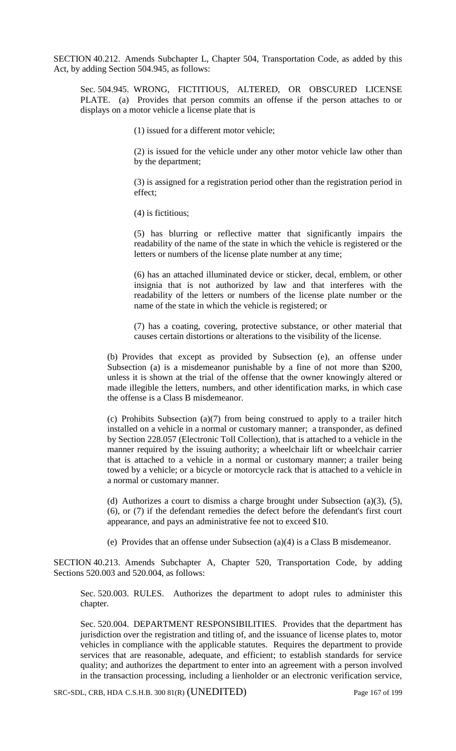SECTION 40.212. Amends Subchapter L, Chapter 504, Transportation Code, as added by this Act, by adding Section 504.945, as follows:

Sec. 504.945. WRONG, FICTITIOUS, ALTERED, OR OBSCURED LICENSE PLATE. (a) Provides that person commits an offense if the person attaches to or displays on a motor vehicle a license plate that is

(1) issued for a different motor vehicle;

(2) is issued for the vehicle under any other motor vehicle law other than by the department;

(3) is assigned for a registration period other than the registration period in effect;

(4) is fictitious;

(5) has blurring or reflective matter that significantly impairs the readability of the name of the state in which the vehicle is registered or the letters or numbers of the license plate number at any time;

(6) has an attached illuminated device or sticker, decal, emblem, or other insignia that is not authorized by law and that interferes with the readability of the letters or numbers of the license plate number or the name of the state in which the vehicle is registered; or

(7) has a coating, covering, protective substance, or other material that causes certain distortions or alterations to the visibility of the license.

(b) Provides that except as provided by Subsection (e), an offense under Subsection (a) is a misdemeanor punishable by a fine of not more than $200, unless it is shown at the trial of the offense that the owner knowingly altered or made illegible the letters, numbers, and other identification marks, in which case the offense is a Class B misdemeanor.

(c) Prohibits Subsection (a)(7) from being construed to apply to a trailer hitch installed on a vehicle in a normal or customary manner; a transponder, as defined by Section 228.057 (Electronic Toll Collection), that is attached to a vehicle in the manner required by the issuing authority; a wheelchair lift or wheelchair carrier that is attached to a vehicle in a normal or customary manner; a trailer being towed by a vehicle; or a bicycle or motorcycle rack that is attached to a vehicle in a normal or customary manner.

(d) Authorizes a court to dismiss a charge brought under Subsection (a)(3), (5), (6), or (7) if the defendant remedies the defect before the defendant's first court appearance, and pays an administrative fee not to exceed $10.

(e) Provides that an offense under Subsection (a)(4) is a Class B misdemeanor.

SECTION 40.213. Amends Subchapter A, Chapter 520, Transportation Code, by adding Sections 520.003 and 520.004, as follows:

Sec. 520.003. RULES. Authorizes the department to adopt rules to administer this chapter.

Sec. 520.004. DEPARTMENT RESPONSIBILITIES. Provides that the department has jurisdiction over the registration and titling of, and the issuance of license plates to, motor vehicles in compliance with the applicable statutes. Requires the department to provide services that are reasonable, adequate, and efficient; to establish standards for service quality; and authorizes the department to enter into an agreement with a person involved in the transaction processing, including a lienholder or an electronic verification service,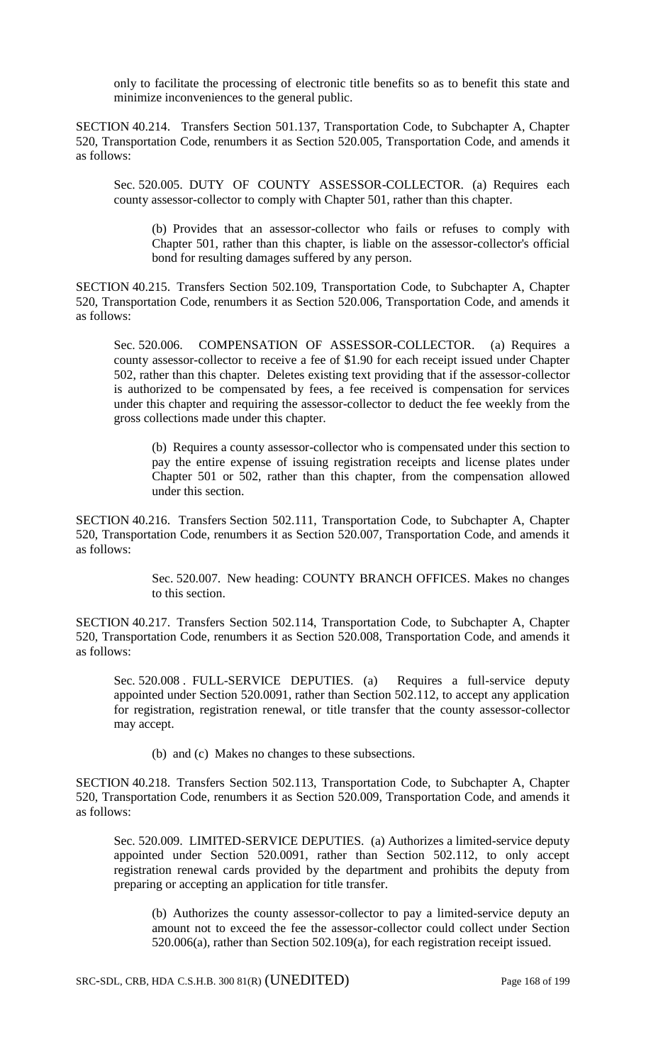only to facilitate the processing of electronic title benefits so as to benefit this state and minimize inconveniences to the general public.

SECTION 40.214. Transfers Section 501.137, Transportation Code, to Subchapter A, Chapter 520, Transportation Code, renumbers it as Section 520.005, Transportation Code, and amends it as follows:

Sec. 520.005. DUTY OF COUNTY ASSESSOR-COLLECTOR. (a) Requires each county assessor-collector to comply with Chapter 501, rather than this chapter.

(b) Provides that an assessor-collector who fails or refuses to comply with Chapter 501, rather than this chapter, is liable on the assessor-collector's official bond for resulting damages suffered by any person.

SECTION 40.215. Transfers Section 502.109, Transportation Code, to Subchapter A, Chapter 520, Transportation Code, renumbers it as Section 520.006, Transportation Code, and amends it as follows:

Sec. 520.006. COMPENSATION OF ASSESSOR-COLLECTOR. (a) Requires a county assessor-collector to receive a fee of $1.90 for each receipt issued under Chapter 502, rather than this chapter. Deletes existing text providing that if the assessor-collector is authorized to be compensated by fees, a fee received is compensation for services under this chapter and requiring the assessor-collector to deduct the fee weekly from the gross collections made under this chapter.

(b) Requires a county assessor-collector who is compensated under this section to pay the entire expense of issuing registration receipts and license plates under Chapter 501 or 502, rather than this chapter, from the compensation allowed under this section.

SECTION 40.216. Transfers Section 502.111, Transportation Code, to Subchapter A, Chapter 520, Transportation Code, renumbers it as Section 520.007, Transportation Code, and amends it as follows:

Sec. 520.007. New heading: COUNTY BRANCH OFFICES. Makes no changes to this section.

SECTION 40.217. Transfers Section 502.114, Transportation Code, to Subchapter A, Chapter 520, Transportation Code, renumbers it as Section 520.008, Transportation Code, and amends it as follows:

Sec. 520.008 . FULL-SERVICE DEPUTIES. (a) Requires a full-service deputy appointed under Section 520.0091, rather than Section 502.112, to accept any application for registration, registration renewal, or title transfer that the county assessor-collector may accept.

(b) and (c) Makes no changes to these subsections.

SECTION 40.218. Transfers Section 502.113, Transportation Code, to Subchapter A, Chapter 520, Transportation Code, renumbers it as Section 520.009, Transportation Code, and amends it as follows:

Sec. 520.009. LIMITED-SERVICE DEPUTIES. (a) Authorizes a limited-service deputy appointed under Section 520.0091, rather than Section 502.112, to only accept registration renewal cards provided by the department and prohibits the deputy from preparing or accepting an application for title transfer.

(b) Authorizes the county assessor-collector to pay a limited-service deputy an amount not to exceed the fee the assessor-collector could collect under Section 520.006(a), rather than Section 502.109(a), for each registration receipt issued.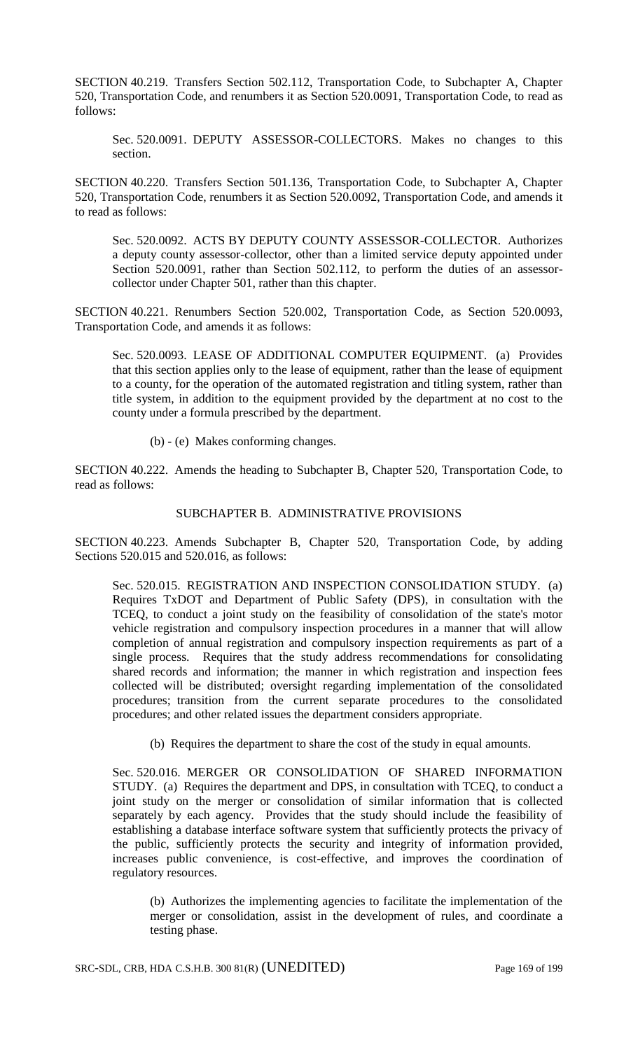SECTION 40.219. Transfers Section 502.112, Transportation Code, to Subchapter A, Chapter 520, Transportation Code, and renumbers it as Section 520.0091, Transportation Code, to read as follows:

Sec. 520.0091. DEPUTY ASSESSOR-COLLECTORS. Makes no changes to this section.

SECTION 40.220. Transfers Section 501.136, Transportation Code, to Subchapter A, Chapter 520, Transportation Code, renumbers it as Section 520.0092, Transportation Code, and amends it to read as follows:

Sec. 520.0092. ACTS BY DEPUTY COUNTY ASSESSOR-COLLECTOR. Authorizes a deputy county assessor-collector, other than a limited service deputy appointed under Section 520.0091, rather than Section 502.112, to perform the duties of an assessor-collector under Chapter 501, rather than this chapter.

SECTION 40.221. Renumbers Section 520.002, Transportation Code, as Section 520.0093, Transportation Code, and amends it as follows:

Sec. 520.0093. LEASE OF ADDITIONAL COMPUTER EQUIPMENT. (a) Provides that this section applies only to the lease of equipment, rather than the lease of equipment to a county, for the operation of the automated registration and titling system, rather than title system, in addition to the equipment provided by the department at no cost to the county under a formula prescribed by the department.

(b) - (e) Makes conforming changes.

SECTION 40.222. Amends the heading to Subchapter B, Chapter 520, Transportation Code, to read as follows:

SUBCHAPTER B. ADMINISTRATIVE PROVISIONS

SECTION 40.223. Amends Subchapter B, Chapter 520, Transportation Code, by adding Sections 520.015 and 520.016, as follows:

Sec. 520.015. REGISTRATION AND INSPECTION CONSOLIDATION STUDY. (a) Requires TxDOT and Department of Public Safety (DPS), in consultation with the TCEQ, to conduct a joint study on the feasibility of consolidation of the state's motor vehicle registration and compulsory inspection procedures in a manner that will allow completion of annual registration and compulsory inspection requirements as part of a single process. Requires that the study address recommendations for consolidating shared records and information; the manner in which registration and inspection fees collected will be distributed; oversight regarding implementation of the consolidated procedures; transition from the current separate procedures to the consolidated procedures; and other related issues the department considers appropriate.

(b) Requires the department to share the cost of the study in equal amounts.

Sec. 520.016. MERGER OR CONSOLIDATION OF SHARED INFORMATION STUDY. (a) Requires the department and DPS, in consultation with TCEQ, to conduct a joint study on the merger or consolidation of similar information that is collected separately by each agency. Provides that the study should include the feasibility of establishing a database interface software system that sufficiently protects the privacy of the public, sufficiently protects the security and integrity of information provided, increases public convenience, is cost-effective, and improves the coordination of regulatory resources.

(b) Authorizes the implementing agencies to facilitate the implementation of the merger or consolidation, assist in the development of rules, and coordinate a testing phase.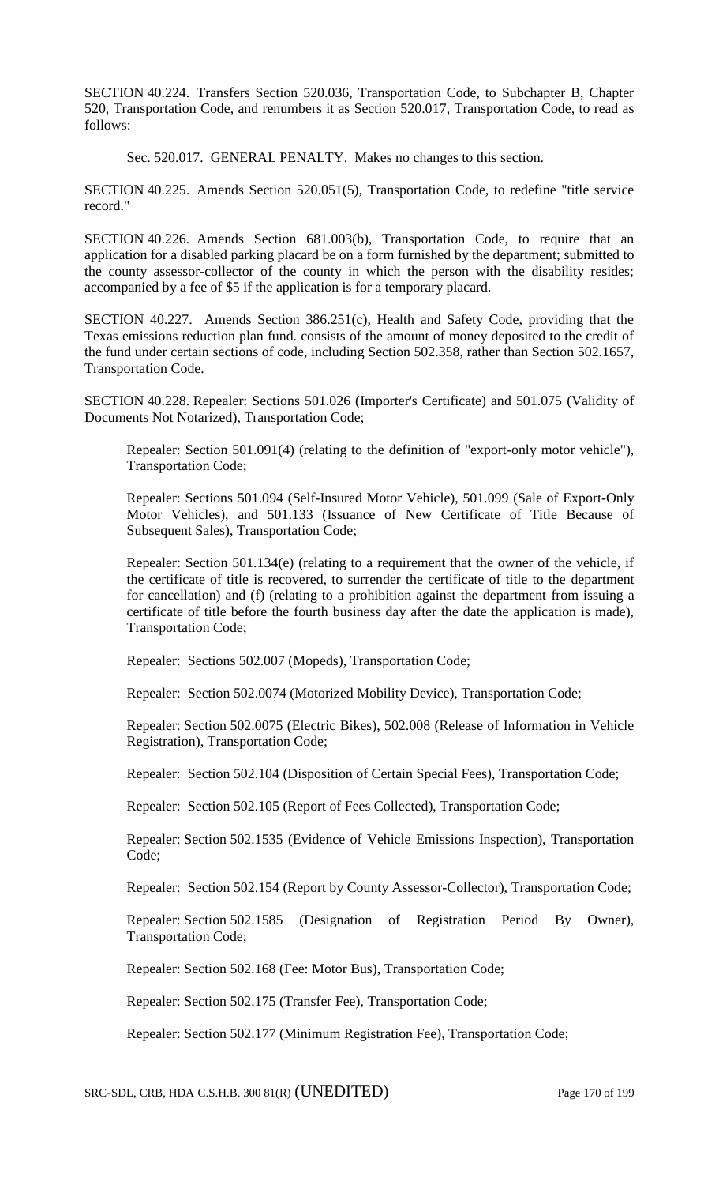SECTION 40.224. Transfers Section 520.036, Transportation Code, to Subchapter B, Chapter 520, Transportation Code, and renumbers it as Section 520.017, Transportation Code, to read as follows:

Sec. 520.017. GENERAL PENALTY. Makes no changes to this section.

SECTION 40.225. Amends Section 520.051(5), Transportation Code, to redefine "title service record."

SECTION 40.226. Amends Section 681.003(b), Transportation Code, to require that an application for a disabled parking placard be on a form furnished by the department; submitted to the county assessor-collector of the county in which the person with the disability resides; accompanied by a fee of $5 if the application is for a temporary placard.

SECTION 40.227. Amends Section 386.251(c), Health and Safety Code, providing that the Texas emissions reduction plan fund. consists of the amount of money deposited to the credit of the fund under certain sections of code, including Section 502.358, rather than Section 502.1657, Transportation Code.

SECTION 40.228. Repealer: Sections 501.026 (Importer's Certificate) and 501.075 (Validity of Documents Not Notarized), Transportation Code;

Repealer: Section 501.091(4) (relating to the definition of "export-only motor vehicle"), Transportation Code;

Repealer: Sections 501.094 (Self-Insured Motor Vehicle), 501.099 (Sale of Export-Only Motor Vehicles), and 501.133 (Issuance of New Certificate of Title Because of Subsequent Sales), Transportation Code;

Repealer: Section 501.134(e) (relating to a requirement that the owner of the vehicle, if the certificate of title is recovered, to surrender the certificate of title to the department for cancellation) and (f) (relating to a prohibition against the department from issuing a certificate of title before the fourth business day after the date the application is made), Transportation Code;

Repealer: Sections 502.007 (Mopeds), Transportation Code;

Repealer: Section 502.0074 (Motorized Mobility Device), Transportation Code;

Repealer: Section 502.0075 (Electric Bikes), 502.008 (Release of Information in Vehicle Registration), Transportation Code;

Repealer: Section 502.104 (Disposition of Certain Special Fees), Transportation Code;

Repealer: Section 502.105 (Report of Fees Collected), Transportation Code;

Repealer: Section 502.1535 (Evidence of Vehicle Emissions Inspection), Transportation Code;

Repealer: Section 502.154 (Report by County Assessor-Collector), Transportation Code;

Repealer: Section 502.1585 (Designation of Registration Period By Owner), Transportation Code;

Repealer: Section 502.168 (Fee: Motor Bus), Transportation Code;

Repealer: Section 502.175 (Transfer Fee), Transportation Code;

Repealer: Section 502.177 (Minimum Registration Fee), Transportation Code;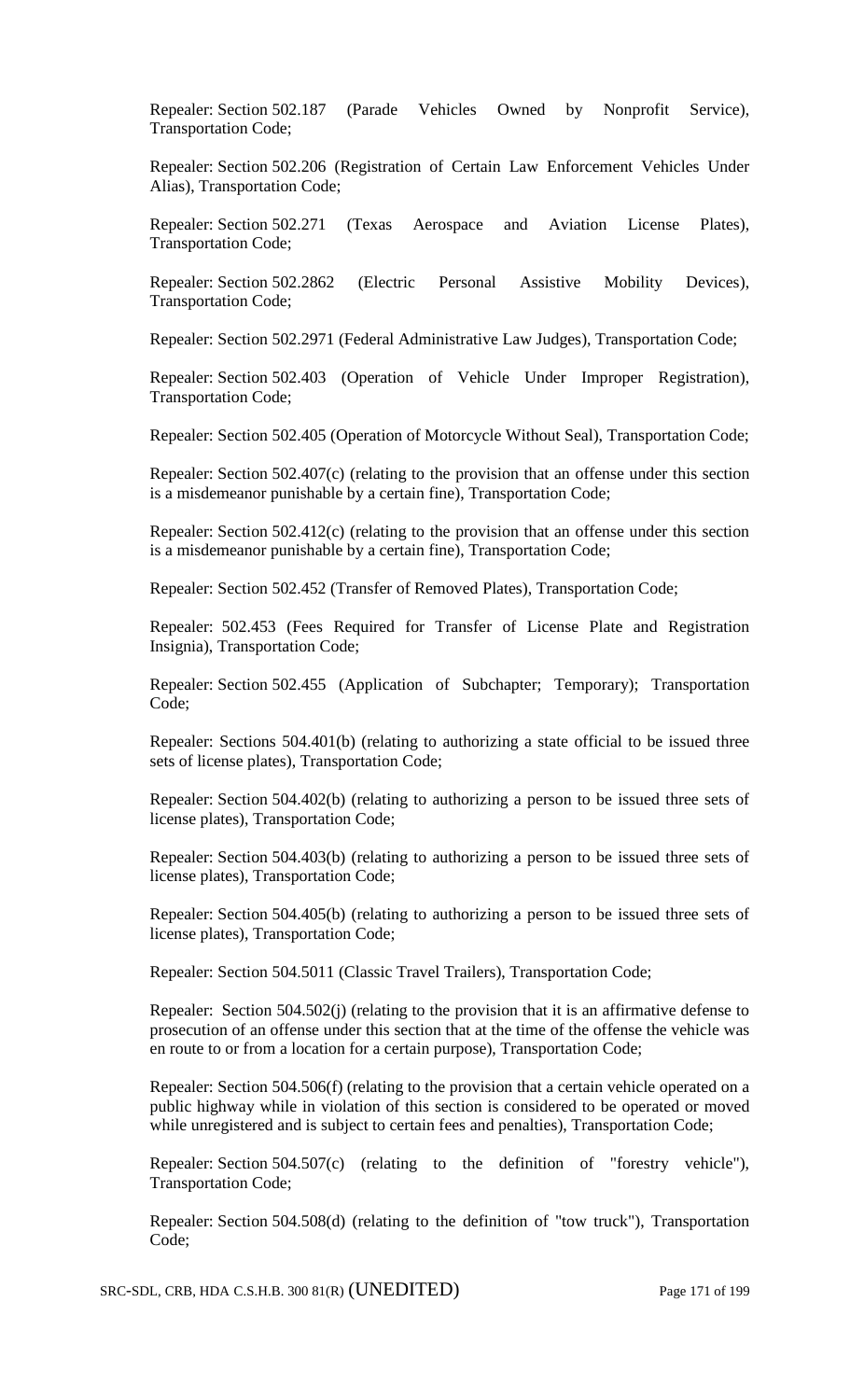Repealer: Section 502.187 (Parade Vehicles Owned by Nonprofit Service), Transportation Code;

Repealer: Section 502.206 (Registration of Certain Law Enforcement Vehicles Under Alias), Transportation Code;

Repealer: Section 502.271 (Texas Aerospace and Aviation License Plates), Transportation Code;

Repealer: Section 502.2862 (Electric Personal Assistive Mobility Devices), Transportation Code;

Repealer: Section 502.2971 (Federal Administrative Law Judges), Transportation Code;

Repealer: Section 502.403 (Operation of Vehicle Under Improper Registration), Transportation Code;

Repealer: Section 502.405 (Operation of Motorcycle Without Seal), Transportation Code;

Repealer: Section 502.407(c) (relating to the provision that an offense under this section is a misdemeanor punishable by a certain fine), Transportation Code;

Repealer: Section 502.412(c) (relating to the provision that an offense under this section is a misdemeanor punishable by a certain fine), Transportation Code;

Repealer: Section 502.452 (Transfer of Removed Plates), Transportation Code;

Repealer: 502.453 (Fees Required for Transfer of License Plate and Registration Insignia), Transportation Code;

Repealer: Section 502.455 (Application of Subchapter; Temporary); Transportation Code;

Repealer: Sections 504.401(b) (relating to authorizing a state official to be issued three sets of license plates), Transportation Code;

Repealer: Section 504.402(b) (relating to authorizing a person to be issued three sets of license plates), Transportation Code;

Repealer: Section 504.403(b) (relating to authorizing a person to be issued three sets of license plates), Transportation Code;

Repealer: Section 504.405(b) (relating to authorizing a person to be issued three sets of license plates), Transportation Code;

Repealer: Section 504.5011 (Classic Travel Trailers), Transportation Code;

Repealer: Section 504.502(j) (relating to the provision that it is an affirmative defense to prosecution of an offense under this section that at the time of the offense the vehicle was en route to or from a location for a certain purpose), Transportation Code;

Repealer: Section 504.506(f) (relating to the provision that a certain vehicle operated on a public highway while in violation of this section is considered to be operated or moved while unregistered and is subject to certain fees and penalties), Transportation Code;

Repealer: Section 504.507(c) (relating to the definition of "forestry vehicle"), Transportation Code;

Repealer: Section 504.508(d) (relating to the definition of "tow truck"), Transportation Code;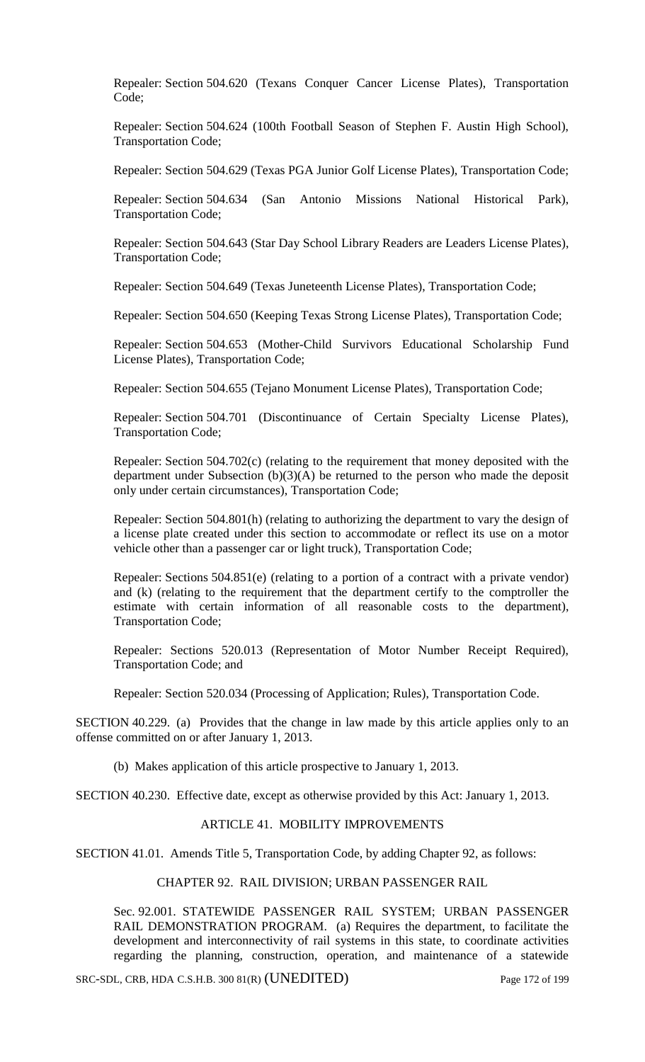Repealer: Section 504.620 (Texans Conquer Cancer License Plates), Transportation Code;

Repealer: Section 504.624 (100th Football Season of Stephen F. Austin High School), Transportation Code;

Repealer: Section 504.629 (Texas PGA Junior Golf License Plates), Transportation Code;

Repealer: Section 504.634 (San Antonio Missions National Historical Park), Transportation Code;

Repealer: Section 504.643 (Star Day School Library Readers are Leaders License Plates), Transportation Code;

Repealer: Section 504.649 (Texas Juneteenth License Plates), Transportation Code;

Repealer: Section 504.650 (Keeping Texas Strong License Plates), Transportation Code;

Repealer: Section 504.653 (Mother-Child Survivors Educational Scholarship Fund License Plates), Transportation Code;

Repealer: Section 504.655 (Tejano Monument License Plates), Transportation Code;

Repealer: Section 504.701 (Discontinuance of Certain Specialty License Plates), Transportation Code;

Repealer: Section 504.702(c) (relating to the requirement that money deposited with the department under Subsection (b)(3)(A) be returned to the person who made the deposit only under certain circumstances), Transportation Code;

Repealer: Section 504.801(h) (relating to authorizing the department to vary the design of a license plate created under this section to accommodate or reflect its use on a motor vehicle other than a passenger car or light truck), Transportation Code;

Repealer: Sections 504.851(e) (relating to a portion of a contract with a private vendor) and (k) (relating to the requirement that the department certify to the comptroller the estimate with certain information of all reasonable costs to the department), Transportation Code;

Repealer: Sections 520.013 (Representation of Motor Number Receipt Required), Transportation Code; and

Repealer: Section 520.034 (Processing of Application; Rules), Transportation Code.

SECTION 40.229. (a) Provides that the change in law made by this article applies only to an offense committed on or after January 1, 2013.

(b) Makes application of this article prospective to January 1, 2013.

SECTION 40.230. Effective date, except as otherwise provided by this Act: January 1, 2013.

## ARTICLE 41. MOBILITY IMPROVEMENTS

SECTION 41.01. Amends Title 5, Transportation Code, by adding Chapter 92, as follows:

### CHAPTER 92. RAIL DIVISION; URBAN PASSENGER RAIL

Sec. 92.001. STATEWIDE PASSENGER RAIL SYSTEM; URBAN PASSENGER RAIL DEMONSTRATION PROGRAM. (a) Requires the department, to facilitate the development and interconnectivity of rail systems in this state, to coordinate activities regarding the planning, construction, operation, and maintenance of a statewide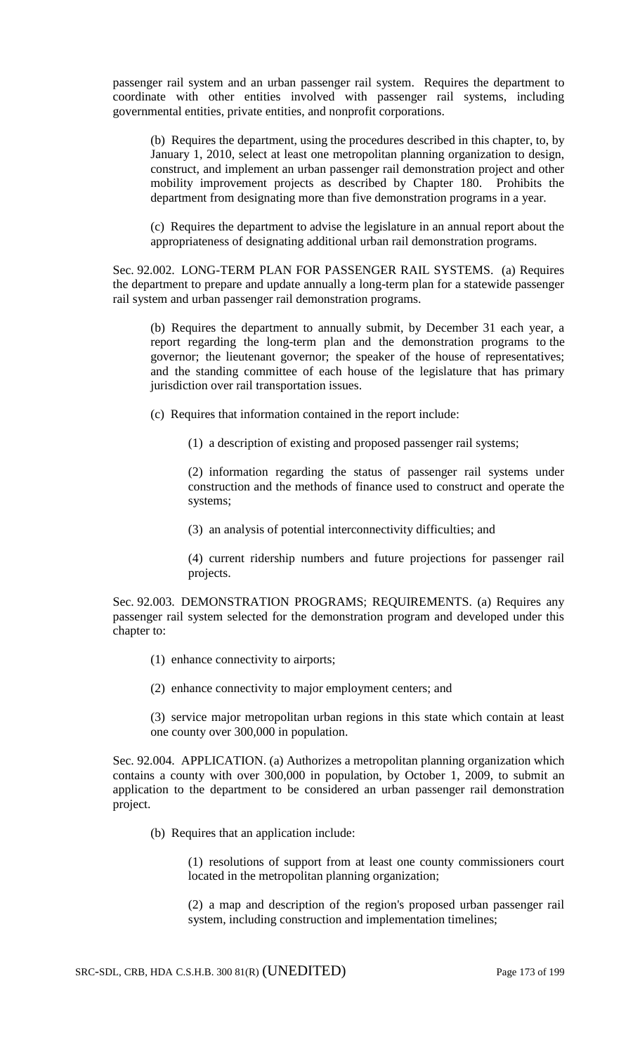passenger rail system and an urban passenger rail system. Requires the department to coordinate with other entities involved with passenger rail systems, including governmental entities, private entities, and nonprofit corporations.

(b) Requires the department, using the procedures described in this chapter, to, by January 1, 2010, select at least one metropolitan planning organization to design, construct, and implement an urban passenger rail demonstration project and other mobility improvement projects as described by Chapter 180. Prohibits the department from designating more than five demonstration programs in a year.

(c) Requires the department to advise the legislature in an annual report about the appropriateness of designating additional urban rail demonstration programs.

Sec. 92.002. LONG-TERM PLAN FOR PASSENGER RAIL SYSTEMS. (a) Requires the department to prepare and update annually a long-term plan for a statewide passenger rail system and urban passenger rail demonstration programs.

(b) Requires the department to annually submit, by December 31 each year, a report regarding the long-term plan and the demonstration programs to the governor; the lieutenant governor; the speaker of the house of representatives; and the standing committee of each house of the legislature that has primary jurisdiction over rail transportation issues.

(c) Requires that information contained in the report include:

(1) a description of existing and proposed passenger rail systems;

(2) information regarding the status of passenger rail systems under construction and the methods of finance used to construct and operate the systems;

(3) an analysis of potential interconnectivity difficulties; and

(4) current ridership numbers and future projections for passenger rail projects.

Sec. 92.003. DEMONSTRATION PROGRAMS; REQUIREMENTS. (a) Requires any passenger rail system selected for the demonstration program and developed under this chapter to:

(1) enhance connectivity to airports;

(2) enhance connectivity to major employment centers; and

(3) service major metropolitan urban regions in this state which contain at least one county over 300,000 in population.

Sec. 92.004. APPLICATION. (a) Authorizes a metropolitan planning organization which contains a county with over 300,000 in population, by October 1, 2009, to submit an application to the department to be considered an urban passenger rail demonstration project.

(b) Requires that an application include:

(1) resolutions of support from at least one county commissioners court located in the metropolitan planning organization;

(2) a map and description of the region's proposed urban passenger rail system, including construction and implementation timelines;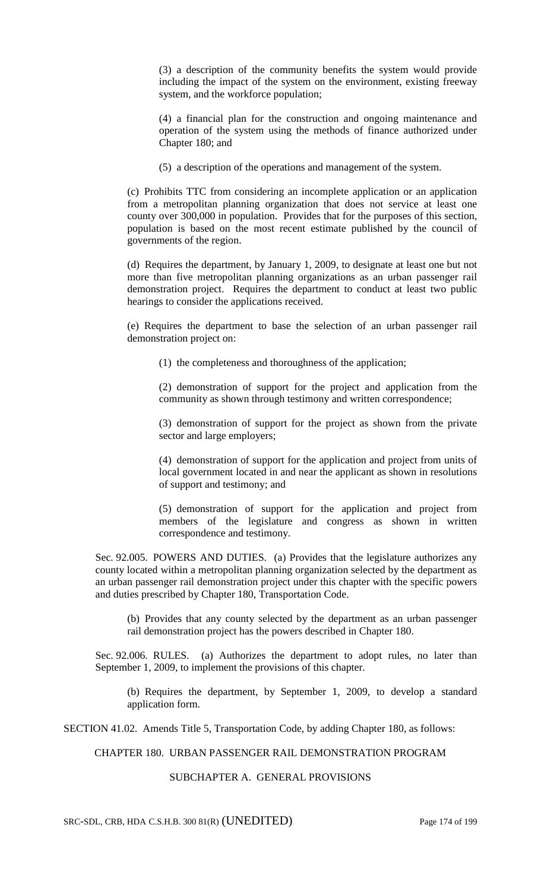(3) a description of the community benefits the system would provide including the impact of the system on the environment, existing freeway system, and the workforce population;

(4) a financial plan for the construction and ongoing maintenance and operation of the system using the methods of finance authorized under Chapter 180; and

(5) a description of the operations and management of the system.

(c) Prohibits TTC from considering an incomplete application or an application from a metropolitan planning organization that does not service at least one county over 300,000 in population. Provides that for the purposes of this section, population is based on the most recent estimate published by the council of governments of the region.

(d) Requires the department, by January 1, 2009, to designate at least one but not more than five metropolitan planning organizations as an urban passenger rail demonstration project. Requires the department to conduct at least two public hearings to consider the applications received.

(e) Requires the department to base the selection of an urban passenger rail demonstration project on:

(1) the completeness and thoroughness of the application;

(2) demonstration of support for the project and application from the community as shown through testimony and written correspondence;

(3) demonstration of support for the project as shown from the private sector and large employers;

(4) demonstration of support for the application and project from units of local government located in and near the applicant as shown in resolutions of support and testimony; and

(5) demonstration of support for the application and project from members of the legislature and congress as shown in written correspondence and testimony.

Sec. 92.005. POWERS AND DUTIES. (a) Provides that the legislature authorizes any county located within a metropolitan planning organization selected by the department as an urban passenger rail demonstration project under this chapter with the specific powers and duties prescribed by Chapter 180, Transportation Code.

(b) Provides that any county selected by the department as an urban passenger rail demonstration project has the powers described in Chapter 180.

Sec. 92.006. RULES. (a) Authorizes the department to adopt rules, no later than September 1, 2009, to implement the provisions of this chapter.

(b) Requires the department, by September 1, 2009, to develop a standard application form.

SECTION 41.02. Amends Title 5, Transportation Code, by adding Chapter 180, as follows:

CHAPTER 180. URBAN PASSENGER RAIL DEMONSTRATION PROGRAM

SUBCHAPTER A. GENERAL PROVISIONS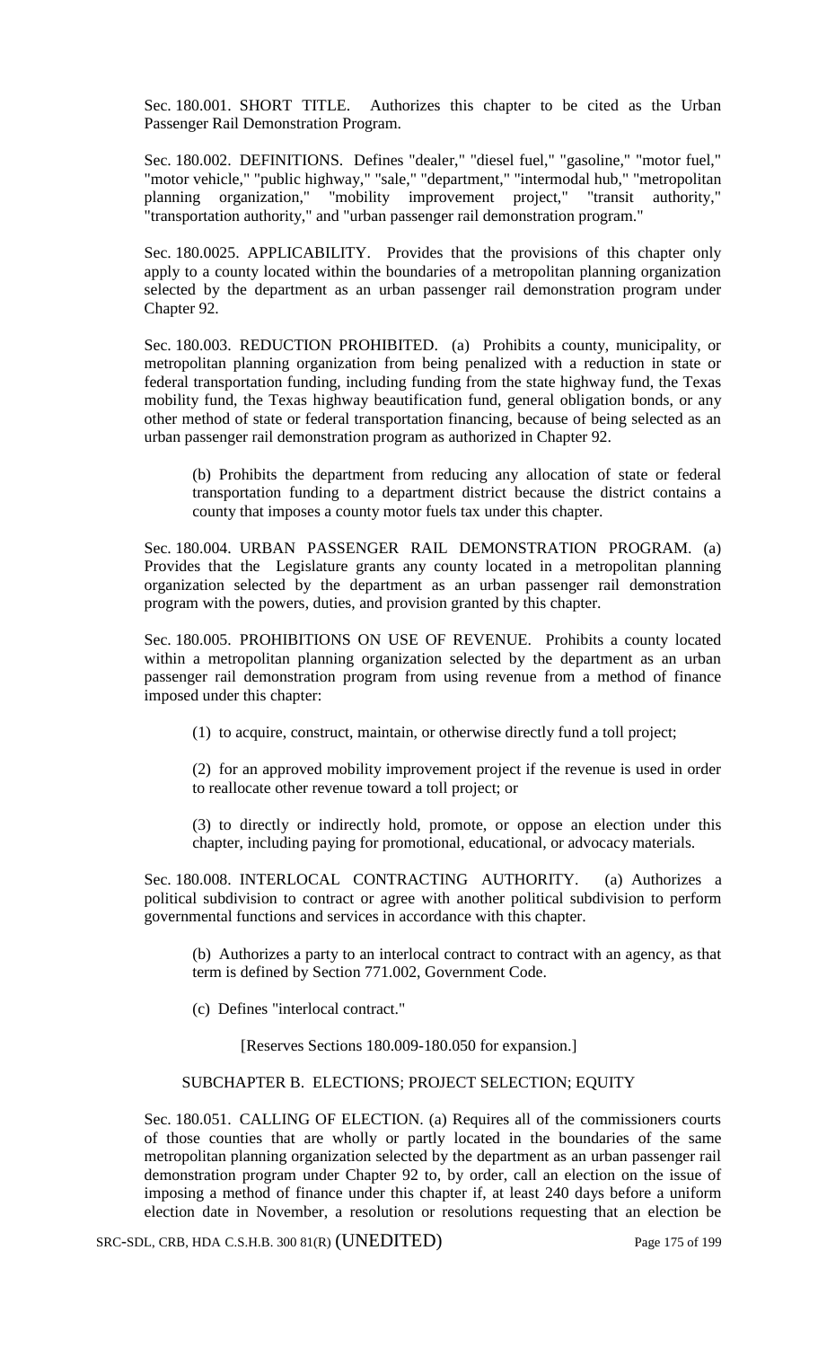Sec. 180.001. SHORT TITLE. Authorizes this chapter to be cited as the Urban Passenger Rail Demonstration Program.

Sec. 180.002. DEFINITIONS. Defines "dealer," "diesel fuel," "gasoline," "motor fuel," "motor vehicle," "public highway," "sale," "department," "intermodal hub," "metropolitan planning organization," "mobility improvement project," "transit authority," "transportation authority," and "urban passenger rail demonstration program."

Sec. 180.0025. APPLICABILITY. Provides that the provisions of this chapter only apply to a county located within the boundaries of a metropolitan planning organization selected by the department as an urban passenger rail demonstration program under Chapter 92.

Sec. 180.003. REDUCTION PROHIBITED. (a) Prohibits a county, municipality, or metropolitan planning organization from being penalized with a reduction in state or federal transportation funding, including funding from the state highway fund, the Texas mobility fund, the Texas highway beautification fund, general obligation bonds, or any other method of state or federal transportation financing, because of being selected as an urban passenger rail demonstration program as authorized in Chapter 92.

(b) Prohibits the department from reducing any allocation of state or federal transportation funding to a department district because the district contains a county that imposes a county motor fuels tax under this chapter.

Sec. 180.004. URBAN PASSENGER RAIL DEMONSTRATION PROGRAM. (a) Provides that the Legislature grants any county located in a metropolitan planning organization selected by the department as an urban passenger rail demonstration program with the powers, duties, and provision granted by this chapter.

Sec. 180.005. PROHIBITIONS ON USE OF REVENUE. Prohibits a county located within a metropolitan planning organization selected by the department as an urban passenger rail demonstration program from using revenue from a method of finance imposed under this chapter:

(1) to acquire, construct, maintain, or otherwise directly fund a toll project;

(2) for an approved mobility improvement project if the revenue is used in order to reallocate other revenue toward a toll project; or

(3) to directly or indirectly hold, promote, or oppose an election under this chapter, including paying for promotional, educational, or advocacy materials.

Sec. 180.008. INTERLOCAL CONTRACTING AUTHORITY. (a) Authorizes a political subdivision to contract or agree with another political subdivision to perform governmental functions and services in accordance with this chapter.

(b) Authorizes a party to an interlocal contract to contract with an agency, as that term is defined by Section 771.002, Government Code.

(c) Defines "interlocal contract."

[Reserves Sections 180.009-180.050 for expansion.]

SUBCHAPTER B. ELECTIONS; PROJECT SELECTION; EQUITY

Sec. 180.051. CALLING OF ELECTION. (a) Requires all of the commissioners courts of those counties that are wholly or partly located in the boundaries of the same metropolitan planning organization selected by the department as an urban passenger rail demonstration program under Chapter 92 to, by order, call an election on the issue of imposing a method of finance under this chapter if, at least 240 days before a uniform election date in November, a resolution or resolutions requesting that an election be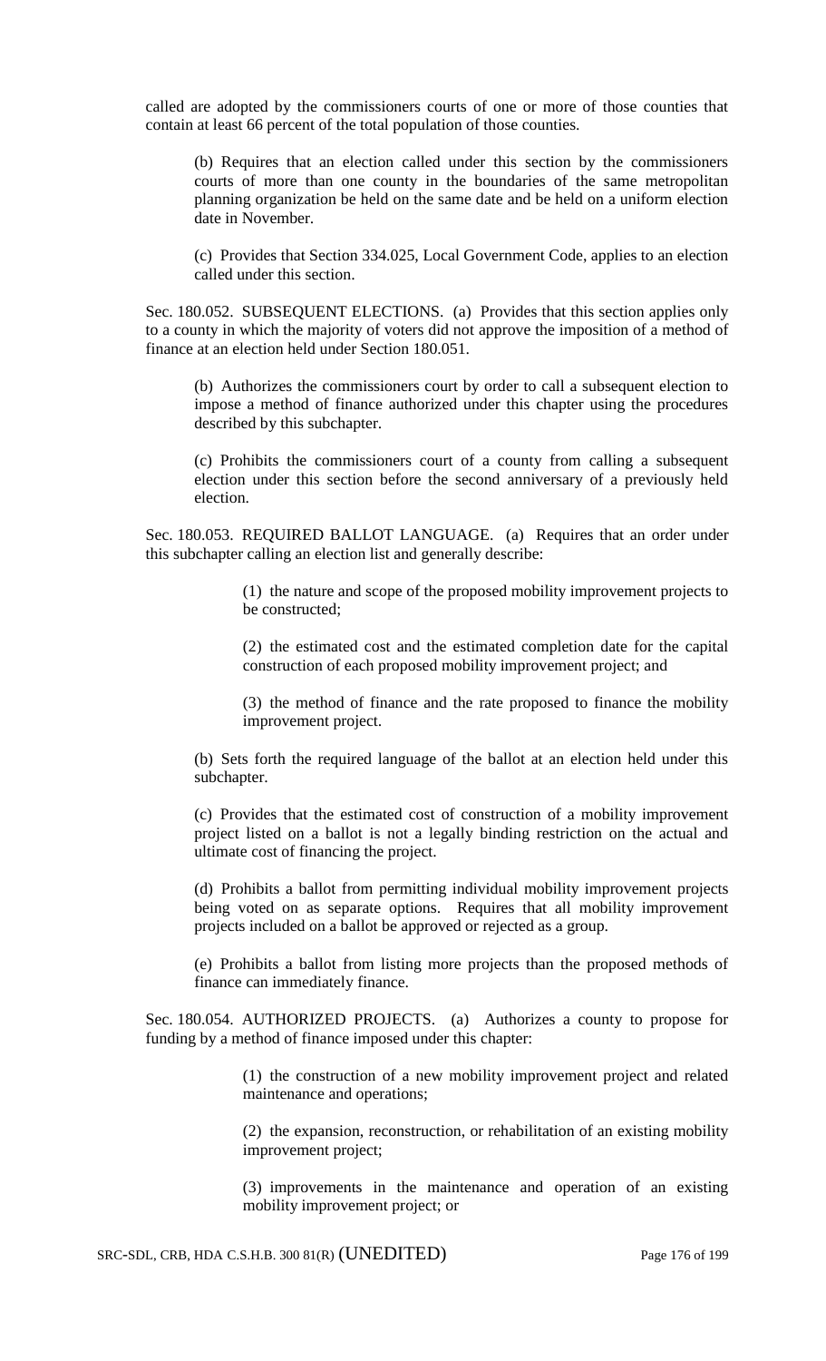called are adopted by the commissioners courts of one or more of those counties that contain at least 66 percent of the total population of those counties.

(b) Requires that an election called under this section by the commissioners courts of more than one county in the boundaries of the same metropolitan planning organization be held on the same date and be held on a uniform election date in November.

(c) Provides that Section 334.025, Local Government Code, applies to an election called under this section.

Sec. 180.052. SUBSEQUENT ELECTIONS. (a) Provides that this section applies only to a county in which the majority of voters did not approve the imposition of a method of finance at an election held under Section 180.051.

(b) Authorizes the commissioners court by order to call a subsequent election to impose a method of finance authorized under this chapter using the procedures described by this subchapter.

(c) Prohibits the commissioners court of a county from calling a subsequent election under this section before the second anniversary of a previously held election.

Sec. 180.053. REQUIRED BALLOT LANGUAGE. (a) Requires that an order under this subchapter calling an election list and generally describe:

(1) the nature and scope of the proposed mobility improvement projects to be constructed;

(2) the estimated cost and the estimated completion date for the capital construction of each proposed mobility improvement project; and

(3) the method of finance and the rate proposed to finance the mobility improvement project.

(b) Sets forth the required language of the ballot at an election held under this subchapter.

(c) Provides that the estimated cost of construction of a mobility improvement project listed on a ballot is not a legally binding restriction on the actual and ultimate cost of financing the project.

(d) Prohibits a ballot from permitting individual mobility improvement projects being voted on as separate options. Requires that all mobility improvement projects included on a ballot be approved or rejected as a group.

(e) Prohibits a ballot from listing more projects than the proposed methods of finance can immediately finance.

Sec. 180.054. AUTHORIZED PROJECTS. (a) Authorizes a county to propose for funding by a method of finance imposed under this chapter:

(1) the construction of a new mobility improvement project and related maintenance and operations;

(2) the expansion, reconstruction, or rehabilitation of an existing mobility improvement project;

(3) improvements in the maintenance and operation of an existing mobility improvement project; or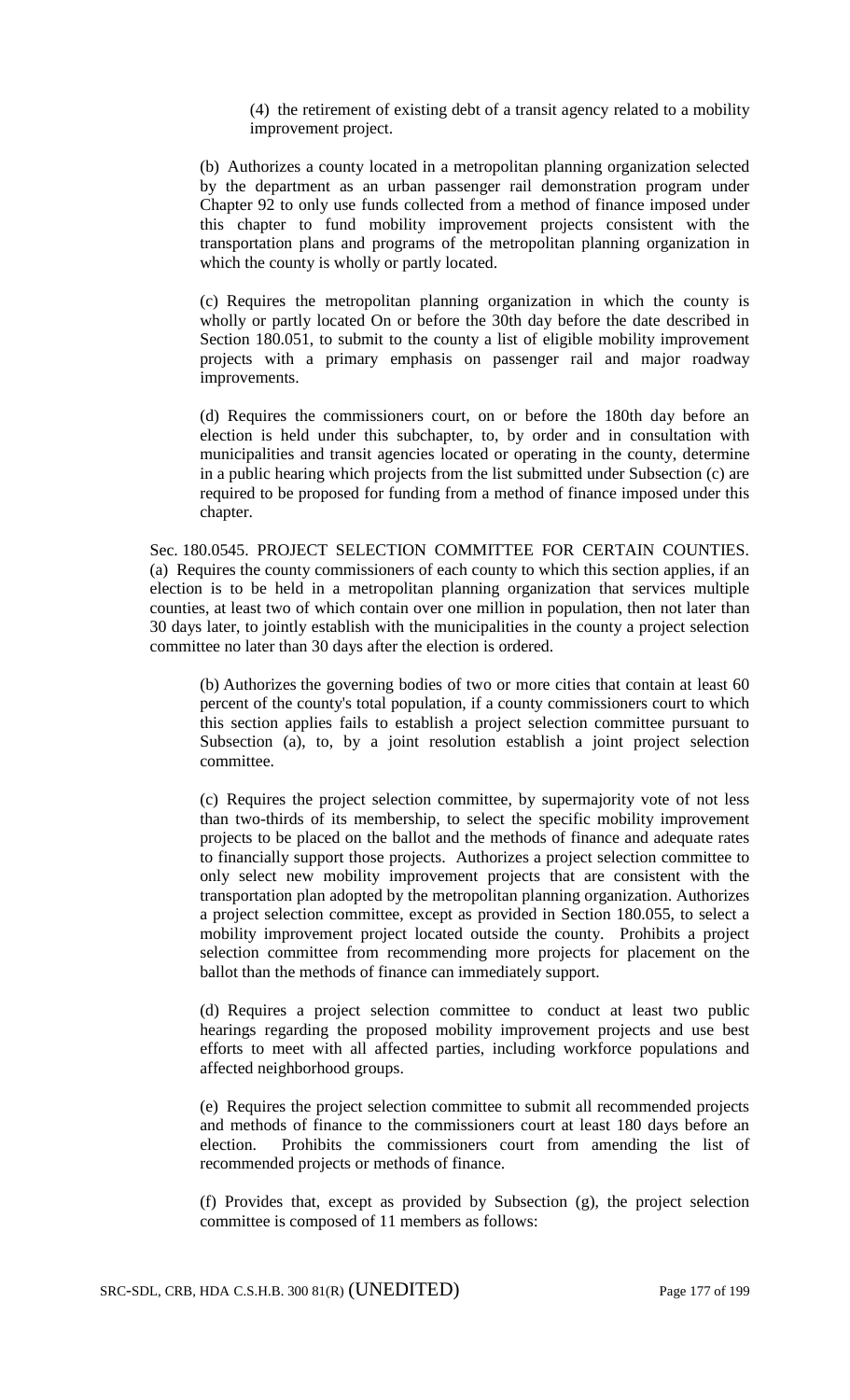(4) the retirement of existing debt of a transit agency related to a mobility improvement project.

(b) Authorizes a county located in a metropolitan planning organization selected by the department as an urban passenger rail demonstration program under Chapter 92 to only use funds collected from a method of finance imposed under this chapter to fund mobility improvement projects consistent with the transportation plans and programs of the metropolitan planning organization in which the county is wholly or partly located.

(c) Requires the metropolitan planning organization in which the county is wholly or partly located On or before the 30th day before the date described in Section 180.051, to submit to the county a list of eligible mobility improvement projects with a primary emphasis on passenger rail and major roadway improvements.

(d) Requires the commissioners court, on or before the 180th day before an election is held under this subchapter, to, by order and in consultation with municipalities and transit agencies located or operating in the county, determine in a public hearing which projects from the list submitted under Subsection (c) are required to be proposed for funding from a method of finance imposed under this chapter.

Sec. 180.0545. PROJECT SELECTION COMMITTEE FOR CERTAIN COUNTIES. (a) Requires the county commissioners of each county to which this section applies, if an election is to be held in a metropolitan planning organization that services multiple counties, at least two of which contain over one million in population, then not later than 30 days later, to jointly establish with the municipalities in the county a project selection committee no later than 30 days after the election is ordered.

(b) Authorizes the governing bodies of two or more cities that contain at least 60 percent of the county's total population, if a county commissioners court to which this section applies fails to establish a project selection committee pursuant to Subsection (a), to, by a joint resolution establish a joint project selection committee.

(c) Requires the project selection committee, by supermajority vote of not less than two-thirds of its membership, to select the specific mobility improvement projects to be placed on the ballot and the methods of finance and adequate rates to financially support those projects. Authorizes a project selection committee to only select new mobility improvement projects that are consistent with the transportation plan adopted by the metropolitan planning organization. Authorizes a project selection committee, except as provided in Section 180.055, to select a mobility improvement project located outside the county. Prohibits a project selection committee from recommending more projects for placement on the ballot than the methods of finance can immediately support.

(d) Requires a project selection committee to conduct at least two public hearings regarding the proposed mobility improvement projects and use best efforts to meet with all affected parties, including workforce populations and affected neighborhood groups.

(e) Requires the project selection committee to submit all recommended projects and methods of finance to the commissioners court at least 180 days before an election. Prohibits the commissioners court from amending the list of recommended projects or methods of finance.

(f) Provides that, except as provided by Subsection (g), the project selection committee is composed of 11 members as follows: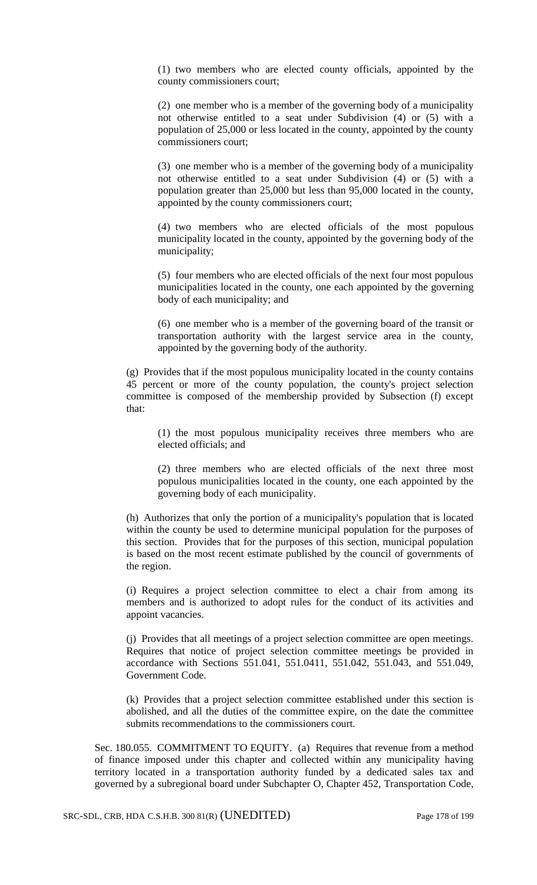(1) two members who are elected county officials, appointed by the county commissioners court;

(2) one member who is a member of the governing body of a municipality not otherwise entitled to a seat under Subdivision (4) or (5) with a population of 25,000 or less located in the county, appointed by the county commissioners court;

(3) one member who is a member of the governing body of a municipality not otherwise entitled to a seat under Subdivision (4) or (5) with a population greater than 25,000 but less than 95,000 located in the county, appointed by the county commissioners court;

(4) two members who are elected officials of the most populous municipality located in the county, appointed by the governing body of the municipality;

(5) four members who are elected officials of the next four most populous municipalities located in the county, one each appointed by the governing body of each municipality; and

(6) one member who is a member of the governing board of the transit or transportation authority with the largest service area in the county, appointed by the governing body of the authority.

(g) Provides that if the most populous municipality located in the county contains 45 percent or more of the county population, the county's project selection committee is composed of the membership provided by Subsection (f) except that:

(1) the most populous municipality receives three members who are elected officials; and

(2) three members who are elected officials of the next three most populous municipalities located in the county, one each appointed by the governing body of each municipality.

(h) Authorizes that only the portion of a municipality's population that is located within the county be used to determine municipal population for the purposes of this section. Provides that for the purposes of this section, municipal population is based on the most recent estimate published by the council of governments of the region.

(i) Requires a project selection committee to elect a chair from among its members and is authorized to adopt rules for the conduct of its activities and appoint vacancies.

(j) Provides that all meetings of a project selection committee are open meetings. Requires that notice of project selection committee meetings be provided in accordance with Sections 551.041, 551.0411, 551.042, 551.043, and 551.049, Government Code.

(k) Provides that a project selection committee established under this section is abolished, and all the duties of the committee expire, on the date the committee submits recommendations to the commissioners court.

Sec. 180.055. COMMITMENT TO EQUITY. (a) Requires that revenue from a method of finance imposed under this chapter and collected within any municipality having territory located in a transportation authority funded by a dedicated sales tax and governed by a subregional board under Subchapter O, Chapter 452, Transportation Code,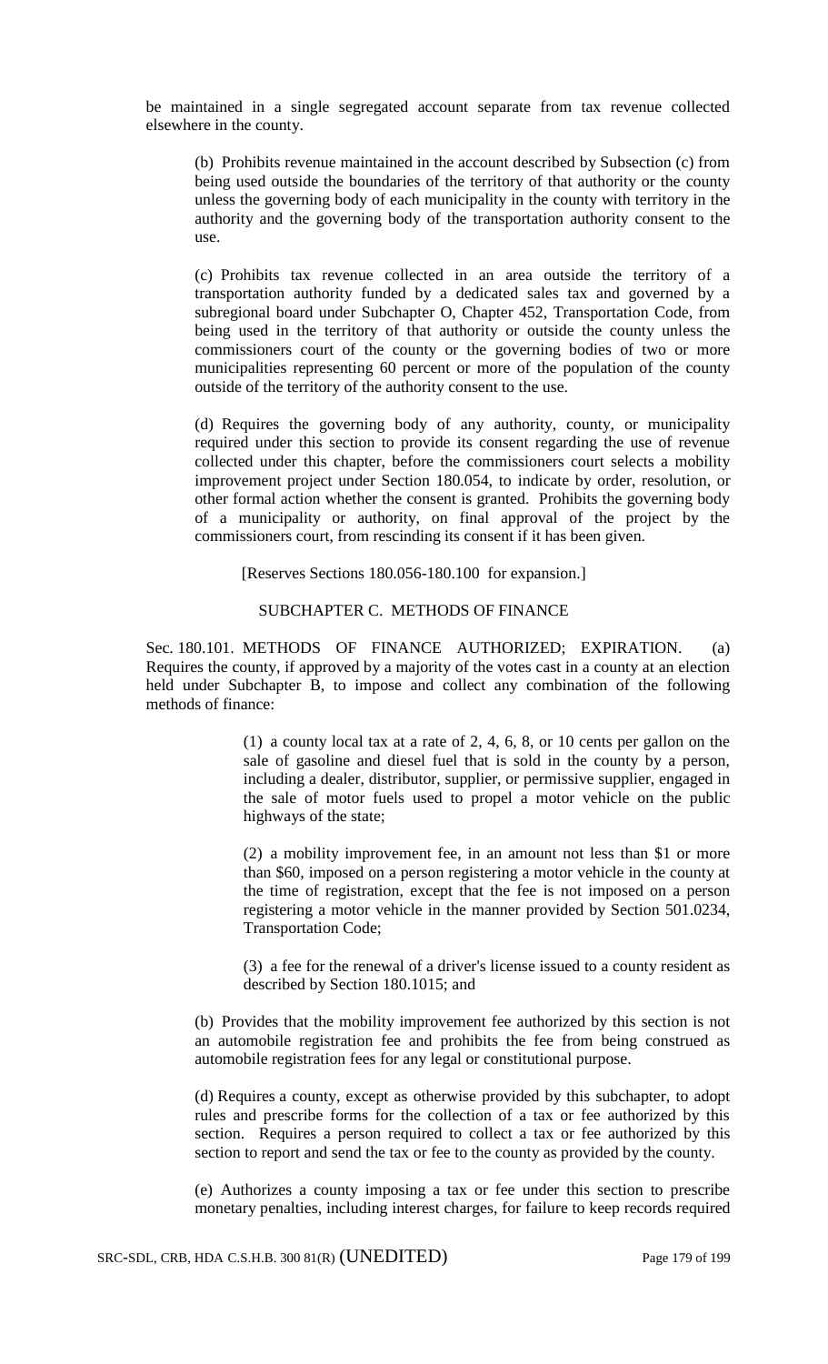be maintained in a single segregated account separate from tax revenue collected elsewhere in the county.

(b) Prohibits revenue maintained in the account described by Subsection (c) from being used outside the boundaries of the territory of that authority or the county unless the governing body of each municipality in the county with territory in the authority and the governing body of the transportation authority consent to the use.

(c) Prohibits tax revenue collected in an area outside the territory of a transportation authority funded by a dedicated sales tax and governed by a subregional board under Subchapter O, Chapter 452, Transportation Code, from being used in the territory of that authority or outside the county unless the commissioners court of the county or the governing bodies of two or more municipalities representing 60 percent or more of the population of the county outside of the territory of the authority consent to the use.

(d) Requires the governing body of any authority, county, or municipality required under this section to provide its consent regarding the use of revenue collected under this chapter, before the commissioners court selects a mobility improvement project under Section 180.054, to indicate by order, resolution, or other formal action whether the consent is granted. Prohibits the governing body of a municipality or authority, on final approval of the project by the commissioners court, from rescinding its consent if it has been given.

[Reserves Sections 180.056-180.100 for expansion.]

SUBCHAPTER C. METHODS OF FINANCE

Sec. 180.101. METHODS OF FINANCE AUTHORIZED; EXPIRATION. (a) Requires the county, if approved by a majority of the votes cast in a county at an election held under Subchapter B, to impose and collect any combination of the following methods of finance:

(1) a county local tax at a rate of 2, 4, 6, 8, or 10 cents per gallon on the sale of gasoline and diesel fuel that is sold in the county by a person, including a dealer, distributor, supplier, or permissive supplier, engaged in the sale of motor fuels used to propel a motor vehicle on the public highways of the state;

(2) a mobility improvement fee, in an amount not less than $1 or more than $60, imposed on a person registering a motor vehicle in the county at the time of registration, except that the fee is not imposed on a person registering a motor vehicle in the manner provided by Section 501.0234, Transportation Code;

(3) a fee for the renewal of a driver's license issued to a county resident as described by Section 180.1015; and

(b) Provides that the mobility improvement fee authorized by this section is not an automobile registration fee and prohibits the fee from being construed as automobile registration fees for any legal or constitutional purpose.

(d) Requires a county, except as otherwise provided by this subchapter, to adopt rules and prescribe forms for the collection of a tax or fee authorized by this section. Requires a person required to collect a tax or fee authorized by this section to report and send the tax or fee to the county as provided by the county.

(e) Authorizes a county imposing a tax or fee under this section to prescribe monetary penalties, including interest charges, for failure to keep records required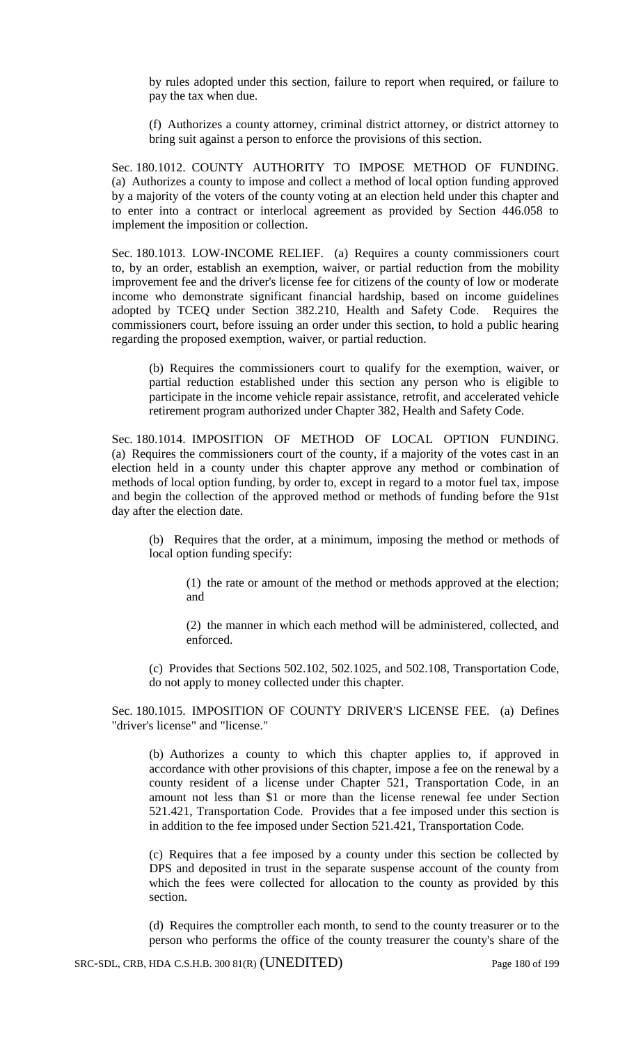by rules adopted under this section, failure to report when required, or failure to pay the tax when due.

(f) Authorizes a county attorney, criminal district attorney, or district attorney to bring suit against a person to enforce the provisions of this section.

Sec. 180.1012. COUNTY AUTHORITY TO IMPOSE METHOD OF FUNDING. (a) Authorizes a county to impose and collect a method of local option funding approved by a majority of the voters of the county voting at an election held under this chapter and to enter into a contract or interlocal agreement as provided by Section 446.058 to implement the imposition or collection.

Sec. 180.1013. LOW-INCOME RELIEF. (a) Requires a county commissioners court to, by an order, establish an exemption, waiver, or partial reduction from the mobility improvement fee and the driver's license fee for citizens of the county of low or moderate income who demonstrate significant financial hardship, based on income guidelines adopted by TCEQ under Section 382.210, Health and Safety Code. Requires the commissioners court, before issuing an order under this section, to hold a public hearing regarding the proposed exemption, waiver, or partial reduction.

(b) Requires the commissioners court to qualify for the exemption, waiver, or partial reduction established under this section any person who is eligible to participate in the income vehicle repair assistance, retrofit, and accelerated vehicle retirement program authorized under Chapter 382, Health and Safety Code.

Sec. 180.1014. IMPOSITION OF METHOD OF LOCAL OPTION FUNDING. (a) Requires the commissioners court of the county, if a majority of the votes cast in an election held in a county under this chapter approve any method or combination of methods of local option funding, by order to, except in regard to a motor fuel tax, impose and begin the collection of the approved method or methods of funding before the 91st day after the election date.

(b) Requires that the order, at a minimum, imposing the method or methods of local option funding specify:

(1) the rate or amount of the method or methods approved at the election; and

(2) the manner in which each method will be administered, collected, and enforced.

(c) Provides that Sections 502.102, 502.1025, and 502.108, Transportation Code, do not apply to money collected under this chapter.

Sec. 180.1015. IMPOSITION OF COUNTY DRIVER'S LICENSE FEE. (a) Defines "driver's license" and "license."

(b) Authorizes a county to which this chapter applies to, if approved in accordance with other provisions of this chapter, impose a fee on the renewal by a county resident of a license under Chapter 521, Transportation Code, in an amount not less than $1 or more than the license renewal fee under Section 521.421, Transportation Code. Provides that a fee imposed under this section is in addition to the fee imposed under Section 521.421, Transportation Code.

(c) Requires that a fee imposed by a county under this section be collected by DPS and deposited in trust in the separate suspense account of the county from which the fees were collected for allocation to the county as provided by this section.

(d) Requires the comptroller each month, to send to the county treasurer or to the person who performs the office of the county treasurer the county's share of the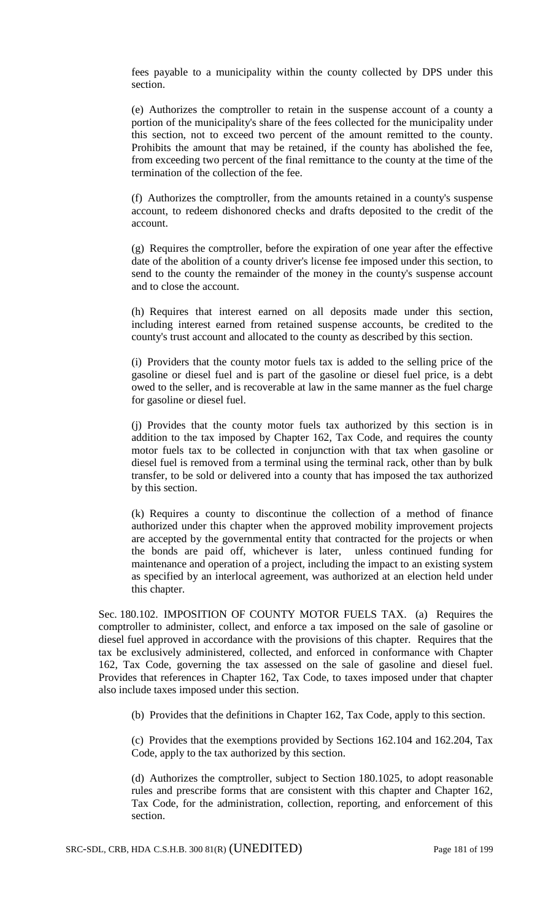fees payable to a municipality within the county collected by DPS under this section.

(e) Authorizes the comptroller to retain in the suspense account of a county a portion of the municipality's share of the fees collected for the municipality under this section, not to exceed two percent of the amount remitted to the county. Prohibits the amount that may be retained, if the county has abolished the fee, from exceeding two percent of the final remittance to the county at the time of the termination of the collection of the fee.

(f) Authorizes the comptroller, from the amounts retained in a county's suspense account, to redeem dishonored checks and drafts deposited to the credit of the account.

(g) Requires the comptroller, before the expiration of one year after the effective date of the abolition of a county driver's license fee imposed under this section, to send to the county the remainder of the money in the county's suspense account and to close the account.

(h) Requires that interest earned on all deposits made under this section, including interest earned from retained suspense accounts, be credited to the county's trust account and allocated to the county as described by this section.

(i) Providers that the county motor fuels tax is added to the selling price of the gasoline or diesel fuel and is part of the gasoline or diesel fuel price, is a debt owed to the seller, and is recoverable at law in the same manner as the fuel charge for gasoline or diesel fuel.

(j) Provides that the county motor fuels tax authorized by this section is in addition to the tax imposed by Chapter 162, Tax Code, and requires the county motor fuels tax to be collected in conjunction with that tax when gasoline or diesel fuel is removed from a terminal using the terminal rack, other than by bulk transfer, to be sold or delivered into a county that has imposed the tax authorized by this section.

(k) Requires a county to discontinue the collection of a method of finance authorized under this chapter when the approved mobility improvement projects are accepted by the governmental entity that contracted for the projects or when the bonds are paid off, whichever is later, unless continued funding for maintenance and operation of a project, including the impact to an existing system as specified by an interlocal agreement, was authorized at an election held under this chapter.

Sec. 180.102. IMPOSITION OF COUNTY MOTOR FUELS TAX. (a) Requires the comptroller to administer, collect, and enforce a tax imposed on the sale of gasoline or diesel fuel approved in accordance with the provisions of this chapter. Requires that the tax be exclusively administered, collected, and enforced in conformance with Chapter 162, Tax Code, governing the tax assessed on the sale of gasoline and diesel fuel. Provides that references in Chapter 162, Tax Code, to taxes imposed under that chapter also include taxes imposed under this section.

(b) Provides that the definitions in Chapter 162, Tax Code, apply to this section.

(c) Provides that the exemptions provided by Sections 162.104 and 162.204, Tax Code, apply to the tax authorized by this section.

(d) Authorizes the comptroller, subject to Section 180.1025, to adopt reasonable rules and prescribe forms that are consistent with this chapter and Chapter 162, Tax Code, for the administration, collection, reporting, and enforcement of this section.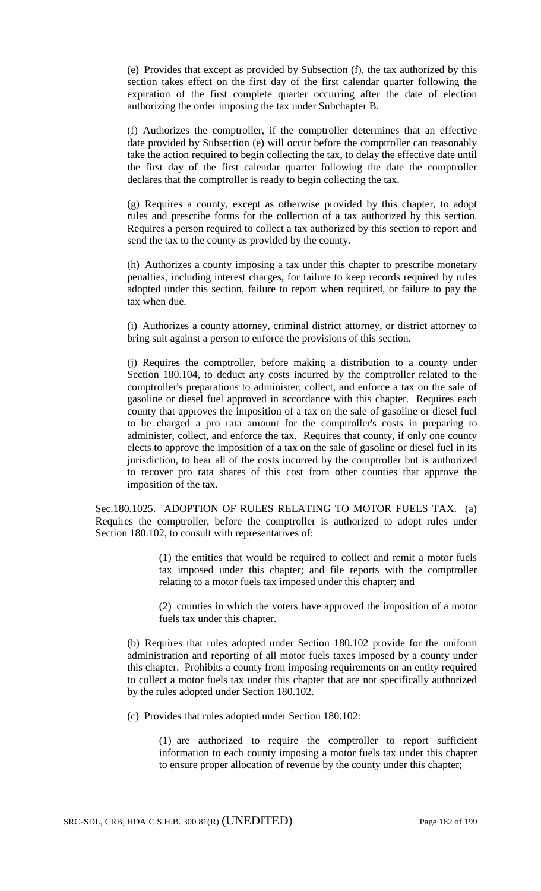(e) Provides that except as provided by Subsection (f), the tax authorized by this section takes effect on the first day of the first calendar quarter following the expiration of the first complete quarter occurring after the date of election authorizing the order imposing the tax under Subchapter B.

(f) Authorizes the comptroller, if the comptroller determines that an effective date provided by Subsection (e) will occur before the comptroller can reasonably take the action required to begin collecting the tax, to delay the effective date until the first day of the first calendar quarter following the date the comptroller declares that the comptroller is ready to begin collecting the tax.

(g) Requires a county, except as otherwise provided by this chapter, to adopt rules and prescribe forms for the collection of a tax authorized by this section. Requires a person required to collect a tax authorized by this section to report and send the tax to the county as provided by the county.

(h) Authorizes a county imposing a tax under this chapter to prescribe monetary penalties, including interest charges, for failure to keep records required by rules adopted under this section, failure to report when required, or failure to pay the tax when due.

(i) Authorizes a county attorney, criminal district attorney, or district attorney to bring suit against a person to enforce the provisions of this section.

(j) Requires the comptroller, before making a distribution to a county under Section 180.104, to deduct any costs incurred by the comptroller related to the comptroller's preparations to administer, collect, and enforce a tax on the sale of gasoline or diesel fuel approved in accordance with this chapter. Requires each county that approves the imposition of a tax on the sale of gasoline or diesel fuel to be charged a pro rata amount for the comptroller's costs in preparing to administer, collect, and enforce the tax. Requires that county, if only one county elects to approve the imposition of a tax on the sale of gasoline or diesel fuel in its jurisdiction, to bear all of the costs incurred by the comptroller but is authorized to recover pro rata shares of this cost from other counties that approve the imposition of the tax.

Sec.180.1025. ADOPTION OF RULES RELATING TO MOTOR FUELS TAX. (a) Requires the comptroller, before the comptroller is authorized to adopt rules under Section 180.102, to consult with representatives of:

(1) the entities that would be required to collect and remit a motor fuels tax imposed under this chapter; and file reports with the comptroller relating to a motor fuels tax imposed under this chapter; and

(2) counties in which the voters have approved the imposition of a motor fuels tax under this chapter.

(b) Requires that rules adopted under Section 180.102 provide for the uniform administration and reporting of all motor fuels taxes imposed by a county under this chapter. Prohibits a county from imposing requirements on an entity required to collect a motor fuels tax under this chapter that are not specifically authorized by the rules adopted under Section 180.102.

(c) Provides that rules adopted under Section 180.102:

(1) are authorized to require the comptroller to report sufficient information to each county imposing a motor fuels tax under this chapter to ensure proper allocation of revenue by the county under this chapter;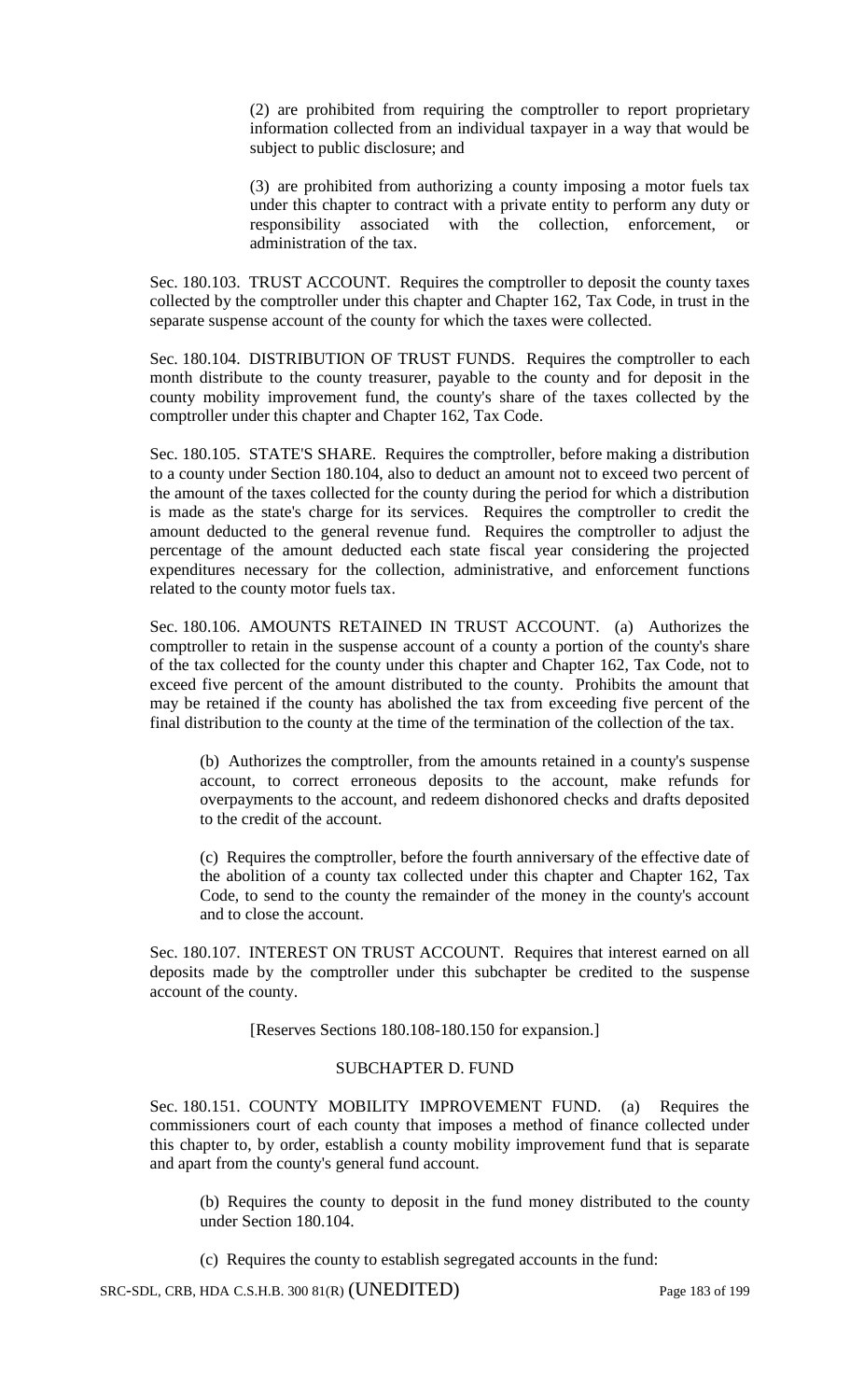(2) are prohibited from requiring the comptroller to report proprietary information collected from an individual taxpayer in a way that would be subject to public disclosure; and

(3) are prohibited from authorizing a county imposing a motor fuels tax under this chapter to contract with a private entity to perform any duty or responsibility associated with the collection, enforcement, or administration of the tax.

Sec. 180.103. TRUST ACCOUNT. Requires the comptroller to deposit the county taxes collected by the comptroller under this chapter and Chapter 162, Tax Code, in trust in the separate suspense account of the county for which the taxes were collected.

Sec. 180.104. DISTRIBUTION OF TRUST FUNDS. Requires the comptroller to each month distribute to the county treasurer, payable to the county and for deposit in the county mobility improvement fund, the county's share of the taxes collected by the comptroller under this chapter and Chapter 162, Tax Code.

Sec. 180.105. STATE'S SHARE. Requires the comptroller, before making a distribution to a county under Section 180.104, also to deduct an amount not to exceed two percent of the amount of the taxes collected for the county during the period for which a distribution is made as the state's charge for its services. Requires the comptroller to credit the amount deducted to the general revenue fund. Requires the comptroller to adjust the percentage of the amount deducted each state fiscal year considering the projected expenditures necessary for the collection, administrative, and enforcement functions related to the county motor fuels tax.

Sec. 180.106. AMOUNTS RETAINED IN TRUST ACCOUNT. (a) Authorizes the comptroller to retain in the suspense account of a county a portion of the county's share of the tax collected for the county under this chapter and Chapter 162, Tax Code, not to exceed five percent of the amount distributed to the county. Prohibits the amount that may be retained if the county has abolished the tax from exceeding five percent of the final distribution to the county at the time of the termination of the collection of the tax.

(b) Authorizes the comptroller, from the amounts retained in a county's suspense account, to correct erroneous deposits to the account, make refunds for overpayments to the account, and redeem dishonored checks and drafts deposited to the credit of the account.

(c) Requires the comptroller, before the fourth anniversary of the effective date of the abolition of a county tax collected under this chapter and Chapter 162, Tax Code, to send to the county the remainder of the money in the county's account and to close the account.

Sec. 180.107. INTEREST ON TRUST ACCOUNT. Requires that interest earned on all deposits made by the comptroller under this subchapter be credited to the suspense account of the county.

[Reserves Sections 180.108-180.150 for expansion.]

SUBCHAPTER D. FUND

Sec. 180.151. COUNTY MOBILITY IMPROVEMENT FUND. (a) Requires the commissioners court of each county that imposes a method of finance collected under this chapter to, by order, establish a county mobility improvement fund that is separate and apart from the county's general fund account.

(b) Requires the county to deposit in the fund money distributed to the county under Section 180.104.

(c) Requires the county to establish segregated accounts in the fund: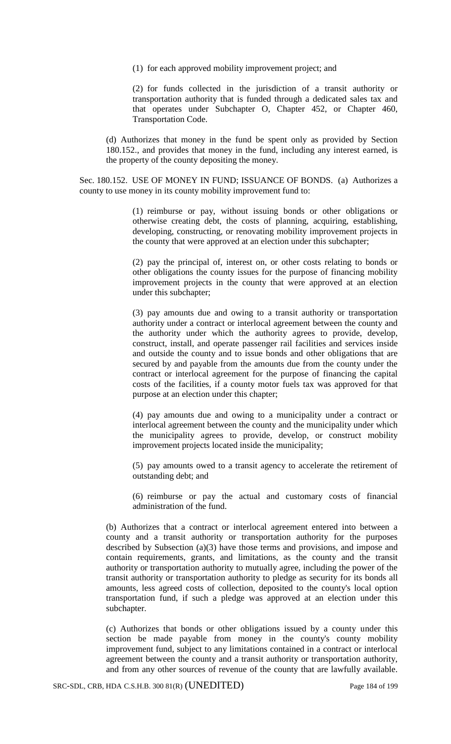(1) for each approved mobility improvement project; and

(2) for funds collected in the jurisdiction of a transit authority or transportation authority that is funded through a dedicated sales tax and that operates under Subchapter O, Chapter 452, or Chapter 460, Transportation Code.

(d) Authorizes that money in the fund be spent only as provided by Section 180.152., and provides that money in the fund, including any interest earned, is the property of the county depositing the money.

Sec. 180.152. USE OF MONEY IN FUND; ISSUANCE OF BONDS. (a) Authorizes a county to use money in its county mobility improvement fund to:

(1) reimburse or pay, without issuing bonds or other obligations or otherwise creating debt, the costs of planning, acquiring, establishing, developing, constructing, or renovating mobility improvement projects in the county that were approved at an election under this subchapter;

(2) pay the principal of, interest on, or other costs relating to bonds or other obligations the county issues for the purpose of financing mobility improvement projects in the county that were approved at an election under this subchapter;

(3) pay amounts due and owing to a transit authority or transportation authority under a contract or interlocal agreement between the county and the authority under which the authority agrees to provide, develop, construct, install, and operate passenger rail facilities and services inside and outside the county and to issue bonds and other obligations that are secured by and payable from the amounts due from the county under the contract or interlocal agreement for the purpose of financing the capital costs of the facilities, if a county motor fuels tax was approved for that purpose at an election under this chapter;

(4) pay amounts due and owing to a municipality under a contract or interlocal agreement between the county and the municipality under which the municipality agrees to provide, develop, or construct mobility improvement projects located inside the municipality;

(5) pay amounts owed to a transit agency to accelerate the retirement of outstanding debt; and

(6) reimburse or pay the actual and customary costs of financial administration of the fund.

(b) Authorizes that a contract or interlocal agreement entered into between a county and a transit authority or transportation authority for the purposes described by Subsection (a)(3) have those terms and provisions, and impose and contain requirements, grants, and limitations, as the county and the transit authority or transportation authority to mutually agree, including the power of the transit authority or transportation authority to pledge as security for its bonds all amounts, less agreed costs of collection, deposited to the county's local option transportation fund, if such a pledge was approved at an election under this subchapter.

(c) Authorizes that bonds or other obligations issued by a county under this section be made payable from money in the county's county mobility improvement fund, subject to any limitations contained in a contract or interlocal agreement between the county and a transit authority or transportation authority, and from any other sources of revenue of the county that are lawfully available.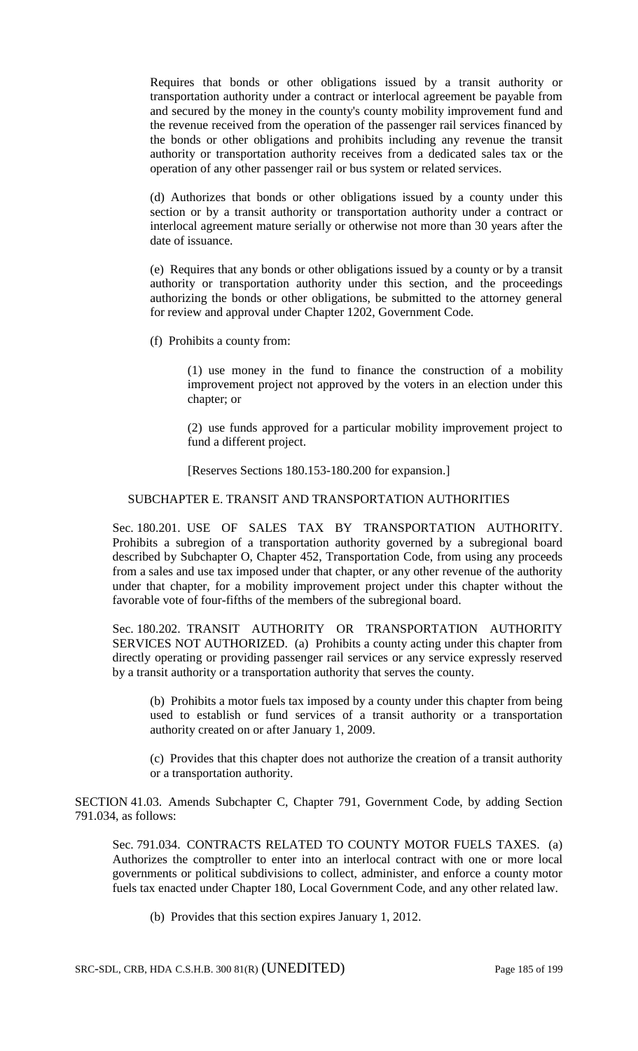Requires that bonds or other obligations issued by a transit authority or transportation authority under a contract or interlocal agreement be payable from and secured by the money in the county's county mobility improvement fund and the revenue received from the operation of the passenger rail services financed by the bonds or other obligations and prohibits including any revenue the transit authority or transportation authority receives from a dedicated sales tax or the operation of any other passenger rail or bus system or related services.

(d) Authorizes that bonds or other obligations issued by a county under this section or by a transit authority or transportation authority under a contract or interlocal agreement mature serially or otherwise not more than 30 years after the date of issuance.

(e) Requires that any bonds or other obligations issued by a county or by a transit authority or transportation authority under this section, and the proceedings authorizing the bonds or other obligations, be submitted to the attorney general for review and approval under Chapter 1202, Government Code.

(f) Prohibits a county from:

(1) use money in the fund to finance the construction of a mobility improvement project not approved by the voters in an election under this chapter; or

(2) use funds approved for a particular mobility improvement project to fund a different project.

[Reserves Sections 180.153-180.200 for expansion.]

SUBCHAPTER E. TRANSIT AND TRANSPORTATION AUTHORITIES

Sec. 180.201. USE OF SALES TAX BY TRANSPORTATION AUTHORITY. Prohibits a subregion of a transportation authority governed by a subregional board described by Subchapter O, Chapter 452, Transportation Code, from using any proceeds from a sales and use tax imposed under that chapter, or any other revenue of the authority under that chapter, for a mobility improvement project under this chapter without the favorable vote of four-fifths of the members of the subregional board.

Sec. 180.202. TRANSIT AUTHORITY OR TRANSPORTATION AUTHORITY SERVICES NOT AUTHORIZED. (a) Prohibits a county acting under this chapter from directly operating or providing passenger rail services or any service expressly reserved by a transit authority or a transportation authority that serves the county.

(b) Prohibits a motor fuels tax imposed by a county under this chapter from being used to establish or fund services of a transit authority or a transportation authority created on or after January 1, 2009.

(c) Provides that this chapter does not authorize the creation of a transit authority or a transportation authority.

SECTION 41.03. Amends Subchapter C, Chapter 791, Government Code, by adding Section 791.034, as follows:

Sec. 791.034. CONTRACTS RELATED TO COUNTY MOTOR FUELS TAXES. (a) Authorizes the comptroller to enter into an interlocal contract with one or more local governments or political subdivisions to collect, administer, and enforce a county motor fuels tax enacted under Chapter 180, Local Government Code, and any other related law.

(b) Provides that this section expires January 1, 2012.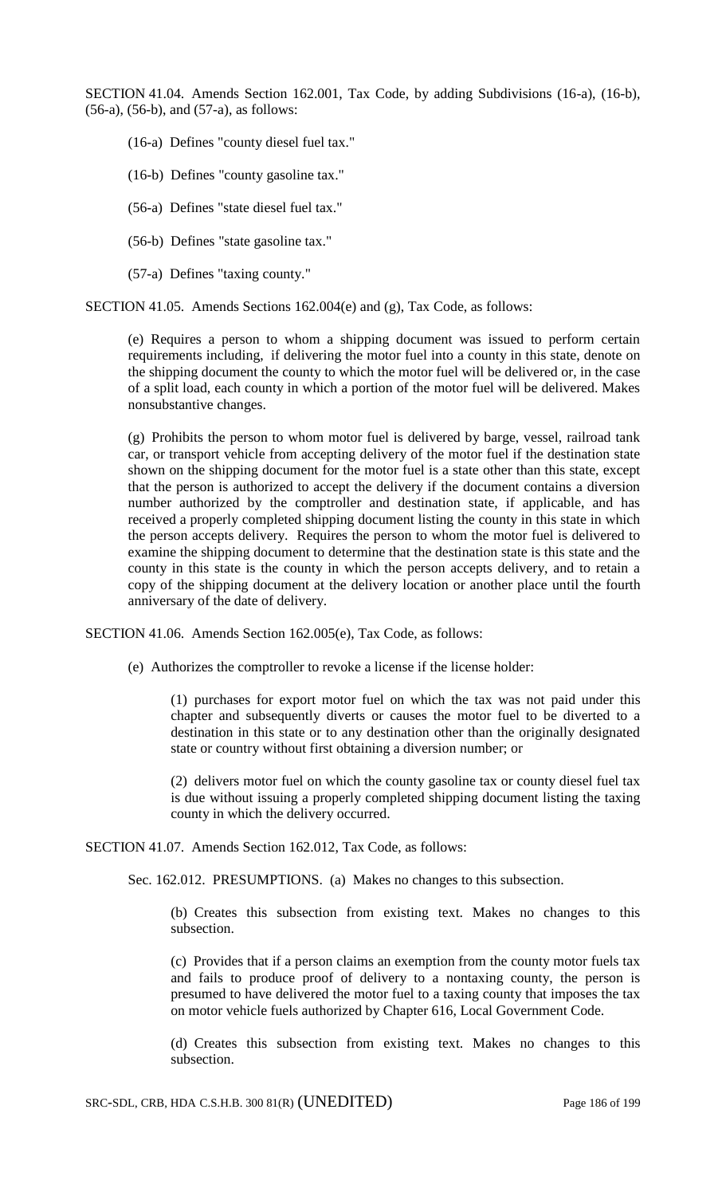SECTION 41.04. Amends Section 162.001, Tax Code, by adding Subdivisions (16-a), (16-b), (56-a), (56-b), and (57-a), as follows:

(16-a) Defines "county diesel fuel tax."

(16-b) Defines "county gasoline tax."

(56-a) Defines "state diesel fuel tax."

(56-b) Defines "state gasoline tax."

(57-a) Defines "taxing county."

SECTION 41.05. Amends Sections 162.004(e) and (g), Tax Code, as follows:

(e) Requires a person to whom a shipping document was issued to perform certain requirements including, if delivering the motor fuel into a county in this state, denote on the shipping document the county to which the motor fuel will be delivered or, in the case of a split load, each county in which a portion of the motor fuel will be delivered. Makes nonsubstantive changes.

(g) Prohibits the person to whom motor fuel is delivered by barge, vessel, railroad tank car, or transport vehicle from accepting delivery of the motor fuel if the destination state shown on the shipping document for the motor fuel is a state other than this state, except that the person is authorized to accept the delivery if the document contains a diversion number authorized by the comptroller and destination state, if applicable, and has received a properly completed shipping document listing the county in this state in which the person accepts delivery. Requires the person to whom the motor fuel is delivered to examine the shipping document to determine that the destination state is this state and the county in this state is the county in which the person accepts delivery, and to retain a copy of the shipping document at the delivery location or another place until the fourth anniversary of the date of delivery.

SECTION 41.06. Amends Section 162.005(e), Tax Code, as follows:

(e) Authorizes the comptroller to revoke a license if the license holder:

(1) purchases for export motor fuel on which the tax was not paid under this chapter and subsequently diverts or causes the motor fuel to be diverted to a destination in this state or to any destination other than the originally designated state or country without first obtaining a diversion number; or

(2) delivers motor fuel on which the county gasoline tax or county diesel fuel tax is due without issuing a properly completed shipping document listing the taxing county in which the delivery occurred.

SECTION 41.07. Amends Section 162.012, Tax Code, as follows:

Sec. 162.012. PRESUMPTIONS. (a) Makes no changes to this subsection.

(b) Creates this subsection from existing text. Makes no changes to this subsection.

(c) Provides that if a person claims an exemption from the county motor fuels tax and fails to produce proof of delivery to a nontaxing county, the person is presumed to have delivered the motor fuel to a taxing county that imposes the tax on motor vehicle fuels authorized by Chapter 616, Local Government Code.

(d) Creates this subsection from existing text. Makes no changes to this subsection.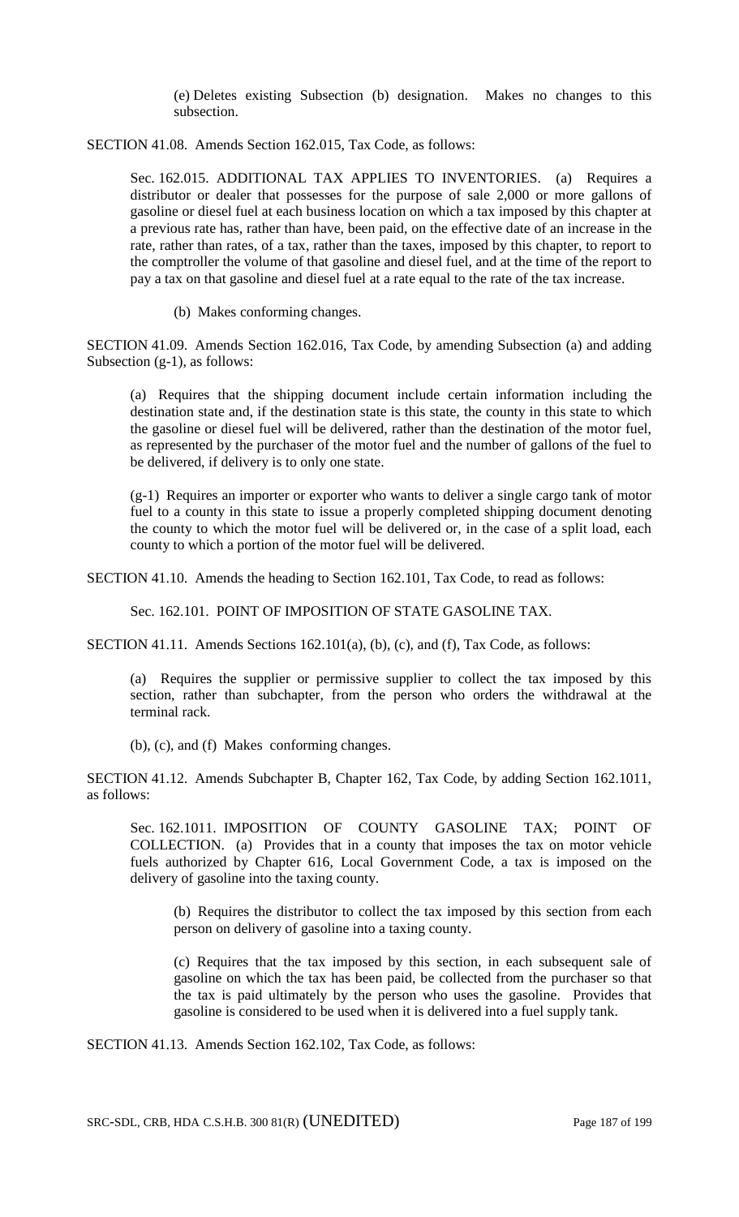(e) Deletes existing Subsection (b) designation. Makes no changes to this subsection.

SECTION 41.08. Amends Section 162.015, Tax Code, as follows:

Sec. 162.015. ADDITIONAL TAX APPLIES TO INVENTORIES. (a) Requires a distributor or dealer that possesses for the purpose of sale 2,000 or more gallons of gasoline or diesel fuel at each business location on which a tax imposed by this chapter at a previous rate has, rather than have, been paid, on the effective date of an increase in the rate, rather than rates, of a tax, rather than the taxes, imposed by this chapter, to report to the comptroller the volume of that gasoline and diesel fuel, and at the time of the report to pay a tax on that gasoline and diesel fuel at a rate equal to the rate of the tax increase.

(b) Makes conforming changes.

SECTION 41.09. Amends Section 162.016, Tax Code, by amending Subsection (a) and adding Subsection (g-1), as follows:

(a) Requires that the shipping document include certain information including the destination state and, if the destination state is this state, the county in this state to which the gasoline or diesel fuel will be delivered, rather than the destination of the motor fuel, as represented by the purchaser of the motor fuel and the number of gallons of the fuel to be delivered, if delivery is to only one state.

(g-1) Requires an importer or exporter who wants to deliver a single cargo tank of motor fuel to a county in this state to issue a properly completed shipping document denoting the county to which the motor fuel will be delivered or, in the case of a split load, each county to which a portion of the motor fuel will be delivered.

SECTION 41.10. Amends the heading to Section 162.101, Tax Code, to read as follows:

Sec. 162.101. POINT OF IMPOSITION OF STATE GASOLINE TAX.

SECTION 41.11. Amends Sections 162.101(a), (b), (c), and (f), Tax Code, as follows:

(a) Requires the supplier or permissive supplier to collect the tax imposed by this section, rather than subchapter, from the person who orders the withdrawal at the terminal rack.

(b), (c), and (f) Makes conforming changes.

SECTION 41.12. Amends Subchapter B, Chapter 162, Tax Code, by adding Section 162.1011, as follows:

Sec. 162.1011. IMPOSITION OF COUNTY GASOLINE TAX; POINT OF COLLECTION. (a) Provides that in a county that imposes the tax on motor vehicle fuels authorized by Chapter 616, Local Government Code, a tax is imposed on the delivery of gasoline into the taxing county.

(b) Requires the distributor to collect the tax imposed by this section from each person on delivery of gasoline into a taxing county.

(c) Requires that the tax imposed by this section, in each subsequent sale of gasoline on which the tax has been paid, be collected from the purchaser so that the tax is paid ultimately by the person who uses the gasoline. Provides that gasoline is considered to be used when it is delivered into a fuel supply tank.

SECTION 41.13. Amends Section 162.102, Tax Code, as follows: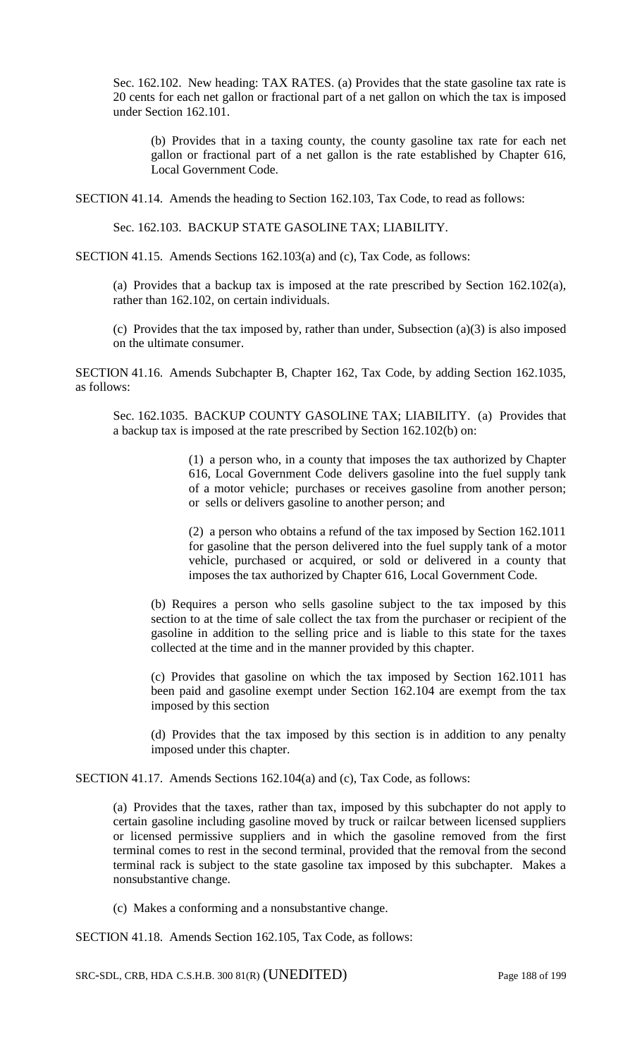Sec. 162.102. New heading: TAX RATES. (a) Provides that the state gasoline tax rate is 20 cents for each net gallon or fractional part of a net gallon on which the tax is imposed under Section 162.101.

(b) Provides that in a taxing county, the county gasoline tax rate for each net gallon or fractional part of a net gallon is the rate established by Chapter 616, Local Government Code.

SECTION 41.14. Amends the heading to Section 162.103, Tax Code, to read as follows:

Sec. 162.103. BACKUP STATE GASOLINE TAX; LIABILITY.

SECTION 41.15. Amends Sections 162.103(a) and (c), Tax Code, as follows:

(a) Provides that a backup tax is imposed at the rate prescribed by Section 162.102(a), rather than 162.102, on certain individuals.

(c) Provides that the tax imposed by, rather than under, Subsection (a)(3) is also imposed on the ultimate consumer.

SECTION 41.16. Amends Subchapter B, Chapter 162, Tax Code, by adding Section 162.1035, as follows:

Sec. 162.1035. BACKUP COUNTY GASOLINE TAX; LIABILITY. (a) Provides that a backup tax is imposed at the rate prescribed by Section 162.102(b) on:

(1) a person who, in a county that imposes the tax authorized by Chapter 616, Local Government Code delivers gasoline into the fuel supply tank of a motor vehicle; purchases or receives gasoline from another person; or sells or delivers gasoline to another person; and

(2) a person who obtains a refund of the tax imposed by Section 162.1011 for gasoline that the person delivered into the fuel supply tank of a motor vehicle, purchased or acquired, or sold or delivered in a county that imposes the tax authorized by Chapter 616, Local Government Code.

(b) Requires a person who sells gasoline subject to the tax imposed by this section to at the time of sale collect the tax from the purchaser or recipient of the gasoline in addition to the selling price and is liable to this state for the taxes collected at the time and in the manner provided by this chapter.

(c) Provides that gasoline on which the tax imposed by Section 162.1011 has been paid and gasoline exempt under Section 162.104 are exempt from the tax imposed by this section

(d) Provides that the tax imposed by this section is in addition to any penalty imposed under this chapter.

SECTION 41.17. Amends Sections 162.104(a) and (c), Tax Code, as follows:

(a) Provides that the taxes, rather than tax, imposed by this subchapter do not apply to certain gasoline including gasoline moved by truck or railcar between licensed suppliers or licensed permissive suppliers and in which the gasoline removed from the first terminal comes to rest in the second terminal, provided that the removal from the second terminal rack is subject to the state gasoline tax imposed by this subchapter. Makes a nonsubstantive change.

(c) Makes a conforming and a nonsubstantive change.

SECTION 41.18. Amends Section 162.105, Tax Code, as follows: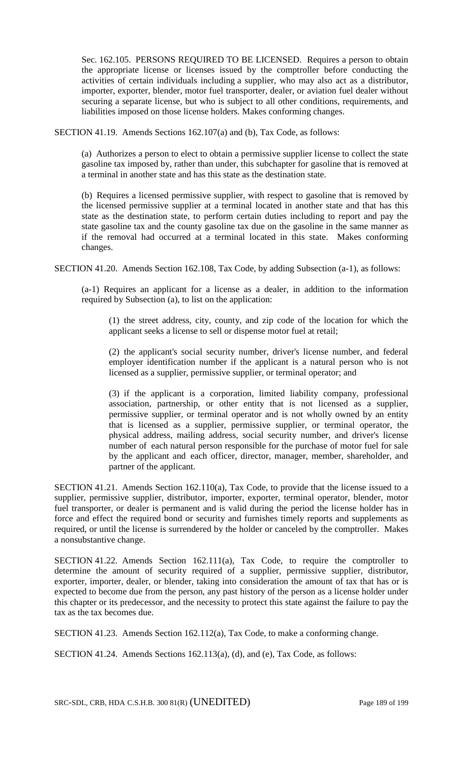Sec. 162.105. PERSONS REQUIRED TO BE LICENSED. Requires a person to obtain the appropriate license or licenses issued by the comptroller before conducting the activities of certain individuals including a supplier, who may also act as a distributor, importer, exporter, blender, motor fuel transporter, dealer, or aviation fuel dealer without securing a separate license, but who is subject to all other conditions, requirements, and liabilities imposed on those license holders. Makes conforming changes.

SECTION 41.19. Amends Sections 162.107(a) and (b), Tax Code, as follows:

(a) Authorizes a person to elect to obtain a permissive supplier license to collect the state gasoline tax imposed by, rather than under, this subchapter for gasoline that is removed at a terminal in another state and has this state as the destination state.

(b) Requires a licensed permissive supplier, with respect to gasoline that is removed by the licensed permissive supplier at a terminal located in another state and that has this state as the destination state, to perform certain duties including to report and pay the state gasoline tax and the county gasoline tax due on the gasoline in the same manner as if the removal had occurred at a terminal located in this state. Makes conforming changes.

SECTION 41.20. Amends Section 162.108, Tax Code, by adding Subsection (a-1), as follows:

(a-1) Requires an applicant for a license as a dealer, in addition to the information required by Subsection (a), to list on the application:

(1) the street address, city, county, and zip code of the location for which the applicant seeks a license to sell or dispense motor fuel at retail;

(2) the applicant's social security number, driver's license number, and federal employer identification number if the applicant is a natural person who is not licensed as a supplier, permissive supplier, or terminal operator; and

(3) if the applicant is a corporation, limited liability company, professional association, partnership, or other entity that is not licensed as a supplier, permissive supplier, or terminal operator and is not wholly owned by an entity that is licensed as a supplier, permissive supplier, or terminal operator, the physical address, mailing address, social security number, and driver's license number of each natural person responsible for the purchase of motor fuel for sale by the applicant and each officer, director, manager, member, shareholder, and partner of the applicant.

SECTION 41.21. Amends Section 162.110(a), Tax Code, to provide that the license issued to a supplier, permissive supplier, distributor, importer, exporter, terminal operator, blender, motor fuel transporter, or dealer is permanent and is valid during the period the license holder has in force and effect the required bond or security and furnishes timely reports and supplements as required, or until the license is surrendered by the holder or canceled by the comptroller. Makes a nonsubstantive change.

SECTION 41.22. Amends Section 162.111(a), Tax Code, to require the comptroller to determine the amount of security required of a supplier, permissive supplier, distributor, exporter, importer, dealer, or blender, taking into consideration the amount of tax that has or is expected to become due from the person, any past history of the person as a license holder under this chapter or its predecessor, and the necessity to protect this state against the failure to pay the tax as the tax becomes due.

SECTION 41.23. Amends Section 162.112(a), Tax Code, to make a conforming change.

SECTION 41.24. Amends Sections 162.113(a), (d), and (e), Tax Code, as follows: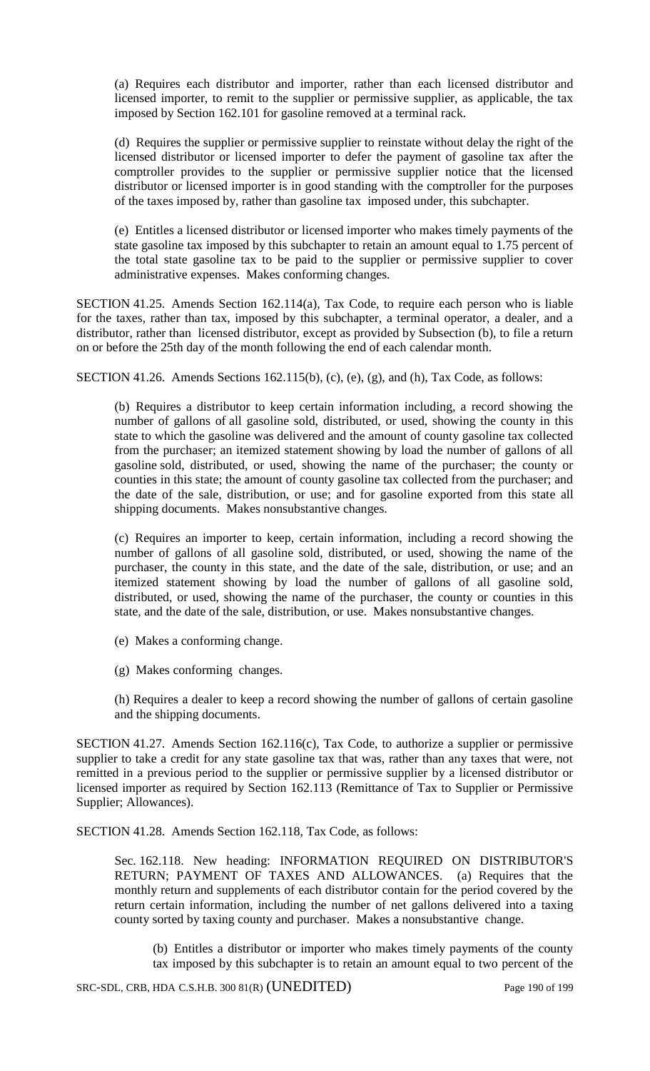(a) Requires each distributor and importer, rather than each licensed distributor and licensed importer, to remit to the supplier or permissive supplier, as applicable, the tax imposed by Section 162.101 for gasoline removed at a terminal rack.

(d) Requires the supplier or permissive supplier to reinstate without delay the right of the licensed distributor or licensed importer to defer the payment of gasoline tax after the comptroller provides to the supplier or permissive supplier notice that the licensed distributor or licensed importer is in good standing with the comptroller for the purposes of the taxes imposed by, rather than gasoline tax imposed under, this subchapter.

(e) Entitles a licensed distributor or licensed importer who makes timely payments of the state gasoline tax imposed by this subchapter to retain an amount equal to 1.75 percent of the total state gasoline tax to be paid to the supplier or permissive supplier to cover administrative expenses. Makes conforming changes.

SECTION 41.25. Amends Section 162.114(a), Tax Code, to require each person who is liable for the taxes, rather than tax, imposed by this subchapter, a terminal operator, a dealer, and a distributor, rather than licensed distributor, except as provided by Subsection (b), to file a return on or before the 25th day of the month following the end of each calendar month.

SECTION 41.26. Amends Sections 162.115(b), (c), (e), (g), and (h), Tax Code, as follows:

(b) Requires a distributor to keep certain information including, a record showing the number of gallons of all gasoline sold, distributed, or used, showing the county in this state to which the gasoline was delivered and the amount of county gasoline tax collected from the purchaser; an itemized statement showing by load the number of gallons of all gasoline sold, distributed, or used, showing the name of the purchaser; the county or counties in this state; the amount of county gasoline tax collected from the purchaser; and the date of the sale, distribution, or use; and for gasoline exported from this state all shipping documents. Makes nonsubstantive changes.

(c) Requires an importer to keep, certain information, including a record showing the number of gallons of all gasoline sold, distributed, or used, showing the name of the purchaser, the county in this state, and the date of the sale, distribution, or use; and an itemized statement showing by load the number of gallons of all gasoline sold, distributed, or used, showing the name of the purchaser, the county or counties in this state, and the date of the sale, distribution, or use. Makes nonsubstantive changes.

(e) Makes a conforming change.

(g) Makes conforming changes.

(h) Requires a dealer to keep a record showing the number of gallons of certain gasoline and the shipping documents.

SECTION 41.27. Amends Section 162.116(c), Tax Code, to authorize a supplier or permissive supplier to take a credit for any state gasoline tax that was, rather than any taxes that were, not remitted in a previous period to the supplier or permissive supplier by a licensed distributor or licensed importer as required by Section 162.113 (Remittance of Tax to Supplier or Permissive Supplier; Allowances).

SECTION 41.28. Amends Section 162.118, Tax Code, as follows:

Sec. 162.118. New heading: INFORMATION REQUIRED ON DISTRIBUTOR'S RETURN; PAYMENT OF TAXES AND ALLOWANCES. (a) Requires that the monthly return and supplements of each distributor contain for the period covered by the return certain information, including the number of net gallons delivered into a taxing county sorted by taxing county and purchaser. Makes a nonsubstantive change.

(b) Entitles a distributor or importer who makes timely payments of the county tax imposed by this subchapter is to retain an amount equal to two percent of the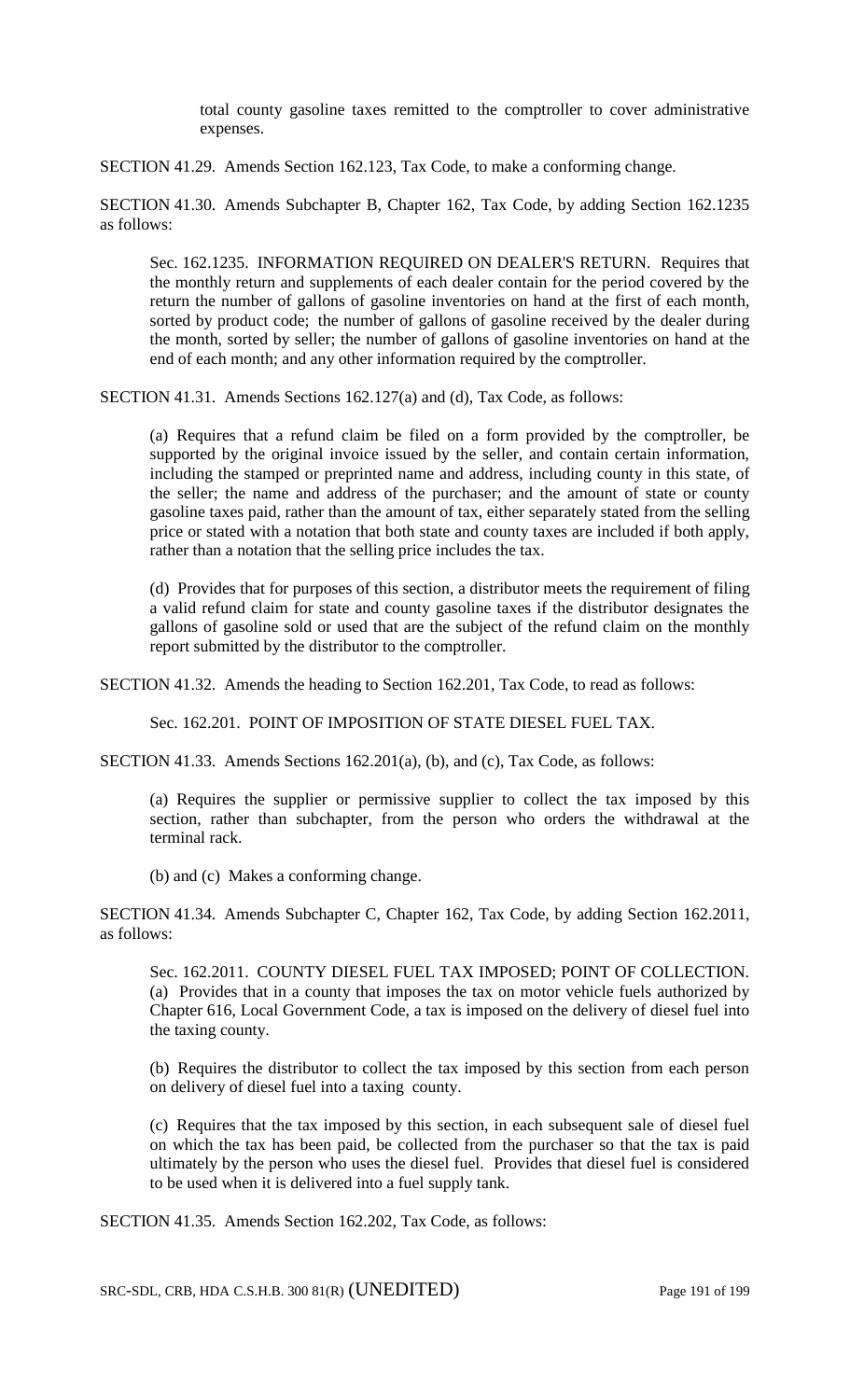total county gasoline taxes remitted to the comptroller to cover administrative expenses.

SECTION 41.29. Amends Section 162.123, Tax Code, to make a conforming change.

SECTION 41.30. Amends Subchapter B, Chapter 162, Tax Code, by adding Section 162.1235 as follows:

> Sec. 162.1235. INFORMATION REQUIRED ON DEALER'S RETURN. Requires that the monthly return and supplements of each dealer contain for the period covered by the return the number of gallons of gasoline inventories on hand at the first of each month, sorted by product code; the number of gallons of gasoline received by the dealer during the month, sorted by seller; the number of gallons of gasoline inventories on hand at the end of each month; and any other information required by the comptroller.

SECTION 41.31. Amends Sections 162.127(a) and (d), Tax Code, as follows:

> (a) Requires that a refund claim be filed on a form provided by the comptroller, be supported by the original invoice issued by the seller, and contain certain information, including the stamped or preprinted name and address, including county in this state, of the seller; the name and address of the purchaser; and the amount of state or county gasoline taxes paid, rather than the amount of tax, either separately stated from the selling price or stated with a notation that both state and county taxes are included if both apply, rather than a notation that the selling price includes the tax.
>
> (d) Provides that for purposes of this section, a distributor meets the requirement of filing a valid refund claim for state and county gasoline taxes if the distributor designates the gallons of gasoline sold or used that are the subject of the refund claim on the monthly report submitted by the distributor to the comptroller.

SECTION 41.32. Amends the heading to Section 162.201, Tax Code, to read as follows:

> Sec. 162.201. POINT OF IMPOSITION OF STATE DIESEL FUEL TAX.

SECTION 41.33. Amends Sections 162.201(a), (b), and (c), Tax Code, as follows:

> (a) Requires the supplier or permissive supplier to collect the tax imposed by this section, rather than subchapter, from the person who orders the withdrawal at the terminal rack.
>
> (b) and (c) Makes a conforming change.

SECTION 41.34. Amends Subchapter C, Chapter 162, Tax Code, by adding Section 162.2011, as follows:

> Sec. 162.2011. COUNTY DIESEL FUEL TAX IMPOSED; POINT OF COLLECTION. (a) Provides that in a county that imposes the tax on motor vehicle fuels authorized by Chapter 616, Local Government Code, a tax is imposed on the delivery of diesel fuel into the taxing county.
>
> (b) Requires the distributor to collect the tax imposed by this section from each person on delivery of diesel fuel into a taxing county.
>
> (c) Requires that the tax imposed by this section, in each subsequent sale of diesel fuel on which the tax has been paid, be collected from the purchaser so that the tax is paid ultimately by the person who uses the diesel fuel. Provides that diesel fuel is considered to be used when it is delivered into a fuel supply tank.

SECTION 41.35. Amends Section 162.202, Tax Code, as follows: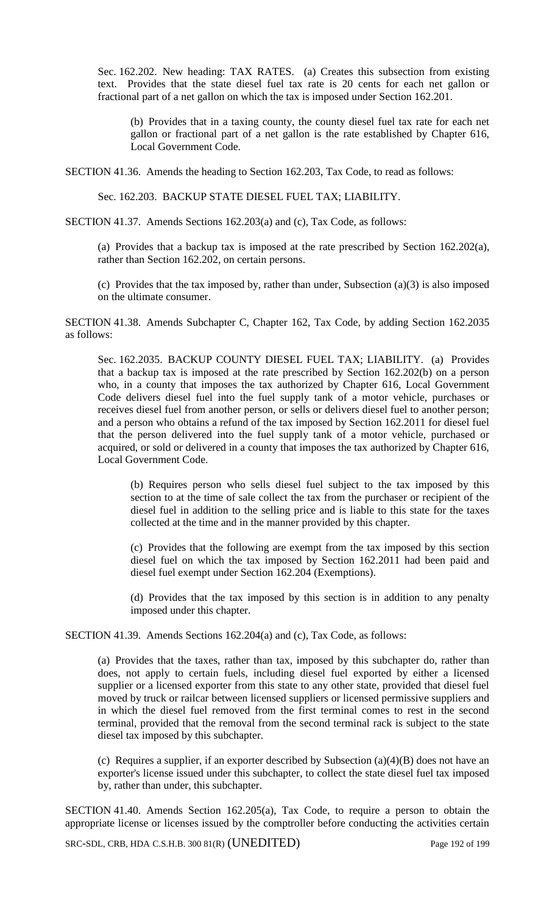Sec. 162.202. New heading: TAX RATES. (a) Creates this subsection from existing text. Provides that the state diesel fuel tax rate is 20 cents for each net gallon or fractional part of a net gallon on which the tax is imposed under Section 162.201.

> (b) Provides that in a taxing county, the county diesel fuel tax rate for each net gallon or fractional part of a net gallon is the rate established by Chapter 616, Local Government Code.

SECTION 41.36. Amends the heading to Section 162.203, Tax Code, to read as follows:

> Sec. 162.203. BACKUP STATE DIESEL FUEL TAX; LIABILITY.

SECTION 41.37. Amends Sections 162.203(a) and (c), Tax Code, as follows:

> (a) Provides that a backup tax is imposed at the rate prescribed by Section 162.202(a), rather than Section 162.202, on certain persons.
>
> (c) Provides that the tax imposed by, rather than under, Subsection (a)(3) is also imposed on the ultimate consumer.

SECTION 41.38. Amends Subchapter C, Chapter 162, Tax Code, by adding Section 162.2035 as follows:

> Sec. 162.2035. BACKUP COUNTY DIESEL FUEL TAX; LIABILITY. (a) Provides that a backup tax is imposed at the rate prescribed by Section 162.202(b) on a person who, in a county that imposes the tax authorized by Chapter 616, Local Government Code delivers diesel fuel into the fuel supply tank of a motor vehicle, purchases or receives diesel fuel from another person, or sells or delivers diesel fuel to another person; and a person who obtains a refund of the tax imposed by Section 162.2011 for diesel fuel that the person delivered into the fuel supply tank of a motor vehicle, purchased or acquired, or sold or delivered in a county that imposes the tax authorized by Chapter 616, Local Government Code.
>
> > (b) Requires person who sells diesel fuel subject to the tax imposed by this section to at the time of sale collect the tax from the purchaser or recipient of the diesel fuel in addition to the selling price and is liable to this state for the taxes collected at the time and in the manner provided by this chapter.
> >
> > (c) Provides that the following are exempt from the tax imposed by this section diesel fuel on which the tax imposed by Section 162.2011 had been paid and diesel fuel exempt under Section 162.204 (Exemptions).
> >
> > (d) Provides that the tax imposed by this section is in addition to any penalty imposed under this chapter.

SECTION 41.39. Amends Sections 162.204(a) and (c), Tax Code, as follows:

> (a) Provides that the taxes, rather than tax, imposed by this subchapter do, rather than does, not apply to certain fuels, including diesel fuel exported by either a licensed supplier or a licensed exporter from this state to any other state, provided that diesel fuel moved by truck or railcar between licensed suppliers or licensed permissive suppliers and in which the diesel fuel removed from the first terminal comes to rest in the second terminal, provided that the removal from the second terminal rack is subject to the state diesel tax imposed by this subchapter.
>
> (c) Requires a supplier, if an exporter described by Subsection (a)(4)(B) does not have an exporter's license issued under this subchapter, to collect the state diesel fuel tax imposed by, rather than under, this subchapter.

SECTION 41.40. Amends Section 162.205(a), Tax Code, to require a person to obtain the appropriate license or licenses issued by the comptroller before conducting the activities certain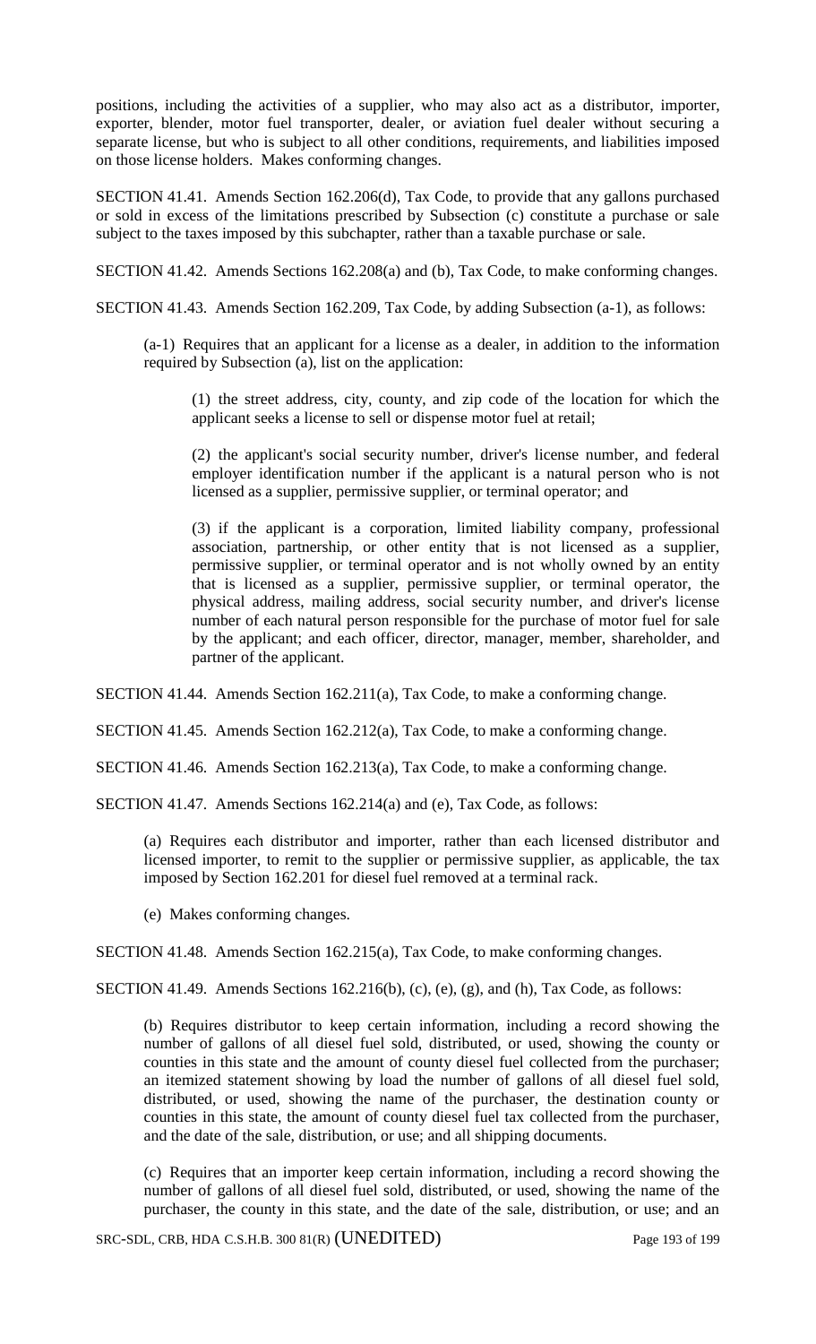positions, including the activities of a supplier, who may also act as a distributor, importer, exporter, blender, motor fuel transporter, dealer, or aviation fuel dealer without securing a separate license, but who is subject to all other conditions, requirements, and liabilities imposed on those license holders. Makes conforming changes.

SECTION 41.41. Amends Section 162.206(d), Tax Code, to provide that any gallons purchased or sold in excess of the limitations prescribed by Subsection (c) constitute a purchase or sale subject to the taxes imposed by this subchapter, rather than a taxable purchase or sale.

SECTION 41.42. Amends Sections 162.208(a) and (b), Tax Code, to make conforming changes.

SECTION 41.43. Amends Section 162.209, Tax Code, by adding Subsection (a-1), as follows:

> (a-1) Requires that an applicant for a license as a dealer, in addition to the information required by Subsection (a), list on the application:
>
> > (1) the street address, city, county, and zip code of the location for which the applicant seeks a license to sell or dispense motor fuel at retail;
> >
> > (2) the applicant's social security number, driver's license number, and federal employer identification number if the applicant is a natural person who is not licensed as a supplier, permissive supplier, or terminal operator; and
> >
> > (3) if the applicant is a corporation, limited liability company, professional association, partnership, or other entity that is not licensed as a supplier, permissive supplier, or terminal operator and is not wholly owned by an entity that is licensed as a supplier, permissive supplier, or terminal operator, the physical address, mailing address, social security number, and driver's license number of each natural person responsible for the purchase of motor fuel for sale by the applicant; and each officer, director, manager, member, shareholder, and partner of the applicant.

SECTION 41.44. Amends Section 162.211(a), Tax Code, to make a conforming change.

SECTION 41.45. Amends Section 162.212(a), Tax Code, to make a conforming change.

SECTION 41.46. Amends Section 162.213(a), Tax Code, to make a conforming change.

SECTION 41.47. Amends Sections 162.214(a) and (e), Tax Code, as follows:

> (a) Requires each distributor and importer, rather than each licensed distributor and licensed importer, to remit to the supplier or permissive supplier, as applicable, the tax imposed by Section 162.201 for diesel fuel removed at a terminal rack.
>
> (e) Makes conforming changes.

SECTION 41.48. Amends Section 162.215(a), Tax Code, to make conforming changes.

SECTION 41.49. Amends Sections 162.216(b), (c), (e), (g), and (h), Tax Code, as follows:

> (b) Requires distributor to keep certain information, including a record showing the number of gallons of all diesel fuel sold, distributed, or used, showing the county or counties in this state and the amount of county diesel fuel collected from the purchaser; an itemized statement showing by load the number of gallons of all diesel fuel sold, distributed, or used, showing the name of the purchaser, the destination county or counties in this state, the amount of county diesel fuel tax collected from the purchaser, and the date of the sale, distribution, or use; and all shipping documents.
>
> (c) Requires that an importer keep certain information, including a record showing the number of gallons of all diesel fuel sold, distributed, or used, showing the name of the purchaser, the county in this state, and the date of the sale, distribution, or use; and an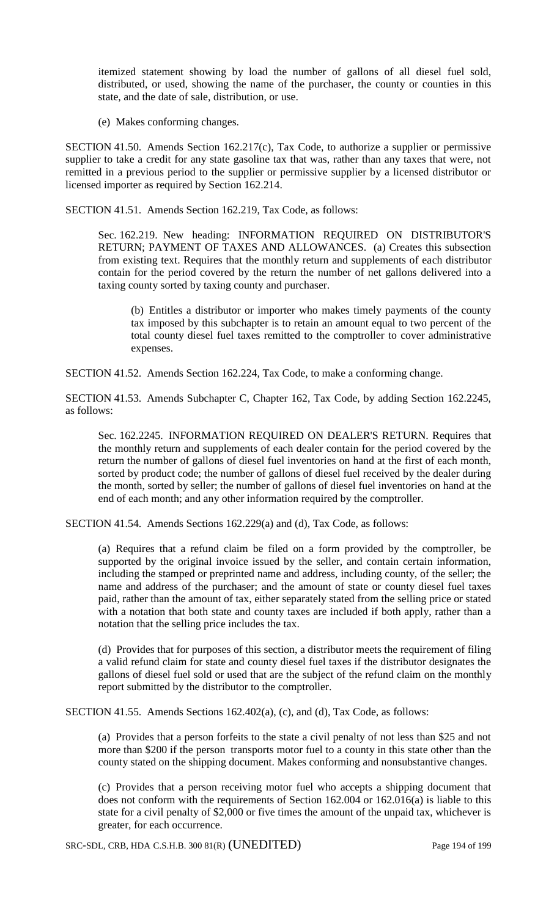itemized statement showing by load the number of gallons of all diesel fuel sold, distributed, or used, showing the name of the purchaser, the county or counties in this state, and the date of sale, distribution, or use.

(e) Makes conforming changes.

SECTION 41.50. Amends Section 162.217(c), Tax Code, to authorize a supplier or permissive supplier to take a credit for any state gasoline tax that was, rather than any taxes that were, not remitted in a previous period to the supplier or permissive supplier by a licensed distributor or licensed importer as required by Section 162.214.

SECTION 41.51. Amends Section 162.219, Tax Code, as follows:

Sec. 162.219. New heading: INFORMATION REQUIRED ON DISTRIBUTOR'S RETURN; PAYMENT OF TAXES AND ALLOWANCES. (a) Creates this subsection from existing text. Requires that the monthly return and supplements of each distributor contain for the period covered by the return the number of net gallons delivered into a taxing county sorted by taxing county and purchaser.

(b) Entitles a distributor or importer who makes timely payments of the county tax imposed by this subchapter is to retain an amount equal to two percent of the total county diesel fuel taxes remitted to the comptroller to cover administrative expenses.

SECTION 41.52. Amends Section 162.224, Tax Code, to make a conforming change.

SECTION 41.53. Amends Subchapter C, Chapter 162, Tax Code, by adding Section 162.2245, as follows:

Sec. 162.2245. INFORMATION REQUIRED ON DEALER'S RETURN. Requires that the monthly return and supplements of each dealer contain for the period covered by the return the number of gallons of diesel fuel inventories on hand at the first of each month, sorted by product code; the number of gallons of diesel fuel received by the dealer during the month, sorted by seller; the number of gallons of diesel fuel inventories on hand at the end of each month; and any other information required by the comptroller.

SECTION 41.54. Amends Sections 162.229(a) and (d), Tax Code, as follows:

(a) Requires that a refund claim be filed on a form provided by the comptroller, be supported by the original invoice issued by the seller, and contain certain information, including the stamped or preprinted name and address, including county, of the seller; the name and address of the purchaser; and the amount of state or county diesel fuel taxes paid, rather than the amount of tax, either separately stated from the selling price or stated with a notation that both state and county taxes are included if both apply, rather than a notation that the selling price includes the tax.

(d) Provides that for purposes of this section, a distributor meets the requirement of filing a valid refund claim for state and county diesel fuel taxes if the distributor designates the gallons of diesel fuel sold or used that are the subject of the refund claim on the monthly report submitted by the distributor to the comptroller.

SECTION 41.55. Amends Sections 162.402(a), (c), and (d), Tax Code, as follows:

(a) Provides that a person forfeits to the state a civil penalty of not less than $25 and not more than $200 if the person transports motor fuel to a county in this state other than the county stated on the shipping document. Makes conforming and nonsubstantive changes.

(c) Provides that a person receiving motor fuel who accepts a shipping document that does not conform with the requirements of Section 162.004 or 162.016(a) is liable to this state for a civil penalty of $2,000 or five times the amount of the unpaid tax, whichever is greater, for each occurrence.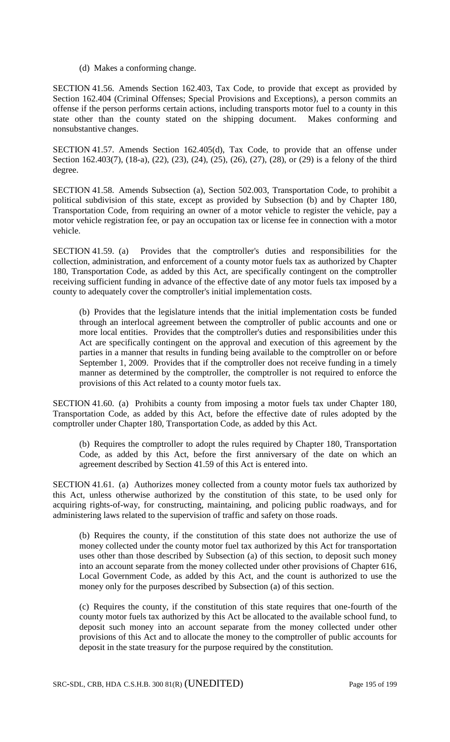(d) Makes a conforming change.

SECTION 41.56. Amends Section 162.403, Tax Code, to provide that except as provided by Section 162.404 (Criminal Offenses; Special Provisions and Exceptions), a person commits an offense if the person performs certain actions, including transports motor fuel to a county in this state other than the county stated on the shipping document. Makes conforming and nonsubstantive changes.

SECTION 41.57. Amends Section 162.405(d), Tax Code, to provide that an offense under Section 162.403(7), (18-a), (22), (23), (24), (25), (26), (27), (28), or (29) is a felony of the third degree.

SECTION 41.58. Amends Subsection (a), Section 502.003, Transportation Code, to prohibit a political subdivision of this state, except as provided by Subsection (b) and by Chapter 180, Transportation Code, from requiring an owner of a motor vehicle to register the vehicle, pay a motor vehicle registration fee, or pay an occupation tax or license fee in connection with a motor vehicle.

SECTION 41.59. (a) Provides that the comptroller's duties and responsibilities for the collection, administration, and enforcement of a county motor fuels tax as authorized by Chapter 180, Transportation Code, as added by this Act, are specifically contingent on the comptroller receiving sufficient funding in advance of the effective date of any motor fuels tax imposed by a county to adequately cover the comptroller's initial implementation costs.

(b) Provides that the legislature intends that the initial implementation costs be funded through an interlocal agreement between the comptroller of public accounts and one or more local entities. Provides that the comptroller's duties and responsibilities under this Act are specifically contingent on the approval and execution of this agreement by the parties in a manner that results in funding being available to the comptroller on or before September 1, 2009. Provides that if the comptroller does not receive funding in a timely manner as determined by the comptroller, the comptroller is not required to enforce the provisions of this Act related to a county motor fuels tax.

SECTION 41.60. (a) Prohibits a county from imposing a motor fuels tax under Chapter 180, Transportation Code, as added by this Act, before the effective date of rules adopted by the comptroller under Chapter 180, Transportation Code, as added by this Act.

(b) Requires the comptroller to adopt the rules required by Chapter 180, Transportation Code, as added by this Act, before the first anniversary of the date on which an agreement described by Section 41.59 of this Act is entered into.

SECTION 41.61. (a) Authorizes money collected from a county motor fuels tax authorized by this Act, unless otherwise authorized by the constitution of this state, to be used only for acquiring rights-of-way, for constructing, maintaining, and policing public roadways, and for administering laws related to the supervision of traffic and safety on those roads.

(b) Requires the county, if the constitution of this state does not authorize the use of money collected under the county motor fuel tax authorized by this Act for transportation uses other than those described by Subsection (a) of this section, to deposit such money into an account separate from the money collected under other provisions of Chapter 616, Local Government Code, as added by this Act, and the count is authorized to use the money only for the purposes described by Subsection (a) of this section.

(c) Requires the county, if the constitution of this state requires that one-fourth of the county motor fuels tax authorized by this Act be allocated to the available school fund, to deposit such money into an account separate from the money collected under other provisions of this Act and to allocate the money to the comptroller of public accounts for deposit in the state treasury for the purpose required by the constitution.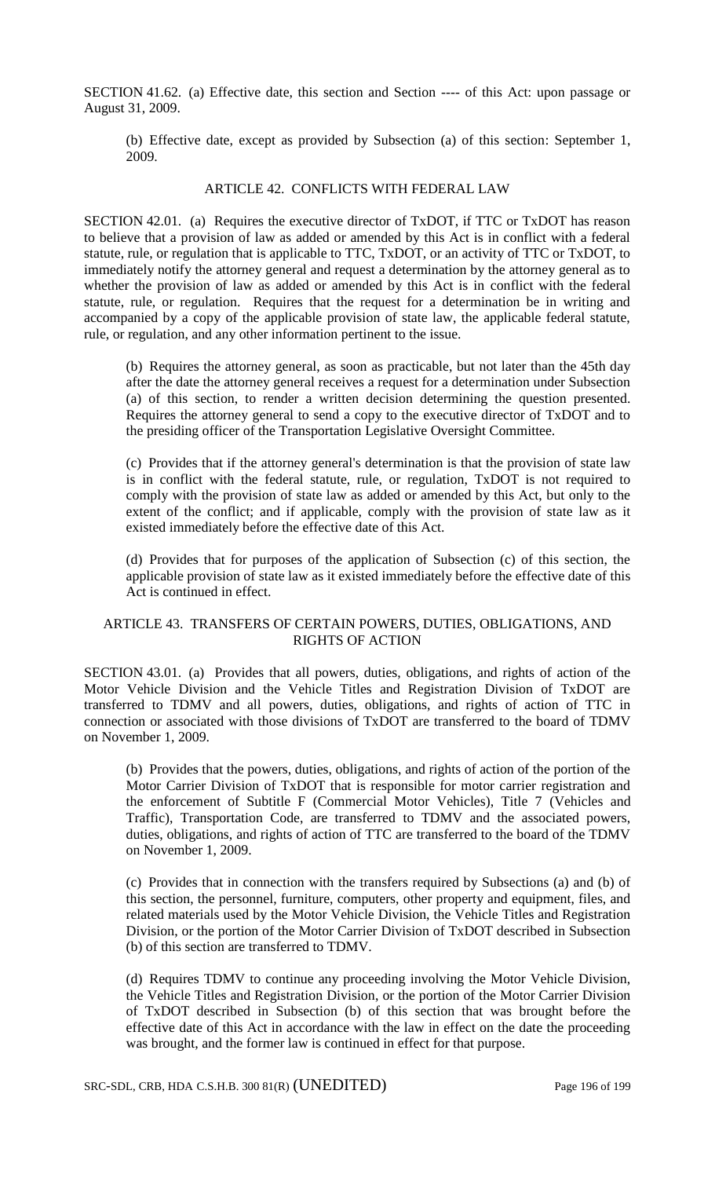SECTION 41.62. (a) Effective date, this section and Section ---- of this Act: upon passage or August 31, 2009.

(b) Effective date, except as provided by Subsection (a) of this section: September 1, 2009.

## ARTICLE 42. CONFLICTS WITH FEDERAL LAW

SECTION 42.01. (a) Requires the executive director of TxDOT, if TTC or TxDOT has reason to believe that a provision of law as added or amended by this Act is in conflict with a federal statute, rule, or regulation that is applicable to TTC, TxDOT, or an activity of TTC or TxDOT, to immediately notify the attorney general and request a determination by the attorney general as to whether the provision of law as added or amended by this Act is in conflict with the federal statute, rule, or regulation. Requires that the request for a determination be in writing and accompanied by a copy of the applicable provision of state law, the applicable federal statute, rule, or regulation, and any other information pertinent to the issue.

(b) Requires the attorney general, as soon as practicable, but not later than the 45th day after the date the attorney general receives a request for a determination under Subsection (a) of this section, to render a written decision determining the question presented. Requires the attorney general to send a copy to the executive director of TxDOT and to the presiding officer of the Transportation Legislative Oversight Committee.

(c) Provides that if the attorney general's determination is that the provision of state law is in conflict with the federal statute, rule, or regulation, TxDOT is not required to comply with the provision of state law as added or amended by this Act, but only to the extent of the conflict; and if applicable, comply with the provision of state law as it existed immediately before the effective date of this Act.

(d) Provides that for purposes of the application of Subsection (c) of this section, the applicable provision of state law as it existed immediately before the effective date of this Act is continued in effect.

## ARTICLE 43. TRANSFERS OF CERTAIN POWERS, DUTIES, OBLIGATIONS, AND RIGHTS OF ACTION

SECTION 43.01. (a) Provides that all powers, duties, obligations, and rights of action of the Motor Vehicle Division and the Vehicle Titles and Registration Division of TxDOT are transferred to TDMV and all powers, duties, obligations, and rights of action of TTC in connection or associated with those divisions of TxDOT are transferred to the board of TDMV on November 1, 2009.

(b) Provides that the powers, duties, obligations, and rights of action of the portion of the Motor Carrier Division of TxDOT that is responsible for motor carrier registration and the enforcement of Subtitle F (Commercial Motor Vehicles), Title 7 (Vehicles and Traffic), Transportation Code, are transferred to TDMV and the associated powers, duties, obligations, and rights of action of TTC are transferred to the board of the TDMV on November 1, 2009.

(c) Provides that in connection with the transfers required by Subsections (a) and (b) of this section, the personnel, furniture, computers, other property and equipment, files, and related materials used by the Motor Vehicle Division, the Vehicle Titles and Registration Division, or the portion of the Motor Carrier Division of TxDOT described in Subsection (b) of this section are transferred to TDMV.

(d) Requires TDMV to continue any proceeding involving the Motor Vehicle Division, the Vehicle Titles and Registration Division, or the portion of the Motor Carrier Division of TxDOT described in Subsection (b) of this section that was brought before the effective date of this Act in accordance with the law in effect on the date the proceeding was brought, and the former law is continued in effect for that purpose.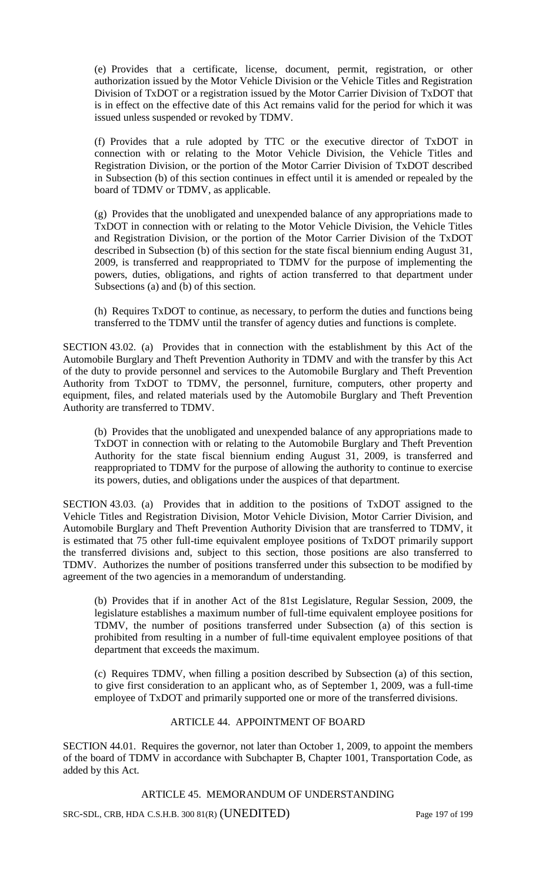(e) Provides that a certificate, license, document, permit, registration, or other authorization issued by the Motor Vehicle Division or the Vehicle Titles and Registration Division of TxDOT or a registration issued by the Motor Carrier Division of TxDOT that is in effect on the effective date of this Act remains valid for the period for which it was issued unless suspended or revoked by TDMV.

(f) Provides that a rule adopted by TTC or the executive director of TxDOT in connection with or relating to the Motor Vehicle Division, the Vehicle Titles and Registration Division, or the portion of the Motor Carrier Division of TxDOT described in Subsection (b) of this section continues in effect until it is amended or repealed by the board of TDMV or TDMV, as applicable.

(g) Provides that the unobligated and unexpended balance of any appropriations made to TxDOT in connection with or relating to the Motor Vehicle Division, the Vehicle Titles and Registration Division, or the portion of the Motor Carrier Division of the TxDOT described in Subsection (b) of this section for the state fiscal biennium ending August 31, 2009, is transferred and reappropriated to TDMV for the purpose of implementing the powers, duties, obligations, and rights of action transferred to that department under Subsections (a) and (b) of this section.

(h) Requires TxDOT to continue, as necessary, to perform the duties and functions being transferred to the TDMV until the transfer of agency duties and functions is complete.

SECTION 43.02. (a) Provides that in connection with the establishment by this Act of the Automobile Burglary and Theft Prevention Authority in TDMV and with the transfer by this Act of the duty to provide personnel and services to the Automobile Burglary and Theft Prevention Authority from TxDOT to TDMV, the personnel, furniture, computers, other property and equipment, files, and related materials used by the Automobile Burglary and Theft Prevention Authority are transferred to TDMV.

(b) Provides that the unobligated and unexpended balance of any appropriations made to TxDOT in connection with or relating to the Automobile Burglary and Theft Prevention Authority for the state fiscal biennium ending August 31, 2009, is transferred and reappropriated to TDMV for the purpose of allowing the authority to continue to exercise its powers, duties, and obligations under the auspices of that department.

SECTION 43.03. (a) Provides that in addition to the positions of TxDOT assigned to the Vehicle Titles and Registration Division, Motor Vehicle Division, Motor Carrier Division, and Automobile Burglary and Theft Prevention Authority Division that are transferred to TDMV, it is estimated that 75 other full-time equivalent employee positions of TxDOT primarily support the transferred divisions and, subject to this section, those positions are also transferred to TDMV. Authorizes the number of positions transferred under this subsection to be modified by agreement of the two agencies in a memorandum of understanding.

(b) Provides that if in another Act of the 81st Legislature, Regular Session, 2009, the legislature establishes a maximum number of full-time equivalent employee positions for TDMV, the number of positions transferred under Subsection (a) of this section is prohibited from resulting in a number of full-time equivalent employee positions of that department that exceeds the maximum.

(c) Requires TDMV, when filling a position described by Subsection (a) of this section, to give first consideration to an applicant who, as of September 1, 2009, was a full-time employee of TxDOT and primarily supported one or more of the transferred divisions.

## ARTICLE 44. APPOINTMENT OF BOARD

SECTION 44.01. Requires the governor, not later than October 1, 2009, to appoint the members of the board of TDMV in accordance with Subchapter B, Chapter 1001, Transportation Code, as added by this Act.

## ARTICLE 45. MEMORANDUM OF UNDERSTANDING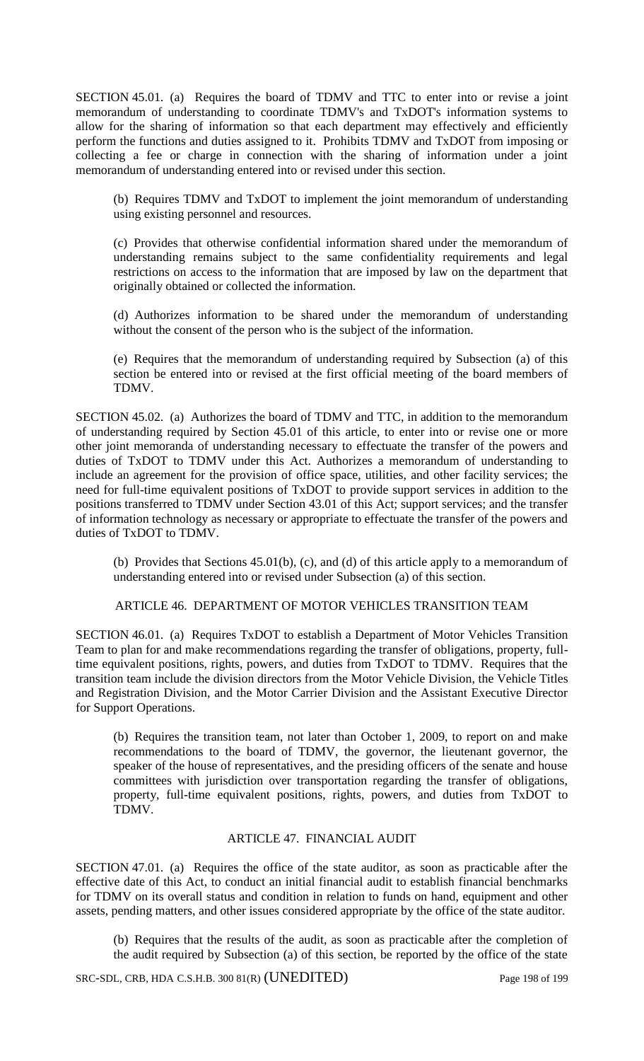SECTION 45.01. (a) Requires the board of TDMV and TTC to enter into or revise a joint memorandum of understanding to coordinate TDMV's and TxDOT's information systems to allow for the sharing of information so that each department may effectively and efficiently perform the functions and duties assigned to it. Prohibits TDMV and TxDOT from imposing or collecting a fee or charge in connection with the sharing of information under a joint memorandum of understanding entered into or revised under this section.

(b) Requires TDMV and TxDOT to implement the joint memorandum of understanding using existing personnel and resources.

(c) Provides that otherwise confidential information shared under the memorandum of understanding remains subject to the same confidentiality requirements and legal restrictions on access to the information that are imposed by law on the department that originally obtained or collected the information.

(d) Authorizes information to be shared under the memorandum of understanding without the consent of the person who is the subject of the information.

(e) Requires that the memorandum of understanding required by Subsection (a) of this section be entered into or revised at the first official meeting of the board members of TDMV.

SECTION 45.02. (a) Authorizes the board of TDMV and TTC, in addition to the memorandum of understanding required by Section 45.01 of this article, to enter into or revise one or more other joint memoranda of understanding necessary to effectuate the transfer of the powers and duties of TxDOT to TDMV under this Act. Authorizes a memorandum of understanding to include an agreement for the provision of office space, utilities, and other facility services; the need for full-time equivalent positions of TxDOT to provide support services in addition to the positions transferred to TDMV under Section 43.01 of this Act; support services; and the transfer of information technology as necessary or appropriate to effectuate the transfer of the powers and duties of TxDOT to TDMV.

(b) Provides that Sections 45.01(b), (c), and (d) of this article apply to a memorandum of understanding entered into or revised under Subsection (a) of this section.

## ARTICLE 46. DEPARTMENT OF MOTOR VEHICLES TRANSITION TEAM

SECTION 46.01. (a) Requires TxDOT to establish a Department of Motor Vehicles Transition Team to plan for and make recommendations regarding the transfer of obligations, property, full-time equivalent positions, rights, powers, and duties from TxDOT to TDMV. Requires that the transition team include the division directors from the Motor Vehicle Division, the Vehicle Titles and Registration Division, and the Motor Carrier Division and the Assistant Executive Director for Support Operations.

(b) Requires the transition team, not later than October 1, 2009, to report on and make recommendations to the board of TDMV, the governor, the lieutenant governor, the speaker of the house of representatives, and the presiding officers of the senate and house committees with jurisdiction over transportation regarding the transfer of obligations, property, full-time equivalent positions, rights, powers, and duties from TxDOT to TDMV.

## ARTICLE 47. FINANCIAL AUDIT

SECTION 47.01. (a) Requires the office of the state auditor, as soon as practicable after the effective date of this Act, to conduct an initial financial audit to establish financial benchmarks for TDMV on its overall status and condition in relation to funds on hand, equipment and other assets, pending matters, and other issues considered appropriate by the office of the state auditor.

(b) Requires that the results of the audit, as soon as practicable after the completion of the audit required by Subsection (a) of this section, be reported by the office of the state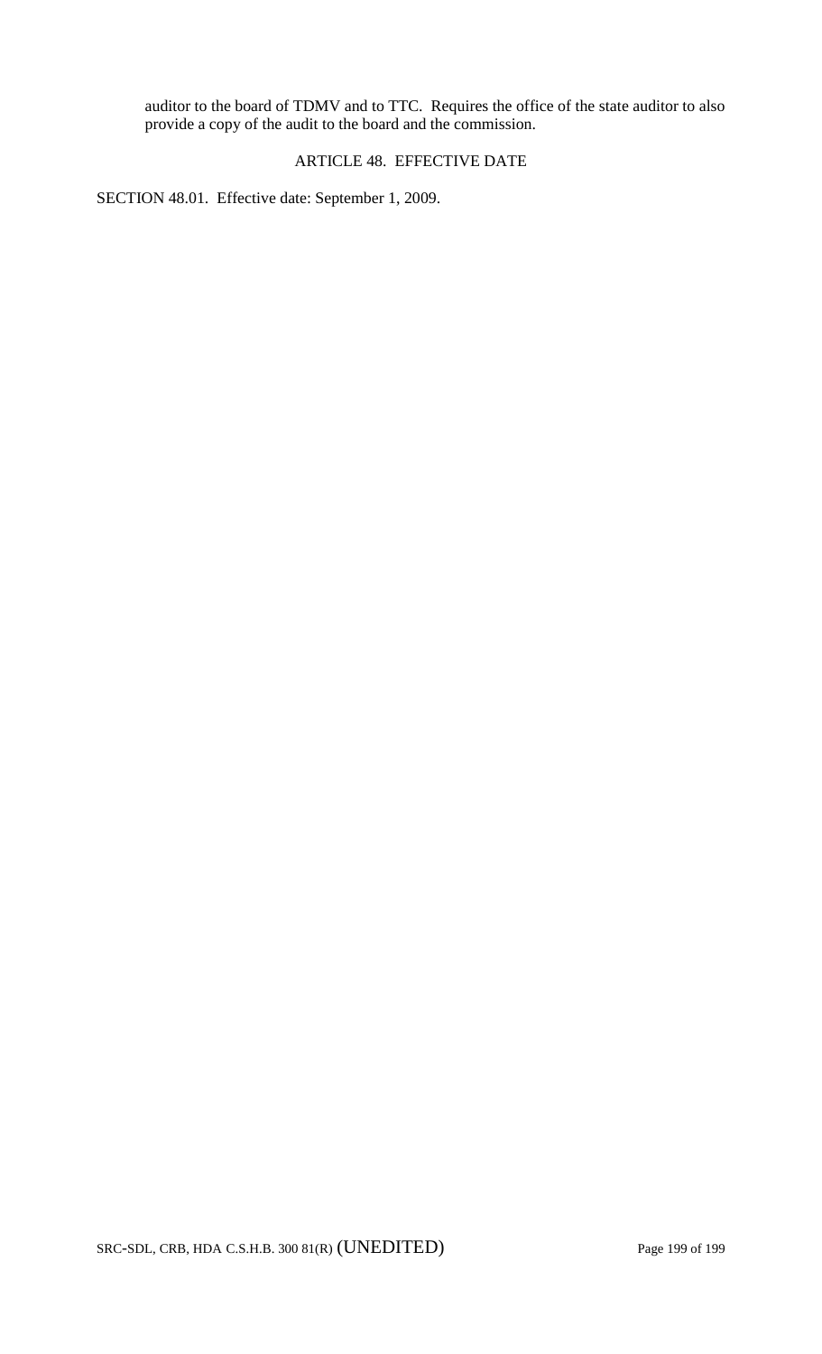auditor to the board of TDMV and to TTC. Requires the office of the state auditor to also provide a copy of the audit to the board and the commission.

ARTICLE 48. EFFECTIVE DATE

SECTION 48.01. Effective date: September 1, 2009.